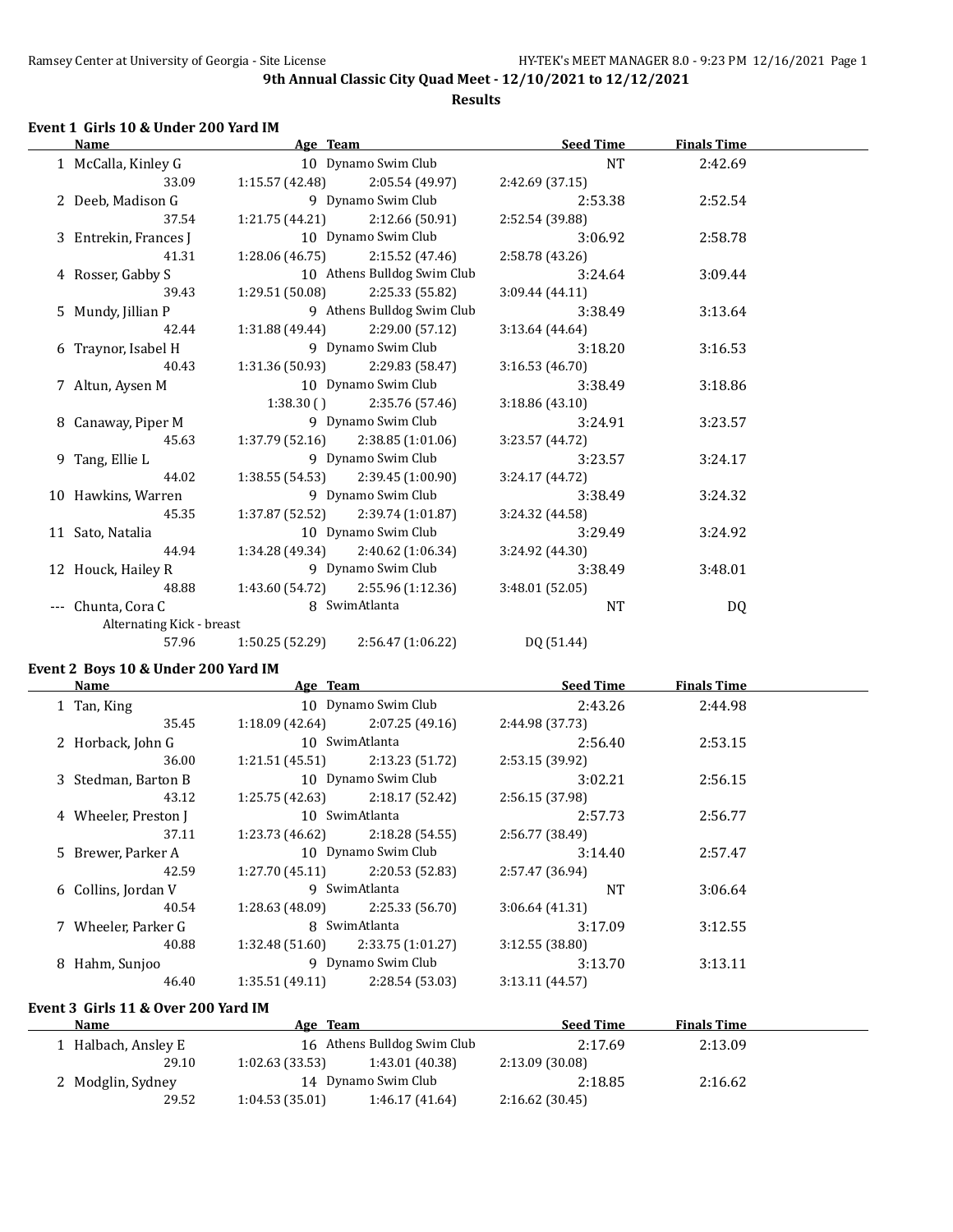## 9th Annual Classic City Quad Meet - 12/10/2021 to 12/12/2021

### Results

#### Event 1 Girls 10 & Under 200 Yard IM

| | Name | Age | Team | Seed Time | Finals Time |
|---|---|---|---|---|---|
| 1 | McCalla, Kinley G | 10 | Dynamo Swim Club | NT | 2:42.69 |
| | 33.09 | 1:15.57 (42.48) | 2:05.54 (49.97) | 2:42.69 (37.15) | |
| 2 | Deeb, Madison G | 9 | Dynamo Swim Club | 2:53.38 | 2:52.54 |
| | 37.54 | 1:21.75 (44.21) | 2:12.66 (50.91) | 2:52.54 (39.88) | |
| 3 | Entrekin, Frances J | 10 | Dynamo Swim Club | 3:06.92 | 2:58.78 |
| | 41.31 | 1:28.06 (46.75) | 2:15.52 (47.46) | 2:58.78 (43.26) | |
| 4 | Rosser, Gabby S | 10 | Athens Bulldog Swim Club | 3:24.64 | 3:09.44 |
| | 39.43 | 1:29.51 (50.08) | 2:25.33 (55.82) | 3:09.44 (44.11) | |
| 5 | Mundy, Jillian P | 9 | Athens Bulldog Swim Club | 3:38.49 | 3:13.64 |
| | 42.44 | 1:31.88 (49.44) | 2:29.00 (57.12) | 3:13.64 (44.64) | |
| 6 | Traynor, Isabel H | 9 | Dynamo Swim Club | 3:18.20 | 3:16.53 |
| | 40.43 | 1:31.36 (50.93) | 2:29.83 (58.47) | 3:16.53 (46.70) | |
| 7 | Altun, Aysen M | 10 | Dynamo Swim Club | 3:38.49 | 3:18.86 |
| | | 1:38.30 ( ) | 2:35.76 (57.46) | 3:18.86 (43.10) | |
| 8 | Canaway, Piper M | 9 | Dynamo Swim Club | 3:24.91 | 3:23.57 |
| | 45.63 | 1:37.79 (52.16) | 2:38.85 (1:01.06) | 3:23.57 (44.72) | |
| 9 | Tang, Ellie L | 9 | Dynamo Swim Club | 3:23.57 | 3:24.17 |
| | 44.02 | 1:38.55 (54.53) | 2:39.45 (1:00.90) | 3:24.17 (44.72) | |
| 10 | Hawkins, Warren | 9 | Dynamo Swim Club | 3:38.49 | 3:24.32 |
| | 45.35 | 1:37.87 (52.52) | 2:39.74 (1:01.87) | 3:24.32 (44.58) | |
| 11 | Sato, Natalia | 10 | Dynamo Swim Club | 3:29.49 | 3:24.92 |
| | 44.94 | 1:34.28 (49.34) | 2:40.62 (1:06.34) | 3:24.92 (44.30) | |
| 12 | Houck, Hailey R | 9 | Dynamo Swim Club | 3:38.49 | 3:48.01 |
| | 48.88 | 1:43.60 (54.72) | 2:55.96 (1:12.36) | 3:48.01 (52.05) | |
| --- | Chunta, Cora C | 8 | SwimAtlanta | NT | DQ |
| | Alternating Kick - breast | | | | |
| | 57.96 | 1:50.25 (52.29) | 2:56.47 (1:06.22) | DQ (51.44) | |

#### Event 2 Boys 10 & Under 200 Yard IM

| | Name | Age | Team | Seed Time | Finals Time |
|---|---|---|---|---|---|
| 1 | Tan, King | 10 | Dynamo Swim Club | 2:43.26 | 2:44.98 |
| | 35.45 | 1:18.09 (42.64) | 2:07.25 (49.16) | 2:44.98 (37.73) | |
| 2 | Horback, John G | 10 | SwimAtlanta | 2:56.40 | 2:53.15 |
| | 36.00 | 1:21.51 (45.51) | 2:13.23 (51.72) | 2:53.15 (39.92) | |
| 3 | Stedman, Barton B | 10 | Dynamo Swim Club | 3:02.21 | 2:56.15 |
| | 43.12 | 1:25.75 (42.63) | 2:18.17 (52.42) | 2:56.15 (37.98) | |
| 4 | Wheeler, Preston J | 10 | SwimAtlanta | 2:57.73 | 2:56.77 |
| | 37.11 | 1:23.73 (46.62) | 2:18.28 (54.55) | 2:56.77 (38.49) | |
| 5 | Brewer, Parker A | 10 | Dynamo Swim Club | 3:14.40 | 2:57.47 |
| | 42.59 | 1:27.70 (45.11) | 2:20.53 (52.83) | 2:57.47 (36.94) | |
| 6 | Collins, Jordan V | 9 | SwimAtlanta | NT | 3:06.64 |
| | 40.54 | 1:28.63 (48.09) | 2:25.33 (56.70) | 3:06.64 (41.31) | |
| 7 | Wheeler, Parker G | 8 | SwimAtlanta | 3:17.09 | 3:12.55 |
| | 40.88 | 1:32.48 (51.60) | 2:33.75 (1:01.27) | 3:12.55 (38.80) | |
| 8 | Hahm, Sunjoo | 9 | Dynamo Swim Club | 3:13.70 | 3:13.11 |
| | 46.40 | 1:35.51 (49.11) | 2:28.54 (53.03) | 3:13.11 (44.57) | |

#### Event 3 Girls 11 & Over 200 Yard IM

| | Name | Age | Team | Seed Time | Finals Time |
|---|---|---|---|---|---|
| 1 | Halbach, Ansley E | 16 | Athens Bulldog Swim Club | 2:17.69 | 2:13.09 |
| | 29.10 | 1:02.63 (33.53) | 1:43.01 (40.38) | 2:13.09 (30.08) | |
| 2 | Modglin, Sydney | 14 | Dynamo Swim Club | 2:18.85 | 2:16.62 |
| | 29.52 | 1:04.53 (35.01) | 1:46.17 (41.64) | 2:16.62 (30.45) | |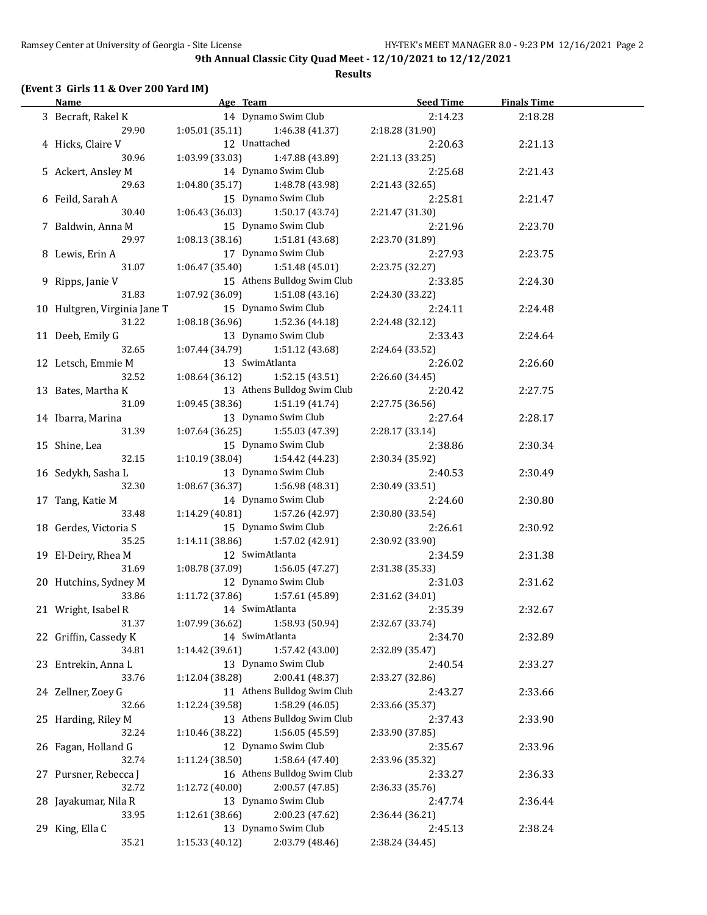**9th Annual Classic City Quad Meet - 12/10/2021 to 12/12/2021**

**Results**

### (Event 3 Girls 11 & Over 200 Yard IM)

| | Name | Age | Team | Seed Time | Finals Time |
|---|---|---|---|---|---|
| 3 | Becraft, Rakel K | 14 | Dynamo Swim Club | 2:14.23 | 2:18.28 |
| | 29.90 | 1:05.01 (35.11) | 1:46.38 (41.37) | 2:18.28 (31.90) | |
| 4 | Hicks, Claire V | 12 | Unattached | 2:20.63 | 2:21.13 |
| | 30.96 | 1:03.99 (33.03) | 1:47.88 (43.89) | 2:21.13 (33.25) | |
| 5 | Ackert, Ansley M | 14 | Dynamo Swim Club | 2:25.68 | 2:21.43 |
| | 29.63 | 1:04.80 (35.17) | 1:48.78 (43.98) | 2:21.43 (32.65) | |
| 6 | Feild, Sarah A | 15 | Dynamo Swim Club | 2:25.81 | 2:21.47 |
| | 30.40 | 1:06.43 (36.03) | 1:50.17 (43.74) | 2:21.47 (31.30) | |
| 7 | Baldwin, Anna M | 15 | Dynamo Swim Club | 2:21.96 | 2:23.70 |
| | 29.97 | 1:08.13 (38.16) | 1:51.81 (43.68) | 2:23.70 (31.89) | |
| 8 | Lewis, Erin A | 17 | Dynamo Swim Club | 2:27.93 | 2:23.75 |
| | 31.07 | 1:06.47 (35.40) | 1:51.48 (45.01) | 2:23.75 (32.27) | |
| 9 | Ripps, Janie V | 15 | Athens Bulldog Swim Club | 2:33.85 | 2:24.30 |
| | 31.83 | 1:07.92 (36.09) | 1:51.08 (43.16) | 2:24.30 (33.22) | |
| 10 | Hultgren, Virginia Jane T | 15 | Dynamo Swim Club | 2:24.11 | 2:24.48 |
| | 31.22 | 1:08.18 (36.96) | 1:52.36 (44.18) | 2:24.48 (32.12) | |
| 11 | Deeb, Emily G | 13 | Dynamo Swim Club | 2:33.43 | 2:24.64 |
| | 32.65 | 1:07.44 (34.79) | 1:51.12 (43.68) | 2:24.64 (33.52) | |
| 12 | Letsch, Emmie M | 13 | SwimAtlanta | 2:26.02 | 2:26.60 |
| | 32.52 | 1:08.64 (36.12) | 1:52.15 (43.51) | 2:26.60 (34.45) | |
| 13 | Bates, Martha K | 13 | Athens Bulldog Swim Club | 2:20.42 | 2:27.75 |
| | 31.09 | 1:09.45 (38.36) | 1:51.19 (41.74) | 2:27.75 (36.56) | |
| 14 | Ibarra, Marina | 13 | Dynamo Swim Club | 2:27.64 | 2:28.17 |
| | 31.39 | 1:07.64 (36.25) | 1:55.03 (47.39) | 2:28.17 (33.14) | |
| 15 | Shine, Lea | 15 | Dynamo Swim Club | 2:38.86 | 2:30.34 |
| | 32.15 | 1:10.19 (38.04) | 1:54.42 (44.23) | 2:30.34 (35.92) | |
| 16 | Sedykh, Sasha L | 13 | Dynamo Swim Club | 2:40.53 | 2:30.49 |
| | 32.30 | 1:08.67 (36.37) | 1:56.98 (48.31) | 2:30.49 (33.51) | |
| 17 | Tang, Katie M | 14 | Dynamo Swim Club | 2:24.60 | 2:30.80 |
| | 33.48 | 1:14.29 (40.81) | 1:57.26 (42.97) | 2:30.80 (33.54) | |
| 18 | Gerdes, Victoria S | 15 | Dynamo Swim Club | 2:26.61 | 2:30.92 |
| | 35.25 | 1:14.11 (38.86) | 1:57.02 (42.91) | 2:30.92 (33.90) | |
| 19 | El-Deiry, Rhea M | 12 | SwimAtlanta | 2:34.59 | 2:31.38 |
| | 31.69 | 1:08.78 (37.09) | 1:56.05 (47.27) | 2:31.38 (35.33) | |
| 20 | Hutchins, Sydney M | 12 | Dynamo Swim Club | 2:31.03 | 2:31.62 |
| | 33.86 | 1:11.72 (37.86) | 1:57.61 (45.89) | 2:31.62 (34.01) | |
| 21 | Wright, Isabel R | 14 | SwimAtlanta | 2:35.39 | 2:32.67 |
| | 31.37 | 1:07.99 (36.62) | 1:58.93 (50.94) | 2:32.67 (33.74) | |
| 22 | Griffin, Cassedy K | 14 | SwimAtlanta | 2:34.70 | 2:32.89 |
| | 34.81 | 1:14.42 (39.61) | 1:57.42 (43.00) | 2:32.89 (35.47) | |
| 23 | Entrekin, Anna L | 13 | Dynamo Swim Club | 2:40.54 | 2:33.27 |
| | 33.76 | 1:12.04 (38.28) | 2:00.41 (48.37) | 2:33.27 (32.86) | |
| 24 | Zellner, Zoey G | 11 | Athens Bulldog Swim Club | 2:43.27 | 2:33.66 |
| | 32.66 | 1:12.24 (39.58) | 1:58.29 (46.05) | 2:33.66 (35.37) | |
| 25 | Harding, Riley M | 13 | Athens Bulldog Swim Club | 2:37.43 | 2:33.90 |
| | 32.24 | 1:10.46 (38.22) | 1:56.05 (45.59) | 2:33.90 (37.85) | |
| 26 | Fagan, Holland G | 12 | Dynamo Swim Club | 2:35.67 | 2:33.96 |
| | 32.74 | 1:11.24 (38.50) | 1:58.64 (47.40) | 2:33.96 (35.32) | |
| 27 | Pursner, Rebecca J | 16 | Athens Bulldog Swim Club | 2:33.27 | 2:36.33 |
| | 32.72 | 1:12.72 (40.00) | 2:00.57 (47.85) | 2:36.33 (35.76) | |
| 28 | Jayakumar, Nila R | 13 | Dynamo Swim Club | 2:47.74 | 2:36.44 |
| | 33.95 | 1:12.61 (38.66) | 2:00.23 (47.62) | 2:36.44 (36.21) | |
| 29 | King, Ella C | 13 | Dynamo Swim Club | 2:45.13 | 2:38.24 |
| | 35.21 | 1:15.33 (40.12) | 2:03.79 (48.46) | 2:38.24 (34.45) | |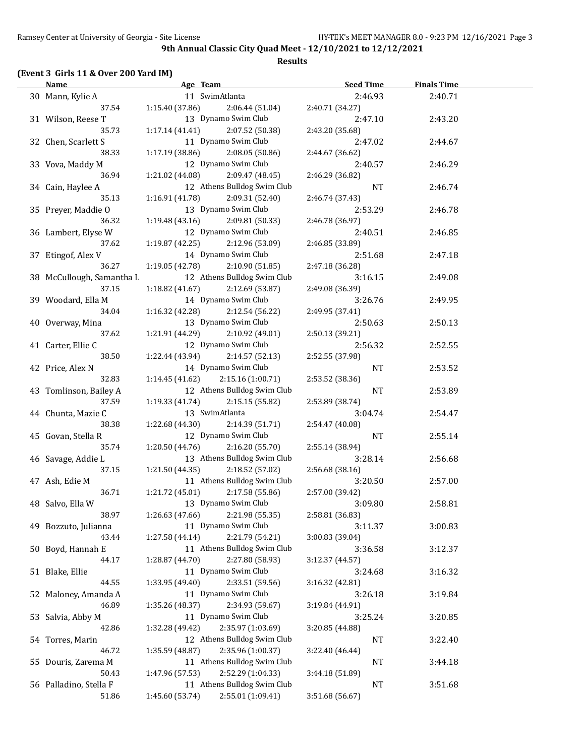**9th Annual Classic City Quad Meet - 12/10/2021 to 12/12/2021**

**Results**

**(Event 3 Girls 11 & Over 200 Yard IM)**

| | Name | Age | Team | Seed Time | Finals Time |
|---|---|---|---|---|---|
| 30 | Mann, Kylie A | 11 | SwimAtlanta | 2:46.93 | 2:40.71 |
| | 37.54 | 1:15.40 (37.86) | 2:06.44 (51.04) | 2:40.71 (34.27) | |
| 31 | Wilson, Reese T | 13 | Dynamo Swim Club | 2:47.10 | 2:43.20 |
| | 35.73 | 1:17.14 (41.41) | 2:07.52 (50.38) | 2:43.20 (35.68) | |
| 32 | Chen, Scarlett S | 11 | Dynamo Swim Club | 2:47.02 | 2:44.67 |
| | 38.33 | 1:17.19 (38.86) | 2:08.05 (50.86) | 2:44.67 (36.62) | |
| 33 | Vova, Maddy M | 12 | Dynamo Swim Club | 2:40.57 | 2:46.29 |
| | 36.94 | 1:21.02 (44.08) | 2:09.47 (48.45) | 2:46.29 (36.82) | |
| 34 | Cain, Haylee A | 12 | Athens Bulldog Swim Club | NT | 2:46.74 |
| | 35.13 | 1:16.91 (41.78) | 2:09.31 (52.40) | 2:46.74 (37.43) | |
| 35 | Preyer, Maddie O | 13 | Dynamo Swim Club | 2:53.29 | 2:46.78 |
| | 36.32 | 1:19.48 (43.16) | 2:09.81 (50.33) | 2:46.78 (36.97) | |
| 36 | Lambert, Elyse W | 12 | Dynamo Swim Club | 2:40.51 | 2:46.85 |
| | 37.62 | 1:19.87 (42.25) | 2:12.96 (53.09) | 2:46.85 (33.89) | |
| 37 | Etingof, Alex V | 14 | Dynamo Swim Club | 2:51.68 | 2:47.18 |
| | 36.27 | 1:19.05 (42.78) | 2:10.90 (51.85) | 2:47.18 (36.28) | |
| 38 | McCullough, Samantha L | 12 | Athens Bulldog Swim Club | 3:16.15 | 2:49.08 |
| | 37.15 | 1:18.82 (41.67) | 2:12.69 (53.87) | 2:49.08 (36.39) | |
| 39 | Woodard, Ella M | 14 | Dynamo Swim Club | 3:26.76 | 2:49.95 |
| | 34.04 | 1:16.32 (42.28) | 2:12.54 (56.22) | 2:49.95 (37.41) | |
| 40 | Overway, Mina | 13 | Dynamo Swim Club | 2:50.63 | 2:50.13 |
| | 37.62 | 1:21.91 (44.29) | 2:10.92 (49.01) | 2:50.13 (39.21) | |
| 41 | Carter, Ellie C | 12 | Dynamo Swim Club | 2:56.32 | 2:52.55 |
| | 38.50 | 1:22.44 (43.94) | 2:14.57 (52.13) | 2:52.55 (37.98) | |
| 42 | Price, Alex N | 14 | Dynamo Swim Club | NT | 2:53.52 |
| | 32.83 | 1:14.45 (41.62) | 2:15.16 (1:00.71) | 2:53.52 (38.36) | |
| 43 | Tomlinson, Bailey A | 12 | Athens Bulldog Swim Club | NT | 2:53.89 |
| | 37.59 | 1:19.33 (41.74) | 2:15.15 (55.82) | 2:53.89 (38.74) | |
| 44 | Chunta, Mazie C | 13 | SwimAtlanta | 3:04.74 | 2:54.47 |
| | 38.38 | 1:22.68 (44.30) | 2:14.39 (51.71) | 2:54.47 (40.08) | |
| 45 | Govan, Stella R | 12 | Dynamo Swim Club | NT | 2:55.14 |
| | 35.74 | 1:20.50 (44.76) | 2:16.20 (55.70) | 2:55.14 (38.94) | |
| 46 | Savage, Addie L | 13 | Athens Bulldog Swim Club | 3:28.14 | 2:56.68 |
| | 37.15 | 1:21.50 (44.35) | 2:18.52 (57.02) | 2:56.68 (38.16) | |
| 47 | Ash, Edie M | 11 | Athens Bulldog Swim Club | 3:20.50 | 2:57.00 |
| | 36.71 | 1:21.72 (45.01) | 2:17.58 (55.86) | 2:57.00 (39.42) | |
| 48 | Salvo, Ella W | 13 | Dynamo Swim Club | 3:09.80 | 2:58.81 |
| | 38.97 | 1:26.63 (47.66) | 2:21.98 (55.35) | 2:58.81 (36.83) | |
| 49 | Bozzuto, Julianna | 11 | Dynamo Swim Club | 3:11.37 | 3:00.83 |
| | 43.44 | 1:27.58 (44.14) | 2:21.79 (54.21) | 3:00.83 (39.04) | |
| 50 | Boyd, Hannah E | 11 | Athens Bulldog Swim Club | 3:36.58 | 3:12.37 |
| | 44.17 | 1:28.87 (44.70) | 2:27.80 (58.93) | 3:12.37 (44.57) | |
| 51 | Blake, Ellie | 11 | Dynamo Swim Club | 3:24.68 | 3:16.32 |
| | 44.55 | 1:33.95 (49.40) | 2:33.51 (59.56) | 3:16.32 (42.81) | |
| 52 | Maloney, Amanda A | 11 | Dynamo Swim Club | 3:26.18 | 3:19.84 |
| | 46.89 | 1:35.26 (48.37) | 2:34.93 (59.67) | 3:19.84 (44.91) | |
| 53 | Salvia, Abby M | 11 | Dynamo Swim Club | 3:25.24 | 3:20.85 |
| | 42.86 | 1:32.28 (49.42) | 2:35.97 (1:03.69) | 3:20.85 (44.88) | |
| 54 | Torres, Marin | 12 | Athens Bulldog Swim Club | NT | 3:22.40 |
| | 46.72 | 1:35.59 (48.87) | 2:35.96 (1:00.37) | 3:22.40 (46.44) | |
| 55 | Douris, Zarema M | 11 | Athens Bulldog Swim Club | NT | 3:44.18 |
| | 50.43 | 1:47.96 (57.53) | 2:52.29 (1:04.33) | 3:44.18 (51.89) | |
| 56 | Palladino, Stella F | 11 | Athens Bulldog Swim Club | NT | 3:51.68 |
| | 51.86 | 1:45.60 (53.74) | 2:55.01 (1:09.41) | 3:51.68 (56.67) | |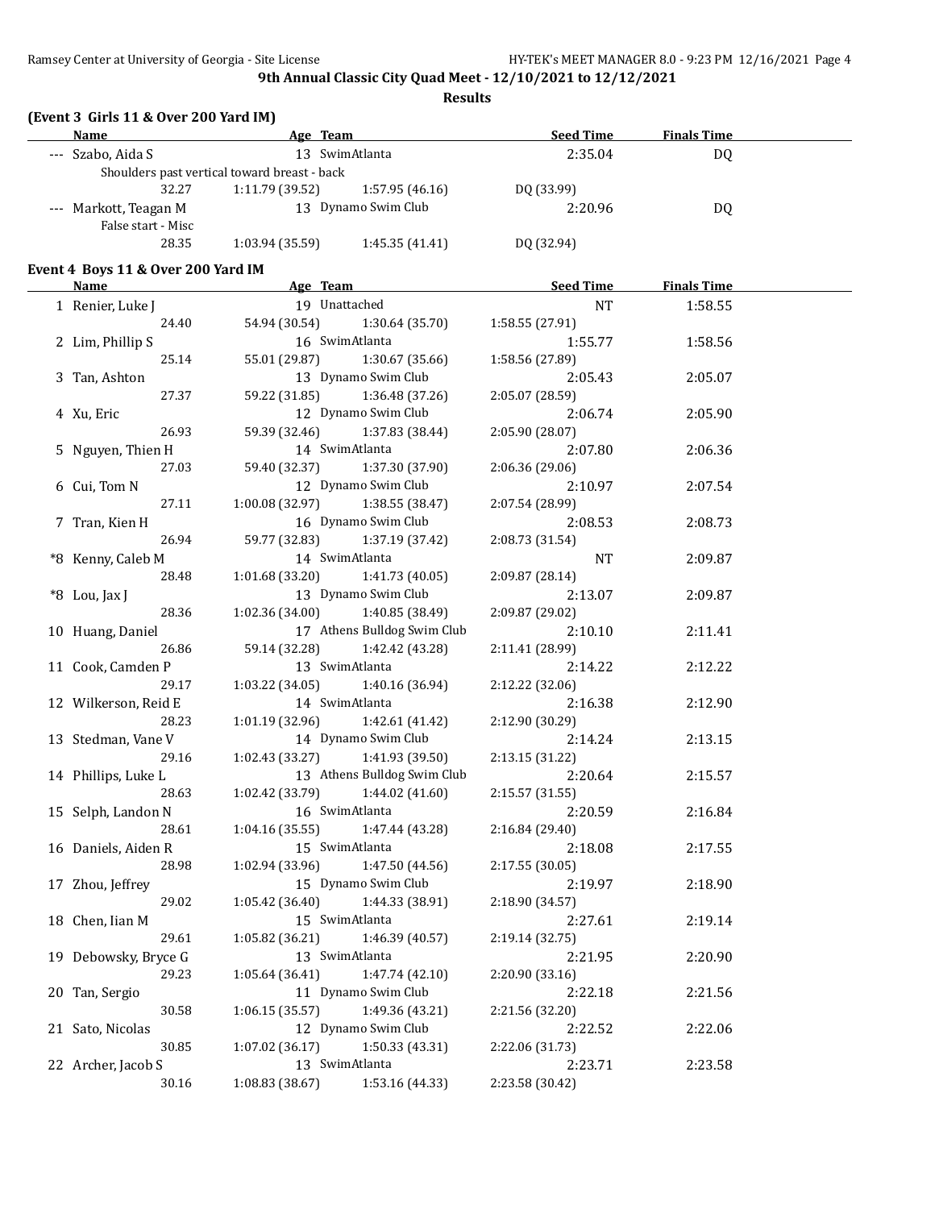**9th Annual Classic City Quad Meet - 12/10/2021 to 12/12/2021**

**Results**

### (Event 3 Girls 11 & Over 200 Yard IM)

| | Name | Age | Team | Seed Time | Finals Time |
|---|---|---|---|---|---|
| --- | Szabo, Aida S | 13 | SwimAtlanta | 2:35.04 | DQ |
| | Shoulders past vertical toward breast - back | | | | |
| | 32.27 | 1:11.79 (39.52) | 1:57.95 (46.16) | DQ (33.99) | |
| --- | Markott, Teagan M | 13 | Dynamo Swim Club | 2:20.96 | DQ |
| | False start - Misc | | | | |
| | 28.35 | 1:03.94 (35.59) | 1:45.35 (41.41) | DQ (32.94) | |

### Event 4 Boys 11 & Over 200 Yard IM

| | Name | Age | Team | Seed Time | Finals Time |
|---|---|---|---|---|---|
| 1 | Renier, Luke J | 19 | Unattached | NT | 1:58.55 |
| | 24.40 | 54.94 (30.54) | 1:30.64 (35.70) | 1:58.55 (27.91) | |
| 2 | Lim, Phillip S | 16 | SwimAtlanta | 1:55.77 | 1:58.56 |
| | 25.14 | 55.01 (29.87) | 1:30.67 (35.66) | 1:58.56 (27.89) | |
| 3 | Tan, Ashton | 13 | Dynamo Swim Club | 2:05.43 | 2:05.07 |
| | 27.37 | 59.22 (31.85) | 1:36.48 (37.26) | 2:05.07 (28.59) | |
| 4 | Xu, Eric | 12 | Dynamo Swim Club | 2:06.74 | 2:05.90 |
| | 26.93 | 59.39 (32.46) | 1:37.83 (38.44) | 2:05.90 (28.07) | |
| 5 | Nguyen, Thien H | 14 | SwimAtlanta | 2:07.80 | 2:06.36 |
| | 27.03 | 59.40 (32.37) | 1:37.30 (37.90) | 2:06.36 (29.06) | |
| 6 | Cui, Tom N | 12 | Dynamo Swim Club | 2:10.97 | 2:07.54 |
| | 27.11 | 1:00.08 (32.97) | 1:38.55 (38.47) | 2:07.54 (28.99) | |
| 7 | Tran, Kien H | 16 | Dynamo Swim Club | 2:08.53 | 2:08.73 |
| | 26.94 | 59.77 (32.83) | 1:37.19 (37.42) | 2:08.73 (31.54) | |
| *8 | Kenny, Caleb M | 14 | SwimAtlanta | NT | 2:09.87 |
| | 28.48 | 1:01.68 (33.20) | 1:41.73 (40.05) | 2:09.87 (28.14) | |
| *8 | Lou, Jax J | 13 | Dynamo Swim Club | 2:13.07 | 2:09.87 |
| | 28.36 | 1:02.36 (34.00) | 1:40.85 (38.49) | 2:09.87 (29.02) | |
| 10 | Huang, Daniel | 17 | Athens Bulldog Swim Club | 2:10.10 | 2:11.41 |
| | 26.86 | 59.14 (32.28) | 1:42.42 (43.28) | 2:11.41 (28.99) | |
| 11 | Cook, Camden P | 13 | SwimAtlanta | 2:14.22 | 2:12.22 |
| | 29.17 | 1:03.22 (34.05) | 1:40.16 (36.94) | 2:12.22 (32.06) | |
| 12 | Wilkerson, Reid E | 14 | SwimAtlanta | 2:16.38 | 2:12.90 |
| | 28.23 | 1:01.19 (32.96) | 1:42.61 (41.42) | 2:12.90 (30.29) | |
| 13 | Stedman, Vane V | 14 | Dynamo Swim Club | 2:14.24 | 2:13.15 |
| | 29.16 | 1:02.43 (33.27) | 1:41.93 (39.50) | 2:13.15 (31.22) | |
| 14 | Phillips, Luke L | 13 | Athens Bulldog Swim Club | 2:20.64 | 2:15.57 |
| | 28.63 | 1:02.42 (33.79) | 1:44.02 (41.60) | 2:15.57 (31.55) | |
| 15 | Selph, Landon N | 16 | SwimAtlanta | 2:20.59 | 2:16.84 |
| | 28.61 | 1:04.16 (35.55) | 1:47.44 (43.28) | 2:16.84 (29.40) | |
| 16 | Daniels, Aiden R | 15 | SwimAtlanta | 2:18.08 | 2:17.55 |
| | 28.98 | 1:02.94 (33.96) | 1:47.50 (44.56) | 2:17.55 (30.05) | |
| 17 | Zhou, Jeffrey | 15 | Dynamo Swim Club | 2:19.97 | 2:18.90 |
| | 29.02 | 1:05.42 (36.40) | 1:44.33 (38.91) | 2:18.90 (34.57) | |
| 18 | Chen, Iian M | 15 | SwimAtlanta | 2:27.61 | 2:19.14 |
| | 29.61 | 1:05.82 (36.21) | 1:46.39 (40.57) | 2:19.14 (32.75) | |
| 19 | Debowsky, Bryce G | 13 | SwimAtlanta | 2:21.95 | 2:20.90 |
| | 29.23 | 1:05.64 (36.41) | 1:47.74 (42.10) | 2:20.90 (33.16) | |
| 20 | Tan, Sergio | 11 | Dynamo Swim Club | 2:22.18 | 2:21.56 |
| | 30.58 | 1:06.15 (35.57) | 1:49.36 (43.21) | 2:21.56 (32.20) | |
| 21 | Sato, Nicolas | 12 | Dynamo Swim Club | 2:22.52 | 2:22.06 |
| | 30.85 | 1:07.02 (36.17) | 1:50.33 (43.31) | 2:22.06 (31.73) | |
| 22 | Archer, Jacob S | 13 | SwimAtlanta | 2:23.71 | 2:23.58 |
| | 30.16 | 1:08.83 (38.67) | 1:53.16 (44.33) | 2:23.58 (30.42) | |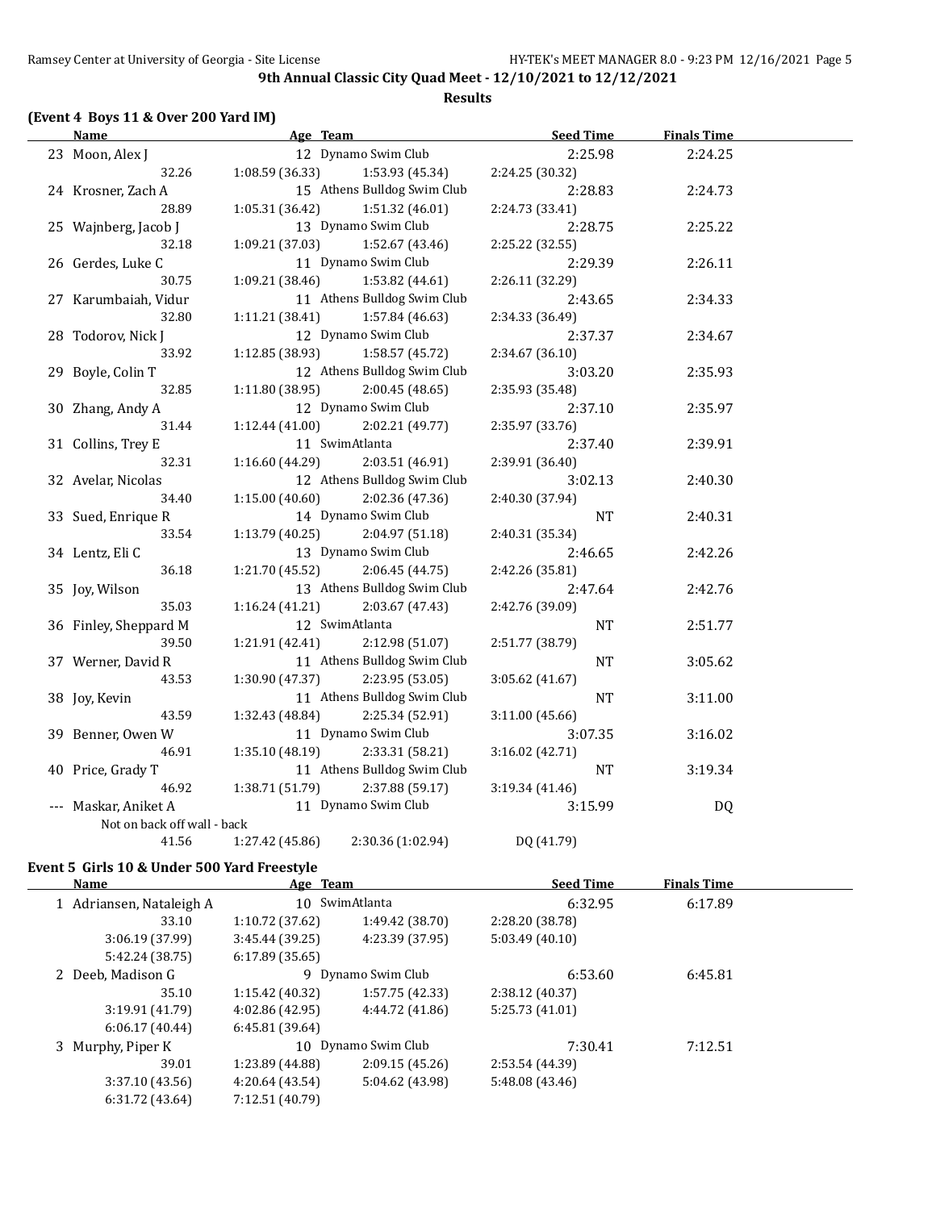## 9th Annual Classic City Quad Meet - 12/10/2021 to 12/12/2021

### Results

**(Event 4 Boys 11 & Over 200 Yard IM)**

| | Name | Age | Team | Seed Time | Finals Time |
|---|---|---|---|---|---|
| 23 | Moon, Alex J | 12 | Dynamo Swim Club | 2:25.98 | 2:24.25 |
| | 32.26 | 1:08.59 (36.33) | 1:53.93 (45.34) | 2:24.25 (30.32) | |
| 24 | Krosner, Zach A | 15 | Athens Bulldog Swim Club | 2:28.83 | 2:24.73 |
| | 28.89 | 1:05.31 (36.42) | 1:51.32 (46.01) | 2:24.73 (33.41) | |
| 25 | Wajnberg, Jacob J | 13 | Dynamo Swim Club | 2:28.75 | 2:25.22 |
| | 32.18 | 1:09.21 (37.03) | 1:52.67 (43.46) | 2:25.22 (32.55) | |
| 26 | Gerdes, Luke C | 11 | Dynamo Swim Club | 2:29.39 | 2:26.11 |
| | 30.75 | 1:09.21 (38.46) | 1:53.82 (44.61) | 2:26.11 (32.29) | |
| 27 | Karumbaiah, Vidur | 11 | Athens Bulldog Swim Club | 2:43.65 | 2:34.33 |
| | 32.80 | 1:11.21 (38.41) | 1:57.84 (46.63) | 2:34.33 (36.49) | |
| 28 | Todorov, Nick J | 12 | Dynamo Swim Club | 2:37.37 | 2:34.67 |
| | 33.92 | 1:12.85 (38.93) | 1:58.57 (45.72) | 2:34.67 (36.10) | |
| 29 | Boyle, Colin T | 12 | Athens Bulldog Swim Club | 3:03.20 | 2:35.93 |
| | 32.85 | 1:11.80 (38.95) | 2:00.45 (48.65) | 2:35.93 (35.48) | |
| 30 | Zhang, Andy A | 12 | Dynamo Swim Club | 2:37.10 | 2:35.97 |
| | 31.44 | 1:12.44 (41.00) | 2:02.21 (49.77) | 2:35.97 (33.76) | |
| 31 | Collins, Trey E | 11 | SwimAtlanta | 2:37.40 | 2:39.91 |
| | 32.31 | 1:16.60 (44.29) | 2:03.51 (46.91) | 2:39.91 (36.40) | |
| 32 | Avelar, Nicolas | 12 | Athens Bulldog Swim Club | 3:02.13 | 2:40.30 |
| | 34.40 | 1:15.00 (40.60) | 2:02.36 (47.36) | 2:40.30 (37.94) | |
| 33 | Sued, Enrique R | 14 | Dynamo Swim Club | NT | 2:40.31 |
| | 33.54 | 1:13.79 (40.25) | 2:04.97 (51.18) | 2:40.31 (35.34) | |
| 34 | Lentz, Eli C | 13 | Dynamo Swim Club | 2:46.65 | 2:42.26 |
| | 36.18 | 1:21.70 (45.52) | 2:06.45 (44.75) | 2:42.26 (35.81) | |
| 35 | Joy, Wilson | 13 | Athens Bulldog Swim Club | 2:47.64 | 2:42.76 |
| | 35.03 | 1:16.24 (41.21) | 2:03.67 (47.43) | 2:42.76 (39.09) | |
| 36 | Finley, Sheppard M | 12 | SwimAtlanta | NT | 2:51.77 |
| | 39.50 | 1:21.91 (42.41) | 2:12.98 (51.07) | 2:51.77 (38.79) | |
| 37 | Werner, David R | 11 | Athens Bulldog Swim Club | NT | 3:05.62 |
| | 43.53 | 1:30.90 (47.37) | 2:23.95 (53.05) | 3:05.62 (41.67) | |
| 38 | Joy, Kevin | 11 | Athens Bulldog Swim Club | NT | 3:11.00 |
| | 43.59 | 1:32.43 (48.84) | 2:25.34 (52.91) | 3:11.00 (45.66) | |
| 39 | Benner, Owen W | 11 | Dynamo Swim Club | 3:07.35 | 3:16.02 |
| | 46.91 | 1:35.10 (48.19) | 2:33.31 (58.21) | 3:16.02 (42.71) | |
| 40 | Price, Grady T | 11 | Athens Bulldog Swim Club | NT | 3:19.34 |
| | 46.92 | 1:38.71 (51.79) | 2:37.88 (59.17) | 3:19.34 (41.46) | |
| --- | Maskar, Aniket A | 11 | Dynamo Swim Club | 3:15.99 | DQ |
| | Not on back off wall - back | | | | |
| | 41.56 | 1:27.42 (45.86) | 2:30.36 (1:02.94) | DQ (41.79) | |

**Event 5 Girls 10 & Under 500 Yard Freestyle**

| | Name | Age | Team | Seed Time | Finals Time |
|---|---|---|---|---|---|
| 1 | Adriansen, Nataleigh A | 10 | SwimAtlanta | 6:32.95 | 6:17.89 |
| | 33.10 | 1:10.72 (37.62) | 1:49.42 (38.70) | 2:28.20 (38.78) | |
| | 3:06.19 (37.99) | 3:45.44 (39.25) | 4:23.39 (37.95) | 5:03.49 (40.10) | |
| | 5:42.24 (38.75) | 6:17.89 (35.65) | | | |
| 2 | Deeb, Madison G | 9 | Dynamo Swim Club | 6:53.60 | 6:45.81 |
| | 35.10 | 1:15.42 (40.32) | 1:57.75 (42.33) | 2:38.12 (40.37) | |
| | 3:19.91 (41.79) | 4:02.86 (42.95) | 4:44.72 (41.86) | 5:25.73 (41.01) | |
| | 6:06.17 (40.44) | 6:45.81 (39.64) | | | |
| 3 | Murphy, Piper K | 10 | Dynamo Swim Club | 7:30.41 | 7:12.51 |
| | 39.01 | 1:23.89 (44.88) | 2:09.15 (45.26) | 2:53.54 (44.39) | |
| | 3:37.10 (43.56) | 4:20.64 (43.54) | 5:04.62 (43.98) | 5:48.08 (43.46) | |
| | 6:31.72 (43.64) | 7:12.51 (40.79) | | | |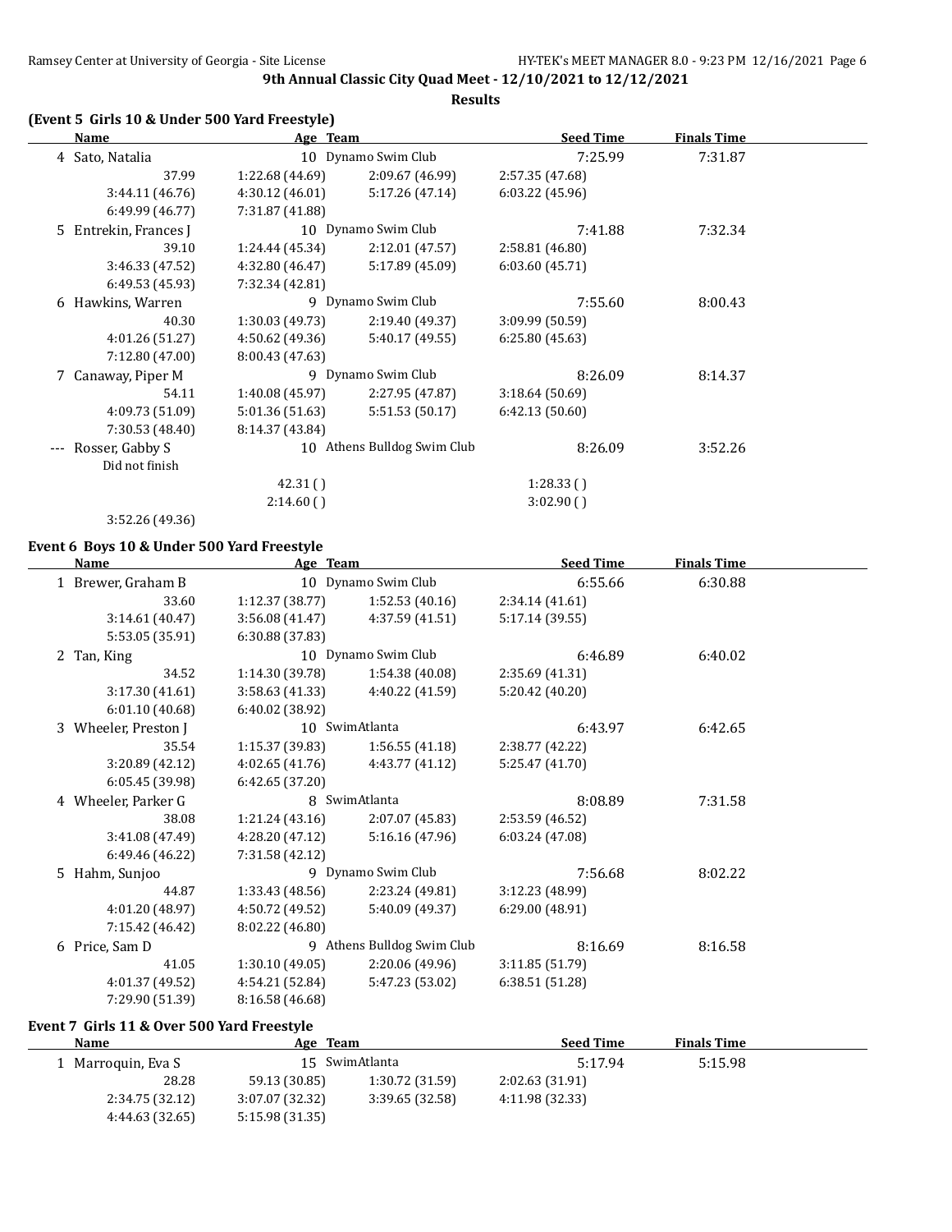**9th Annual Classic City Quad Meet - 12/10/2021 to 12/12/2021**

**Results**

### (Event 5 Girls 10 & Under 500 Yard Freestyle)

| | Name | Age | Team | Seed Time | Finals Time |
|---|---|---|---|---|---|
| 4 | Sato, Natalia | 10 | Dynamo Swim Club | 7:25.99 | 7:31.87 |
| | 37.99 | 1:22.68 (44.69) | 2:09.67 (46.99) | 2:57.35 (47.68) | |
| | 3:44.11 (46.76) | 4:30.12 (46.01) | 5:17.26 (47.14) | 6:03.22 (45.96) | |
| | 6:49.99 (46.77) | 7:31.87 (41.88) | | | |
| 5 | Entrekin, Frances J | 10 | Dynamo Swim Club | 7:41.88 | 7:32.34 |
| | 39.10 | 1:24.44 (45.34) | 2:12.01 (47.57) | 2:58.81 (46.80) | |
| | 3:46.33 (47.52) | 4:32.80 (46.47) | 5:17.89 (45.09) | 6:03.60 (45.71) | |
| | 6:49.53 (45.93) | 7:32.34 (42.81) | | | |
| 6 | Hawkins, Warren | 9 | Dynamo Swim Club | 7:55.60 | 8:00.43 |
| | 40.30 | 1:30.03 (49.73) | 2:19.40 (49.37) | 3:09.99 (50.59) | |
| | 4:01.26 (51.27) | 4:50.62 (49.36) | 5:40.17 (49.55) | 6:25.80 (45.63) | |
| | 7:12.80 (47.00) | 8:00.43 (47.63) | | | |
| 7 | Canaway, Piper M | 9 | Dynamo Swim Club | 8:26.09 | 8:14.37 |
| | 54.11 | 1:40.08 (45.97) | 2:27.95 (47.87) | 3:18.64 (50.69) | |
| | 4:09.73 (51.09) | 5:01.36 (51.63) | 5:51.53 (50.17) | 6:42.13 (50.60) | |
| | 7:30.53 (48.40) | 8:14.37 (43.84) | | | |
| --- | Rosser, Gabby S | 10 | Athens Bulldog Swim Club | 8:26.09 | 3:52.26 |
| | Did not finish | | | | |
| | | 42.31 ( ) | | 1:28.33 ( ) | |
| | | 2:14.60 ( ) | | 3:02.90 ( ) | |
| | 3:52.26 (49.36) | | | | |

### Event 6 Boys 10 & Under 500 Yard Freestyle

| | Name | Age | Team | Seed Time | Finals Time |
|---|---|---|---|---|---|
| 1 | Brewer, Graham B | 10 | Dynamo Swim Club | 6:55.66 | 6:30.88 |
| | 33.60 | 1:12.37 (38.77) | 1:52.53 (40.16) | 2:34.14 (41.61) | |
| | 3:14.61 (40.47) | 3:56.08 (41.47) | 4:37.59 (41.51) | 5:17.14 (39.55) | |
| | 5:53.05 (35.91) | 6:30.88 (37.83) | | | |
| 2 | Tan, King | 10 | Dynamo Swim Club | 6:46.89 | 6:40.02 |
| | 34.52 | 1:14.30 (39.78) | 1:54.38 (40.08) | 2:35.69 (41.31) | |
| | 3:17.30 (41.61) | 3:58.63 (41.33) | 4:40.22 (41.59) | 5:20.42 (40.20) | |
| | 6:01.10 (40.68) | 6:40.02 (38.92) | | | |
| 3 | Wheeler, Preston J | 10 | SwimAtlanta | 6:43.97 | 6:42.65 |
| | 35.54 | 1:15.37 (39.83) | 1:56.55 (41.18) | 2:38.77 (42.22) | |
| | 3:20.89 (42.12) | 4:02.65 (41.76) | 4:43.77 (41.12) | 5:25.47 (41.70) | |
| | 6:05.45 (39.98) | 6:42.65 (37.20) | | | |
| 4 | Wheeler, Parker G | 8 | SwimAtlanta | 8:08.89 | 7:31.58 |
| | 38.08 | 1:21.24 (43.16) | 2:07.07 (45.83) | 2:53.59 (46.52) | |
| | 3:41.08 (47.49) | 4:28.20 (47.12) | 5:16.16 (47.96) | 6:03.24 (47.08) | |
| | 6:49.46 (46.22) | 7:31.58 (42.12) | | | |
| 5 | Hahm, Sunjoo | 9 | Dynamo Swim Club | 7:56.68 | 8:02.22 |
| | 44.87 | 1:33.43 (48.56) | 2:23.24 (49.81) | 3:12.23 (48.99) | |
| | 4:01.20 (48.97) | 4:50.72 (49.52) | 5:40.09 (49.37) | 6:29.00 (48.91) | |
| | 7:15.42 (46.42) | 8:02.22 (46.80) | | | |
| 6 | Price, Sam D | 9 | Athens Bulldog Swim Club | 8:16.69 | 8:16.58 |
| | 41.05 | 1:30.10 (49.05) | 2:20.06 (49.96) | 3:11.85 (51.79) | |
| | 4:01.37 (49.52) | 4:54.21 (52.84) | 5:47.23 (53.02) | 6:38.51 (51.28) | |
| | 7:29.90 (51.39) | 8:16.58 (46.68) | | | |

### Event 7 Girls 11 & Over 500 Yard Freestyle

| | Name | Age | Team | Seed Time | Finals Time |
|---|---|---|---|---|---|
| 1 | Marroquin, Eva S | 15 | SwimAtlanta | 5:17.94 | 5:15.98 |
| | 28.28 | 59.13 (30.85) | 1:30.72 (31.59) | 2:02.63 (31.91) | |
| | 2:34.75 (32.12) | 3:07.07 (32.32) | 3:39.65 (32.58) | 4:11.98 (32.33) | |
| | 4:44.63 (32.65) | 5:15.98 (31.35) | | | |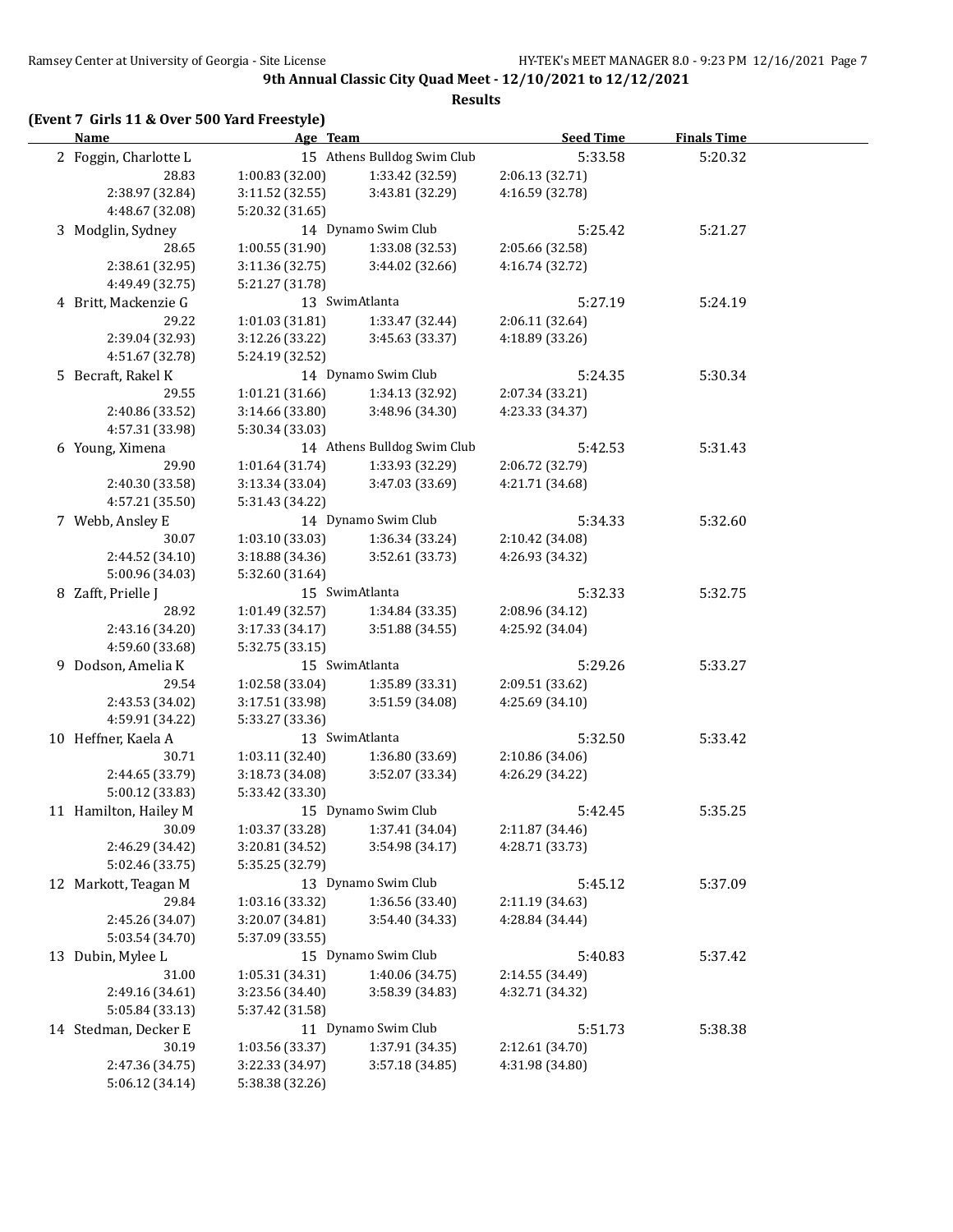**9th Annual Classic City Quad Meet - 12/10/2021 to 12/12/2021**

**Results**

**(Event 7 Girls 11 & Over 500 Yard Freestyle)**

| Name | Age | Team | Seed Time | Finals Time |
|---|---|---|---|---|
| 2 Foggin, Charlotte L | 15 | Athens Bulldog Swim Club | 5:33.58 | 5:20.32 |
| 28.83 | 1:00.83 (32.00) | 1:33.42 (32.59) | 2:06.13 (32.71) | |
| 2:38.97 (32.84) | 3:11.52 (32.55) | 3:43.81 (32.29) | 4:16.59 (32.78) | |
| 4:48.67 (32.08) | 5:20.32 (31.65) | | | |
| 3 Modglin, Sydney | 14 | Dynamo Swim Club | 5:25.42 | 5:21.27 |
| 28.65 | 1:00.55 (31.90) | 1:33.08 (32.53) | 2:05.66 (32.58) | |
| 2:38.61 (32.95) | 3:11.36 (32.75) | 3:44.02 (32.66) | 4:16.74 (32.72) | |
| 4:49.49 (32.75) | 5:21.27 (31.78) | | | |
| 4 Britt, Mackenzie G | 13 | SwimAtlanta | 5:27.19 | 5:24.19 |
| 29.22 | 1:01.03 (31.81) | 1:33.47 (32.44) | 2:06.11 (32.64) | |
| 2:39.04 (32.93) | 3:12.26 (33.22) | 3:45.63 (33.37) | 4:18.89 (33.26) | |
| 4:51.67 (32.78) | 5:24.19 (32.52) | | | |
| 5 Becraft, Rakel K | 14 | Dynamo Swim Club | 5:24.35 | 5:30.34 |
| 29.55 | 1:01.21 (31.66) | 1:34.13 (32.92) | 2:07.34 (33.21) | |
| 2:40.86 (33.52) | 3:14.66 (33.80) | 3:48.96 (34.30) | 4:23.33 (34.37) | |
| 4:57.31 (33.98) | 5:30.34 (33.03) | | | |
| 6 Young, Ximena | 14 | Athens Bulldog Swim Club | 5:42.53 | 5:31.43 |
| 29.90 | 1:01.64 (31.74) | 1:33.93 (32.29) | 2:06.72 (32.79) | |
| 2:40.30 (33.58) | 3:13.34 (33.04) | 3:47.03 (33.69) | 4:21.71 (34.68) | |
| 4:57.21 (35.50) | 5:31.43 (34.22) | | | |
| 7 Webb, Ansley E | 14 | Dynamo Swim Club | 5:34.33 | 5:32.60 |
| 30.07 | 1:03.10 (33.03) | 1:36.34 (33.24) | 2:10.42 (34.08) | |
| 2:44.52 (34.10) | 3:18.88 (34.36) | 3:52.61 (33.73) | 4:26.93 (34.32) | |
| 5:00.96 (34.03) | 5:32.60 (31.64) | | | |
| 8 Zafft, Prielle J | 15 | SwimAtlanta | 5:32.33 | 5:32.75 |
| 28.92 | 1:01.49 (32.57) | 1:34.84 (33.35) | 2:08.96 (34.12) | |
| 2:43.16 (34.20) | 3:17.33 (34.17) | 3:51.88 (34.55) | 4:25.92 (34.04) | |
| 4:59.60 (33.68) | 5:32.75 (33.15) | | | |
| 9 Dodson, Amelia K | 15 | SwimAtlanta | 5:29.26 | 5:33.27 |
| 29.54 | 1:02.58 (33.04) | 1:35.89 (33.31) | 2:09.51 (33.62) | |
| 2:43.53 (34.02) | 3:17.51 (33.98) | 3:51.59 (34.08) | 4:25.69 (34.10) | |
| 4:59.91 (34.22) | 5:33.27 (33.36) | | | |
| 10 Heffner, Kaela A | 13 | SwimAtlanta | 5:32.50 | 5:33.42 |
| 30.71 | 1:03.11 (32.40) | 1:36.80 (33.69) | 2:10.86 (34.06) | |
| 2:44.65 (33.79) | 3:18.73 (34.08) | 3:52.07 (33.34) | 4:26.29 (34.22) | |
| 5:00.12 (33.83) | 5:33.42 (33.30) | | | |
| 11 Hamilton, Hailey M | 15 | Dynamo Swim Club | 5:42.45 | 5:35.25 |
| 30.09 | 1:03.37 (33.28) | 1:37.41 (34.04) | 2:11.87 (34.46) | |
| 2:46.29 (34.42) | 3:20.81 (34.52) | 3:54.98 (34.17) | 4:28.71 (33.73) | |
| 5:02.46 (33.75) | 5:35.25 (32.79) | | | |
| 12 Markott, Teagan M | 13 | Dynamo Swim Club | 5:45.12 | 5:37.09 |
| 29.84 | 1:03.16 (33.32) | 1:36.56 (33.40) | 2:11.19 (34.63) | |
| 2:45.26 (34.07) | 3:20.07 (34.81) | 3:54.40 (34.33) | 4:28.84 (34.44) | |
| 5:03.54 (34.70) | 5:37.09 (33.55) | | | |
| 13 Dubin, Mylee L | 15 | Dynamo Swim Club | 5:40.83 | 5:37.42 |
| 31.00 | 1:05.31 (34.31) | 1:40.06 (34.75) | 2:14.55 (34.49) | |
| 2:49.16 (34.61) | 3:23.56 (34.40) | 3:58.39 (34.83) | 4:32.71 (34.32) | |
| 5:05.84 (33.13) | 5:37.42 (31.58) | | | |
| 14 Stedman, Decker E | 11 | Dynamo Swim Club | 5:51.73 | 5:38.38 |
| 30.19 | 1:03.56 (33.37) | 1:37.91 (34.35) | 2:12.61 (34.70) | |
| 2:47.36 (34.75) | 3:22.33 (34.97) | 3:57.18 (34.85) | 4:31.98 (34.80) | |
| 5:06.12 (34.14) | 5:38.38 (32.26) | | | |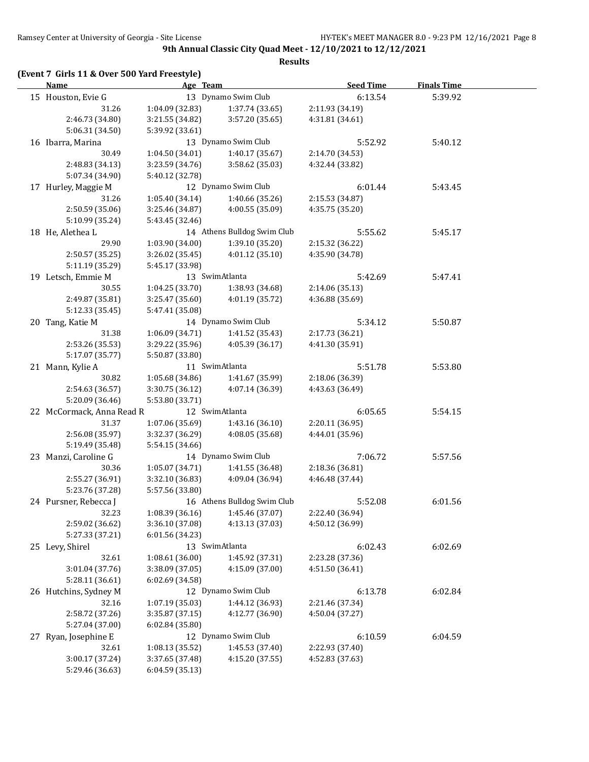**9th Annual Classic City Quad Meet - 12/10/2021 to 12/12/2021**

**Results**

**(Event 7 Girls 11 & Over 500 Yard Freestyle)**

| Name | Age | Team | Seed Time | Finals Time |
|---|---|---|---|---|
| 15 Houston, Evie G | 13 | Dynamo Swim Club | 6:13.54 | 5:39.92 |
| 31.26 | 1:04.09 (32.83) | 1:37.74 (33.65) | 2:11.93 (34.19) | |
| 2:46.73 (34.80) | 3:21.55 (34.82) | 3:57.20 (35.65) | 4:31.81 (34.61) | |
| 5:06.31 (34.50) | 5:39.92 (33.61) | | | |
| 16 Ibarra, Marina | 13 | Dynamo Swim Club | 5:52.92 | 5:40.12 |
| 30.49 | 1:04.50 (34.01) | 1:40.17 (35.67) | 2:14.70 (34.53) | |
| 2:48.83 (34.13) | 3:23.59 (34.76) | 3:58.62 (35.03) | 4:32.44 (33.82) | |
| 5:07.34 (34.90) | 5:40.12 (32.78) | | | |
| 17 Hurley, Maggie M | 12 | Dynamo Swim Club | 6:01.44 | 5:43.45 |
| 31.26 | 1:05.40 (34.14) | 1:40.66 (35.26) | 2:15.53 (34.87) | |
| 2:50.59 (35.06) | 3:25.46 (34.87) | 4:00.55 (35.09) | 4:35.75 (35.20) | |
| 5:10.99 (35.24) | 5:43.45 (32.46) | | | |
| 18 He, Alethea L | 14 | Athens Bulldog Swim Club | 5:55.62 | 5:45.17 |
| 29.90 | 1:03.90 (34.00) | 1:39.10 (35.20) | 2:15.32 (36.22) | |
| 2:50.57 (35.25) | 3:26.02 (35.45) | 4:01.12 (35.10) | 4:35.90 (34.78) | |
| 5:11.19 (35.29) | 5:45.17 (33.98) | | | |
| 19 Letsch, Emmie M | 13 | SwimAtlanta | 5:42.69 | 5:47.41 |
| 30.55 | 1:04.25 (33.70) | 1:38.93 (34.68) | 2:14.06 (35.13) | |
| 2:49.87 (35.81) | 3:25.47 (35.60) | 4:01.19 (35.72) | 4:36.88 (35.69) | |
| 5:12.33 (35.45) | 5:47.41 (35.08) | | | |
| 20 Tang, Katie M | 14 | Dynamo Swim Club | 5:34.12 | 5:50.87 |
| 31.38 | 1:06.09 (34.71) | 1:41.52 (35.43) | 2:17.73 (36.21) | |
| 2:53.26 (35.53) | 3:29.22 (35.96) | 4:05.39 (36.17) | 4:41.30 (35.91) | |
| 5:17.07 (35.77) | 5:50.87 (33.80) | | | |
| 21 Mann, Kylie A | 11 | SwimAtlanta | 5:51.78 | 5:53.80 |
| 30.82 | 1:05.68 (34.86) | 1:41.67 (35.99) | 2:18.06 (36.39) | |
| 2:54.63 (36.57) | 3:30.75 (36.12) | 4:07.14 (36.39) | 4:43.63 (36.49) | |
| 5:20.09 (36.46) | 5:53.80 (33.71) | | | |
| 22 McCormack, Anna Read R | 12 | SwimAtlanta | 6:05.65 | 5:54.15 |
| 31.37 | 1:07.06 (35.69) | 1:43.16 (36.10) | 2:20.11 (36.95) | |
| 2:56.08 (35.97) | 3:32.37 (36.29) | 4:08.05 (35.68) | 4:44.01 (35.96) | |
| 5:19.49 (35.48) | 5:54.15 (34.66) | | | |
| 23 Manzi, Caroline G | 14 | Dynamo Swim Club | 7:06.72 | 5:57.56 |
| 30.36 | 1:05.07 (34.71) | 1:41.55 (36.48) | 2:18.36 (36.81) | |
| 2:55.27 (36.91) | 3:32.10 (36.83) | 4:09.04 (36.94) | 4:46.48 (37.44) | |
| 5:23.76 (37.28) | 5:57.56 (33.80) | | | |
| 24 Pursner, Rebecca J | 16 | Athens Bulldog Swim Club | 5:52.08 | 6:01.56 |
| 32.23 | 1:08.39 (36.16) | 1:45.46 (37.07) | 2:22.40 (36.94) | |
| 2:59.02 (36.62) | 3:36.10 (37.08) | 4:13.13 (37.03) | 4:50.12 (36.99) | |
| 5:27.33 (37.21) | 6:01.56 (34.23) | | | |
| 25 Levy, Shirel | 13 | SwimAtlanta | 6:02.43 | 6:02.69 |
| 32.61 | 1:08.61 (36.00) | 1:45.92 (37.31) | 2:23.28 (37.36) | |
| 3:01.04 (37.76) | 3:38.09 (37.05) | 4:15.09 (37.00) | 4:51.50 (36.41) | |
| 5:28.11 (36.61) | 6:02.69 (34.58) | | | |
| 26 Hutchins, Sydney M | 12 | Dynamo Swim Club | 6:13.78 | 6:02.84 |
| 32.16 | 1:07.19 (35.03) | 1:44.12 (36.93) | 2:21.46 (37.34) | |
| 2:58.72 (37.26) | 3:35.87 (37.15) | 4:12.77 (36.90) | 4:50.04 (37.27) | |
| 5:27.04 (37.00) | 6:02.84 (35.80) | | | |
| 27 Ryan, Josephine E | 12 | Dynamo Swim Club | 6:10.59 | 6:04.59 |
| 32.61 | 1:08.13 (35.52) | 1:45.53 (37.40) | 2:22.93 (37.40) | |
| 3:00.17 (37.24) | 3:37.65 (37.48) | 4:15.20 (37.55) | 4:52.83 (37.63) | |
| 5:29.46 (36.63) | 6:04.59 (35.13) | | | |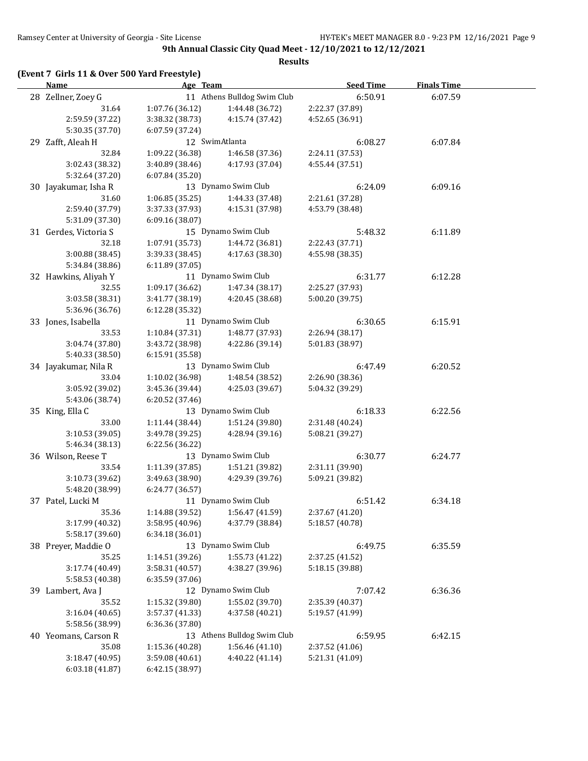# 9th Annual Classic City Quad Meet - 12/10/2021 to 12/12/2021

## Results

### (Event 7 Girls 11 & Over 500 Yard Freestyle)

| | Name | Age | Team | Seed Time | Finals Time |
|---|---|---|---|---|---|
| 28 | Zellner, Zoey G | 11 | Athens Bulldog Swim Club | 6:50.91 | 6:07.59 |
| | 31.64 | 1:07.76 (36.12) | 1:44.48 (36.72) | 2:22.37 (37.89) | |
| | 2:59.59 (37.22) | 3:38.32 (38.73) | 4:15.74 (37.42) | 4:52.65 (36.91) | |
| | 5:30.35 (37.70) | 6:07.59 (37.24) | | | |
| 29 | Zafft, Aleah H | 12 | SwimAtlanta | 6:08.27 | 6:07.84 |
| | 32.84 | 1:09.22 (36.38) | 1:46.58 (37.36) | 2:24.11 (37.53) | |
| | 3:02.43 (38.32) | 3:40.89 (38.46) | 4:17.93 (37.04) | 4:55.44 (37.51) | |
| | 5:32.64 (37.20) | 6:07.84 (35.20) | | | |
| 30 | Jayakumar, Isha R | 13 | Dynamo Swim Club | 6:24.09 | 6:09.16 |
| | 31.60 | 1:06.85 (35.25) | 1:44.33 (37.48) | 2:21.61 (37.28) | |
| | 2:59.40 (37.79) | 3:37.33 (37.93) | 4:15.31 (37.98) | 4:53.79 (38.48) | |
| | 5:31.09 (37.30) | 6:09.16 (38.07) | | | |
| 31 | Gerdes, Victoria S | 15 | Dynamo Swim Club | 5:48.32 | 6:11.89 |
| | 32.18 | 1:07.91 (35.73) | 1:44.72 (36.81) | 2:22.43 (37.71) | |
| | 3:00.88 (38.45) | 3:39.33 (38.45) | 4:17.63 (38.30) | 4:55.98 (38.35) | |
| | 5:34.84 (38.86) | 6:11.89 (37.05) | | | |
| 32 | Hawkins, Aliyah Y | 11 | Dynamo Swim Club | 6:31.77 | 6:12.28 |
| | 32.55 | 1:09.17 (36.62) | 1:47.34 (38.17) | 2:25.27 (37.93) | |
| | 3:03.58 (38.31) | 3:41.77 (38.19) | 4:20.45 (38.68) | 5:00.20 (39.75) | |
| | 5:36.96 (36.76) | 6:12.28 (35.32) | | | |
| 33 | Jones, Isabella | 11 | Dynamo Swim Club | 6:30.65 | 6:15.91 |
| | 33.53 | 1:10.84 (37.31) | 1:48.77 (37.93) | 2:26.94 (38.17) | |
| | 3:04.74 (37.80) | 3:43.72 (38.98) | 4:22.86 (39.14) | 5:01.83 (38.97) | |
| | 5:40.33 (38.50) | 6:15.91 (35.58) | | | |
| 34 | Jayakumar, Nila R | 13 | Dynamo Swim Club | 6:47.49 | 6:20.52 |
| | 33.04 | 1:10.02 (36.98) | 1:48.54 (38.52) | 2:26.90 (38.36) | |
| | 3:05.92 (39.02) | 3:45.36 (39.44) | 4:25.03 (39.67) | 5:04.32 (39.29) | |
| | 5:43.06 (38.74) | 6:20.52 (37.46) | | | |
| 35 | King, Ella C | 13 | Dynamo Swim Club | 6:18.33 | 6:22.56 |
| | 33.00 | 1:11.44 (38.44) | 1:51.24 (39.80) | 2:31.48 (40.24) | |
| | 3:10.53 (39.05) | 3:49.78 (39.25) | 4:28.94 (39.16) | 5:08.21 (39.27) | |
| | 5:46.34 (38.13) | 6:22.56 (36.22) | | | |
| 36 | Wilson, Reese T | 13 | Dynamo Swim Club | 6:30.77 | 6:24.77 |
| | 33.54 | 1:11.39 (37.85) | 1:51.21 (39.82) | 2:31.11 (39.90) | |
| | 3:10.73 (39.62) | 3:49.63 (38.90) | 4:29.39 (39.76) | 5:09.21 (39.82) | |
| | 5:48.20 (38.99) | 6:24.77 (36.57) | | | |
| 37 | Patel, Lucki M | 11 | Dynamo Swim Club | 6:51.42 | 6:34.18 |
| | 35.36 | 1:14.88 (39.52) | 1:56.47 (41.59) | 2:37.67 (41.20) | |
| | 3:17.99 (40.32) | 3:58.95 (40.96) | 4:37.79 (38.84) | 5:18.57 (40.78) | |
| | 5:58.17 (39.60) | 6:34.18 (36.01) | | | |
| 38 | Preyer, Maddie O | 13 | Dynamo Swim Club | 6:49.75 | 6:35.59 |
| | 35.25 | 1:14.51 (39.26) | 1:55.73 (41.22) | 2:37.25 (41.52) | |
| | 3:17.74 (40.49) | 3:58.31 (40.57) | 4:38.27 (39.96) | 5:18.15 (39.88) | |
| | 5:58.53 (40.38) | 6:35.59 (37.06) | | | |
| 39 | Lambert, Ava J | 12 | Dynamo Swim Club | 7:07.42 | 6:36.36 |
| | 35.52 | 1:15.32 (39.80) | 1:55.02 (39.70) | 2:35.39 (40.37) | |
| | 3:16.04 (40.65) | 3:57.37 (41.33) | 4:37.58 (40.21) | 5:19.57 (41.99) | |
| | 5:58.56 (38.99) | 6:36.36 (37.80) | | | |
| 40 | Yeomans, Carson R | 13 | Athens Bulldog Swim Club | 6:59.95 | 6:42.15 |
| | 35.08 | 1:15.36 (40.28) | 1:56.46 (41.10) | 2:37.52 (41.06) | |
| | 3:18.47 (40.95) | 3:59.08 (40.61) | 4:40.22 (41.14) | 5:21.31 (41.09) | |
| | 6:03.18 (41.87) | 6:42.15 (38.97) | | | |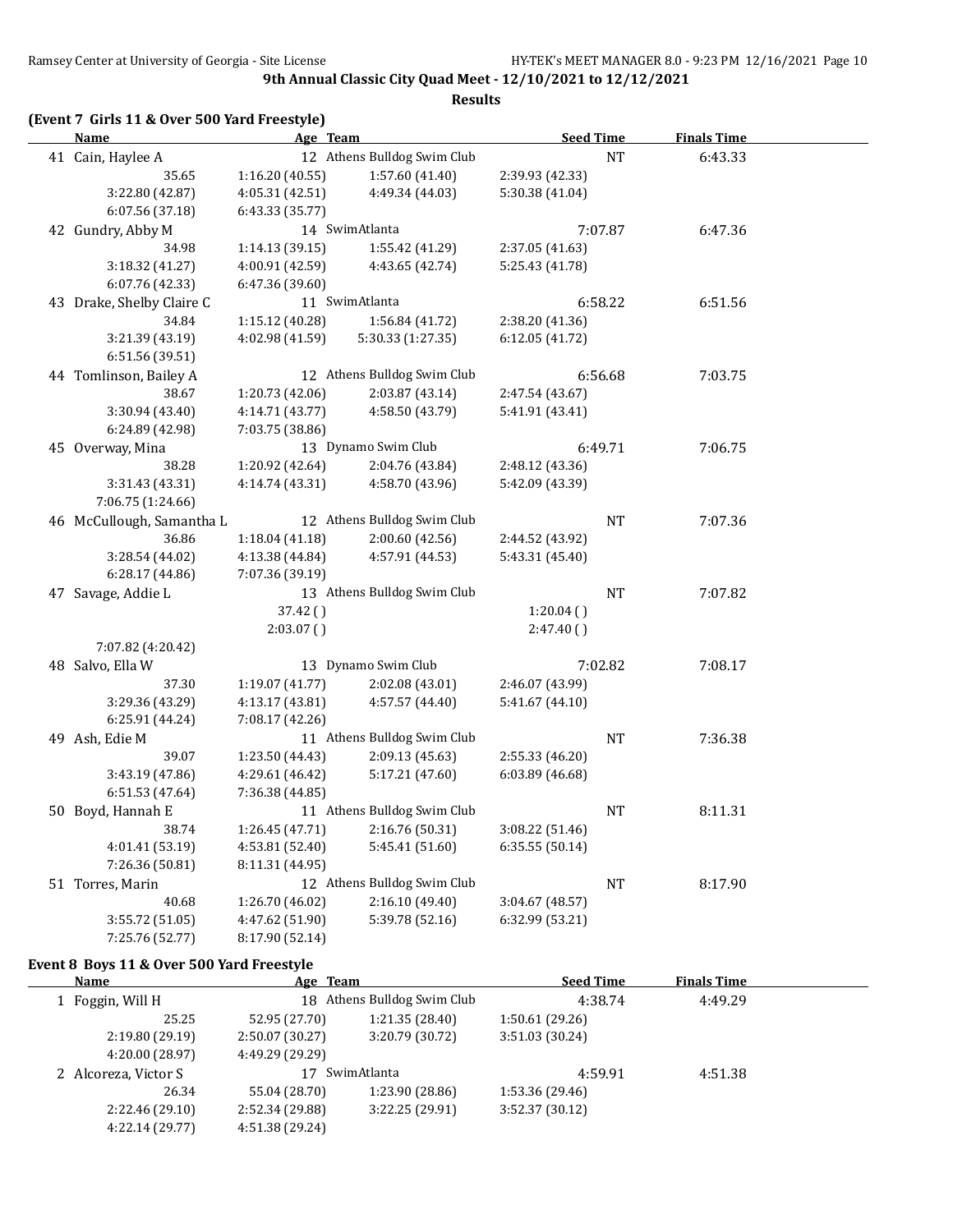**9th Annual Classic City Quad Meet - 12/10/2021 to 12/12/2021**

**Results**

### (Event 7 Girls 11 & Over 500 Yard Freestyle)

| Name | Age | Team | Seed Time | Finals Time |
|---|---|---|---|---|
| 41 Cain, Haylee A | 12 | Athens Bulldog Swim Club | NT | 6:43.33 |
| 35.65 | 1:16.20 (40.55) | 1:57.60 (41.40) | 2:39.93 (42.33) | |
| 3:22.80 (42.87) | 4:05.31 (42.51) | 4:49.34 (44.03) | 5:30.38 (41.04) | |
| 6:07.56 (37.18) | 6:43.33 (35.77) | | | |
| 42 Gundry, Abby M | 14 | SwimAtlanta | 7:07.87 | 6:47.36 |
| 34.98 | 1:14.13 (39.15) | 1:55.42 (41.29) | 2:37.05 (41.63) | |
| 3:18.32 (41.27) | 4:00.91 (42.59) | 4:43.65 (42.74) | 5:25.43 (41.78) | |
| 6:07.76 (42.33) | 6:47.36 (39.60) | | | |
| 43 Drake, Shelby Claire C | 11 | SwimAtlanta | 6:58.22 | 6:51.56 |
| 34.84 | 1:15.12 (40.28) | 1:56.84 (41.72) | 2:38.20 (41.36) | |
| 3:21.39 (43.19) | 4:02.98 (41.59) | 5:30.33 (1:27.35) | 6:12.05 (41.72) | |
| 6:51.56 (39.51) | | | | |
| 44 Tomlinson, Bailey A | 12 | Athens Bulldog Swim Club | 6:56.68 | 7:03.75 |
| 38.67 | 1:20.73 (42.06) | 2:03.87 (43.14) | 2:47.54 (43.67) | |
| 3:30.94 (43.40) | 4:14.71 (43.77) | 4:58.50 (43.79) | 5:41.91 (43.41) | |
| 6:24.89 (42.98) | 7:03.75 (38.86) | | | |
| 45 Overway, Mina | 13 | Dynamo Swim Club | 6:49.71 | 7:06.75 |
| 38.28 | 1:20.92 (42.64) | 2:04.76 (43.84) | 2:48.12 (43.36) | |
| 3:31.43 (43.31) | 4:14.74 (43.31) | 4:58.70 (43.96) | 5:42.09 (43.39) | |
| 7:06.75 (1:24.66) | | | | |
| 46 McCullough, Samantha L | 12 | Athens Bulldog Swim Club | NT | 7:07.36 |
| 36.86 | 1:18.04 (41.18) | 2:00.60 (42.56) | 2:44.52 (43.92) | |
| 3:28.54 (44.02) | 4:13.38 (44.84) | 4:57.91 (44.53) | 5:43.31 (45.40) | |
| 6:28.17 (44.86) | 7:07.36 (39.19) | | | |
| 47 Savage, Addie L | 13 | Athens Bulldog Swim Club | NT | 7:07.82 |
| | 37.42 ( ) | | 1:20.04 ( ) | |
| | 2:03.07 ( ) | | 2:47.40 ( ) | |
| 7:07.82 (4:20.42) | | | | |
| 48 Salvo, Ella W | 13 | Dynamo Swim Club | 7:02.82 | 7:08.17 |
| 37.30 | 1:19.07 (41.77) | 2:02.08 (43.01) | 2:46.07 (43.99) | |
| 3:29.36 (43.29) | 4:13.17 (43.81) | 4:57.57 (44.40) | 5:41.67 (44.10) | |
| 6:25.91 (44.24) | 7:08.17 (42.26) | | | |
| 49 Ash, Edie M | 11 | Athens Bulldog Swim Club | NT | 7:36.38 |
| 39.07 | 1:23.50 (44.43) | 2:09.13 (45.63) | 2:55.33 (46.20) | |
| 3:43.19 (47.86) | 4:29.61 (46.42) | 5:17.21 (47.60) | 6:03.89 (46.68) | |
| 6:51.53 (47.64) | 7:36.38 (44.85) | | | |
| 50 Boyd, Hannah E | 11 | Athens Bulldog Swim Club | NT | 8:11.31 |
| 38.74 | 1:26.45 (47.71) | 2:16.76 (50.31) | 3:08.22 (51.46) | |
| 4:01.41 (53.19) | 4:53.81 (52.40) | 5:45.41 (51.60) | 6:35.55 (50.14) | |
| 7:26.36 (50.81) | 8:11.31 (44.95) | | | |
| 51 Torres, Marin | 12 | Athens Bulldog Swim Club | NT | 8:17.90 |
| 40.68 | 1:26.70 (46.02) | 2:16.10 (49.40) | 3:04.67 (48.57) | |
| 3:55.72 (51.05) | 4:47.62 (51.90) | 5:39.78 (52.16) | 6:32.99 (53.21) | |
| 7:25.76 (52.77) | 8:17.90 (52.14) | | | |

### Event 8 Boys 11 & Over 500 Yard Freestyle

| Name | Age | Team | Seed Time | Finals Time |
|---|---|---|---|---|
| 1 Foggin, Will H | 18 | Athens Bulldog Swim Club | 4:38.74 | 4:49.29 |
| 25.25 | 52.95 (27.70) | 1:21.35 (28.40) | 1:50.61 (29.26) | |
| 2:19.80 (29.19) | 2:50.07 (30.27) | 3:20.79 (30.72) | 3:51.03 (30.24) | |
| 4:20.00 (28.97) | 4:49.29 (29.29) | | | |
| 2 Alcoreza, Victor S | 17 | SwimAtlanta | 4:59.91 | 4:51.38 |
| 26.34 | 55.04 (28.70) | 1:23.90 (28.86) | 1:53.36 (29.46) | |
| 2:22.46 (29.10) | 2:52.34 (29.88) | 3:22.25 (29.91) | 3:52.37 (30.12) | |
| 4:22.14 (29.77) | 4:51.38 (29.24) | | | |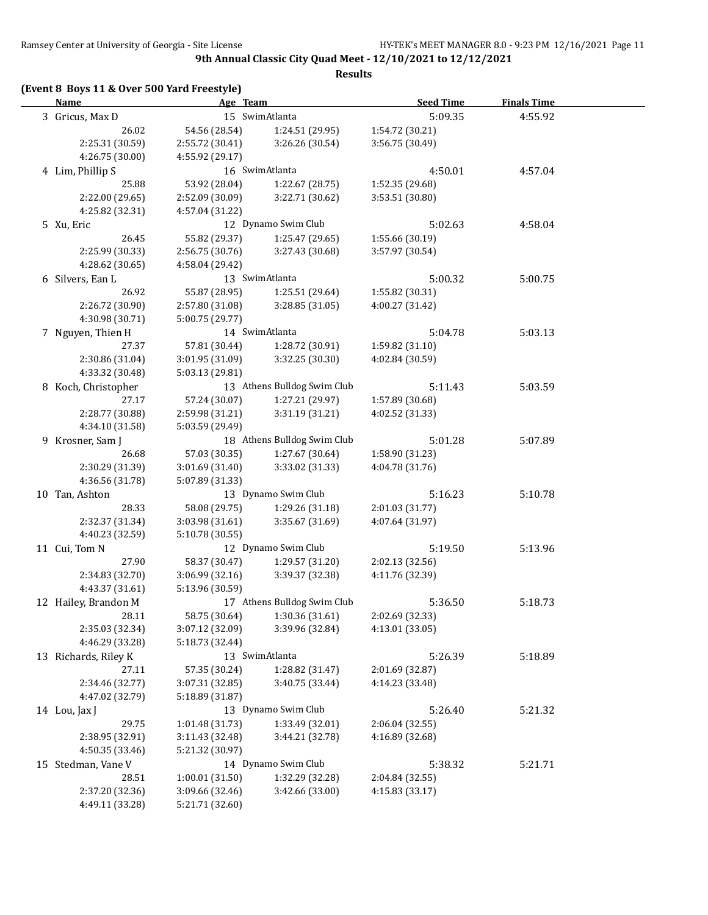**9th Annual Classic City Quad Meet - 12/10/2021 to 12/12/2021**

**Results**

### (Event 8 Boys 11 & Over 500 Yard Freestyle)

| Name | Age | Team | Seed Time | Finals Time |
|---|---|---|---|---|
| 3 Gricus, Max D | 15 | SwimAtlanta | 5:09.35 | 4:55.92 |
| 26.02 | 54.56 (28.54) | 1:24.51 (29.95) | 1:54.72 (30.21) | |
| 2:25.31 (30.59) | 2:55.72 (30.41) | 3:26.26 (30.54) | 3:56.75 (30.49) | |
| 4:26.75 (30.00) | 4:55.92 (29.17) | | | |
| 4 Lim, Phillip S | 16 | SwimAtlanta | 4:50.01 | 4:57.04 |
| 25.88 | 53.92 (28.04) | 1:22.67 (28.75) | 1:52.35 (29.68) | |
| 2:22.00 (29.65) | 2:52.09 (30.09) | 3:22.71 (30.62) | 3:53.51 (30.80) | |
| 4:25.82 (32.31) | 4:57.04 (31.22) | | | |
| 5 Xu, Eric | 12 | Dynamo Swim Club | 5:02.63 | 4:58.04 |
| 26.45 | 55.82 (29.37) | 1:25.47 (29.65) | 1:55.66 (30.19) | |
| 2:25.99 (30.33) | 2:56.75 (30.76) | 3:27.43 (30.68) | 3:57.97 (30.54) | |
| 4:28.62 (30.65) | 4:58.04 (29.42) | | | |
| 6 Silvers, Ean L | 13 | SwimAtlanta | 5:00.32 | 5:00.75 |
| 26.92 | 55.87 (28.95) | 1:25.51 (29.64) | 1:55.82 (30.31) | |
| 2:26.72 (30.90) | 2:57.80 (31.08) | 3:28.85 (31.05) | 4:00.27 (31.42) | |
| 4:30.98 (30.71) | 5:00.75 (29.77) | | | |
| 7 Nguyen, Thien H | 14 | SwimAtlanta | 5:04.78 | 5:03.13 |
| 27.37 | 57.81 (30.44) | 1:28.72 (30.91) | 1:59.82 (31.10) | |
| 2:30.86 (31.04) | 3:01.95 (31.09) | 3:32.25 (30.30) | 4:02.84 (30.59) | |
| 4:33.32 (30.48) | 5:03.13 (29.81) | | | |
| 8 Koch, Christopher | 13 | Athens Bulldog Swim Club | 5:11.43 | 5:03.59 |
| 27.17 | 57.24 (30.07) | 1:27.21 (29.97) | 1:57.89 (30.68) | |
| 2:28.77 (30.88) | 2:59.98 (31.21) | 3:31.19 (31.21) | 4:02.52 (31.33) | |
| 4:34.10 (31.58) | 5:03.59 (29.49) | | | |
| 9 Krosner, Sam J | 18 | Athens Bulldog Swim Club | 5:01.28 | 5:07.89 |
| 26.68 | 57.03 (30.35) | 1:27.67 (30.64) | 1:58.90 (31.23) | |
| 2:30.29 (31.39) | 3:01.69 (31.40) | 3:33.02 (31.33) | 4:04.78 (31.76) | |
| 4:36.56 (31.78) | 5:07.89 (31.33) | | | |
| 10 Tan, Ashton | 13 | Dynamo Swim Club | 5:16.23 | 5:10.78 |
| 28.33 | 58.08 (29.75) | 1:29.26 (31.18) | 2:01.03 (31.77) | |
| 2:32.37 (31.34) | 3:03.98 (31.61) | 3:35.67 (31.69) | 4:07.64 (31.97) | |
| 4:40.23 (32.59) | 5:10.78 (30.55) | | | |
| 11 Cui, Tom N | 12 | Dynamo Swim Club | 5:19.50 | 5:13.96 |
| 27.90 | 58.37 (30.47) | 1:29.57 (31.20) | 2:02.13 (32.56) | |
| 2:34.83 (32.70) | 3:06.99 (32.16) | 3:39.37 (32.38) | 4:11.76 (32.39) | |
| 4:43.37 (31.61) | 5:13.96 (30.59) | | | |
| 12 Hailey, Brandon M | 17 | Athens Bulldog Swim Club | 5:36.50 | 5:18.73 |
| 28.11 | 58.75 (30.64) | 1:30.36 (31.61) | 2:02.69 (32.33) | |
| 2:35.03 (32.34) | 3:07.12 (32.09) | 3:39.96 (32.84) | 4:13.01 (33.05) | |
| 4:46.29 (33.28) | 5:18.73 (32.44) | | | |
| 13 Richards, Riley K | 13 | SwimAtlanta | 5:26.39 | 5:18.89 |
| 27.11 | 57.35 (30.24) | 1:28.82 (31.47) | 2:01.69 (32.87) | |
| 2:34.46 (32.77) | 3:07.31 (32.85) | 3:40.75 (33.44) | 4:14.23 (33.48) | |
| 4:47.02 (32.79) | 5:18.89 (31.87) | | | |
| 14 Lou, Jax J | 13 | Dynamo Swim Club | 5:26.40 | 5:21.32 |
| 29.75 | 1:01.48 (31.73) | 1:33.49 (32.01) | 2:06.04 (32.55) | |
| 2:38.95 (32.91) | 3:11.43 (32.48) | 3:44.21 (32.78) | 4:16.89 (32.68) | |
| 4:50.35 (33.46) | 5:21.32 (30.97) | | | |
| 15 Stedman, Vane V | 14 | Dynamo Swim Club | 5:38.32 | 5:21.71 |
| 28.51 | 1:00.01 (31.50) | 1:32.29 (32.28) | 2:04.84 (32.55) | |
| 2:37.20 (32.36) | 3:09.66 (32.46) | 3:42.66 (33.00) | 4:15.83 (33.17) | |
| 4:49.11 (33.28) | 5:21.71 (32.60) | | | |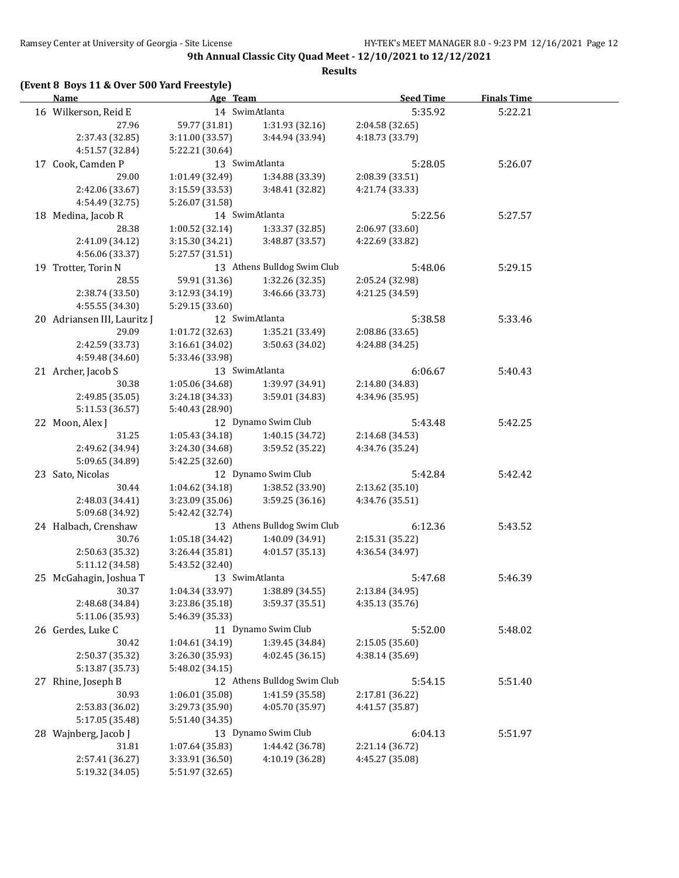**9th Annual Classic City Quad Meet - 12/10/2021 to 12/12/2021**

**Results**

**(Event 8 Boys 11 & Over 500 Yard Freestyle)**

| Name | Age | Team | Seed Time | Finals Time |
|---|---|---|---|---|
| 16 Wilkerson, Reid E | 14 | SwimAtlanta | 5:35.92 | 5:22.21 |
| 27.96 | 59.77 (31.81) | 1:31.93 (32.16) | 2:04.58 (32.65) | |
| 2:37.43 (32.85) | 3:11.00 (33.57) | 3:44.94 (33.94) | 4:18.73 (33.79) | |
| 4:51.57 (32.84) | 5:22.21 (30.64) | | | |
| 17 Cook, Camden P | 13 | SwimAtlanta | 5:28.05 | 5:26.07 |
| 29.00 | 1:01.49 (32.49) | 1:34.88 (33.39) | 2:08.39 (33.51) | |
| 2:42.06 (33.67) | 3:15.59 (33.53) | 3:48.41 (32.82) | 4:21.74 (33.33) | |
| 4:54.49 (32.75) | 5:26.07 (31.58) | | | |
| 18 Medina, Jacob R | 14 | SwimAtlanta | 5:22.56 | 5:27.57 |
| 28.38 | 1:00.52 (32.14) | 1:33.37 (32.85) | 2:06.97 (33.60) | |
| 2:41.09 (34.12) | 3:15.30 (34.21) | 3:48.87 (33.57) | 4:22.69 (33.82) | |
| 4:56.06 (33.37) | 5:27.57 (31.51) | | | |
| 19 Trotter, Torin N | 13 | Athens Bulldog Swim Club | 5:48.06 | 5:29.15 |
| 28.55 | 59.91 (31.36) | 1:32.26 (32.35) | 2:05.24 (32.98) | |
| 2:38.74 (33.50) | 3:12.93 (34.19) | 3:46.66 (33.73) | 4:21.25 (34.59) | |
| 4:55.55 (34.30) | 5:29.15 (33.60) | | | |
| 20 Adriansen III, Lauritz J | 12 | SwimAtlanta | 5:38.58 | 5:33.46 |
| 29.09 | 1:01.72 (32.63) | 1:35.21 (33.49) | 2:08.86 (33.65) | |
| 2:42.59 (33.73) | 3:16.61 (34.02) | 3:50.63 (34.02) | 4:24.88 (34.25) | |
| 4:59.48 (34.60) | 5:33.46 (33.98) | | | |
| 21 Archer, Jacob S | 13 | SwimAtlanta | 6:06.67 | 5:40.43 |
| 30.38 | 1:05.06 (34.68) | 1:39.97 (34.91) | 2:14.80 (34.83) | |
| 2:49.85 (35.05) | 3:24.18 (34.33) | 3:59.01 (34.83) | 4:34.96 (35.95) | |
| 5:11.53 (36.57) | 5:40.43 (28.90) | | | |
| 22 Moon, Alex J | 12 | Dynamo Swim Club | 5:43.48 | 5:42.25 |
| 31.25 | 1:05.43 (34.18) | 1:40.15 (34.72) | 2:14.68 (34.53) | |
| 2:49.62 (34.94) | 3:24.30 (34.68) | 3:59.52 (35.22) | 4:34.76 (35.24) | |
| 5:09.65 (34.89) | 5:42.25 (32.60) | | | |
| 23 Sato, Nicolas | 12 | Dynamo Swim Club | 5:42.84 | 5:42.42 |
| 30.44 | 1:04.62 (34.18) | 1:38.52 (33.90) | 2:13.62 (35.10) | |
| 2:48.03 (34.41) | 3:23.09 (35.06) | 3:59.25 (36.16) | 4:34.76 (35.51) | |
| 5:09.68 (34.92) | 5:42.42 (32.74) | | | |
| 24 Halbach, Crenshaw | 13 | Athens Bulldog Swim Club | 6:12.36 | 5:43.52 |
| 30.76 | 1:05.18 (34.42) | 1:40.09 (34.91) | 2:15.31 (35.22) | |
| 2:50.63 (35.32) | 3:26.44 (35.81) | 4:01.57 (35.13) | 4:36.54 (34.97) | |
| 5:11.12 (34.58) | 5:43.52 (32.40) | | | |
| 25 McGahagin, Joshua T | 13 | SwimAtlanta | 5:47.68 | 5:46.39 |
| 30.37 | 1:04.34 (33.97) | 1:38.89 (34.55) | 2:13.84 (34.95) | |
| 2:48.68 (34.84) | 3:23.86 (35.18) | 3:59.37 (35.51) | 4:35.13 (35.76) | |
| 5:11.06 (35.93) | 5:46.39 (35.33) | | | |
| 26 Gerdes, Luke C | 11 | Dynamo Swim Club | 5:52.00 | 5:48.02 |
| 30.42 | 1:04.61 (34.19) | 1:39.45 (34.84) | 2:15.05 (35.60) | |
| 2:50.37 (35.32) | 3:26.30 (35.93) | 4:02.45 (36.15) | 4:38.14 (35.69) | |
| 5:13.87 (35.73) | 5:48.02 (34.15) | | | |
| 27 Rhine, Joseph B | 12 | Athens Bulldog Swim Club | 5:54.15 | 5:51.40 |
| 30.93 | 1:06.01 (35.08) | 1:41.59 (35.58) | 2:17.81 (36.22) | |
| 2:53.83 (36.02) | 3:29.73 (35.90) | 4:05.70 (35.97) | 4:41.57 (35.87) | |
| 5:17.05 (35.48) | 5:51.40 (34.35) | | | |
| 28 Wajnberg, Jacob J | 13 | Dynamo Swim Club | 6:04.13 | 5:51.97 |
| 31.81 | 1:07.64 (35.83) | 1:44.42 (36.78) | 2:21.14 (36.72) | |
| 2:57.41 (36.27) | 3:33.91 (36.50) | 4:10.19 (36.28) | 4:45.27 (35.08) | |
| 5:19.32 (34.05) | 5:51.97 (32.65) | | | |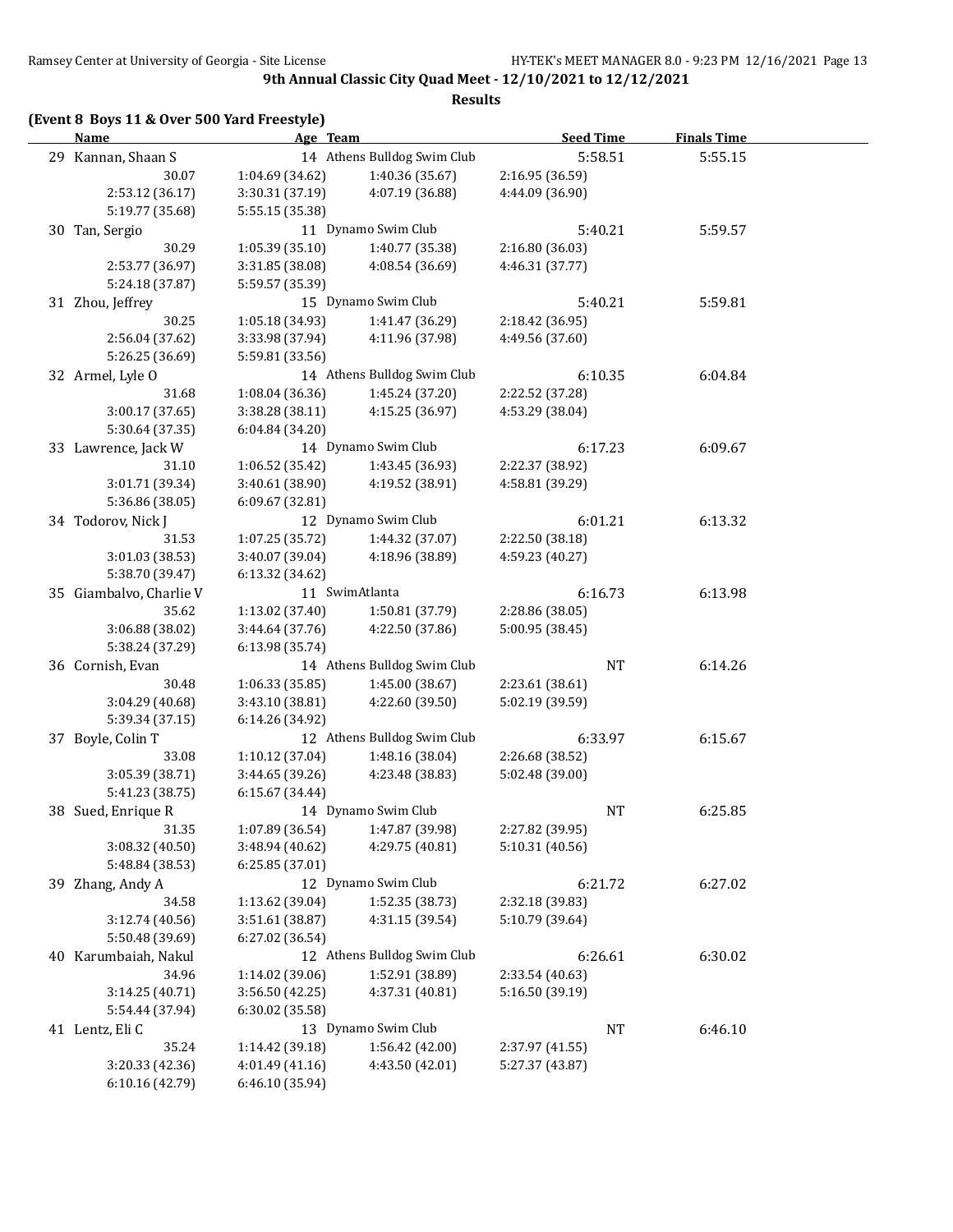# 9th Annual Classic City Quad Meet - 12/10/2021 to 12/12/2021

## Results

### (Event 8 Boys 11 & Over 500 Yard Freestyle)

| Name | Age | Team | Seed Time | Finals Time |
|---|---|---|---|---|
| 29 Kannan, Shaan S | 14 | Athens Bulldog Swim Club | 5:58.51 | 5:55.15 |
| 30.07 | 1:04.69 (34.62) | 1:40.36 (35.67) | 2:16.95 (36.59) | |
| 2:53.12 (36.17) | 3:30.31 (37.19) | 4:07.19 (36.88) | 4:44.09 (36.90) | |
| 5:19.77 (35.68) | 5:55.15 (35.38) | | | |
| 30 Tan, Sergio | 11 | Dynamo Swim Club | 5:40.21 | 5:59.57 |
| 30.29 | 1:05.39 (35.10) | 1:40.77 (35.38) | 2:16.80 (36.03) | |
| 2:53.77 (36.97) | 3:31.85 (38.08) | 4:08.54 (36.69) | 4:46.31 (37.77) | |
| 5:24.18 (37.87) | 5:59.57 (35.39) | | | |
| 31 Zhou, Jeffrey | 15 | Dynamo Swim Club | 5:40.21 | 5:59.81 |
| 30.25 | 1:05.18 (34.93) | 1:41.47 (36.29) | 2:18.42 (36.95) | |
| 2:56.04 (37.62) | 3:33.98 (37.94) | 4:11.96 (37.98) | 4:49.56 (37.60) | |
| 5:26.25 (36.69) | 5:59.81 (33.56) | | | |
| 32 Armel, Lyle O | 14 | Athens Bulldog Swim Club | 6:10.35 | 6:04.84 |
| 31.68 | 1:08.04 (36.36) | 1:45.24 (37.20) | 2:22.52 (37.28) | |
| 3:00.17 (37.65) | 3:38.28 (38.11) | 4:15.25 (36.97) | 4:53.29 (38.04) | |
| 5:30.64 (37.35) | 6:04.84 (34.20) | | | |
| 33 Lawrence, Jack W | 14 | Dynamo Swim Club | 6:17.23 | 6:09.67 |
| 31.10 | 1:06.52 (35.42) | 1:43.45 (36.93) | 2:22.37 (38.92) | |
| 3:01.71 (39.34) | 3:40.61 (38.90) | 4:19.52 (38.91) | 4:58.81 (39.29) | |
| 5:36.86 (38.05) | 6:09.67 (32.81) | | | |
| 34 Todorov, Nick J | 12 | Dynamo Swim Club | 6:01.21 | 6:13.32 |
| 31.53 | 1:07.25 (35.72) | 1:44.32 (37.07) | 2:22.50 (38.18) | |
| 3:01.03 (38.53) | 3:40.07 (39.04) | 4:18.96 (38.89) | 4:59.23 (40.27) | |
| 5:38.70 (39.47) | 6:13.32 (34.62) | | | |
| 35 Giambalvo, Charlie V | 11 | SwimAtlanta | 6:16.73 | 6:13.98 |
| 35.62 | 1:13.02 (37.40) | 1:50.81 (37.79) | 2:28.86 (38.05) | |
| 3:06.88 (38.02) | 3:44.64 (37.76) | 4:22.50 (37.86) | 5:00.95 (38.45) | |
| 5:38.24 (37.29) | 6:13.98 (35.74) | | | |
| 36 Cornish, Evan | 14 | Athens Bulldog Swim Club | NT | 6:14.26 |
| 30.48 | 1:06.33 (35.85) | 1:45.00 (38.67) | 2:23.61 (38.61) | |
| 3:04.29 (40.68) | 3:43.10 (38.81) | 4:22.60 (39.50) | 5:02.19 (39.59) | |
| 5:39.34 (37.15) | 6:14.26 (34.92) | | | |
| 37 Boyle, Colin T | 12 | Athens Bulldog Swim Club | 6:33.97 | 6:15.67 |
| 33.08 | 1:10.12 (37.04) | 1:48.16 (38.04) | 2:26.68 (38.52) | |
| 3:05.39 (38.71) | 3:44.65 (39.26) | 4:23.48 (38.83) | 5:02.48 (39.00) | |
| 5:41.23 (38.75) | 6:15.67 (34.44) | | | |
| 38 Sued, Enrique R | 14 | Dynamo Swim Club | NT | 6:25.85 |
| 31.35 | 1:07.89 (36.54) | 1:47.87 (39.98) | 2:27.82 (39.95) | |
| 3:08.32 (40.50) | 3:48.94 (40.62) | 4:29.75 (40.81) | 5:10.31 (40.56) | |
| 5:48.84 (38.53) | 6:25.85 (37.01) | | | |
| 39 Zhang, Andy A | 12 | Dynamo Swim Club | 6:21.72 | 6:27.02 |
| 34.58 | 1:13.62 (39.04) | 1:52.35 (38.73) | 2:32.18 (39.83) | |
| 3:12.74 (40.56) | 3:51.61 (38.87) | 4:31.15 (39.54) | 5:10.79 (39.64) | |
| 5:50.48 (39.69) | 6:27.02 (36.54) | | | |
| 40 Karumbaiah, Nakul | 12 | Athens Bulldog Swim Club | 6:26.61 | 6:30.02 |
| 34.96 | 1:14.02 (39.06) | 1:52.91 (38.89) | 2:33.54 (40.63) | |
| 3:14.25 (40.71) | 3:56.50 (42.25) | 4:37.31 (40.81) | 5:16.50 (39.19) | |
| 5:54.44 (37.94) | 6:30.02 (35.58) | | | |
| 41 Lentz, Eli C | 13 | Dynamo Swim Club | NT | 6:46.10 |
| 35.24 | 1:14.42 (39.18) | 1:56.42 (42.00) | 2:37.97 (41.55) | |
| 3:20.33 (42.36) | 4:01.49 (41.16) | 4:43.50 (42.01) | 5:27.37 (43.87) | |
| 6:10.16 (42.79) | 6:46.10 (35.94) | | | |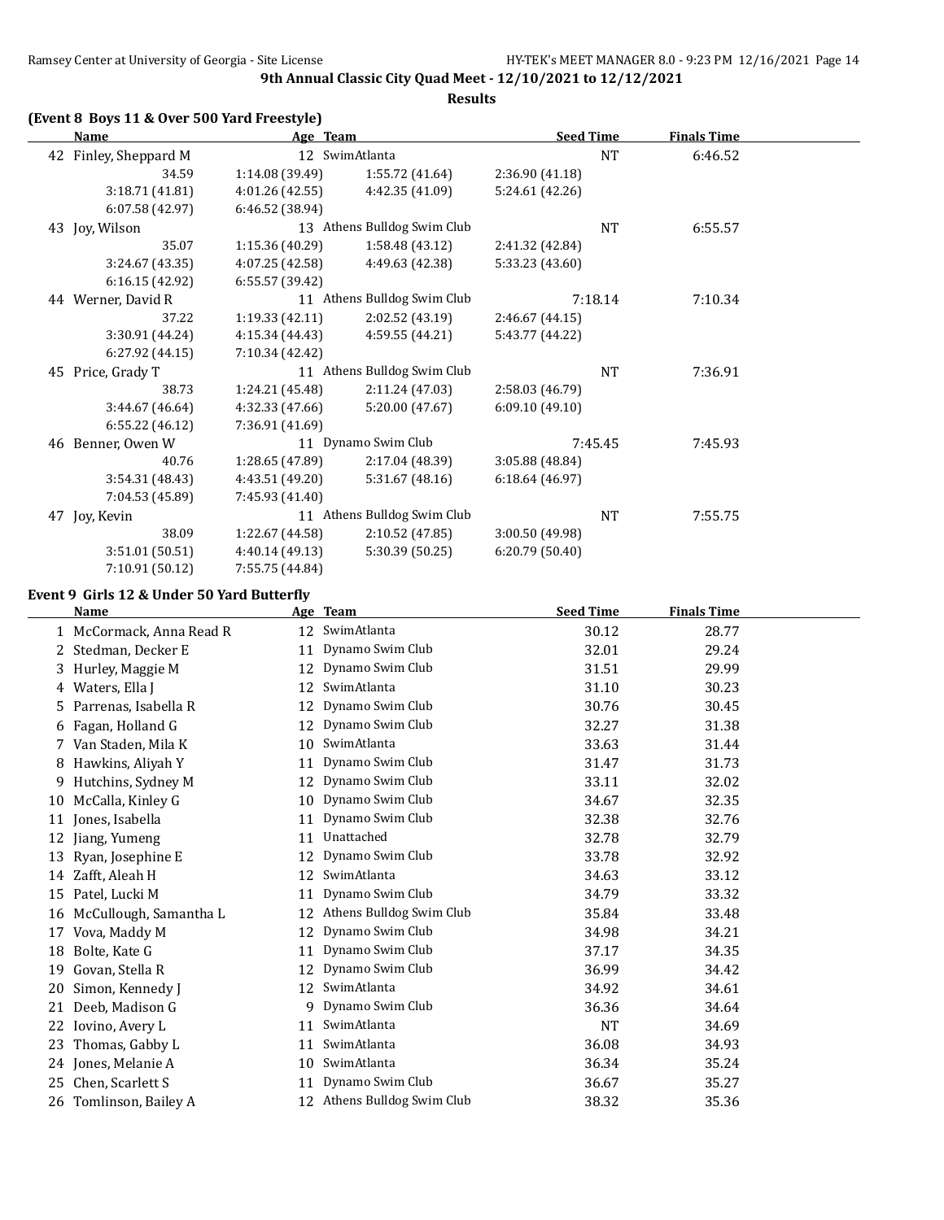9th Annual Classic City Quad Meet - 12/10/2021 to 12/12/2021

**Results**

### (Event 8 Boys 11 & Over 500 Yard Freestyle)

| | Name | Age | Team | Seed Time | Finals Time |
|---|---|---|---|---|---|
| 42 | Finley, Sheppard M | 12 | SwimAtlanta | NT | 6:46.52 |
| | 34.59 | 1:14.08 (39.49) | 1:55.72 (41.64) | 2:36.90 (41.18) | |
| | 3:18.71 (41.81) | 4:01.26 (42.55) | 4:42.35 (41.09) | 5:24.61 (42.26) | |
| | 6:07.58 (42.97) | 6:46.52 (38.94) | | | |
| 43 | Joy, Wilson | 13 | Athens Bulldog Swim Club | NT | 6:55.57 |
| | 35.07 | 1:15.36 (40.29) | 1:58.48 (43.12) | 2:41.32 (42.84) | |
| | 3:24.67 (43.35) | 4:07.25 (42.58) | 4:49.63 (42.38) | 5:33.23 (43.60) | |
| | 6:16.15 (42.92) | 6:55.57 (39.42) | | | |
| 44 | Werner, David R | 11 | Athens Bulldog Swim Club | 7:18.14 | 7:10.34 |
| | 37.22 | 1:19.33 (42.11) | 2:02.52 (43.19) | 2:46.67 (44.15) | |
| | 3:30.91 (44.24) | 4:15.34 (44.43) | 4:59.55 (44.21) | 5:43.77 (44.22) | |
| | 6:27.92 (44.15) | 7:10.34 (42.42) | | | |
| 45 | Price, Grady T | 11 | Athens Bulldog Swim Club | NT | 7:36.91 |
| | 38.73 | 1:24.21 (45.48) | 2:11.24 (47.03) | 2:58.03 (46.79) | |
| | 3:44.67 (46.64) | 4:32.33 (47.66) | 5:20.00 (47.67) | 6:09.10 (49.10) | |
| | 6:55.22 (46.12) | 7:36.91 (41.69) | | | |
| 46 | Benner, Owen W | 11 | Dynamo Swim Club | 7:45.45 | 7:45.93 |
| | 40.76 | 1:28.65 (47.89) | 2:17.04 (48.39) | 3:05.88 (48.84) | |
| | 3:54.31 (48.43) | 4:43.51 (49.20) | 5:31.67 (48.16) | 6:18.64 (46.97) | |
| | 7:04.53 (45.89) | 7:45.93 (41.40) | | | |
| 47 | Joy, Kevin | 11 | Athens Bulldog Swim Club | NT | 7:55.75 |
| | 38.09 | 1:22.67 (44.58) | 2:10.52 (47.85) | 3:00.50 (49.98) | |
| | 3:51.01 (50.51) | 4:40.14 (49.13) | 5:30.39 (50.25) | 6:20.79 (50.40) | |
| | 7:10.91 (50.12) | 7:55.75 (44.84) | | | |

### Event 9 Girls 12 & Under 50 Yard Butterfly

| | Name | Age | Team | Seed Time | Finals Time |
|---|---|---|---|---|---|
| 1 | McCormack, Anna Read R | 12 | SwimAtlanta | 30.12 | 28.77 |
| 2 | Stedman, Decker E | 11 | Dynamo Swim Club | 32.01 | 29.24 |
| 3 | Hurley, Maggie M | 12 | Dynamo Swim Club | 31.51 | 29.99 |
| 4 | Waters, Ella J | 12 | SwimAtlanta | 31.10 | 30.23 |
| 5 | Parrenas, Isabella R | 12 | Dynamo Swim Club | 30.76 | 30.45 |
| 6 | Fagan, Holland G | 12 | Dynamo Swim Club | 32.27 | 31.38 |
| 7 | Van Staden, Mila K | 10 | SwimAtlanta | 33.63 | 31.44 |
| 8 | Hawkins, Aliyah Y | 11 | Dynamo Swim Club | 31.47 | 31.73 |
| 9 | Hutchins, Sydney M | 12 | Dynamo Swim Club | 33.11 | 32.02 |
| 10 | McCalla, Kinley G | 10 | Dynamo Swim Club | 34.67 | 32.35 |
| 11 | Jones, Isabella | 11 | Dynamo Swim Club | 32.38 | 32.76 |
| 12 | Jiang, Yumeng | 11 | Unattached | 32.78 | 32.79 |
| 13 | Ryan, Josephine E | 12 | Dynamo Swim Club | 33.78 | 32.92 |
| 14 | Zafft, Aleah H | 12 | SwimAtlanta | 34.63 | 33.12 |
| 15 | Patel, Lucki M | 11 | Dynamo Swim Club | 34.79 | 33.32 |
| 16 | McCullough, Samantha L | 12 | Athens Bulldog Swim Club | 35.84 | 33.48 |
| 17 | Vova, Maddy M | 12 | Dynamo Swim Club | 34.98 | 34.21 |
| 18 | Bolte, Kate G | 11 | Dynamo Swim Club | 37.17 | 34.35 |
| 19 | Govan, Stella R | 12 | Dynamo Swim Club | 36.99 | 34.42 |
| 20 | Simon, Kennedy J | 12 | SwimAtlanta | 34.92 | 34.61 |
| 21 | Deeb, Madison G | 9 | Dynamo Swim Club | 36.36 | 34.64 |
| 22 | Iovino, Avery L | 11 | SwimAtlanta | NT | 34.69 |
| 23 | Thomas, Gabby L | 11 | SwimAtlanta | 36.08 | 34.93 |
| 24 | Jones, Melanie A | 10 | SwimAtlanta | 36.34 | 35.24 |
| 25 | Chen, Scarlett S | 11 | Dynamo Swim Club | 36.67 | 35.27 |
| 26 | Tomlinson, Bailey A | 12 | Athens Bulldog Swim Club | 38.32 | 35.36 |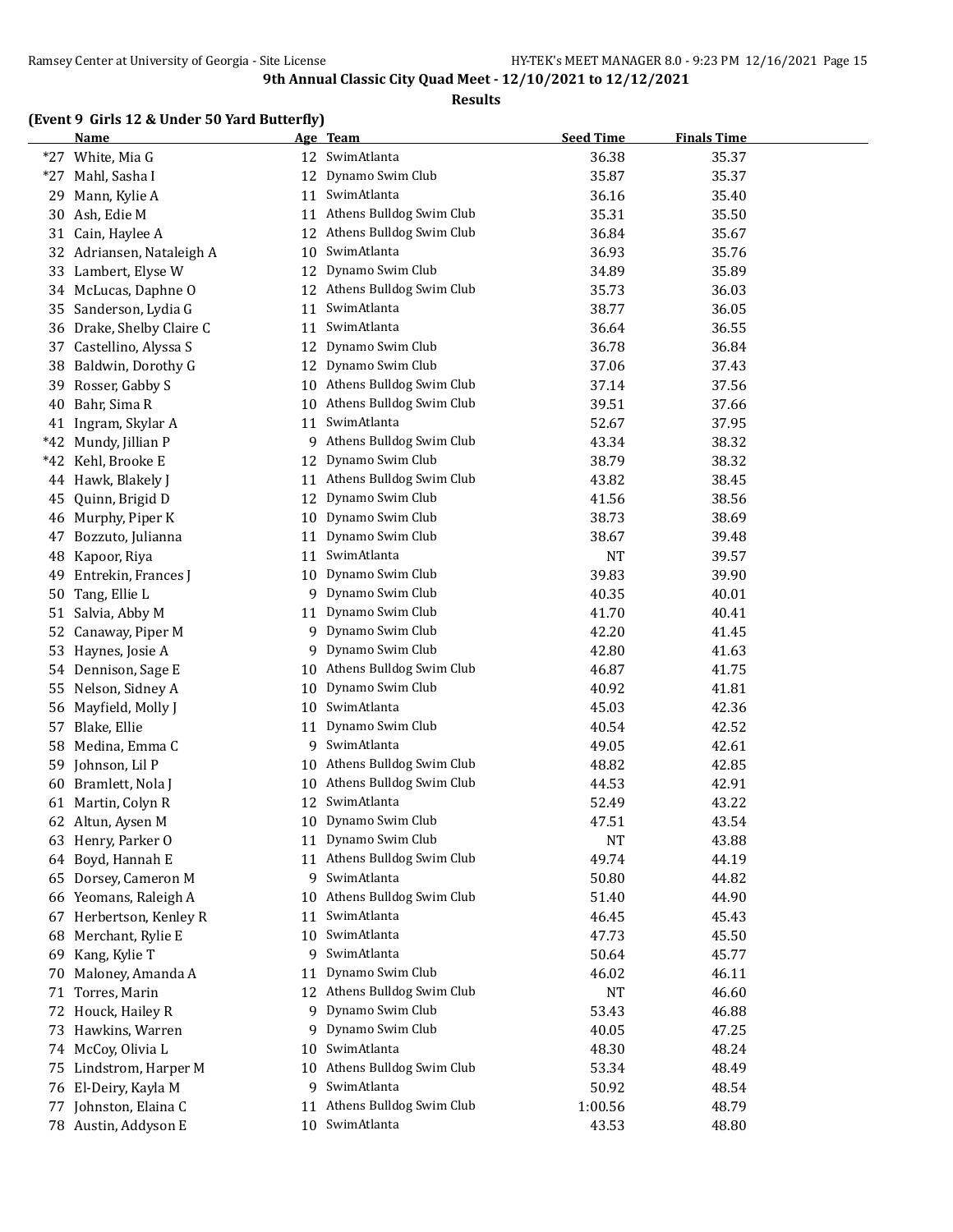9th Annual Classic City Quad Meet - 12/10/2021 to 12/12/2021

**Results**

### (Event 9 Girls 12 & Under 50 Yard Butterfly)

| | Name | Age | Team | Seed Time | Finals Time |
|---|---|---|---|---|---|
| *27 | White, Mia G | 12 | SwimAtlanta | 36.38 | 35.37 |
| *27 | Mahl, Sasha I | 12 | Dynamo Swim Club | 35.87 | 35.37 |
| 29 | Mann, Kylie A | 11 | SwimAtlanta | 36.16 | 35.40 |
| 30 | Ash, Edie M | 11 | Athens Bulldog Swim Club | 35.31 | 35.50 |
| 31 | Cain, Haylee A | 12 | Athens Bulldog Swim Club | 36.84 | 35.67 |
| 32 | Adriansen, Nataleigh A | 10 | SwimAtlanta | 36.93 | 35.76 |
| 33 | Lambert, Elyse W | 12 | Dynamo Swim Club | 34.89 | 35.89 |
| 34 | McLucas, Daphne O | 12 | Athens Bulldog Swim Club | 35.73 | 36.03 |
| 35 | Sanderson, Lydia G | 11 | SwimAtlanta | 38.77 | 36.05 |
| 36 | Drake, Shelby Claire C | 11 | SwimAtlanta | 36.64 | 36.55 |
| 37 | Castellino, Alyssa S | 12 | Dynamo Swim Club | 36.78 | 36.84 |
| 38 | Baldwin, Dorothy G | 12 | Dynamo Swim Club | 37.06 | 37.43 |
| 39 | Rosser, Gabby S | 10 | Athens Bulldog Swim Club | 37.14 | 37.56 |
| 40 | Bahr, Sima R | 10 | Athens Bulldog Swim Club | 39.51 | 37.66 |
| 41 | Ingram, Skylar A | 11 | SwimAtlanta | 52.67 | 37.95 |
| *42 | Mundy, Jillian P | 9 | Athens Bulldog Swim Club | 43.34 | 38.32 |
| *42 | Kehl, Brooke E | 12 | Dynamo Swim Club | 38.79 | 38.32 |
| 44 | Hawk, Blakely J | 11 | Athens Bulldog Swim Club | 43.82 | 38.45 |
| 45 | Quinn, Brigid D | 12 | Dynamo Swim Club | 41.56 | 38.56 |
| 46 | Murphy, Piper K | 10 | Dynamo Swim Club | 38.73 | 38.69 |
| 47 | Bozzuto, Julianna | 11 | Dynamo Swim Club | 38.67 | 39.48 |
| 48 | Kapoor, Riya | 11 | SwimAtlanta | NT | 39.57 |
| 49 | Entrekin, Frances J | 10 | Dynamo Swim Club | 39.83 | 39.90 |
| 50 | Tang, Ellie L | 9 | Dynamo Swim Club | 40.35 | 40.01 |
| 51 | Salvia, Abby M | 11 | Dynamo Swim Club | 41.70 | 40.41 |
| 52 | Canaway, Piper M | 9 | Dynamo Swim Club | 42.20 | 41.45 |
| 53 | Haynes, Josie A | 9 | Dynamo Swim Club | 42.80 | 41.63 |
| 54 | Dennison, Sage E | 10 | Athens Bulldog Swim Club | 46.87 | 41.75 |
| 55 | Nelson, Sidney A | 10 | Dynamo Swim Club | 40.92 | 41.81 |
| 56 | Mayfield, Molly J | 10 | SwimAtlanta | 45.03 | 42.36 |
| 57 | Blake, Ellie | 11 | Dynamo Swim Club | 40.54 | 42.52 |
| 58 | Medina, Emma C | 9 | SwimAtlanta | 49.05 | 42.61 |
| 59 | Johnson, Lil P | 10 | Athens Bulldog Swim Club | 48.82 | 42.85 |
| 60 | Bramlett, Nola J | 10 | Athens Bulldog Swim Club | 44.53 | 42.91 |
| 61 | Martin, Colyn R | 12 | SwimAtlanta | 52.49 | 43.22 |
| 62 | Altun, Aysen M | 10 | Dynamo Swim Club | 47.51 | 43.54 |
| 63 | Henry, Parker O | 11 | Dynamo Swim Club | NT | 43.88 |
| 64 | Boyd, Hannah E | 11 | Athens Bulldog Swim Club | 49.74 | 44.19 |
| 65 | Dorsey, Cameron M | 9 | SwimAtlanta | 50.80 | 44.82 |
| 66 | Yeomans, Raleigh A | 10 | Athens Bulldog Swim Club | 51.40 | 44.90 |
| 67 | Herbertson, Kenley R | 11 | SwimAtlanta | 46.45 | 45.43 |
| 68 | Merchant, Rylie E | 10 | SwimAtlanta | 47.73 | 45.50 |
| 69 | Kang, Kylie T | 9 | SwimAtlanta | 50.64 | 45.77 |
| 70 | Maloney, Amanda A | 11 | Dynamo Swim Club | 46.02 | 46.11 |
| 71 | Torres, Marin | 12 | Athens Bulldog Swim Club | NT | 46.60 |
| 72 | Houck, Hailey R | 9 | Dynamo Swim Club | 53.43 | 46.88 |
| 73 | Hawkins, Warren | 9 | Dynamo Swim Club | 40.05 | 47.25 |
| 74 | McCoy, Olivia L | 10 | SwimAtlanta | 48.30 | 48.24 |
| 75 | Lindstrom, Harper M | 10 | Athens Bulldog Swim Club | 53.34 | 48.49 |
| 76 | El-Deiry, Kayla M | 9 | SwimAtlanta | 50.92 | 48.54 |
| 77 | Johnston, Elaina C | 11 | Athens Bulldog Swim Club | 1:00.56 | 48.79 |
| 78 | Austin, Addyson E | 10 | SwimAtlanta | 43.53 | 48.80 |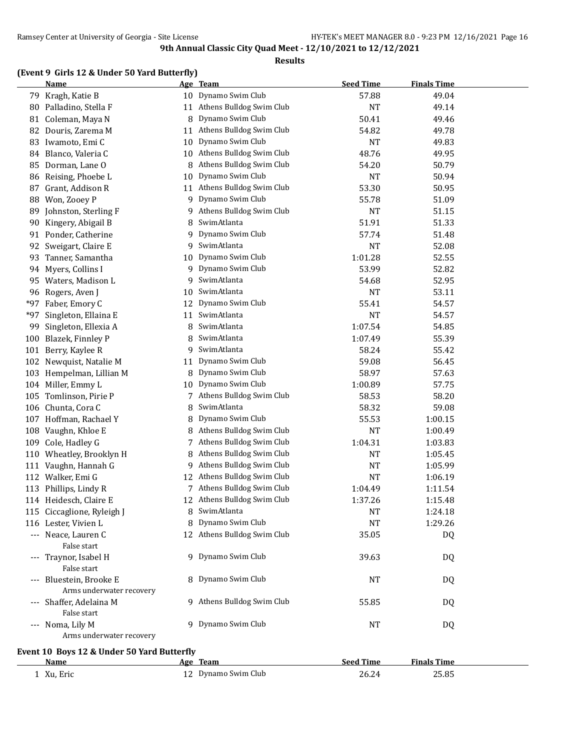## 9th Annual Classic City Quad Meet - 12/10/2021 to 12/12/2021

**Results**

### (Event 9 Girls 12 & Under 50 Yard Butterfly)

| | Name | Age | Team | Seed Time | Finals Time |
|---|---|---|---|---|---|
| 79 | Kragh, Katie B | 10 | Dynamo Swim Club | 57.88 | 49.04 |
| 80 | Palladino, Stella F | 11 | Athens Bulldog Swim Club | NT | 49.14 |
| 81 | Coleman, Maya N | 8 | Dynamo Swim Club | 50.41 | 49.46 |
| 82 | Douris, Zarema M | 11 | Athens Bulldog Swim Club | 54.82 | 49.78 |
| 83 | Iwamoto, Emi C | 10 | Dynamo Swim Club | NT | 49.83 |
| 84 | Blanco, Valeria C | 10 | Athens Bulldog Swim Club | 48.76 | 49.95 |
| 85 | Dorman, Lane O | 8 | Athens Bulldog Swim Club | 54.20 | 50.79 |
| 86 | Reising, Phoebe L | 10 | Dynamo Swim Club | NT | 50.94 |
| 87 | Grant, Addison R | 11 | Athens Bulldog Swim Club | 53.30 | 50.95 |
| 88 | Won, Zooey P | 9 | Dynamo Swim Club | 55.78 | 51.09 |
| 89 | Johnston, Sterling F | 9 | Athens Bulldog Swim Club | NT | 51.15 |
| 90 | Kingery, Abigail B | 8 | SwimAtlanta | 51.91 | 51.33 |
| 91 | Ponder, Catherine | 9 | Dynamo Swim Club | 57.74 | 51.48 |
| 92 | Sweigart, Claire E | 9 | SwimAtlanta | NT | 52.08 |
| 93 | Tanner, Samantha | 10 | Dynamo Swim Club | 1:01.28 | 52.55 |
| 94 | Myers, Collins I | 9 | Dynamo Swim Club | 53.99 | 52.82 |
| 95 | Waters, Madison L | 9 | SwimAtlanta | 54.68 | 52.95 |
| 96 | Rogers, Aven J | 10 | SwimAtlanta | NT | 53.11 |
| *97 | Faber, Emory C | 12 | Dynamo Swim Club | 55.41 | 54.57 |
| *97 | Singleton, Ellaina E | 11 | SwimAtlanta | NT | 54.57 |
| 99 | Singleton, Ellexia A | 8 | SwimAtlanta | 1:07.54 | 54.85 |
| 100 | Blazek, Finnley P | 8 | SwimAtlanta | 1:07.49 | 55.39 |
| 101 | Berry, Kaylee R | 9 | SwimAtlanta | 58.24 | 55.42 |
| 102 | Newquist, Natalie M | 11 | Dynamo Swim Club | 59.08 | 56.45 |
| 103 | Hempelman, Lillian M | 8 | Dynamo Swim Club | 58.97 | 57.63 |
| 104 | Miller, Emmy L | 10 | Dynamo Swim Club | 1:00.89 | 57.75 |
| 105 | Tomlinson, Pirie P | 7 | Athens Bulldog Swim Club | 58.53 | 58.20 |
| 106 | Chunta, Cora C | 8 | SwimAtlanta | 58.32 | 59.08 |
| 107 | Hoffman, Rachael Y | 8 | Dynamo Swim Club | 55.53 | 1:00.15 |
| 108 | Vaughn, Khloe E | 8 | Athens Bulldog Swim Club | NT | 1:00.49 |
| 109 | Cole, Hadley G | 7 | Athens Bulldog Swim Club | 1:04.31 | 1:03.83 |
| 110 | Wheatley, Brooklyn H | 8 | Athens Bulldog Swim Club | NT | 1:05.45 |
| 111 | Vaughn, Hannah G | 9 | Athens Bulldog Swim Club | NT | 1:05.99 |
| 112 | Walker, Emi G | 12 | Athens Bulldog Swim Club | NT | 1:06.19 |
| 113 | Phillips, Lindy R | 7 | Athens Bulldog Swim Club | 1:04.49 | 1:11.54 |
| 114 | Heidesch, Claire E | 12 | Athens Bulldog Swim Club | 1:37.26 | 1:15.48 |
| 115 | Ciccaglione, Ryleigh J | 8 | SwimAtlanta | NT | 1:24.18 |
| 116 | Lester, Vivien L | 8 | Dynamo Swim Club | NT | 1:29.26 |
| --- | Neace, Lauren C<br>False start | 12 | Athens Bulldog Swim Club | 35.05 | DQ |
| --- | Traynor, Isabel H<br>False start | 9 | Dynamo Swim Club | 39.63 | DQ |
| --- | Bluestein, Brooke E<br>Arms underwater recovery | 8 | Dynamo Swim Club | NT | DQ |
| --- | Shaffer, Adelaina M<br>False start | 9 | Athens Bulldog Swim Club | 55.85 | DQ |
| --- | Noma, Lily M<br>Arms underwater recovery | 9 | Dynamo Swim Club | NT | DQ |

### Event 10 Boys 12 & Under 50 Yard Butterfly

| | Name | Age | Team | Seed Time | Finals Time |
|---|---|---|---|---|---|
| 1 | Xu, Eric | 12 | Dynamo Swim Club | 26.24 | 25.85 |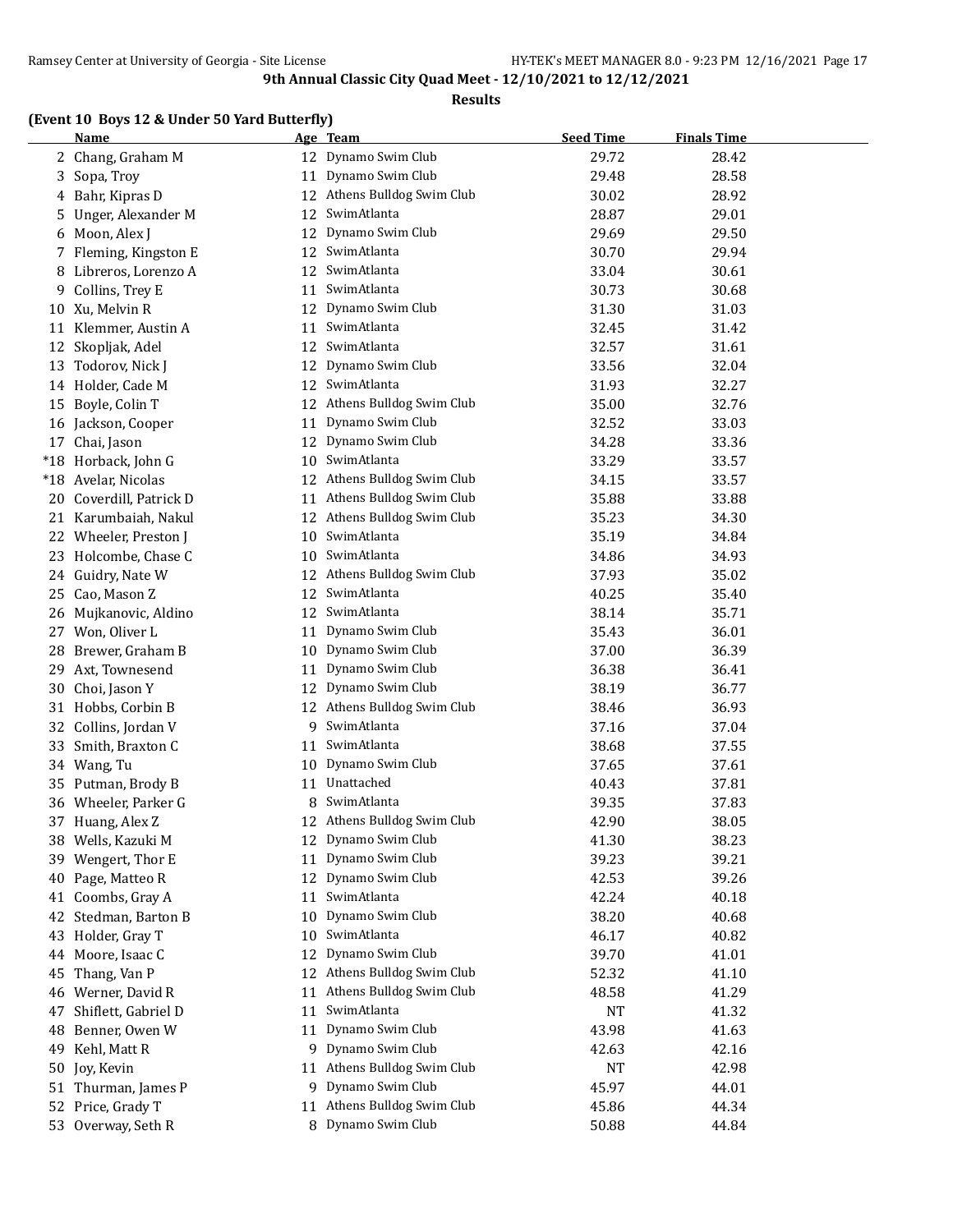**9th Annual Classic City Quad Meet - 12/10/2021 to 12/12/2021**

**Results**

**(Event 10 Boys 12 & Under 50 Yard Butterfly)**

| | Name | Age | Team | Seed Time | Finals Time |
|---|---|---|---|---|---|
| 2 | Chang, Graham M | 12 | Dynamo Swim Club | 29.72 | 28.42 |
| 3 | Sopa, Troy | 11 | Dynamo Swim Club | 29.48 | 28.58 |
| 4 | Bahr, Kipras D | 12 | Athens Bulldog Swim Club | 30.02 | 28.92 |
| 5 | Unger, Alexander M | 12 | SwimAtlanta | 28.87 | 29.01 |
| 6 | Moon, Alex J | 12 | Dynamo Swim Club | 29.69 | 29.50 |
| 7 | Fleming, Kingston E | 12 | SwimAtlanta | 30.70 | 29.94 |
| 8 | Libreros, Lorenzo A | 12 | SwimAtlanta | 33.04 | 30.61 |
| 9 | Collins, Trey E | 11 | SwimAtlanta | 30.73 | 30.68 |
| 10 | Xu, Melvin R | 12 | Dynamo Swim Club | 31.30 | 31.03 |
| 11 | Klemmer, Austin A | 11 | SwimAtlanta | 32.45 | 31.42 |
| 12 | Skopljak, Adel | 12 | SwimAtlanta | 32.57 | 31.61 |
| 13 | Todorov, Nick J | 12 | Dynamo Swim Club | 33.56 | 32.04 |
| 14 | Holder, Cade M | 12 | SwimAtlanta | 31.93 | 32.27 |
| 15 | Boyle, Colin T | 12 | Athens Bulldog Swim Club | 35.00 | 32.76 |
| 16 | Jackson, Cooper | 11 | Dynamo Swim Club | 32.52 | 33.03 |
| 17 | Chai, Jason | 12 | Dynamo Swim Club | 34.28 | 33.36 |
| *18 | Horback, John G | 10 | SwimAtlanta | 33.29 | 33.57 |
| *18 | Avelar, Nicolas | 12 | Athens Bulldog Swim Club | 34.15 | 33.57 |
| 20 | Coverdill, Patrick D | 11 | Athens Bulldog Swim Club | 35.88 | 33.88 |
| 21 | Karumbaiah, Nakul | 12 | Athens Bulldog Swim Club | 35.23 | 34.30 |
| 22 | Wheeler, Preston J | 10 | SwimAtlanta | 35.19 | 34.84 |
| 23 | Holcombe, Chase C | 10 | SwimAtlanta | 34.86 | 34.93 |
| 24 | Guidry, Nate W | 12 | Athens Bulldog Swim Club | 37.93 | 35.02 |
| 25 | Cao, Mason Z | 12 | SwimAtlanta | 40.25 | 35.40 |
| 26 | Mujkanovic, Aldino | 12 | SwimAtlanta | 38.14 | 35.71 |
| 27 | Won, Oliver L | 11 | Dynamo Swim Club | 35.43 | 36.01 |
| 28 | Brewer, Graham B | 10 | Dynamo Swim Club | 37.00 | 36.39 |
| 29 | Axt, Townesend | 11 | Dynamo Swim Club | 36.38 | 36.41 |
| 30 | Choi, Jason Y | 12 | Dynamo Swim Club | 38.19 | 36.77 |
| 31 | Hobbs, Corbin B | 12 | Athens Bulldog Swim Club | 38.46 | 36.93 |
| 32 | Collins, Jordan V | 9 | SwimAtlanta | 37.16 | 37.04 |
| 33 | Smith, Braxton C | 11 | SwimAtlanta | 38.68 | 37.55 |
| 34 | Wang, Tu | 10 | Dynamo Swim Club | 37.65 | 37.61 |
| 35 | Putman, Brody B | 11 | Unattached | 40.43 | 37.81 |
| 36 | Wheeler, Parker G | 8 | SwimAtlanta | 39.35 | 37.83 |
| 37 | Huang, Alex Z | 12 | Athens Bulldog Swim Club | 42.90 | 38.05 |
| 38 | Wells, Kazuki M | 12 | Dynamo Swim Club | 41.30 | 38.23 |
| 39 | Wengert, Thor E | 11 | Dynamo Swim Club | 39.23 | 39.21 |
| 40 | Page, Matteo R | 12 | Dynamo Swim Club | 42.53 | 39.26 |
| 41 | Coombs, Gray A | 11 | SwimAtlanta | 42.24 | 40.18 |
| 42 | Stedman, Barton B | 10 | Dynamo Swim Club | 38.20 | 40.68 |
| 43 | Holder, Gray T | 10 | SwimAtlanta | 46.17 | 40.82 |
| 44 | Moore, Isaac C | 12 | Dynamo Swim Club | 39.70 | 41.01 |
| 45 | Thang, Van P | 12 | Athens Bulldog Swim Club | 52.32 | 41.10 |
| 46 | Werner, David R | 11 | Athens Bulldog Swim Club | 48.58 | 41.29 |
| 47 | Shiflett, Gabriel D | 11 | SwimAtlanta | NT | 41.32 |
| 48 | Benner, Owen W | 11 | Dynamo Swim Club | 43.98 | 41.63 |
| 49 | Kehl, Matt R | 9 | Dynamo Swim Club | 42.63 | 42.16 |
| 50 | Joy, Kevin | 11 | Athens Bulldog Swim Club | NT | 42.98 |
| 51 | Thurman, James P | 9 | Dynamo Swim Club | 45.97 | 44.01 |
| 52 | Price, Grady T | 11 | Athens Bulldog Swim Club | 45.86 | 44.34 |
| 53 | Overway, Seth R | 8 | Dynamo Swim Club | 50.88 | 44.84 |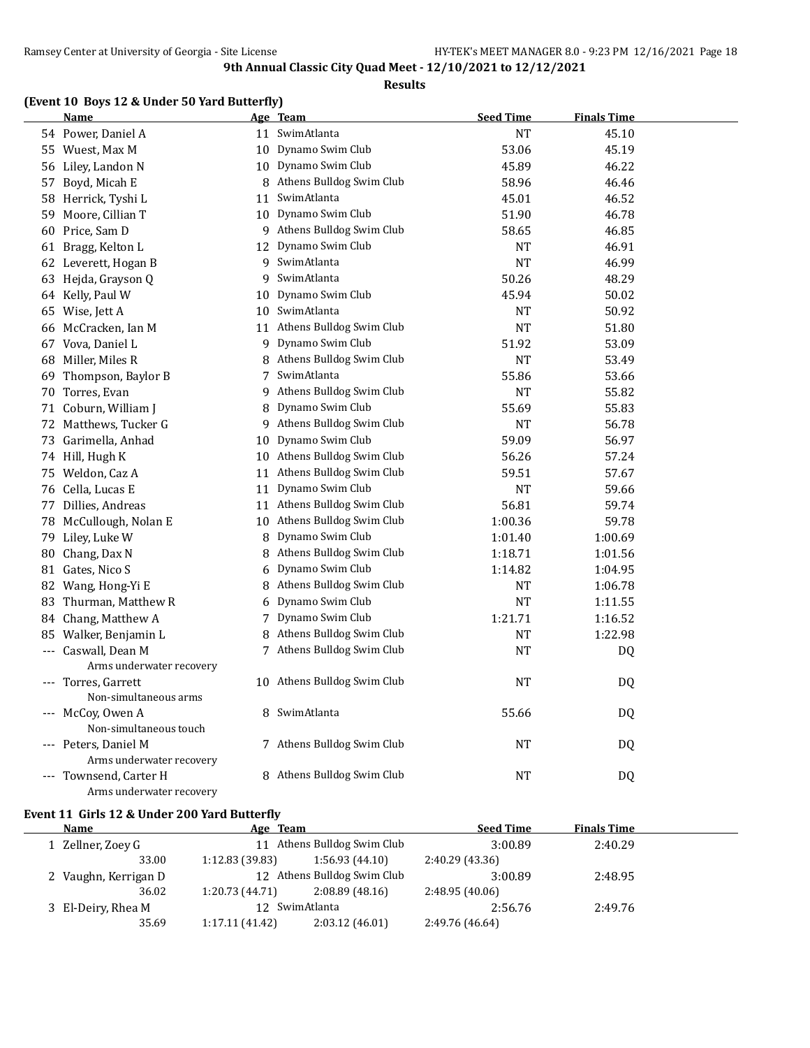**9th Annual Classic City Quad Meet - 12/10/2021 to 12/12/2021**

**Results**

### (Event 10 Boys 12 & Under 50 Yard Butterfly)

| | Name | Age | Team | Seed Time | Finals Time |
|---|---|---|---|---|---|
| 54 | Power, Daniel A | 11 | SwimAtlanta | NT | 45.10 |
| 55 | Wuest, Max M | 10 | Dynamo Swim Club | 53.06 | 45.19 |
| 56 | Liley, Landon N | 10 | Dynamo Swim Club | 45.89 | 46.22 |
| 57 | Boyd, Micah E | 8 | Athens Bulldog Swim Club | 58.96 | 46.46 |
| 58 | Herrick, Tyshi L | 11 | SwimAtlanta | 45.01 | 46.52 |
| 59 | Moore, Cillian T | 10 | Dynamo Swim Club | 51.90 | 46.78 |
| 60 | Price, Sam D | 9 | Athens Bulldog Swim Club | 58.65 | 46.85 |
| 61 | Bragg, Kelton L | 12 | Dynamo Swim Club | NT | 46.91 |
| 62 | Leverett, Hogan B | 9 | SwimAtlanta | NT | 46.99 |
| 63 | Hejda, Grayson Q | 9 | SwimAtlanta | 50.26 | 48.29 |
| 64 | Kelly, Paul W | 10 | Dynamo Swim Club | 45.94 | 50.02 |
| 65 | Wise, Jett A | 10 | SwimAtlanta | NT | 50.92 |
| 66 | McCracken, Ian M | 11 | Athens Bulldog Swim Club | NT | 51.80 |
| 67 | Vova, Daniel L | 9 | Dynamo Swim Club | 51.92 | 53.09 |
| 68 | Miller, Miles R | 8 | Athens Bulldog Swim Club | NT | 53.49 |
| 69 | Thompson, Baylor B | 7 | SwimAtlanta | 55.86 | 53.66 |
| 70 | Torres, Evan | 9 | Athens Bulldog Swim Club | NT | 55.82 |
| 71 | Coburn, William J | 8 | Dynamo Swim Club | 55.69 | 55.83 |
| 72 | Matthews, Tucker G | 9 | Athens Bulldog Swim Club | NT | 56.78 |
| 73 | Garimella, Anhad | 10 | Dynamo Swim Club | 59.09 | 56.97 |
| 74 | Hill, Hugh K | 10 | Athens Bulldog Swim Club | 56.26 | 57.24 |
| 75 | Weldon, Caz A | 11 | Athens Bulldog Swim Club | 59.51 | 57.67 |
| 76 | Cella, Lucas E | 11 | Dynamo Swim Club | NT | 59.66 |
| 77 | Dillies, Andreas | 11 | Athens Bulldog Swim Club | 56.81 | 59.74 |
| 78 | McCullough, Nolan E | 10 | Athens Bulldog Swim Club | 1:00.36 | 59.78 |
| 79 | Liley, Luke W | 8 | Dynamo Swim Club | 1:01.40 | 1:00.69 |
| 80 | Chang, Dax N | 8 | Athens Bulldog Swim Club | 1:18.71 | 1:01.56 |
| 81 | Gates, Nico S | 6 | Dynamo Swim Club | 1:14.82 | 1:04.95 |
| 82 | Wang, Hong-Yi E | 8 | Athens Bulldog Swim Club | NT | 1:06.78 |
| 83 | Thurman, Matthew R | 6 | Dynamo Swim Club | NT | 1:11.55 |
| 84 | Chang, Matthew A | 7 | Dynamo Swim Club | 1:21.71 | 1:16.52 |
| 85 | Walker, Benjamin L | 8 | Athens Bulldog Swim Club | NT | 1:22.98 |
| --- | Caswall, Dean M | 7 | Athens Bulldog Swim Club | NT | DQ |
| | Arms underwater recovery | | | | |
| --- | Torres, Garrett | 10 | Athens Bulldog Swim Club | NT | DQ |
| | Non-simultaneous arms | | | | |
| --- | McCoy, Owen A | 8 | SwimAtlanta | 55.66 | DQ |
| | Non-simultaneous touch | | | | |
| --- | Peters, Daniel M | 7 | Athens Bulldog Swim Club | NT | DQ |
| | Arms underwater recovery | | | | |
| --- | Townsend, Carter H | 8 | Athens Bulldog Swim Club | NT | DQ |
| | Arms underwater recovery | | | | |

### Event 11 Girls 12 & Under 200 Yard Butterfly

| | Name | Age | Team | Seed Time | Finals Time |
|---|---|---|---|---|---|
| 1 | Zellner, Zoey G | 11 | Athens Bulldog Swim Club | 3:00.89 | 2:40.29 |
| | 33.00 | 1:12.83 (39.83) | 1:56.93 (44.10) | 2:40.29 (43.36) | |
| 2 | Vaughn, Kerrigan D | 12 | Athens Bulldog Swim Club | 3:00.89 | 2:48.95 |
| | 36.02 | 1:20.73 (44.71) | 2:08.89 (48.16) | 2:48.95 (40.06) | |
| 3 | El-Deiry, Rhea M | 12 | SwimAtlanta | 2:56.76 | 2:49.76 |
| | 35.69 | 1:17.11 (41.42) | 2:03.12 (46.01) | 2:49.76 (46.64) | |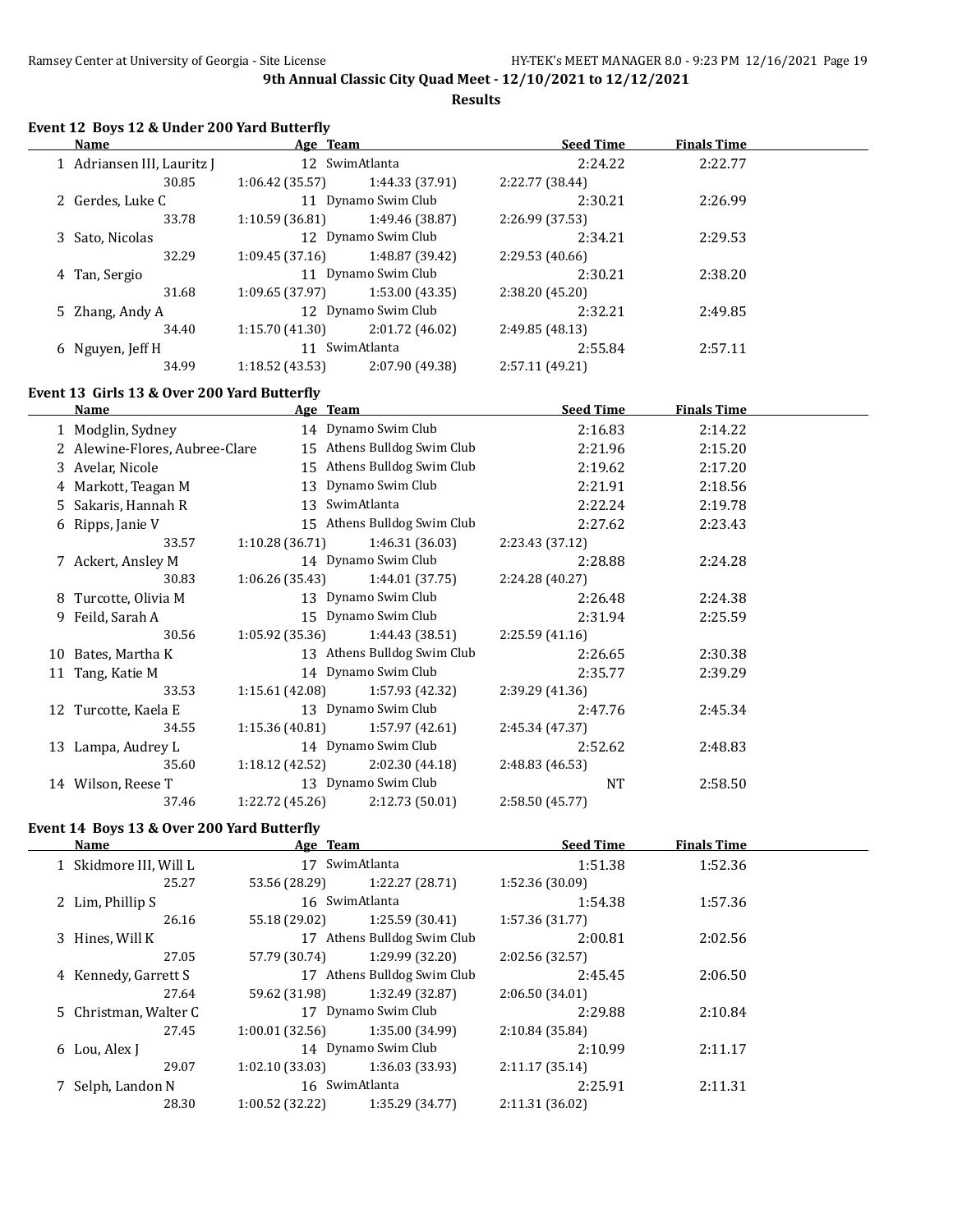**9th Annual Classic City Quad Meet - 12/10/2021 to 12/12/2021**

**Results**

### Event 12 Boys 12 & Under 200 Yard Butterfly

| | Name | Age | Team | Seed Time | Finals Time |
|---|---|---|---|---|---|
| 1 | Adriansen III, Lauritz J | 12 | SwimAtlanta | 2:24.22 | 2:22.77 |
| | 30.85 | 1:06.42 (35.57) | 1:44.33 (37.91) | 2:22.77 (38.44) | |
| 2 | Gerdes, Luke C | 11 | Dynamo Swim Club | 2:30.21 | 2:26.99 |
| | 33.78 | 1:10.59 (36.81) | 1:49.46 (38.87) | 2:26.99 (37.53) | |
| 3 | Sato, Nicolas | 12 | Dynamo Swim Club | 2:34.21 | 2:29.53 |
| | 32.29 | 1:09.45 (37.16) | 1:48.87 (39.42) | 2:29.53 (40.66) | |
| 4 | Tan, Sergio | 11 | Dynamo Swim Club | 2:30.21 | 2:38.20 |
| | 31.68 | 1:09.65 (37.97) | 1:53.00 (43.35) | 2:38.20 (45.20) | |
| 5 | Zhang, Andy A | 12 | Dynamo Swim Club | 2:32.21 | 2:49.85 |
| | 34.40 | 1:15.70 (41.30) | 2:01.72 (46.02) | 2:49.85 (48.13) | |
| 6 | Nguyen, Jeff H | 11 | SwimAtlanta | 2:55.84 | 2:57.11 |
| | 34.99 | 1:18.52 (43.53) | 2:07.90 (49.38) | 2:57.11 (49.21) | |

### Event 13 Girls 13 & Over 200 Yard Butterfly

| | Name | Age | Team | Seed Time | Finals Time |
|---|---|---|---|---|---|
| 1 | Modglin, Sydney | 14 | Dynamo Swim Club | 2:16.83 | 2:14.22 |
| 2 | Alewine-Flores, Aubree-Clare | 15 | Athens Bulldog Swim Club | 2:21.96 | 2:15.20 |
| 3 | Avelar, Nicole | 15 | Athens Bulldog Swim Club | 2:19.62 | 2:17.20 |
| 4 | Markott, Teagan M | 13 | Dynamo Swim Club | 2:21.91 | 2:18.56 |
| 5 | Sakaris, Hannah R | 13 | SwimAtlanta | 2:22.24 | 2:19.78 |
| 6 | Ripps, Janie V | 15 | Athens Bulldog Swim Club | 2:27.62 | 2:23.43 |
| | 33.57 | 1:10.28 (36.71) | 1:46.31 (36.03) | 2:23.43 (37.12) | |
| 7 | Ackert, Ansley M | 14 | Dynamo Swim Club | 2:28.88 | 2:24.28 |
| | 30.83 | 1:06.26 (35.43) | 1:44.01 (37.75) | 2:24.28 (40.27) | |
| 8 | Turcotte, Olivia M | 13 | Dynamo Swim Club | 2:26.48 | 2:24.38 |
| 9 | Feild, Sarah A | 15 | Dynamo Swim Club | 2:31.94 | 2:25.59 |
| | 30.56 | 1:05.92 (35.36) | 1:44.43 (38.51) | 2:25.59 (41.16) | |
| 10 | Bates, Martha K | 13 | Athens Bulldog Swim Club | 2:26.65 | 2:30.38 |
| 11 | Tang, Katie M | 14 | Dynamo Swim Club | 2:35.77 | 2:39.29 |
| | 33.53 | 1:15.61 (42.08) | 1:57.93 (42.32) | 2:39.29 (41.36) | |
| 12 | Turcotte, Kaela E | 13 | Dynamo Swim Club | 2:47.76 | 2:45.34 |
| | 34.55 | 1:15.36 (40.81) | 1:57.97 (42.61) | 2:45.34 (47.37) | |
| 13 | Lampa, Audrey L | 14 | Dynamo Swim Club | 2:52.62 | 2:48.83 |
| | 35.60 | 1:18.12 (42.52) | 2:02.30 (44.18) | 2:48.83 (46.53) | |
| 14 | Wilson, Reese T | 13 | Dynamo Swim Club | NT | 2:58.50 |
| | 37.46 | 1:22.72 (45.26) | 2:12.73 (50.01) | 2:58.50 (45.77) | |

### Event 14 Boys 13 & Over 200 Yard Butterfly

| | Name | Age | Team | Seed Time | Finals Time |
|---|---|---|---|---|---|
| 1 | Skidmore III, Will L | 17 | SwimAtlanta | 1:51.38 | 1:52.36 |
| | 25.27 | 53.56 (28.29) | 1:22.27 (28.71) | 1:52.36 (30.09) | |
| 2 | Lim, Phillip S | 16 | SwimAtlanta | 1:54.38 | 1:57.36 |
| | 26.16 | 55.18 (29.02) | 1:25.59 (30.41) | 1:57.36 (31.77) | |
| 3 | Hines, Will K | 17 | Athens Bulldog Swim Club | 2:00.81 | 2:02.56 |
| | 27.05 | 57.79 (30.74) | 1:29.99 (32.20) | 2:02.56 (32.57) | |
| 4 | Kennedy, Garrett S | 17 | Athens Bulldog Swim Club | 2:45.45 | 2:06.50 |
| | 27.64 | 59.62 (31.98) | 1:32.49 (32.87) | 2:06.50 (34.01) | |
| 5 | Christman, Walter C | 17 | Dynamo Swim Club | 2:29.88 | 2:10.84 |
| | 27.45 | 1:00.01 (32.56) | 1:35.00 (34.99) | 2:10.84 (35.84) | |
| 6 | Lou, Alex J | 14 | Dynamo Swim Club | 2:10.99 | 2:11.17 |
| | 29.07 | 1:02.10 (33.03) | 1:36.03 (33.93) | 2:11.17 (35.14) | |
| 7 | Selph, Landon N | 16 | SwimAtlanta | 2:25.91 | 2:11.31 |
| | 28.30 | 1:00.52 (32.22) | 1:35.29 (34.77) | 2:11.31 (36.02) | |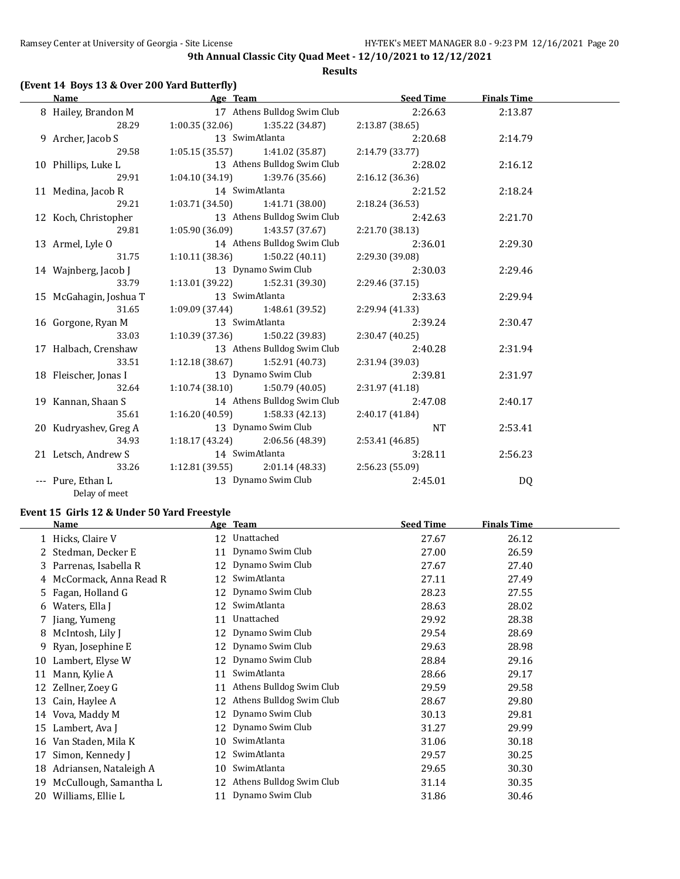# 9th Annual Classic City Quad Meet - 12/10/2021 to 12/12/2021

## Results

### (Event 14 Boys 13 & Over 200 Yard Butterfly)

| | Name | Age | Team | Seed Time | Finals Time |
|---|---|---|---|---|---|
| 8 | Hailey, Brandon M | 17 | Athens Bulldog Swim Club | 2:26.63 | 2:13.87 |
| | 28.29 | 1:00.35 (32.06) | 1:35.22 (34.87) | 2:13.87 (38.65) | |
| 9 | Archer, Jacob S | 13 | SwimAtlanta | 2:20.68 | 2:14.79 |
| | 29.58 | 1:05.15 (35.57) | 1:41.02 (35.87) | 2:14.79 (33.77) | |
| 10 | Phillips, Luke L | 13 | Athens Bulldog Swim Club | 2:28.02 | 2:16.12 |
| | 29.91 | 1:04.10 (34.19) | 1:39.76 (35.66) | 2:16.12 (36.36) | |
| 11 | Medina, Jacob R | 14 | SwimAtlanta | 2:21.52 | 2:18.24 |
| | 29.21 | 1:03.71 (34.50) | 1:41.71 (38.00) | 2:18.24 (36.53) | |
| 12 | Koch, Christopher | 13 | Athens Bulldog Swim Club | 2:42.63 | 2:21.70 |
| | 29.81 | 1:05.90 (36.09) | 1:43.57 (37.67) | 2:21.70 (38.13) | |
| 13 | Armel, Lyle O | 14 | Athens Bulldog Swim Club | 2:36.01 | 2:29.30 |
| | 31.75 | 1:10.11 (38.36) | 1:50.22 (40.11) | 2:29.30 (39.08) | |
| 14 | Wajnberg, Jacob J | 13 | Dynamo Swim Club | 2:30.03 | 2:29.46 |
| | 33.79 | 1:13.01 (39.22) | 1:52.31 (39.30) | 2:29.46 (37.15) | |
| 15 | McGahagin, Joshua T | 13 | SwimAtlanta | 2:33.63 | 2:29.94 |
| | 31.65 | 1:09.09 (37.44) | 1:48.61 (39.52) | 2:29.94 (41.33) | |
| 16 | Gorgone, Ryan M | 13 | SwimAtlanta | 2:39.24 | 2:30.47 |
| | 33.03 | 1:10.39 (37.36) | 1:50.22 (39.83) | 2:30.47 (40.25) | |
| 17 | Halbach, Crenshaw | 13 | Athens Bulldog Swim Club | 2:40.28 | 2:31.94 |
| | 33.51 | 1:12.18 (38.67) | 1:52.91 (40.73) | 2:31.94 (39.03) | |
| 18 | Fleischer, Jonas I | 13 | Dynamo Swim Club | 2:39.81 | 2:31.97 |
| | 32.64 | 1:10.74 (38.10) | 1:50.79 (40.05) | 2:31.97 (41.18) | |
| 19 | Kannan, Shaan S | 14 | Athens Bulldog Swim Club | 2:47.08 | 2:40.17 |
| | 35.61 | 1:16.20 (40.59) | 1:58.33 (42.13) | 2:40.17 (41.84) | |
| 20 | Kudryashev, Greg A | 13 | Dynamo Swim Club | NT | 2:53.41 |
| | 34.93 | 1:18.17 (43.24) | 2:06.56 (48.39) | 2:53.41 (46.85) | |
| 21 | Letsch, Andrew S | 14 | SwimAtlanta | 3:28.11 | 2:56.23 |
| | 33.26 | 1:12.81 (39.55) | 2:01.14 (48.33) | 2:56.23 (55.09) | |
| --- | Pure, Ethan L | 13 | Dynamo Swim Club | 2:45.01 | DQ |
| | Delay of meet | | | | |

### Event 15 Girls 12 & Under 50 Yard Freestyle

| | Name | Age | Team | Seed Time | Finals Time |
|---|---|---|---|---|---|
| 1 | Hicks, Claire V | 12 | Unattached | 27.67 | 26.12 |
| 2 | Stedman, Decker E | 11 | Dynamo Swim Club | 27.00 | 26.59 |
| 3 | Parrenas, Isabella R | 12 | Dynamo Swim Club | 27.67 | 27.40 |
| 4 | McCormack, Anna Read R | 12 | SwimAtlanta | 27.11 | 27.49 |
| 5 | Fagan, Holland G | 12 | Dynamo Swim Club | 28.23 | 27.55 |
| 6 | Waters, Ella J | 12 | SwimAtlanta | 28.63 | 28.02 |
| 7 | Jiang, Yumeng | 11 | Unattached | 29.92 | 28.38 |
| 8 | McIntosh, Lily J | 12 | Dynamo Swim Club | 29.54 | 28.69 |
| 9 | Ryan, Josephine E | 12 | Dynamo Swim Club | 29.63 | 28.98 |
| 10 | Lambert, Elyse W | 12 | Dynamo Swim Club | 28.84 | 29.16 |
| 11 | Mann, Kylie A | 11 | SwimAtlanta | 28.66 | 29.17 |
| 12 | Zellner, Zoey G | 11 | Athens Bulldog Swim Club | 29.59 | 29.58 |
| 13 | Cain, Haylee A | 12 | Athens Bulldog Swim Club | 28.67 | 29.80 |
| 14 | Vova, Maddy M | 12 | Dynamo Swim Club | 30.13 | 29.81 |
| 15 | Lambert, Ava J | 12 | Dynamo Swim Club | 31.27 | 29.99 |
| 16 | Van Staden, Mila K | 10 | SwimAtlanta | 31.06 | 30.18 |
| 17 | Simon, Kennedy J | 12 | SwimAtlanta | 29.57 | 30.25 |
| 18 | Adriansen, Nataleigh A | 10 | SwimAtlanta | 29.65 | 30.30 |
| 19 | McCullough, Samantha L | 12 | Athens Bulldog Swim Club | 31.14 | 30.35 |
| 20 | Williams, Ellie L | 11 | Dynamo Swim Club | 31.86 | 30.46 |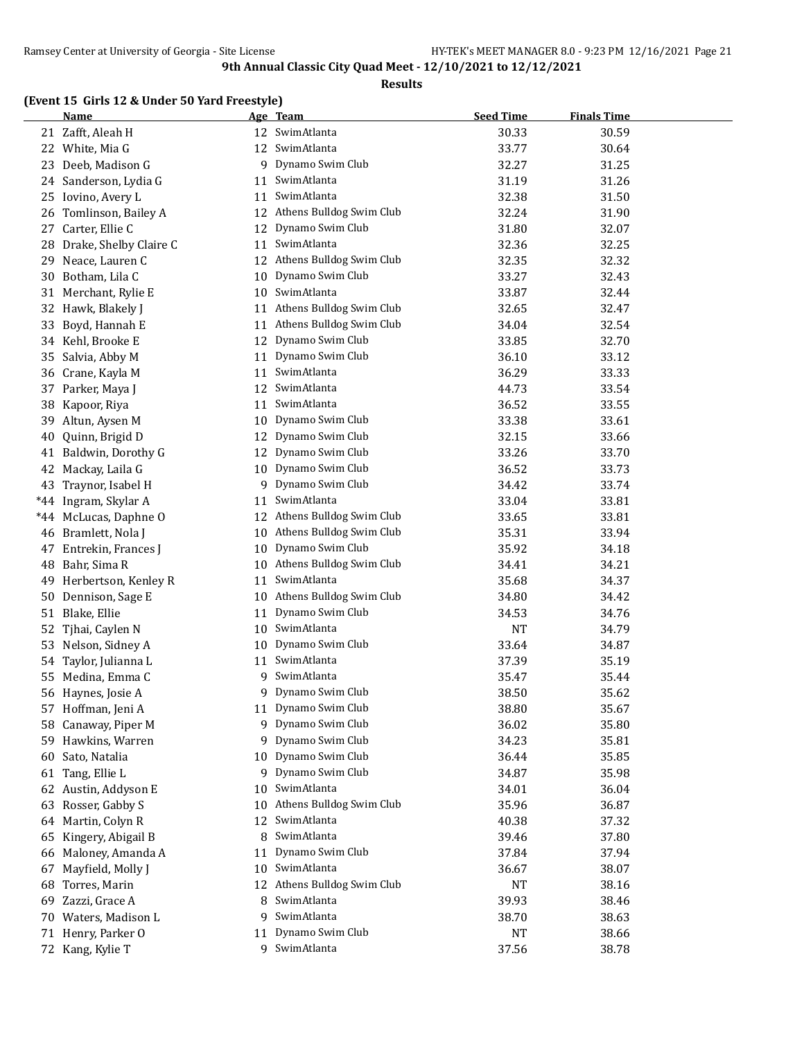**9th Annual Classic City Quad Meet - 12/10/2021 to 12/12/2021**

**Results**

**(Event 15 Girls 12 & Under 50 Yard Freestyle)**

| | Name | Age | Team | Seed Time | Finals Time |
|---|---|---|---|---|---|
| 21 | Zafft, Aleah H | 12 | SwimAtlanta | 30.33 | 30.59 |
| 22 | White, Mia G | 12 | SwimAtlanta | 33.77 | 30.64 |
| 23 | Deeb, Madison G | 9 | Dynamo Swim Club | 32.27 | 31.25 |
| 24 | Sanderson, Lydia G | 11 | SwimAtlanta | 31.19 | 31.26 |
| 25 | Iovino, Avery L | 11 | SwimAtlanta | 32.38 | 31.50 |
| 26 | Tomlinson, Bailey A | 12 | Athens Bulldog Swim Club | 32.24 | 31.90 |
| 27 | Carter, Ellie C | 12 | Dynamo Swim Club | 31.80 | 32.07 |
| 28 | Drake, Shelby Claire C | 11 | SwimAtlanta | 32.36 | 32.25 |
| 29 | Neace, Lauren C | 12 | Athens Bulldog Swim Club | 32.35 | 32.32 |
| 30 | Botham, Lila C | 10 | Dynamo Swim Club | 33.27 | 32.43 |
| 31 | Merchant, Rylie E | 10 | SwimAtlanta | 33.87 | 32.44 |
| 32 | Hawk, Blakely J | 11 | Athens Bulldog Swim Club | 32.65 | 32.47 |
| 33 | Boyd, Hannah E | 11 | Athens Bulldog Swim Club | 34.04 | 32.54 |
| 34 | Kehl, Brooke E | 12 | Dynamo Swim Club | 33.85 | 32.70 |
| 35 | Salvia, Abby M | 11 | Dynamo Swim Club | 36.10 | 33.12 |
| 36 | Crane, Kayla M | 11 | SwimAtlanta | 36.29 | 33.33 |
| 37 | Parker, Maya J | 12 | SwimAtlanta | 44.73 | 33.54 |
| 38 | Kapoor, Riya | 11 | SwimAtlanta | 36.52 | 33.55 |
| 39 | Altun, Aysen M | 10 | Dynamo Swim Club | 33.38 | 33.61 |
| 40 | Quinn, Brigid D | 12 | Dynamo Swim Club | 32.15 | 33.66 |
| 41 | Baldwin, Dorothy G | 12 | Dynamo Swim Club | 33.26 | 33.70 |
| 42 | Mackay, Laila G | 10 | Dynamo Swim Club | 36.52 | 33.73 |
| 43 | Traynor, Isabel H | 9 | Dynamo Swim Club | 34.42 | 33.74 |
| *44 | Ingram, Skylar A | 11 | SwimAtlanta | 33.04 | 33.81 |
| *44 | McLucas, Daphne O | 12 | Athens Bulldog Swim Club | 33.65 | 33.81 |
| 46 | Bramlett, Nola J | 10 | Athens Bulldog Swim Club | 35.31 | 33.94 |
| 47 | Entrekin, Frances J | 10 | Dynamo Swim Club | 35.92 | 34.18 |
| 48 | Bahr, Sima R | 10 | Athens Bulldog Swim Club | 34.41 | 34.21 |
| 49 | Herbertson, Kenley R | 11 | SwimAtlanta | 35.68 | 34.37 |
| 50 | Dennison, Sage E | 10 | Athens Bulldog Swim Club | 34.80 | 34.42 |
| 51 | Blake, Ellie | 11 | Dynamo Swim Club | 34.53 | 34.76 |
| 52 | Tjhai, Caylen N | 10 | SwimAtlanta | NT | 34.79 |
| 53 | Nelson, Sidney A | 10 | Dynamo Swim Club | 33.64 | 34.87 |
| 54 | Taylor, Julianna L | 11 | SwimAtlanta | 37.39 | 35.19 |
| 55 | Medina, Emma C | 9 | SwimAtlanta | 35.47 | 35.44 |
| 56 | Haynes, Josie A | 9 | Dynamo Swim Club | 38.50 | 35.62 |
| 57 | Hoffman, Jeni A | 11 | Dynamo Swim Club | 38.80 | 35.67 |
| 58 | Canaway, Piper M | 9 | Dynamo Swim Club | 36.02 | 35.80 |
| 59 | Hawkins, Warren | 9 | Dynamo Swim Club | 34.23 | 35.81 |
| 60 | Sato, Natalia | 10 | Dynamo Swim Club | 36.44 | 35.85 |
| 61 | Tang, Ellie L | 9 | Dynamo Swim Club | 34.87 | 35.98 |
| 62 | Austin, Addyson E | 10 | SwimAtlanta | 34.01 | 36.04 |
| 63 | Rosser, Gabby S | 10 | Athens Bulldog Swim Club | 35.96 | 36.87 |
| 64 | Martin, Colyn R | 12 | SwimAtlanta | 40.38 | 37.32 |
| 65 | Kingery, Abigail B | 8 | SwimAtlanta | 39.46 | 37.80 |
| 66 | Maloney, Amanda A | 11 | Dynamo Swim Club | 37.84 | 37.94 |
| 67 | Mayfield, Molly J | 10 | SwimAtlanta | 36.67 | 38.07 |
| 68 | Torres, Marin | 12 | Athens Bulldog Swim Club | NT | 38.16 |
| 69 | Zazzi, Grace A | 8 | SwimAtlanta | 39.93 | 38.46 |
| 70 | Waters, Madison L | 9 | SwimAtlanta | 38.70 | 38.63 |
| 71 | Henry, Parker O | 11 | Dynamo Swim Club | NT | 38.66 |
| 72 | Kang, Kylie T | 9 | SwimAtlanta | 37.56 | 38.78 |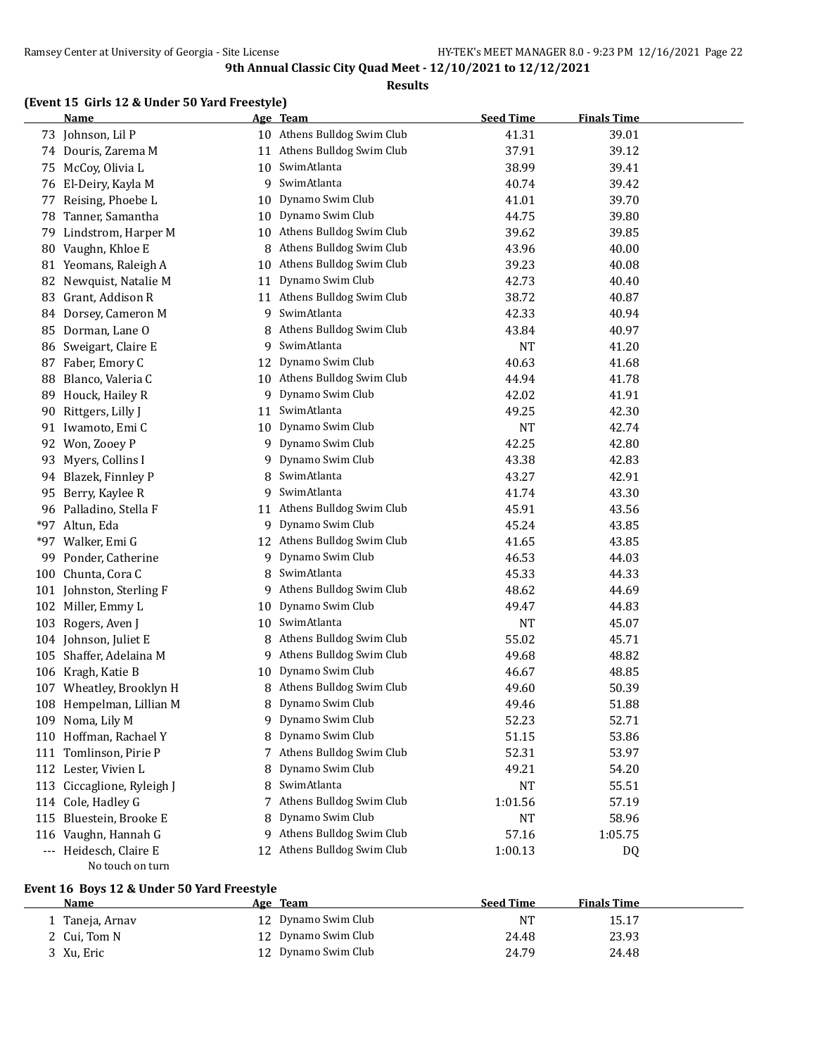**9th Annual Classic City Quad Meet - 12/10/2021 to 12/12/2021**

**Results**

### (Event 15 Girls 12 & Under 50 Yard Freestyle)

| | Name | Age | Team | Seed Time | Finals Time |
|---|---|---|---|---|---|
| 73 | Johnson, Lil P | 10 | Athens Bulldog Swim Club | 41.31 | 39.01 |
| 74 | Douris, Zarema M | 11 | Athens Bulldog Swim Club | 37.91 | 39.12 |
| 75 | McCoy, Olivia L | 10 | SwimAtlanta | 38.99 | 39.41 |
| 76 | El-Deiry, Kayla M | 9 | SwimAtlanta | 40.74 | 39.42 |
| 77 | Reising, Phoebe L | 10 | Dynamo Swim Club | 41.01 | 39.70 |
| 78 | Tanner, Samantha | 10 | Dynamo Swim Club | 44.75 | 39.80 |
| 79 | Lindstrom, Harper M | 10 | Athens Bulldog Swim Club | 39.62 | 39.85 |
| 80 | Vaughn, Khloe E | 8 | Athens Bulldog Swim Club | 43.96 | 40.00 |
| 81 | Yeomans, Raleigh A | 10 | Athens Bulldog Swim Club | 39.23 | 40.08 |
| 82 | Newquist, Natalie M | 11 | Dynamo Swim Club | 42.73 | 40.40 |
| 83 | Grant, Addison R | 11 | Athens Bulldog Swim Club | 38.72 | 40.87 |
| 84 | Dorsey, Cameron M | 9 | SwimAtlanta | 42.33 | 40.94 |
| 85 | Dorman, Lane O | 8 | Athens Bulldog Swim Club | 43.84 | 40.97 |
| 86 | Sweigart, Claire E | 9 | SwimAtlanta | NT | 41.20 |
| 87 | Faber, Emory C | 12 | Dynamo Swim Club | 40.63 | 41.68 |
| 88 | Blanco, Valeria C | 10 | Athens Bulldog Swim Club | 44.94 | 41.78 |
| 89 | Houck, Hailey R | 9 | Dynamo Swim Club | 42.02 | 41.91 |
| 90 | Rittgers, Lilly J | 11 | SwimAtlanta | 49.25 | 42.30 |
| 91 | Iwamoto, Emi C | 10 | Dynamo Swim Club | NT | 42.74 |
| 92 | Won, Zooey P | 9 | Dynamo Swim Club | 42.25 | 42.80 |
| 93 | Myers, Collins I | 9 | Dynamo Swim Club | 43.38 | 42.83 |
| 94 | Blazek, Finnley P | 8 | SwimAtlanta | 43.27 | 42.91 |
| 95 | Berry, Kaylee R | 9 | SwimAtlanta | 41.74 | 43.30 |
| 96 | Palladino, Stella F | 11 | Athens Bulldog Swim Club | 45.91 | 43.56 |
| *97 | Altun, Eda | 9 | Dynamo Swim Club | 45.24 | 43.85 |
| *97 | Walker, Emi G | 12 | Athens Bulldog Swim Club | 41.65 | 43.85 |
| 99 | Ponder, Catherine | 9 | Dynamo Swim Club | 46.53 | 44.03 |
| 100 | Chunta, Cora C | 8 | SwimAtlanta | 45.33 | 44.33 |
| 101 | Johnston, Sterling F | 9 | Athens Bulldog Swim Club | 48.62 | 44.69 |
| 102 | Miller, Emmy L | 10 | Dynamo Swim Club | 49.47 | 44.83 |
| 103 | Rogers, Aven J | 10 | SwimAtlanta | NT | 45.07 |
| 104 | Johnson, Juliet E | 8 | Athens Bulldog Swim Club | 55.02 | 45.71 |
| 105 | Shaffer, Adelaina M | 9 | Athens Bulldog Swim Club | 49.68 | 48.82 |
| 106 | Kragh, Katie B | 10 | Dynamo Swim Club | 46.67 | 48.85 |
| 107 | Wheatley, Brooklyn H | 8 | Athens Bulldog Swim Club | 49.60 | 50.39 |
| 108 | Hempelman, Lillian M | 8 | Dynamo Swim Club | 49.46 | 51.88 |
| 109 | Noma, Lily M | 9 | Dynamo Swim Club | 52.23 | 52.71 |
| 110 | Hoffman, Rachael Y | 8 | Dynamo Swim Club | 51.15 | 53.86 |
| 111 | Tomlinson, Pirie P | 7 | Athens Bulldog Swim Club | 52.31 | 53.97 |
| 112 | Lester, Vivien L | 8 | Dynamo Swim Club | 49.21 | 54.20 |
| 113 | Ciccaglione, Ryleigh J | 8 | SwimAtlanta | NT | 55.51 |
| 114 | Cole, Hadley G | 7 | Athens Bulldog Swim Club | 1:01.56 | 57.19 |
| 115 | Bluestein, Brooke E | 8 | Dynamo Swim Club | NT | 58.96 |
| 116 | Vaughn, Hannah G | 9 | Athens Bulldog Swim Club | 57.16 | 1:05.75 |
| --- | Heidesch, Claire E | 12 | Athens Bulldog Swim Club | 1:00.13 | DQ |
| | No touch on turn | | | | |

### Event 16 Boys 12 & Under 50 Yard Freestyle

| | Name | Age | Team | Seed Time | Finals Time |
|---|---|---|---|---|---|
| 1 | Taneja, Arnav | 12 | Dynamo Swim Club | NT | 15.17 |
| 2 | Cui, Tom N | 12 | Dynamo Swim Club | 24.48 | 23.93 |
| 3 | Xu, Eric | 12 | Dynamo Swim Club | 24.79 | 24.48 |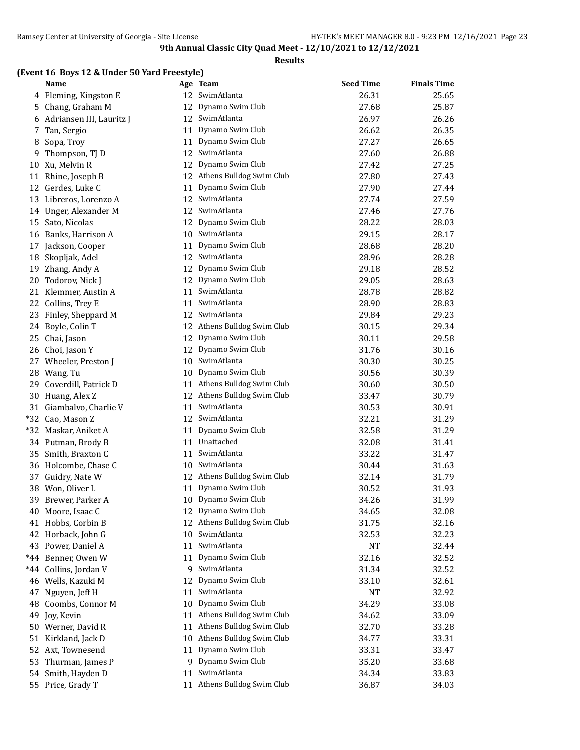**9th Annual Classic City Quad Meet - 12/10/2021 to 12/12/2021**

**Results**

### (Event 16 Boys 12 & Under 50 Yard Freestyle)

| | Name | Age | Team | Seed Time | Finals Time |
|---|---|---|---|---|---|
| 4 | Fleming, Kingston E | 12 | SwimAtlanta | 26.31 | 25.65 |
| 5 | Chang, Graham M | 12 | Dynamo Swim Club | 27.68 | 25.87 |
| 6 | Adriansen III, Lauritz J | 12 | SwimAtlanta | 26.97 | 26.26 |
| 7 | Tan, Sergio | 11 | Dynamo Swim Club | 26.62 | 26.35 |
| 8 | Sopa, Troy | 11 | Dynamo Swim Club | 27.27 | 26.65 |
| 9 | Thompson, TJ D | 12 | SwimAtlanta | 27.60 | 26.88 |
| 10 | Xu, Melvin R | 12 | Dynamo Swim Club | 27.42 | 27.25 |
| 11 | Rhine, Joseph B | 12 | Athens Bulldog Swim Club | 27.80 | 27.43 |
| 12 | Gerdes, Luke C | 11 | Dynamo Swim Club | 27.90 | 27.44 |
| 13 | Libreros, Lorenzo A | 12 | SwimAtlanta | 27.74 | 27.59 |
| 14 | Unger, Alexander M | 12 | SwimAtlanta | 27.46 | 27.76 |
| 15 | Sato, Nicolas | 12 | Dynamo Swim Club | 28.22 | 28.03 |
| 16 | Banks, Harrison A | 10 | SwimAtlanta | 29.15 | 28.17 |
| 17 | Jackson, Cooper | 11 | Dynamo Swim Club | 28.68 | 28.20 |
| 18 | Skopljak, Adel | 12 | SwimAtlanta | 28.96 | 28.28 |
| 19 | Zhang, Andy A | 12 | Dynamo Swim Club | 29.18 | 28.52 |
| 20 | Todorov, Nick J | 12 | Dynamo Swim Club | 29.05 | 28.63 |
| 21 | Klemmer, Austin A | 11 | SwimAtlanta | 28.78 | 28.82 |
| 22 | Collins, Trey E | 11 | SwimAtlanta | 28.90 | 28.83 |
| 23 | Finley, Sheppard M | 12 | SwimAtlanta | 29.84 | 29.23 |
| 24 | Boyle, Colin T | 12 | Athens Bulldog Swim Club | 30.15 | 29.34 |
| 25 | Chai, Jason | 12 | Dynamo Swim Club | 30.11 | 29.58 |
| 26 | Choi, Jason Y | 12 | Dynamo Swim Club | 31.76 | 30.16 |
| 27 | Wheeler, Preston J | 10 | SwimAtlanta | 30.30 | 30.25 |
| 28 | Wang, Tu | 10 | Dynamo Swim Club | 30.56 | 30.39 |
| 29 | Coverdill, Patrick D | 11 | Athens Bulldog Swim Club | 30.60 | 30.50 |
| 30 | Huang, Alex Z | 12 | Athens Bulldog Swim Club | 33.47 | 30.79 |
| 31 | Giambalvo, Charlie V | 11 | SwimAtlanta | 30.53 | 30.91 |
| *32 | Cao, Mason Z | 12 | SwimAtlanta | 32.21 | 31.29 |
| *32 | Maskar, Aniket A | 11 | Dynamo Swim Club | 32.58 | 31.29 |
| 34 | Putman, Brody B | 11 | Unattached | 32.08 | 31.41 |
| 35 | Smith, Braxton C | 11 | SwimAtlanta | 33.22 | 31.47 |
| 36 | Holcombe, Chase C | 10 | SwimAtlanta | 30.44 | 31.63 |
| 37 | Guidry, Nate W | 12 | Athens Bulldog Swim Club | 32.14 | 31.79 |
| 38 | Won, Oliver L | 11 | Dynamo Swim Club | 30.52 | 31.93 |
| 39 | Brewer, Parker A | 10 | Dynamo Swim Club | 34.26 | 31.99 |
| 40 | Moore, Isaac C | 12 | Dynamo Swim Club | 34.65 | 32.08 |
| 41 | Hobbs, Corbin B | 12 | Athens Bulldog Swim Club | 31.75 | 32.16 |
| 42 | Horback, John G | 10 | SwimAtlanta | 32.53 | 32.23 |
| 43 | Power, Daniel A | 11 | SwimAtlanta | NT | 32.44 |
| *44 | Benner, Owen W | 11 | Dynamo Swim Club | 32.16 | 32.52 |
| *44 | Collins, Jordan V | 9 | SwimAtlanta | 31.34 | 32.52 |
| 46 | Wells, Kazuki M | 12 | Dynamo Swim Club | 33.10 | 32.61 |
| 47 | Nguyen, Jeff H | 11 | SwimAtlanta | NT | 32.92 |
| 48 | Coombs, Connor M | 10 | Dynamo Swim Club | 34.29 | 33.08 |
| 49 | Joy, Kevin | 11 | Athens Bulldog Swim Club | 34.62 | 33.09 |
| 50 | Werner, David R | 11 | Athens Bulldog Swim Club | 32.70 | 33.28 |
| 51 | Kirkland, Jack D | 10 | Athens Bulldog Swim Club | 34.77 | 33.31 |
| 52 | Axt, Townesend | 11 | Dynamo Swim Club | 33.31 | 33.47 |
| 53 | Thurman, James P | 9 | Dynamo Swim Club | 35.20 | 33.68 |
| 54 | Smith, Hayden D | 11 | SwimAtlanta | 34.34 | 33.83 |
| 55 | Price, Grady T | 11 | Athens Bulldog Swim Club | 36.87 | 34.03 |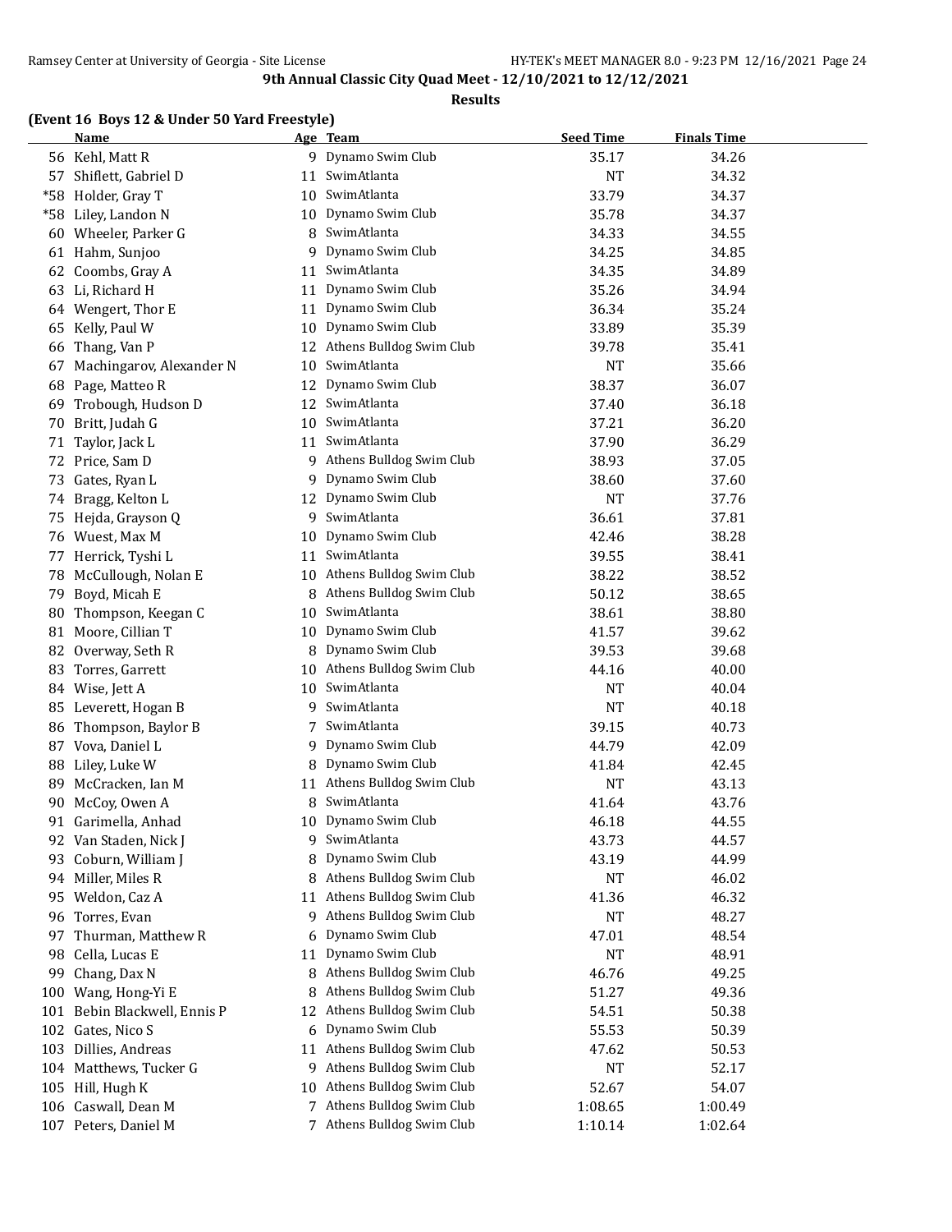**9th Annual Classic City Quad Meet - 12/10/2021 to 12/12/2021**

**Results**

### (Event 16 Boys 12 & Under 50 Yard Freestyle)

| | Name | Age | Team | Seed Time | Finals Time |
|---|---|---|---|---|---|
| 56 | Kehl, Matt R | 9 | Dynamo Swim Club | 35.17 | 34.26 |
| 57 | Shiflett, Gabriel D | 11 | SwimAtlanta | NT | 34.32 |
| *58 | Holder, Gray T | 10 | SwimAtlanta | 33.79 | 34.37 |
| *58 | Liley, Landon N | 10 | Dynamo Swim Club | 35.78 | 34.37 |
| 60 | Wheeler, Parker G | 8 | SwimAtlanta | 34.33 | 34.55 |
| 61 | Hahm, Sunjoo | 9 | Dynamo Swim Club | 34.25 | 34.85 |
| 62 | Coombs, Gray A | 11 | SwimAtlanta | 34.35 | 34.89 |
| 63 | Li, Richard H | 11 | Dynamo Swim Club | 35.26 | 34.94 |
| 64 | Wengert, Thor E | 11 | Dynamo Swim Club | 36.34 | 35.24 |
| 65 | Kelly, Paul W | 10 | Dynamo Swim Club | 33.89 | 35.39 |
| 66 | Thang, Van P | 12 | Athens Bulldog Swim Club | 39.78 | 35.41 |
| 67 | Machingarov, Alexander N | 10 | SwimAtlanta | NT | 35.66 |
| 68 | Page, Matteo R | 12 | Dynamo Swim Club | 38.37 | 36.07 |
| 69 | Trobough, Hudson D | 12 | SwimAtlanta | 37.40 | 36.18 |
| 70 | Britt, Judah G | 10 | SwimAtlanta | 37.21 | 36.20 |
| 71 | Taylor, Jack L | 11 | SwimAtlanta | 37.90 | 36.29 |
| 72 | Price, Sam D | 9 | Athens Bulldog Swim Club | 38.93 | 37.05 |
| 73 | Gates, Ryan L | 9 | Dynamo Swim Club | 38.60 | 37.60 |
| 74 | Bragg, Kelton L | 12 | Dynamo Swim Club | NT | 37.76 |
| 75 | Hejda, Grayson Q | 9 | SwimAtlanta | 36.61 | 37.81 |
| 76 | Wuest, Max M | 10 | Dynamo Swim Club | 42.46 | 38.28 |
| 77 | Herrick, Tyshi L | 11 | SwimAtlanta | 39.55 | 38.41 |
| 78 | McCullough, Nolan E | 10 | Athens Bulldog Swim Club | 38.22 | 38.52 |
| 79 | Boyd, Micah E | 8 | Athens Bulldog Swim Club | 50.12 | 38.65 |
| 80 | Thompson, Keegan C | 10 | SwimAtlanta | 38.61 | 38.80 |
| 81 | Moore, Cillian T | 10 | Dynamo Swim Club | 41.57 | 39.62 |
| 82 | Overway, Seth R | 8 | Dynamo Swim Club | 39.53 | 39.68 |
| 83 | Torres, Garrett | 10 | Athens Bulldog Swim Club | 44.16 | 40.00 |
| 84 | Wise, Jett A | 10 | SwimAtlanta | NT | 40.04 |
| 85 | Leverett, Hogan B | 9 | SwimAtlanta | NT | 40.18 |
| 86 | Thompson, Baylor B | 7 | SwimAtlanta | 39.15 | 40.73 |
| 87 | Vova, Daniel L | 9 | Dynamo Swim Club | 44.79 | 42.09 |
| 88 | Liley, Luke W | 8 | Dynamo Swim Club | 41.84 | 42.45 |
| 89 | McCracken, Ian M | 11 | Athens Bulldog Swim Club | NT | 43.13 |
| 90 | McCoy, Owen A | 8 | SwimAtlanta | 41.64 | 43.76 |
| 91 | Garimella, Anhad | 10 | Dynamo Swim Club | 46.18 | 44.55 |
| 92 | Van Staden, Nick J | 9 | SwimAtlanta | 43.73 | 44.57 |
| 93 | Coburn, William J | 8 | Dynamo Swim Club | 43.19 | 44.99 |
| 94 | Miller, Miles R | 8 | Athens Bulldog Swim Club | NT | 46.02 |
| 95 | Weldon, Caz A | 11 | Athens Bulldog Swim Club | 41.36 | 46.32 |
| 96 | Torres, Evan | 9 | Athens Bulldog Swim Club | NT | 48.27 |
| 97 | Thurman, Matthew R | 6 | Dynamo Swim Club | 47.01 | 48.54 |
| 98 | Cella, Lucas E | 11 | Dynamo Swim Club | NT | 48.91 |
| 99 | Chang, Dax N | 8 | Athens Bulldog Swim Club | 46.76 | 49.25 |
| 100 | Wang, Hong-Yi E | 8 | Athens Bulldog Swim Club | 51.27 | 49.36 |
| 101 | Bebin Blackwell, Ennis P | 12 | Athens Bulldog Swim Club | 54.51 | 50.38 |
| 102 | Gates, Nico S | 6 | Dynamo Swim Club | 55.53 | 50.39 |
| 103 | Dillies, Andreas | 11 | Athens Bulldog Swim Club | 47.62 | 50.53 |
| 104 | Matthews, Tucker G | 9 | Athens Bulldog Swim Club | NT | 52.17 |
| 105 | Hill, Hugh K | 10 | Athens Bulldog Swim Club | 52.67 | 54.07 |
| 106 | Caswall, Dean M | 7 | Athens Bulldog Swim Club | 1:08.65 | 1:00.49 |
| 107 | Peters, Daniel M | 7 | Athens Bulldog Swim Club | 1:10.14 | 1:02.64 |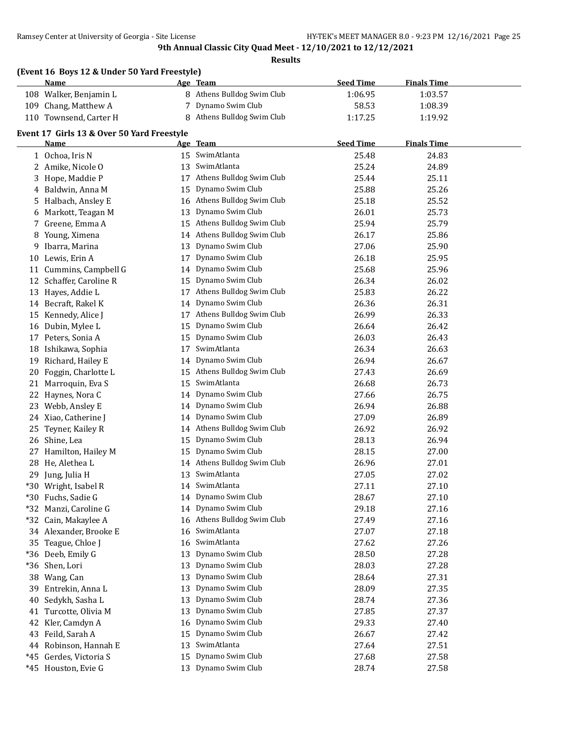**9th Annual Classic City Quad Meet - 12/10/2021 to 12/12/2021**

**Results**

### (Event 16 Boys 12 & Under 50 Yard Freestyle)

| | Name | Age | Team | Seed Time | Finals Time |
|---|---|---|---|---|---|
| 108 | Walker, Benjamin L | 8 | Athens Bulldog Swim Club | 1:06.95 | 1:03.57 |
| 109 | Chang, Matthew A | 7 | Dynamo Swim Club | 58.53 | 1:08.39 |
| 110 | Townsend, Carter H | 8 | Athens Bulldog Swim Club | 1:17.25 | 1:19.92 |

### Event 17 Girls 13 & Over 50 Yard Freestyle

| | Name | Age | Team | Seed Time | Finals Time |
|---|---|---|---|---|---|
| 1 | Ochoa, Iris N | 15 | SwimAtlanta | 25.48 | 24.83 |
| 2 | Amike, Nicole O | 13 | SwimAtlanta | 25.24 | 24.89 |
| 3 | Hope, Maddie P | 17 | Athens Bulldog Swim Club | 25.44 | 25.11 |
| 4 | Baldwin, Anna M | 15 | Dynamo Swim Club | 25.88 | 25.26 |
| 5 | Halbach, Ansley E | 16 | Athens Bulldog Swim Club | 25.18 | 25.52 |
| 6 | Markott, Teagan M | 13 | Dynamo Swim Club | 26.01 | 25.73 |
| 7 | Greene, Emma A | 15 | Athens Bulldog Swim Club | 25.94 | 25.79 |
| 8 | Young, Ximena | 14 | Athens Bulldog Swim Club | 26.17 | 25.86 |
| 9 | Ibarra, Marina | 13 | Dynamo Swim Club | 27.06 | 25.90 |
| 10 | Lewis, Erin A | 17 | Dynamo Swim Club | 26.18 | 25.95 |
| 11 | Cummins, Campbell G | 14 | Dynamo Swim Club | 25.68 | 25.96 |
| 12 | Schaffer, Caroline R | 15 | Dynamo Swim Club | 26.34 | 26.02 |
| 13 | Hayes, Addie L | 17 | Athens Bulldog Swim Club | 25.83 | 26.22 |
| 14 | Becraft, Rakel K | 14 | Dynamo Swim Club | 26.36 | 26.31 |
| 15 | Kennedy, Alice J | 17 | Athens Bulldog Swim Club | 26.99 | 26.33 |
| 16 | Dubin, Mylee L | 15 | Dynamo Swim Club | 26.64 | 26.42 |
| 17 | Peters, Sonia A | 15 | Dynamo Swim Club | 26.03 | 26.43 |
| 18 | Ishikawa, Sophia | 17 | SwimAtlanta | 26.34 | 26.63 |
| 19 | Richard, Hailey E | 14 | Dynamo Swim Club | 26.94 | 26.67 |
| 20 | Foggin, Charlotte L | 15 | Athens Bulldog Swim Club | 27.43 | 26.69 |
| 21 | Marroquin, Eva S | 15 | SwimAtlanta | 26.68 | 26.73 |
| 22 | Haynes, Nora C | 14 | Dynamo Swim Club | 27.66 | 26.75 |
| 23 | Webb, Ansley E | 14 | Dynamo Swim Club | 26.94 | 26.88 |
| 24 | Xiao, Catherine J | 14 | Dynamo Swim Club | 27.09 | 26.89 |
| 25 | Teyner, Kailey R | 14 | Athens Bulldog Swim Club | 26.92 | 26.92 |
| 26 | Shine, Lea | 15 | Dynamo Swim Club | 28.13 | 26.94 |
| 27 | Hamilton, Hailey M | 15 | Dynamo Swim Club | 28.15 | 27.00 |
| 28 | He, Alethea L | 14 | Athens Bulldog Swim Club | 26.96 | 27.01 |
| 29 | Jung, Julia H | 13 | SwimAtlanta | 27.05 | 27.02 |
| *30 | Wright, Isabel R | 14 | SwimAtlanta | 27.11 | 27.10 |
| *30 | Fuchs, Sadie G | 14 | Dynamo Swim Club | 28.67 | 27.10 |
| *32 | Manzi, Caroline G | 14 | Dynamo Swim Club | 29.18 | 27.16 |
| *32 | Cain, Makaylee A | 16 | Athens Bulldog Swim Club | 27.49 | 27.16 |
| 34 | Alexander, Brooke E | 16 | SwimAtlanta | 27.07 | 27.18 |
| 35 | Teague, Chloe J | 16 | SwimAtlanta | 27.62 | 27.26 |
| *36 | Deeb, Emily G | 13 | Dynamo Swim Club | 28.50 | 27.28 |
| *36 | Shen, Lori | 13 | Dynamo Swim Club | 28.03 | 27.28 |
| 38 | Wang, Can | 13 | Dynamo Swim Club | 28.64 | 27.31 |
| 39 | Entrekin, Anna L | 13 | Dynamo Swim Club | 28.09 | 27.35 |
| 40 | Sedykh, Sasha L | 13 | Dynamo Swim Club | 28.74 | 27.36 |
| 41 | Turcotte, Olivia M | 13 | Dynamo Swim Club | 27.85 | 27.37 |
| 42 | Kler, Camdyn A | 16 | Dynamo Swim Club | 29.33 | 27.40 |
| 43 | Feild, Sarah A | 15 | Dynamo Swim Club | 26.67 | 27.42 |
| 44 | Robinson, Hannah E | 13 | SwimAtlanta | 27.64 | 27.51 |
| *45 | Gerdes, Victoria S | 15 | Dynamo Swim Club | 27.68 | 27.58 |
| *45 | Houston, Evie G | 13 | Dynamo Swim Club | 28.74 | 27.58 |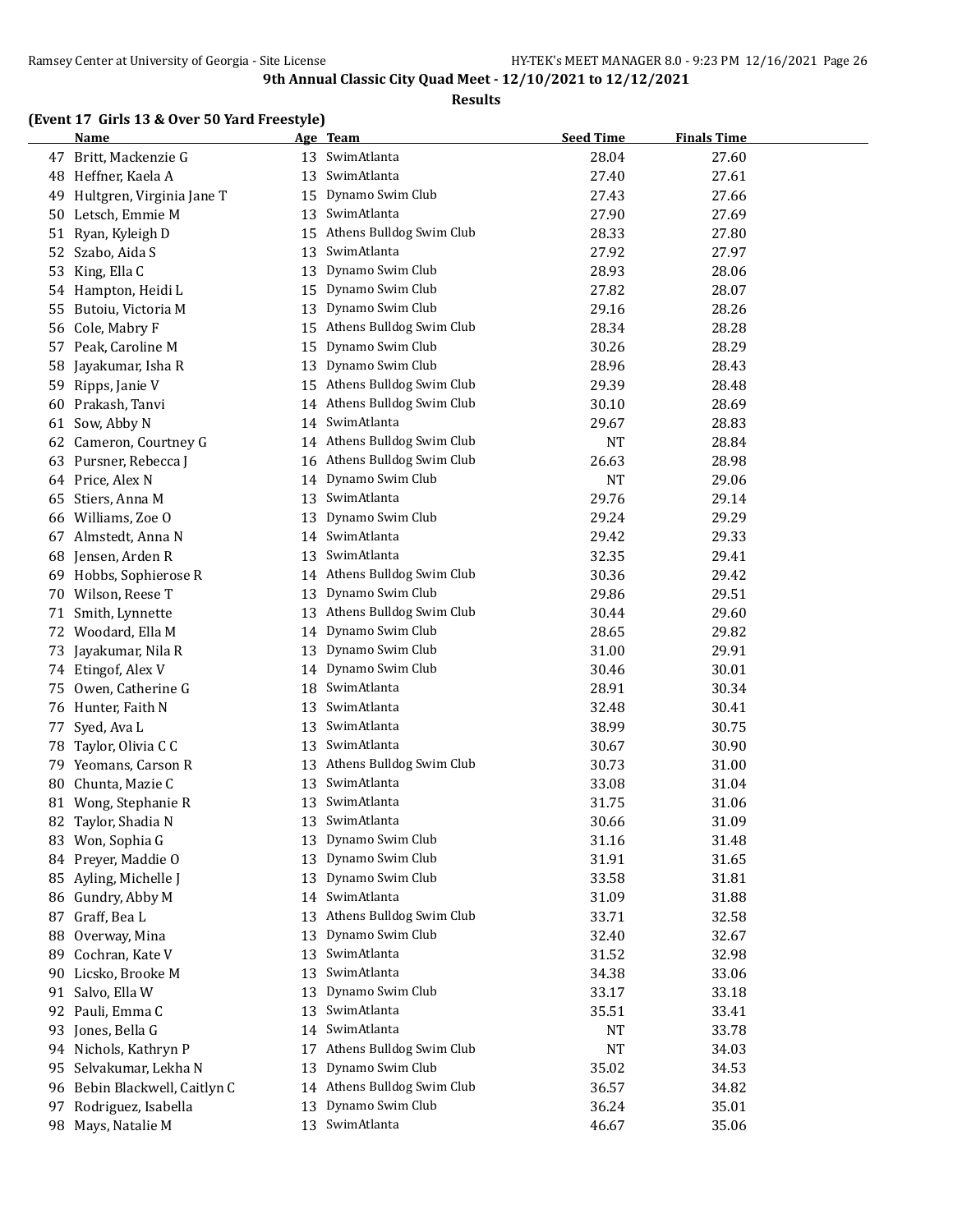**9th Annual Classic City Quad Meet - 12/10/2021 to 12/12/2021**

**Results**

### (Event 17 Girls 13 & Over 50 Yard Freestyle)

| | Name | Age | Team | Seed Time | Finals Time |
|---|---|---|---|---|---|
| 47 | Britt, Mackenzie G | 13 | SwimAtlanta | 28.04 | 27.60 |
| 48 | Heffner, Kaela A | 13 | SwimAtlanta | 27.40 | 27.61 |
| 49 | Hultgren, Virginia Jane T | 15 | Dynamo Swim Club | 27.43 | 27.66 |
| 50 | Letsch, Emmie M | 13 | SwimAtlanta | 27.90 | 27.69 |
| 51 | Ryan, Kyleigh D | 15 | Athens Bulldog Swim Club | 28.33 | 27.80 |
| 52 | Szabo, Aida S | 13 | SwimAtlanta | 27.92 | 27.97 |
| 53 | King, Ella C | 13 | Dynamo Swim Club | 28.93 | 28.06 |
| 54 | Hampton, Heidi L | 15 | Dynamo Swim Club | 27.82 | 28.07 |
| 55 | Butoiu, Victoria M | 13 | Dynamo Swim Club | 29.16 | 28.26 |
| 56 | Cole, Mabry F | 15 | Athens Bulldog Swim Club | 28.34 | 28.28 |
| 57 | Peak, Caroline M | 15 | Dynamo Swim Club | 30.26 | 28.29 |
| 58 | Jayakumar, Isha R | 13 | Dynamo Swim Club | 28.96 | 28.43 |
| 59 | Ripps, Janie V | 15 | Athens Bulldog Swim Club | 29.39 | 28.48 |
| 60 | Prakash, Tanvi | 14 | Athens Bulldog Swim Club | 30.10 | 28.69 |
| 61 | Sow, Abby N | 14 | SwimAtlanta | 29.67 | 28.83 |
| 62 | Cameron, Courtney G | 14 | Athens Bulldog Swim Club | NT | 28.84 |
| 63 | Pursner, Rebecca J | 16 | Athens Bulldog Swim Club | 26.63 | 28.98 |
| 64 | Price, Alex N | 14 | Dynamo Swim Club | NT | 29.06 |
| 65 | Stiers, Anna M | 13 | SwimAtlanta | 29.76 | 29.14 |
| 66 | Williams, Zoe O | 13 | Dynamo Swim Club | 29.24 | 29.29 |
| 67 | Almstedt, Anna N | 14 | SwimAtlanta | 29.42 | 29.33 |
| 68 | Jensen, Arden R | 13 | SwimAtlanta | 32.35 | 29.41 |
| 69 | Hobbs, Sophierose R | 14 | Athens Bulldog Swim Club | 30.36 | 29.42 |
| 70 | Wilson, Reese T | 13 | Dynamo Swim Club | 29.86 | 29.51 |
| 71 | Smith, Lynnette | 13 | Athens Bulldog Swim Club | 30.44 | 29.60 |
| 72 | Woodard, Ella M | 14 | Dynamo Swim Club | 28.65 | 29.82 |
| 73 | Jayakumar, Nila R | 13 | Dynamo Swim Club | 31.00 | 29.91 |
| 74 | Etingof, Alex V | 14 | Dynamo Swim Club | 30.46 | 30.01 |
| 75 | Owen, Catherine G | 18 | SwimAtlanta | 28.91 | 30.34 |
| 76 | Hunter, Faith N | 13 | SwimAtlanta | 32.48 | 30.41 |
| 77 | Syed, Ava L | 13 | SwimAtlanta | 38.99 | 30.75 |
| 78 | Taylor, Olivia C C | 13 | SwimAtlanta | 30.67 | 30.90 |
| 79 | Yeomans, Carson R | 13 | Athens Bulldog Swim Club | 30.73 | 31.00 |
| 80 | Chunta, Mazie C | 13 | SwimAtlanta | 33.08 | 31.04 |
| 81 | Wong, Stephanie R | 13 | SwimAtlanta | 31.75 | 31.06 |
| 82 | Taylor, Shadia N | 13 | SwimAtlanta | 30.66 | 31.09 |
| 83 | Won, Sophia G | 13 | Dynamo Swim Club | 31.16 | 31.48 |
| 84 | Preyer, Maddie O | 13 | Dynamo Swim Club | 31.91 | 31.65 |
| 85 | Ayling, Michelle J | 13 | Dynamo Swim Club | 33.58 | 31.81 |
| 86 | Gundry, Abby M | 14 | SwimAtlanta | 31.09 | 31.88 |
| 87 | Graff, Bea L | 13 | Athens Bulldog Swim Club | 33.71 | 32.58 |
| 88 | Overway, Mina | 13 | Dynamo Swim Club | 32.40 | 32.67 |
| 89 | Cochran, Kate V | 13 | SwimAtlanta | 31.52 | 32.98 |
| 90 | Licsko, Brooke M | 13 | SwimAtlanta | 34.38 | 33.06 |
| 91 | Salvo, Ella W | 13 | Dynamo Swim Club | 33.17 | 33.18 |
| 92 | Pauli, Emma C | 13 | SwimAtlanta | 35.51 | 33.41 |
| 93 | Jones, Bella G | 14 | SwimAtlanta | NT | 33.78 |
| 94 | Nichols, Kathryn P | 17 | Athens Bulldog Swim Club | NT | 34.03 |
| 95 | Selvakumar, Lekha N | 13 | Dynamo Swim Club | 35.02 | 34.53 |
| 96 | Bebin Blackwell, Caitlyn C | 14 | Athens Bulldog Swim Club | 36.57 | 34.82 |
| 97 | Rodriguez, Isabella | 13 | Dynamo Swim Club | 36.24 | 35.01 |
| 98 | Mays, Natalie M | 13 | SwimAtlanta | 46.67 | 35.06 |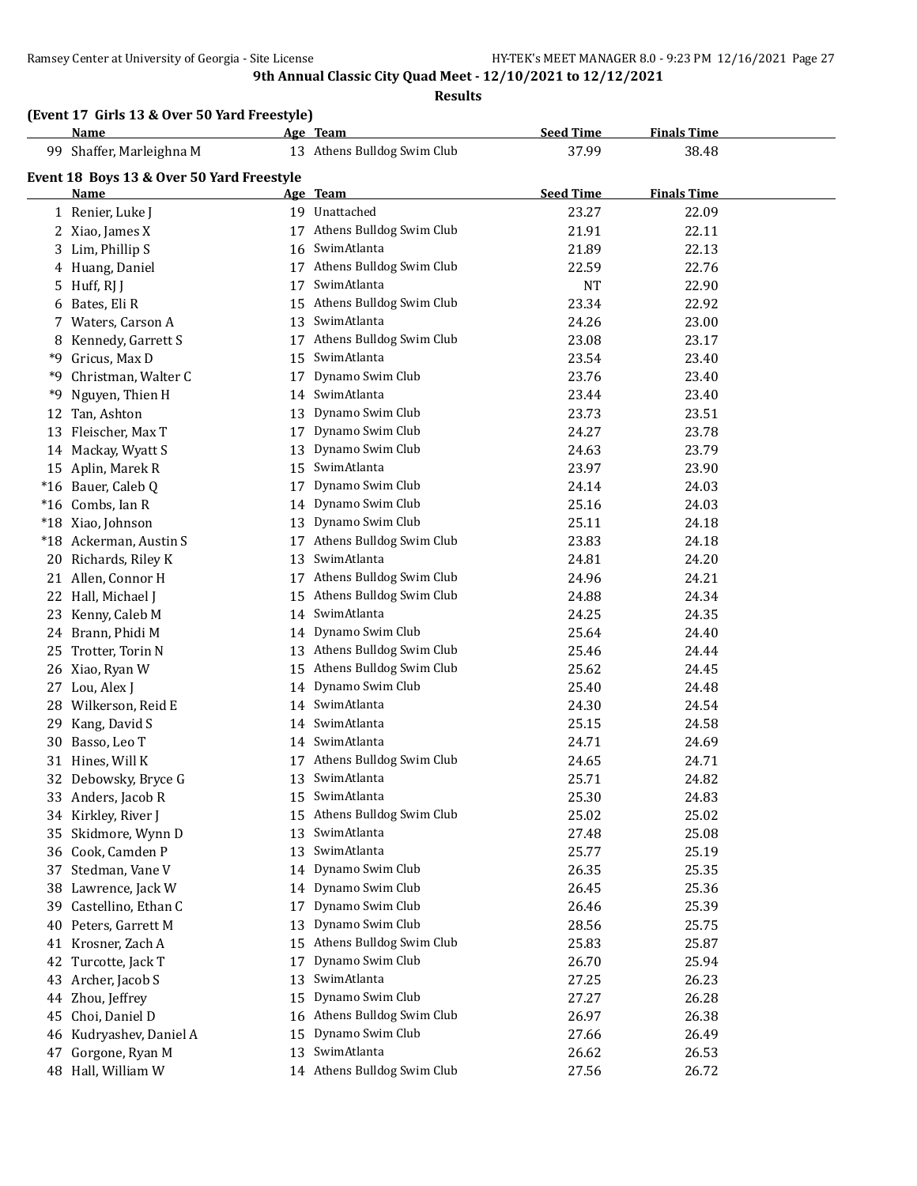# 9th Annual Classic City Quad Meet - 12/10/2021 to 12/12/2021

## Results

### (Event 17 Girls 13 & Over 50 Yard Freestyle)

| | Name | Age | Team | Seed Time | Finals Time |
|---|---|---|---|---|---|
| 99 | Shaffer, Marleighna M | 13 | Athens Bulldog Swim Club | 37.99 | 38.48 |

### Event 18 Boys 13 & Over 50 Yard Freestyle

| | Name | Age | Team | Seed Time | Finals Time |
|---|---|---|---|---|---|
| 1 | Renier, Luke J | 19 | Unattached | 23.27 | 22.09 |
| 2 | Xiao, James X | 17 | Athens Bulldog Swim Club | 21.91 | 22.11 |
| 3 | Lim, Phillip S | 16 | SwimAtlanta | 21.89 | 22.13 |
| 4 | Huang, Daniel | 17 | Athens Bulldog Swim Club | 22.59 | 22.76 |
| 5 | Huff, RJ J | 17 | SwimAtlanta | NT | 22.90 |
| 6 | Bates, Eli R | 15 | Athens Bulldog Swim Club | 23.34 | 22.92 |
| 7 | Waters, Carson A | 13 | SwimAtlanta | 24.26 | 23.00 |
| 8 | Kennedy, Garrett S | 17 | Athens Bulldog Swim Club | 23.08 | 23.17 |
| *9 | Gricus, Max D | 15 | SwimAtlanta | 23.54 | 23.40 |
| *9 | Christman, Walter C | 17 | Dynamo Swim Club | 23.76 | 23.40 |
| *9 | Nguyen, Thien H | 14 | SwimAtlanta | 23.44 | 23.40 |
| 12 | Tan, Ashton | 13 | Dynamo Swim Club | 23.73 | 23.51 |
| 13 | Fleischer, Max T | 17 | Dynamo Swim Club | 24.27 | 23.78 |
| 14 | Mackay, Wyatt S | 13 | Dynamo Swim Club | 24.63 | 23.79 |
| 15 | Aplin, Marek R | 15 | SwimAtlanta | 23.97 | 23.90 |
| *16 | Bauer, Caleb Q | 17 | Dynamo Swim Club | 24.14 | 24.03 |
| *16 | Combs, Ian R | 14 | Dynamo Swim Club | 25.16 | 24.03 |
| *18 | Xiao, Johnson | 13 | Dynamo Swim Club | 25.11 | 24.18 |
| *18 | Ackerman, Austin S | 17 | Athens Bulldog Swim Club | 23.83 | 24.18 |
| 20 | Richards, Riley K | 13 | SwimAtlanta | 24.81 | 24.20 |
| 21 | Allen, Connor H | 17 | Athens Bulldog Swim Club | 24.96 | 24.21 |
| 22 | Hall, Michael J | 15 | Athens Bulldog Swim Club | 24.88 | 24.34 |
| 23 | Kenny, Caleb M | 14 | SwimAtlanta | 24.25 | 24.35 |
| 24 | Brann, Phidi M | 14 | Dynamo Swim Club | 25.64 | 24.40 |
| 25 | Trotter, Torin N | 13 | Athens Bulldog Swim Club | 25.46 | 24.44 |
| 26 | Xiao, Ryan W | 15 | Athens Bulldog Swim Club | 25.62 | 24.45 |
| 27 | Lou, Alex J | 14 | Dynamo Swim Club | 25.40 | 24.48 |
| 28 | Wilkerson, Reid E | 14 | SwimAtlanta | 24.30 | 24.54 |
| 29 | Kang, David S | 14 | SwimAtlanta | 25.15 | 24.58 |
| 30 | Basso, Leo T | 14 | SwimAtlanta | 24.71 | 24.69 |
| 31 | Hines, Will K | 17 | Athens Bulldog Swim Club | 24.65 | 24.71 |
| 32 | Debowsky, Bryce G | 13 | SwimAtlanta | 25.71 | 24.82 |
| 33 | Anders, Jacob R | 15 | SwimAtlanta | 25.30 | 24.83 |
| 34 | Kirkley, River J | 15 | Athens Bulldog Swim Club | 25.02 | 25.02 |
| 35 | Skidmore, Wynn D | 13 | SwimAtlanta | 27.48 | 25.08 |
| 36 | Cook, Camden P | 13 | SwimAtlanta | 25.77 | 25.19 |
| 37 | Stedman, Vane V | 14 | Dynamo Swim Club | 26.35 | 25.35 |
| 38 | Lawrence, Jack W | 14 | Dynamo Swim Club | 26.45 | 25.36 |
| 39 | Castellino, Ethan C | 17 | Dynamo Swim Club | 26.46 | 25.39 |
| 40 | Peters, Garrett M | 13 | Dynamo Swim Club | 28.56 | 25.75 |
| 41 | Krosner, Zach A | 15 | Athens Bulldog Swim Club | 25.83 | 25.87 |
| 42 | Turcotte, Jack T | 17 | Dynamo Swim Club | 26.70 | 25.94 |
| 43 | Archer, Jacob S | 13 | SwimAtlanta | 27.25 | 26.23 |
| 44 | Zhou, Jeffrey | 15 | Dynamo Swim Club | 27.27 | 26.28 |
| 45 | Choi, Daniel D | 16 | Athens Bulldog Swim Club | 26.97 | 26.38 |
| 46 | Kudryashev, Daniel A | 15 | Dynamo Swim Club | 27.66 | 26.49 |
| 47 | Gorgone, Ryan M | 13 | SwimAtlanta | 26.62 | 26.53 |
| 48 | Hall, William W | 14 | Athens Bulldog Swim Club | 27.56 | 26.72 |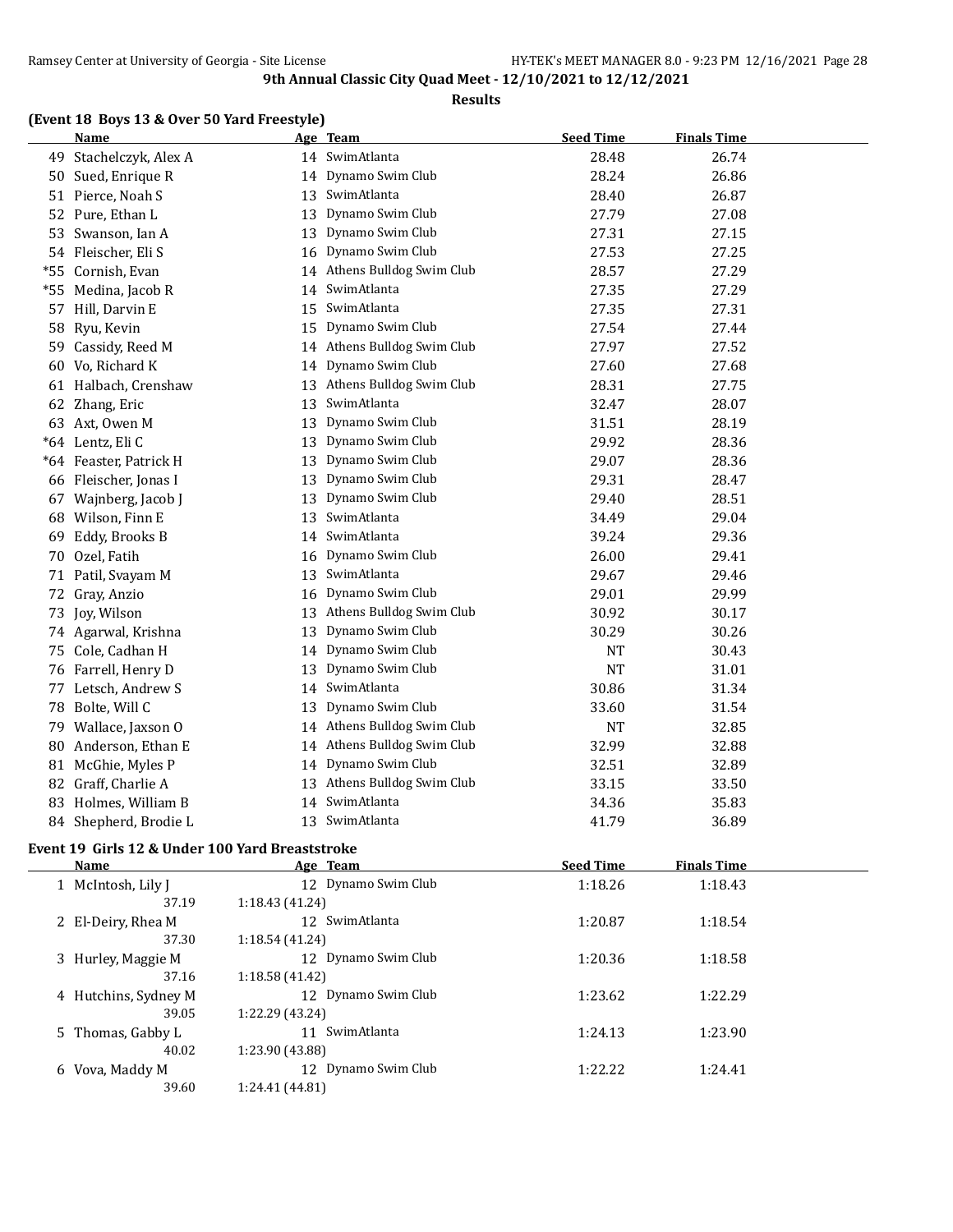# 9th Annual Classic City Quad Meet - 12/10/2021 to 12/12/2021

## Results

### (Event 18 Boys 13 & Over 50 Yard Freestyle)

| | Name | Age | Team | Seed Time | Finals Time |
|---|---|---|---|---|---|
| 49 | Stachelczyk, Alex A | 14 | SwimAtlanta | 28.48 | 26.74 |
| 50 | Sued, Enrique R | 14 | Dynamo Swim Club | 28.24 | 26.86 |
| 51 | Pierce, Noah S | 13 | SwimAtlanta | 28.40 | 26.87 |
| 52 | Pure, Ethan L | 13 | Dynamo Swim Club | 27.79 | 27.08 |
| 53 | Swanson, Ian A | 13 | Dynamo Swim Club | 27.31 | 27.15 |
| 54 | Fleischer, Eli S | 16 | Dynamo Swim Club | 27.53 | 27.25 |
| *55 | Cornish, Evan | 14 | Athens Bulldog Swim Club | 28.57 | 27.29 |
| *55 | Medina, Jacob R | 14 | SwimAtlanta | 27.35 | 27.29 |
| 57 | Hill, Darvin E | 15 | SwimAtlanta | 27.35 | 27.31 |
| 58 | Ryu, Kevin | 15 | Dynamo Swim Club | 27.54 | 27.44 |
| 59 | Cassidy, Reed M | 14 | Athens Bulldog Swim Club | 27.97 | 27.52 |
| 60 | Vo, Richard K | 14 | Dynamo Swim Club | 27.60 | 27.68 |
| 61 | Halbach, Crenshaw | 13 | Athens Bulldog Swim Club | 28.31 | 27.75 |
| 62 | Zhang, Eric | 13 | SwimAtlanta | 32.47 | 28.07 |
| 63 | Axt, Owen M | 13 | Dynamo Swim Club | 31.51 | 28.19 |
| *64 | Lentz, Eli C | 13 | Dynamo Swim Club | 29.92 | 28.36 |
| *64 | Feaster, Patrick H | 13 | Dynamo Swim Club | 29.07 | 28.36 |
| 66 | Fleischer, Jonas I | 13 | Dynamo Swim Club | 29.31 | 28.47 |
| 67 | Wajnberg, Jacob J | 13 | Dynamo Swim Club | 29.40 | 28.51 |
| 68 | Wilson, Finn E | 13 | SwimAtlanta | 34.49 | 29.04 |
| 69 | Eddy, Brooks B | 14 | SwimAtlanta | 39.24 | 29.36 |
| 70 | Ozel, Fatih | 16 | Dynamo Swim Club | 26.00 | 29.41 |
| 71 | Patil, Svayam M | 13 | SwimAtlanta | 29.67 | 29.46 |
| 72 | Gray, Anzio | 16 | Dynamo Swim Club | 29.01 | 29.99 |
| 73 | Joy, Wilson | 13 | Athens Bulldog Swim Club | 30.92 | 30.17 |
| 74 | Agarwal, Krishna | 13 | Dynamo Swim Club | 30.29 | 30.26 |
| 75 | Cole, Cadhan H | 14 | Dynamo Swim Club | NT | 30.43 |
| 76 | Farrell, Henry D | 13 | Dynamo Swim Club | NT | 31.01 |
| 77 | Letsch, Andrew S | 14 | SwimAtlanta | 30.86 | 31.34 |
| 78 | Bolte, Will C | 13 | Dynamo Swim Club | 33.60 | 31.54 |
| 79 | Wallace, Jaxson O | 14 | Athens Bulldog Swim Club | NT | 32.85 |
| 80 | Anderson, Ethan E | 14 | Athens Bulldog Swim Club | 32.99 | 32.88 |
| 81 | McGhie, Myles P | 14 | Dynamo Swim Club | 32.51 | 32.89 |
| 82 | Graff, Charlie A | 13 | Athens Bulldog Swim Club | 33.15 | 33.50 |
| 83 | Holmes, William B | 14 | SwimAtlanta | 34.36 | 35.83 |
| 84 | Shepherd, Brodie L | 13 | SwimAtlanta | 41.79 | 36.89 |

### Event 19 Girls 12 & Under 100 Yard Breaststroke

| | Name | Age | Team | Seed Time | Finals Time |
|---|---|---|---|---|---|
| 1 | McIntosh, Lily J | 12 | Dynamo Swim Club | 1:18.26 | 1:18.43 |
| | 37.19 | 1:18.43 (41.24) | | | |
| 2 | El-Deiry, Rhea M | 12 | SwimAtlanta | 1:20.87 | 1:18.54 |
| | 37.30 | 1:18.54 (41.24) | | | |
| 3 | Hurley, Maggie M | 12 | Dynamo Swim Club | 1:20.36 | 1:18.58 |
| | 37.16 | 1:18.58 (41.42) | | | |
| 4 | Hutchins, Sydney M | 12 | Dynamo Swim Club | 1:23.62 | 1:22.29 |
| | 39.05 | 1:22.29 (43.24) | | | |
| 5 | Thomas, Gabby L | 11 | SwimAtlanta | 1:24.13 | 1:23.90 |
| | 40.02 | 1:23.90 (43.88) | | | |
| 6 | Vova, Maddy M | 12 | Dynamo Swim Club | 1:22.22 | 1:24.41 |
| | 39.60 | 1:24.41 (44.81) | | | |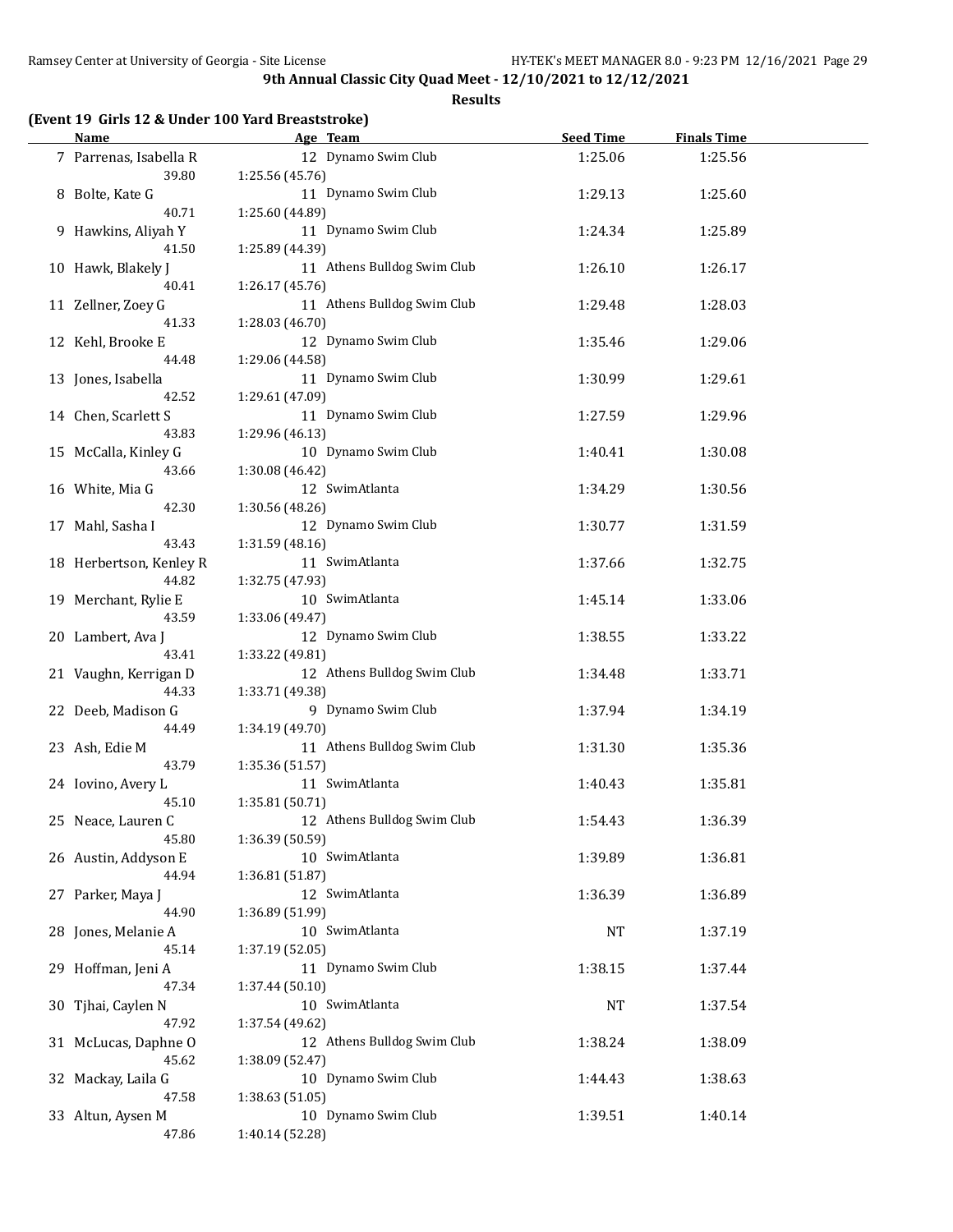**9th Annual Classic City Quad Meet - 12/10/2021 to 12/12/2021**

**Results**

**(Event 19 Girls 12 & Under 100 Yard Breaststroke)**

| | Name | Age | Team | Seed Time | Finals Time |
|---|---|---|---|---|---|
| 7 | Parrenas, Isabella R | 12 | Dynamo Swim Club | 1:25.06 | 1:25.56 |
| | 39.80 | 1:25.56 (45.76) | | | |
| 8 | Bolte, Kate G | 11 | Dynamo Swim Club | 1:29.13 | 1:25.60 |
| | 40.71 | 1:25.60 (44.89) | | | |
| 9 | Hawkins, Aliyah Y | 11 | Dynamo Swim Club | 1:24.34 | 1:25.89 |
| | 41.50 | 1:25.89 (44.39) | | | |
| 10 | Hawk, Blakely J | 11 | Athens Bulldog Swim Club | 1:26.10 | 1:26.17 |
| | 40.41 | 1:26.17 (45.76) | | | |
| 11 | Zellner, Zoey G | 11 | Athens Bulldog Swim Club | 1:29.48 | 1:28.03 |
| | 41.33 | 1:28.03 (46.70) | | | |
| 12 | Kehl, Brooke E | 12 | Dynamo Swim Club | 1:35.46 | 1:29.06 |
| | 44.48 | 1:29.06 (44.58) | | | |
| 13 | Jones, Isabella | 11 | Dynamo Swim Club | 1:30.99 | 1:29.61 |
| | 42.52 | 1:29.61 (47.09) | | | |
| 14 | Chen, Scarlett S | 11 | Dynamo Swim Club | 1:27.59 | 1:29.96 |
| | 43.83 | 1:29.96 (46.13) | | | |
| 15 | McCalla, Kinley G | 10 | Dynamo Swim Club | 1:40.41 | 1:30.08 |
| | 43.66 | 1:30.08 (46.42) | | | |
| 16 | White, Mia G | 12 | SwimAtlanta | 1:34.29 | 1:30.56 |
| | 42.30 | 1:30.56 (48.26) | | | |
| 17 | Mahl, Sasha I | 12 | Dynamo Swim Club | 1:30.77 | 1:31.59 |
| | 43.43 | 1:31.59 (48.16) | | | |
| 18 | Herbertson, Kenley R | 11 | SwimAtlanta | 1:37.66 | 1:32.75 |
| | 44.82 | 1:32.75 (47.93) | | | |
| 19 | Merchant, Rylie E | 10 | SwimAtlanta | 1:45.14 | 1:33.06 |
| | 43.59 | 1:33.06 (49.47) | | | |
| 20 | Lambert, Ava J | 12 | Dynamo Swim Club | 1:38.55 | 1:33.22 |
| | 43.41 | 1:33.22 (49.81) | | | |
| 21 | Vaughn, Kerrigan D | 12 | Athens Bulldog Swim Club | 1:34.48 | 1:33.71 |
| | 44.33 | 1:33.71 (49.38) | | | |
| 22 | Deeb, Madison G | 9 | Dynamo Swim Club | 1:37.94 | 1:34.19 |
| | 44.49 | 1:34.19 (49.70) | | | |
| 23 | Ash, Edie M | 11 | Athens Bulldog Swim Club | 1:31.30 | 1:35.36 |
| | 43.79 | 1:35.36 (51.57) | | | |
| 24 | Iovino, Avery L | 11 | SwimAtlanta | 1:40.43 | 1:35.81 |
| | 45.10 | 1:35.81 (50.71) | | | |
| 25 | Neace, Lauren C | 12 | Athens Bulldog Swim Club | 1:54.43 | 1:36.39 |
| | 45.80 | 1:36.39 (50.59) | | | |
| 26 | Austin, Addyson E | 10 | SwimAtlanta | 1:39.89 | 1:36.81 |
| | 44.94 | 1:36.81 (51.87) | | | |
| 27 | Parker, Maya J | 12 | SwimAtlanta | 1:36.39 | 1:36.89 |
| | 44.90 | 1:36.89 (51.99) | | | |
| 28 | Jones, Melanie A | 10 | SwimAtlanta | NT | 1:37.19 |
| | 45.14 | 1:37.19 (52.05) | | | |
| 29 | Hoffman, Jeni A | 11 | Dynamo Swim Club | 1:38.15 | 1:37.44 |
| | 47.34 | 1:37.44 (50.10) | | | |
| 30 | Tjhai, Caylen N | 10 | SwimAtlanta | NT | 1:37.54 |
| | 47.92 | 1:37.54 (49.62) | | | |
| 31 | McLucas, Daphne O | 12 | Athens Bulldog Swim Club | 1:38.24 | 1:38.09 |
| | 45.62 | 1:38.09 (52.47) | | | |
| 32 | Mackay, Laila G | 10 | Dynamo Swim Club | 1:44.43 | 1:38.63 |
| | 47.58 | 1:38.63 (51.05) | | | |
| 33 | Altun, Aysen M | 10 | Dynamo Swim Club | 1:39.51 | 1:40.14 |
| | 47.86 | 1:40.14 (52.28) | | | |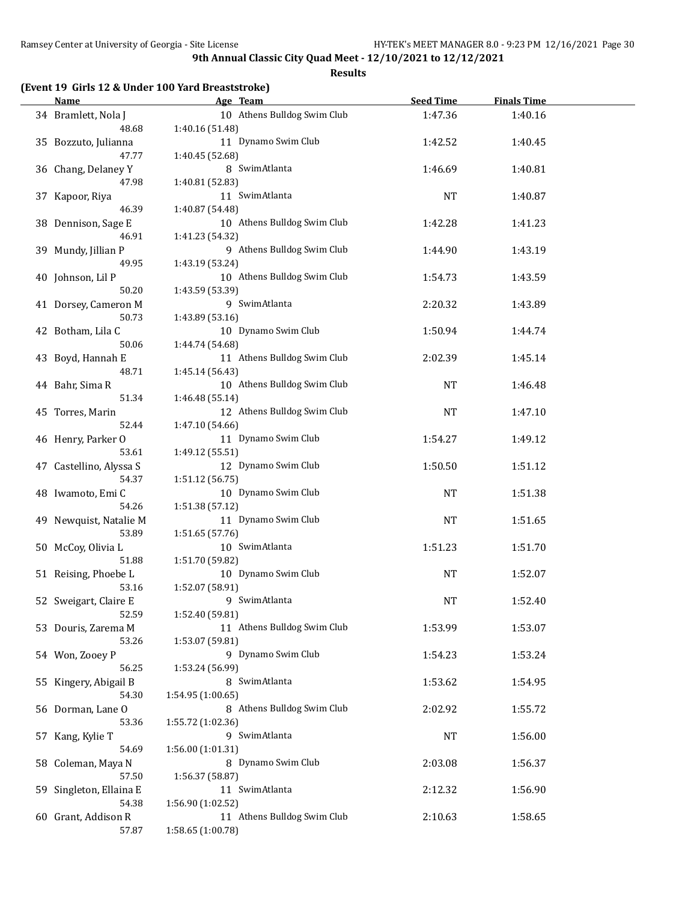**9th Annual Classic City Quad Meet - 12/10/2021 to 12/12/2021**

**Results**

**(Event 19 Girls 12 & Under 100 Yard Breaststroke)**

| | Name | Age | Team | Seed Time | Finals Time |
|---|---|---|---|---|---|
| 34 | Bramlett, Nola J | 10 | Athens Bulldog Swim Club | 1:47.36 | 1:40.16 |
| | 48.68 | 1:40.16 (51.48) | | | |
| 35 | Bozzuto, Julianna | 11 | Dynamo Swim Club | 1:42.52 | 1:40.45 |
| | 47.77 | 1:40.45 (52.68) | | | |
| 36 | Chang, Delaney Y | 8 | SwimAtlanta | 1:46.69 | 1:40.81 |
| | 47.98 | 1:40.81 (52.83) | | | |
| 37 | Kapoor, Riya | 11 | SwimAtlanta | NT | 1:40.87 |
| | 46.39 | 1:40.87 (54.48) | | | |
| 38 | Dennison, Sage E | 10 | Athens Bulldog Swim Club | 1:42.28 | 1:41.23 |
| | 46.91 | 1:41.23 (54.32) | | | |
| 39 | Mundy, Jillian P | 9 | Athens Bulldog Swim Club | 1:44.90 | 1:43.19 |
| | 49.95 | 1:43.19 (53.24) | | | |
| 40 | Johnson, Lil P | 10 | Athens Bulldog Swim Club | 1:54.73 | 1:43.59 |
| | 50.20 | 1:43.59 (53.39) | | | |
| 41 | Dorsey, Cameron M | 9 | SwimAtlanta | 2:20.32 | 1:43.89 |
| | 50.73 | 1:43.89 (53.16) | | | |
| 42 | Botham, Lila C | 10 | Dynamo Swim Club | 1:50.94 | 1:44.74 |
| | 50.06 | 1:44.74 (54.68) | | | |
| 43 | Boyd, Hannah E | 11 | Athens Bulldog Swim Club | 2:02.39 | 1:45.14 |
| | 48.71 | 1:45.14 (56.43) | | | |
| 44 | Bahr, Sima R | 10 | Athens Bulldog Swim Club | NT | 1:46.48 |
| | 51.34 | 1:46.48 (55.14) | | | |
| 45 | Torres, Marin | 12 | Athens Bulldog Swim Club | NT | 1:47.10 |
| | 52.44 | 1:47.10 (54.66) | | | |
| 46 | Henry, Parker O | 11 | Dynamo Swim Club | 1:54.27 | 1:49.12 |
| | 53.61 | 1:49.12 (55.51) | | | |
| 47 | Castellino, Alyssa S | 12 | Dynamo Swim Club | 1:50.50 | 1:51.12 |
| | 54.37 | 1:51.12 (56.75) | | | |
| 48 | Iwamoto, Emi C | 10 | Dynamo Swim Club | NT | 1:51.38 |
| | 54.26 | 1:51.38 (57.12) | | | |
| 49 | Newquist, Natalie M | 11 | Dynamo Swim Club | NT | 1:51.65 |
| | 53.89 | 1:51.65 (57.76) | | | |
| 50 | McCoy, Olivia L | 10 | SwimAtlanta | 1:51.23 | 1:51.70 |
| | 51.88 | 1:51.70 (59.82) | | | |
| 51 | Reising, Phoebe L | 10 | Dynamo Swim Club | NT | 1:52.07 |
| | 53.16 | 1:52.07 (58.91) | | | |
| 52 | Sweigart, Claire E | 9 | SwimAtlanta | NT | 1:52.40 |
| | 52.59 | 1:52.40 (59.81) | | | |
| 53 | Douris, Zarema M | 11 | Athens Bulldog Swim Club | 1:53.99 | 1:53.07 |
| | 53.26 | 1:53.07 (59.81) | | | |
| 54 | Won, Zooey P | 9 | Dynamo Swim Club | 1:54.23 | 1:53.24 |
| | 56.25 | 1:53.24 (56.99) | | | |
| 55 | Kingery, Abigail B | 8 | SwimAtlanta | 1:53.62 | 1:54.95 |
| | 54.30 | 1:54.95 (1:00.65) | | | |
| 56 | Dorman, Lane O | 8 | Athens Bulldog Swim Club | 2:02.92 | 1:55.72 |
| | 53.36 | 1:55.72 (1:02.36) | | | |
| 57 | Kang, Kylie T | 9 | SwimAtlanta | NT | 1:56.00 |
| | 54.69 | 1:56.00 (1:01.31) | | | |
| 58 | Coleman, Maya N | 8 | Dynamo Swim Club | 2:03.08 | 1:56.37 |
| | 57.50 | 1:56.37 (58.87) | | | |
| 59 | Singleton, Ellaina E | 11 | SwimAtlanta | 2:12.32 | 1:56.90 |
| | 54.38 | 1:56.90 (1:02.52) | | | |
| 60 | Grant, Addison R | 11 | Athens Bulldog Swim Club | 2:10.63 | 1:58.65 |
| | 57.87 | 1:58.65 (1:00.78) | | | |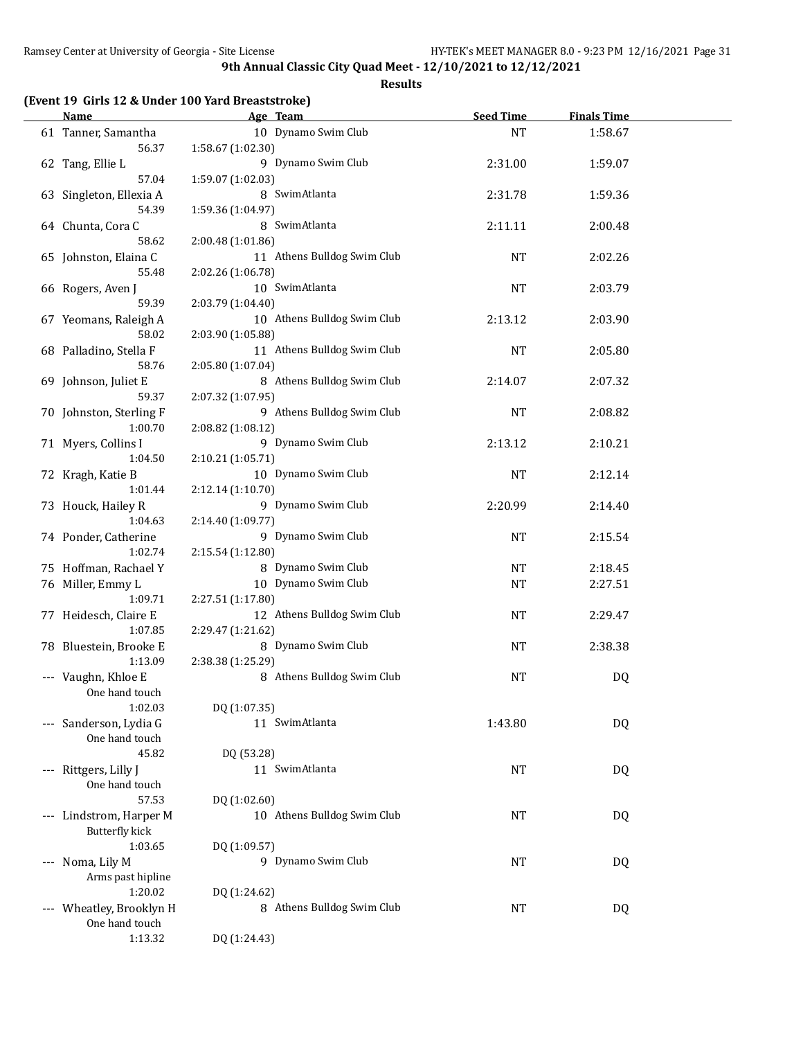**9th Annual Classic City Quad Meet - 12/10/2021 to 12/12/2021**

**Results**

### (Event 19 Girls 12 & Under 100 Yard Breaststroke)

| | Name | Age | Team | Seed Time | Finals Time |
|---|---|---|---|---|---|
| 61 | Tanner, Samantha | 10 | Dynamo Swim Club | NT | 1:58.67 |
| | 56.37 | 1:58.67 (1:02.30) | | | |
| 62 | Tang, Ellie L | 9 | Dynamo Swim Club | 2:31.00 | 1:59.07 |
| | 57.04 | 1:59.07 (1:02.03) | | | |
| 63 | Singleton, Ellexia A | 8 | SwimAtlanta | 2:31.78 | 1:59.36 |
| | 54.39 | 1:59.36 (1:04.97) | | | |
| 64 | Chunta, Cora C | 8 | SwimAtlanta | 2:11.11 | 2:00.48 |
| | 58.62 | 2:00.48 (1:01.86) | | | |
| 65 | Johnston, Elaina C | 11 | Athens Bulldog Swim Club | NT | 2:02.26 |
| | 55.48 | 2:02.26 (1:06.78) | | | |
| 66 | Rogers, Aven J | 10 | SwimAtlanta | NT | 2:03.79 |
| | 59.39 | 2:03.79 (1:04.40) | | | |
| 67 | Yeomans, Raleigh A | 10 | Athens Bulldog Swim Club | 2:13.12 | 2:03.90 |
| | 58.02 | 2:03.90 (1:05.88) | | | |
| 68 | Palladino, Stella F | 11 | Athens Bulldog Swim Club | NT | 2:05.80 |
| | 58.76 | 2:05.80 (1:07.04) | | | |
| 69 | Johnson, Juliet E | 8 | Athens Bulldog Swim Club | 2:14.07 | 2:07.32 |
| | 59.37 | 2:07.32 (1:07.95) | | | |
| 70 | Johnston, Sterling F | 9 | Athens Bulldog Swim Club | NT | 2:08.82 |
| | 1:00.70 | 2:08.82 (1:08.12) | | | |
| 71 | Myers, Collins I | 9 | Dynamo Swim Club | 2:13.12 | 2:10.21 |
| | 1:04.50 | 2:10.21 (1:05.71) | | | |
| 72 | Kragh, Katie B | 10 | Dynamo Swim Club | NT | 2:12.14 |
| | 1:01.44 | 2:12.14 (1:10.70) | | | |
| 73 | Houck, Hailey R | 9 | Dynamo Swim Club | 2:20.99 | 2:14.40 |
| | 1:04.63 | 2:14.40 (1:09.77) | | | |
| 74 | Ponder, Catherine | 9 | Dynamo Swim Club | NT | 2:15.54 |
| | 1:02.74 | 2:15.54 (1:12.80) | | | |
| 75 | Hoffman, Rachael Y | 8 | Dynamo Swim Club | NT | 2:18.45 |
| 76 | Miller, Emmy L | 10 | Dynamo Swim Club | NT | 2:27.51 |
| | 1:09.71 | 2:27.51 (1:17.80) | | | |
| 77 | Heidesch, Claire E | 12 | Athens Bulldog Swim Club | NT | 2:29.47 |
| | 1:07.85 | 2:29.47 (1:21.62) | | | |
| 78 | Bluestein, Brooke E | 8 | Dynamo Swim Club | NT | 2:38.38 |
| | 1:13.09 | 2:38.38 (1:25.29) | | | |
| --- | Vaughn, Khloe E | 8 | Athens Bulldog Swim Club | NT | DQ |
| | One hand touch | | | | |
| | 1:02.03 | DQ (1:07.35) | | | |
| --- | Sanderson, Lydia G | 11 | SwimAtlanta | 1:43.80 | DQ |
| | One hand touch | | | | |
| | 45.82 | DQ (53.28) | | | |
| --- | Rittgers, Lilly J | 11 | SwimAtlanta | NT | DQ |
| | One hand touch | | | | |
| | 57.53 | DQ (1:02.60) | | | |
| --- | Lindstrom, Harper M | 10 | Athens Bulldog Swim Club | NT | DQ |
| | Butterfly kick | | | | |
| | 1:03.65 | DQ (1:09.57) | | | |
| --- | Noma, Lily M | 9 | Dynamo Swim Club | NT | DQ |
| | Arms past hipline | | | | |
| | 1:20.02 | DQ (1:24.62) | | | |
| --- | Wheatley, Brooklyn H | 8 | Athens Bulldog Swim Club | NT | DQ |
| | One hand touch | | | | |
| | 1:13.32 | DQ (1:24.43) | | | |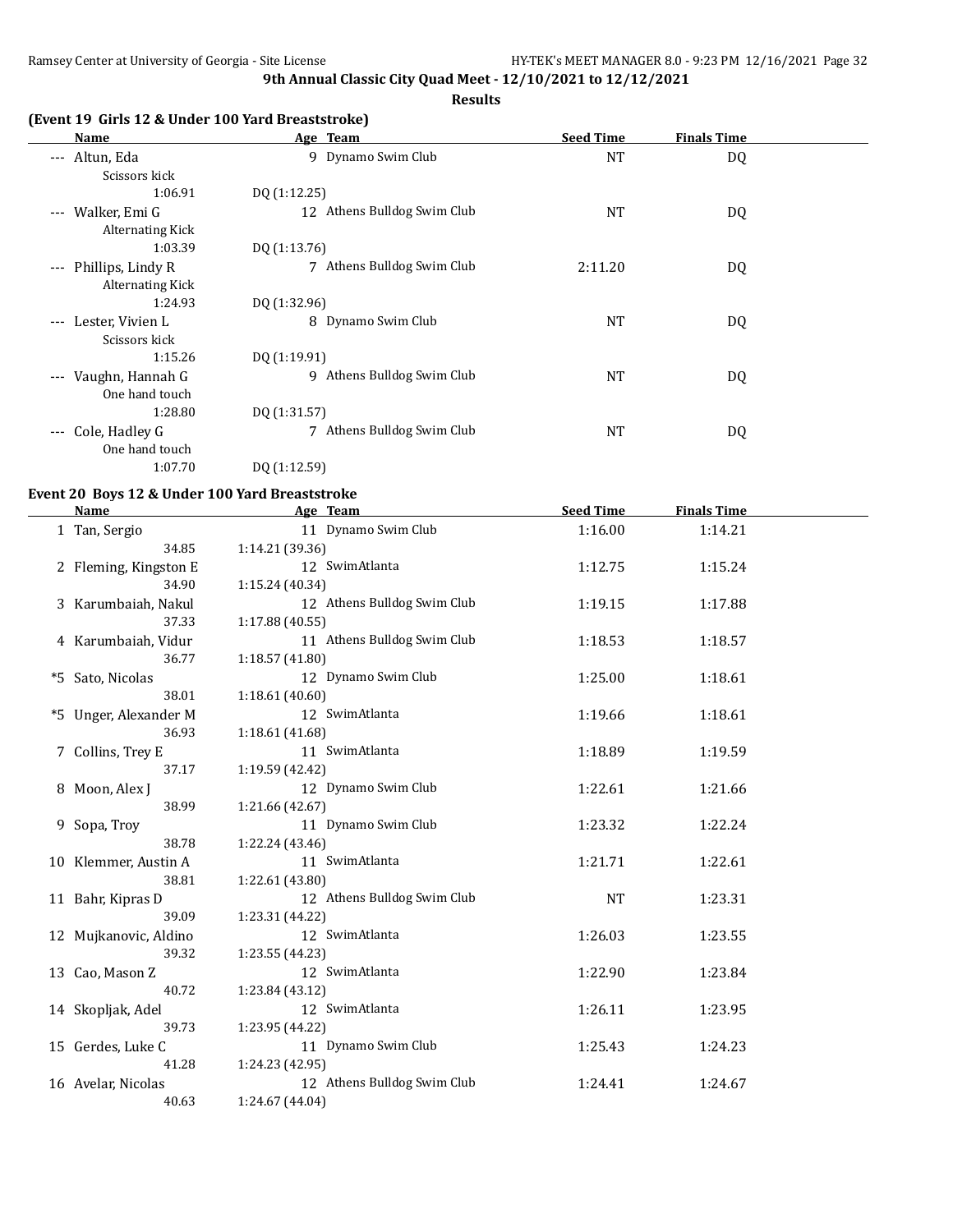**9th Annual Classic City Quad Meet - 12/10/2021 to 12/12/2021**

**Results**

### (Event 19 Girls 12 & Under 100 Yard Breaststroke)

| | Name | Age | Team | Seed Time | Finals Time |
|---|---|---|---|---|---|
| --- | Altun, Eda | 9 | Dynamo Swim Club | NT | DQ |
| | Scissors kick | | | | |
| | 1:06.91 | DQ (1:12.25) | | | |
| --- | Walker, Emi G | 12 | Athens Bulldog Swim Club | NT | DQ |
| | Alternating Kick | | | | |
| | 1:03.39 | DQ (1:13.76) | | | |
| --- | Phillips, Lindy R | 7 | Athens Bulldog Swim Club | 2:11.20 | DQ |
| | Alternating Kick | | | | |
| | 1:24.93 | DQ (1:32.96) | | | |
| --- | Lester, Vivien L | 8 | Dynamo Swim Club | NT | DQ |
| | Scissors kick | | | | |
| | 1:15.26 | DQ (1:19.91) | | | |
| --- | Vaughn, Hannah G | 9 | Athens Bulldog Swim Club | NT | DQ |
| | One hand touch | | | | |
| | 1:28.80 | DQ (1:31.57) | | | |
| --- | Cole, Hadley G | 7 | Athens Bulldog Swim Club | NT | DQ |
| | One hand touch | | | | |
| | 1:07.70 | DQ (1:12.59) | | | |

### Event 20 Boys 12 & Under 100 Yard Breaststroke

| | Name | Age | Team | Seed Time | Finals Time |
|---|---|---|---|---|---|
| 1 | Tan, Sergio | 11 | Dynamo Swim Club | 1:16.00 | 1:14.21 |
| | 34.85 | 1:14.21 (39.36) | | | |
| 2 | Fleming, Kingston E | 12 | SwimAtlanta | 1:12.75 | 1:15.24 |
| | 34.90 | 1:15.24 (40.34) | | | |
| 3 | Karumbaiah, Nakul | 12 | Athens Bulldog Swim Club | 1:19.15 | 1:17.88 |
| | 37.33 | 1:17.88 (40.55) | | | |
| 4 | Karumbaiah, Vidur | 11 | Athens Bulldog Swim Club | 1:18.53 | 1:18.57 |
| | 36.77 | 1:18.57 (41.80) | | | |
| *5 | Sato, Nicolas | 12 | Dynamo Swim Club | 1:25.00 | 1:18.61 |
| | 38.01 | 1:18.61 (40.60) | | | |
| *5 | Unger, Alexander M | 12 | SwimAtlanta | 1:19.66 | 1:18.61 |
| | 36.93 | 1:18.61 (41.68) | | | |
| 7 | Collins, Trey E | 11 | SwimAtlanta | 1:18.89 | 1:19.59 |
| | 37.17 | 1:19.59 (42.42) | | | |
| 8 | Moon, Alex J | 12 | Dynamo Swim Club | 1:22.61 | 1:21.66 |
| | 38.99 | 1:21.66 (42.67) | | | |
| 9 | Sopa, Troy | 11 | Dynamo Swim Club | 1:23.32 | 1:22.24 |
| | 38.78 | 1:22.24 (43.46) | | | |
| 10 | Klemmer, Austin A | 11 | SwimAtlanta | 1:21.71 | 1:22.61 |
| | 38.81 | 1:22.61 (43.80) | | | |
| 11 | Bahr, Kipras D | 12 | Athens Bulldog Swim Club | NT | 1:23.31 |
| | 39.09 | 1:23.31 (44.22) | | | |
| 12 | Mujkanovic, Aldino | 12 | SwimAtlanta | 1:26.03 | 1:23.55 |
| | 39.32 | 1:23.55 (44.23) | | | |
| 13 | Cao, Mason Z | 12 | SwimAtlanta | 1:22.90 | 1:23.84 |
| | 40.72 | 1:23.84 (43.12) | | | |
| 14 | Skopljak, Adel | 12 | SwimAtlanta | 1:26.11 | 1:23.95 |
| | 39.73 | 1:23.95 (44.22) | | | |
| 15 | Gerdes, Luke C | 11 | Dynamo Swim Club | 1:25.43 | 1:24.23 |
| | 41.28 | 1:24.23 (42.95) | | | |
| 16 | Avelar, Nicolas | 12 | Athens Bulldog Swim Club | 1:24.41 | 1:24.67 |
| | 40.63 | 1:24.67 (44.04) | | | |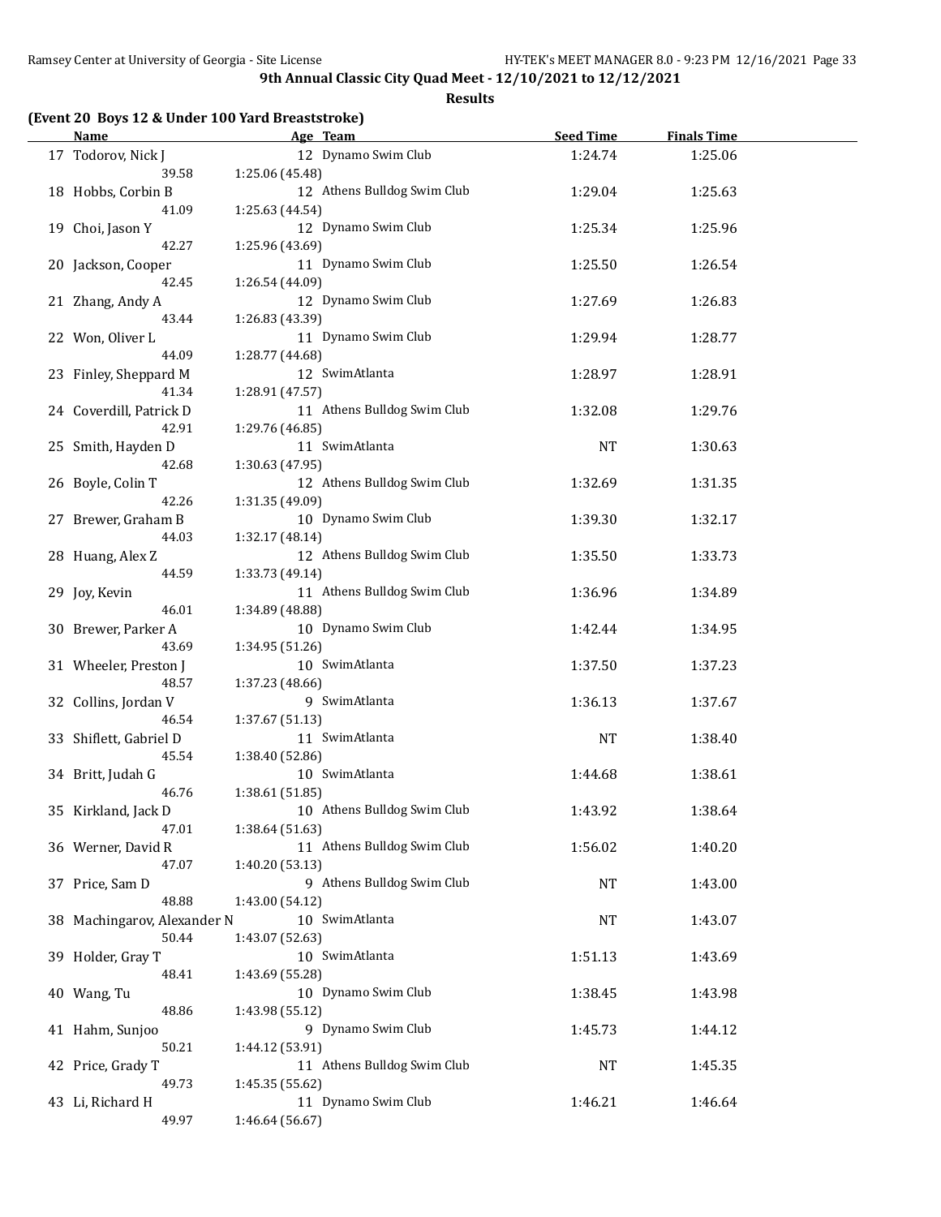**9th Annual Classic City Quad Meet - 12/10/2021 to 12/12/2021**

**Results**

### (Event 20 Boys 12 & Under 100 Yard Breaststroke)

| | Name | Age | Team | Seed Time | Finals Time |
|---|---|---|---|---|---|
| 17 | Todorov, Nick J | 12 | Dynamo Swim Club | 1:24.74 | 1:25.06 |
| | 39.58 | 1:25.06 (45.48) | | | |
| 18 | Hobbs, Corbin B | 12 | Athens Bulldog Swim Club | 1:29.04 | 1:25.63 |
| | 41.09 | 1:25.63 (44.54) | | | |
| 19 | Choi, Jason Y | 12 | Dynamo Swim Club | 1:25.34 | 1:25.96 |
| | 42.27 | 1:25.96 (43.69) | | | |
| 20 | Jackson, Cooper | 11 | Dynamo Swim Club | 1:25.50 | 1:26.54 |
| | 42.45 | 1:26.54 (44.09) | | | |
| 21 | Zhang, Andy A | 12 | Dynamo Swim Club | 1:27.69 | 1:26.83 |
| | 43.44 | 1:26.83 (43.39) | | | |
| 22 | Won, Oliver L | 11 | Dynamo Swim Club | 1:29.94 | 1:28.77 |
| | 44.09 | 1:28.77 (44.68) | | | |
| 23 | Finley, Sheppard M | 12 | SwimAtlanta | 1:28.97 | 1:28.91 |
| | 41.34 | 1:28.91 (47.57) | | | |
| 24 | Coverdill, Patrick D | 11 | Athens Bulldog Swim Club | 1:32.08 | 1:29.76 |
| | 42.91 | 1:29.76 (46.85) | | | |
| 25 | Smith, Hayden D | 11 | SwimAtlanta | NT | 1:30.63 |
| | 42.68 | 1:30.63 (47.95) | | | |
| 26 | Boyle, Colin T | 12 | Athens Bulldog Swim Club | 1:32.69 | 1:31.35 |
| | 42.26 | 1:31.35 (49.09) | | | |
| 27 | Brewer, Graham B | 10 | Dynamo Swim Club | 1:39.30 | 1:32.17 |
| | 44.03 | 1:32.17 (48.14) | | | |
| 28 | Huang, Alex Z | 12 | Athens Bulldog Swim Club | 1:35.50 | 1:33.73 |
| | 44.59 | 1:33.73 (49.14) | | | |
| 29 | Joy, Kevin | 11 | Athens Bulldog Swim Club | 1:36.96 | 1:34.89 |
| | 46.01 | 1:34.89 (48.88) | | | |
| 30 | Brewer, Parker A | 10 | Dynamo Swim Club | 1:42.44 | 1:34.95 |
| | 43.69 | 1:34.95 (51.26) | | | |
| 31 | Wheeler, Preston J | 10 | SwimAtlanta | 1:37.50 | 1:37.23 |
| | 48.57 | 1:37.23 (48.66) | | | |
| 32 | Collins, Jordan V | 9 | SwimAtlanta | 1:36.13 | 1:37.67 |
| | 46.54 | 1:37.67 (51.13) | | | |
| 33 | Shiflett, Gabriel D | 11 | SwimAtlanta | NT | 1:38.40 |
| | 45.54 | 1:38.40 (52.86) | | | |
| 34 | Britt, Judah G | 10 | SwimAtlanta | 1:44.68 | 1:38.61 |
| | 46.76 | 1:38.61 (51.85) | | | |
| 35 | Kirkland, Jack D | 10 | Athens Bulldog Swim Club | 1:43.92 | 1:38.64 |
| | 47.01 | 1:38.64 (51.63) | | | |
| 36 | Werner, David R | 11 | Athens Bulldog Swim Club | 1:56.02 | 1:40.20 |
| | 47.07 | 1:40.20 (53.13) | | | |
| 37 | Price, Sam D | 9 | Athens Bulldog Swim Club | NT | 1:43.00 |
| | 48.88 | 1:43.00 (54.12) | | | |
| 38 | Machingarov, Alexander N | 10 | SwimAtlanta | NT | 1:43.07 |
| | 50.44 | 1:43.07 (52.63) | | | |
| 39 | Holder, Gray T | 10 | SwimAtlanta | 1:51.13 | 1:43.69 |
| | 48.41 | 1:43.69 (55.28) | | | |
| 40 | Wang, Tu | 10 | Dynamo Swim Club | 1:38.45 | 1:43.98 |
| | 48.86 | 1:43.98 (55.12) | | | |
| 41 | Hahm, Sunjoo | 9 | Dynamo Swim Club | 1:45.73 | 1:44.12 |
| | 50.21 | 1:44.12 (53.91) | | | |
| 42 | Price, Grady T | 11 | Athens Bulldog Swim Club | NT | 1:45.35 |
| | 49.73 | 1:45.35 (55.62) | | | |
| 43 | Li, Richard H | 11 | Dynamo Swim Club | 1:46.21 | 1:46.64 |
| | 49.97 | 1:46.64 (56.67) | | | |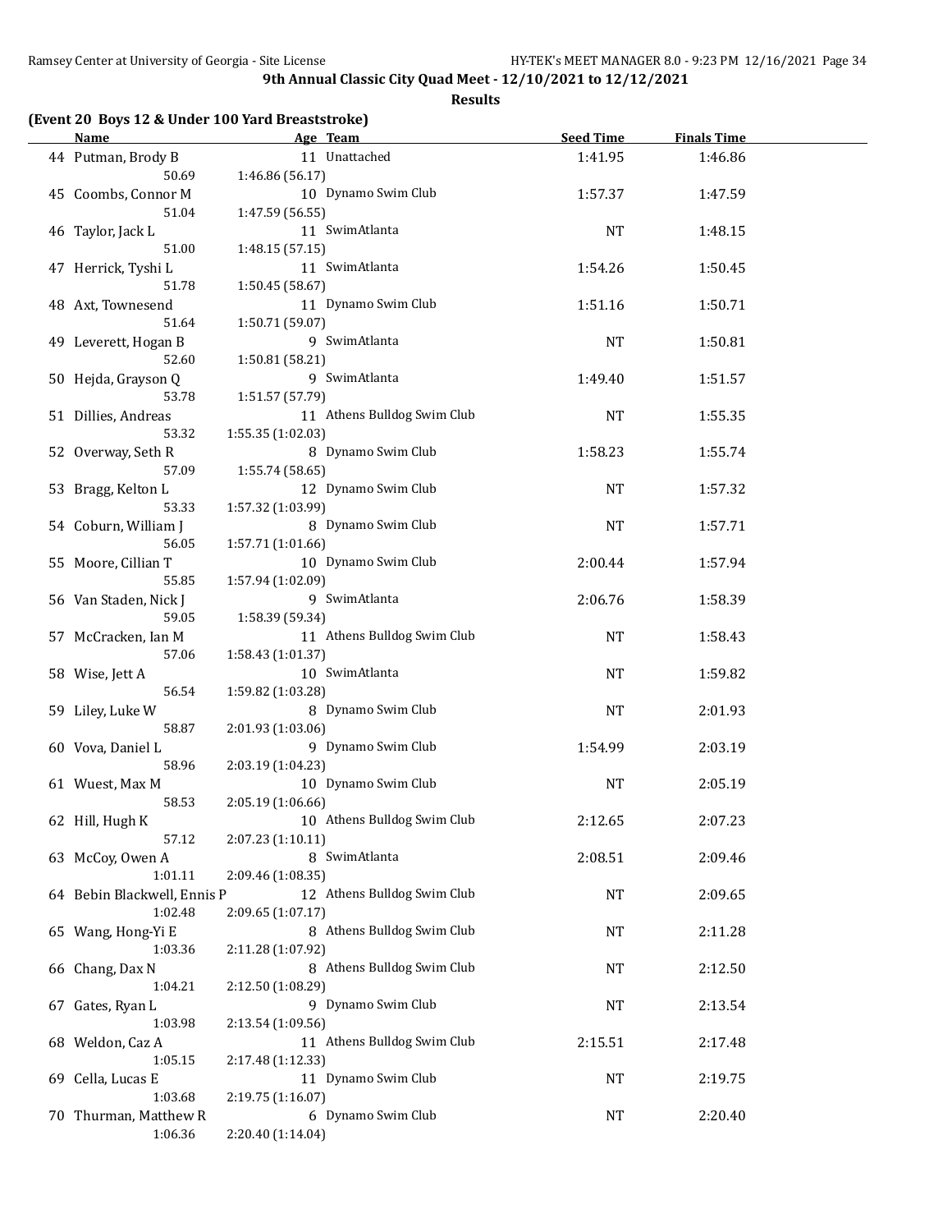**9th Annual Classic City Quad Meet - 12/10/2021 to 12/12/2021**

**Results**

**(Event 20 Boys 12 & Under 100 Yard Breaststroke)**

| | Name | Age | Team | Seed Time | Finals Time |
|---|---|---|---|---|---|
| 44 | Putman, Brody B | 11 | Unattached | 1:41.95 | 1:46.86 |
| | 50.69 | 1:46.86 (56.17) | | | |
| 45 | Coombs, Connor M | 10 | Dynamo Swim Club | 1:57.37 | 1:47.59 |
| | 51.04 | 1:47.59 (56.55) | | | |
| 46 | Taylor, Jack L | 11 | SwimAtlanta | NT | 1:48.15 |
| | 51.00 | 1:48.15 (57.15) | | | |
| 47 | Herrick, Tyshi L | 11 | SwimAtlanta | 1:54.26 | 1:50.45 |
| | 51.78 | 1:50.45 (58.67) | | | |
| 48 | Axt, Townesend | 11 | Dynamo Swim Club | 1:51.16 | 1:50.71 |
| | 51.64 | 1:50.71 (59.07) | | | |
| 49 | Leverett, Hogan B | 9 | SwimAtlanta | NT | 1:50.81 |
| | 52.60 | 1:50.81 (58.21) | | | |
| 50 | Hejda, Grayson Q | 9 | SwimAtlanta | 1:49.40 | 1:51.57 |
| | 53.78 | 1:51.57 (57.79) | | | |
| 51 | Dillies, Andreas | 11 | Athens Bulldog Swim Club | NT | 1:55.35 |
| | 53.32 | 1:55.35 (1:02.03) | | | |
| 52 | Overway, Seth R | 8 | Dynamo Swim Club | 1:58.23 | 1:55.74 |
| | 57.09 | 1:55.74 (58.65) | | | |
| 53 | Bragg, Kelton L | 12 | Dynamo Swim Club | NT | 1:57.32 |
| | 53.33 | 1:57.32 (1:03.99) | | | |
| 54 | Coburn, William J | 8 | Dynamo Swim Club | NT | 1:57.71 |
| | 56.05 | 1:57.71 (1:01.66) | | | |
| 55 | Moore, Cillian T | 10 | Dynamo Swim Club | 2:00.44 | 1:57.94 |
| | 55.85 | 1:57.94 (1:02.09) | | | |
| 56 | Van Staden, Nick J | 9 | SwimAtlanta | 2:06.76 | 1:58.39 |
| | 59.05 | 1:58.39 (59.34) | | | |
| 57 | McCracken, Ian M | 11 | Athens Bulldog Swim Club | NT | 1:58.43 |
| | 57.06 | 1:58.43 (1:01.37) | | | |
| 58 | Wise, Jett A | 10 | SwimAtlanta | NT | 1:59.82 |
| | 56.54 | 1:59.82 (1:03.28) | | | |
| 59 | Liley, Luke W | 8 | Dynamo Swim Club | NT | 2:01.93 |
| | 58.87 | 2:01.93 (1:03.06) | | | |
| 60 | Vova, Daniel L | 9 | Dynamo Swim Club | 1:54.99 | 2:03.19 |
| | 58.96 | 2:03.19 (1:04.23) | | | |
| 61 | Wuest, Max M | 10 | Dynamo Swim Club | NT | 2:05.19 |
| | 58.53 | 2:05.19 (1:06.66) | | | |
| 62 | Hill, Hugh K | 10 | Athens Bulldog Swim Club | 2:12.65 | 2:07.23 |
| | 57.12 | 2:07.23 (1:10.11) | | | |
| 63 | McCoy, Owen A | 8 | SwimAtlanta | 2:08.51 | 2:09.46 |
| | 1:01.11 | 2:09.46 (1:08.35) | | | |
| 64 | Bebin Blackwell, Ennis P | 12 | Athens Bulldog Swim Club | NT | 2:09.65 |
| | 1:02.48 | 2:09.65 (1:07.17) | | | |
| 65 | Wang, Hong-Yi E | 8 | Athens Bulldog Swim Club | NT | 2:11.28 |
| | 1:03.36 | 2:11.28 (1:07.92) | | | |
| 66 | Chang, Dax N | 8 | Athens Bulldog Swim Club | NT | 2:12.50 |
| | 1:04.21 | 2:12.50 (1:08.29) | | | |
| 67 | Gates, Ryan L | 9 | Dynamo Swim Club | NT | 2:13.54 |
| | 1:03.98 | 2:13.54 (1:09.56) | | | |
| 68 | Weldon, Caz A | 11 | Athens Bulldog Swim Club | 2:15.51 | 2:17.48 |
| | 1:05.15 | 2:17.48 (1:12.33) | | | |
| 69 | Cella, Lucas E | 11 | Dynamo Swim Club | NT | 2:19.75 |
| | 1:03.68 | 2:19.75 (1:16.07) | | | |
| 70 | Thurman, Matthew R | 6 | Dynamo Swim Club | NT | 2:20.40 |
| | 1:06.36 | 2:20.40 (1:14.04) | | | |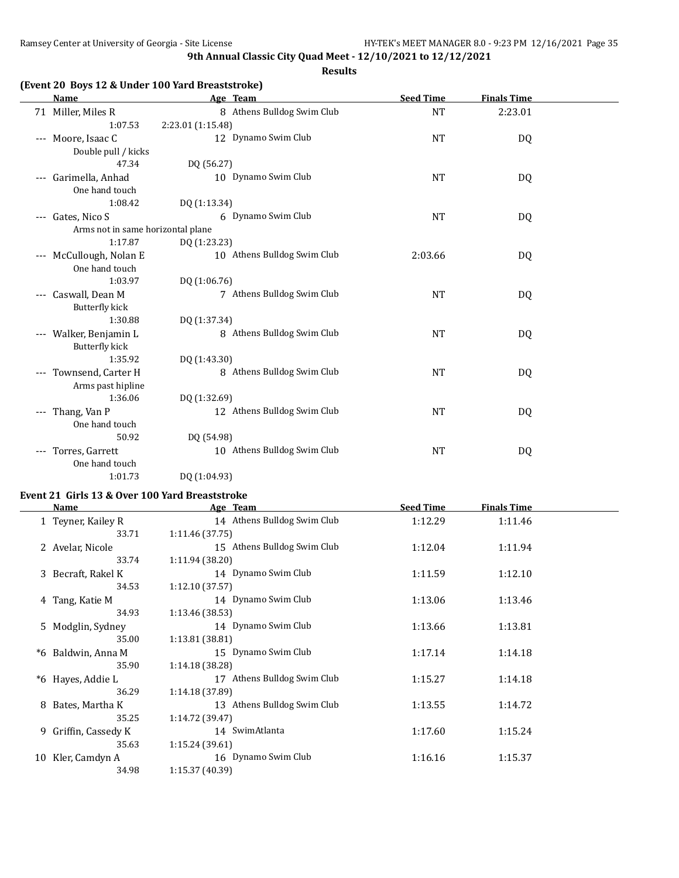**9th Annual Classic City Quad Meet - 12/10/2021 to 12/12/2021**

**Results**

### (Event 20 Boys 12 & Under 100 Yard Breaststroke)

| | Name | Age | Team | Seed Time | Finals Time |
|---|---|---|---|---|---|
| 71 | Miller, Miles R | 8 | Athens Bulldog Swim Club | NT | 2:23.01 |
| | 1:07.53 | 2:23.01 (1:15.48) | | | |
| --- | Moore, Isaac C | 12 | Dynamo Swim Club | NT | DQ |
| | Double pull / kicks | | | | |
| | 47.34 | DQ (56.27) | | | |
| --- | Garimella, Anhad | 10 | Dynamo Swim Club | NT | DQ |
| | One hand touch | | | | |
| | 1:08.42 | DQ (1:13.34) | | | |
| --- | Gates, Nico S | 6 | Dynamo Swim Club | NT | DQ |
| | Arms not in same horizontal plane | | | | |
| | 1:17.87 | DQ (1:23.23) | | | |
| --- | McCullough, Nolan E | 10 | Athens Bulldog Swim Club | 2:03.66 | DQ |
| | One hand touch | | | | |
| | 1:03.97 | DQ (1:06.76) | | | |
| --- | Caswall, Dean M | 7 | Athens Bulldog Swim Club | NT | DQ |
| | Butterfly kick | | | | |
| | 1:30.88 | DQ (1:37.34) | | | |
| --- | Walker, Benjamin L | 8 | Athens Bulldog Swim Club | NT | DQ |
| | Butterfly kick | | | | |
| | 1:35.92 | DQ (1:43.30) | | | |
| --- | Townsend, Carter H | 8 | Athens Bulldog Swim Club | NT | DQ |
| | Arms past hipline | | | | |
| | 1:36.06 | DQ (1:32.69) | | | |
| --- | Thang, Van P | 12 | Athens Bulldog Swim Club | NT | DQ |
| | One hand touch | | | | |
| | 50.92 | DQ (54.98) | | | |
| --- | Torres, Garrett | 10 | Athens Bulldog Swim Club | NT | DQ |
| | One hand touch | | | | |
| | 1:01.73 | DQ (1:04.93) | | | |

### Event 21 Girls 13 & Over 100 Yard Breaststroke

| | Name | Age | Team | Seed Time | Finals Time |
|---|---|---|---|---|---|
| 1 | Teyner, Kailey R | 14 | Athens Bulldog Swim Club | 1:12.29 | 1:11.46 |
| | 33.71 | 1:11.46 (37.75) | | | |
| 2 | Avelar, Nicole | 15 | Athens Bulldog Swim Club | 1:12.04 | 1:11.94 |
| | 33.74 | 1:11.94 (38.20) | | | |
| 3 | Becraft, Rakel K | 14 | Dynamo Swim Club | 1:11.59 | 1:12.10 |
| | 34.53 | 1:12.10 (37.57) | | | |
| 4 | Tang, Katie M | 14 | Dynamo Swim Club | 1:13.06 | 1:13.46 |
| | 34.93 | 1:13.46 (38.53) | | | |
| 5 | Modglin, Sydney | 14 | Dynamo Swim Club | 1:13.66 | 1:13.81 |
| | 35.00 | 1:13.81 (38.81) | | | |
| *6 | Baldwin, Anna M | 15 | Dynamo Swim Club | 1:17.14 | 1:14.18 |
| | 35.90 | 1:14.18 (38.28) | | | |
| *6 | Hayes, Addie L | 17 | Athens Bulldog Swim Club | 1:15.27 | 1:14.18 |
| | 36.29 | 1:14.18 (37.89) | | | |
| 8 | Bates, Martha K | 13 | Athens Bulldog Swim Club | 1:13.55 | 1:14.72 |
| | 35.25 | 1:14.72 (39.47) | | | |
| 9 | Griffin, Cassedy K | 14 | SwimAtlanta | 1:17.60 | 1:15.24 |
| | 35.63 | 1:15.24 (39.61) | | | |
| 10 | Kler, Camdyn A | 16 | Dynamo Swim Club | 1:16.16 | 1:15.37 |
| | 34.98 | 1:15.37 (40.39) | | | |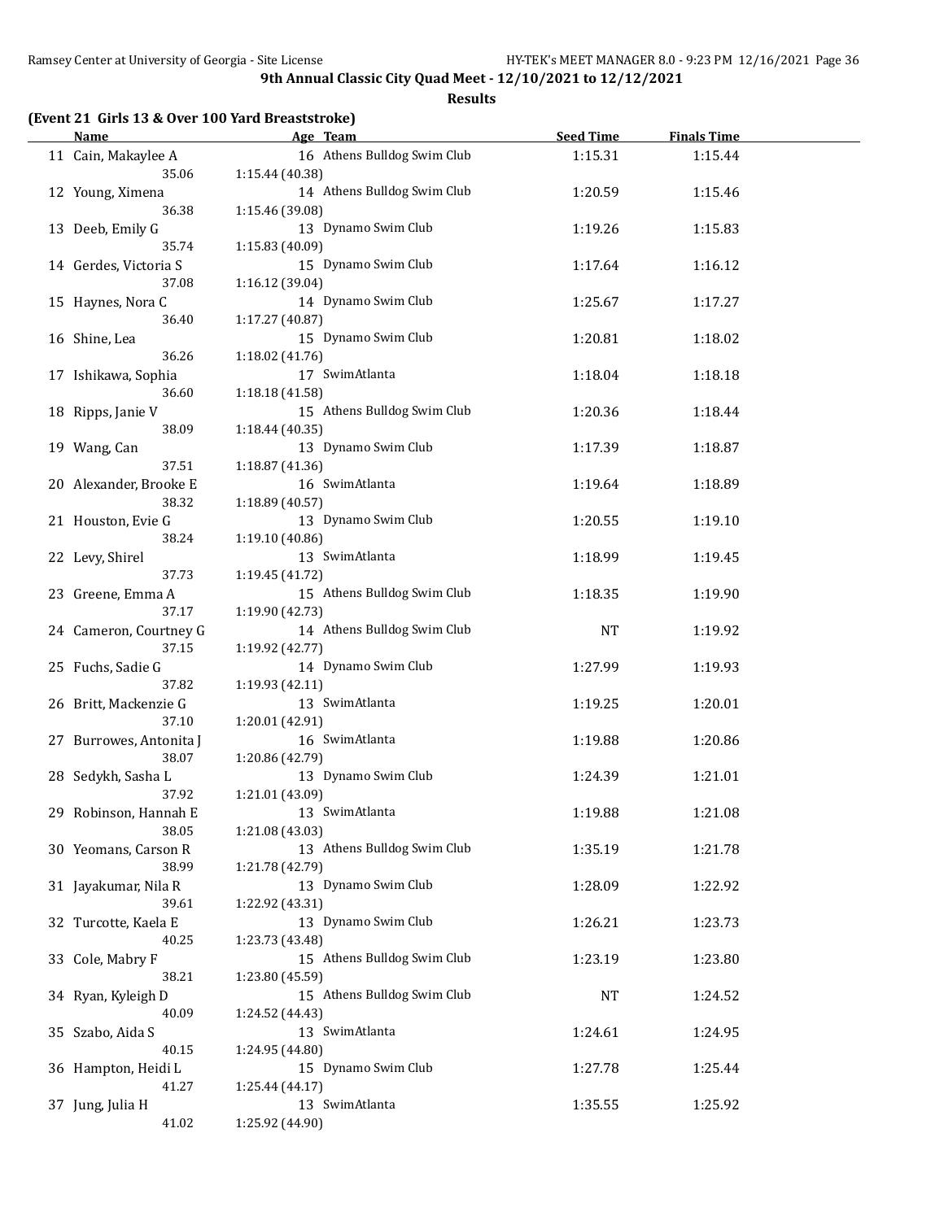**9th Annual Classic City Quad Meet - 12/10/2021 to 12/12/2021**

**Results**

### (Event 21 Girls 13 & Over 100 Yard Breaststroke)

| Name | Age | Team | Seed Time | Finals Time |
|---|---|---|---|---|
| 11 Cain, Makaylee A | 16 | Athens Bulldog Swim Club | 1:15.31 | 1:15.44 |
| 35.06 | 1:15.44 (40.38) | | | |
| 12 Young, Ximena | 14 | Athens Bulldog Swim Club | 1:20.59 | 1:15.46 |
| 36.38 | 1:15.46 (39.08) | | | |
| 13 Deeb, Emily G | 13 | Dynamo Swim Club | 1:19.26 | 1:15.83 |
| 35.74 | 1:15.83 (40.09) | | | |
| 14 Gerdes, Victoria S | 15 | Dynamo Swim Club | 1:17.64 | 1:16.12 |
| 37.08 | 1:16.12 (39.04) | | | |
| 15 Haynes, Nora C | 14 | Dynamo Swim Club | 1:25.67 | 1:17.27 |
| 36.40 | 1:17.27 (40.87) | | | |
| 16 Shine, Lea | 15 | Dynamo Swim Club | 1:20.81 | 1:18.02 |
| 36.26 | 1:18.02 (41.76) | | | |
| 17 Ishikawa, Sophia | 17 | SwimAtlanta | 1:18.04 | 1:18.18 |
| 36.60 | 1:18.18 (41.58) | | | |
| 18 Ripps, Janie V | 15 | Athens Bulldog Swim Club | 1:20.36 | 1:18.44 |
| 38.09 | 1:18.44 (40.35) | | | |
| 19 Wang, Can | 13 | Dynamo Swim Club | 1:17.39 | 1:18.87 |
| 37.51 | 1:18.87 (41.36) | | | |
| 20 Alexander, Brooke E | 16 | SwimAtlanta | 1:19.64 | 1:18.89 |
| 38.32 | 1:18.89 (40.57) | | | |
| 21 Houston, Evie G | 13 | Dynamo Swim Club | 1:20.55 | 1:19.10 |
| 38.24 | 1:19.10 (40.86) | | | |
| 22 Levy, Shirel | 13 | SwimAtlanta | 1:18.99 | 1:19.45 |
| 37.73 | 1:19.45 (41.72) | | | |
| 23 Greene, Emma A | 15 | Athens Bulldog Swim Club | 1:18.35 | 1:19.90 |
| 37.17 | 1:19.90 (42.73) | | | |
| 24 Cameron, Courtney G | 14 | Athens Bulldog Swim Club | NT | 1:19.92 |
| 37.15 | 1:19.92 (42.77) | | | |
| 25 Fuchs, Sadie G | 14 | Dynamo Swim Club | 1:27.99 | 1:19.93 |
| 37.82 | 1:19.93 (42.11) | | | |
| 26 Britt, Mackenzie G | 13 | SwimAtlanta | 1:19.25 | 1:20.01 |
| 37.10 | 1:20.01 (42.91) | | | |
| 27 Burrowes, Antonita J | 16 | SwimAtlanta | 1:19.88 | 1:20.86 |
| 38.07 | 1:20.86 (42.79) | | | |
| 28 Sedykh, Sasha L | 13 | Dynamo Swim Club | 1:24.39 | 1:21.01 |
| 37.92 | 1:21.01 (43.09) | | | |
| 29 Robinson, Hannah E | 13 | SwimAtlanta | 1:19.88 | 1:21.08 |
| 38.05 | 1:21.08 (43.03) | | | |
| 30 Yeomans, Carson R | 13 | Athens Bulldog Swim Club | 1:35.19 | 1:21.78 |
| 38.99 | 1:21.78 (42.79) | | | |
| 31 Jayakumar, Nila R | 13 | Dynamo Swim Club | 1:28.09 | 1:22.92 |
| 39.61 | 1:22.92 (43.31) | | | |
| 32 Turcotte, Kaela E | 13 | Dynamo Swim Club | 1:26.21 | 1:23.73 |
| 40.25 | 1:23.73 (43.48) | | | |
| 33 Cole, Mabry F | 15 | Athens Bulldog Swim Club | 1:23.19 | 1:23.80 |
| 38.21 | 1:23.80 (45.59) | | | |
| 34 Ryan, Kyleigh D | 15 | Athens Bulldog Swim Club | NT | 1:24.52 |
| 40.09 | 1:24.52 (44.43) | | | |
| 35 Szabo, Aida S | 13 | SwimAtlanta | 1:24.61 | 1:24.95 |
| 40.15 | 1:24.95 (44.80) | | | |
| 36 Hampton, Heidi L | 15 | Dynamo Swim Club | 1:27.78 | 1:25.44 |
| 41.27 | 1:25.44 (44.17) | | | |
| 37 Jung, Julia H | 13 | SwimAtlanta | 1:35.55 | 1:25.92 |
| 41.02 | 1:25.92 (44.90) | | | |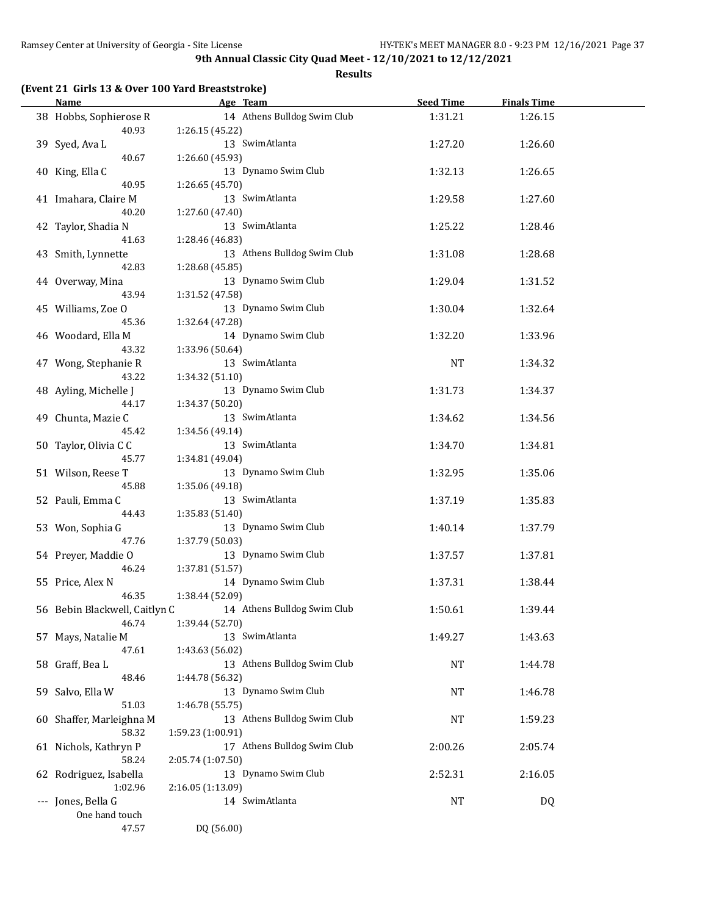**9th Annual Classic City Quad Meet - 12/10/2021 to 12/12/2021**

**Results**

### (Event 21 Girls 13 & Over 100 Yard Breaststroke)

| | Name | Age | Team | Seed Time | Finals Time |
|---|---|---|---|---|---|
| 38 | Hobbs, Sophierose R | 14 | Athens Bulldog Swim Club | 1:31.21 | 1:26.15 |
| | 40.93 | 1:26.15 (45.22) | | | |
| 39 | Syed, Ava L | 13 | SwimAtlanta | 1:27.20 | 1:26.60 |
| | 40.67 | 1:26.60 (45.93) | | | |
| 40 | King, Ella C | 13 | Dynamo Swim Club | 1:32.13 | 1:26.65 |
| | 40.95 | 1:26.65 (45.70) | | | |
| 41 | Imahara, Claire M | 13 | SwimAtlanta | 1:29.58 | 1:27.60 |
| | 40.20 | 1:27.60 (47.40) | | | |
| 42 | Taylor, Shadia N | 13 | SwimAtlanta | 1:25.22 | 1:28.46 |
| | 41.63 | 1:28.46 (46.83) | | | |
| 43 | Smith, Lynnette | 13 | Athens Bulldog Swim Club | 1:31.08 | 1:28.68 |
| | 42.83 | 1:28.68 (45.85) | | | |
| 44 | Overway, Mina | 13 | Dynamo Swim Club | 1:29.04 | 1:31.52 |
| | 43.94 | 1:31.52 (47.58) | | | |
| 45 | Williams, Zoe O | 13 | Dynamo Swim Club | 1:30.04 | 1:32.64 |
| | 45.36 | 1:32.64 (47.28) | | | |
| 46 | Woodard, Ella M | 14 | Dynamo Swim Club | 1:32.20 | 1:33.96 |
| | 43.32 | 1:33.96 (50.64) | | | |
| 47 | Wong, Stephanie R | 13 | SwimAtlanta | NT | 1:34.32 |
| | 43.22 | 1:34.32 (51.10) | | | |
| 48 | Ayling, Michelle J | 13 | Dynamo Swim Club | 1:31.73 | 1:34.37 |
| | 44.17 | 1:34.37 (50.20) | | | |
| 49 | Chunta, Mazie C | 13 | SwimAtlanta | 1:34.62 | 1:34.56 |
| | 45.42 | 1:34.56 (49.14) | | | |
| 50 | Taylor, Olivia C C | 13 | SwimAtlanta | 1:34.70 | 1:34.81 |
| | 45.77 | 1:34.81 (49.04) | | | |
| 51 | Wilson, Reese T | 13 | Dynamo Swim Club | 1:32.95 | 1:35.06 |
| | 45.88 | 1:35.06 (49.18) | | | |
| 52 | Pauli, Emma C | 13 | SwimAtlanta | 1:37.19 | 1:35.83 |
| | 44.43 | 1:35.83 (51.40) | | | |
| 53 | Won, Sophia G | 13 | Dynamo Swim Club | 1:40.14 | 1:37.79 |
| | 47.76 | 1:37.79 (50.03) | | | |
| 54 | Preyer, Maddie O | 13 | Dynamo Swim Club | 1:37.57 | 1:37.81 |
| | 46.24 | 1:37.81 (51.57) | | | |
| 55 | Price, Alex N | 14 | Dynamo Swim Club | 1:37.31 | 1:38.44 |
| | 46.35 | 1:38.44 (52.09) | | | |
| 56 | Bebin Blackwell, Caitlyn C | 14 | Athens Bulldog Swim Club | 1:50.61 | 1:39.44 |
| | 46.74 | 1:39.44 (52.70) | | | |
| 57 | Mays, Natalie M | 13 | SwimAtlanta | 1:49.27 | 1:43.63 |
| | 47.61 | 1:43.63 (56.02) | | | |
| 58 | Graff, Bea L | 13 | Athens Bulldog Swim Club | NT | 1:44.78 |
| | 48.46 | 1:44.78 (56.32) | | | |
| 59 | Salvo, Ella W | 13 | Dynamo Swim Club | NT | 1:46.78 |
| | 51.03 | 1:46.78 (55.75) | | | |
| 60 | Shaffer, Marleighna M | 13 | Athens Bulldog Swim Club | NT | 1:59.23 |
| | 58.32 | 1:59.23 (1:00.91) | | | |
| 61 | Nichols, Kathryn P | 17 | Athens Bulldog Swim Club | 2:00.26 | 2:05.74 |
| | 58.24 | 2:05.74 (1:07.50) | | | |
| 62 | Rodriguez, Isabella | 13 | Dynamo Swim Club | 2:52.31 | 2:16.05 |
| | 1:02.96 | 2:16.05 (1:13.09) | | | |
| --- | Jones, Bella G | 14 | SwimAtlanta | NT | DQ |
| | One hand touch | | | | |
| | 47.57 | DQ (56.00) | | | |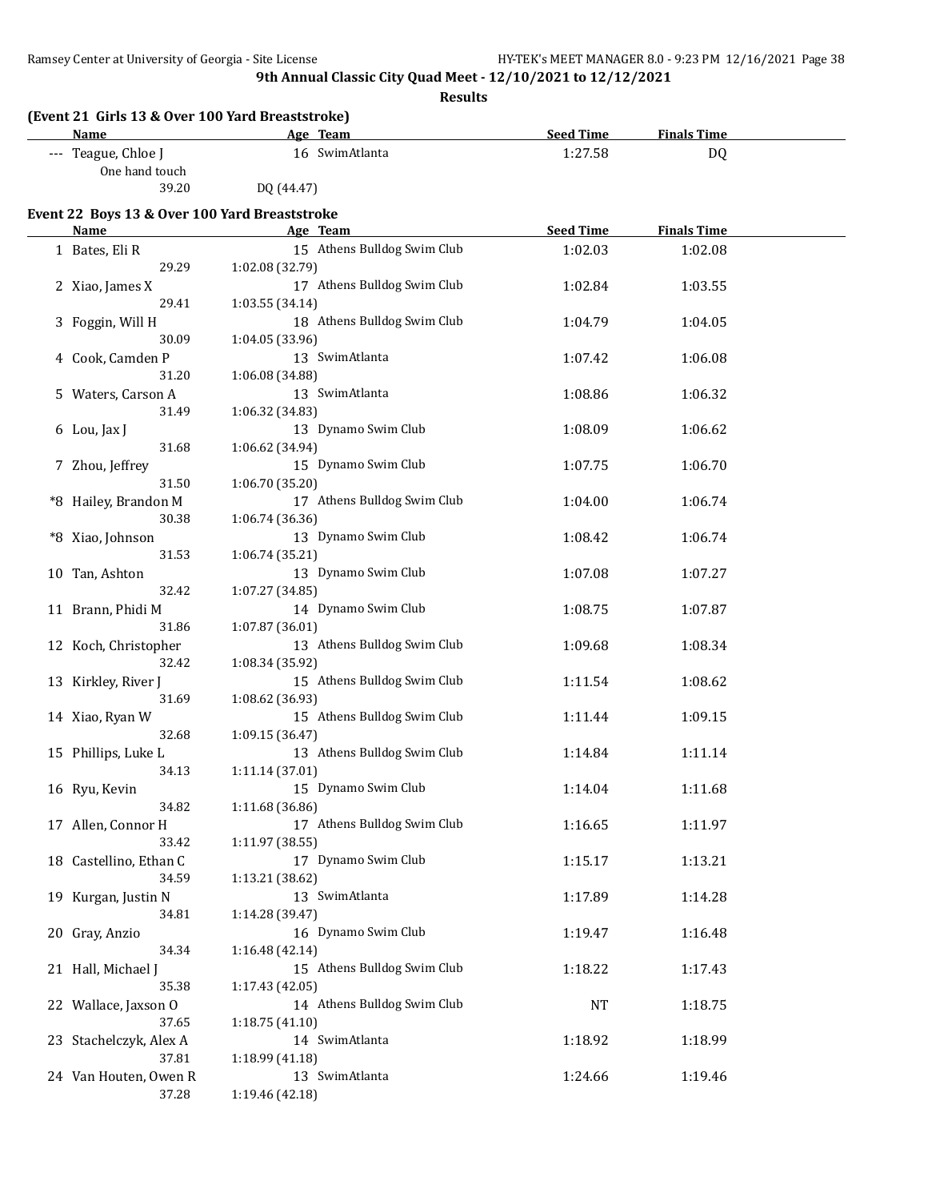**9th Annual Classic City Quad Meet - 12/10/2021 to 12/12/2021**

**Results**

**(Event 21 Girls 13 & Over 100 Yard Breaststroke)**

| | Name | Age | Team | Seed Time | Finals Time |
|---|---|---|---|---|---|
| --- | Teague, Chloe J | 16 | SwimAtlanta | 1:27.58 | DQ |
| | One hand touch | | | | |
| | 39.20 | DQ (44.47) | | | |

**Event 22 Boys 13 & Over 100 Yard Breaststroke**

| | Name | Age | Team | Seed Time | Finals Time |
|---|---|---|---|---|---|
| 1 | Bates, Eli R | 15 | Athens Bulldog Swim Club | 1:02.03 | 1:02.08 |
| | 29.29 | 1:02.08 (32.79) | | | |
| 2 | Xiao, James X | 17 | Athens Bulldog Swim Club | 1:02.84 | 1:03.55 |
| | 29.41 | 1:03.55 (34.14) | | | |
| 3 | Foggin, Will H | 18 | Athens Bulldog Swim Club | 1:04.79 | 1:04.05 |
| | 30.09 | 1:04.05 (33.96) | | | |
| 4 | Cook, Camden P | 13 | SwimAtlanta | 1:07.42 | 1:06.08 |
| | 31.20 | 1:06.08 (34.88) | | | |
| 5 | Waters, Carson A | 13 | SwimAtlanta | 1:08.86 | 1:06.32 |
| | 31.49 | 1:06.32 (34.83) | | | |
| 6 | Lou, Jax J | 13 | Dynamo Swim Club | 1:08.09 | 1:06.62 |
| | 31.68 | 1:06.62 (34.94) | | | |
| 7 | Zhou, Jeffrey | 15 | Dynamo Swim Club | 1:07.75 | 1:06.70 |
| | 31.50 | 1:06.70 (35.20) | | | |
| *8 | Hailey, Brandon M | 17 | Athens Bulldog Swim Club | 1:04.00 | 1:06.74 |
| | 30.38 | 1:06.74 (36.36) | | | |
| *8 | Xiao, Johnson | 13 | Dynamo Swim Club | 1:08.42 | 1:06.74 |
| | 31.53 | 1:06.74 (35.21) | | | |
| 10 | Tan, Ashton | 13 | Dynamo Swim Club | 1:07.08 | 1:07.27 |
| | 32.42 | 1:07.27 (34.85) | | | |
| 11 | Brann, Phidi M | 14 | Dynamo Swim Club | 1:08.75 | 1:07.87 |
| | 31.86 | 1:07.87 (36.01) | | | |
| 12 | Koch, Christopher | 13 | Athens Bulldog Swim Club | 1:09.68 | 1:08.34 |
| | 32.42 | 1:08.34 (35.92) | | | |
| 13 | Kirkley, River J | 15 | Athens Bulldog Swim Club | 1:11.54 | 1:08.62 |
| | 31.69 | 1:08.62 (36.93) | | | |
| 14 | Xiao, Ryan W | 15 | Athens Bulldog Swim Club | 1:11.44 | 1:09.15 |
| | 32.68 | 1:09.15 (36.47) | | | |
| 15 | Phillips, Luke L | 13 | Athens Bulldog Swim Club | 1:14.84 | 1:11.14 |
| | 34.13 | 1:11.14 (37.01) | | | |
| 16 | Ryu, Kevin | 15 | Dynamo Swim Club | 1:14.04 | 1:11.68 |
| | 34.82 | 1:11.68 (36.86) | | | |
| 17 | Allen, Connor H | 17 | Athens Bulldog Swim Club | 1:16.65 | 1:11.97 |
| | 33.42 | 1:11.97 (38.55) | | | |
| 18 | Castellino, Ethan C | 17 | Dynamo Swim Club | 1:15.17 | 1:13.21 |
| | 34.59 | 1:13.21 (38.62) | | | |
| 19 | Kurgan, Justin N | 13 | SwimAtlanta | 1:17.89 | 1:14.28 |
| | 34.81 | 1:14.28 (39.47) | | | |
| 20 | Gray, Anzio | 16 | Dynamo Swim Club | 1:19.47 | 1:16.48 |
| | 34.34 | 1:16.48 (42.14) | | | |
| 21 | Hall, Michael J | 15 | Athens Bulldog Swim Club | 1:18.22 | 1:17.43 |
| | 35.38 | 1:17.43 (42.05) | | | |
| 22 | Wallace, Jaxson O | 14 | Athens Bulldog Swim Club | NT | 1:18.75 |
| | 37.65 | 1:18.75 (41.10) | | | |
| 23 | Stachelczyk, Alex A | 14 | SwimAtlanta | 1:18.92 | 1:18.99 |
| | 37.81 | 1:18.99 (41.18) | | | |
| 24 | Van Houten, Owen R | 13 | SwimAtlanta | 1:24.66 | 1:19.46 |
| | 37.28 | 1:19.46 (42.18) | | | |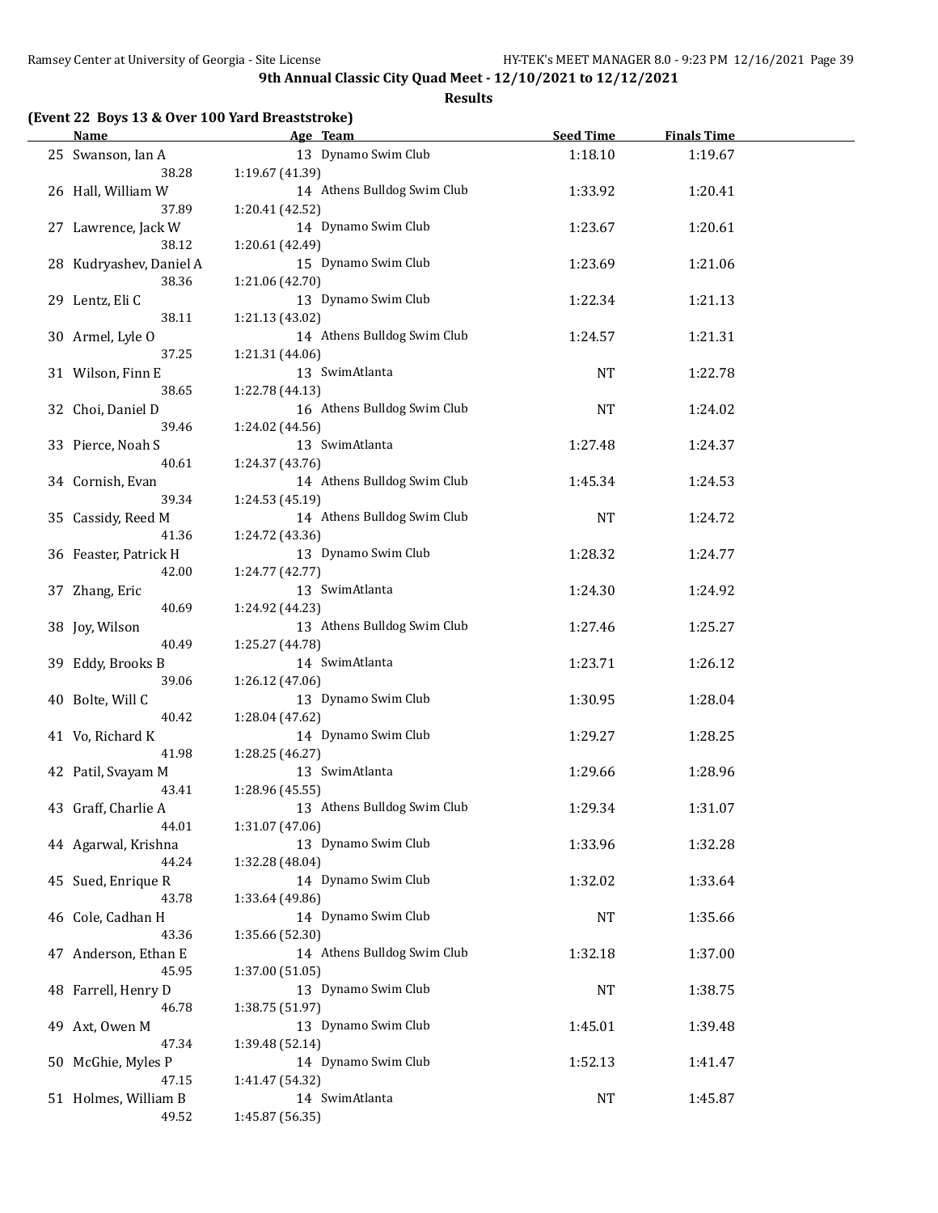**9th Annual Classic City Quad Meet - 12/10/2021 to 12/12/2021**

**Results**

### (Event 22 Boys 13 & Over 100 Yard Breaststroke)

| | Name | Age | Team | Seed Time | Finals Time |
|---|---|---|---|---|---|
| 25 | Swanson, Ian A | 13 | Dynamo Swim Club | 1:18.10 | 1:19.67 |
| | 38.28 | 1:19.67 (41.39) | | | |
| 26 | Hall, William W | 14 | Athens Bulldog Swim Club | 1:33.92 | 1:20.41 |
| | 37.89 | 1:20.41 (42.52) | | | |
| 27 | Lawrence, Jack W | 14 | Dynamo Swim Club | 1:23.67 | 1:20.61 |
| | 38.12 | 1:20.61 (42.49) | | | |
| 28 | Kudryashev, Daniel A | 15 | Dynamo Swim Club | 1:23.69 | 1:21.06 |
| | 38.36 | 1:21.06 (42.70) | | | |
| 29 | Lentz, Eli C | 13 | Dynamo Swim Club | 1:22.34 | 1:21.13 |
| | 38.11 | 1:21.13 (43.02) | | | |
| 30 | Armel, Lyle O | 14 | Athens Bulldog Swim Club | 1:24.57 | 1:21.31 |
| | 37.25 | 1:21.31 (44.06) | | | |
| 31 | Wilson, Finn E | 13 | SwimAtlanta | NT | 1:22.78 |
| | 38.65 | 1:22.78 (44.13) | | | |
| 32 | Choi, Daniel D | 16 | Athens Bulldog Swim Club | NT | 1:24.02 |
| | 39.46 | 1:24.02 (44.56) | | | |
| 33 | Pierce, Noah S | 13 | SwimAtlanta | 1:27.48 | 1:24.37 |
| | 40.61 | 1:24.37 (43.76) | | | |
| 34 | Cornish, Evan | 14 | Athens Bulldog Swim Club | 1:45.34 | 1:24.53 |
| | 39.34 | 1:24.53 (45.19) | | | |
| 35 | Cassidy, Reed M | 14 | Athens Bulldog Swim Club | NT | 1:24.72 |
| | 41.36 | 1:24.72 (43.36) | | | |
| 36 | Feaster, Patrick H | 13 | Dynamo Swim Club | 1:28.32 | 1:24.77 |
| | 42.00 | 1:24.77 (42.77) | | | |
| 37 | Zhang, Eric | 13 | SwimAtlanta | 1:24.30 | 1:24.92 |
| | 40.69 | 1:24.92 (44.23) | | | |
| 38 | Joy, Wilson | 13 | Athens Bulldog Swim Club | 1:27.46 | 1:25.27 |
| | 40.49 | 1:25.27 (44.78) | | | |
| 39 | Eddy, Brooks B | 14 | SwimAtlanta | 1:23.71 | 1:26.12 |
| | 39.06 | 1:26.12 (47.06) | | | |
| 40 | Bolte, Will C | 13 | Dynamo Swim Club | 1:30.95 | 1:28.04 |
| | 40.42 | 1:28.04 (47.62) | | | |
| 41 | Vo, Richard K | 14 | Dynamo Swim Club | 1:29.27 | 1:28.25 |
| | 41.98 | 1:28.25 (46.27) | | | |
| 42 | Patil, Svayam M | 13 | SwimAtlanta | 1:29.66 | 1:28.96 |
| | 43.41 | 1:28.96 (45.55) | | | |
| 43 | Graff, Charlie A | 13 | Athens Bulldog Swim Club | 1:29.34 | 1:31.07 |
| | 44.01 | 1:31.07 (47.06) | | | |
| 44 | Agarwal, Krishna | 13 | Dynamo Swim Club | 1:33.96 | 1:32.28 |
| | 44.24 | 1:32.28 (48.04) | | | |
| 45 | Sued, Enrique R | 14 | Dynamo Swim Club | 1:32.02 | 1:33.64 |
| | 43.78 | 1:33.64 (49.86) | | | |
| 46 | Cole, Cadhan H | 14 | Dynamo Swim Club | NT | 1:35.66 |
| | 43.36 | 1:35.66 (52.30) | | | |
| 47 | Anderson, Ethan E | 14 | Athens Bulldog Swim Club | 1:32.18 | 1:37.00 |
| | 45.95 | 1:37.00 (51.05) | | | |
| 48 | Farrell, Henry D | 13 | Dynamo Swim Club | NT | 1:38.75 |
| | 46.78 | 1:38.75 (51.97) | | | |
| 49 | Axt, Owen M | 13 | Dynamo Swim Club | 1:45.01 | 1:39.48 |
| | 47.34 | 1:39.48 (52.14) | | | |
| 50 | McGhie, Myles P | 14 | Dynamo Swim Club | 1:52.13 | 1:41.47 |
| | 47.15 | 1:41.47 (54.32) | | | |
| 51 | Holmes, William B | 14 | SwimAtlanta | NT | 1:45.87 |
| | 49.52 | 1:45.87 (56.35) | | | |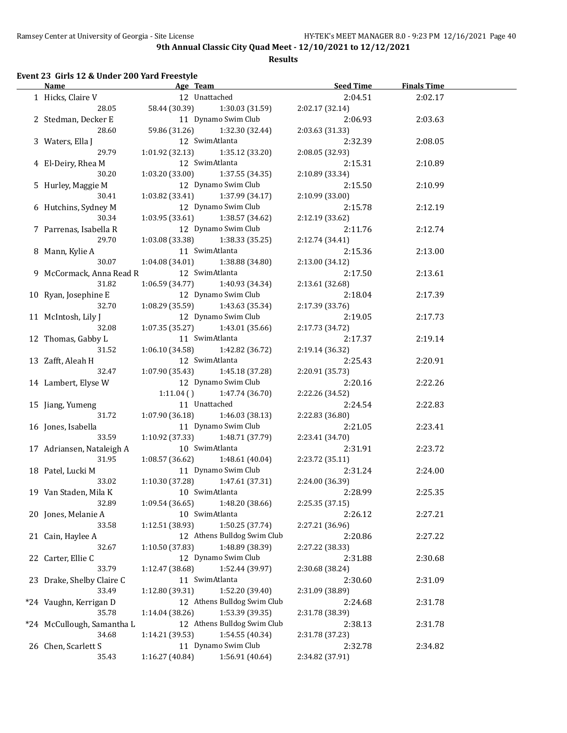**9th Annual Classic City Quad Meet - 12/10/2021 to 12/12/2021**

**Results**

### Event 23 Girls 12 & Under 200 Yard Freestyle

| Name | Age | Team | Seed Time | Finals Time |
|---|---|---|---|---|
| 1 Hicks, Claire V | 12 | Unattached | 2:04.51 | 2:02.17 |
| 28.05 / 58.44 (30.39) / 1:30.03 (31.59) / 2:02.17 (32.14) | | | | |
| 2 Stedman, Decker E | 11 | Dynamo Swim Club | 2:06.93 | 2:03.63 |
| 28.60 / 59.86 (31.26) / 1:32.30 (32.44) / 2:03.63 (31.33) | | | | |
| 3 Waters, Ella J | 12 | SwimAtlanta | 2:32.39 | 2:08.05 |
| 29.79 / 1:01.92 (32.13) / 1:35.12 (33.20) / 2:08.05 (32.93) | | | | |
| 4 El-Deiry, Rhea M | 12 | SwimAtlanta | 2:15.31 | 2:10.89 |
| 30.20 / 1:03.20 (33.00) / 1:37.55 (34.35) / 2:10.89 (33.34) | | | | |
| 5 Hurley, Maggie M | 12 | Dynamo Swim Club | 2:15.50 | 2:10.99 |
| 30.41 / 1:03.82 (33.41) / 1:37.99 (34.17) / 2:10.99 (33.00) | | | | |
| 6 Hutchins, Sydney M | 12 | Dynamo Swim Club | 2:15.78 | 2:12.19 |
| 30.34 / 1:03.95 (33.61) / 1:38.57 (34.62) / 2:12.19 (33.62) | | | | |
| 7 Parrenas, Isabella R | 12 | Dynamo Swim Club | 2:11.76 | 2:12.74 |
| 29.70 / 1:03.08 (33.38) / 1:38.33 (35.25) / 2:12.74 (34.41) | | | | |
| 8 Mann, Kylie A | 11 | SwimAtlanta | 2:15.36 | 2:13.00 |
| 30.07 / 1:04.08 (34.01) / 1:38.88 (34.80) / 2:13.00 (34.12) | | | | |
| 9 McCormack, Anna Read R | 12 | SwimAtlanta | 2:17.50 | 2:13.61 |
| 31.82 / 1:06.59 (34.77) / 1:40.93 (34.34) / 2:13.61 (32.68) | | | | |
| 10 Ryan, Josephine E | 12 | Dynamo Swim Club | 2:18.04 | 2:17.39 |
| 32.70 / 1:08.29 (35.59) / 1:43.63 (35.34) / 2:17.39 (33.76) | | | | |
| 11 McIntosh, Lily J | 12 | Dynamo Swim Club | 2:19.05 | 2:17.73 |
| 32.08 / 1:07.35 (35.27) / 1:43.01 (35.66) / 2:17.73 (34.72) | | | | |
| 12 Thomas, Gabby L | 11 | SwimAtlanta | 2:17.37 | 2:19.14 |
| 31.52 / 1:06.10 (34.58) / 1:42.82 (36.72) / 2:19.14 (36.32) | | | | |
| 13 Zafft, Aleah H | 12 | SwimAtlanta | 2:25.43 | 2:20.91 |
| 32.47 / 1:07.90 (35.43) / 1:45.18 (37.28) / 2:20.91 (35.73) | | | | |
| 14 Lambert, Elyse W | 12 | Dynamo Swim Club | 2:20.16 | 2:22.26 |
| 1:11.04 ( ) / 1:47.74 (36.70) / 2:22.26 (34.52) | | | | |
| 15 Jiang, Yumeng | 11 | Unattached | 2:24.54 | 2:22.83 |
| 31.72 / 1:07.90 (36.18) / 1:46.03 (38.13) / 2:22.83 (36.80) | | | | |
| 16 Jones, Isabella | 11 | Dynamo Swim Club | 2:21.05 | 2:23.41 |
| 33.59 / 1:10.92 (37.33) / 1:48.71 (37.79) / 2:23.41 (34.70) | | | | |
| 17 Adriansen, Nataleigh A | 10 | SwimAtlanta | 2:31.91 | 2:23.72 |
| 31.95 / 1:08.57 (36.62) / 1:48.61 (40.04) / 2:23.72 (35.11) | | | | |
| 18 Patel, Lucki M | 11 | Dynamo Swim Club | 2:31.24 | 2:24.00 |
| 33.02 / 1:10.30 (37.28) / 1:47.61 (37.31) / 2:24.00 (36.39) | | | | |
| 19 Van Staden, Mila K | 10 | SwimAtlanta | 2:28.99 | 2:25.35 |
| 32.89 / 1:09.54 (36.65) / 1:48.20 (38.66) / 2:25.35 (37.15) | | | | |
| 20 Jones, Melanie A | 10 | SwimAtlanta | 2:26.12 | 2:27.21 |
| 33.58 / 1:12.51 (38.93) / 1:50.25 (37.74) / 2:27.21 (36.96) | | | | |
| 21 Cain, Haylee A | 12 | Athens Bulldog Swim Club | 2:20.86 | 2:27.22 |
| 32.67 / 1:10.50 (37.83) / 1:48.89 (38.39) / 2:27.22 (38.33) | | | | |
| 22 Carter, Ellie C | 12 | Dynamo Swim Club | 2:31.88 | 2:30.68 |
| 33.79 / 1:12.47 (38.68) / 1:52.44 (39.97) / 2:30.68 (38.24) | | | | |
| 23 Drake, Shelby Claire C | 11 | SwimAtlanta | 2:30.60 | 2:31.09 |
| 33.49 / 1:12.80 (39.31) / 1:52.20 (39.40) / 2:31.09 (38.89) | | | | |
| *24 Vaughn, Kerrigan D | 12 | Athens Bulldog Swim Club | 2:24.68 | 2:31.78 |
| 35.78 / 1:14.04 (38.26) / 1:53.39 (39.35) / 2:31.78 (38.39) | | | | |
| *24 McCullough, Samantha L | 12 | Athens Bulldog Swim Club | 2:38.13 | 2:31.78 |
| 34.68 / 1:14.21 (39.53) / 1:54.55 (40.34) / 2:31.78 (37.23) | | | | |
| 26 Chen, Scarlett S | 11 | Dynamo Swim Club | 2:32.78 | 2:34.82 |
| 35.43 / 1:16.27 (40.84) / 1:56.91 (40.64) / 2:34.82 (37.91) | | | | |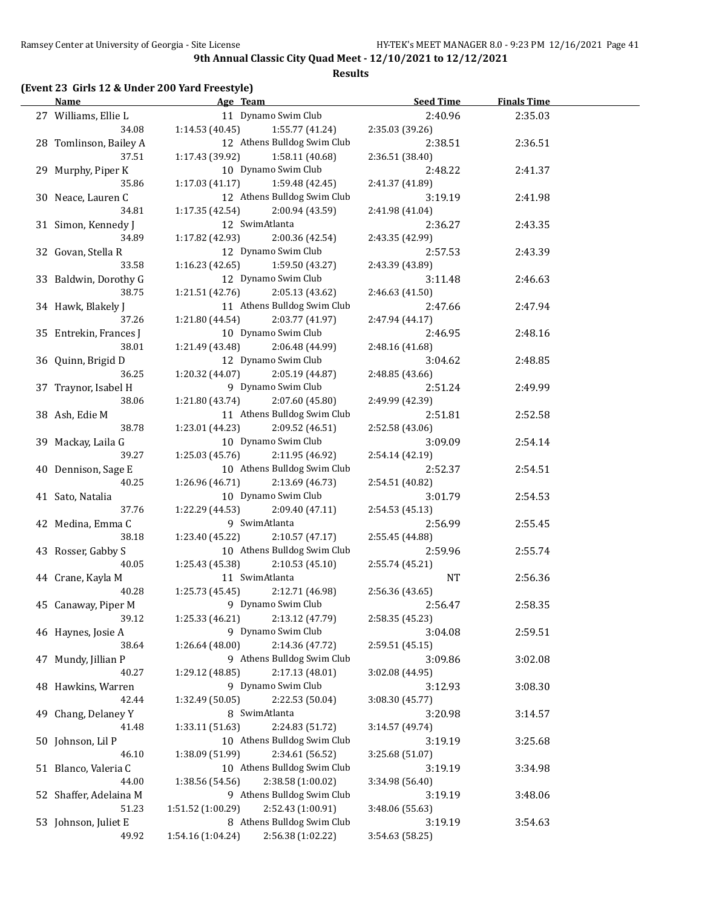# 9th Annual Classic City Quad Meet - 12/10/2021 to 12/12/2021

## Results

### (Event 23 Girls 12 & Under 200 Yard Freestyle)

| | Name | Age | Team | Seed Time | Finals Time |
|---|---|---|---|---|---|
| 27 | Williams, Ellie L | 11 | Dynamo Swim Club | 2:40.96 | 2:35.03 |
| | 34.08 | 1:14.53 (40.45) | 1:55.77 (41.24) | 2:35.03 (39.26) | |
| 28 | Tomlinson, Bailey A | 12 | Athens Bulldog Swim Club | 2:38.51 | 2:36.51 |
| | 37.51 | 1:17.43 (39.92) | 1:58.11 (40.68) | 2:36.51 (38.40) | |
| 29 | Murphy, Piper K | 10 | Dynamo Swim Club | 2:48.22 | 2:41.37 |
| | 35.86 | 1:17.03 (41.17) | 1:59.48 (42.45) | 2:41.37 (41.89) | |
| 30 | Neace, Lauren C | 12 | Athens Bulldog Swim Club | 3:19.19 | 2:41.98 |
| | 34.81 | 1:17.35 (42.54) | 2:00.94 (43.59) | 2:41.98 (41.04) | |
| 31 | Simon, Kennedy J | 12 | SwimAtlanta | 2:36.27 | 2:43.35 |
| | 34.89 | 1:17.82 (42.93) | 2:00.36 (42.54) | 2:43.35 (42.99) | |
| 32 | Govan, Stella R | 12 | Dynamo Swim Club | 2:57.53 | 2:43.39 |
| | 33.58 | 1:16.23 (42.65) | 1:59.50 (43.27) | 2:43.39 (43.89) | |
| 33 | Baldwin, Dorothy G | 12 | Dynamo Swim Club | 3:11.48 | 2:46.63 |
| | 38.75 | 1:21.51 (42.76) | 2:05.13 (43.62) | 2:46.63 (41.50) | |
| 34 | Hawk, Blakely J | 11 | Athens Bulldog Swim Club | 2:47.66 | 2:47.94 |
| | 37.26 | 1:21.80 (44.54) | 2:03.77 (41.97) | 2:47.94 (44.17) | |
| 35 | Entrekin, Frances J | 10 | Dynamo Swim Club | 2:46.95 | 2:48.16 |
| | 38.01 | 1:21.49 (43.48) | 2:06.48 (44.99) | 2:48.16 (41.68) | |
| 36 | Quinn, Brigid D | 12 | Dynamo Swim Club | 3:04.62 | 2:48.85 |
| | 36.25 | 1:20.32 (44.07) | 2:05.19 (44.87) | 2:48.85 (43.66) | |
| 37 | Traynor, Isabel H | 9 | Dynamo Swim Club | 2:51.24 | 2:49.99 |
| | 38.06 | 1:21.80 (43.74) | 2:07.60 (45.80) | 2:49.99 (42.39) | |
| 38 | Ash, Edie M | 11 | Athens Bulldog Swim Club | 2:51.81 | 2:52.58 |
| | 38.78 | 1:23.01 (44.23) | 2:09.52 (46.51) | 2:52.58 (43.06) | |
| 39 | Mackay, Laila G | 10 | Dynamo Swim Club | 3:09.09 | 2:54.14 |
| | 39.27 | 1:25.03 (45.76) | 2:11.95 (46.92) | 2:54.14 (42.19) | |
| 40 | Dennison, Sage E | 10 | Athens Bulldog Swim Club | 2:52.37 | 2:54.51 |
| | 40.25 | 1:26.96 (46.71) | 2:13.69 (46.73) | 2:54.51 (40.82) | |
| 41 | Sato, Natalia | 10 | Dynamo Swim Club | 3:01.79 | 2:54.53 |
| | 37.76 | 1:22.29 (44.53) | 2:09.40 (47.11) | 2:54.53 (45.13) | |
| 42 | Medina, Emma C | 9 | SwimAtlanta | 2:56.99 | 2:55.45 |
| | 38.18 | 1:23.40 (45.22) | 2:10.57 (47.17) | 2:55.45 (44.88) | |
| 43 | Rosser, Gabby S | 10 | Athens Bulldog Swim Club | 2:59.96 | 2:55.74 |
| | 40.05 | 1:25.43 (45.38) | 2:10.53 (45.10) | 2:55.74 (45.21) | |
| 44 | Crane, Kayla M | 11 | SwimAtlanta | NT | 2:56.36 |
| | 40.28 | 1:25.73 (45.45) | 2:12.71 (46.98) | 2:56.36 (43.65) | |
| 45 | Canaway, Piper M | 9 | Dynamo Swim Club | 2:56.47 | 2:58.35 |
| | 39.12 | 1:25.33 (46.21) | 2:13.12 (47.79) | 2:58.35 (45.23) | |
| 46 | Haynes, Josie A | 9 | Dynamo Swim Club | 3:04.08 | 2:59.51 |
| | 38.64 | 1:26.64 (48.00) | 2:14.36 (47.72) | 2:59.51 (45.15) | |
| 47 | Mundy, Jillian P | 9 | Athens Bulldog Swim Club | 3:09.86 | 3:02.08 |
| | 40.27 | 1:29.12 (48.85) | 2:17.13 (48.01) | 3:02.08 (44.95) | |
| 48 | Hawkins, Warren | 9 | Dynamo Swim Club | 3:12.93 | 3:08.30 |
| | 42.44 | 1:32.49 (50.05) | 2:22.53 (50.04) | 3:08.30 (45.77) | |
| 49 | Chang, Delaney Y | 8 | SwimAtlanta | 3:20.98 | 3:14.57 |
| | 41.48 | 1:33.11 (51.63) | 2:24.83 (51.72) | 3:14.57 (49.74) | |
| 50 | Johnson, Lil P | 10 | Athens Bulldog Swim Club | 3:19.19 | 3:25.68 |
| | 46.10 | 1:38.09 (51.99) | 2:34.61 (56.52) | 3:25.68 (51.07) | |
| 51 | Blanco, Valeria C | 10 | Athens Bulldog Swim Club | 3:19.19 | 3:34.98 |
| | 44.00 | 1:38.56 (54.56) | 2:38.58 (1:00.02) | 3:34.98 (56.40) | |
| 52 | Shaffer, Adelaina M | 9 | Athens Bulldog Swim Club | 3:19.19 | 3:48.06 |
| | 51.23 | 1:51.52 (1:00.29) | 2:52.43 (1:00.91) | 3:48.06 (55.63) | |
| 53 | Johnson, Juliet E | 8 | Athens Bulldog Swim Club | 3:19.19 | 3:54.63 |
| | 49.92 | 1:54.16 (1:04.24) | 2:56.38 (1:02.22) | 3:54.63 (58.25) | |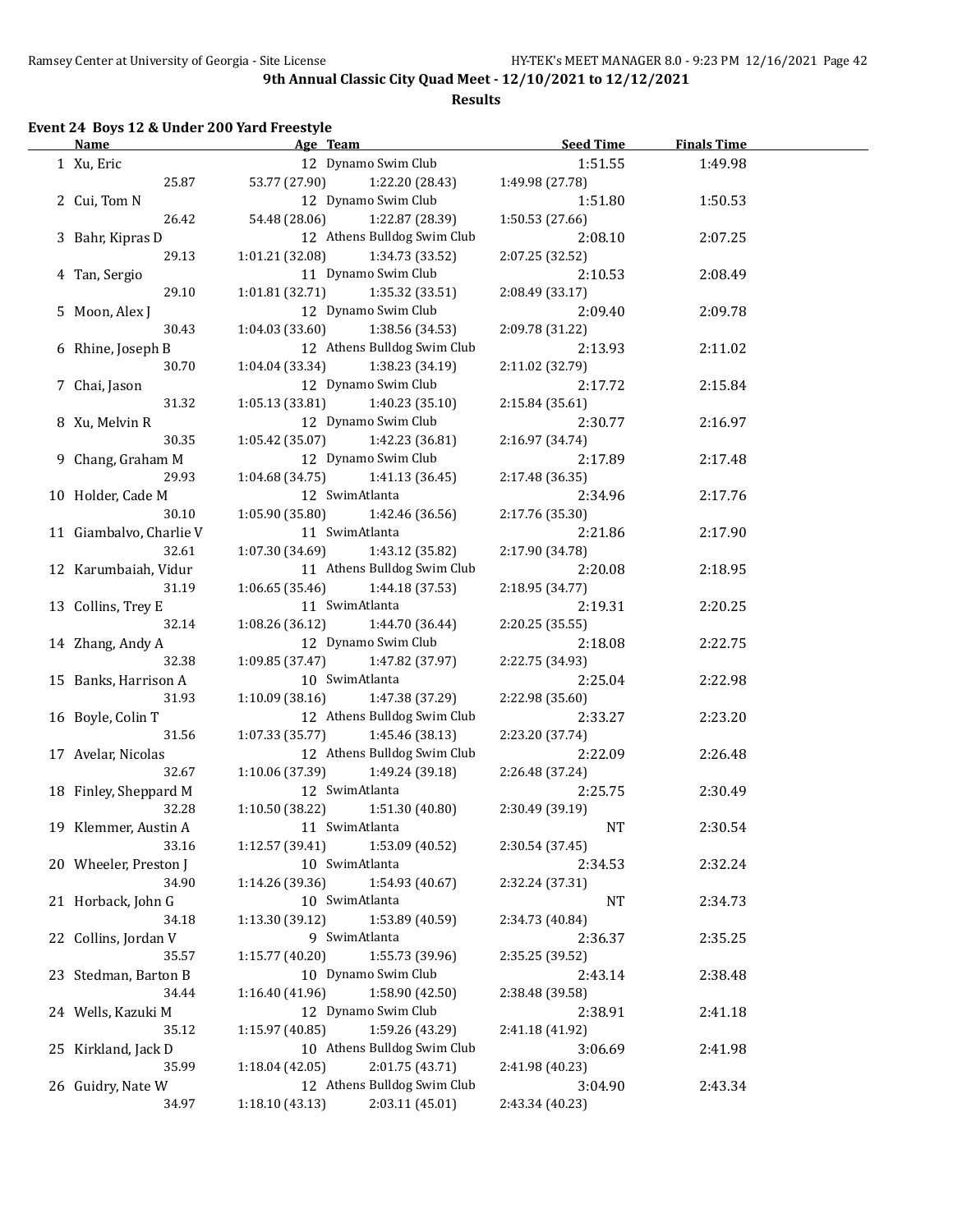**9th Annual Classic City Quad Meet - 12/10/2021 to 12/12/2021**

**Results**

### Event 24 Boys 12 & Under 200 Yard Freestyle

| | Name | Age | Team | Seed Time | Finals Time |
|---|---|---|---|---|---|
| 1 | Xu, Eric | 12 | Dynamo Swim Club | 1:51.55 | 1:49.98 |
| | 25.87 | 53.77 (27.90) | 1:22.20 (28.43) | 1:49.98 (27.78) | |
| 2 | Cui, Tom N | 12 | Dynamo Swim Club | 1:51.80 | 1:50.53 |
| | 26.42 | 54.48 (28.06) | 1:22.87 (28.39) | 1:50.53 (27.66) | |
| 3 | Bahr, Kipras D | 12 | Athens Bulldog Swim Club | 2:08.10 | 2:07.25 |
| | 29.13 | 1:01.21 (32.08) | 1:34.73 (33.52) | 2:07.25 (32.52) | |
| 4 | Tan, Sergio | 11 | Dynamo Swim Club | 2:10.53 | 2:08.49 |
| | 29.10 | 1:01.81 (32.71) | 1:35.32 (33.51) | 2:08.49 (33.17) | |
| 5 | Moon, Alex J | 12 | Dynamo Swim Club | 2:09.40 | 2:09.78 |
| | 30.43 | 1:04.03 (33.60) | 1:38.56 (34.53) | 2:09.78 (31.22) | |
| 6 | Rhine, Joseph B | 12 | Athens Bulldog Swim Club | 2:13.93 | 2:11.02 |
| | 30.70 | 1:04.04 (33.34) | 1:38.23 (34.19) | 2:11.02 (32.79) | |
| 7 | Chai, Jason | 12 | Dynamo Swim Club | 2:17.72 | 2:15.84 |
| | 31.32 | 1:05.13 (33.81) | 1:40.23 (35.10) | 2:15.84 (35.61) | |
| 8 | Xu, Melvin R | 12 | Dynamo Swim Club | 2:30.77 | 2:16.97 |
| | 30.35 | 1:05.42 (35.07) | 1:42.23 (36.81) | 2:16.97 (34.74) | |
| 9 | Chang, Graham M | 12 | Dynamo Swim Club | 2:17.89 | 2:17.48 |
| | 29.93 | 1:04.68 (34.75) | 1:41.13 (36.45) | 2:17.48 (36.35) | |
| 10 | Holder, Cade M | 12 | SwimAtlanta | 2:34.96 | 2:17.76 |
| | 30.10 | 1:05.90 (35.80) | 1:42.46 (36.56) | 2:17.76 (35.30) | |
| 11 | Giambalvo, Charlie V | 11 | SwimAtlanta | 2:21.86 | 2:17.90 |
| | 32.61 | 1:07.30 (34.69) | 1:43.12 (35.82) | 2:17.90 (34.78) | |
| 12 | Karumbaiah, Vidur | 11 | Athens Bulldog Swim Club | 2:20.08 | 2:18.95 |
| | 31.19 | 1:06.65 (35.46) | 1:44.18 (37.53) | 2:18.95 (34.77) | |
| 13 | Collins, Trey E | 11 | SwimAtlanta | 2:19.31 | 2:20.25 |
| | 32.14 | 1:08.26 (36.12) | 1:44.70 (36.44) | 2:20.25 (35.55) | |
| 14 | Zhang, Andy A | 12 | Dynamo Swim Club | 2:18.08 | 2:22.75 |
| | 32.38 | 1:09.85 (37.47) | 1:47.82 (37.97) | 2:22.75 (34.93) | |
| 15 | Banks, Harrison A | 10 | SwimAtlanta | 2:25.04 | 2:22.98 |
| | 31.93 | 1:10.09 (38.16) | 1:47.38 (37.29) | 2:22.98 (35.60) | |
| 16 | Boyle, Colin T | 12 | Athens Bulldog Swim Club | 2:33.27 | 2:23.20 |
| | 31.56 | 1:07.33 (35.77) | 1:45.46 (38.13) | 2:23.20 (37.74) | |
| 17 | Avelar, Nicolas | 12 | Athens Bulldog Swim Club | 2:22.09 | 2:26.48 |
| | 32.67 | 1:10.06 (37.39) | 1:49.24 (39.18) | 2:26.48 (37.24) | |
| 18 | Finley, Sheppard M | 12 | SwimAtlanta | 2:25.75 | 2:30.49 |
| | 32.28 | 1:10.50 (38.22) | 1:51.30 (40.80) | 2:30.49 (39.19) | |
| 19 | Klemmer, Austin A | 11 | SwimAtlanta | NT | 2:30.54 |
| | 33.16 | 1:12.57 (39.41) | 1:53.09 (40.52) | 2:30.54 (37.45) | |
| 20 | Wheeler, Preston J | 10 | SwimAtlanta | 2:34.53 | 2:32.24 |
| | 34.90 | 1:14.26 (39.36) | 1:54.93 (40.67) | 2:32.24 (37.31) | |
| 21 | Horback, John G | 10 | SwimAtlanta | NT | 2:34.73 |
| | 34.18 | 1:13.30 (39.12) | 1:53.89 (40.59) | 2:34.73 (40.84) | |
| 22 | Collins, Jordan V | 9 | SwimAtlanta | 2:36.37 | 2:35.25 |
| | 35.57 | 1:15.77 (40.20) | 1:55.73 (39.96) | 2:35.25 (39.52) | |
| 23 | Stedman, Barton B | 10 | Dynamo Swim Club | 2:43.14 | 2:38.48 |
| | 34.44 | 1:16.40 (41.96) | 1:58.90 (42.50) | 2:38.48 (39.58) | |
| 24 | Wells, Kazuki M | 12 | Dynamo Swim Club | 2:38.91 | 2:41.18 |
| | 35.12 | 1:15.97 (40.85) | 1:59.26 (43.29) | 2:41.18 (41.92) | |
| 25 | Kirkland, Jack D | 10 | Athens Bulldog Swim Club | 3:06.69 | 2:41.98 |
| | 35.99 | 1:18.04 (42.05) | 2:01.75 (43.71) | 2:41.98 (40.23) | |
| 26 | Guidry, Nate W | 12 | Athens Bulldog Swim Club | 3:04.90 | 2:43.34 |
| | 34.97 | 1:18.10 (43.13) | 2:03.11 (45.01) | 2:43.34 (40.23) | |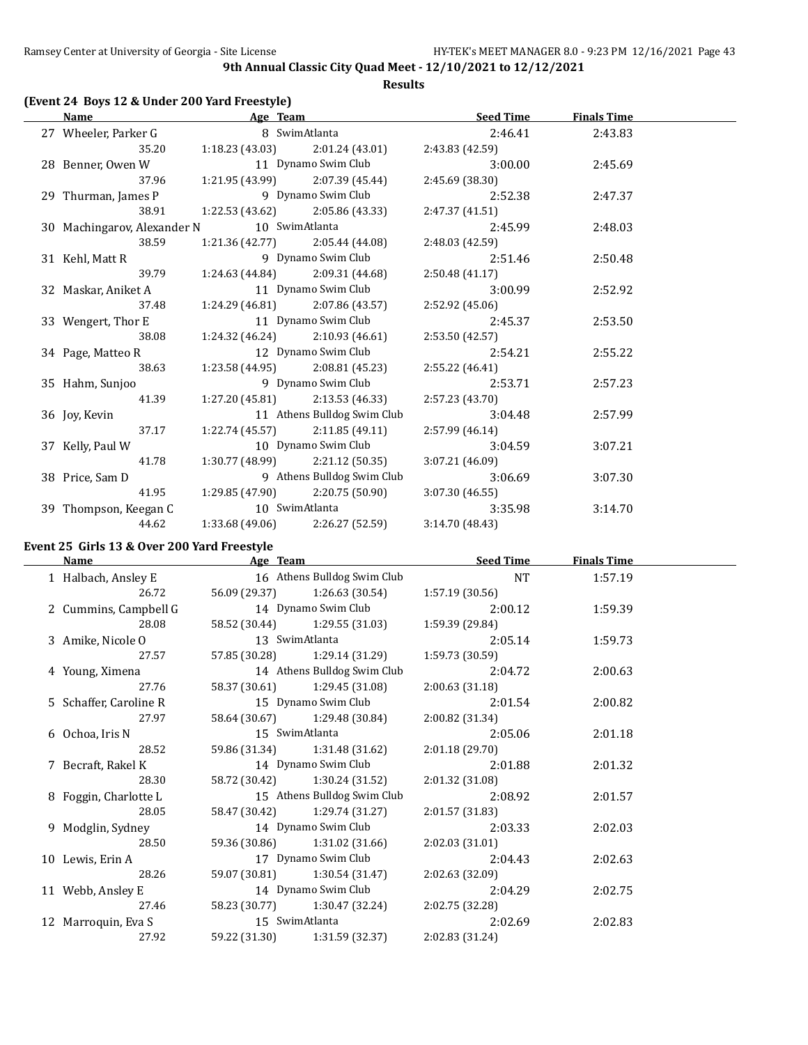9th Annual Classic City Quad Meet - 12/10/2021 to 12/12/2021

**Results**

### (Event 24 Boys 12 & Under 200 Yard Freestyle)

| | Name | Age | Team | Seed Time | Finals Time |
|---|---|---|---|---|---|
| 27 | Wheeler, Parker G | 8 | SwimAtlanta | 2:46.41 | 2:43.83 |
| | 35.20 | 1:18.23 (43.03) | 2:01.24 (43.01) | 2:43.83 (42.59) | |
| 28 | Benner, Owen W | 11 | Dynamo Swim Club | 3:00.00 | 2:45.69 |
| | 37.96 | 1:21.95 (43.99) | 2:07.39 (45.44) | 2:45.69 (38.30) | |
| 29 | Thurman, James P | 9 | Dynamo Swim Club | 2:52.38 | 2:47.37 |
| | 38.91 | 1:22.53 (43.62) | 2:05.86 (43.33) | 2:47.37 (41.51) | |
| 30 | Machingarov, Alexander N | 10 | SwimAtlanta | 2:45.99 | 2:48.03 |
| | 38.59 | 1:21.36 (42.77) | 2:05.44 (44.08) | 2:48.03 (42.59) | |
| 31 | Kehl, Matt R | 9 | Dynamo Swim Club | 2:51.46 | 2:50.48 |
| | 39.79 | 1:24.63 (44.84) | 2:09.31 (44.68) | 2:50.48 (41.17) | |
| 32 | Maskar, Aniket A | 11 | Dynamo Swim Club | 3:00.99 | 2:52.92 |
| | 37.48 | 1:24.29 (46.81) | 2:07.86 (43.57) | 2:52.92 (45.06) | |
| 33 | Wengert, Thor E | 11 | Dynamo Swim Club | 2:45.37 | 2:53.50 |
| | 38.08 | 1:24.32 (46.24) | 2:10.93 (46.61) | 2:53.50 (42.57) | |
| 34 | Page, Matteo R | 12 | Dynamo Swim Club | 2:54.21 | 2:55.22 |
| | 38.63 | 1:23.58 (44.95) | 2:08.81 (45.23) | 2:55.22 (46.41) | |
| 35 | Hahm, Sunjoo | 9 | Dynamo Swim Club | 2:53.71 | 2:57.23 |
| | 41.39 | 1:27.20 (45.81) | 2:13.53 (46.33) | 2:57.23 (43.70) | |
| 36 | Joy, Kevin | 11 | Athens Bulldog Swim Club | 3:04.48 | 2:57.99 |
| | 37.17 | 1:22.74 (45.57) | 2:11.85 (49.11) | 2:57.99 (46.14) | |
| 37 | Kelly, Paul W | 10 | Dynamo Swim Club | 3:04.59 | 3:07.21 |
| | 41.78 | 1:30.77 (48.99) | 2:21.12 (50.35) | 3:07.21 (46.09) | |
| 38 | Price, Sam D | 9 | Athens Bulldog Swim Club | 3:06.69 | 3:07.30 |
| | 41.95 | 1:29.85 (47.90) | 2:20.75 (50.90) | 3:07.30 (46.55) | |
| 39 | Thompson, Keegan C | 10 | SwimAtlanta | 3:35.98 | 3:14.70 |
| | 44.62 | 1:33.68 (49.06) | 2:26.27 (52.59) | 3:14.70 (48.43) | |

### Event 25 Girls 13 & Over 200 Yard Freestyle

| | Name | Age | Team | Seed Time | Finals Time |
|---|---|---|---|---|---|
| 1 | Halbach, Ansley E | 16 | Athens Bulldog Swim Club | NT | 1:57.19 |
| | 26.72 | 56.09 (29.37) | 1:26.63 (30.54) | 1:57.19 (30.56) | |
| 2 | Cummins, Campbell G | 14 | Dynamo Swim Club | 2:00.12 | 1:59.39 |
| | 28.08 | 58.52 (30.44) | 1:29.55 (31.03) | 1:59.39 (29.84) | |
| 3 | Amike, Nicole O | 13 | SwimAtlanta | 2:05.14 | 1:59.73 |
| | 27.57 | 57.85 (30.28) | 1:29.14 (31.29) | 1:59.73 (30.59) | |
| 4 | Young, Ximena | 14 | Athens Bulldog Swim Club | 2:04.72 | 2:00.63 |
| | 27.76 | 58.37 (30.61) | 1:29.45 (31.08) | 2:00.63 (31.18) | |
| 5 | Schaffer, Caroline R | 15 | Dynamo Swim Club | 2:01.54 | 2:00.82 |
| | 27.97 | 58.64 (30.67) | 1:29.48 (30.84) | 2:00.82 (31.34) | |
| 6 | Ochoa, Iris N | 15 | SwimAtlanta | 2:05.06 | 2:01.18 |
| | 28.52 | 59.86 (31.34) | 1:31.48 (31.62) | 2:01.18 (29.70) | |
| 7 | Becraft, Rakel K | 14 | Dynamo Swim Club | 2:01.88 | 2:01.32 |
| | 28.30 | 58.72 (30.42) | 1:30.24 (31.52) | 2:01.32 (31.08) | |
| 8 | Foggin, Charlotte L | 15 | Athens Bulldog Swim Club | 2:08.92 | 2:01.57 |
| | 28.05 | 58.47 (30.42) | 1:29.74 (31.27) | 2:01.57 (31.83) | |
| 9 | Modglin, Sydney | 14 | Dynamo Swim Club | 2:03.33 | 2:02.03 |
| | 28.50 | 59.36 (30.86) | 1:31.02 (31.66) | 2:02.03 (31.01) | |
| 10 | Lewis, Erin A | 17 | Dynamo Swim Club | 2:04.43 | 2:02.63 |
| | 28.26 | 59.07 (30.81) | 1:30.54 (31.47) | 2:02.63 (32.09) | |
| 11 | Webb, Ansley E | 14 | Dynamo Swim Club | 2:04.29 | 2:02.75 |
| | 27.46 | 58.23 (30.77) | 1:30.47 (32.24) | 2:02.75 (32.28) | |
| 12 | Marroquin, Eva S | 15 | SwimAtlanta | 2:02.69 | 2:02.83 |
| | 27.92 | 59.22 (31.30) | 1:31.59 (32.37) | 2:02.83 (31.24) | |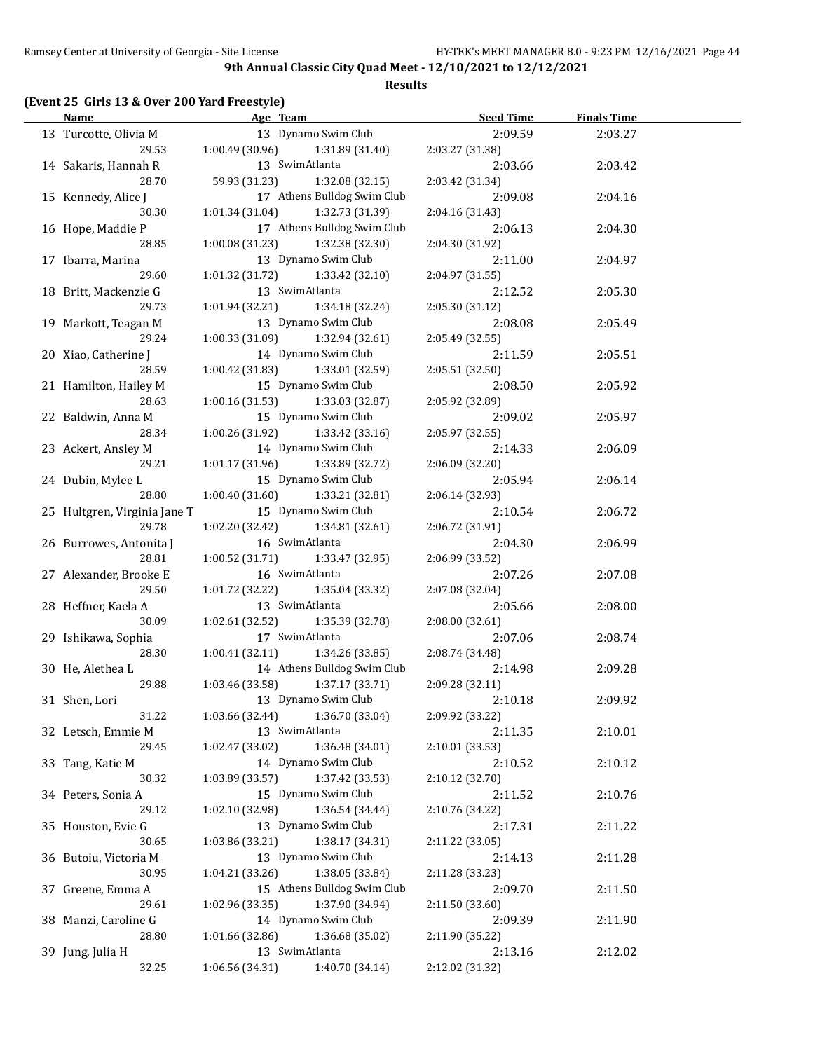**9th Annual Classic City Quad Meet - 12/10/2021 to 12/12/2021**

**Results**

### (Event 25 Girls 13 & Over 200 Yard Freestyle)

| | Name | Age | Team | Seed Time | Finals Time |
|---|---|---|---|---|---|
| 13 | Turcotte, Olivia M | 13 | Dynamo Swim Club | 2:09.59 | 2:03.27 |
| | 29.53 | 1:00.49 (30.96) | 1:31.89 (31.40) | 2:03.27 (31.38) | |
| 14 | Sakaris, Hannah R | 13 | SwimAtlanta | 2:03.66 | 2:03.42 |
| | 28.70 | 59.93 (31.23) | 1:32.08 (32.15) | 2:03.42 (31.34) | |
| 15 | Kennedy, Alice J | 17 | Athens Bulldog Swim Club | 2:09.08 | 2:04.16 |
| | 30.30 | 1:01.34 (31.04) | 1:32.73 (31.39) | 2:04.16 (31.43) | |
| 16 | Hope, Maddie P | 17 | Athens Bulldog Swim Club | 2:06.13 | 2:04.30 |
| | 28.85 | 1:00.08 (31.23) | 1:32.38 (32.30) | 2:04.30 (31.92) | |
| 17 | Ibarra, Marina | 13 | Dynamo Swim Club | 2:11.00 | 2:04.97 |
| | 29.60 | 1:01.32 (31.72) | 1:33.42 (32.10) | 2:04.97 (31.55) | |
| 18 | Britt, Mackenzie G | 13 | SwimAtlanta | 2:12.52 | 2:05.30 |
| | 29.73 | 1:01.94 (32.21) | 1:34.18 (32.24) | 2:05.30 (31.12) | |
| 19 | Markott, Teagan M | 13 | Dynamo Swim Club | 2:08.08 | 2:05.49 |
| | 29.24 | 1:00.33 (31.09) | 1:32.94 (32.61) | 2:05.49 (32.55) | |
| 20 | Xiao, Catherine J | 14 | Dynamo Swim Club | 2:11.59 | 2:05.51 |
| | 28.59 | 1:00.42 (31.83) | 1:33.01 (32.59) | 2:05.51 (32.50) | |
| 21 | Hamilton, Hailey M | 15 | Dynamo Swim Club | 2:08.50 | 2:05.92 |
| | 28.63 | 1:00.16 (31.53) | 1:33.03 (32.87) | 2:05.92 (32.89) | |
| 22 | Baldwin, Anna M | 15 | Dynamo Swim Club | 2:09.02 | 2:05.97 |
| | 28.34 | 1:00.26 (31.92) | 1:33.42 (33.16) | 2:05.97 (32.55) | |
| 23 | Ackert, Ansley M | 14 | Dynamo Swim Club | 2:14.33 | 2:06.09 |
| | 29.21 | 1:01.17 (31.96) | 1:33.89 (32.72) | 2:06.09 (32.20) | |
| 24 | Dubin, Mylee L | 15 | Dynamo Swim Club | 2:05.94 | 2:06.14 |
| | 28.80 | 1:00.40 (31.60) | 1:33.21 (32.81) | 2:06.14 (32.93) | |
| 25 | Hultgren, Virginia Jane T | 15 | Dynamo Swim Club | 2:10.54 | 2:06.72 |
| | 29.78 | 1:02.20 (32.42) | 1:34.81 (32.61) | 2:06.72 (31.91) | |
| 26 | Burrowes, Antonita J | 16 | SwimAtlanta | 2:04.30 | 2:06.99 |
| | 28.81 | 1:00.52 (31.71) | 1:33.47 (32.95) | 2:06.99 (33.52) | |
| 27 | Alexander, Brooke E | 16 | SwimAtlanta | 2:07.26 | 2:07.08 |
| | 29.50 | 1:01.72 (32.22) | 1:35.04 (33.32) | 2:07.08 (32.04) | |
| 28 | Heffner, Kaela A | 13 | SwimAtlanta | 2:05.66 | 2:08.00 |
| | 30.09 | 1:02.61 (32.52) | 1:35.39 (32.78) | 2:08.00 (32.61) | |
| 29 | Ishikawa, Sophia | 17 | SwimAtlanta | 2:07.06 | 2:08.74 |
| | 28.30 | 1:00.41 (32.11) | 1:34.26 (33.85) | 2:08.74 (34.48) | |
| 30 | He, Alethea L | 14 | Athens Bulldog Swim Club | 2:14.98 | 2:09.28 |
| | 29.88 | 1:03.46 (33.58) | 1:37.17 (33.71) | 2:09.28 (32.11) | |
| 31 | Shen, Lori | 13 | Dynamo Swim Club | 2:10.18 | 2:09.92 |
| | 31.22 | 1:03.66 (32.44) | 1:36.70 (33.04) | 2:09.92 (33.22) | |
| 32 | Letsch, Emmie M | 13 | SwimAtlanta | 2:11.35 | 2:10.01 |
| | 29.45 | 1:02.47 (33.02) | 1:36.48 (34.01) | 2:10.01 (33.53) | |
| 33 | Tang, Katie M | 14 | Dynamo Swim Club | 2:10.52 | 2:10.12 |
| | 30.32 | 1:03.89 (33.57) | 1:37.42 (33.53) | 2:10.12 (32.70) | |
| 34 | Peters, Sonia A | 15 | Dynamo Swim Club | 2:11.52 | 2:10.76 |
| | 29.12 | 1:02.10 (32.98) | 1:36.54 (34.44) | 2:10.76 (34.22) | |
| 35 | Houston, Evie G | 13 | Dynamo Swim Club | 2:17.31 | 2:11.22 |
| | 30.65 | 1:03.86 (33.21) | 1:38.17 (34.31) | 2:11.22 (33.05) | |
| 36 | Butoiu, Victoria M | 13 | Dynamo Swim Club | 2:14.13 | 2:11.28 |
| | 30.95 | 1:04.21 (33.26) | 1:38.05 (33.84) | 2:11.28 (33.23) | |
| 37 | Greene, Emma A | 15 | Athens Bulldog Swim Club | 2:09.70 | 2:11.50 |
| | 29.61 | 1:02.96 (33.35) | 1:37.90 (34.94) | 2:11.50 (33.60) | |
| 38 | Manzi, Caroline G | 14 | Dynamo Swim Club | 2:09.39 | 2:11.90 |
| | 28.80 | 1:01.66 (32.86) | 1:36.68 (35.02) | 2:11.90 (35.22) | |
| 39 | Jung, Julia H | 13 | SwimAtlanta | 2:13.16 | 2:12.02 |
| | 32.25 | 1:06.56 (34.31) | 1:40.70 (34.14) | 2:12.02 (31.32) | |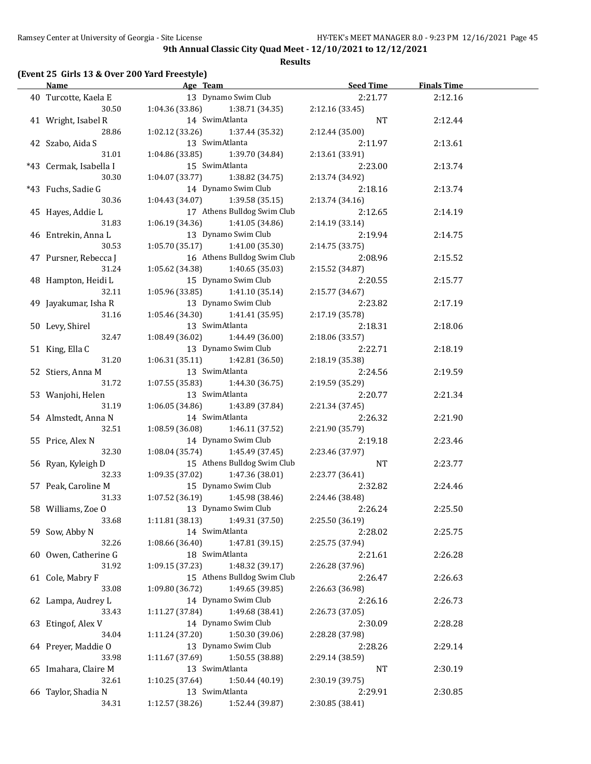**9th Annual Classic City Quad Meet - 12/10/2021 to 12/12/2021**

**Results**

**(Event 25 Girls 13 & Over 200 Yard Freestyle)**

| | Name | Age | Team | Seed Time | Finals Time |
|---|---|---|---|---|---|
| 40 | Turcotte, Kaela E | 13 | Dynamo Swim Club | 2:21.77 | 2:12.16 |
| | 30.50 | 1:04.36 (33.86) | 1:38.71 (34.35) | 2:12.16 (33.45) | |
| 41 | Wright, Isabel R | 14 | SwimAtlanta | NT | 2:12.44 |
| | 28.86 | 1:02.12 (33.26) | 1:37.44 (35.32) | 2:12.44 (35.00) | |
| 42 | Szabo, Aida S | 13 | SwimAtlanta | 2:11.97 | 2:13.61 |
| | 31.01 | 1:04.86 (33.85) | 1:39.70 (34.84) | 2:13.61 (33.91) | |
| *43 | Cermak, Isabella I | 15 | SwimAtlanta | 2:23.00 | 2:13.74 |
| | 30.30 | 1:04.07 (33.77) | 1:38.82 (34.75) | 2:13.74 (34.92) | |
| *43 | Fuchs, Sadie G | 14 | Dynamo Swim Club | 2:18.16 | 2:13.74 |
| | 30.36 | 1:04.43 (34.07) | 1:39.58 (35.15) | 2:13.74 (34.16) | |
| 45 | Hayes, Addie L | 17 | Athens Bulldog Swim Club | 2:12.65 | 2:14.19 |
| | 31.83 | 1:06.19 (34.36) | 1:41.05 (34.86) | 2:14.19 (33.14) | |
| 46 | Entrekin, Anna L | 13 | Dynamo Swim Club | 2:19.94 | 2:14.75 |
| | 30.53 | 1:05.70 (35.17) | 1:41.00 (35.30) | 2:14.75 (33.75) | |
| 47 | Pursner, Rebecca J | 16 | Athens Bulldog Swim Club | 2:08.96 | 2:15.52 |
| | 31.24 | 1:05.62 (34.38) | 1:40.65 (35.03) | 2:15.52 (34.87) | |
| 48 | Hampton, Heidi L | 15 | Dynamo Swim Club | 2:20.55 | 2:15.77 |
| | 32.11 | 1:05.96 (33.85) | 1:41.10 (35.14) | 2:15.77 (34.67) | |
| 49 | Jayakumar, Isha R | 13 | Dynamo Swim Club | 2:23.82 | 2:17.19 |
| | 31.16 | 1:05.46 (34.30) | 1:41.41 (35.95) | 2:17.19 (35.78) | |
| 50 | Levy, Shirel | 13 | SwimAtlanta | 2:18.31 | 2:18.06 |
| | 32.47 | 1:08.49 (36.02) | 1:44.49 (36.00) | 2:18.06 (33.57) | |
| 51 | King, Ella C | 13 | Dynamo Swim Club | 2:22.71 | 2:18.19 |
| | 31.20 | 1:06.31 (35.11) | 1:42.81 (36.50) | 2:18.19 (35.38) | |
| 52 | Stiers, Anna M | 13 | SwimAtlanta | 2:24.56 | 2:19.59 |
| | 31.72 | 1:07.55 (35.83) | 1:44.30 (36.75) | 2:19.59 (35.29) | |
| 53 | Wanjohi, Helen | 13 | SwimAtlanta | 2:20.77 | 2:21.34 |
| | 31.19 | 1:06.05 (34.86) | 1:43.89 (37.84) | 2:21.34 (37.45) | |
| 54 | Almstedt, Anna N | 14 | SwimAtlanta | 2:26.32 | 2:21.90 |
| | 32.51 | 1:08.59 (36.08) | 1:46.11 (37.52) | 2:21.90 (35.79) | |
| 55 | Price, Alex N | 14 | Dynamo Swim Club | 2:19.18 | 2:23.46 |
| | 32.30 | 1:08.04 (35.74) | 1:45.49 (37.45) | 2:23.46 (37.97) | |
| 56 | Ryan, Kyleigh D | 15 | Athens Bulldog Swim Club | NT | 2:23.77 |
| | 32.33 | 1:09.35 (37.02) | 1:47.36 (38.01) | 2:23.77 (36.41) | |
| 57 | Peak, Caroline M | 15 | Dynamo Swim Club | 2:32.82 | 2:24.46 |
| | 31.33 | 1:07.52 (36.19) | 1:45.98 (38.46) | 2:24.46 (38.48) | |
| 58 | Williams, Zoe O | 13 | Dynamo Swim Club | 2:26.24 | 2:25.50 |
| | 33.68 | 1:11.81 (38.13) | 1:49.31 (37.50) | 2:25.50 (36.19) | |
| 59 | Sow, Abby N | 14 | SwimAtlanta | 2:28.02 | 2:25.75 |
| | 32.26 | 1:08.66 (36.40) | 1:47.81 (39.15) | 2:25.75 (37.94) | |
| 60 | Owen, Catherine G | 18 | SwimAtlanta | 2:21.61 | 2:26.28 |
| | 31.92 | 1:09.15 (37.23) | 1:48.32 (39.17) | 2:26.28 (37.96) | |
| 61 | Cole, Mabry F | 15 | Athens Bulldog Swim Club | 2:26.47 | 2:26.63 |
| | 33.08 | 1:09.80 (36.72) | 1:49.65 (39.85) | 2:26.63 (36.98) | |
| 62 | Lampa, Audrey L | 14 | Dynamo Swim Club | 2:26.16 | 2:26.73 |
| | 33.43 | 1:11.27 (37.84) | 1:49.68 (38.41) | 2:26.73 (37.05) | |
| 63 | Etingof, Alex V | 14 | Dynamo Swim Club | 2:30.09 | 2:28.28 |
| | 34.04 | 1:11.24 (37.20) | 1:50.30 (39.06) | 2:28.28 (37.98) | |
| 64 | Preyer, Maddie O | 13 | Dynamo Swim Club | 2:28.26 | 2:29.14 |
| | 33.98 | 1:11.67 (37.69) | 1:50.55 (38.88) | 2:29.14 (38.59) | |
| 65 | Imahara, Claire M | 13 | SwimAtlanta | NT | 2:30.19 |
| | 32.61 | 1:10.25 (37.64) | 1:50.44 (40.19) | 2:30.19 (39.75) | |
| 66 | Taylor, Shadia N | 13 | SwimAtlanta | 2:29.91 | 2:30.85 |
| | 34.31 | 1:12.57 (38.26) | 1:52.44 (39.87) | 2:30.85 (38.41) | |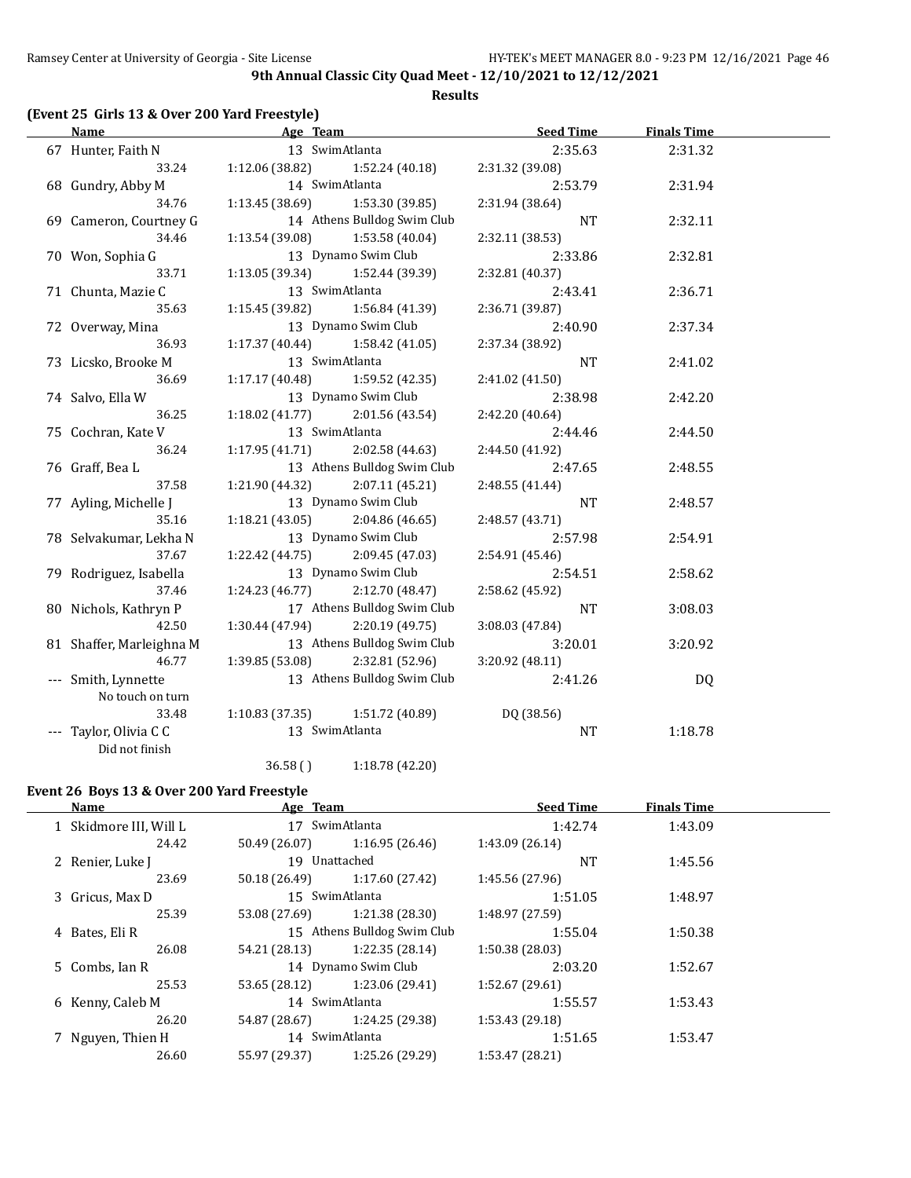**9th Annual Classic City Quad Meet - 12/10/2021 to 12/12/2021**

**Results**

### (Event 25 Girls 13 & Over 200 Yard Freestyle)

| | Name | Age | Team | Seed Time | Finals Time |
|---|---|---|---|---|---|
| 67 | Hunter, Faith N | 13 | SwimAtlanta | 2:35.63 | 2:31.32 |
| | 33.24 | 1:12.06 (38.82) | 1:52.24 (40.18) | 2:31.32 (39.08) | |
| 68 | Gundry, Abby M | 14 | SwimAtlanta | 2:53.79 | 2:31.94 |
| | 34.76 | 1:13.45 (38.69) | 1:53.30 (39.85) | 2:31.94 (38.64) | |
| 69 | Cameron, Courtney G | 14 | Athens Bulldog Swim Club | NT | 2:32.11 |
| | 34.46 | 1:13.54 (39.08) | 1:53.58 (40.04) | 2:32.11 (38.53) | |
| 70 | Won, Sophia G | 13 | Dynamo Swim Club | 2:33.86 | 2:32.81 |
| | 33.71 | 1:13.05 (39.34) | 1:52.44 (39.39) | 2:32.81 (40.37) | |
| 71 | Chunta, Mazie C | 13 | SwimAtlanta | 2:43.41 | 2:36.71 |
| | 35.63 | 1:15.45 (39.82) | 1:56.84 (41.39) | 2:36.71 (39.87) | |
| 72 | Overway, Mina | 13 | Dynamo Swim Club | 2:40.90 | 2:37.34 |
| | 36.93 | 1:17.37 (40.44) | 1:58.42 (41.05) | 2:37.34 (38.92) | |
| 73 | Licsko, Brooke M | 13 | SwimAtlanta | NT | 2:41.02 |
| | 36.69 | 1:17.17 (40.48) | 1:59.52 (42.35) | 2:41.02 (41.50) | |
| 74 | Salvo, Ella W | 13 | Dynamo Swim Club | 2:38.98 | 2:42.20 |
| | 36.25 | 1:18.02 (41.77) | 2:01.56 (43.54) | 2:42.20 (40.64) | |
| 75 | Cochran, Kate V | 13 | SwimAtlanta | 2:44.46 | 2:44.50 |
| | 36.24 | 1:17.95 (41.71) | 2:02.58 (44.63) | 2:44.50 (41.92) | |
| 76 | Graff, Bea L | 13 | Athens Bulldog Swim Club | 2:47.65 | 2:48.55 |
| | 37.58 | 1:21.90 (44.32) | 2:07.11 (45.21) | 2:48.55 (41.44) | |
| 77 | Ayling, Michelle J | 13 | Dynamo Swim Club | NT | 2:48.57 |
| | 35.16 | 1:18.21 (43.05) | 2:04.86 (46.65) | 2:48.57 (43.71) | |
| 78 | Selvakumar, Lekha N | 13 | Dynamo Swim Club | 2:57.98 | 2:54.91 |
| | 37.67 | 1:22.42 (44.75) | 2:09.45 (47.03) | 2:54.91 (45.46) | |
| 79 | Rodriguez, Isabella | 13 | Dynamo Swim Club | 2:54.51 | 2:58.62 |
| | 37.46 | 1:24.23 (46.77) | 2:12.70 (48.47) | 2:58.62 (45.92) | |
| 80 | Nichols, Kathryn P | 17 | Athens Bulldog Swim Club | NT | 3:08.03 |
| | 42.50 | 1:30.44 (47.94) | 2:20.19 (49.75) | 3:08.03 (47.84) | |
| 81 | Shaffer, Marleighna M | 13 | Athens Bulldog Swim Club | 3:20.01 | 3:20.92 |
| | 46.77 | 1:39.85 (53.08) | 2:32.81 (52.96) | 3:20.92 (48.11) | |
| --- | Smith, Lynnette | 13 | Athens Bulldog Swim Club | 2:41.26 | DQ |
| | No touch on turn | | | | |
| | 33.48 | 1:10.83 (37.35) | 1:51.72 (40.89) | DQ (38.56) | |
| --- | Taylor, Olivia C C | 13 | SwimAtlanta | NT | 1:18.78 |
| | Did not finish | | | | |
| | | 36.58 ( ) | 1:18.78 (42.20) | | |

### Event 26 Boys 13 & Over 200 Yard Freestyle

| | Name | Age | Team | Seed Time | Finals Time |
|---|---|---|---|---|---|
| 1 | Skidmore III, Will L | 17 | SwimAtlanta | 1:42.74 | 1:43.09 |
| | 24.42 | 50.49 (26.07) | 1:16.95 (26.46) | 1:43.09 (26.14) | |
| 2 | Renier, Luke J | 19 | Unattached | NT | 1:45.56 |
| | 23.69 | 50.18 (26.49) | 1:17.60 (27.42) | 1:45.56 (27.96) | |
| 3 | Gricus, Max D | 15 | SwimAtlanta | 1:51.05 | 1:48.97 |
| | 25.39 | 53.08 (27.69) | 1:21.38 (28.30) | 1:48.97 (27.59) | |
| 4 | Bates, Eli R | 15 | Athens Bulldog Swim Club | 1:55.04 | 1:50.38 |
| | 26.08 | 54.21 (28.13) | 1:22.35 (28.14) | 1:50.38 (28.03) | |
| 5 | Combs, Ian R | 14 | Dynamo Swim Club | 2:03.20 | 1:52.67 |
| | 25.53 | 53.65 (28.12) | 1:23.06 (29.41) | 1:52.67 (29.61) | |
| 6 | Kenny, Caleb M | 14 | SwimAtlanta | 1:55.57 | 1:53.43 |
| | 26.20 | 54.87 (28.67) | 1:24.25 (29.38) | 1:53.43 (29.18) | |
| 7 | Nguyen, Thien H | 14 | SwimAtlanta | 1:51.65 | 1:53.47 |
| | 26.60 | 55.97 (29.37) | 1:25.26 (29.29) | 1:53.47 (28.21) | |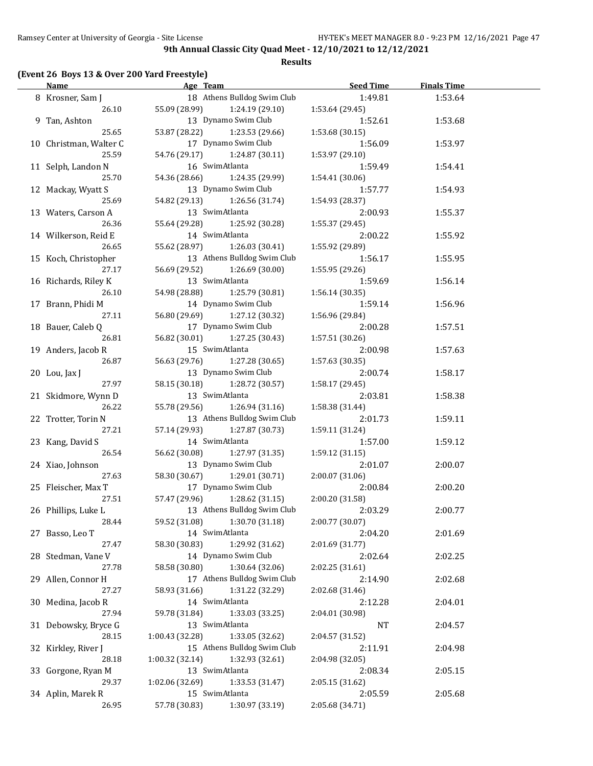**9th Annual Classic City Quad Meet - 12/10/2021 to 12/12/2021**

**Results**

### (Event 26 Boys 13 & Over 200 Yard Freestyle)

| | Name | Age | Team | Seed Time | Finals Time |
|---|---|---|---|---|---|
| 8 | Krosner, Sam J | 18 | Athens Bulldog Swim Club | 1:49.81 | 1:53.64 |
| | 26.10 | 55.09 (28.99) | 1:24.19 (29.10) | 1:53.64 (29.45) | |
| 9 | Tan, Ashton | 13 | Dynamo Swim Club | 1:52.61 | 1:53.68 |
| | 25.65 | 53.87 (28.22) | 1:23.53 (29.66) | 1:53.68 (30.15) | |
| 10 | Christman, Walter C | 17 | Dynamo Swim Club | 1:56.09 | 1:53.97 |
| | 25.59 | 54.76 (29.17) | 1:24.87 (30.11) | 1:53.97 (29.10) | |
| 11 | Selph, Landon N | 16 | SwimAtlanta | 1:59.49 | 1:54.41 |
| | 25.70 | 54.36 (28.66) | 1:24.35 (29.99) | 1:54.41 (30.06) | |
| 12 | Mackay, Wyatt S | 13 | Dynamo Swim Club | 1:57.77 | 1:54.93 |
| | 25.69 | 54.82 (29.13) | 1:26.56 (31.74) | 1:54.93 (28.37) | |
| 13 | Waters, Carson A | 13 | SwimAtlanta | 2:00.93 | 1:55.37 |
| | 26.36 | 55.64 (29.28) | 1:25.92 (30.28) | 1:55.37 (29.45) | |
| 14 | Wilkerson, Reid E | 14 | SwimAtlanta | 2:00.22 | 1:55.92 |
| | 26.65 | 55.62 (28.97) | 1:26.03 (30.41) | 1:55.92 (29.89) | |
| 15 | Koch, Christopher | 13 | Athens Bulldog Swim Club | 1:56.17 | 1:55.95 |
| | 27.17 | 56.69 (29.52) | 1:26.69 (30.00) | 1:55.95 (29.26) | |
| 16 | Richards, Riley K | 13 | SwimAtlanta | 1:59.69 | 1:56.14 |
| | 26.10 | 54.98 (28.88) | 1:25.79 (30.81) | 1:56.14 (30.35) | |
| 17 | Brann, Phidi M | 14 | Dynamo Swim Club | 1:59.14 | 1:56.96 |
| | 27.11 | 56.80 (29.69) | 1:27.12 (30.32) | 1:56.96 (29.84) | |
| 18 | Bauer, Caleb Q | 17 | Dynamo Swim Club | 2:00.28 | 1:57.51 |
| | 26.81 | 56.82 (30.01) | 1:27.25 (30.43) | 1:57.51 (30.26) | |
| 19 | Anders, Jacob R | 15 | SwimAtlanta | 2:00.98 | 1:57.63 |
| | 26.87 | 56.63 (29.76) | 1:27.28 (30.65) | 1:57.63 (30.35) | |
| 20 | Lou, Jax J | 13 | Dynamo Swim Club | 2:00.74 | 1:58.17 |
| | 27.97 | 58.15 (30.18) | 1:28.72 (30.57) | 1:58.17 (29.45) | |
| 21 | Skidmore, Wynn D | 13 | SwimAtlanta | 2:03.81 | 1:58.38 |
| | 26.22 | 55.78 (29.56) | 1:26.94 (31.16) | 1:58.38 (31.44) | |
| 22 | Trotter, Torin N | 13 | Athens Bulldog Swim Club | 2:01.73 | 1:59.11 |
| | 27.21 | 57.14 (29.93) | 1:27.87 (30.73) | 1:59.11 (31.24) | |
| 23 | Kang, David S | 14 | SwimAtlanta | 1:57.00 | 1:59.12 |
| | 26.54 | 56.62 (30.08) | 1:27.97 (31.35) | 1:59.12 (31.15) | |
| 24 | Xiao, Johnson | 13 | Dynamo Swim Club | 2:01.07 | 2:00.07 |
| | 27.63 | 58.30 (30.67) | 1:29.01 (30.71) | 2:00.07 (31.06) | |
| 25 | Fleischer, Max T | 17 | Dynamo Swim Club | 2:00.84 | 2:00.20 |
| | 27.51 | 57.47 (29.96) | 1:28.62 (31.15) | 2:00.20 (31.58) | |
| 26 | Phillips, Luke L | 13 | Athens Bulldog Swim Club | 2:03.29 | 2:00.77 |
| | 28.44 | 59.52 (31.08) | 1:30.70 (31.18) | 2:00.77 (30.07) | |
| 27 | Basso, Leo T | 14 | SwimAtlanta | 2:04.20 | 2:01.69 |
| | 27.47 | 58.30 (30.83) | 1:29.92 (31.62) | 2:01.69 (31.77) | |
| 28 | Stedman, Vane V | 14 | Dynamo Swim Club | 2:02.64 | 2:02.25 |
| | 27.78 | 58.58 (30.80) | 1:30.64 (32.06) | 2:02.25 (31.61) | |
| 29 | Allen, Connor H | 17 | Athens Bulldog Swim Club | 2:14.90 | 2:02.68 |
| | 27.27 | 58.93 (31.66) | 1:31.22 (32.29) | 2:02.68 (31.46) | |
| 30 | Medina, Jacob R | 14 | SwimAtlanta | 2:12.28 | 2:04.01 |
| | 27.94 | 59.78 (31.84) | 1:33.03 (33.25) | 2:04.01 (30.98) | |
| 31 | Debowsky, Bryce G | 13 | SwimAtlanta | NT | 2:04.57 |
| | 28.15 | 1:00.43 (32.28) | 1:33.05 (32.62) | 2:04.57 (31.52) | |
| 32 | Kirkley, River J | 15 | Athens Bulldog Swim Club | 2:11.91 | 2:04.98 |
| | 28.18 | 1:00.32 (32.14) | 1:32.93 (32.61) | 2:04.98 (32.05) | |
| 33 | Gorgone, Ryan M | 13 | SwimAtlanta | 2:08.34 | 2:05.15 |
| | 29.37 | 1:02.06 (32.69) | 1:33.53 (31.47) | 2:05.15 (31.62) | |
| 34 | Aplin, Marek R | 15 | SwimAtlanta | 2:05.59 | 2:05.68 |
| | 26.95 | 57.78 (30.83) | 1:30.97 (33.19) | 2:05.68 (34.71) | |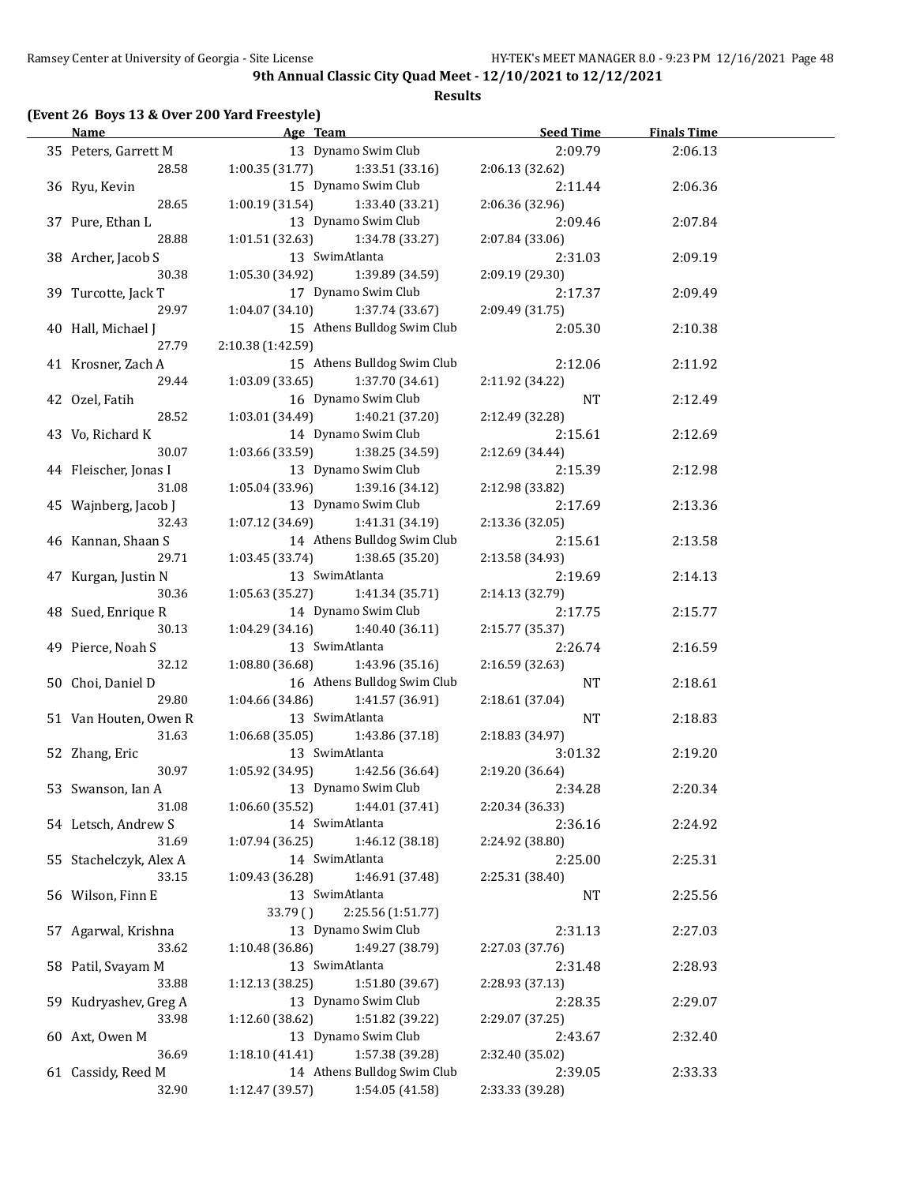**9th Annual Classic City Quad Meet - 12/10/2021 to 12/12/2021**

**Results**

### (Event 26 Boys 13 & Over 200 Yard Freestyle)

| | Name | Age | Team | Seed Time | Finals Time |
|---|---|---|---|---|---|
| 35 | Peters, Garrett M | 13 | Dynamo Swim Club | 2:09.79 | 2:06.13 |
| | 28.58 | 1:00.35 (31.77) | 1:33.51 (33.16) | 2:06.13 (32.62) | |
| 36 | Ryu, Kevin | 15 | Dynamo Swim Club | 2:11.44 | 2:06.36 |
| | 28.65 | 1:00.19 (31.54) | 1:33.40 (33.21) | 2:06.36 (32.96) | |
| 37 | Pure, Ethan L | 13 | Dynamo Swim Club | 2:09.46 | 2:07.84 |
| | 28.88 | 1:01.51 (32.63) | 1:34.78 (33.27) | 2:07.84 (33.06) | |
| 38 | Archer, Jacob S | 13 | SwimAtlanta | 2:31.03 | 2:09.19 |
| | 30.38 | 1:05.30 (34.92) | 1:39.89 (34.59) | 2:09.19 (29.30) | |
| 39 | Turcotte, Jack T | 17 | Dynamo Swim Club | 2:17.37 | 2:09.49 |
| | 29.97 | 1:04.07 (34.10) | 1:37.74 (33.67) | 2:09.49 (31.75) | |
| 40 | Hall, Michael J | 15 | Athens Bulldog Swim Club | 2:05.30 | 2:10.38 |
| | 27.79 | 2:10.38 (1:42.59) | | | |
| 41 | Krosner, Zach A | 15 | Athens Bulldog Swim Club | 2:12.06 | 2:11.92 |
| | 29.44 | 1:03.09 (33.65) | 1:37.70 (34.61) | 2:11.92 (34.22) | |
| 42 | Ozel, Fatih | 16 | Dynamo Swim Club | NT | 2:12.49 |
| | 28.52 | 1:03.01 (34.49) | 1:40.21 (37.20) | 2:12.49 (32.28) | |
| 43 | Vo, Richard K | 14 | Dynamo Swim Club | 2:15.61 | 2:12.69 |
| | 30.07 | 1:03.66 (33.59) | 1:38.25 (34.59) | 2:12.69 (34.44) | |
| 44 | Fleischer, Jonas I | 13 | Dynamo Swim Club | 2:15.39 | 2:12.98 |
| | 31.08 | 1:05.04 (33.96) | 1:39.16 (34.12) | 2:12.98 (33.82) | |
| 45 | Wajnberg, Jacob J | 13 | Dynamo Swim Club | 2:17.69 | 2:13.36 |
| | 32.43 | 1:07.12 (34.69) | 1:41.31 (34.19) | 2:13.36 (32.05) | |
| 46 | Kannan, Shaan S | 14 | Athens Bulldog Swim Club | 2:15.61 | 2:13.58 |
| | 29.71 | 1:03.45 (33.74) | 1:38.65 (35.20) | 2:13.58 (34.93) | |
| 47 | Kurgan, Justin N | 13 | SwimAtlanta | 2:19.69 | 2:14.13 |
| | 30.36 | 1:05.63 (35.27) | 1:41.34 (35.71) | 2:14.13 (32.79) | |
| 48 | Sued, Enrique R | 14 | Dynamo Swim Club | 2:17.75 | 2:15.77 |
| | 30.13 | 1:04.29 (34.16) | 1:40.40 (36.11) | 2:15.77 (35.37) | |
| 49 | Pierce, Noah S | 13 | SwimAtlanta | 2:26.74 | 2:16.59 |
| | 32.12 | 1:08.80 (36.68) | 1:43.96 (35.16) | 2:16.59 (32.63) | |
| 50 | Choi, Daniel D | 16 | Athens Bulldog Swim Club | NT | 2:18.61 |
| | 29.80 | 1:04.66 (34.86) | 1:41.57 (36.91) | 2:18.61 (37.04) | |
| 51 | Van Houten, Owen R | 13 | SwimAtlanta | NT | 2:18.83 |
| | 31.63 | 1:06.68 (35.05) | 1:43.86 (37.18) | 2:18.83 (34.97) | |
| 52 | Zhang, Eric | 13 | SwimAtlanta | 3:01.32 | 2:19.20 |
| | 30.97 | 1:05.92 (34.95) | 1:42.56 (36.64) | 2:19.20 (36.64) | |
| 53 | Swanson, Ian A | 13 | Dynamo Swim Club | 2:34.28 | 2:20.34 |
| | 31.08 | 1:06.60 (35.52) | 1:44.01 (37.41) | 2:20.34 (36.33) | |
| 54 | Letsch, Andrew S | 14 | SwimAtlanta | 2:36.16 | 2:24.92 |
| | 31.69 | 1:07.94 (36.25) | 1:46.12 (38.18) | 2:24.92 (38.80) | |
| 55 | Stachelczyk, Alex A | 14 | SwimAtlanta | 2:25.00 | 2:25.31 |
| | 33.15 | 1:09.43 (36.28) | 1:46.91 (37.48) | 2:25.31 (38.40) | |
| 56 | Wilson, Finn E | 13 | SwimAtlanta | NT | 2:25.56 |
| | | 33.79 ( ) | 2:25.56 (1:51.77) | | |
| 57 | Agarwal, Krishna | 13 | Dynamo Swim Club | 2:31.13 | 2:27.03 |
| | 33.62 | 1:10.48 (36.86) | 1:49.27 (38.79) | 2:27.03 (37.76) | |
| 58 | Patil, Svayam M | 13 | SwimAtlanta | 2:31.48 | 2:28.93 |
| | 33.88 | 1:12.13 (38.25) | 1:51.80 (39.67) | 2:28.93 (37.13) | |
| 59 | Kudryashev, Greg A | 13 | Dynamo Swim Club | 2:28.35 | 2:29.07 |
| | 33.98 | 1:12.60 (38.62) | 1:51.82 (39.22) | 2:29.07 (37.25) | |
| 60 | Axt, Owen M | 13 | Dynamo Swim Club | 2:43.67 | 2:32.40 |
| | 36.69 | 1:18.10 (41.41) | 1:57.38 (39.28) | 2:32.40 (35.02) | |
| 61 | Cassidy, Reed M | 14 | Athens Bulldog Swim Club | 2:39.05 | 2:33.33 |
| | 32.90 | 1:12.47 (39.57) | 1:54.05 (41.58) | 2:33.33 (39.28) | |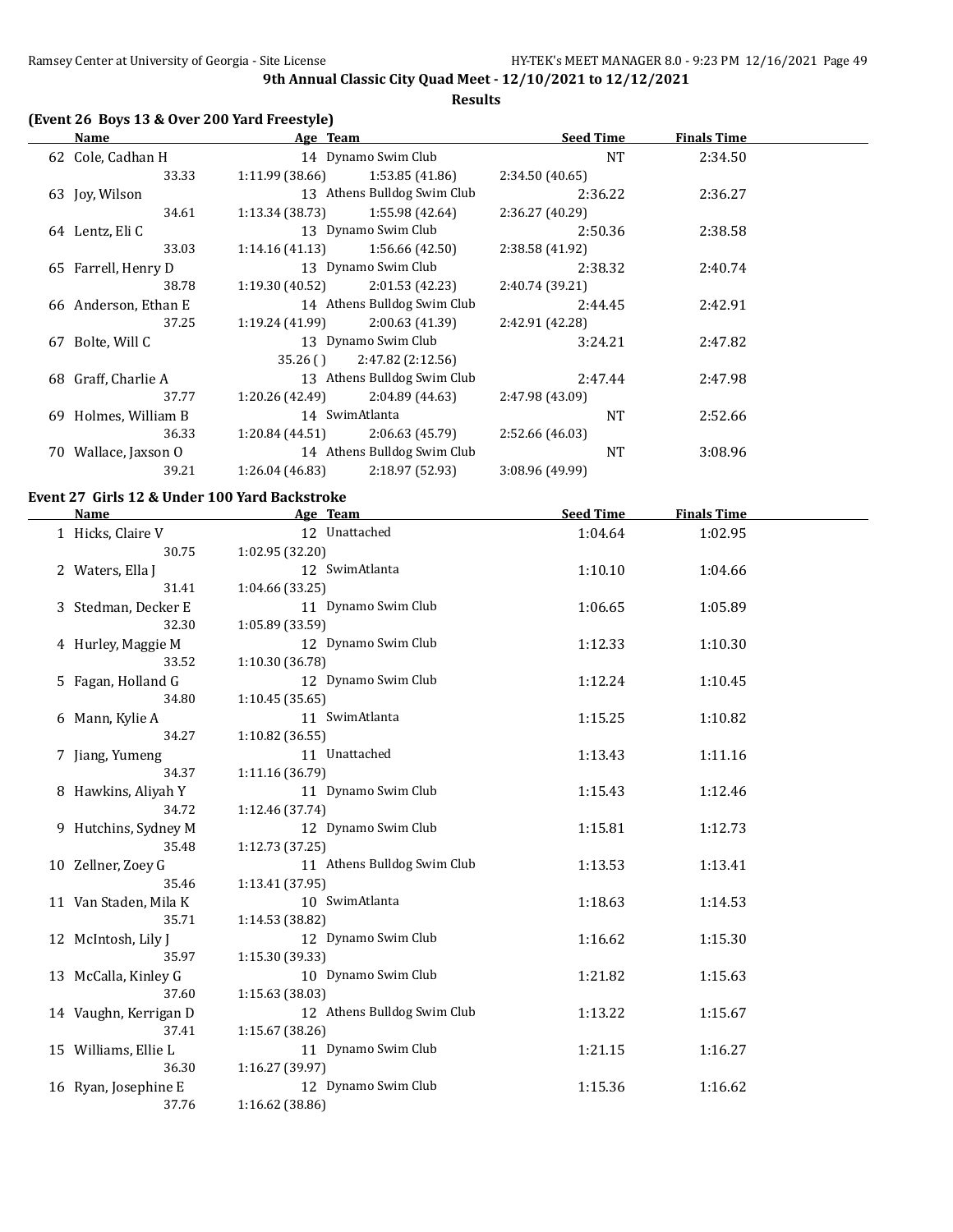**9th Annual Classic City Quad Meet - 12/10/2021 to 12/12/2021**

**Results**

## (Event 26 Boys 13 & Over 200 Yard Freestyle)

| | Name | Age | Team | Seed Time | Finals Time |
|---|---|---|---|---|---|
| 62 | Cole, Cadhan H | 14 | Dynamo Swim Club | NT | 2:34.50 |
| | 33.33 | 1:11.99 (38.66) | 1:53.85 (41.86) | 2:34.50 (40.65) | |
| 63 | Joy, Wilson | 13 | Athens Bulldog Swim Club | 2:36.22 | 2:36.27 |
| | 34.61 | 1:13.34 (38.73) | 1:55.98 (42.64) | 2:36.27 (40.29) | |
| 64 | Lentz, Eli C | 13 | Dynamo Swim Club | 2:50.36 | 2:38.58 |
| | 33.03 | 1:14.16 (41.13) | 1:56.66 (42.50) | 2:38.58 (41.92) | |
| 65 | Farrell, Henry D | 13 | Dynamo Swim Club | 2:38.32 | 2:40.74 |
| | 38.78 | 1:19.30 (40.52) | 2:01.53 (42.23) | 2:40.74 (39.21) | |
| 66 | Anderson, Ethan E | 14 | Athens Bulldog Swim Club | 2:44.45 | 2:42.91 |
| | 37.25 | 1:19.24 (41.99) | 2:00.63 (41.39) | 2:42.91 (42.28) | |
| 67 | Bolte, Will C | 13 | Dynamo Swim Club | 3:24.21 | 2:47.82 |
| | | 35.26 ( ) | 2:47.82 (2:12.56) | | |
| 68 | Graff, Charlie A | 13 | Athens Bulldog Swim Club | 2:47.44 | 2:47.98 |
| | 37.77 | 1:20.26 (42.49) | 2:04.89 (44.63) | 2:47.98 (43.09) | |
| 69 | Holmes, William B | 14 | SwimAtlanta | NT | 2:52.66 |
| | 36.33 | 1:20.84 (44.51) | 2:06.63 (45.79) | 2:52.66 (46.03) | |
| 70 | Wallace, Jaxson O | 14 | Athens Bulldog Swim Club | NT | 3:08.96 |
| | 39.21 | 1:26.04 (46.83) | 2:18.97 (52.93) | 3:08.96 (49.99) | |

## Event 27 Girls 12 & Under 100 Yard Backstroke

| | Name | Age | Team | Seed Time | Finals Time |
|---|---|---|---|---|---|
| 1 | Hicks, Claire V | 12 | Unattached | 1:04.64 | 1:02.95 |
| | 30.75 | 1:02.95 (32.20) | | | |
| 2 | Waters, Ella J | 12 | SwimAtlanta | 1:10.10 | 1:04.66 |
| | 31.41 | 1:04.66 (33.25) | | | |
| 3 | Stedman, Decker E | 11 | Dynamo Swim Club | 1:06.65 | 1:05.89 |
| | 32.30 | 1:05.89 (33.59) | | | |
| 4 | Hurley, Maggie M | 12 | Dynamo Swim Club | 1:12.33 | 1:10.30 |
| | 33.52 | 1:10.30 (36.78) | | | |
| 5 | Fagan, Holland G | 12 | Dynamo Swim Club | 1:12.24 | 1:10.45 |
| | 34.80 | 1:10.45 (35.65) | | | |
| 6 | Mann, Kylie A | 11 | SwimAtlanta | 1:15.25 | 1:10.82 |
| | 34.27 | 1:10.82 (36.55) | | | |
| 7 | Jiang, Yumeng | 11 | Unattached | 1:13.43 | 1:11.16 |
| | 34.37 | 1:11.16 (36.79) | | | |
| 8 | Hawkins, Aliyah Y | 11 | Dynamo Swim Club | 1:15.43 | 1:12.46 |
| | 34.72 | 1:12.46 (37.74) | | | |
| 9 | Hutchins, Sydney M | 12 | Dynamo Swim Club | 1:15.81 | 1:12.73 |
| | 35.48 | 1:12.73 (37.25) | | | |
| 10 | Zellner, Zoey G | 11 | Athens Bulldog Swim Club | 1:13.53 | 1:13.41 |
| | 35.46 | 1:13.41 (37.95) | | | |
| 11 | Van Staden, Mila K | 10 | SwimAtlanta | 1:18.63 | 1:14.53 |
| | 35.71 | 1:14.53 (38.82) | | | |
| 12 | McIntosh, Lily J | 12 | Dynamo Swim Club | 1:16.62 | 1:15.30 |
| | 35.97 | 1:15.30 (39.33) | | | |
| 13 | McCalla, Kinley G | 10 | Dynamo Swim Club | 1:21.82 | 1:15.63 |
| | 37.60 | 1:15.63 (38.03) | | | |
| 14 | Vaughn, Kerrigan D | 12 | Athens Bulldog Swim Club | 1:13.22 | 1:15.67 |
| | 37.41 | 1:15.67 (38.26) | | | |
| 15 | Williams, Ellie L | 11 | Dynamo Swim Club | 1:21.15 | 1:16.27 |
| | 36.30 | 1:16.27 (39.97) | | | |
| 16 | Ryan, Josephine E | 12 | Dynamo Swim Club | 1:15.36 | 1:16.62 |
| | 37.76 | 1:16.62 (38.86) | | | |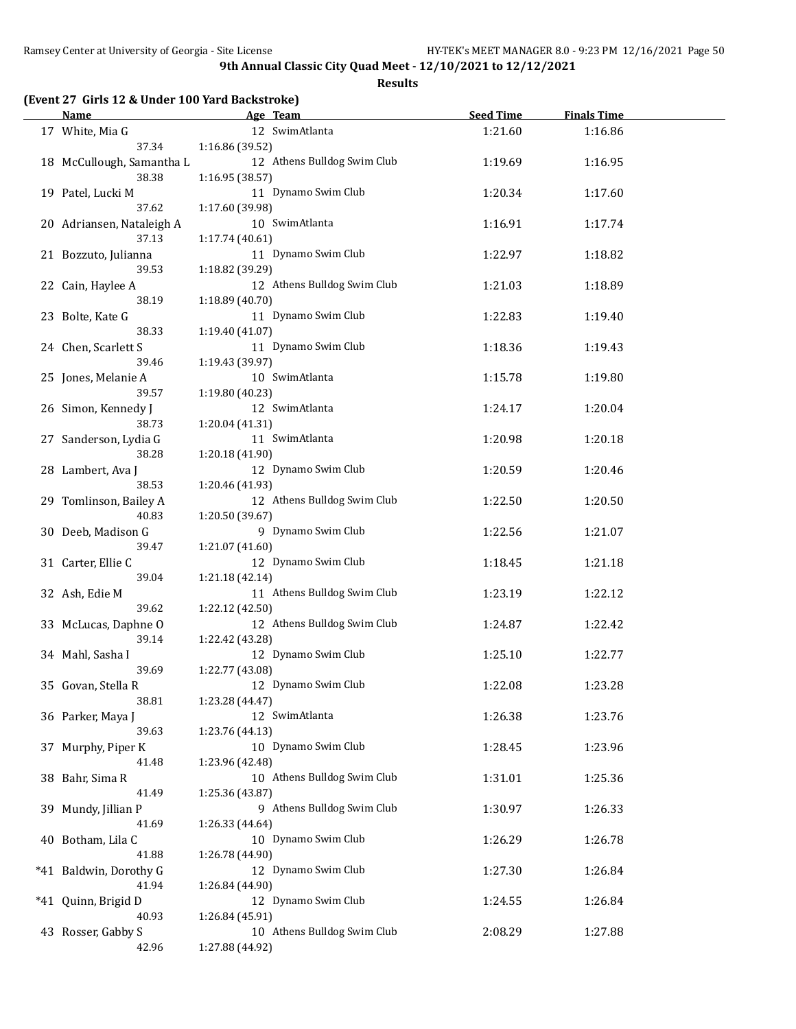**9th Annual Classic City Quad Meet - 12/10/2021 to 12/12/2021**

**Results**

**(Event 27 Girls 12 & Under 100 Yard Backstroke)**

| | Name | Age | Team | Seed Time | Finals Time |
|---|---|---|---|---|---|
| 17 | White, Mia G | 12 | SwimAtlanta | 1:21.60 | 1:16.86 |
| | 37.34 | 1:16.86 (39.52) | | | |
| 18 | McCullough, Samantha L | 12 | Athens Bulldog Swim Club | 1:19.69 | 1:16.95 |
| | 38.38 | 1:16.95 (38.57) | | | |
| 19 | Patel, Lucki M | 11 | Dynamo Swim Club | 1:20.34 | 1:17.60 |
| | 37.62 | 1:17.60 (39.98) | | | |
| 20 | Adriansen, Nataleigh A | 10 | SwimAtlanta | 1:16.91 | 1:17.74 |
| | 37.13 | 1:17.74 (40.61) | | | |
| 21 | Bozzuto, Julianna | 11 | Dynamo Swim Club | 1:22.97 | 1:18.82 |
| | 39.53 | 1:18.82 (39.29) | | | |
| 22 | Cain, Haylee A | 12 | Athens Bulldog Swim Club | 1:21.03 | 1:18.89 |
| | 38.19 | 1:18.89 (40.70) | | | |
| 23 | Bolte, Kate G | 11 | Dynamo Swim Club | 1:22.83 | 1:19.40 |
| | 38.33 | 1:19.40 (41.07) | | | |
| 24 | Chen, Scarlett S | 11 | Dynamo Swim Club | 1:18.36 | 1:19.43 |
| | 39.46 | 1:19.43 (39.97) | | | |
| 25 | Jones, Melanie A | 10 | SwimAtlanta | 1:15.78 | 1:19.80 |
| | 39.57 | 1:19.80 (40.23) | | | |
| 26 | Simon, Kennedy J | 12 | SwimAtlanta | 1:24.17 | 1:20.04 |
| | 38.73 | 1:20.04 (41.31) | | | |
| 27 | Sanderson, Lydia G | 11 | SwimAtlanta | 1:20.98 | 1:20.18 |
| | 38.28 | 1:20.18 (41.90) | | | |
| 28 | Lambert, Ava J | 12 | Dynamo Swim Club | 1:20.59 | 1:20.46 |
| | 38.53 | 1:20.46 (41.93) | | | |
| 29 | Tomlinson, Bailey A | 12 | Athens Bulldog Swim Club | 1:22.50 | 1:20.50 |
| | 40.83 | 1:20.50 (39.67) | | | |
| 30 | Deeb, Madison G | 9 | Dynamo Swim Club | 1:22.56 | 1:21.07 |
| | 39.47 | 1:21.07 (41.60) | | | |
| 31 | Carter, Ellie C | 12 | Dynamo Swim Club | 1:18.45 | 1:21.18 |
| | 39.04 | 1:21.18 (42.14) | | | |
| 32 | Ash, Edie M | 11 | Athens Bulldog Swim Club | 1:23.19 | 1:22.12 |
| | 39.62 | 1:22.12 (42.50) | | | |
| 33 | McLucas, Daphne O | 12 | Athens Bulldog Swim Club | 1:24.87 | 1:22.42 |
| | 39.14 | 1:22.42 (43.28) | | | |
| 34 | Mahl, Sasha I | 12 | Dynamo Swim Club | 1:25.10 | 1:22.77 |
| | 39.69 | 1:22.77 (43.08) | | | |
| 35 | Govan, Stella R | 12 | Dynamo Swim Club | 1:22.08 | 1:23.28 |
| | 38.81 | 1:23.28 (44.47) | | | |
| 36 | Parker, Maya J | 12 | SwimAtlanta | 1:26.38 | 1:23.76 |
| | 39.63 | 1:23.76 (44.13) | | | |
| 37 | Murphy, Piper K | 10 | Dynamo Swim Club | 1:28.45 | 1:23.96 |
| | 41.48 | 1:23.96 (42.48) | | | |
| 38 | Bahr, Sima R | 10 | Athens Bulldog Swim Club | 1:31.01 | 1:25.36 |
| | 41.49 | 1:25.36 (43.87) | | | |
| 39 | Mundy, Jillian P | 9 | Athens Bulldog Swim Club | 1:30.97 | 1:26.33 |
| | 41.69 | 1:26.33 (44.64) | | | |
| 40 | Botham, Lila C | 10 | Dynamo Swim Club | 1:26.29 | 1:26.78 |
| | 41.88 | 1:26.78 (44.90) | | | |
| *41 | Baldwin, Dorothy G | 12 | Dynamo Swim Club | 1:27.30 | 1:26.84 |
| | 41.94 | 1:26.84 (44.90) | | | |
| *41 | Quinn, Brigid D | 12 | Dynamo Swim Club | 1:24.55 | 1:26.84 |
| | 40.93 | 1:26.84 (45.91) | | | |
| 43 | Rosser, Gabby S | 10 | Athens Bulldog Swim Club | 2:08.29 | 1:27.88 |
| | 42.96 | 1:27.88 (44.92) | | | |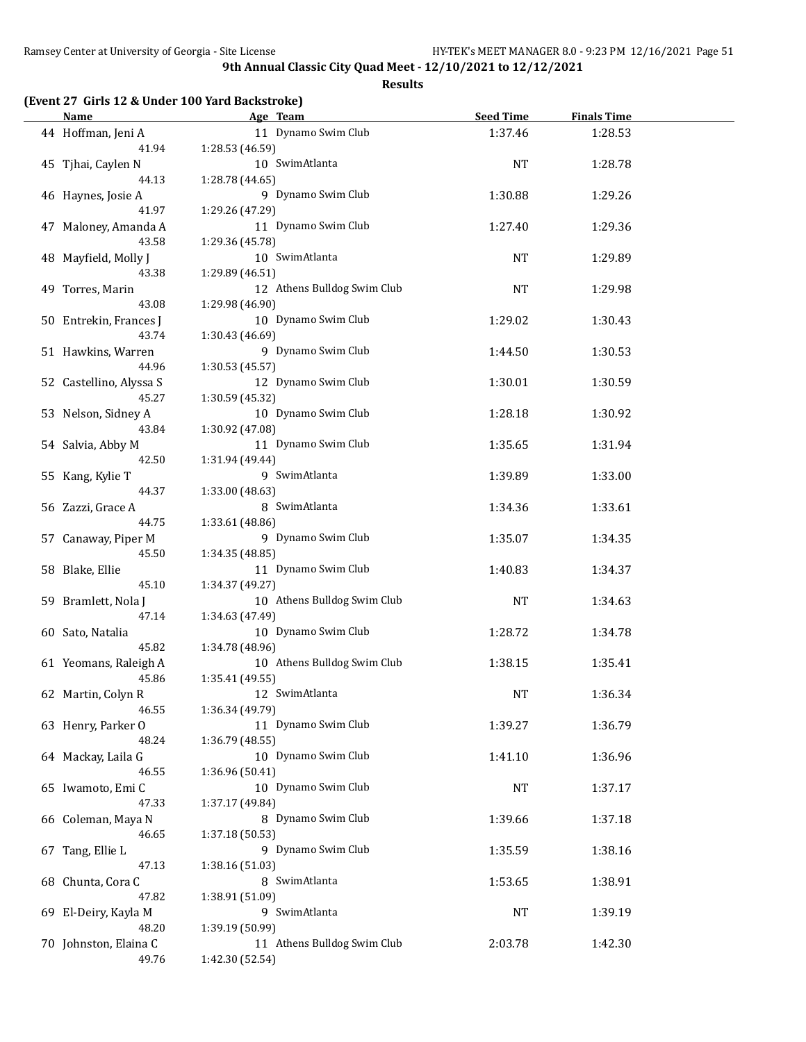**9th Annual Classic City Quad Meet - 12/10/2021 to 12/12/2021**

**Results**

**(Event 27 Girls 12 & Under 100 Yard Backstroke)**

| | Name | Age | Team | Seed Time | Finals Time |
|---|---|---|---|---|---|
| 44 | Hoffman, Jeni A | 11 | Dynamo Swim Club | 1:37.46 | 1:28.53 |
| | 41.94 | 1:28.53 (46.59) | | | |
| 45 | Tjhai, Caylen N | 10 | SwimAtlanta | NT | 1:28.78 |
| | 44.13 | 1:28.78 (44.65) | | | |
| 46 | Haynes, Josie A | 9 | Dynamo Swim Club | 1:30.88 | 1:29.26 |
| | 41.97 | 1:29.26 (47.29) | | | |
| 47 | Maloney, Amanda A | 11 | Dynamo Swim Club | 1:27.40 | 1:29.36 |
| | 43.58 | 1:29.36 (45.78) | | | |
| 48 | Mayfield, Molly J | 10 | SwimAtlanta | NT | 1:29.89 |
| | 43.38 | 1:29.89 (46.51) | | | |
| 49 | Torres, Marin | 12 | Athens Bulldog Swim Club | NT | 1:29.98 |
| | 43.08 | 1:29.98 (46.90) | | | |
| 50 | Entrekin, Frances J | 10 | Dynamo Swim Club | 1:29.02 | 1:30.43 |
| | 43.74 | 1:30.43 (46.69) | | | |
| 51 | Hawkins, Warren | 9 | Dynamo Swim Club | 1:44.50 | 1:30.53 |
| | 44.96 | 1:30.53 (45.57) | | | |
| 52 | Castellino, Alyssa S | 12 | Dynamo Swim Club | 1:30.01 | 1:30.59 |
| | 45.27 | 1:30.59 (45.32) | | | |
| 53 | Nelson, Sidney A | 10 | Dynamo Swim Club | 1:28.18 | 1:30.92 |
| | 43.84 | 1:30.92 (47.08) | | | |
| 54 | Salvia, Abby M | 11 | Dynamo Swim Club | 1:35.65 | 1:31.94 |
| | 42.50 | 1:31.94 (49.44) | | | |
| 55 | Kang, Kylie T | 9 | SwimAtlanta | 1:39.89 | 1:33.00 |
| | 44.37 | 1:33.00 (48.63) | | | |
| 56 | Zazzi, Grace A | 8 | SwimAtlanta | 1:34.36 | 1:33.61 |
| | 44.75 | 1:33.61 (48.86) | | | |
| 57 | Canaway, Piper M | 9 | Dynamo Swim Club | 1:35.07 | 1:34.35 |
| | 45.50 | 1:34.35 (48.85) | | | |
| 58 | Blake, Ellie | 11 | Dynamo Swim Club | 1:40.83 | 1:34.37 |
| | 45.10 | 1:34.37 (49.27) | | | |
| 59 | Bramlett, Nola J | 10 | Athens Bulldog Swim Club | NT | 1:34.63 |
| | 47.14 | 1:34.63 (47.49) | | | |
| 60 | Sato, Natalia | 10 | Dynamo Swim Club | 1:28.72 | 1:34.78 |
| | 45.82 | 1:34.78 (48.96) | | | |
| 61 | Yeomans, Raleigh A | 10 | Athens Bulldog Swim Club | 1:38.15 | 1:35.41 |
| | 45.86 | 1:35.41 (49.55) | | | |
| 62 | Martin, Colyn R | 12 | SwimAtlanta | NT | 1:36.34 |
| | 46.55 | 1:36.34 (49.79) | | | |
| 63 | Henry, Parker O | 11 | Dynamo Swim Club | 1:39.27 | 1:36.79 |
| | 48.24 | 1:36.79 (48.55) | | | |
| 64 | Mackay, Laila G | 10 | Dynamo Swim Club | 1:41.10 | 1:36.96 |
| | 46.55 | 1:36.96 (50.41) | | | |
| 65 | Iwamoto, Emi C | 10 | Dynamo Swim Club | NT | 1:37.17 |
| | 47.33 | 1:37.17 (49.84) | | | |
| 66 | Coleman, Maya N | 8 | Dynamo Swim Club | 1:39.66 | 1:37.18 |
| | 46.65 | 1:37.18 (50.53) | | | |
| 67 | Tang, Ellie L | 9 | Dynamo Swim Club | 1:35.59 | 1:38.16 |
| | 47.13 | 1:38.16 (51.03) | | | |
| 68 | Chunta, Cora C | 8 | SwimAtlanta | 1:53.65 | 1:38.91 |
| | 47.82 | 1:38.91 (51.09) | | | |
| 69 | El-Deiry, Kayla M | 9 | SwimAtlanta | NT | 1:39.19 |
| | 48.20 | 1:39.19 (50.99) | | | |
| 70 | Johnston, Elaina C | 11 | Athens Bulldog Swim Club | 2:03.78 | 1:42.30 |
| | 49.76 | 1:42.30 (52.54) | | | |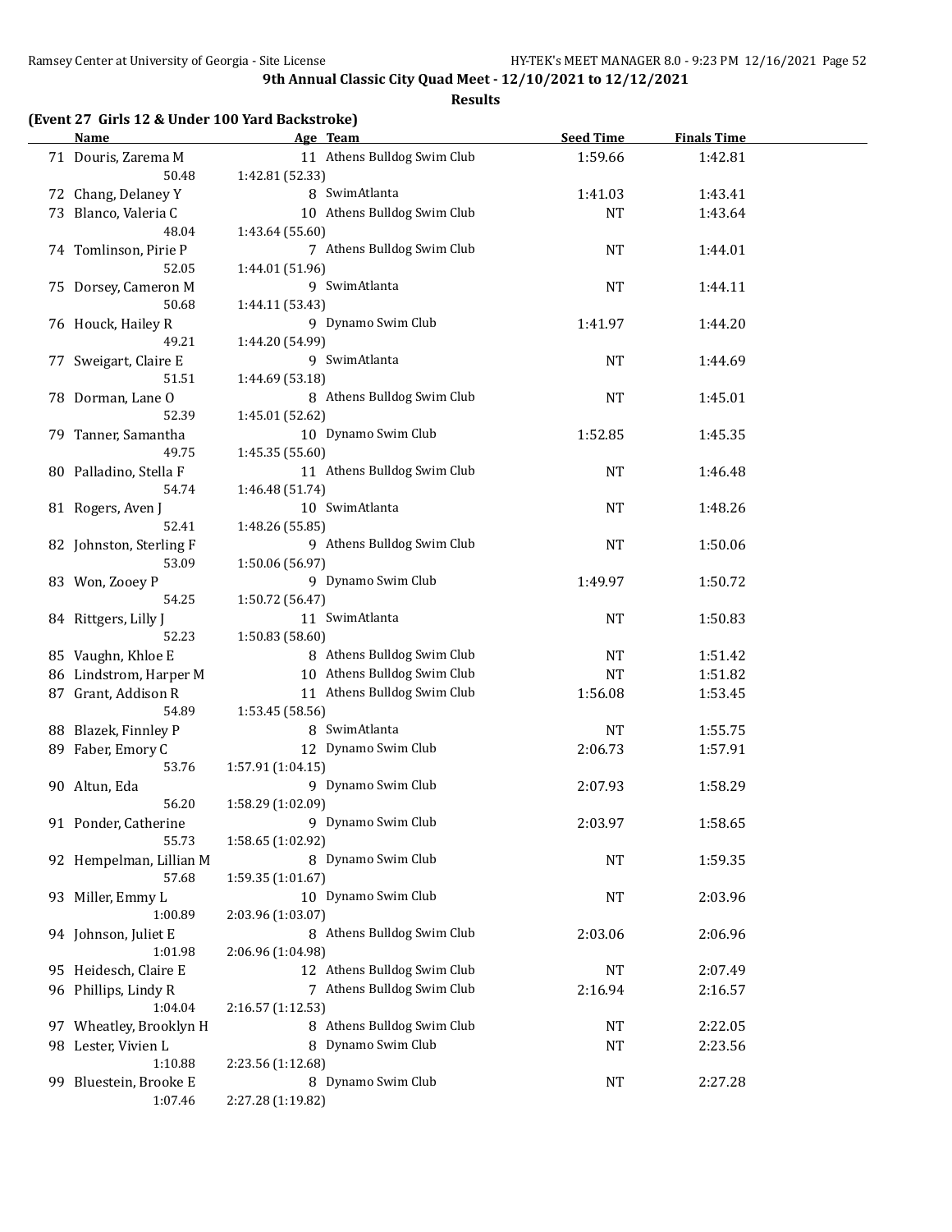9th Annual Classic City Quad Meet - 12/10/2021 to 12/12/2021

**Results**

### (Event 27 Girls 12 & Under 100 Yard Backstroke)

| | Name | Age | Team | Seed Time | Finals Time |
|---|---|---|---|---|---|
| 71 | Douris, Zarema M | 11 | Athens Bulldog Swim Club | 1:59.66 | 1:42.81 |
| | 50.48 | 1:42.81 (52.33) | | | |
| 72 | Chang, Delaney Y | 8 | SwimAtlanta | 1:41.03 | 1:43.41 |
| 73 | Blanco, Valeria C | 10 | Athens Bulldog Swim Club | NT | 1:43.64 |
| | 48.04 | 1:43.64 (55.60) | | | |
| 74 | Tomlinson, Pirie P | 7 | Athens Bulldog Swim Club | NT | 1:44.01 |
| | 52.05 | 1:44.01 (51.96) | | | |
| 75 | Dorsey, Cameron M | 9 | SwimAtlanta | NT | 1:44.11 |
| | 50.68 | 1:44.11 (53.43) | | | |
| 76 | Houck, Hailey R | 9 | Dynamo Swim Club | 1:41.97 | 1:44.20 |
| | 49.21 | 1:44.20 (54.99) | | | |
| 77 | Sweigart, Claire E | 9 | SwimAtlanta | NT | 1:44.69 |
| | 51.51 | 1:44.69 (53.18) | | | |
| 78 | Dorman, Lane O | 8 | Athens Bulldog Swim Club | NT | 1:45.01 |
| | 52.39 | 1:45.01 (52.62) | | | |
| 79 | Tanner, Samantha | 10 | Dynamo Swim Club | 1:52.85 | 1:45.35 |
| | 49.75 | 1:45.35 (55.60) | | | |
| 80 | Palladino, Stella F | 11 | Athens Bulldog Swim Club | NT | 1:46.48 |
| | 54.74 | 1:46.48 (51.74) | | | |
| 81 | Rogers, Aven J | 10 | SwimAtlanta | NT | 1:48.26 |
| | 52.41 | 1:48.26 (55.85) | | | |
| 82 | Johnston, Sterling F | 9 | Athens Bulldog Swim Club | NT | 1:50.06 |
| | 53.09 | 1:50.06 (56.97) | | | |
| 83 | Won, Zooey P | 9 | Dynamo Swim Club | 1:49.97 | 1:50.72 |
| | 54.25 | 1:50.72 (56.47) | | | |
| 84 | Rittgers, Lilly J | 11 | SwimAtlanta | NT | 1:50.83 |
| | 52.23 | 1:50.83 (58.60) | | | |
| 85 | Vaughn, Khloe E | 8 | Athens Bulldog Swim Club | NT | 1:51.42 |
| 86 | Lindstrom, Harper M | 10 | Athens Bulldog Swim Club | NT | 1:51.82 |
| 87 | Grant, Addison R | 11 | Athens Bulldog Swim Club | 1:56.08 | 1:53.45 |
| | 54.89 | 1:53.45 (58.56) | | | |
| 88 | Blazek, Finnley P | 8 | SwimAtlanta | NT | 1:55.75 |
| 89 | Faber, Emory C | 12 | Dynamo Swim Club | 2:06.73 | 1:57.91 |
| | 53.76 | 1:57.91 (1:04.15) | | | |
| 90 | Altun, Eda | 9 | Dynamo Swim Club | 2:07.93 | 1:58.29 |
| | 56.20 | 1:58.29 (1:02.09) | | | |
| 91 | Ponder, Catherine | 9 | Dynamo Swim Club | 2:03.97 | 1:58.65 |
| | 55.73 | 1:58.65 (1:02.92) | | | |
| 92 | Hempelman, Lillian M | 8 | Dynamo Swim Club | NT | 1:59.35 |
| | 57.68 | 1:59.35 (1:01.67) | | | |
| 93 | Miller, Emmy L | 10 | Dynamo Swim Club | NT | 2:03.96 |
| | 1:00.89 | 2:03.96 (1:03.07) | | | |
| 94 | Johnson, Juliet E | 8 | Athens Bulldog Swim Club | 2:03.06 | 2:06.96 |
| | 1:01.98 | 2:06.96 (1:04.98) | | | |
| 95 | Heidesch, Claire E | 12 | Athens Bulldog Swim Club | NT | 2:07.49 |
| 96 | Phillips, Lindy R | 7 | Athens Bulldog Swim Club | 2:16.94 | 2:16.57 |
| | 1:04.04 | 2:16.57 (1:12.53) | | | |
| 97 | Wheatley, Brooklyn H | 8 | Athens Bulldog Swim Club | NT | 2:22.05 |
| 98 | Lester, Vivien L | 8 | Dynamo Swim Club | NT | 2:23.56 |
| | 1:10.88 | 2:23.56 (1:12.68) | | | |
| 99 | Bluestein, Brooke E | 8 | Dynamo Swim Club | NT | 2:27.28 |
| | 1:07.46 | 2:27.28 (1:19.82) | | | |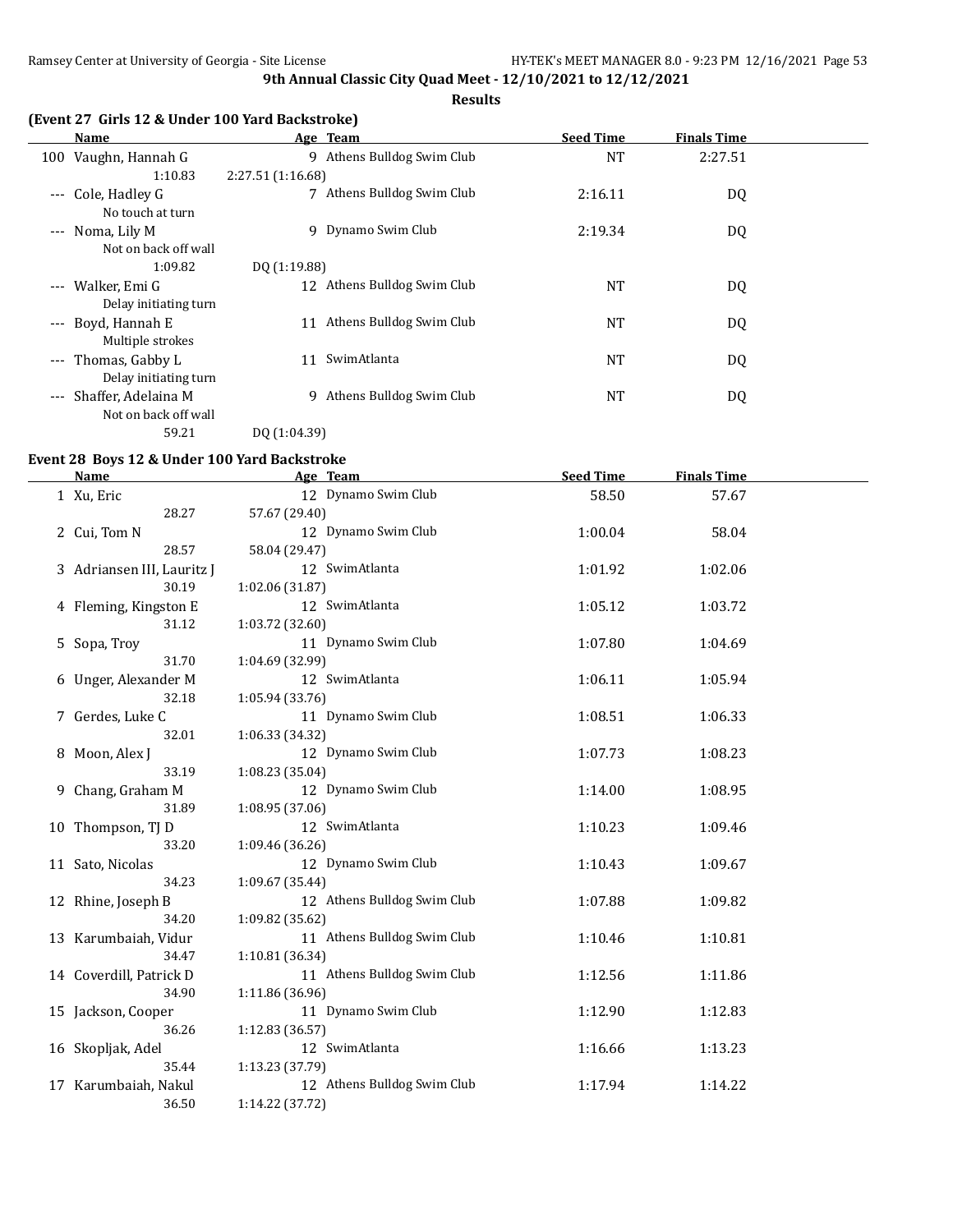**9th Annual Classic City Quad Meet - 12/10/2021 to 12/12/2021**

**Results**

### (Event 27 Girls 12 & Under 100 Yard Backstroke)

| | Name | Age | Team | Seed Time | Finals Time |
|---|---|---|---|---|---|
| 100 | Vaughn, Hannah G | 9 | Athens Bulldog Swim Club | NT | 2:27.51 |
| | 1:10.83 | 2:27.51 (1:16.68) | | | |
| --- | Cole, Hadley G | 7 | Athens Bulldog Swim Club | 2:16.11 | DQ |
| | No touch at turn | | | | |
| --- | Noma, Lily M | 9 | Dynamo Swim Club | 2:19.34 | DQ |
| | Not on back off wall | | | | |
| | 1:09.82 | DQ (1:19.88) | | | |
| --- | Walker, Emi G | 12 | Athens Bulldog Swim Club | NT | DQ |
| | Delay initiating turn | | | | |
| --- | Boyd, Hannah E | 11 | Athens Bulldog Swim Club | NT | DQ |
| | Multiple strokes | | | | |
| --- | Thomas, Gabby L | 11 | SwimAtlanta | NT | DQ |
| | Delay initiating turn | | | | |
| --- | Shaffer, Adelaina M | 9 | Athens Bulldog Swim Club | NT | DQ |
| | Not on back off wall | | | | |
| | 59.21 | DQ (1:04.39) | | | |

### Event 28 Boys 12 & Under 100 Yard Backstroke

| | Name | Age | Team | Seed Time | Finals Time |
|---|---|---|---|---|---|
| 1 | Xu, Eric | 12 | Dynamo Swim Club | 58.50 | 57.67 |
| | 28.27 | 57.67 (29.40) | | | |
| 2 | Cui, Tom N | 12 | Dynamo Swim Club | 1:00.04 | 58.04 |
| | 28.57 | 58.04 (29.47) | | | |
| 3 | Adriansen III, Lauritz J | 12 | SwimAtlanta | 1:01.92 | 1:02.06 |
| | 30.19 | 1:02.06 (31.87) | | | |
| 4 | Fleming, Kingston E | 12 | SwimAtlanta | 1:05.12 | 1:03.72 |
| | 31.12 | 1:03.72 (32.60) | | | |
| 5 | Sopa, Troy | 11 | Dynamo Swim Club | 1:07.80 | 1:04.69 |
| | 31.70 | 1:04.69 (32.99) | | | |
| 6 | Unger, Alexander M | 12 | SwimAtlanta | 1:06.11 | 1:05.94 |
| | 32.18 | 1:05.94 (33.76) | | | |
| 7 | Gerdes, Luke C | 11 | Dynamo Swim Club | 1:08.51 | 1:06.33 |
| | 32.01 | 1:06.33 (34.32) | | | |
| 8 | Moon, Alex J | 12 | Dynamo Swim Club | 1:07.73 | 1:08.23 |
| | 33.19 | 1:08.23 (35.04) | | | |
| 9 | Chang, Graham M | 12 | Dynamo Swim Club | 1:14.00 | 1:08.95 |
| | 31.89 | 1:08.95 (37.06) | | | |
| 10 | Thompson, TJ D | 12 | SwimAtlanta | 1:10.23 | 1:09.46 |
| | 33.20 | 1:09.46 (36.26) | | | |
| 11 | Sato, Nicolas | 12 | Dynamo Swim Club | 1:10.43 | 1:09.67 |
| | 34.23 | 1:09.67 (35.44) | | | |
| 12 | Rhine, Joseph B | 12 | Athens Bulldog Swim Club | 1:07.88 | 1:09.82 |
| | 34.20 | 1:09.82 (35.62) | | | |
| 13 | Karumbaiah, Vidur | 11 | Athens Bulldog Swim Club | 1:10.46 | 1:10.81 |
| | 34.47 | 1:10.81 (36.34) | | | |
| 14 | Coverdill, Patrick D | 11 | Athens Bulldog Swim Club | 1:12.56 | 1:11.86 |
| | 34.90 | 1:11.86 (36.96) | | | |
| 15 | Jackson, Cooper | 11 | Dynamo Swim Club | 1:12.90 | 1:12.83 |
| | 36.26 | 1:12.83 (36.57) | | | |
| 16 | Skopljak, Adel | 12 | SwimAtlanta | 1:16.66 | 1:13.23 |
| | 35.44 | 1:13.23 (37.79) | | | |
| 17 | Karumbaiah, Nakul | 12 | Athens Bulldog Swim Club | 1:17.94 | 1:14.22 |
| | 36.50 | 1:14.22 (37.72) | | | |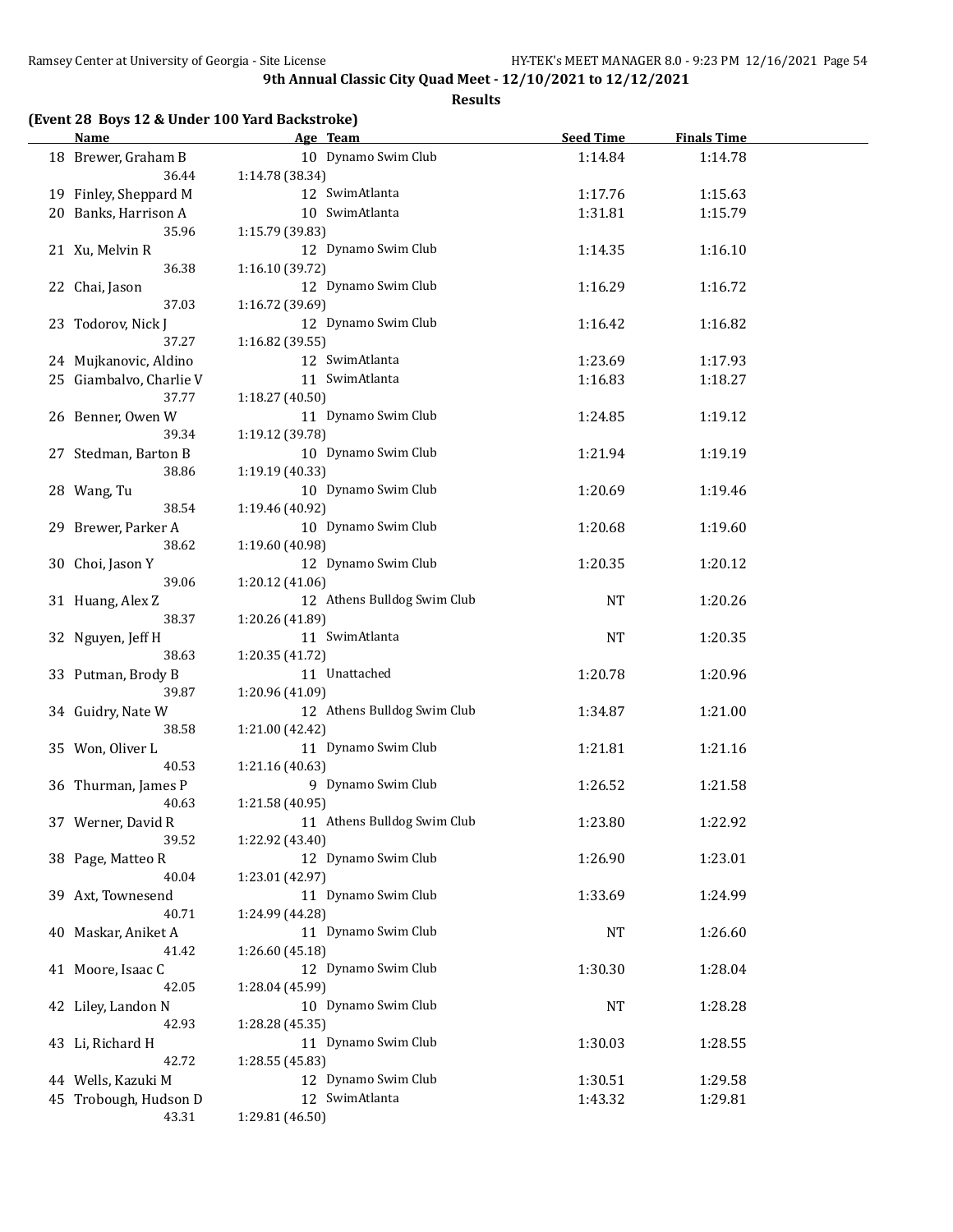**9th Annual Classic City Quad Meet - 12/10/2021 to 12/12/2021**

**Results**

### (Event 28 Boys 12 & Under 100 Yard Backstroke)

| | Name | Age | Team | Seed Time | Finals Time |
|---|---|---|---|---|---|
| 18 | Brewer, Graham B | 10 | Dynamo Swim Club | 1:14.84 | 1:14.78 |
| | 36.44 | 1:14.78 (38.34) | | | |
| 19 | Finley, Sheppard M | 12 | SwimAtlanta | 1:17.76 | 1:15.63 |
| 20 | Banks, Harrison A | 10 | SwimAtlanta | 1:31.81 | 1:15.79 |
| | 35.96 | 1:15.79 (39.83) | | | |
| 21 | Xu, Melvin R | 12 | Dynamo Swim Club | 1:14.35 | 1:16.10 |
| | 36.38 | 1:16.10 (39.72) | | | |
| 22 | Chai, Jason | 12 | Dynamo Swim Club | 1:16.29 | 1:16.72 |
| | 37.03 | 1:16.72 (39.69) | | | |
| 23 | Todorov, Nick J | 12 | Dynamo Swim Club | 1:16.42 | 1:16.82 |
| | 37.27 | 1:16.82 (39.55) | | | |
| 24 | Mujkanovic, Aldino | 12 | SwimAtlanta | 1:23.69 | 1:17.93 |
| 25 | Giambalvo, Charlie V | 11 | SwimAtlanta | 1:16.83 | 1:18.27 |
| | 37.77 | 1:18.27 (40.50) | | | |
| 26 | Benner, Owen W | 11 | Dynamo Swim Club | 1:24.85 | 1:19.12 |
| | 39.34 | 1:19.12 (39.78) | | | |
| 27 | Stedman, Barton B | 10 | Dynamo Swim Club | 1:21.94 | 1:19.19 |
| | 38.86 | 1:19.19 (40.33) | | | |
| 28 | Wang, Tu | 10 | Dynamo Swim Club | 1:20.69 | 1:19.46 |
| | 38.54 | 1:19.46 (40.92) | | | |
| 29 | Brewer, Parker A | 10 | Dynamo Swim Club | 1:20.68 | 1:19.60 |
| | 38.62 | 1:19.60 (40.98) | | | |
| 30 | Choi, Jason Y | 12 | Dynamo Swim Club | 1:20.35 | 1:20.12 |
| | 39.06 | 1:20.12 (41.06) | | | |
| 31 | Huang, Alex Z | 12 | Athens Bulldog Swim Club | NT | 1:20.26 |
| | 38.37 | 1:20.26 (41.89) | | | |
| 32 | Nguyen, Jeff H | 11 | SwimAtlanta | NT | 1:20.35 |
| | 38.63 | 1:20.35 (41.72) | | | |
| 33 | Putman, Brody B | 11 | Unattached | 1:20.78 | 1:20.96 |
| | 39.87 | 1:20.96 (41.09) | | | |
| 34 | Guidry, Nate W | 12 | Athens Bulldog Swim Club | 1:34.87 | 1:21.00 |
| | 38.58 | 1:21.00 (42.42) | | | |
| 35 | Won, Oliver L | 11 | Dynamo Swim Club | 1:21.81 | 1:21.16 |
| | 40.53 | 1:21.16 (40.63) | | | |
| 36 | Thurman, James P | 9 | Dynamo Swim Club | 1:26.52 | 1:21.58 |
| | 40.63 | 1:21.58 (40.95) | | | |
| 37 | Werner, David R | 11 | Athens Bulldog Swim Club | 1:23.80 | 1:22.92 |
| | 39.52 | 1:22.92 (43.40) | | | |
| 38 | Page, Matteo R | 12 | Dynamo Swim Club | 1:26.90 | 1:23.01 |
| | 40.04 | 1:23.01 (42.97) | | | |
| 39 | Axt, Townesend | 11 | Dynamo Swim Club | 1:33.69 | 1:24.99 |
| | 40.71 | 1:24.99 (44.28) | | | |
| 40 | Maskar, Aniket A | 11 | Dynamo Swim Club | NT | 1:26.60 |
| | 41.42 | 1:26.60 (45.18) | | | |
| 41 | Moore, Isaac C | 12 | Dynamo Swim Club | 1:30.30 | 1:28.04 |
| | 42.05 | 1:28.04 (45.99) | | | |
| 42 | Liley, Landon N | 10 | Dynamo Swim Club | NT | 1:28.28 |
| | 42.93 | 1:28.28 (45.35) | | | |
| 43 | Li, Richard H | 11 | Dynamo Swim Club | 1:30.03 | 1:28.55 |
| | 42.72 | 1:28.55 (45.83) | | | |
| 44 | Wells, Kazuki M | 12 | Dynamo Swim Club | 1:30.51 | 1:29.58 |
| 45 | Trobough, Hudson D | 12 | SwimAtlanta | 1:43.32 | 1:29.81 |
| | 43.31 | 1:29.81 (46.50) | | | |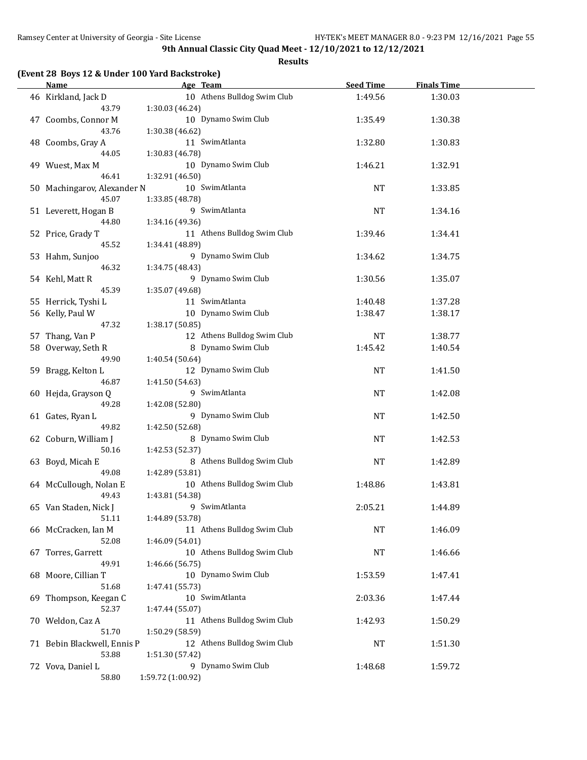**9th Annual Classic City Quad Meet - 12/10/2021 to 12/12/2021**

**Results**

**(Event 28 Boys 12 & Under 100 Yard Backstroke)**

| | Name | Age | Team | Seed Time | Finals Time |
|---|---|---|---|---|---|
| 46 | Kirkland, Jack D | 10 | Athens Bulldog Swim Club | 1:49.56 | 1:30.03 |
| | 43.79 | 1:30.03 (46.24) | | | |
| 47 | Coombs, Connor M | 10 | Dynamo Swim Club | 1:35.49 | 1:30.38 |
| | 43.76 | 1:30.38 (46.62) | | | |
| 48 | Coombs, Gray A | 11 | SwimAtlanta | 1:32.80 | 1:30.83 |
| | 44.05 | 1:30.83 (46.78) | | | |
| 49 | Wuest, Max M | 10 | Dynamo Swim Club | 1:46.21 | 1:32.91 |
| | 46.41 | 1:32.91 (46.50) | | | |
| 50 | Machingarov, Alexander N | 10 | SwimAtlanta | NT | 1:33.85 |
| | 45.07 | 1:33.85 (48.78) | | | |
| 51 | Leverett, Hogan B | 9 | SwimAtlanta | NT | 1:34.16 |
| | 44.80 | 1:34.16 (49.36) | | | |
| 52 | Price, Grady T | 11 | Athens Bulldog Swim Club | 1:39.46 | 1:34.41 |
| | 45.52 | 1:34.41 (48.89) | | | |
| 53 | Hahm, Sunjoo | 9 | Dynamo Swim Club | 1:34.62 | 1:34.75 |
| | 46.32 | 1:34.75 (48.43) | | | |
| 54 | Kehl, Matt R | 9 | Dynamo Swim Club | 1:30.56 | 1:35.07 |
| | 45.39 | 1:35.07 (49.68) | | | |
| 55 | Herrick, Tyshi L | 11 | SwimAtlanta | 1:40.48 | 1:37.28 |
| 56 | Kelly, Paul W | 10 | Dynamo Swim Club | 1:38.47 | 1:38.17 |
| | 47.32 | 1:38.17 (50.85) | | | |
| 57 | Thang, Van P | 12 | Athens Bulldog Swim Club | NT | 1:38.77 |
| 58 | Overway, Seth R | 8 | Dynamo Swim Club | 1:45.42 | 1:40.54 |
| | 49.90 | 1:40.54 (50.64) | | | |
| 59 | Bragg, Kelton L | 12 | Dynamo Swim Club | NT | 1:41.50 |
| | 46.87 | 1:41.50 (54.63) | | | |
| 60 | Hejda, Grayson Q | 9 | SwimAtlanta | NT | 1:42.08 |
| | 49.28 | 1:42.08 (52.80) | | | |
| 61 | Gates, Ryan L | 9 | Dynamo Swim Club | NT | 1:42.50 |
| | 49.82 | 1:42.50 (52.68) | | | |
| 62 | Coburn, William J | 8 | Dynamo Swim Club | NT | 1:42.53 |
| | 50.16 | 1:42.53 (52.37) | | | |
| 63 | Boyd, Micah E | 8 | Athens Bulldog Swim Club | NT | 1:42.89 |
| | 49.08 | 1:42.89 (53.81) | | | |
| 64 | McCullough, Nolan E | 10 | Athens Bulldog Swim Club | 1:48.86 | 1:43.81 |
| | 49.43 | 1:43.81 (54.38) | | | |
| 65 | Van Staden, Nick J | 9 | SwimAtlanta | 2:05.21 | 1:44.89 |
| | 51.11 | 1:44.89 (53.78) | | | |
| 66 | McCracken, Ian M | 11 | Athens Bulldog Swim Club | NT | 1:46.09 |
| | 52.08 | 1:46.09 (54.01) | | | |
| 67 | Torres, Garrett | 10 | Athens Bulldog Swim Club | NT | 1:46.66 |
| | 49.91 | 1:46.66 (56.75) | | | |
| 68 | Moore, Cillian T | 10 | Dynamo Swim Club | 1:53.59 | 1:47.41 |
| | 51.68 | 1:47.41 (55.73) | | | |
| 69 | Thompson, Keegan C | 10 | SwimAtlanta | 2:03.36 | 1:47.44 |
| | 52.37 | 1:47.44 (55.07) | | | |
| 70 | Weldon, Caz A | 11 | Athens Bulldog Swim Club | 1:42.93 | 1:50.29 |
| | 51.70 | 1:50.29 (58.59) | | | |
| 71 | Bebin Blackwell, Ennis P | 12 | Athens Bulldog Swim Club | NT | 1:51.30 |
| | 53.88 | 1:51.30 (57.42) | | | |
| 72 | Vova, Daniel L | 9 | Dynamo Swim Club | 1:48.68 | 1:59.72 |
| | 58.80 | 1:59.72 (1:00.92) | | | |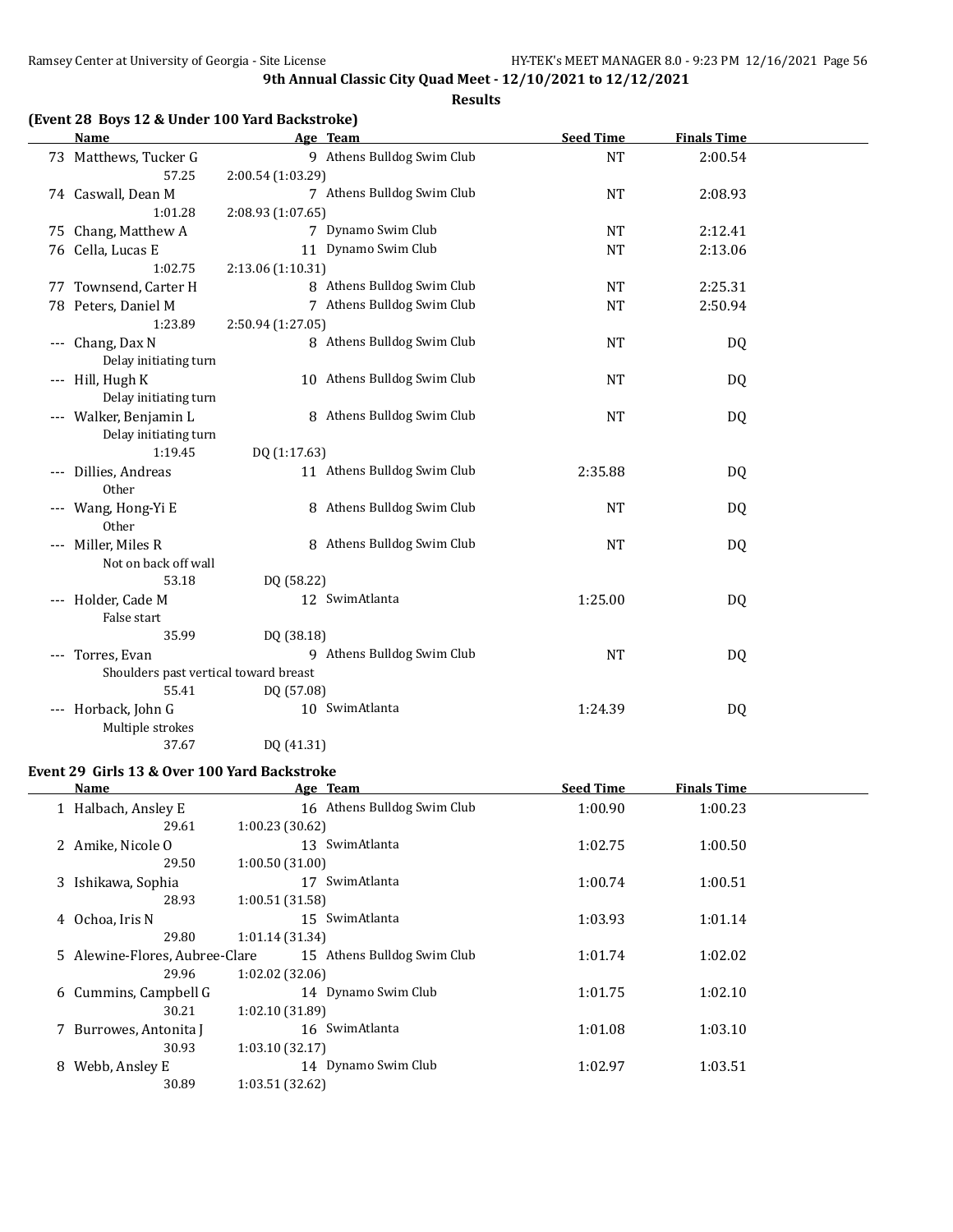**9th Annual Classic City Quad Meet - 12/10/2021 to 12/12/2021**

**Results**

### (Event 28 Boys 12 & Under 100 Yard Backstroke)

| | Name | Age | Team | Seed Time | Finals Time |
|---|---|---|---|---|---|
| 73 | Matthews, Tucker G | 9 | Athens Bulldog Swim Club | NT | 2:00.54 |
| | 57.25 &nbsp; 2:00.54 (1:03.29) | | | | |
| 74 | Caswall, Dean M | 7 | Athens Bulldog Swim Club | NT | 2:08.93 |
| | 1:01.28 &nbsp; 2:08.93 (1:07.65) | | | | |
| 75 | Chang, Matthew A | 7 | Dynamo Swim Club | NT | 2:12.41 |
| 76 | Cella, Lucas E | 11 | Dynamo Swim Club | NT | 2:13.06 |
| | 1:02.75 &nbsp; 2:13.06 (1:10.31) | | | | |
| 77 | Townsend, Carter H | 8 | Athens Bulldog Swim Club | NT | 2:25.31 |
| 78 | Peters, Daniel M | 7 | Athens Bulldog Swim Club | NT | 2:50.94 |
| | 1:23.89 &nbsp; 2:50.94 (1:27.05) | | | | |
| --- | Chang, Dax N | 8 | Athens Bulldog Swim Club | NT | DQ |
| | Delay initiating turn | | | | |
| --- | Hill, Hugh K | 10 | Athens Bulldog Swim Club | NT | DQ |
| | Delay initiating turn | | | | |
| --- | Walker, Benjamin L | 8 | Athens Bulldog Swim Club | NT | DQ |
| | Delay initiating turn | | | | |
| | 1:19.45 &nbsp; DQ (1:17.63) | | | | |
| --- | Dillies, Andreas | 11 | Athens Bulldog Swim Club | 2:35.88 | DQ |
| | Other | | | | |
| --- | Wang, Hong-Yi E | 8 | Athens Bulldog Swim Club | NT | DQ |
| | Other | | | | |
| --- | Miller, Miles R | 8 | Athens Bulldog Swim Club | NT | DQ |
| | Not on back off wall | | | | |
| | 53.18 &nbsp; DQ (58.22) | | | | |
| --- | Holder, Cade M | 12 | SwimAtlanta | 1:25.00 | DQ |
| | False start | | | | |
| | 35.99 &nbsp; DQ (38.18) | | | | |
| --- | Torres, Evan | 9 | Athens Bulldog Swim Club | NT | DQ |
| | Shoulders past vertical toward breast | | | | |
| | 55.41 &nbsp; DQ (57.08) | | | | |
| --- | Horback, John G | 10 | SwimAtlanta | 1:24.39 | DQ |
| | Multiple strokes | | | | |
| | 37.67 &nbsp; DQ (41.31) | | | | |

### Event 29 Girls 13 & Over 100 Yard Backstroke

| | Name | Age | Team | Seed Time | Finals Time |
|---|---|---|---|---|---|
| 1 | Halbach, Ansley E | 16 | Athens Bulldog Swim Club | 1:00.90 | 1:00.23 |
| | 29.61 &nbsp; 1:00.23 (30.62) | | | | |
| 2 | Amike, Nicole O | 13 | SwimAtlanta | 1:02.75 | 1:00.50 |
| | 29.50 &nbsp; 1:00.50 (31.00) | | | | |
| 3 | Ishikawa, Sophia | 17 | SwimAtlanta | 1:00.74 | 1:00.51 |
| | 28.93 &nbsp; 1:00.51 (31.58) | | | | |
| 4 | Ochoa, Iris N | 15 | SwimAtlanta | 1:03.93 | 1:01.14 |
| | 29.80 &nbsp; 1:01.14 (31.34) | | | | |
| 5 | Alewine-Flores, Aubree-Clare | 15 | Athens Bulldog Swim Club | 1:01.74 | 1:02.02 |
| | 29.96 &nbsp; 1:02.02 (32.06) | | | | |
| 6 | Cummins, Campbell G | 14 | Dynamo Swim Club | 1:01.75 | 1:02.10 |
| | 30.21 &nbsp; 1:02.10 (31.89) | | | | |
| 7 | Burrowes, Antonita J | 16 | SwimAtlanta | 1:01.08 | 1:03.10 |
| | 30.93 &nbsp; 1:03.10 (32.17) | | | | |
| 8 | Webb, Ansley E | 14 | Dynamo Swim Club | 1:02.97 | 1:03.51 |
| | 30.89 &nbsp; 1:03.51 (32.62) | | | | |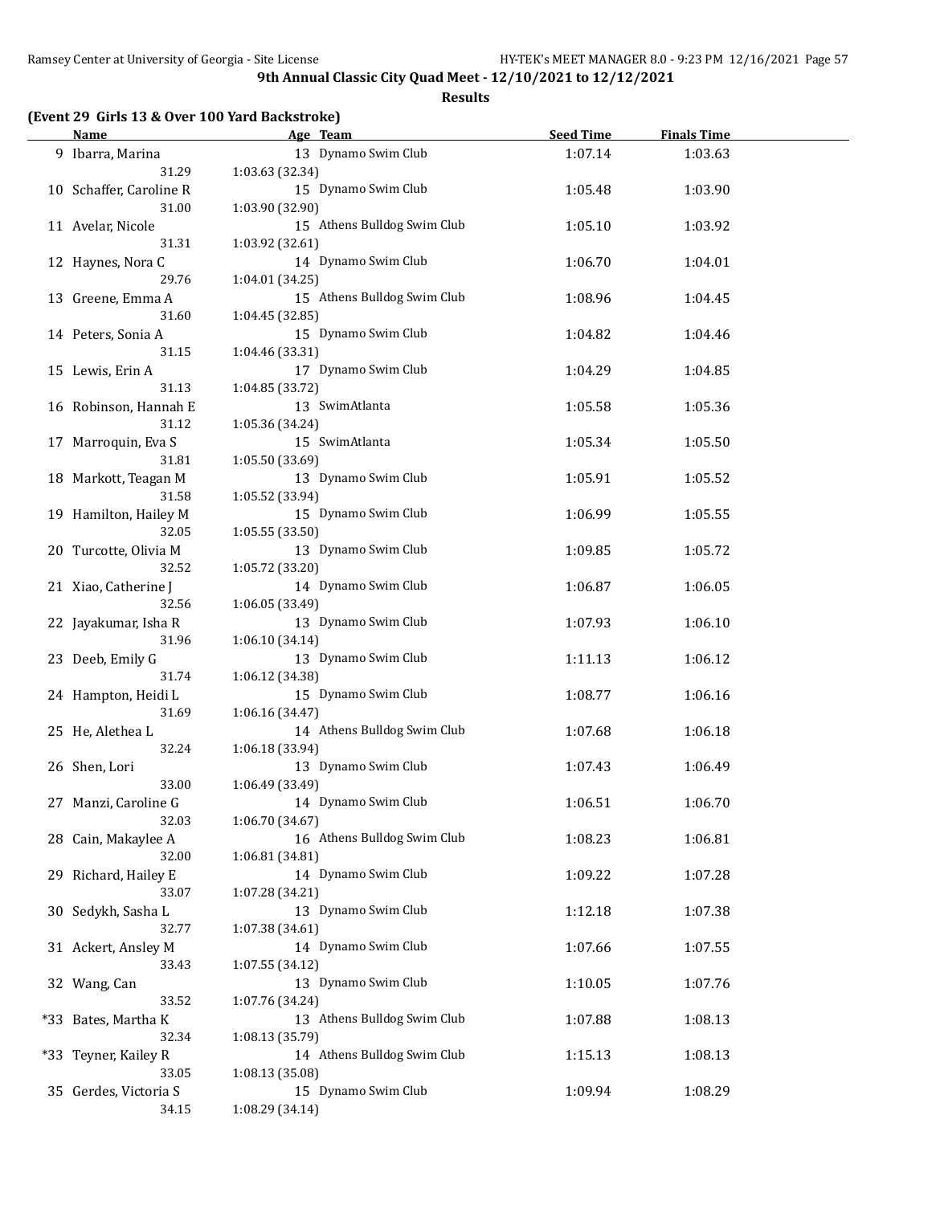**9th Annual Classic City Quad Meet - 12/10/2021 to 12/12/2021**

**Results**

**(Event 29 Girls 13 & Over 100 Yard Backstroke)**

| | Name | Age | Team | Seed Time | Finals Time |
|---|---|---|---|---|---|
| 9 | Ibarra, Marina | 13 | Dynamo Swim Club | 1:07.14 | 1:03.63 |
| | 31.29 | 1:03.63 (32.34) | | | |
| 10 | Schaffer, Caroline R | 15 | Dynamo Swim Club | 1:05.48 | 1:03.90 |
| | 31.00 | 1:03.90 (32.90) | | | |
| 11 | Avelar, Nicole | 15 | Athens Bulldog Swim Club | 1:05.10 | 1:03.92 |
| | 31.31 | 1:03.92 (32.61) | | | |
| 12 | Haynes, Nora C | 14 | Dynamo Swim Club | 1:06.70 | 1:04.01 |
| | 29.76 | 1:04.01 (34.25) | | | |
| 13 | Greene, Emma A | 15 | Athens Bulldog Swim Club | 1:08.96 | 1:04.45 |
| | 31.60 | 1:04.45 (32.85) | | | |
| 14 | Peters, Sonia A | 15 | Dynamo Swim Club | 1:04.82 | 1:04.46 |
| | 31.15 | 1:04.46 (33.31) | | | |
| 15 | Lewis, Erin A | 17 | Dynamo Swim Club | 1:04.29 | 1:04.85 |
| | 31.13 | 1:04.85 (33.72) | | | |
| 16 | Robinson, Hannah E | 13 | SwimAtlanta | 1:05.58 | 1:05.36 |
| | 31.12 | 1:05.36 (34.24) | | | |
| 17 | Marroquin, Eva S | 15 | SwimAtlanta | 1:05.34 | 1:05.50 |
| | 31.81 | 1:05.50 (33.69) | | | |
| 18 | Markott, Teagan M | 13 | Dynamo Swim Club | 1:05.91 | 1:05.52 |
| | 31.58 | 1:05.52 (33.94) | | | |
| 19 | Hamilton, Hailey M | 15 | Dynamo Swim Club | 1:06.99 | 1:05.55 |
| | 32.05 | 1:05.55 (33.50) | | | |
| 20 | Turcotte, Olivia M | 13 | Dynamo Swim Club | 1:09.85 | 1:05.72 |
| | 32.52 | 1:05.72 (33.20) | | | |
| 21 | Xiao, Catherine J | 14 | Dynamo Swim Club | 1:06.87 | 1:06.05 |
| | 32.56 | 1:06.05 (33.49) | | | |
| 22 | Jayakumar, Isha R | 13 | Dynamo Swim Club | 1:07.93 | 1:06.10 |
| | 31.96 | 1:06.10 (34.14) | | | |
| 23 | Deeb, Emily G | 13 | Dynamo Swim Club | 1:11.13 | 1:06.12 |
| | 31.74 | 1:06.12 (34.38) | | | |
| 24 | Hampton, Heidi L | 15 | Dynamo Swim Club | 1:08.77 | 1:06.16 |
| | 31.69 | 1:06.16 (34.47) | | | |
| 25 | He, Alethea L | 14 | Athens Bulldog Swim Club | 1:07.68 | 1:06.18 |
| | 32.24 | 1:06.18 (33.94) | | | |
| 26 | Shen, Lori | 13 | Dynamo Swim Club | 1:07.43 | 1:06.49 |
| | 33.00 | 1:06.49 (33.49) | | | |
| 27 | Manzi, Caroline G | 14 | Dynamo Swim Club | 1:06.51 | 1:06.70 |
| | 32.03 | 1:06.70 (34.67) | | | |
| 28 | Cain, Makaylee A | 16 | Athens Bulldog Swim Club | 1:08.23 | 1:06.81 |
| | 32.00 | 1:06.81 (34.81) | | | |
| 29 | Richard, Hailey E | 14 | Dynamo Swim Club | 1:09.22 | 1:07.28 |
| | 33.07 | 1:07.28 (34.21) | | | |
| 30 | Sedykh, Sasha L | 13 | Dynamo Swim Club | 1:12.18 | 1:07.38 |
| | 32.77 | 1:07.38 (34.61) | | | |
| 31 | Ackert, Ansley M | 14 | Dynamo Swim Club | 1:07.66 | 1:07.55 |
| | 33.43 | 1:07.55 (34.12) | | | |
| 32 | Wang, Can | 13 | Dynamo Swim Club | 1:10.05 | 1:07.76 |
| | 33.52 | 1:07.76 (34.24) | | | |
| *33 | Bates, Martha K | 13 | Athens Bulldog Swim Club | 1:07.88 | 1:08.13 |
| | 32.34 | 1:08.13 (35.79) | | | |
| *33 | Teyner, Kailey R | 14 | Athens Bulldog Swim Club | 1:15.13 | 1:08.13 |
| | 33.05 | 1:08.13 (35.08) | | | |
| 35 | Gerdes, Victoria S | 15 | Dynamo Swim Club | 1:09.94 | 1:08.29 |
| | 34.15 | 1:08.29 (34.14) | | | |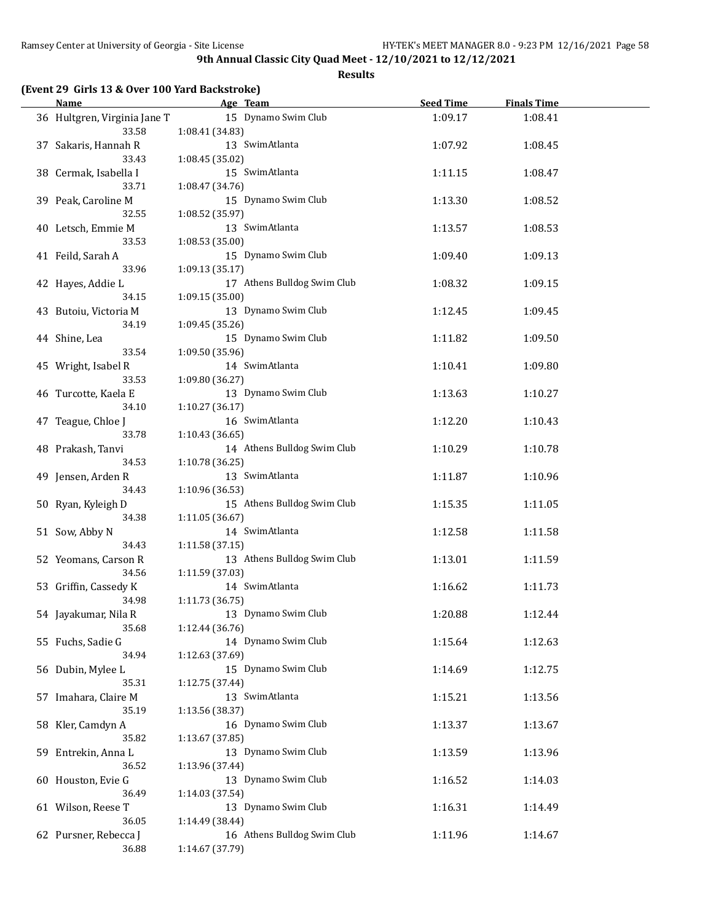**9th Annual Classic City Quad Meet - 12/10/2021 to 12/12/2021**

**Results**

## (Event 29 Girls 13 & Over 100 Yard Backstroke)

| | Name | Age | Team | Seed Time | Finals Time |
|---|---|---|---|---|---|
| 36 | Hultgren, Virginia Jane T | 15 | Dynamo Swim Club | 1:09.17 | 1:08.41 |
| | 33.58 | 1:08.41 (34.83) | | | |
| 37 | Sakaris, Hannah R | 13 | SwimAtlanta | 1:07.92 | 1:08.45 |
| | 33.43 | 1:08.45 (35.02) | | | |
| 38 | Cermak, Isabella I | 15 | SwimAtlanta | 1:11.15 | 1:08.47 |
| | 33.71 | 1:08.47 (34.76) | | | |
| 39 | Peak, Caroline M | 15 | Dynamo Swim Club | 1:13.30 | 1:08.52 |
| | 32.55 | 1:08.52 (35.97) | | | |
| 40 | Letsch, Emmie M | 13 | SwimAtlanta | 1:13.57 | 1:08.53 |
| | 33.53 | 1:08.53 (35.00) | | | |
| 41 | Feild, Sarah A | 15 | Dynamo Swim Club | 1:09.40 | 1:09.13 |
| | 33.96 | 1:09.13 (35.17) | | | |
| 42 | Hayes, Addie L | 17 | Athens Bulldog Swim Club | 1:08.32 | 1:09.15 |
| | 34.15 | 1:09.15 (35.00) | | | |
| 43 | Butoiu, Victoria M | 13 | Dynamo Swim Club | 1:12.45 | 1:09.45 |
| | 34.19 | 1:09.45 (35.26) | | | |
| 44 | Shine, Lea | 15 | Dynamo Swim Club | 1:11.82 | 1:09.50 |
| | 33.54 | 1:09.50 (35.96) | | | |
| 45 | Wright, Isabel R | 14 | SwimAtlanta | 1:10.41 | 1:09.80 |
| | 33.53 | 1:09.80 (36.27) | | | |
| 46 | Turcotte, Kaela E | 13 | Dynamo Swim Club | 1:13.63 | 1:10.27 |
| | 34.10 | 1:10.27 (36.17) | | | |
| 47 | Teague, Chloe J | 16 | SwimAtlanta | 1:12.20 | 1:10.43 |
| | 33.78 | 1:10.43 (36.65) | | | |
| 48 | Prakash, Tanvi | 14 | Athens Bulldog Swim Club | 1:10.29 | 1:10.78 |
| | 34.53 | 1:10.78 (36.25) | | | |
| 49 | Jensen, Arden R | 13 | SwimAtlanta | 1:11.87 | 1:10.96 |
| | 34.43 | 1:10.96 (36.53) | | | |
| 50 | Ryan, Kyleigh D | 15 | Athens Bulldog Swim Club | 1:15.35 | 1:11.05 |
| | 34.38 | 1:11.05 (36.67) | | | |
| 51 | Sow, Abby N | 14 | SwimAtlanta | 1:12.58 | 1:11.58 |
| | 34.43 | 1:11.58 (37.15) | | | |
| 52 | Yeomans, Carson R | 13 | Athens Bulldog Swim Club | 1:13.01 | 1:11.59 |
| | 34.56 | 1:11.59 (37.03) | | | |
| 53 | Griffin, Cassedy K | 14 | SwimAtlanta | 1:16.62 | 1:11.73 |
| | 34.98 | 1:11.73 (36.75) | | | |
| 54 | Jayakumar, Nila R | 13 | Dynamo Swim Club | 1:20.88 | 1:12.44 |
| | 35.68 | 1:12.44 (36.76) | | | |
| 55 | Fuchs, Sadie G | 14 | Dynamo Swim Club | 1:15.64 | 1:12.63 |
| | 34.94 | 1:12.63 (37.69) | | | |
| 56 | Dubin, Mylee L | 15 | Dynamo Swim Club | 1:14.69 | 1:12.75 |
| | 35.31 | 1:12.75 (37.44) | | | |
| 57 | Imahara, Claire M | 13 | SwimAtlanta | 1:15.21 | 1:13.56 |
| | 35.19 | 1:13.56 (38.37) | | | |
| 58 | Kler, Camdyn A | 16 | Dynamo Swim Club | 1:13.37 | 1:13.67 |
| | 35.82 | 1:13.67 (37.85) | | | |
| 59 | Entrekin, Anna L | 13 | Dynamo Swim Club | 1:13.59 | 1:13.96 |
| | 36.52 | 1:13.96 (37.44) | | | |
| 60 | Houston, Evie G | 13 | Dynamo Swim Club | 1:16.52 | 1:14.03 |
| | 36.49 | 1:14.03 (37.54) | | | |
| 61 | Wilson, Reese T | 13 | Dynamo Swim Club | 1:16.31 | 1:14.49 |
| | 36.05 | 1:14.49 (38.44) | | | |
| 62 | Pursner, Rebecca J | 16 | Athens Bulldog Swim Club | 1:11.96 | 1:14.67 |
| | 36.88 | 1:14.67 (37.79) | | | |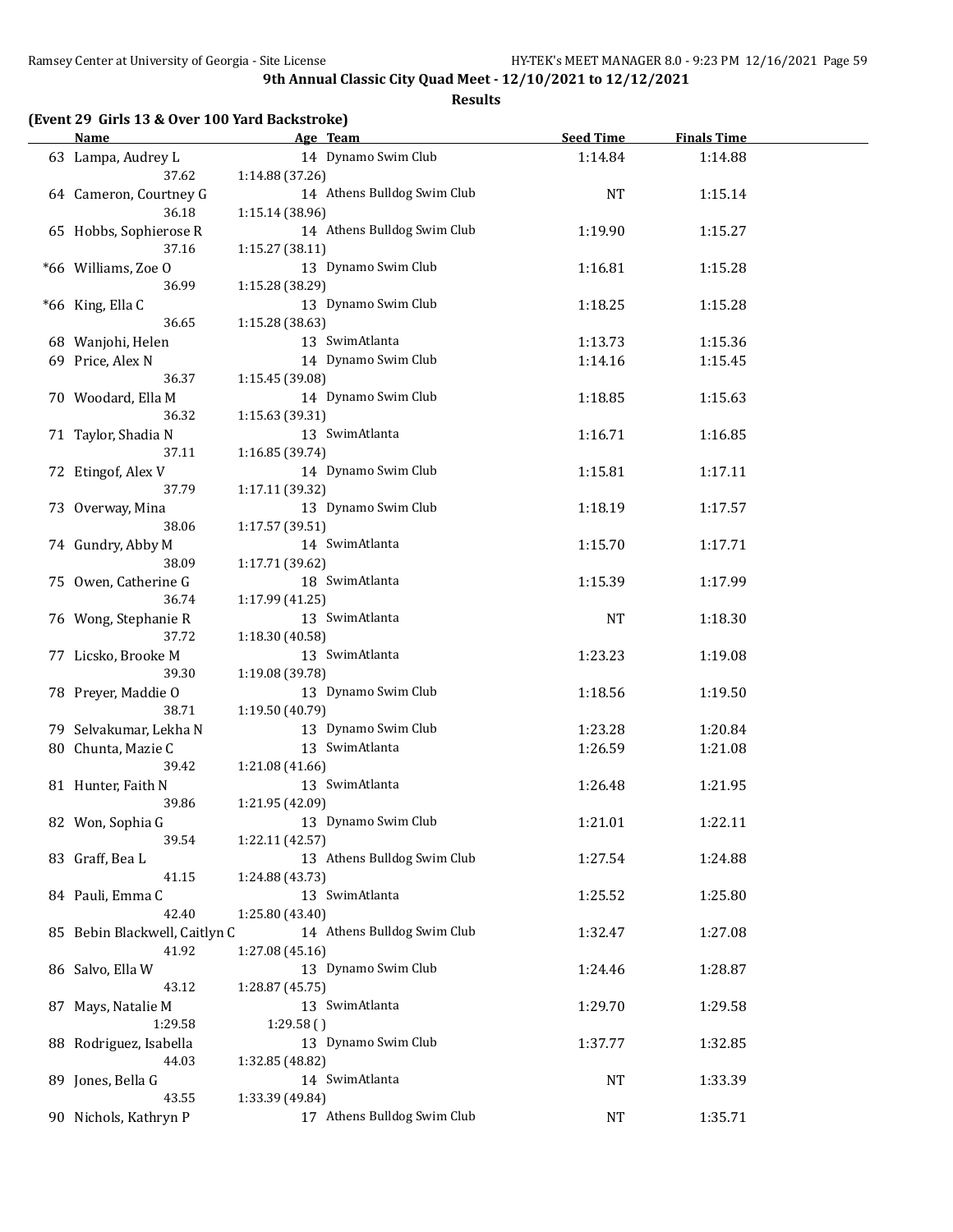**9th Annual Classic City Quad Meet - 12/10/2021 to 12/12/2021**

**Results**

**(Event 29 Girls 13 & Over 100 Yard Backstroke)**

| | Name | Age | Team | Seed Time | Finals Time |
|---|---|---|---|---|---|
| 63 | Lampa, Audrey L | 14 | Dynamo Swim Club | 1:14.84 | 1:14.88 |
| | 37.62 | 1:14.88 (37.26) | | | |
| 64 | Cameron, Courtney G | 14 | Athens Bulldog Swim Club | NT | 1:15.14 |
| | 36.18 | 1:15.14 (38.96) | | | |
| 65 | Hobbs, Sophierose R | 14 | Athens Bulldog Swim Club | 1:19.90 | 1:15.27 |
| | 37.16 | 1:15.27 (38.11) | | | |
| *66 | Williams, Zoe O | 13 | Dynamo Swim Club | 1:16.81 | 1:15.28 |
| | 36.99 | 1:15.28 (38.29) | | | |
| *66 | King, Ella C | 13 | Dynamo Swim Club | 1:18.25 | 1:15.28 |
| | 36.65 | 1:15.28 (38.63) | | | |
| 68 | Wanjohi, Helen | 13 | SwimAtlanta | 1:13.73 | 1:15.36 |
| 69 | Price, Alex N | 14 | Dynamo Swim Club | 1:14.16 | 1:15.45 |
| | 36.37 | 1:15.45 (39.08) | | | |
| 70 | Woodard, Ella M | 14 | Dynamo Swim Club | 1:18.85 | 1:15.63 |
| | 36.32 | 1:15.63 (39.31) | | | |
| 71 | Taylor, Shadia N | 13 | SwimAtlanta | 1:16.71 | 1:16.85 |
| | 37.11 | 1:16.85 (39.74) | | | |
| 72 | Etingof, Alex V | 14 | Dynamo Swim Club | 1:15.81 | 1:17.11 |
| | 37.79 | 1:17.11 (39.32) | | | |
| 73 | Overway, Mina | 13 | Dynamo Swim Club | 1:18.19 | 1:17.57 |
| | 38.06 | 1:17.57 (39.51) | | | |
| 74 | Gundry, Abby M | 14 | SwimAtlanta | 1:15.70 | 1:17.71 |
| | 38.09 | 1:17.71 (39.62) | | | |
| 75 | Owen, Catherine G | 18 | SwimAtlanta | 1:15.39 | 1:17.99 |
| | 36.74 | 1:17.99 (41.25) | | | |
| 76 | Wong, Stephanie R | 13 | SwimAtlanta | NT | 1:18.30 |
| | 37.72 | 1:18.30 (40.58) | | | |
| 77 | Licsko, Brooke M | 13 | SwimAtlanta | 1:23.23 | 1:19.08 |
| | 39.30 | 1:19.08 (39.78) | | | |
| 78 | Preyer, Maddie O | 13 | Dynamo Swim Club | 1:18.56 | 1:19.50 |
| | 38.71 | 1:19.50 (40.79) | | | |
| 79 | Selvakumar, Lekha N | 13 | Dynamo Swim Club | 1:23.28 | 1:20.84 |
| 80 | Chunta, Mazie C | 13 | SwimAtlanta | 1:26.59 | 1:21.08 |
| | 39.42 | 1:21.08 (41.66) | | | |
| 81 | Hunter, Faith N | 13 | SwimAtlanta | 1:26.48 | 1:21.95 |
| | 39.86 | 1:21.95 (42.09) | | | |
| 82 | Won, Sophia G | 13 | Dynamo Swim Club | 1:21.01 | 1:22.11 |
| | 39.54 | 1:22.11 (42.57) | | | |
| 83 | Graff, Bea L | 13 | Athens Bulldog Swim Club | 1:27.54 | 1:24.88 |
| | 41.15 | 1:24.88 (43.73) | | | |
| 84 | Pauli, Emma C | 13 | SwimAtlanta | 1:25.52 | 1:25.80 |
| | 42.40 | 1:25.80 (43.40) | | | |
| 85 | Bebin Blackwell, Caitlyn C | 14 | Athens Bulldog Swim Club | 1:32.47 | 1:27.08 |
| | 41.92 | 1:27.08 (45.16) | | | |
| 86 | Salvo, Ella W | 13 | Dynamo Swim Club | 1:24.46 | 1:28.87 |
| | 43.12 | 1:28.87 (45.75) | | | |
| 87 | Mays, Natalie M | 13 | SwimAtlanta | 1:29.70 | 1:29.58 |
| | 1:29.58 | 1:29.58 ( ) | | | |
| 88 | Rodriguez, Isabella | 13 | Dynamo Swim Club | 1:37.77 | 1:32.85 |
| | 44.03 | 1:32.85 (48.82) | | | |
| 89 | Jones, Bella G | 14 | SwimAtlanta | NT | 1:33.39 |
| | 43.55 | 1:33.39 (49.84) | | | |
| 90 | Nichols, Kathryn P | 17 | Athens Bulldog Swim Club | NT | 1:35.71 |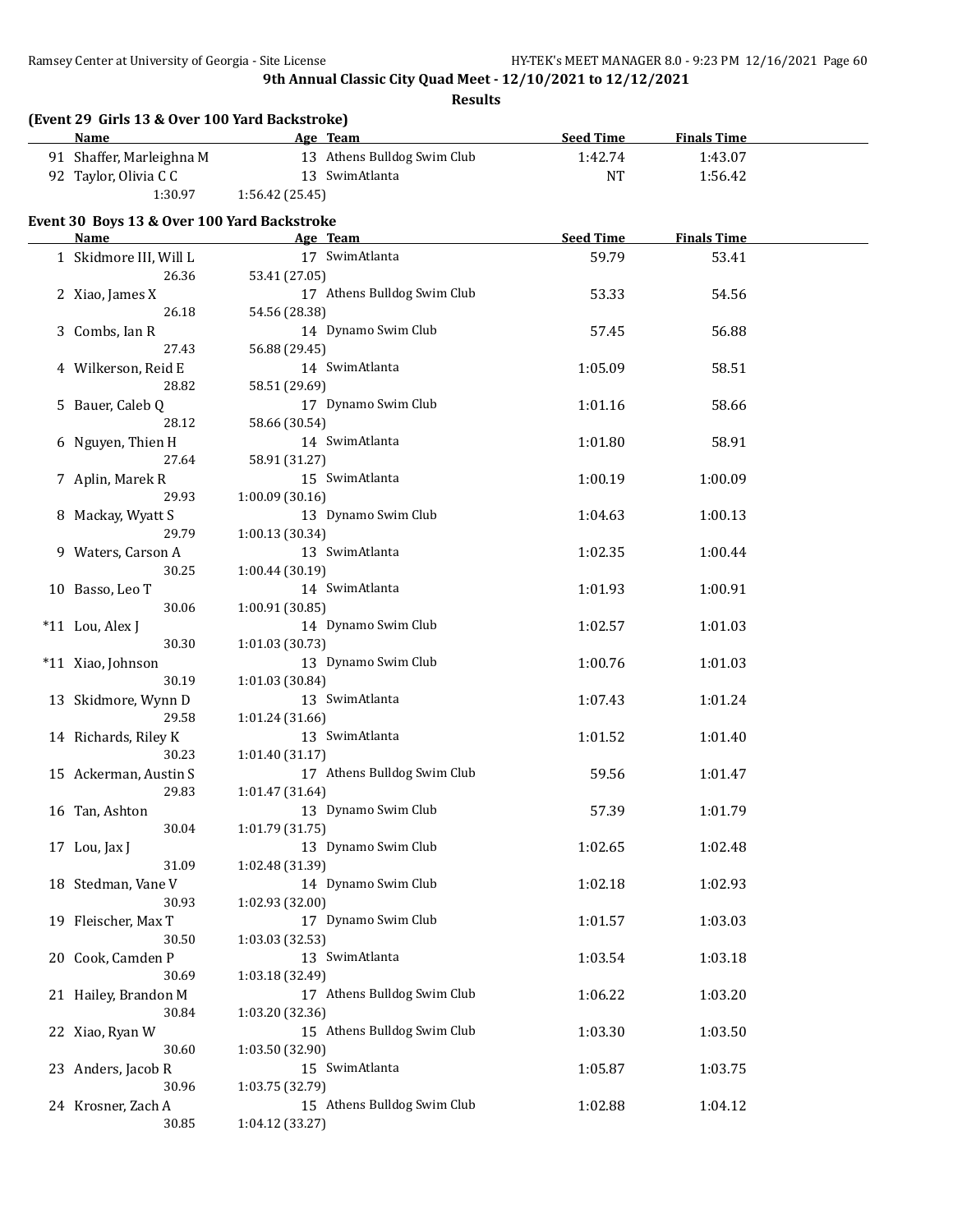**9th Annual Classic City Quad Meet - 12/10/2021 to 12/12/2021**

**Results**

### (Event 29 Girls 13 & Over 100 Yard Backstroke)

| | Name | Age | Team | Seed Time | Finals Time |
|---|---|---|---|---|---|
| 91 | Shaffer, Marleighna M | 13 | Athens Bulldog Swim Club | 1:42.74 | 1:43.07 |
| 92 | Taylor, Olivia C C | 13 | SwimAtlanta | NT | 1:56.42 |
| | 1:30.97 | 1:56.42 (25.45) | | | |

### Event 30 Boys 13 & Over 100 Yard Backstroke

| | Name | Age | Team | Seed Time | Finals Time |
|---|---|---|---|---|---|
| 1 | Skidmore III, Will L | 17 | SwimAtlanta | 59.79 | 53.41 |
| | 26.36 | 53.41 (27.05) | | | |
| 2 | Xiao, James X | 17 | Athens Bulldog Swim Club | 53.33 | 54.56 |
| | 26.18 | 54.56 (28.38) | | | |
| 3 | Combs, Ian R | 14 | Dynamo Swim Club | 57.45 | 56.88 |
| | 27.43 | 56.88 (29.45) | | | |
| 4 | Wilkerson, Reid E | 14 | SwimAtlanta | 1:05.09 | 58.51 |
| | 28.82 | 58.51 (29.69) | | | |
| 5 | Bauer, Caleb Q | 17 | Dynamo Swim Club | 1:01.16 | 58.66 |
| | 28.12 | 58.66 (30.54) | | | |
| 6 | Nguyen, Thien H | 14 | SwimAtlanta | 1:01.80 | 58.91 |
| | 27.64 | 58.91 (31.27) | | | |
| 7 | Aplin, Marek R | 15 | SwimAtlanta | 1:00.19 | 1:00.09 |
| | 29.93 | 1:00.09 (30.16) | | | |
| 8 | Mackay, Wyatt S | 13 | Dynamo Swim Club | 1:04.63 | 1:00.13 |
| | 29.79 | 1:00.13 (30.34) | | | |
| 9 | Waters, Carson A | 13 | SwimAtlanta | 1:02.35 | 1:00.44 |
| | 30.25 | 1:00.44 (30.19) | | | |
| 10 | Basso, Leo T | 14 | SwimAtlanta | 1:01.93 | 1:00.91 |
| | 30.06 | 1:00.91 (30.85) | | | |
| *11 | Lou, Alex J | 14 | Dynamo Swim Club | 1:02.57 | 1:01.03 |
| | 30.30 | 1:01.03 (30.73) | | | |
| *11 | Xiao, Johnson | 13 | Dynamo Swim Club | 1:00.76 | 1:01.03 |
| | 30.19 | 1:01.03 (30.84) | | | |
| 13 | Skidmore, Wynn D | 13 | SwimAtlanta | 1:07.43 | 1:01.24 |
| | 29.58 | 1:01.24 (31.66) | | | |
| 14 | Richards, Riley K | 13 | SwimAtlanta | 1:01.52 | 1:01.40 |
| | 30.23 | 1:01.40 (31.17) | | | |
| 15 | Ackerman, Austin S | 17 | Athens Bulldog Swim Club | 59.56 | 1:01.47 |
| | 29.83 | 1:01.47 (31.64) | | | |
| 16 | Tan, Ashton | 13 | Dynamo Swim Club | 57.39 | 1:01.79 |
| | 30.04 | 1:01.79 (31.75) | | | |
| 17 | Lou, Jax J | 13 | Dynamo Swim Club | 1:02.65 | 1:02.48 |
| | 31.09 | 1:02.48 (31.39) | | | |
| 18 | Stedman, Vane V | 14 | Dynamo Swim Club | 1:02.18 | 1:02.93 |
| | 30.93 | 1:02.93 (32.00) | | | |
| 19 | Fleischer, Max T | 17 | Dynamo Swim Club | 1:01.57 | 1:03.03 |
| | 30.50 | 1:03.03 (32.53) | | | |
| 20 | Cook, Camden P | 13 | SwimAtlanta | 1:03.54 | 1:03.18 |
| | 30.69 | 1:03.18 (32.49) | | | |
| 21 | Hailey, Brandon M | 17 | Athens Bulldog Swim Club | 1:06.22 | 1:03.20 |
| | 30.84 | 1:03.20 (32.36) | | | |
| 22 | Xiao, Ryan W | 15 | Athens Bulldog Swim Club | 1:03.30 | 1:03.50 |
| | 30.60 | 1:03.50 (32.90) | | | |
| 23 | Anders, Jacob R | 15 | SwimAtlanta | 1:05.87 | 1:03.75 |
| | 30.96 | 1:03.75 (32.79) | | | |
| 24 | Krosner, Zach A | 15 | Athens Bulldog Swim Club | 1:02.88 | 1:04.12 |
| | 30.85 | 1:04.12 (33.27) | | | |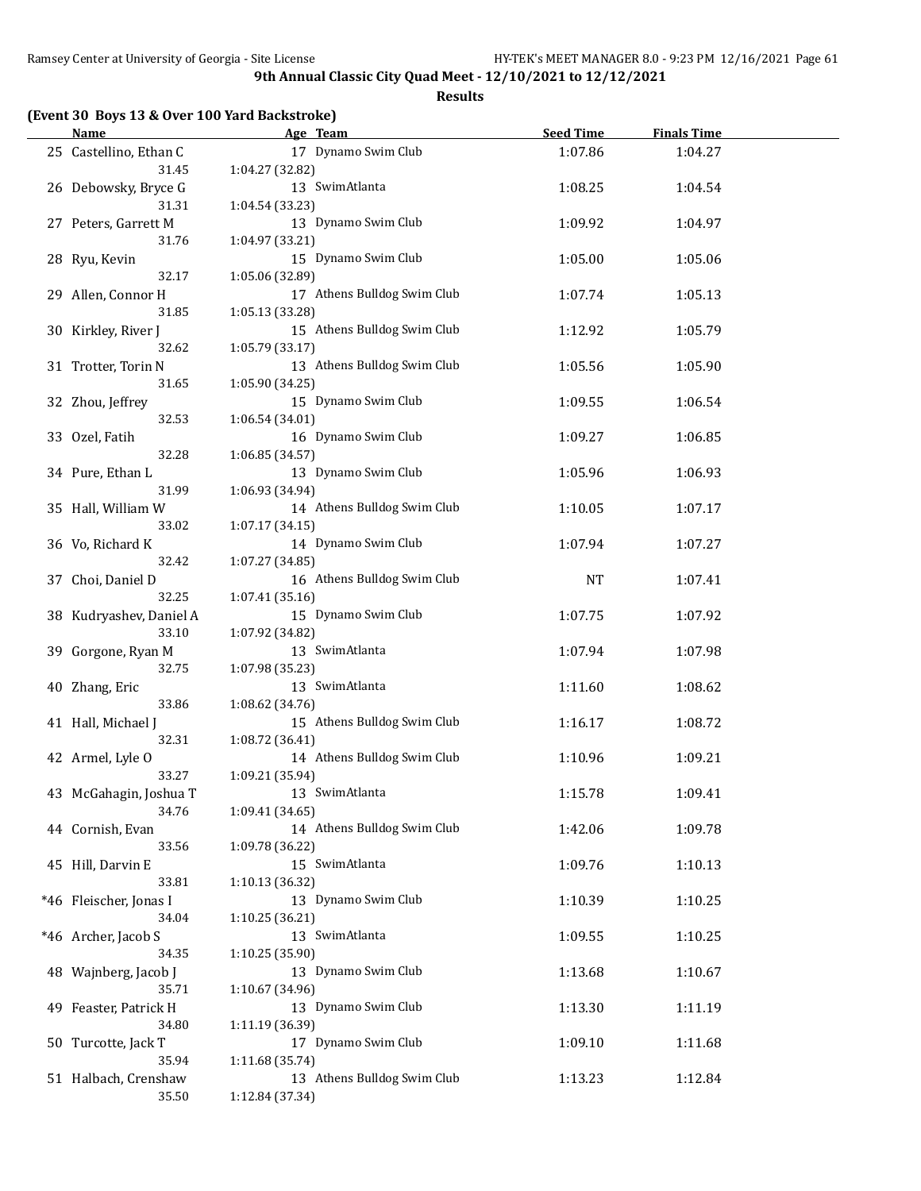# 9th Annual Classic City Quad Meet - 12/10/2021 to 12/12/2021

## Results

### (Event 30 Boys 13 & Over 100 Yard Backstroke)

| | Name | Age | Team | Seed Time | Finals Time |
|---|---|---|---|---|---|
| 25 | Castellino, Ethan C | 17 | Dynamo Swim Club | 1:07.86 | 1:04.27 |
| | 31.45 | 1:04.27 (32.82) | | | |
| 26 | Debowsky, Bryce G | 13 | SwimAtlanta | 1:08.25 | 1:04.54 |
| | 31.31 | 1:04.54 (33.23) | | | |
| 27 | Peters, Garrett M | 13 | Dynamo Swim Club | 1:09.92 | 1:04.97 |
| | 31.76 | 1:04.97 (33.21) | | | |
| 28 | Ryu, Kevin | 15 | Dynamo Swim Club | 1:05.00 | 1:05.06 |
| | 32.17 | 1:05.06 (32.89) | | | |
| 29 | Allen, Connor H | 17 | Athens Bulldog Swim Club | 1:07.74 | 1:05.13 |
| | 31.85 | 1:05.13 (33.28) | | | |
| 30 | Kirkley, River J | 15 | Athens Bulldog Swim Club | 1:12.92 | 1:05.79 |
| | 32.62 | 1:05.79 (33.17) | | | |
| 31 | Trotter, Torin N | 13 | Athens Bulldog Swim Club | 1:05.56 | 1:05.90 |
| | 31.65 | 1:05.90 (34.25) | | | |
| 32 | Zhou, Jeffrey | 15 | Dynamo Swim Club | 1:09.55 | 1:06.54 |
| | 32.53 | 1:06.54 (34.01) | | | |
| 33 | Ozel, Fatih | 16 | Dynamo Swim Club | 1:09.27 | 1:06.85 |
| | 32.28 | 1:06.85 (34.57) | | | |
| 34 | Pure, Ethan L | 13 | Dynamo Swim Club | 1:05.96 | 1:06.93 |
| | 31.99 | 1:06.93 (34.94) | | | |
| 35 | Hall, William W | 14 | Athens Bulldog Swim Club | 1:10.05 | 1:07.17 |
| | 33.02 | 1:07.17 (34.15) | | | |
| 36 | Vo, Richard K | 14 | Dynamo Swim Club | 1:07.94 | 1:07.27 |
| | 32.42 | 1:07.27 (34.85) | | | |
| 37 | Choi, Daniel D | 16 | Athens Bulldog Swim Club | NT | 1:07.41 |
| | 32.25 | 1:07.41 (35.16) | | | |
| 38 | Kudryashev, Daniel A | 15 | Dynamo Swim Club | 1:07.75 | 1:07.92 |
| | 33.10 | 1:07.92 (34.82) | | | |
| 39 | Gorgone, Ryan M | 13 | SwimAtlanta | 1:07.94 | 1:07.98 |
| | 32.75 | 1:07.98 (35.23) | | | |
| 40 | Zhang, Eric | 13 | SwimAtlanta | 1:11.60 | 1:08.62 |
| | 33.86 | 1:08.62 (34.76) | | | |
| 41 | Hall, Michael J | 15 | Athens Bulldog Swim Club | 1:16.17 | 1:08.72 |
| | 32.31 | 1:08.72 (36.41) | | | |
| 42 | Armel, Lyle O | 14 | Athens Bulldog Swim Club | 1:10.96 | 1:09.21 |
| | 33.27 | 1:09.21 (35.94) | | | |
| 43 | McGahagin, Joshua T | 13 | SwimAtlanta | 1:15.78 | 1:09.41 |
| | 34.76 | 1:09.41 (34.65) | | | |
| 44 | Cornish, Evan | 14 | Athens Bulldog Swim Club | 1:42.06 | 1:09.78 |
| | 33.56 | 1:09.78 (36.22) | | | |
| 45 | Hill, Darvin E | 15 | SwimAtlanta | 1:09.76 | 1:10.13 |
| | 33.81 | 1:10.13 (36.32) | | | |
| *46 | Fleischer, Jonas I | 13 | Dynamo Swim Club | 1:10.39 | 1:10.25 |
| | 34.04 | 1:10.25 (36.21) | | | |
| *46 | Archer, Jacob S | 13 | SwimAtlanta | 1:09.55 | 1:10.25 |
| | 34.35 | 1:10.25 (35.90) | | | |
| 48 | Wajnberg, Jacob J | 13 | Dynamo Swim Club | 1:13.68 | 1:10.67 |
| | 35.71 | 1:10.67 (34.96) | | | |
| 49 | Feaster, Patrick H | 13 | Dynamo Swim Club | 1:13.30 | 1:11.19 |
| | 34.80 | 1:11.19 (36.39) | | | |
| 50 | Turcotte, Jack T | 17 | Dynamo Swim Club | 1:09.10 | 1:11.68 |
| | 35.94 | 1:11.68 (35.74) | | | |
| 51 | Halbach, Crenshaw | 13 | Athens Bulldog Swim Club | 1:13.23 | 1:12.84 |
| | 35.50 | 1:12.84 (37.34) | | | |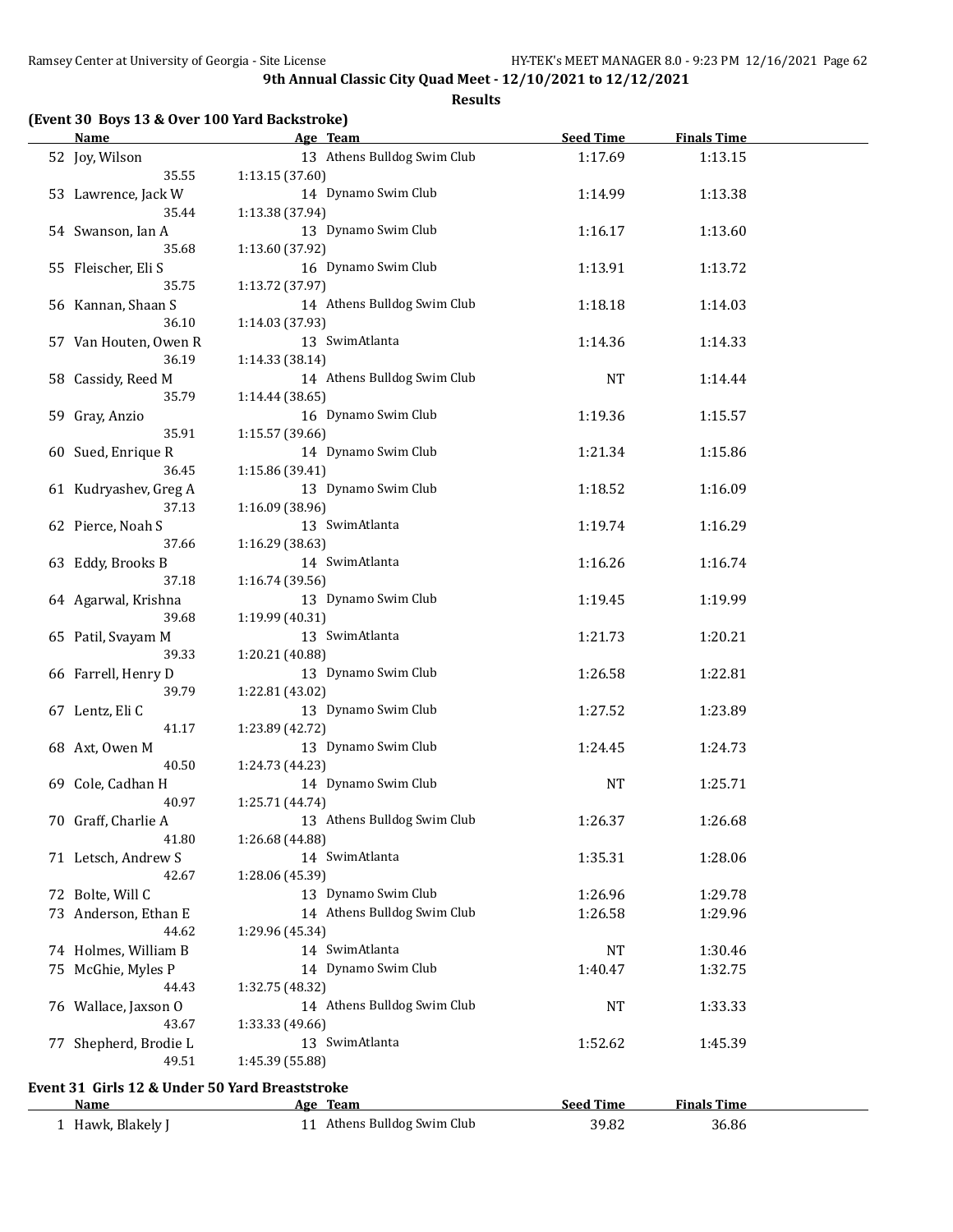9th Annual Classic City Quad Meet - 12/10/2021 to 12/12/2021

**Results**

### (Event 30 Boys 13 & Over 100 Yard Backstroke)

| | Name | Age | Team | Seed Time | Finals Time |
|---|---|---|---|---|---|
| 52 | Joy, Wilson | 13 | Athens Bulldog Swim Club | 1:17.69 | 1:13.15 |
| | 35.55 | 1:13.15 (37.60) | | | |
| 53 | Lawrence, Jack W | 14 | Dynamo Swim Club | 1:14.99 | 1:13.38 |
| | 35.44 | 1:13.38 (37.94) | | | |
| 54 | Swanson, Ian A | 13 | Dynamo Swim Club | 1:16.17 | 1:13.60 |
| | 35.68 | 1:13.60 (37.92) | | | |
| 55 | Fleischer, Eli S | 16 | Dynamo Swim Club | 1:13.91 | 1:13.72 |
| | 35.75 | 1:13.72 (37.97) | | | |
| 56 | Kannan, Shaan S | 14 | Athens Bulldog Swim Club | 1:18.18 | 1:14.03 |
| | 36.10 | 1:14.03 (37.93) | | | |
| 57 | Van Houten, Owen R | 13 | SwimAtlanta | 1:14.36 | 1:14.33 |
| | 36.19 | 1:14.33 (38.14) | | | |
| 58 | Cassidy, Reed M | 14 | Athens Bulldog Swim Club | NT | 1:14.44 |
| | 35.79 | 1:14.44 (38.65) | | | |
| 59 | Gray, Anzio | 16 | Dynamo Swim Club | 1:19.36 | 1:15.57 |
| | 35.91 | 1:15.57 (39.66) | | | |
| 60 | Sued, Enrique R | 14 | Dynamo Swim Club | 1:21.34 | 1:15.86 |
| | 36.45 | 1:15.86 (39.41) | | | |
| 61 | Kudryashev, Greg A | 13 | Dynamo Swim Club | 1:18.52 | 1:16.09 |
| | 37.13 | 1:16.09 (38.96) | | | |
| 62 | Pierce, Noah S | 13 | SwimAtlanta | 1:19.74 | 1:16.29 |
| | 37.66 | 1:16.29 (38.63) | | | |
| 63 | Eddy, Brooks B | 14 | SwimAtlanta | 1:16.26 | 1:16.74 |
| | 37.18 | 1:16.74 (39.56) | | | |
| 64 | Agarwal, Krishna | 13 | Dynamo Swim Club | 1:19.45 | 1:19.99 |
| | 39.68 | 1:19.99 (40.31) | | | |
| 65 | Patil, Svayam M | 13 | SwimAtlanta | 1:21.73 | 1:20.21 |
| | 39.33 | 1:20.21 (40.88) | | | |
| 66 | Farrell, Henry D | 13 | Dynamo Swim Club | 1:26.58 | 1:22.81 |
| | 39.79 | 1:22.81 (43.02) | | | |
| 67 | Lentz, Eli C | 13 | Dynamo Swim Club | 1:27.52 | 1:23.89 |
| | 41.17 | 1:23.89 (42.72) | | | |
| 68 | Axt, Owen M | 13 | Dynamo Swim Club | 1:24.45 | 1:24.73 |
| | 40.50 | 1:24.73 (44.23) | | | |
| 69 | Cole, Cadhan H | 14 | Dynamo Swim Club | NT | 1:25.71 |
| | 40.97 | 1:25.71 (44.74) | | | |
| 70 | Graff, Charlie A | 13 | Athens Bulldog Swim Club | 1:26.37 | 1:26.68 |
| | 41.80 | 1:26.68 (44.88) | | | |
| 71 | Letsch, Andrew S | 14 | SwimAtlanta | 1:35.31 | 1:28.06 |
| | 42.67 | 1:28.06 (45.39) | | | |
| 72 | Bolte, Will C | 13 | Dynamo Swim Club | 1:26.96 | 1:29.78 |
| 73 | Anderson, Ethan E | 14 | Athens Bulldog Swim Club | 1:26.58 | 1:29.96 |
| | 44.62 | 1:29.96 (45.34) | | | |
| 74 | Holmes, William B | 14 | SwimAtlanta | NT | 1:30.46 |
| 75 | McGhie, Myles P | 14 | Dynamo Swim Club | 1:40.47 | 1:32.75 |
| | 44.43 | 1:32.75 (48.32) | | | |
| 76 | Wallace, Jaxson O | 14 | Athens Bulldog Swim Club | NT | 1:33.33 |
| | 43.67 | 1:33.33 (49.66) | | | |
| 77 | Shepherd, Brodie L | 13 | SwimAtlanta | 1:52.62 | 1:45.39 |
| | 49.51 | 1:45.39 (55.88) | | | |

### Event 31 Girls 12 & Under 50 Yard Breaststroke

| | Name | Age | Team | Seed Time | Finals Time |
|---|---|---|---|---|---|
| 1 | Hawk, Blakely J | 11 | Athens Bulldog Swim Club | 39.82 | 36.86 |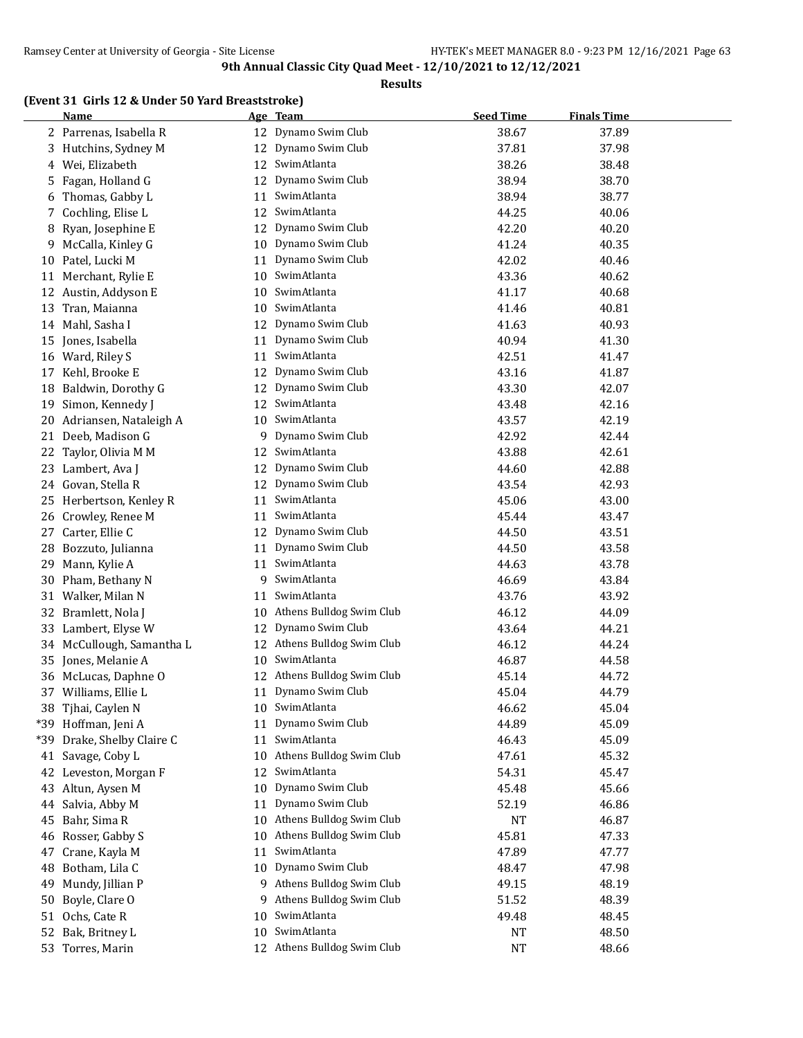**9th Annual Classic City Quad Meet - 12/10/2021 to 12/12/2021**

**Results**

### (Event 31 Girls 12 & Under 50 Yard Breaststroke)

| | Name | Age | Team | Seed Time | Finals Time |
|---|---|---|---|---|---|
| 2 | Parrenas, Isabella R | 12 | Dynamo Swim Club | 38.67 | 37.89 |
| 3 | Hutchins, Sydney M | 12 | Dynamo Swim Club | 37.81 | 37.98 |
| 4 | Wei, Elizabeth | 12 | SwimAtlanta | 38.26 | 38.48 |
| 5 | Fagan, Holland G | 12 | Dynamo Swim Club | 38.94 | 38.70 |
| 6 | Thomas, Gabby L | 11 | SwimAtlanta | 38.94 | 38.77 |
| 7 | Cochling, Elise L | 12 | SwimAtlanta | 44.25 | 40.06 |
| 8 | Ryan, Josephine E | 12 | Dynamo Swim Club | 42.20 | 40.20 |
| 9 | McCalla, Kinley G | 10 | Dynamo Swim Club | 41.24 | 40.35 |
| 10 | Patel, Lucki M | 11 | Dynamo Swim Club | 42.02 | 40.46 |
| 11 | Merchant, Rylie E | 10 | SwimAtlanta | 43.36 | 40.62 |
| 12 | Austin, Addyson E | 10 | SwimAtlanta | 41.17 | 40.68 |
| 13 | Tran, Maianna | 10 | SwimAtlanta | 41.46 | 40.81 |
| 14 | Mahl, Sasha I | 12 | Dynamo Swim Club | 41.63 | 40.93 |
| 15 | Jones, Isabella | 11 | Dynamo Swim Club | 40.94 | 41.30 |
| 16 | Ward, Riley S | 11 | SwimAtlanta | 42.51 | 41.47 |
| 17 | Kehl, Brooke E | 12 | Dynamo Swim Club | 43.16 | 41.87 |
| 18 | Baldwin, Dorothy G | 12 | Dynamo Swim Club | 43.30 | 42.07 |
| 19 | Simon, Kennedy J | 12 | SwimAtlanta | 43.48 | 42.16 |
| 20 | Adriansen, Nataleigh A | 10 | SwimAtlanta | 43.57 | 42.19 |
| 21 | Deeb, Madison G | 9 | Dynamo Swim Club | 42.92 | 42.44 |
| 22 | Taylor, Olivia M M | 12 | SwimAtlanta | 43.88 | 42.61 |
| 23 | Lambert, Ava J | 12 | Dynamo Swim Club | 44.60 | 42.88 |
| 24 | Govan, Stella R | 12 | Dynamo Swim Club | 43.54 | 42.93 |
| 25 | Herbertson, Kenley R | 11 | SwimAtlanta | 45.06 | 43.00 |
| 26 | Crowley, Renee M | 11 | SwimAtlanta | 45.44 | 43.47 |
| 27 | Carter, Ellie C | 12 | Dynamo Swim Club | 44.50 | 43.51 |
| 28 | Bozzuto, Julianna | 11 | Dynamo Swim Club | 44.50 | 43.58 |
| 29 | Mann, Kylie A | 11 | SwimAtlanta | 44.63 | 43.78 |
| 30 | Pham, Bethany N | 9 | SwimAtlanta | 46.69 | 43.84 |
| 31 | Walker, Milan N | 11 | SwimAtlanta | 43.76 | 43.92 |
| 32 | Bramlett, Nola J | 10 | Athens Bulldog Swim Club | 46.12 | 44.09 |
| 33 | Lambert, Elyse W | 12 | Dynamo Swim Club | 43.64 | 44.21 |
| 34 | McCullough, Samantha L | 12 | Athens Bulldog Swim Club | 46.12 | 44.24 |
| 35 | Jones, Melanie A | 10 | SwimAtlanta | 46.87 | 44.58 |
| 36 | McLucas, Daphne O | 12 | Athens Bulldog Swim Club | 45.14 | 44.72 |
| 37 | Williams, Ellie L | 11 | Dynamo Swim Club | 45.04 | 44.79 |
| 38 | Tjhai, Caylen N | 10 | SwimAtlanta | 46.62 | 45.04 |
| *39 | Hoffman, Jeni A | 11 | Dynamo Swim Club | 44.89 | 45.09 |
| *39 | Drake, Shelby Claire C | 11 | SwimAtlanta | 46.43 | 45.09 |
| 41 | Savage, Coby L | 10 | Athens Bulldog Swim Club | 47.61 | 45.32 |
| 42 | Leveston, Morgan F | 12 | SwimAtlanta | 54.31 | 45.47 |
| 43 | Altun, Aysen M | 10 | Dynamo Swim Club | 45.48 | 45.66 |
| 44 | Salvia, Abby M | 11 | Dynamo Swim Club | 52.19 | 46.86 |
| 45 | Bahr, Sima R | 10 | Athens Bulldog Swim Club | NT | 46.87 |
| 46 | Rosser, Gabby S | 10 | Athens Bulldog Swim Club | 45.81 | 47.33 |
| 47 | Crane, Kayla M | 11 | SwimAtlanta | 47.89 | 47.77 |
| 48 | Botham, Lila C | 10 | Dynamo Swim Club | 48.47 | 47.98 |
| 49 | Mundy, Jillian P | 9 | Athens Bulldog Swim Club | 49.15 | 48.19 |
| 50 | Boyle, Clare O | 9 | Athens Bulldog Swim Club | 51.52 | 48.39 |
| 51 | Ochs, Cate R | 10 | SwimAtlanta | 49.48 | 48.45 |
| 52 | Bak, Britney L | 10 | SwimAtlanta | NT | 48.50 |
| 53 | Torres, Marin | 12 | Athens Bulldog Swim Club | NT | 48.66 |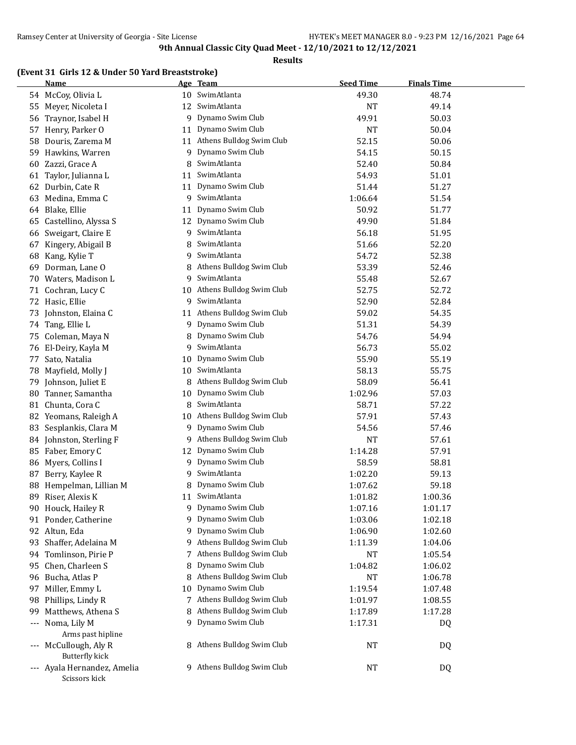**9th Annual Classic City Quad Meet - 12/10/2021 to 12/12/2021**

**Results**

### (Event 31 Girls 12 & Under 50 Yard Breaststroke)

| | Name | Age | Team | Seed Time | Finals Time |
|---|---|---|---|---|---|
| 54 | McCoy, Olivia L | 10 | SwimAtlanta | 49.30 | 48.74 |
| 55 | Meyer, Nicoleta I | 12 | SwimAtlanta | NT | 49.14 |
| 56 | Traynor, Isabel H | 9 | Dynamo Swim Club | 49.91 | 50.03 |
| 57 | Henry, Parker O | 11 | Dynamo Swim Club | NT | 50.04 |
| 58 | Douris, Zarema M | 11 | Athens Bulldog Swim Club | 52.15 | 50.06 |
| 59 | Hawkins, Warren | 9 | Dynamo Swim Club | 54.15 | 50.15 |
| 60 | Zazzi, Grace A | 8 | SwimAtlanta | 52.40 | 50.84 |
| 61 | Taylor, Julianna L | 11 | SwimAtlanta | 54.93 | 51.01 |
| 62 | Durbin, Cate R | 11 | Dynamo Swim Club | 51.44 | 51.27 |
| 63 | Medina, Emma C | 9 | SwimAtlanta | 1:06.64 | 51.54 |
| 64 | Blake, Ellie | 11 | Dynamo Swim Club | 50.92 | 51.77 |
| 65 | Castellino, Alyssa S | 12 | Dynamo Swim Club | 49.90 | 51.84 |
| 66 | Sweigart, Claire E | 9 | SwimAtlanta | 56.18 | 51.95 |
| 67 | Kingery, Abigail B | 8 | SwimAtlanta | 51.66 | 52.20 |
| 68 | Kang, Kylie T | 9 | SwimAtlanta | 54.72 | 52.38 |
| 69 | Dorman, Lane O | 8 | Athens Bulldog Swim Club | 53.39 | 52.46 |
| 70 | Waters, Madison L | 9 | SwimAtlanta | 55.48 | 52.67 |
| 71 | Cochran, Lucy C | 10 | Athens Bulldog Swim Club | 52.75 | 52.72 |
| 72 | Hasic, Ellie | 9 | SwimAtlanta | 52.90 | 52.84 |
| 73 | Johnston, Elaina C | 11 | Athens Bulldog Swim Club | 59.02 | 54.35 |
| 74 | Tang, Ellie L | 9 | Dynamo Swim Club | 51.31 | 54.39 |
| 75 | Coleman, Maya N | 8 | Dynamo Swim Club | 54.76 | 54.94 |
| 76 | El-Deiry, Kayla M | 9 | SwimAtlanta | 56.73 | 55.02 |
| 77 | Sato, Natalia | 10 | Dynamo Swim Club | 55.90 | 55.19 |
| 78 | Mayfield, Molly J | 10 | SwimAtlanta | 58.13 | 55.75 |
| 79 | Johnson, Juliet E | 8 | Athens Bulldog Swim Club | 58.09 | 56.41 |
| 80 | Tanner, Samantha | 10 | Dynamo Swim Club | 1:02.96 | 57.03 |
| 81 | Chunta, Cora C | 8 | SwimAtlanta | 58.71 | 57.22 |
| 82 | Yeomans, Raleigh A | 10 | Athens Bulldog Swim Club | 57.91 | 57.43 |
| 83 | Sesplankis, Clara M | 9 | Dynamo Swim Club | 54.56 | 57.46 |
| 84 | Johnston, Sterling F | 9 | Athens Bulldog Swim Club | NT | 57.61 |
| 85 | Faber, Emory C | 12 | Dynamo Swim Club | 1:14.28 | 57.91 |
| 86 | Myers, Collins I | 9 | Dynamo Swim Club | 58.59 | 58.81 |
| 87 | Berry, Kaylee R | 9 | SwimAtlanta | 1:02.20 | 59.13 |
| 88 | Hempelman, Lillian M | 8 | Dynamo Swim Club | 1:07.62 | 59.18 |
| 89 | Riser, Alexis K | 11 | SwimAtlanta | 1:01.82 | 1:00.36 |
| 90 | Houck, Hailey R | 9 | Dynamo Swim Club | 1:07.16 | 1:01.17 |
| 91 | Ponder, Catherine | 9 | Dynamo Swim Club | 1:03.06 | 1:02.18 |
| 92 | Altun, Eda | 9 | Dynamo Swim Club | 1:06.90 | 1:02.60 |
| 93 | Shaffer, Adelaina M | 9 | Athens Bulldog Swim Club | 1:11.39 | 1:04.06 |
| 94 | Tomlinson, Pirie P | 7 | Athens Bulldog Swim Club | NT | 1:05.54 |
| 95 | Chen, Charleen S | 8 | Dynamo Swim Club | 1:04.82 | 1:06.02 |
| 96 | Bucha, Atlas P | 8 | Athens Bulldog Swim Club | NT | 1:06.78 |
| 97 | Miller, Emmy L | 10 | Dynamo Swim Club | 1:19.54 | 1:07.48 |
| 98 | Phillips, Lindy R | 7 | Athens Bulldog Swim Club | 1:01.97 | 1:08.55 |
| 99 | Matthews, Athena S | 8 | Athens Bulldog Swim Club | 1:17.89 | 1:17.28 |
| --- | Noma, Lily M<br>Arms past hipline | 9 | Dynamo Swim Club | 1:17.31 | DQ |
| --- | McCullough, Aly R<br>Butterfly kick | 8 | Athens Bulldog Swim Club | NT | DQ |
| --- | Ayala Hernandez, Amelia<br>Scissors kick | 9 | Athens Bulldog Swim Club | NT | DQ |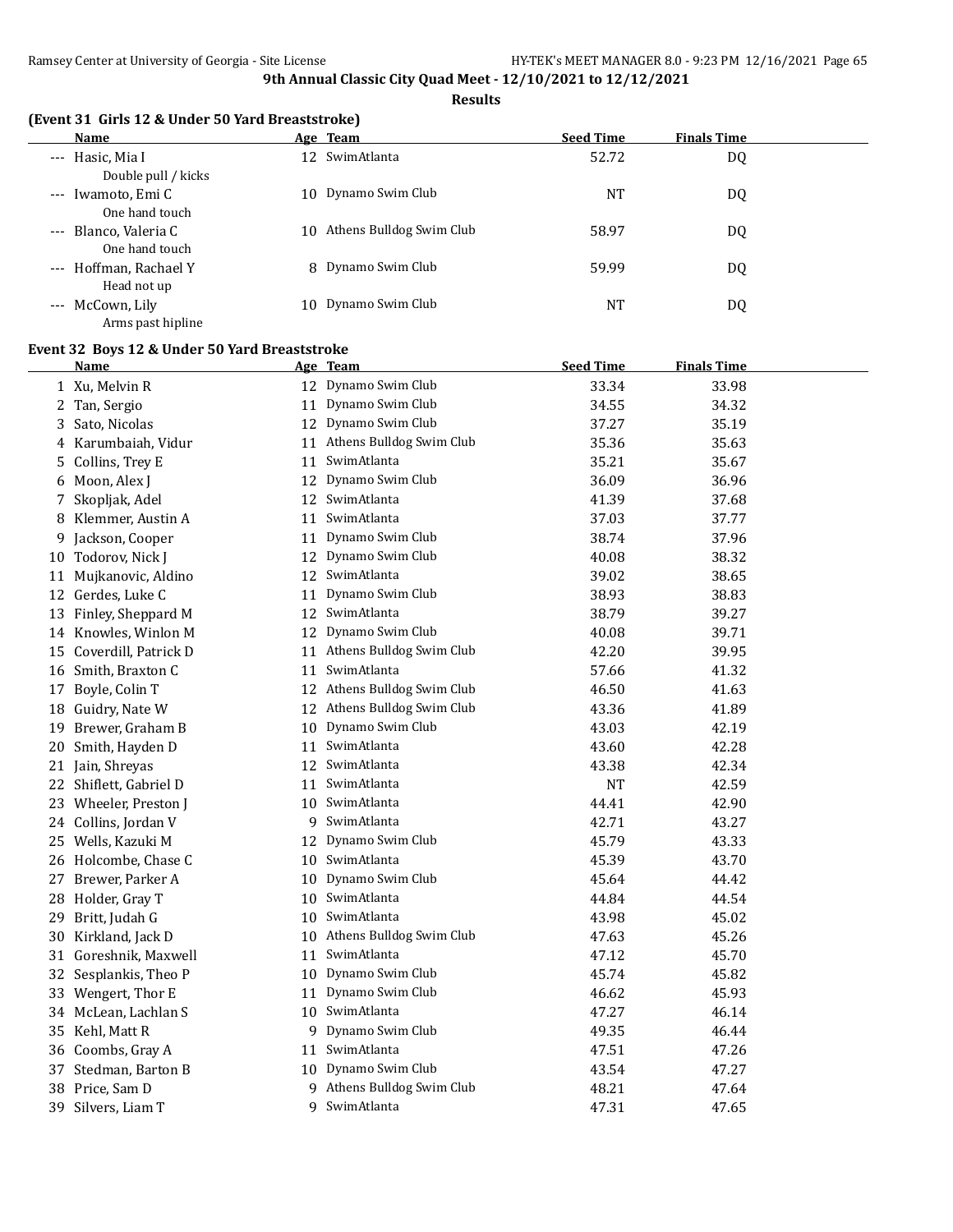**9th Annual Classic City Quad Meet - 12/10/2021 to 12/12/2021**

**Results**

### (Event 31 Girls 12 & Under 50 Yard Breaststroke)

| | Name | Age | Team | Seed Time | Finals Time |
|---|---|---|---|---|---|
| --- | Hasic, Mia I | 12 | SwimAtlanta | 52.72 | DQ |
| | Double pull / kicks | | | | |
| --- | Iwamoto, Emi C | 10 | Dynamo Swim Club | NT | DQ |
| | One hand touch | | | | |
| --- | Blanco, Valeria C | 10 | Athens Bulldog Swim Club | 58.97 | DQ |
| | One hand touch | | | | |
| --- | Hoffman, Rachael Y | 8 | Dynamo Swim Club | 59.99 | DQ |
| | Head not up | | | | |
| --- | McCown, Lily | 10 | Dynamo Swim Club | NT | DQ |
| | Arms past hipline | | | | |

### Event 32 Boys 12 & Under 50 Yard Breaststroke

| | Name | Age | Team | Seed Time | Finals Time |
|---|---|---|---|---|---|
| 1 | Xu, Melvin R | 12 | Dynamo Swim Club | 33.34 | 33.98 |
| 2 | Tan, Sergio | 11 | Dynamo Swim Club | 34.55 | 34.32 |
| 3 | Sato, Nicolas | 12 | Dynamo Swim Club | 37.27 | 35.19 |
| 4 | Karumbaiah, Vidur | 11 | Athens Bulldog Swim Club | 35.36 | 35.63 |
| 5 | Collins, Trey E | 11 | SwimAtlanta | 35.21 | 35.67 |
| 6 | Moon, Alex J | 12 | Dynamo Swim Club | 36.09 | 36.96 |
| 7 | Skopljak, Adel | 12 | SwimAtlanta | 41.39 | 37.68 |
| 8 | Klemmer, Austin A | 11 | SwimAtlanta | 37.03 | 37.77 |
| 9 | Jackson, Cooper | 11 | Dynamo Swim Club | 38.74 | 37.96 |
| 10 | Todorov, Nick J | 12 | Dynamo Swim Club | 40.08 | 38.32 |
| 11 | Mujkanovic, Aldino | 12 | SwimAtlanta | 39.02 | 38.65 |
| 12 | Gerdes, Luke C | 11 | Dynamo Swim Club | 38.93 | 38.83 |
| 13 | Finley, Sheppard M | 12 | SwimAtlanta | 38.79 | 39.27 |
| 14 | Knowles, Winlon M | 12 | Dynamo Swim Club | 40.08 | 39.71 |
| 15 | Coverdill, Patrick D | 11 | Athens Bulldog Swim Club | 42.20 | 39.95 |
| 16 | Smith, Braxton C | 11 | SwimAtlanta | 57.66 | 41.32 |
| 17 | Boyle, Colin T | 12 | Athens Bulldog Swim Club | 46.50 | 41.63 |
| 18 | Guidry, Nate W | 12 | Athens Bulldog Swim Club | 43.36 | 41.89 |
| 19 | Brewer, Graham B | 10 | Dynamo Swim Club | 43.03 | 42.19 |
| 20 | Smith, Hayden D | 11 | SwimAtlanta | 43.60 | 42.28 |
| 21 | Jain, Shreyas | 12 | SwimAtlanta | 43.38 | 42.34 |
| 22 | Shiflett, Gabriel D | 11 | SwimAtlanta | NT | 42.59 |
| 23 | Wheeler, Preston J | 10 | SwimAtlanta | 44.41 | 42.90 |
| 24 | Collins, Jordan V | 9 | SwimAtlanta | 42.71 | 43.27 |
| 25 | Wells, Kazuki M | 12 | Dynamo Swim Club | 45.79 | 43.33 |
| 26 | Holcombe, Chase C | 10 | SwimAtlanta | 45.39 | 43.70 |
| 27 | Brewer, Parker A | 10 | Dynamo Swim Club | 45.64 | 44.42 |
| 28 | Holder, Gray T | 10 | SwimAtlanta | 44.84 | 44.54 |
| 29 | Britt, Judah G | 10 | SwimAtlanta | 43.98 | 45.02 |
| 30 | Kirkland, Jack D | 10 | Athens Bulldog Swim Club | 47.63 | 45.26 |
| 31 | Goreshnik, Maxwell | 11 | SwimAtlanta | 47.12 | 45.70 |
| 32 | Sesplankis, Theo P | 10 | Dynamo Swim Club | 45.74 | 45.82 |
| 33 | Wengert, Thor E | 11 | Dynamo Swim Club | 46.62 | 45.93 |
| 34 | McLean, Lachlan S | 10 | SwimAtlanta | 47.27 | 46.14 |
| 35 | Kehl, Matt R | 9 | Dynamo Swim Club | 49.35 | 46.44 |
| 36 | Coombs, Gray A | 11 | SwimAtlanta | 47.51 | 47.26 |
| 37 | Stedman, Barton B | 10 | Dynamo Swim Club | 43.54 | 47.27 |
| 38 | Price, Sam D | 9 | Athens Bulldog Swim Club | 48.21 | 47.64 |
| 39 | Silvers, Liam T | 9 | SwimAtlanta | 47.31 | 47.65 |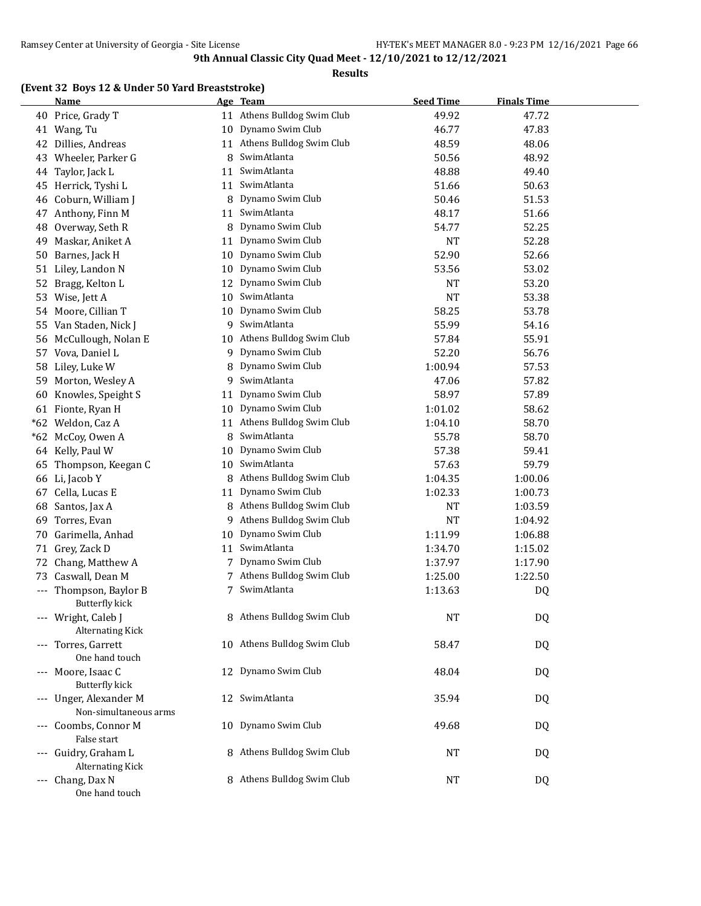**9th Annual Classic City Quad Meet - 12/10/2021 to 12/12/2021**

**Results**

### (Event 32 Boys 12 & Under 50 Yard Breaststroke)

| | Name | Age | Team | Seed Time | Finals Time |
|---|---|---|---|---|---|
| 40 | Price, Grady T | 11 | Athens Bulldog Swim Club | 49.92 | 47.72 |
| 41 | Wang, Tu | 10 | Dynamo Swim Club | 46.77 | 47.83 |
| 42 | Dillies, Andreas | 11 | Athens Bulldog Swim Club | 48.59 | 48.06 |
| 43 | Wheeler, Parker G | 8 | SwimAtlanta | 50.56 | 48.92 |
| 44 | Taylor, Jack L | 11 | SwimAtlanta | 48.88 | 49.40 |
| 45 | Herrick, Tyshi L | 11 | SwimAtlanta | 51.66 | 50.63 |
| 46 | Coburn, William J | 8 | Dynamo Swim Club | 50.46 | 51.53 |
| 47 | Anthony, Finn M | 11 | SwimAtlanta | 48.17 | 51.66 |
| 48 | Overway, Seth R | 8 | Dynamo Swim Club | 54.77 | 52.25 |
| 49 | Maskar, Aniket A | 11 | Dynamo Swim Club | NT | 52.28 |
| 50 | Barnes, Jack H | 10 | Dynamo Swim Club | 52.90 | 52.66 |
| 51 | Liley, Landon N | 10 | Dynamo Swim Club | 53.56 | 53.02 |
| 52 | Bragg, Kelton L | 12 | Dynamo Swim Club | NT | 53.20 |
| 53 | Wise, Jett A | 10 | SwimAtlanta | NT | 53.38 |
| 54 | Moore, Cillian T | 10 | Dynamo Swim Club | 58.25 | 53.78 |
| 55 | Van Staden, Nick J | 9 | SwimAtlanta | 55.99 | 54.16 |
| 56 | McCullough, Nolan E | 10 | Athens Bulldog Swim Club | 57.84 | 55.91 |
| 57 | Vova, Daniel L | 9 | Dynamo Swim Club | 52.20 | 56.76 |
| 58 | Liley, Luke W | 8 | Dynamo Swim Club | 1:00.94 | 57.53 |
| 59 | Morton, Wesley A | 9 | SwimAtlanta | 47.06 | 57.82 |
| 60 | Knowles, Speight S | 11 | Dynamo Swim Club | 58.97 | 57.89 |
| 61 | Fionte, Ryan H | 10 | Dynamo Swim Club | 1:01.02 | 58.62 |
| *62 | Weldon, Caz A | 11 | Athens Bulldog Swim Club | 1:04.10 | 58.70 |
| *62 | McCoy, Owen A | 8 | SwimAtlanta | 55.78 | 58.70 |
| 64 | Kelly, Paul W | 10 | Dynamo Swim Club | 57.38 | 59.41 |
| 65 | Thompson, Keegan C | 10 | SwimAtlanta | 57.63 | 59.79 |
| 66 | Li, Jacob Y | 8 | Athens Bulldog Swim Club | 1:04.35 | 1:00.06 |
| 67 | Cella, Lucas E | 11 | Dynamo Swim Club | 1:02.33 | 1:00.73 |
| 68 | Santos, Jax A | 8 | Athens Bulldog Swim Club | NT | 1:03.59 |
| 69 | Torres, Evan | 9 | Athens Bulldog Swim Club | NT | 1:04.92 |
| 70 | Garimella, Anhad | 10 | Dynamo Swim Club | 1:11.99 | 1:06.88 |
| 71 | Grey, Zack D | 11 | SwimAtlanta | 1:34.70 | 1:15.02 |
| 72 | Chang, Matthew A | 7 | Dynamo Swim Club | 1:37.97 | 1:17.90 |
| 73 | Caswall, Dean M | 7 | Athens Bulldog Swim Club | 1:25.00 | 1:22.50 |
| --- | Thompson, Baylor B<br>Butterfly kick | 7 | SwimAtlanta | 1:13.63 | DQ |
| --- | Wright, Caleb J<br>Alternating Kick | 8 | Athens Bulldog Swim Club | NT | DQ |
| --- | Torres, Garrett<br>One hand touch | 10 | Athens Bulldog Swim Club | 58.47 | DQ |
| --- | Moore, Isaac C<br>Butterfly kick | 12 | Dynamo Swim Club | 48.04 | DQ |
| --- | Unger, Alexander M<br>Non-simultaneous arms | 12 | SwimAtlanta | 35.94 | DQ |
| --- | Coombs, Connor M<br>False start | 10 | Dynamo Swim Club | 49.68 | DQ |
| --- | Guidry, Graham L<br>Alternating Kick | 8 | Athens Bulldog Swim Club | NT | DQ |
| --- | Chang, Dax N<br>One hand touch | 8 | Athens Bulldog Swim Club | NT | DQ |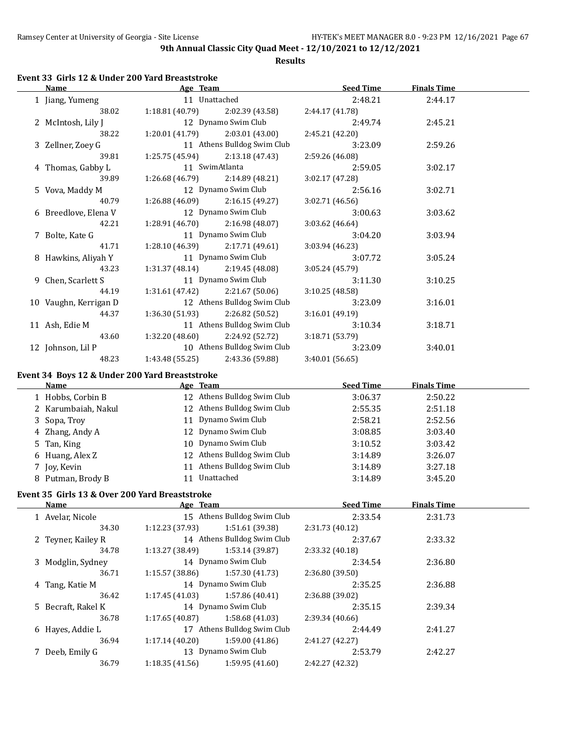**9th Annual Classic City Quad Meet - 12/10/2021 to 12/12/2021**

**Results**

### Event 33 Girls 12 & Under 200 Yard Breaststroke

| Name | Age | Team | Seed Time | Finals Time |
|---|---|---|---|---|
| 1 Jiang, Yumeng | 11 | Unattached | 2:48.21 | 2:44.17 |
| 38.02 | 1:18.81 (40.79) | 2:02.39 (43.58) | 2:44.17 (41.78) | |
| 2 McIntosh, Lily J | 12 | Dynamo Swim Club | 2:49.74 | 2:45.21 |
| 38.22 | 1:20.01 (41.79) | 2:03.01 (43.00) | 2:45.21 (42.20) | |
| 3 Zellner, Zoey G | 11 | Athens Bulldog Swim Club | 3:23.09 | 2:59.26 |
| 39.81 | 1:25.75 (45.94) | 2:13.18 (47.43) | 2:59.26 (46.08) | |
| 4 Thomas, Gabby L | 11 | SwimAtlanta | 2:59.05 | 3:02.17 |
| 39.89 | 1:26.68 (46.79) | 2:14.89 (48.21) | 3:02.17 (47.28) | |
| 5 Vova, Maddy M | 12 | Dynamo Swim Club | 2:56.16 | 3:02.71 |
| 40.79 | 1:26.88 (46.09) | 2:16.15 (49.27) | 3:02.71 (46.56) | |
| 6 Breedlove, Elena V | 12 | Dynamo Swim Club | 3:00.63 | 3:03.62 |
| 42.21 | 1:28.91 (46.70) | 2:16.98 (48.07) | 3:03.62 (46.64) | |
| 7 Bolte, Kate G | 11 | Dynamo Swim Club | 3:04.20 | 3:03.94 |
| 41.71 | 1:28.10 (46.39) | 2:17.71 (49.61) | 3:03.94 (46.23) | |
| 8 Hawkins, Aliyah Y | 11 | Dynamo Swim Club | 3:07.72 | 3:05.24 |
| 43.23 | 1:31.37 (48.14) | 2:19.45 (48.08) | 3:05.24 (45.79) | |
| 9 Chen, Scarlett S | 11 | Dynamo Swim Club | 3:11.30 | 3:10.25 |
| 44.19 | 1:31.61 (47.42) | 2:21.67 (50.06) | 3:10.25 (48.58) | |
| 10 Vaughn, Kerrigan D | 12 | Athens Bulldog Swim Club | 3:23.09 | 3:16.01 |
| 44.37 | 1:36.30 (51.93) | 2:26.82 (50.52) | 3:16.01 (49.19) | |
| 11 Ash, Edie M | 11 | Athens Bulldog Swim Club | 3:10.34 | 3:18.71 |
| 43.60 | 1:32.20 (48.60) | 2:24.92 (52.72) | 3:18.71 (53.79) | |
| 12 Johnson, Lil P | 10 | Athens Bulldog Swim Club | 3:23.09 | 3:40.01 |
| 48.23 | 1:43.48 (55.25) | 2:43.36 (59.88) | 3:40.01 (56.65) | |

### Event 34 Boys 12 & Under 200 Yard Breaststroke

| Name | Age | Team | Seed Time | Finals Time |
|---|---|---|---|---|
| 1 Hobbs, Corbin B | 12 | Athens Bulldog Swim Club | 3:06.37 | 2:50.22 |
| 2 Karumbaiah, Nakul | 12 | Athens Bulldog Swim Club | 2:55.35 | 2:51.18 |
| 3 Sopa, Troy | 11 | Dynamo Swim Club | 2:58.21 | 2:52.56 |
| 4 Zhang, Andy A | 12 | Dynamo Swim Club | 3:08.85 | 3:03.40 |
| 5 Tan, King | 10 | Dynamo Swim Club | 3:10.52 | 3:03.42 |
| 6 Huang, Alex Z | 12 | Athens Bulldog Swim Club | 3:14.89 | 3:26.07 |
| 7 Joy, Kevin | 11 | Athens Bulldog Swim Club | 3:14.89 | 3:27.18 |
| 8 Putman, Brody B | 11 | Unattached | 3:14.89 | 3:45.20 |

### Event 35 Girls 13 & Over 200 Yard Breaststroke

| Name | Age | Team | Seed Time | Finals Time |
|---|---|---|---|---|
| 1 Avelar, Nicole | 15 | Athens Bulldog Swim Club | 2:33.54 | 2:31.73 |
| 34.30 | 1:12.23 (37.93) | 1:51.61 (39.38) | 2:31.73 (40.12) | |
| 2 Teyner, Kailey R | 14 | Athens Bulldog Swim Club | 2:37.67 | 2:33.32 |
| 34.78 | 1:13.27 (38.49) | 1:53.14 (39.87) | 2:33.32 (40.18) | |
| 3 Modglin, Sydney | 14 | Dynamo Swim Club | 2:34.54 | 2:36.80 |
| 36.71 | 1:15.57 (38.86) | 1:57.30 (41.73) | 2:36.80 (39.50) | |
| 4 Tang, Katie M | 14 | Dynamo Swim Club | 2:35.25 | 2:36.88 |
| 36.42 | 1:17.45 (41.03) | 1:57.86 (40.41) | 2:36.88 (39.02) | |
| 5 Becraft, Rakel K | 14 | Dynamo Swim Club | 2:35.15 | 2:39.34 |
| 36.78 | 1:17.65 (40.87) | 1:58.68 (41.03) | 2:39.34 (40.66) | |
| 6 Hayes, Addie L | 17 | Athens Bulldog Swim Club | 2:44.49 | 2:41.27 |
| 36.94 | 1:17.14 (40.20) | 1:59.00 (41.86) | 2:41.27 (42.27) | |
| 7 Deeb, Emily G | 13 | Dynamo Swim Club | 2:53.79 | 2:42.27 |
| 36.79 | 1:18.35 (41.56) | 1:59.95 (41.60) | 2:42.27 (42.32) | |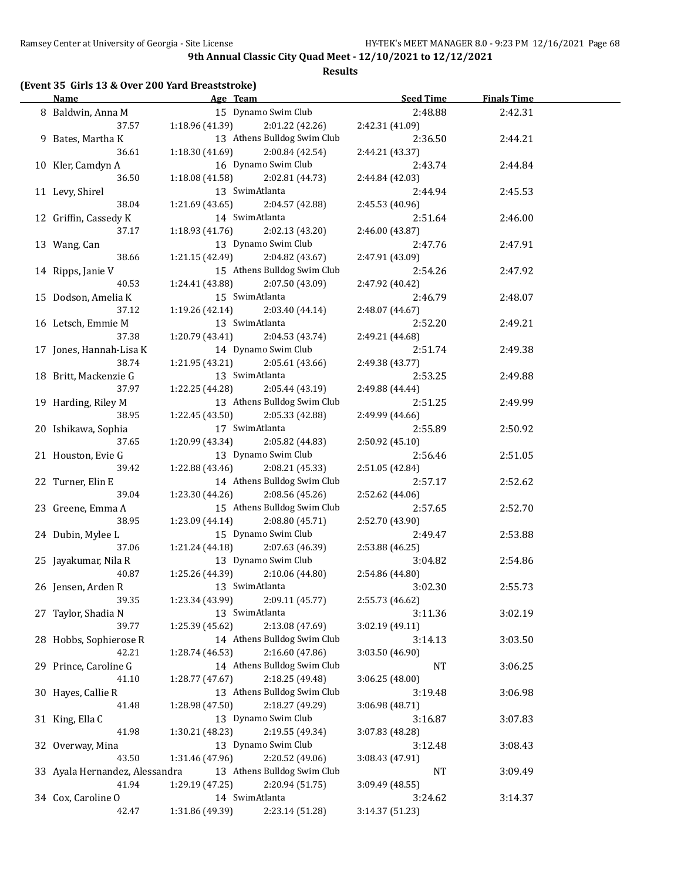**9th Annual Classic City Quad Meet - 12/10/2021 to 12/12/2021**

**Results**

### (Event 35 Girls 13 & Over 200 Yard Breaststroke)

| | Name | Age | Team | Seed Time | Finals Time |
|---|---|---|---|---|---|
| 8 | Baldwin, Anna M | 15 | Dynamo Swim Club | 2:48.88 | 2:42.31 |
| | 37.57 | 1:18.96 (41.39) | 2:01.22 (42.26) | 2:42.31 (41.09) | |
| 9 | Bates, Martha K | 13 | Athens Bulldog Swim Club | 2:36.50 | 2:44.21 |
| | 36.61 | 1:18.30 (41.69) | 2:00.84 (42.54) | 2:44.21 (43.37) | |
| 10 | Kler, Camdyn A | 16 | Dynamo Swim Club | 2:43.74 | 2:44.84 |
| | 36.50 | 1:18.08 (41.58) | 2:02.81 (44.73) | 2:44.84 (42.03) | |
| 11 | Levy, Shirel | 13 | SwimAtlanta | 2:44.94 | 2:45.53 |
| | 38.04 | 1:21.69 (43.65) | 2:04.57 (42.88) | 2:45.53 (40.96) | |
| 12 | Griffin, Cassedy K | 14 | SwimAtlanta | 2:51.64 | 2:46.00 |
| | 37.17 | 1:18.93 (41.76) | 2:02.13 (43.20) | 2:46.00 (43.87) | |
| 13 | Wang, Can | 13 | Dynamo Swim Club | 2:47.76 | 2:47.91 |
| | 38.66 | 1:21.15 (42.49) | 2:04.82 (43.67) | 2:47.91 (43.09) | |
| 14 | Ripps, Janie V | 15 | Athens Bulldog Swim Club | 2:54.26 | 2:47.92 |
| | 40.53 | 1:24.41 (43.88) | 2:07.50 (43.09) | 2:47.92 (40.42) | |
| 15 | Dodson, Amelia K | 15 | SwimAtlanta | 2:46.79 | 2:48.07 |
| | 37.12 | 1:19.26 (42.14) | 2:03.40 (44.14) | 2:48.07 (44.67) | |
| 16 | Letsch, Emmie M | 13 | SwimAtlanta | 2:52.20 | 2:49.21 |
| | 37.38 | 1:20.79 (43.41) | 2:04.53 (43.74) | 2:49.21 (44.68) | |
| 17 | Jones, Hannah-Lisa K | 14 | Dynamo Swim Club | 2:51.74 | 2:49.38 |
| | 38.74 | 1:21.95 (43.21) | 2:05.61 (43.66) | 2:49.38 (43.77) | |
| 18 | Britt, Mackenzie G | 13 | SwimAtlanta | 2:53.25 | 2:49.88 |
| | 37.97 | 1:22.25 (44.28) | 2:05.44 (43.19) | 2:49.88 (44.44) | |
| 19 | Harding, Riley M | 13 | Athens Bulldog Swim Club | 2:51.25 | 2:49.99 |
| | 38.95 | 1:22.45 (43.50) | 2:05.33 (42.88) | 2:49.99 (44.66) | |
| 20 | Ishikawa, Sophia | 17 | SwimAtlanta | 2:55.89 | 2:50.92 |
| | 37.65 | 1:20.99 (43.34) | 2:05.82 (44.83) | 2:50.92 (45.10) | |
| 21 | Houston, Evie G | 13 | Dynamo Swim Club | 2:56.46 | 2:51.05 |
| | 39.42 | 1:22.88 (43.46) | 2:08.21 (45.33) | 2:51.05 (42.84) | |
| 22 | Turner, Elin E | 14 | Athens Bulldog Swim Club | 2:57.17 | 2:52.62 |
| | 39.04 | 1:23.30 (44.26) | 2:08.56 (45.26) | 2:52.62 (44.06) | |
| 23 | Greene, Emma A | 15 | Athens Bulldog Swim Club | 2:57.65 | 2:52.70 |
| | 38.95 | 1:23.09 (44.14) | 2:08.80 (45.71) | 2:52.70 (43.90) | |
| 24 | Dubin, Mylee L | 15 | Dynamo Swim Club | 2:49.47 | 2:53.88 |
| | 37.06 | 1:21.24 (44.18) | 2:07.63 (46.39) | 2:53.88 (46.25) | |
| 25 | Jayakumar, Nila R | 13 | Dynamo Swim Club | 3:04.82 | 2:54.86 |
| | 40.87 | 1:25.26 (44.39) | 2:10.06 (44.80) | 2:54.86 (44.80) | |
| 26 | Jensen, Arden R | 13 | SwimAtlanta | 3:02.30 | 2:55.73 |
| | 39.35 | 1:23.34 (43.99) | 2:09.11 (45.77) | 2:55.73 (46.62) | |
| 27 | Taylor, Shadia N | 13 | SwimAtlanta | 3:11.36 | 3:02.19 |
| | 39.77 | 1:25.39 (45.62) | 2:13.08 (47.69) | 3:02.19 (49.11) | |
| 28 | Hobbs, Sophierose R | 14 | Athens Bulldog Swim Club | 3:14.13 | 3:03.50 |
| | 42.21 | 1:28.74 (46.53) | 2:16.60 (47.86) | 3:03.50 (46.90) | |
| 29 | Prince, Caroline G | 14 | Athens Bulldog Swim Club | NT | 3:06.25 |
| | 41.10 | 1:28.77 (47.67) | 2:18.25 (49.48) | 3:06.25 (48.00) | |
| 30 | Hayes, Callie R | 13 | Athens Bulldog Swim Club | 3:19.48 | 3:06.98 |
| | 41.48 | 1:28.98 (47.50) | 2:18.27 (49.29) | 3:06.98 (48.71) | |
| 31 | King, Ella C | 13 | Dynamo Swim Club | 3:16.87 | 3:07.83 |
| | 41.98 | 1:30.21 (48.23) | 2:19.55 (49.34) | 3:07.83 (48.28) | |
| 32 | Overway, Mina | 13 | Dynamo Swim Club | 3:12.48 | 3:08.43 |
| | 43.50 | 1:31.46 (47.96) | 2:20.52 (49.06) | 3:08.43 (47.91) | |
| 33 | Ayala Hernandez, Alessandra | 13 | Athens Bulldog Swim Club | NT | 3:09.49 |
| | 41.94 | 1:29.19 (47.25) | 2:20.94 (51.75) | 3:09.49 (48.55) | |
| 34 | Cox, Caroline O | 14 | SwimAtlanta | 3:24.62 | 3:14.37 |
| | 42.47 | 1:31.86 (49.39) | 2:23.14 (51.28) | 3:14.37 (51.23) | |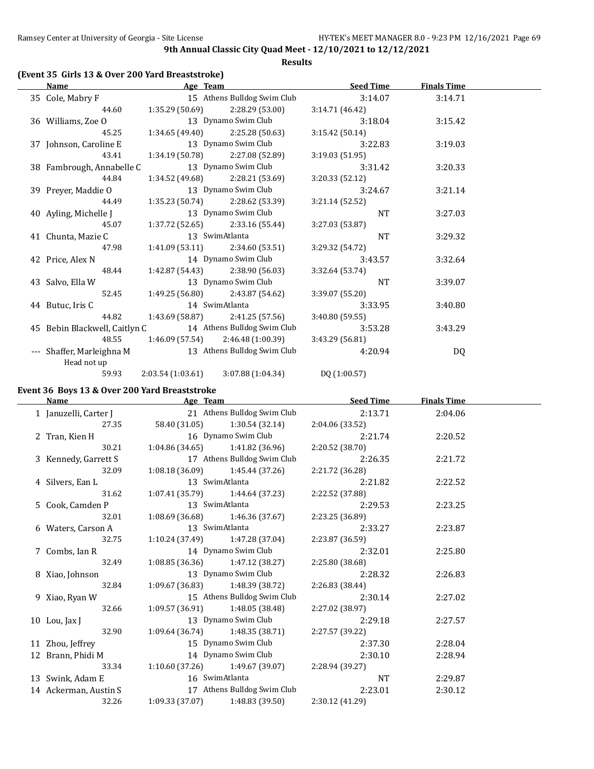**9th Annual Classic City Quad Meet - 12/10/2021 to 12/12/2021**

**Results**

### (Event 35 Girls 13 & Over 200 Yard Breaststroke)

| | Name | Age | Team | Seed Time | Finals Time |
|---|---|---|---|---|---|
| 35 | Cole, Mabry F | 15 | Athens Bulldog Swim Club | 3:14.07 | 3:14.71 |
| | 44.60 | 1:35.29 (50.69) | 2:28.29 (53.00) | 3:14.71 (46.42) | |
| 36 | Williams, Zoe O | 13 | Dynamo Swim Club | 3:18.04 | 3:15.42 |
| | 45.25 | 1:34.65 (49.40) | 2:25.28 (50.63) | 3:15.42 (50.14) | |
| 37 | Johnson, Caroline E | 13 | Dynamo Swim Club | 3:22.83 | 3:19.03 |
| | 43.41 | 1:34.19 (50.78) | 2:27.08 (52.89) | 3:19.03 (51.95) | |
| 38 | Fambrough, Annabelle C | 13 | Dynamo Swim Club | 3:31.42 | 3:20.33 |
| | 44.84 | 1:34.52 (49.68) | 2:28.21 (53.69) | 3:20.33 (52.12) | |
| 39 | Preyer, Maddie O | 13 | Dynamo Swim Club | 3:24.67 | 3:21.14 |
| | 44.49 | 1:35.23 (50.74) | 2:28.62 (53.39) | 3:21.14 (52.52) | |
| 40 | Ayling, Michelle J | 13 | Dynamo Swim Club | NT | 3:27.03 |
| | 45.07 | 1:37.72 (52.65) | 2:33.16 (55.44) | 3:27.03 (53.87) | |
| 41 | Chunta, Mazie C | 13 | SwimAtlanta | NT | 3:29.32 |
| | 47.98 | 1:41.09 (53.11) | 2:34.60 (53.51) | 3:29.32 (54.72) | |
| 42 | Price, Alex N | 14 | Dynamo Swim Club | 3:43.57 | 3:32.64 |
| | 48.44 | 1:42.87 (54.43) | 2:38.90 (56.03) | 3:32.64 (53.74) | |
| 43 | Salvo, Ella W | 13 | Dynamo Swim Club | NT | 3:39.07 |
| | 52.45 | 1:49.25 (56.80) | 2:43.87 (54.62) | 3:39.07 (55.20) | |
| 44 | Butuc, Iris C | 14 | SwimAtlanta | 3:33.95 | 3:40.80 |
| | 44.82 | 1:43.69 (58.87) | 2:41.25 (57.56) | 3:40.80 (59.55) | |
| 45 | Bebin Blackwell, Caitlyn C | 14 | Athens Bulldog Swim Club | 3:53.28 | 3:43.29 |
| | 48.55 | 1:46.09 (57.54) | 2:46.48 (1:00.39) | 3:43.29 (56.81) | |
| --- | Shaffer, Marleighna M | 13 | Athens Bulldog Swim Club | 4:20.94 | DQ |
| | Head not up | | | | |
| | 59.93 | 2:03.54 (1:03.61) | 3:07.88 (1:04.34) | DQ (1:00.57) | |

### Event 36 Boys 13 & Over 200 Yard Breaststroke

| | Name | Age | Team | Seed Time | Finals Time |
|---|---|---|---|---|---|
| 1 | Januzelli, Carter J | 21 | Athens Bulldog Swim Club | 2:13.71 | 2:04.06 |
| | 27.35 | 58.40 (31.05) | 1:30.54 (32.14) | 2:04.06 (33.52) | |
| 2 | Tran, Kien H | 16 | Dynamo Swim Club | 2:21.74 | 2:20.52 |
| | 30.21 | 1:04.86 (34.65) | 1:41.82 (36.96) | 2:20.52 (38.70) | |
| 3 | Kennedy, Garrett S | 17 | Athens Bulldog Swim Club | 2:26.35 | 2:21.72 |
| | 32.09 | 1:08.18 (36.09) | 1:45.44 (37.26) | 2:21.72 (36.28) | |
| 4 | Silvers, Ean L | 13 | SwimAtlanta | 2:21.82 | 2:22.52 |
| | 31.62 | 1:07.41 (35.79) | 1:44.64 (37.23) | 2:22.52 (37.88) | |
| 5 | Cook, Camden P | 13 | SwimAtlanta | 2:29.53 | 2:23.25 |
| | 32.01 | 1:08.69 (36.68) | 1:46.36 (37.67) | 2:23.25 (36.89) | |
| 6 | Waters, Carson A | 13 | SwimAtlanta | 2:33.27 | 2:23.87 |
| | 32.75 | 1:10.24 (37.49) | 1:47.28 (37.04) | 2:23.87 (36.59) | |
| 7 | Combs, Ian R | 14 | Dynamo Swim Club | 2:32.01 | 2:25.80 |
| | 32.49 | 1:08.85 (36.36) | 1:47.12 (38.27) | 2:25.80 (38.68) | |
| 8 | Xiao, Johnson | 13 | Dynamo Swim Club | 2:28.32 | 2:26.83 |
| | 32.84 | 1:09.67 (36.83) | 1:48.39 (38.72) | 2:26.83 (38.44) | |
| 9 | Xiao, Ryan W | 15 | Athens Bulldog Swim Club | 2:30.14 | 2:27.02 |
| | 32.66 | 1:09.57 (36.91) | 1:48.05 (38.48) | 2:27.02 (38.97) | |
| 10 | Lou, Jax J | 13 | Dynamo Swim Club | 2:29.18 | 2:27.57 |
| | 32.90 | 1:09.64 (36.74) | 1:48.35 (38.71) | 2:27.57 (39.22) | |
| 11 | Zhou, Jeffrey | 15 | Dynamo Swim Club | 2:37.30 | 2:28.04 |
| 12 | Brann, Phidi M | 14 | Dynamo Swim Club | 2:30.10 | 2:28.94 |
| | 33.34 | 1:10.60 (37.26) | 1:49.67 (39.07) | 2:28.94 (39.27) | |
| 13 | Swink, Adam E | 16 | SwimAtlanta | NT | 2:29.87 |
| 14 | Ackerman, Austin S | 17 | Athens Bulldog Swim Club | 2:23.01 | 2:30.12 |
| | 32.26 | 1:09.33 (37.07) | 1:48.83 (39.50) | 2:30.12 (41.29) | |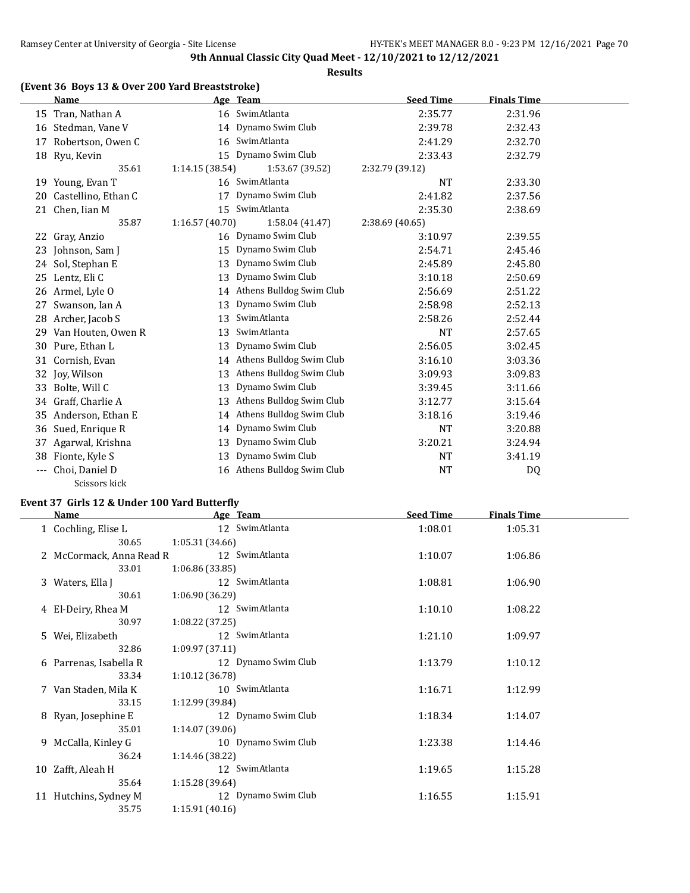**9th Annual Classic City Quad Meet - 12/10/2021 to 12/12/2021**

**Results**

### (Event 36 Boys 13 & Over 200 Yard Breaststroke)

| | Name | Age | Team | Seed Time | Finals Time |
|---|---|---|---|---|---|
| 15 | Tran, Nathan A | 16 | SwimAtlanta | 2:35.77 | 2:31.96 |
| 16 | Stedman, Vane V | 14 | Dynamo Swim Club | 2:39.78 | 2:32.43 |
| 17 | Robertson, Owen C | 16 | SwimAtlanta | 2:41.29 | 2:32.70 |
| 18 | Ryu, Kevin | 15 | Dynamo Swim Club | 2:33.43 | 2:32.79 |
| | 35.61 | 1:14.15 (38.54) | 1:53.67 (39.52) | 2:32.79 (39.12) | |
| 19 | Young, Evan T | 16 | SwimAtlanta | NT | 2:33.30 |
| 20 | Castellino, Ethan C | 17 | Dynamo Swim Club | 2:41.82 | 2:37.56 |
| 21 | Chen, Iian M | 15 | SwimAtlanta | 2:35.30 | 2:38.69 |
| | 35.87 | 1:16.57 (40.70) | 1:58.04 (41.47) | 2:38.69 (40.65) | |
| 22 | Gray, Anzio | 16 | Dynamo Swim Club | 3:10.97 | 2:39.55 |
| 23 | Johnson, Sam J | 15 | Dynamo Swim Club | 2:54.71 | 2:45.46 |
| 24 | Sol, Stephan E | 13 | Dynamo Swim Club | 2:45.89 | 2:45.80 |
| 25 | Lentz, Eli C | 13 | Dynamo Swim Club | 3:10.18 | 2:50.69 |
| 26 | Armel, Lyle O | 14 | Athens Bulldog Swim Club | 2:56.69 | 2:51.22 |
| 27 | Swanson, Ian A | 13 | Dynamo Swim Club | 2:58.98 | 2:52.13 |
| 28 | Archer, Jacob S | 13 | SwimAtlanta | 2:58.26 | 2:52.44 |
| 29 | Van Houten, Owen R | 13 | SwimAtlanta | NT | 2:57.65 |
| 30 | Pure, Ethan L | 13 | Dynamo Swim Club | 2:56.05 | 3:02.45 |
| 31 | Cornish, Evan | 14 | Athens Bulldog Swim Club | 3:16.10 | 3:03.36 |
| 32 | Joy, Wilson | 13 | Athens Bulldog Swim Club | 3:09.93 | 3:09.83 |
| 33 | Bolte, Will C | 13 | Dynamo Swim Club | 3:39.45 | 3:11.66 |
| 34 | Graff, Charlie A | 13 | Athens Bulldog Swim Club | 3:12.77 | 3:15.64 |
| 35 | Anderson, Ethan E | 14 | Athens Bulldog Swim Club | 3:18.16 | 3:19.46 |
| 36 | Sued, Enrique R | 14 | Dynamo Swim Club | NT | 3:20.88 |
| 37 | Agarwal, Krishna | 13 | Dynamo Swim Club | 3:20.21 | 3:24.94 |
| 38 | Fionte, Kyle S | 13 | Dynamo Swim Club | NT | 3:41.19 |
| --- | Choi, Daniel D | 16 | Athens Bulldog Swim Club | NT | DQ |
| | Scissors kick | | | | |

### Event 37 Girls 12 & Under 100 Yard Butterfly

| | Name | Age | Team | Seed Time | Finals Time |
|---|---|---|---|---|---|
| 1 | Cochling, Elise L | 12 | SwimAtlanta | 1:08.01 | 1:05.31 |
| | 30.65 | 1:05.31 (34.66) | | | |
| 2 | McCormack, Anna Read R | 12 | SwimAtlanta | 1:10.07 | 1:06.86 |
| | 33.01 | 1:06.86 (33.85) | | | |
| 3 | Waters, Ella J | 12 | SwimAtlanta | 1:08.81 | 1:06.90 |
| | 30.61 | 1:06.90 (36.29) | | | |
| 4 | El-Deiry, Rhea M | 12 | SwimAtlanta | 1:10.10 | 1:08.22 |
| | 30.97 | 1:08.22 (37.25) | | | |
| 5 | Wei, Elizabeth | 12 | SwimAtlanta | 1:21.10 | 1:09.97 |
| | 32.86 | 1:09.97 (37.11) | | | |
| 6 | Parrenas, Isabella R | 12 | Dynamo Swim Club | 1:13.79 | 1:10.12 |
| | 33.34 | 1:10.12 (36.78) | | | |
| 7 | Van Staden, Mila K | 10 | SwimAtlanta | 1:16.71 | 1:12.99 |
| | 33.15 | 1:12.99 (39.84) | | | |
| 8 | Ryan, Josephine E | 12 | Dynamo Swim Club | 1:18.34 | 1:14.07 |
| | 35.01 | 1:14.07 (39.06) | | | |
| 9 | McCalla, Kinley G | 10 | Dynamo Swim Club | 1:23.38 | 1:14.46 |
| | 36.24 | 1:14.46 (38.22) | | | |
| 10 | Zafft, Aleah H | 12 | SwimAtlanta | 1:19.65 | 1:15.28 |
| | 35.64 | 1:15.28 (39.64) | | | |
| 11 | Hutchins, Sydney M | 12 | Dynamo Swim Club | 1:16.55 | 1:15.91 |
| | 35.75 | 1:15.91 (40.16) | | | |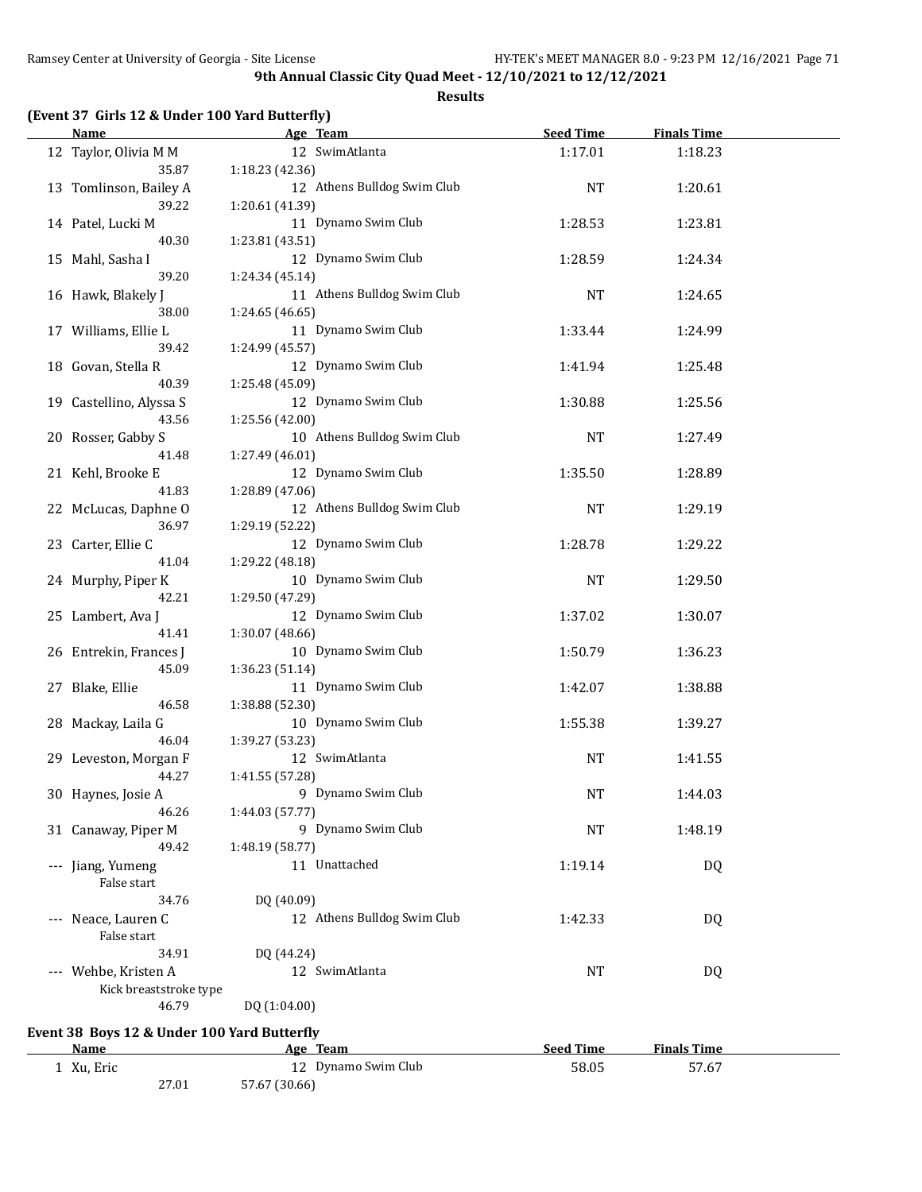## 9th Annual Classic City Quad Meet - 12/10/2021 to 12/12/2021

**Results**

### (Event 37 Girls 12 & Under 100 Yard Butterfly)

| | Name | Age | Team | Seed Time | Finals Time |
|---|---|---|---|---|---|
| 12 | Taylor, Olivia M M | 12 | SwimAtlanta | 1:17.01 | 1:18.23 |
| | 35.87 | 1:18.23 (42.36) | | | |
| 13 | Tomlinson, Bailey A | 12 | Athens Bulldog Swim Club | NT | 1:20.61 |
| | 39.22 | 1:20.61 (41.39) | | | |
| 14 | Patel, Lucki M | 11 | Dynamo Swim Club | 1:28.53 | 1:23.81 |
| | 40.30 | 1:23.81 (43.51) | | | |
| 15 | Mahl, Sasha I | 12 | Dynamo Swim Club | 1:28.59 | 1:24.34 |
| | 39.20 | 1:24.34 (45.14) | | | |
| 16 | Hawk, Blakely J | 11 | Athens Bulldog Swim Club | NT | 1:24.65 |
| | 38.00 | 1:24.65 (46.65) | | | |
| 17 | Williams, Ellie L | 11 | Dynamo Swim Club | 1:33.44 | 1:24.99 |
| | 39.42 | 1:24.99 (45.57) | | | |
| 18 | Govan, Stella R | 12 | Dynamo Swim Club | 1:41.94 | 1:25.48 |
| | 40.39 | 1:25.48 (45.09) | | | |
| 19 | Castellino, Alyssa S | 12 | Dynamo Swim Club | 1:30.88 | 1:25.56 |
| | 43.56 | 1:25.56 (42.00) | | | |
| 20 | Rosser, Gabby S | 10 | Athens Bulldog Swim Club | NT | 1:27.49 |
| | 41.48 | 1:27.49 (46.01) | | | |
| 21 | Kehl, Brooke E | 12 | Dynamo Swim Club | 1:35.50 | 1:28.89 |
| | 41.83 | 1:28.89 (47.06) | | | |
| 22 | McLucas, Daphne O | 12 | Athens Bulldog Swim Club | NT | 1:29.19 |
| | 36.97 | 1:29.19 (52.22) | | | |
| 23 | Carter, Ellie C | 12 | Dynamo Swim Club | 1:28.78 | 1:29.22 |
| | 41.04 | 1:29.22 (48.18) | | | |
| 24 | Murphy, Piper K | 10 | Dynamo Swim Club | NT | 1:29.50 |
| | 42.21 | 1:29.50 (47.29) | | | |
| 25 | Lambert, Ava J | 12 | Dynamo Swim Club | 1:37.02 | 1:30.07 |
| | 41.41 | 1:30.07 (48.66) | | | |
| 26 | Entrekin, Frances J | 10 | Dynamo Swim Club | 1:50.79 | 1:36.23 |
| | 45.09 | 1:36.23 (51.14) | | | |
| 27 | Blake, Ellie | 11 | Dynamo Swim Club | 1:42.07 | 1:38.88 |
| | 46.58 | 1:38.88 (52.30) | | | |
| 28 | Mackay, Laila G | 10 | Dynamo Swim Club | 1:55.38 | 1:39.27 |
| | 46.04 | 1:39.27 (53.23) | | | |
| 29 | Leveston, Morgan F | 12 | SwimAtlanta | NT | 1:41.55 |
| | 44.27 | 1:41.55 (57.28) | | | |
| 30 | Haynes, Josie A | 9 | Dynamo Swim Club | NT | 1:44.03 |
| | 46.26 | 1:44.03 (57.77) | | | |
| 31 | Canaway, Piper M | 9 | Dynamo Swim Club | NT | 1:48.19 |
| | 49.42 | 1:48.19 (58.77) | | | |
| --- | Jiang, Yumeng | 11 | Unattached | 1:19.14 | DQ |
| | False start | | | | |
| | 34.76 | DQ (40.09) | | | |
| --- | Neace, Lauren C | 12 | Athens Bulldog Swim Club | 1:42.33 | DQ |
| | False start | | | | |
| | 34.91 | DQ (44.24) | | | |
| --- | Wehbe, Kristen A | 12 | SwimAtlanta | NT | DQ |
| | Kick breaststroke type | | | | |
| | 46.79 | DQ (1:04.00) | | | |

### Event 38 Boys 12 & Under 100 Yard Butterfly

| | Name | Age | Team | Seed Time | Finals Time |
|---|---|---|---|---|---|
| 1 | Xu, Eric | 12 | Dynamo Swim Club | 58.05 | 57.67 |
| | 27.01 | 57.67 (30.66) | | | |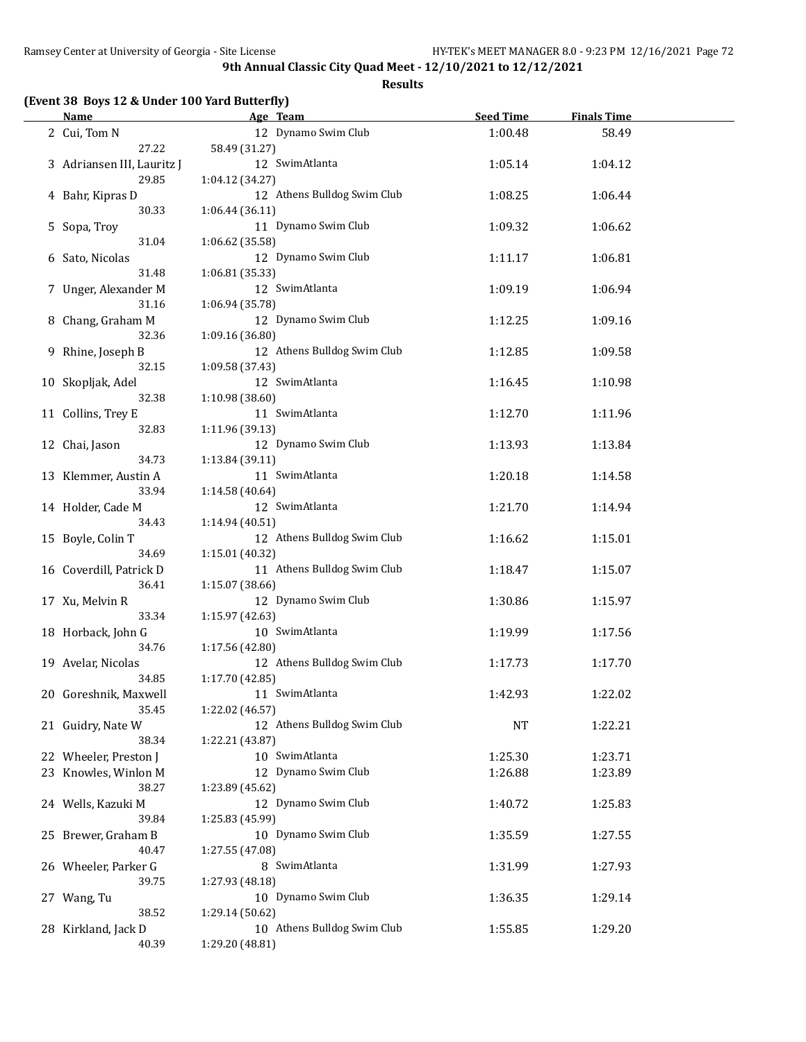**9th Annual Classic City Quad Meet - 12/10/2021 to 12/12/2021**

**Results**

### (Event 38 Boys 12 & Under 100 Yard Butterfly)

| | Name | Age | Team | Seed Time | Finals Time |
|---|---|---|---|---|---|
| 2 | Cui, Tom N | 12 | Dynamo Swim Club | 1:00.48 | 58.49 |
| | 27.22 | 58.49 (31.27) | | | |
| 3 | Adriansen III, Lauritz J | 12 | SwimAtlanta | 1:05.14 | 1:04.12 |
| | 29.85 | 1:04.12 (34.27) | | | |
| 4 | Bahr, Kipras D | 12 | Athens Bulldog Swim Club | 1:08.25 | 1:06.44 |
| | 30.33 | 1:06.44 (36.11) | | | |
| 5 | Sopa, Troy | 11 | Dynamo Swim Club | 1:09.32 | 1:06.62 |
| | 31.04 | 1:06.62 (35.58) | | | |
| 6 | Sato, Nicolas | 12 | Dynamo Swim Club | 1:11.17 | 1:06.81 |
| | 31.48 | 1:06.81 (35.33) | | | |
| 7 | Unger, Alexander M | 12 | SwimAtlanta | 1:09.19 | 1:06.94 |
| | 31.16 | 1:06.94 (35.78) | | | |
| 8 | Chang, Graham M | 12 | Dynamo Swim Club | 1:12.25 | 1:09.16 |
| | 32.36 | 1:09.16 (36.80) | | | |
| 9 | Rhine, Joseph B | 12 | Athens Bulldog Swim Club | 1:12.85 | 1:09.58 |
| | 32.15 | 1:09.58 (37.43) | | | |
| 10 | Skopljak, Adel | 12 | SwimAtlanta | 1:16.45 | 1:10.98 |
| | 32.38 | 1:10.98 (38.60) | | | |
| 11 | Collins, Trey E | 11 | SwimAtlanta | 1:12.70 | 1:11.96 |
| | 32.83 | 1:11.96 (39.13) | | | |
| 12 | Chai, Jason | 12 | Dynamo Swim Club | 1:13.93 | 1:13.84 |
| | 34.73 | 1:13.84 (39.11) | | | |
| 13 | Klemmer, Austin A | 11 | SwimAtlanta | 1:20.18 | 1:14.58 |
| | 33.94 | 1:14.58 (40.64) | | | |
| 14 | Holder, Cade M | 12 | SwimAtlanta | 1:21.70 | 1:14.94 |
| | 34.43 | 1:14.94 (40.51) | | | |
| 15 | Boyle, Colin T | 12 | Athens Bulldog Swim Club | 1:16.62 | 1:15.01 |
| | 34.69 | 1:15.01 (40.32) | | | |
| 16 | Coverdill, Patrick D | 11 | Athens Bulldog Swim Club | 1:18.47 | 1:15.07 |
| | 36.41 | 1:15.07 (38.66) | | | |
| 17 | Xu, Melvin R | 12 | Dynamo Swim Club | 1:30.86 | 1:15.97 |
| | 33.34 | 1:15.97 (42.63) | | | |
| 18 | Horback, John G | 10 | SwimAtlanta | 1:19.99 | 1:17.56 |
| | 34.76 | 1:17.56 (42.80) | | | |
| 19 | Avelar, Nicolas | 12 | Athens Bulldog Swim Club | 1:17.73 | 1:17.70 |
| | 34.85 | 1:17.70 (42.85) | | | |
| 20 | Goreshnik, Maxwell | 11 | SwimAtlanta | 1:42.93 | 1:22.02 |
| | 35.45 | 1:22.02 (46.57) | | | |
| 21 | Guidry, Nate W | 12 | Athens Bulldog Swim Club | NT | 1:22.21 |
| | 38.34 | 1:22.21 (43.87) | | | |
| 22 | Wheeler, Preston J | 10 | SwimAtlanta | 1:25.30 | 1:23.71 |
| 23 | Knowles, Winlon M | 12 | Dynamo Swim Club | 1:26.88 | 1:23.89 |
| | 38.27 | 1:23.89 (45.62) | | | |
| 24 | Wells, Kazuki M | 12 | Dynamo Swim Club | 1:40.72 | 1:25.83 |
| | 39.84 | 1:25.83 (45.99) | | | |
| 25 | Brewer, Graham B | 10 | Dynamo Swim Club | 1:35.59 | 1:27.55 |
| | 40.47 | 1:27.55 (47.08) | | | |
| 26 | Wheeler, Parker G | 8 | SwimAtlanta | 1:31.99 | 1:27.93 |
| | 39.75 | 1:27.93 (48.18) | | | |
| 27 | Wang, Tu | 10 | Dynamo Swim Club | 1:36.35 | 1:29.14 |
| | 38.52 | 1:29.14 (50.62) | | | |
| 28 | Kirkland, Jack D | 10 | Athens Bulldog Swim Club | 1:55.85 | 1:29.20 |
| | 40.39 | 1:29.20 (48.81) | | | |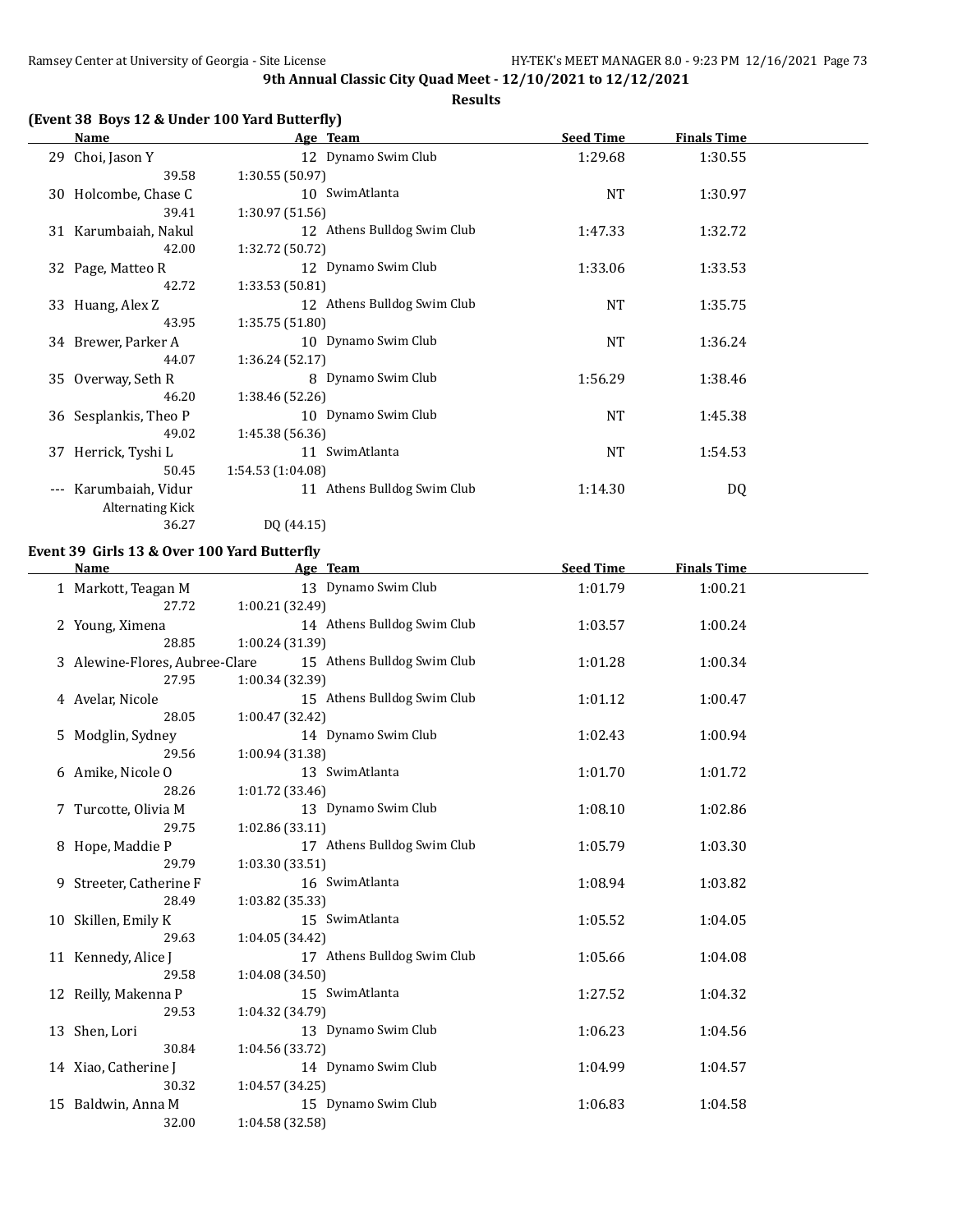**9th Annual Classic City Quad Meet - 12/10/2021 to 12/12/2021**

**Results**

### (Event 38 Boys 12 & Under 100 Yard Butterfly)

| | Name | Age | Team | Seed Time | Finals Time |
|---|---|---|---|---|---|
| 29 | Choi, Jason Y | 12 | Dynamo Swim Club | 1:29.68 | 1:30.55 |
| | 39.58 | 1:30.55 (50.97) | | | |
| 30 | Holcombe, Chase C | 10 | SwimAtlanta | NT | 1:30.97 |
| | 39.41 | 1:30.97 (51.56) | | | |
| 31 | Karumbaiah, Nakul | 12 | Athens Bulldog Swim Club | 1:47.33 | 1:32.72 |
| | 42.00 | 1:32.72 (50.72) | | | |
| 32 | Page, Matteo R | 12 | Dynamo Swim Club | 1:33.06 | 1:33.53 |
| | 42.72 | 1:33.53 (50.81) | | | |
| 33 | Huang, Alex Z | 12 | Athens Bulldog Swim Club | NT | 1:35.75 |
| | 43.95 | 1:35.75 (51.80) | | | |
| 34 | Brewer, Parker A | 10 | Dynamo Swim Club | NT | 1:36.24 |
| | 44.07 | 1:36.24 (52.17) | | | |
| 35 | Overway, Seth R | 8 | Dynamo Swim Club | 1:56.29 | 1:38.46 |
| | 46.20 | 1:38.46 (52.26) | | | |
| 36 | Sesplankis, Theo P | 10 | Dynamo Swim Club | NT | 1:45.38 |
| | 49.02 | 1:45.38 (56.36) | | | |
| 37 | Herrick, Tyshi L | 11 | SwimAtlanta | NT | 1:54.53 |
| | 50.45 | 1:54.53 (1:04.08) | | | |
| --- | Karumbaiah, Vidur | 11 | Athens Bulldog Swim Club | 1:14.30 | DQ |
| | Alternating Kick | | | | |
| | 36.27 | DQ (44.15) | | | |

### Event 39 Girls 13 & Over 100 Yard Butterfly

| | Name | Age | Team | Seed Time | Finals Time |
|---|---|---|---|---|---|
| 1 | Markott, Teagan M | 13 | Dynamo Swim Club | 1:01.79 | 1:00.21 |
| | 27.72 | 1:00.21 (32.49) | | | |
| 2 | Young, Ximena | 14 | Athens Bulldog Swim Club | 1:03.57 | 1:00.24 |
| | 28.85 | 1:00.24 (31.39) | | | |
| 3 | Alewine-Flores, Aubree-Clare | 15 | Athens Bulldog Swim Club | 1:01.28 | 1:00.34 |
| | 27.95 | 1:00.34 (32.39) | | | |
| 4 | Avelar, Nicole | 15 | Athens Bulldog Swim Club | 1:01.12 | 1:00.47 |
| | 28.05 | 1:00.47 (32.42) | | | |
| 5 | Modglin, Sydney | 14 | Dynamo Swim Club | 1:02.43 | 1:00.94 |
| | 29.56 | 1:00.94 (31.38) | | | |
| 6 | Amike, Nicole O | 13 | SwimAtlanta | 1:01.70 | 1:01.72 |
| | 28.26 | 1:01.72 (33.46) | | | |
| 7 | Turcotte, Olivia M | 13 | Dynamo Swim Club | 1:08.10 | 1:02.86 |
| | 29.75 | 1:02.86 (33.11) | | | |
| 8 | Hope, Maddie P | 17 | Athens Bulldog Swim Club | 1:05.79 | 1:03.30 |
| | 29.79 | 1:03.30 (33.51) | | | |
| 9 | Streeter, Catherine F | 16 | SwimAtlanta | 1:08.94 | 1:03.82 |
| | 28.49 | 1:03.82 (35.33) | | | |
| 10 | Skillen, Emily K | 15 | SwimAtlanta | 1:05.52 | 1:04.05 |
| | 29.63 | 1:04.05 (34.42) | | | |
| 11 | Kennedy, Alice J | 17 | Athens Bulldog Swim Club | 1:05.66 | 1:04.08 |
| | 29.58 | 1:04.08 (34.50) | | | |
| 12 | Reilly, Makenna P | 15 | SwimAtlanta | 1:27.52 | 1:04.32 |
| | 29.53 | 1:04.32 (34.79) | | | |
| 13 | Shen, Lori | 13 | Dynamo Swim Club | 1:06.23 | 1:04.56 |
| | 30.84 | 1:04.56 (33.72) | | | |
| 14 | Xiao, Catherine J | 14 | Dynamo Swim Club | 1:04.99 | 1:04.57 |
| | 30.32 | 1:04.57 (34.25) | | | |
| 15 | Baldwin, Anna M | 15 | Dynamo Swim Club | 1:06.83 | 1:04.58 |
| | 32.00 | 1:04.58 (32.58) | | | |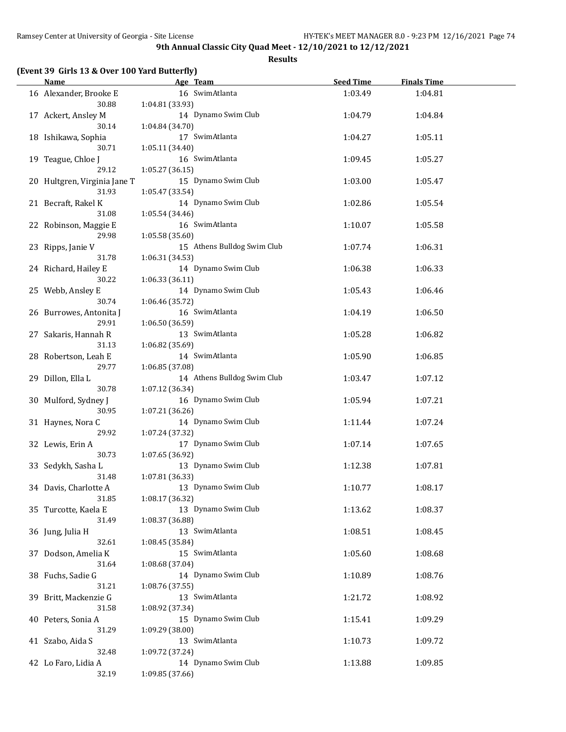**9th Annual Classic City Quad Meet - 12/10/2021 to 12/12/2021**

**Results**

**(Event 39 Girls 13 & Over 100 Yard Butterfly)**

| | Name | Age | Team | Seed Time | Finals Time |
|---|---|---|---|---|---|
| 16 | Alexander, Brooke E | 16 | SwimAtlanta | 1:03.49 | 1:04.81 |
| | 30.88 | 1:04.81 (33.93) | | | |
| 17 | Ackert, Ansley M | 14 | Dynamo Swim Club | 1:04.79 | 1:04.84 |
| | 30.14 | 1:04.84 (34.70) | | | |
| 18 | Ishikawa, Sophia | 17 | SwimAtlanta | 1:04.27 | 1:05.11 |
| | 30.71 | 1:05.11 (34.40) | | | |
| 19 | Teague, Chloe J | 16 | SwimAtlanta | 1:09.45 | 1:05.27 |
| | 29.12 | 1:05.27 (36.15) | | | |
| 20 | Hultgren, Virginia Jane T | 15 | Dynamo Swim Club | 1:03.00 | 1:05.47 |
| | 31.93 | 1:05.47 (33.54) | | | |
| 21 | Becraft, Rakel K | 14 | Dynamo Swim Club | 1:02.86 | 1:05.54 |
| | 31.08 | 1:05.54 (34.46) | | | |
| 22 | Robinson, Maggie E | 16 | SwimAtlanta | 1:10.07 | 1:05.58 |
| | 29.98 | 1:05.58 (35.60) | | | |
| 23 | Ripps, Janie V | 15 | Athens Bulldog Swim Club | 1:07.74 | 1:06.31 |
| | 31.78 | 1:06.31 (34.53) | | | |
| 24 | Richard, Hailey E | 14 | Dynamo Swim Club | 1:06.38 | 1:06.33 |
| | 30.22 | 1:06.33 (36.11) | | | |
| 25 | Webb, Ansley E | 14 | Dynamo Swim Club | 1:05.43 | 1:06.46 |
| | 30.74 | 1:06.46 (35.72) | | | |
| 26 | Burrowes, Antonita J | 16 | SwimAtlanta | 1:04.19 | 1:06.50 |
| | 29.91 | 1:06.50 (36.59) | | | |
| 27 | Sakaris, Hannah R | 13 | SwimAtlanta | 1:05.28 | 1:06.82 |
| | 31.13 | 1:06.82 (35.69) | | | |
| 28 | Robertson, Leah E | 14 | SwimAtlanta | 1:05.90 | 1:06.85 |
| | 29.77 | 1:06.85 (37.08) | | | |
| 29 | Dillon, Ella L | 14 | Athens Bulldog Swim Club | 1:03.47 | 1:07.12 |
| | 30.78 | 1:07.12 (36.34) | | | |
| 30 | Mulford, Sydney J | 16 | Dynamo Swim Club | 1:05.94 | 1:07.21 |
| | 30.95 | 1:07.21 (36.26) | | | |
| 31 | Haynes, Nora C | 14 | Dynamo Swim Club | 1:11.44 | 1:07.24 |
| | 29.92 | 1:07.24 (37.32) | | | |
| 32 | Lewis, Erin A | 17 | Dynamo Swim Club | 1:07.14 | 1:07.65 |
| | 30.73 | 1:07.65 (36.92) | | | |
| 33 | Sedykh, Sasha L | 13 | Dynamo Swim Club | 1:12.38 | 1:07.81 |
| | 31.48 | 1:07.81 (36.33) | | | |
| 34 | Davis, Charlotte A | 13 | Dynamo Swim Club | 1:10.77 | 1:08.17 |
| | 31.85 | 1:08.17 (36.32) | | | |
| 35 | Turcotte, Kaela E | 13 | Dynamo Swim Club | 1:13.62 | 1:08.37 |
| | 31.49 | 1:08.37 (36.88) | | | |
| 36 | Jung, Julia H | 13 | SwimAtlanta | 1:08.51 | 1:08.45 |
| | 32.61 | 1:08.45 (35.84) | | | |
| 37 | Dodson, Amelia K | 15 | SwimAtlanta | 1:05.60 | 1:08.68 |
| | 31.64 | 1:08.68 (37.04) | | | |
| 38 | Fuchs, Sadie G | 14 | Dynamo Swim Club | 1:10.89 | 1:08.76 |
| | 31.21 | 1:08.76 (37.55) | | | |
| 39 | Britt, Mackenzie G | 13 | SwimAtlanta | 1:21.72 | 1:08.92 |
| | 31.58 | 1:08.92 (37.34) | | | |
| 40 | Peters, Sonia A | 15 | Dynamo Swim Club | 1:15.41 | 1:09.29 |
| | 31.29 | 1:09.29 (38.00) | | | |
| 41 | Szabo, Aida S | 13 | SwimAtlanta | 1:10.73 | 1:09.72 |
| | 32.48 | 1:09.72 (37.24) | | | |
| 42 | Lo Faro, Lidia A | 14 | Dynamo Swim Club | 1:13.88 | 1:09.85 |
| | 32.19 | 1:09.85 (37.66) | | | |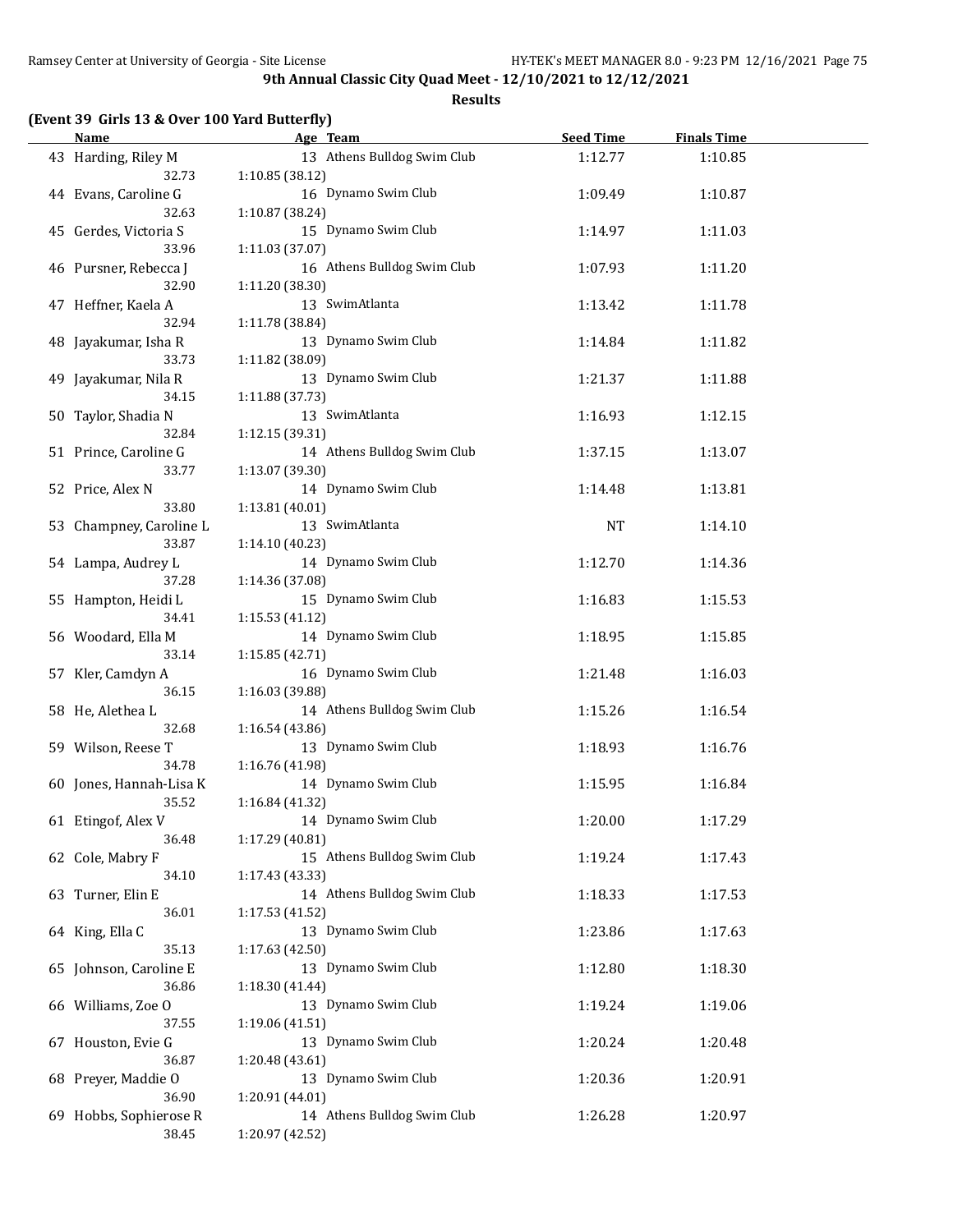**9th Annual Classic City Quad Meet - 12/10/2021 to 12/12/2021**

**Results**

**(Event 39 Girls 13 & Over 100 Yard Butterfly)**

| | Name | Age | Team | Seed Time | Finals Time |
|---|---|---|---|---|---|
| 43 | Harding, Riley M | 13 | Athens Bulldog Swim Club | 1:12.77 | 1:10.85 |
| | 32.73 | 1:10.85 (38.12) | | | |
| 44 | Evans, Caroline G | 16 | Dynamo Swim Club | 1:09.49 | 1:10.87 |
| | 32.63 | 1:10.87 (38.24) | | | |
| 45 | Gerdes, Victoria S | 15 | Dynamo Swim Club | 1:14.97 | 1:11.03 |
| | 33.96 | 1:11.03 (37.07) | | | |
| 46 | Pursner, Rebecca J | 16 | Athens Bulldog Swim Club | 1:07.93 | 1:11.20 |
| | 32.90 | 1:11.20 (38.30) | | | |
| 47 | Heffner, Kaela A | 13 | SwimAtlanta | 1:13.42 | 1:11.78 |
| | 32.94 | 1:11.78 (38.84) | | | |
| 48 | Jayakumar, Isha R | 13 | Dynamo Swim Club | 1:14.84 | 1:11.82 |
| | 33.73 | 1:11.82 (38.09) | | | |
| 49 | Jayakumar, Nila R | 13 | Dynamo Swim Club | 1:21.37 | 1:11.88 |
| | 34.15 | 1:11.88 (37.73) | | | |
| 50 | Taylor, Shadia N | 13 | SwimAtlanta | 1:16.93 | 1:12.15 |
| | 32.84 | 1:12.15 (39.31) | | | |
| 51 | Prince, Caroline G | 14 | Athens Bulldog Swim Club | 1:37.15 | 1:13.07 |
| | 33.77 | 1:13.07 (39.30) | | | |
| 52 | Price, Alex N | 14 | Dynamo Swim Club | 1:14.48 | 1:13.81 |
| | 33.80 | 1:13.81 (40.01) | | | |
| 53 | Champney, Caroline L | 13 | SwimAtlanta | NT | 1:14.10 |
| | 33.87 | 1:14.10 (40.23) | | | |
| 54 | Lampa, Audrey L | 14 | Dynamo Swim Club | 1:12.70 | 1:14.36 |
| | 37.28 | 1:14.36 (37.08) | | | |
| 55 | Hampton, Heidi L | 15 | Dynamo Swim Club | 1:16.83 | 1:15.53 |
| | 34.41 | 1:15.53 (41.12) | | | |
| 56 | Woodard, Ella M | 14 | Dynamo Swim Club | 1:18.95 | 1:15.85 |
| | 33.14 | 1:15.85 (42.71) | | | |
| 57 | Kler, Camdyn A | 16 | Dynamo Swim Club | 1:21.48 | 1:16.03 |
| | 36.15 | 1:16.03 (39.88) | | | |
| 58 | He, Alethea L | 14 | Athens Bulldog Swim Club | 1:15.26 | 1:16.54 |
| | 32.68 | 1:16.54 (43.86) | | | |
| 59 | Wilson, Reese T | 13 | Dynamo Swim Club | 1:18.93 | 1:16.76 |
| | 34.78 | 1:16.76 (41.98) | | | |
| 60 | Jones, Hannah-Lisa K | 14 | Dynamo Swim Club | 1:15.95 | 1:16.84 |
| | 35.52 | 1:16.84 (41.32) | | | |
| 61 | Etingof, Alex V | 14 | Dynamo Swim Club | 1:20.00 | 1:17.29 |
| | 36.48 | 1:17.29 (40.81) | | | |
| 62 | Cole, Mabry F | 15 | Athens Bulldog Swim Club | 1:19.24 | 1:17.43 |
| | 34.10 | 1:17.43 (43.33) | | | |
| 63 | Turner, Elin E | 14 | Athens Bulldog Swim Club | 1:18.33 | 1:17.53 |
| | 36.01 | 1:17.53 (41.52) | | | |
| 64 | King, Ella C | 13 | Dynamo Swim Club | 1:23.86 | 1:17.63 |
| | 35.13 | 1:17.63 (42.50) | | | |
| 65 | Johnson, Caroline E | 13 | Dynamo Swim Club | 1:12.80 | 1:18.30 |
| | 36.86 | 1:18.30 (41.44) | | | |
| 66 | Williams, Zoe O | 13 | Dynamo Swim Club | 1:19.24 | 1:19.06 |
| | 37.55 | 1:19.06 (41.51) | | | |
| 67 | Houston, Evie G | 13 | Dynamo Swim Club | 1:20.24 | 1:20.48 |
| | 36.87 | 1:20.48 (43.61) | | | |
| 68 | Preyer, Maddie O | 13 | Dynamo Swim Club | 1:20.36 | 1:20.91 |
| | 36.90 | 1:20.91 (44.01) | | | |
| 69 | Hobbs, Sophierose R | 14 | Athens Bulldog Swim Club | 1:26.28 | 1:20.97 |
| | 38.45 | 1:20.97 (42.52) | | | |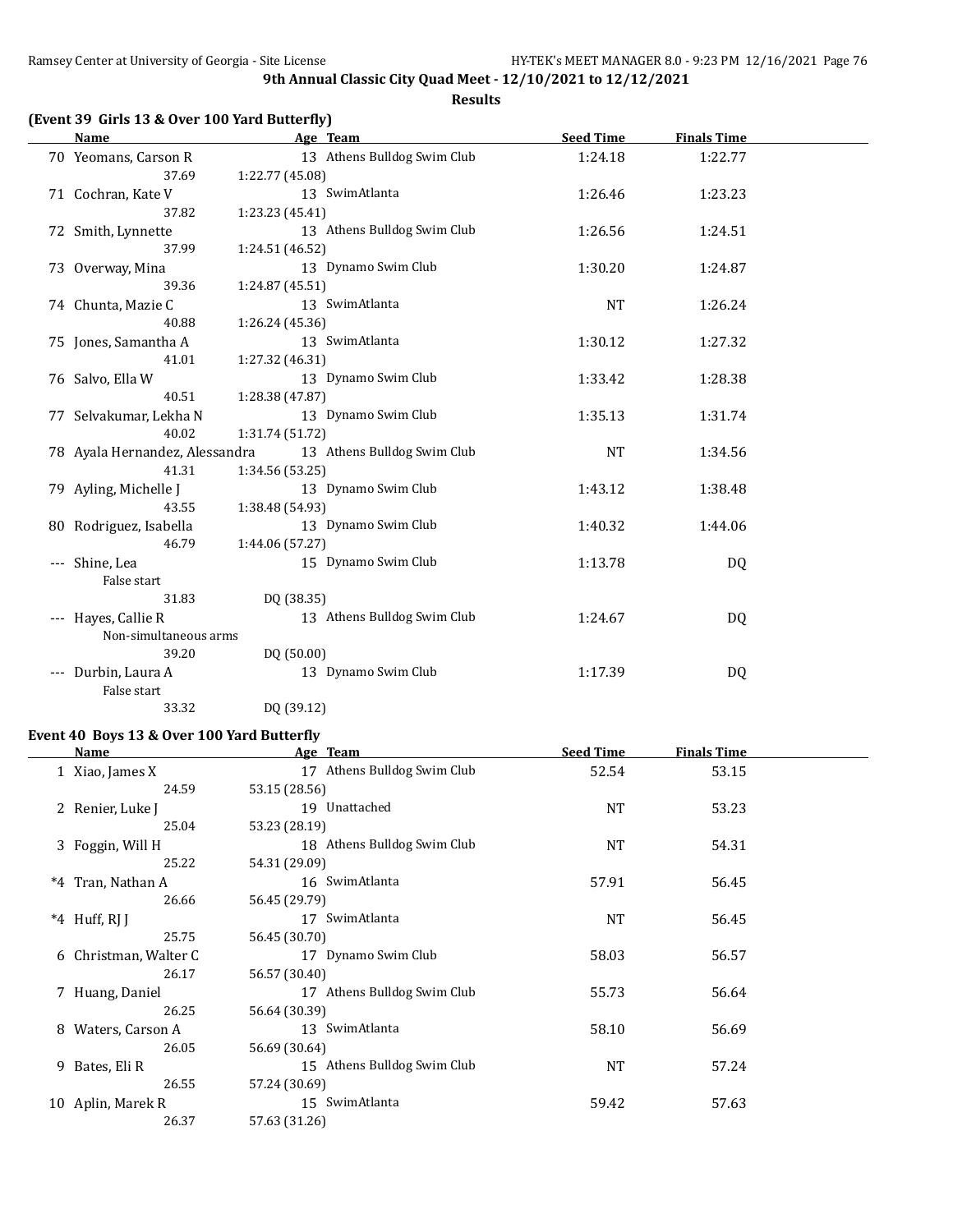**9th Annual Classic City Quad Meet - 12/10/2021 to 12/12/2021**

**Results**

### (Event 39 Girls 13 & Over 100 Yard Butterfly)

| | Name | Age | Team | Seed Time | Finals Time |
|---|---|---|---|---|---|
| 70 | Yeomans, Carson R | 13 | Athens Bulldog Swim Club | 1:24.18 | 1:22.77 |
| | 37.69 | 1:22.77 (45.08) | | | |
| 71 | Cochran, Kate V | 13 | SwimAtlanta | 1:26.46 | 1:23.23 |
| | 37.82 | 1:23.23 (45.41) | | | |
| 72 | Smith, Lynnette | 13 | Athens Bulldog Swim Club | 1:26.56 | 1:24.51 |
| | 37.99 | 1:24.51 (46.52) | | | |
| 73 | Overway, Mina | 13 | Dynamo Swim Club | 1:30.20 | 1:24.87 |
| | 39.36 | 1:24.87 (45.51) | | | |
| 74 | Chunta, Mazie C | 13 | SwimAtlanta | NT | 1:26.24 |
| | 40.88 | 1:26.24 (45.36) | | | |
| 75 | Jones, Samantha A | 13 | SwimAtlanta | 1:30.12 | 1:27.32 |
| | 41.01 | 1:27.32 (46.31) | | | |
| 76 | Salvo, Ella W | 13 | Dynamo Swim Club | 1:33.42 | 1:28.38 |
| | 40.51 | 1:28.38 (47.87) | | | |
| 77 | Selvakumar, Lekha N | 13 | Dynamo Swim Club | 1:35.13 | 1:31.74 |
| | 40.02 | 1:31.74 (51.72) | | | |
| 78 | Ayala Hernandez, Alessandra | 13 | Athens Bulldog Swim Club | NT | 1:34.56 |
| | 41.31 | 1:34.56 (53.25) | | | |
| 79 | Ayling, Michelle J | 13 | Dynamo Swim Club | 1:43.12 | 1:38.48 |
| | 43.55 | 1:38.48 (54.93) | | | |
| 80 | Rodriguez, Isabella | 13 | Dynamo Swim Club | 1:40.32 | 1:44.06 |
| | 46.79 | 1:44.06 (57.27) | | | |
| --- | Shine, Lea | 15 | Dynamo Swim Club | 1:13.78 | DQ |
| | False start | | | | |
| | 31.83 | DQ (38.35) | | | |
| --- | Hayes, Callie R | 13 | Athens Bulldog Swim Club | 1:24.67 | DQ |
| | Non-simultaneous arms | | | | |
| | 39.20 | DQ (50.00) | | | |
| --- | Durbin, Laura A | 13 | Dynamo Swim Club | 1:17.39 | DQ |
| | False start | | | | |
| | 33.32 | DQ (39.12) | | | |

### Event 40 Boys 13 & Over 100 Yard Butterfly

| | Name | Age | Team | Seed Time | Finals Time |
|---|---|---|---|---|---|
| 1 | Xiao, James X | 17 | Athens Bulldog Swim Club | 52.54 | 53.15 |
| | 24.59 | 53.15 (28.56) | | | |
| 2 | Renier, Luke J | 19 | Unattached | NT | 53.23 |
| | 25.04 | 53.23 (28.19) | | | |
| 3 | Foggin, Will H | 18 | Athens Bulldog Swim Club | NT | 54.31 |
| | 25.22 | 54.31 (29.09) | | | |
| *4 | Tran, Nathan A | 16 | SwimAtlanta | 57.91 | 56.45 |
| | 26.66 | 56.45 (29.79) | | | |
| *4 | Huff, RJ J | 17 | SwimAtlanta | NT | 56.45 |
| | 25.75 | 56.45 (30.70) | | | |
| 6 | Christman, Walter C | 17 | Dynamo Swim Club | 58.03 | 56.57 |
| | 26.17 | 56.57 (30.40) | | | |
| 7 | Huang, Daniel | 17 | Athens Bulldog Swim Club | 55.73 | 56.64 |
| | 26.25 | 56.64 (30.39) | | | |
| 8 | Waters, Carson A | 13 | SwimAtlanta | 58.10 | 56.69 |
| | 26.05 | 56.69 (30.64) | | | |
| 9 | Bates, Eli R | 15 | Athens Bulldog Swim Club | NT | 57.24 |
| | 26.55 | 57.24 (30.69) | | | |
| 10 | Aplin, Marek R | 15 | SwimAtlanta | 59.42 | 57.63 |
| | 26.37 | 57.63 (31.26) | | | |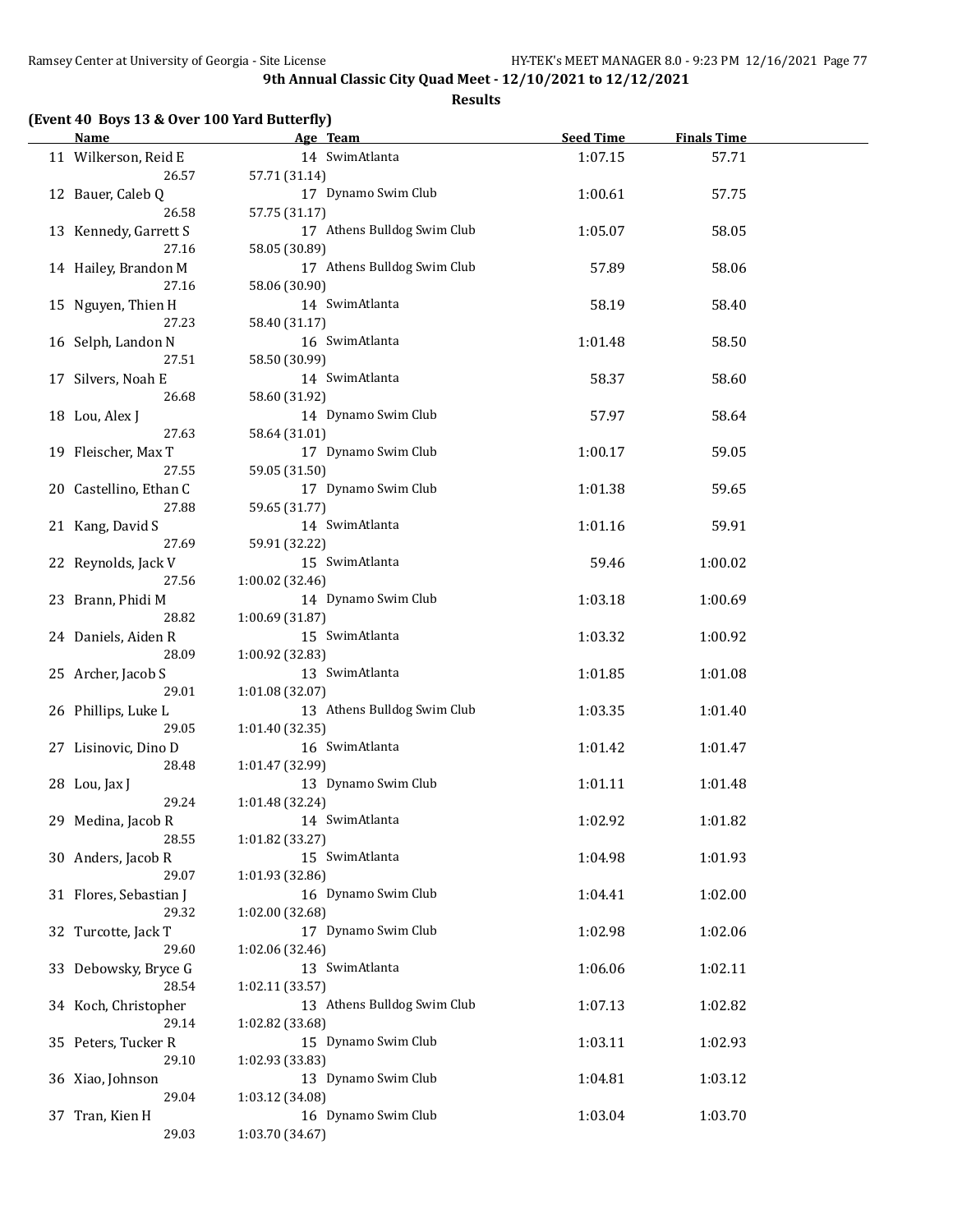**9th Annual Classic City Quad Meet - 12/10/2021 to 12/12/2021**

**Results**

### (Event 40 Boys 13 & Over 100 Yard Butterfly)

| | Name | Age | Team | Seed Time | Finals Time |
|---|---|---|---|---|---|
| 11 | Wilkerson, Reid E | 14 | SwimAtlanta | 1:07.15 | 57.71 |
| | 26.57 | 57.71 (31.14) | | | |
| 12 | Bauer, Caleb Q | 17 | Dynamo Swim Club | 1:00.61 | 57.75 |
| | 26.58 | 57.75 (31.17) | | | |
| 13 | Kennedy, Garrett S | 17 | Athens Bulldog Swim Club | 1:05.07 | 58.05 |
| | 27.16 | 58.05 (30.89) | | | |
| 14 | Hailey, Brandon M | 17 | Athens Bulldog Swim Club | 57.89 | 58.06 |
| | 27.16 | 58.06 (30.90) | | | |
| 15 | Nguyen, Thien H | 14 | SwimAtlanta | 58.19 | 58.40 |
| | 27.23 | 58.40 (31.17) | | | |
| 16 | Selph, Landon N | 16 | SwimAtlanta | 1:01.48 | 58.50 |
| | 27.51 | 58.50 (30.99) | | | |
| 17 | Silvers, Noah E | 14 | SwimAtlanta | 58.37 | 58.60 |
| | 26.68 | 58.60 (31.92) | | | |
| 18 | Lou, Alex J | 14 | Dynamo Swim Club | 57.97 | 58.64 |
| | 27.63 | 58.64 (31.01) | | | |
| 19 | Fleischer, Max T | 17 | Dynamo Swim Club | 1:00.17 | 59.05 |
| | 27.55 | 59.05 (31.50) | | | |
| 20 | Castellino, Ethan C | 17 | Dynamo Swim Club | 1:01.38 | 59.65 |
| | 27.88 | 59.65 (31.77) | | | |
| 21 | Kang, David S | 14 | SwimAtlanta | 1:01.16 | 59.91 |
| | 27.69 | 59.91 (32.22) | | | |
| 22 | Reynolds, Jack V | 15 | SwimAtlanta | 59.46 | 1:00.02 |
| | 27.56 | 1:00.02 (32.46) | | | |
| 23 | Brann, Phidi M | 14 | Dynamo Swim Club | 1:03.18 | 1:00.69 |
| | 28.82 | 1:00.69 (31.87) | | | |
| 24 | Daniels, Aiden R | 15 | SwimAtlanta | 1:03.32 | 1:00.92 |
| | 28.09 | 1:00.92 (32.83) | | | |
| 25 | Archer, Jacob S | 13 | SwimAtlanta | 1:01.85 | 1:01.08 |
| | 29.01 | 1:01.08 (32.07) | | | |
| 26 | Phillips, Luke L | 13 | Athens Bulldog Swim Club | 1:03.35 | 1:01.40 |
| | 29.05 | 1:01.40 (32.35) | | | |
| 27 | Lisinovic, Dino D | 16 | SwimAtlanta | 1:01.42 | 1:01.47 |
| | 28.48 | 1:01.47 (32.99) | | | |
| 28 | Lou, Jax J | 13 | Dynamo Swim Club | 1:01.11 | 1:01.48 |
| | 29.24 | 1:01.48 (32.24) | | | |
| 29 | Medina, Jacob R | 14 | SwimAtlanta | 1:02.92 | 1:01.82 |
| | 28.55 | 1:01.82 (33.27) | | | |
| 30 | Anders, Jacob R | 15 | SwimAtlanta | 1:04.98 | 1:01.93 |
| | 29.07 | 1:01.93 (32.86) | | | |
| 31 | Flores, Sebastian J | 16 | Dynamo Swim Club | 1:04.41 | 1:02.00 |
| | 29.32 | 1:02.00 (32.68) | | | |
| 32 | Turcotte, Jack T | 17 | Dynamo Swim Club | 1:02.98 | 1:02.06 |
| | 29.60 | 1:02.06 (32.46) | | | |
| 33 | Debowsky, Bryce G | 13 | SwimAtlanta | 1:06.06 | 1:02.11 |
| | 28.54 | 1:02.11 (33.57) | | | |
| 34 | Koch, Christopher | 13 | Athens Bulldog Swim Club | 1:07.13 | 1:02.82 |
| | 29.14 | 1:02.82 (33.68) | | | |
| 35 | Peters, Tucker R | 15 | Dynamo Swim Club | 1:03.11 | 1:02.93 |
| | 29.10 | 1:02.93 (33.83) | | | |
| 36 | Xiao, Johnson | 13 | Dynamo Swim Club | 1:04.81 | 1:03.12 |
| | 29.04 | 1:03.12 (34.08) | | | |
| 37 | Tran, Kien H | 16 | Dynamo Swim Club | 1:03.04 | 1:03.70 |
| | 29.03 | 1:03.70 (34.67) | | | |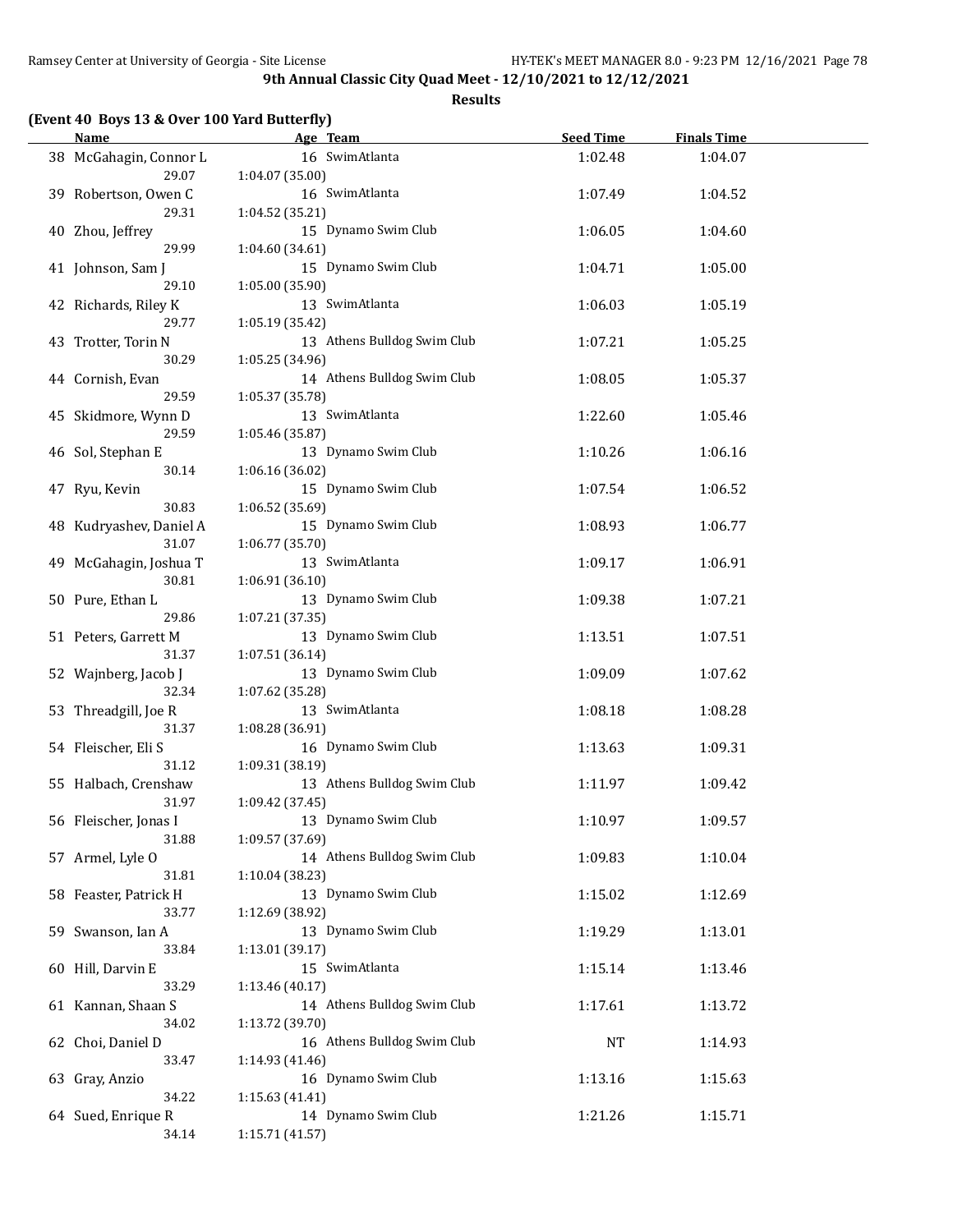**9th Annual Classic City Quad Meet - 12/10/2021 to 12/12/2021**

**Results**

### (Event 40 Boys 13 & Over 100 Yard Butterfly)

| | Name | Age | Team | Seed Time | Finals Time |
|---|---|---|---|---|---|
| 38 | McGahagin, Connor L | 16 | SwimAtlanta | 1:02.48 | 1:04.07 |
| | 29.07 | 1:04.07 (35.00) | | | |
| 39 | Robertson, Owen C | 16 | SwimAtlanta | 1:07.49 | 1:04.52 |
| | 29.31 | 1:04.52 (35.21) | | | |
| 40 | Zhou, Jeffrey | 15 | Dynamo Swim Club | 1:06.05 | 1:04.60 |
| | 29.99 | 1:04.60 (34.61) | | | |
| 41 | Johnson, Sam J | 15 | Dynamo Swim Club | 1:04.71 | 1:05.00 |
| | 29.10 | 1:05.00 (35.90) | | | |
| 42 | Richards, Riley K | 13 | SwimAtlanta | 1:06.03 | 1:05.19 |
| | 29.77 | 1:05.19 (35.42) | | | |
| 43 | Trotter, Torin N | 13 | Athens Bulldog Swim Club | 1:07.21 | 1:05.25 |
| | 30.29 | 1:05.25 (34.96) | | | |
| 44 | Cornish, Evan | 14 | Athens Bulldog Swim Club | 1:08.05 | 1:05.37 |
| | 29.59 | 1:05.37 (35.78) | | | |
| 45 | Skidmore, Wynn D | 13 | SwimAtlanta | 1:22.60 | 1:05.46 |
| | 29.59 | 1:05.46 (35.87) | | | |
| 46 | Sol, Stephan E | 13 | Dynamo Swim Club | 1:10.26 | 1:06.16 |
| | 30.14 | 1:06.16 (36.02) | | | |
| 47 | Ryu, Kevin | 15 | Dynamo Swim Club | 1:07.54 | 1:06.52 |
| | 30.83 | 1:06.52 (35.69) | | | |
| 48 | Kudryashev, Daniel A | 15 | Dynamo Swim Club | 1:08.93 | 1:06.77 |
| | 31.07 | 1:06.77 (35.70) | | | |
| 49 | McGahagin, Joshua T | 13 | SwimAtlanta | 1:09.17 | 1:06.91 |
| | 30.81 | 1:06.91 (36.10) | | | |
| 50 | Pure, Ethan L | 13 | Dynamo Swim Club | 1:09.38 | 1:07.21 |
| | 29.86 | 1:07.21 (37.35) | | | |
| 51 | Peters, Garrett M | 13 | Dynamo Swim Club | 1:13.51 | 1:07.51 |
| | 31.37 | 1:07.51 (36.14) | | | |
| 52 | Wajnberg, Jacob J | 13 | Dynamo Swim Club | 1:09.09 | 1:07.62 |
| | 32.34 | 1:07.62 (35.28) | | | |
| 53 | Threadgill, Joe R | 13 | SwimAtlanta | 1:08.18 | 1:08.28 |
| | 31.37 | 1:08.28 (36.91) | | | |
| 54 | Fleischer, Eli S | 16 | Dynamo Swim Club | 1:13.63 | 1:09.31 |
| | 31.12 | 1:09.31 (38.19) | | | |
| 55 | Halbach, Crenshaw | 13 | Athens Bulldog Swim Club | 1:11.97 | 1:09.42 |
| | 31.97 | 1:09.42 (37.45) | | | |
| 56 | Fleischer, Jonas I | 13 | Dynamo Swim Club | 1:10.97 | 1:09.57 |
| | 31.88 | 1:09.57 (37.69) | | | |
| 57 | Armel, Lyle O | 14 | Athens Bulldog Swim Club | 1:09.83 | 1:10.04 |
| | 31.81 | 1:10.04 (38.23) | | | |
| 58 | Feaster, Patrick H | 13 | Dynamo Swim Club | 1:15.02 | 1:12.69 |
| | 33.77 | 1:12.69 (38.92) | | | |
| 59 | Swanson, Ian A | 13 | Dynamo Swim Club | 1:19.29 | 1:13.01 |
| | 33.84 | 1:13.01 (39.17) | | | |
| 60 | Hill, Darvin E | 15 | SwimAtlanta | 1:15.14 | 1:13.46 |
| | 33.29 | 1:13.46 (40.17) | | | |
| 61 | Kannan, Shaan S | 14 | Athens Bulldog Swim Club | 1:17.61 | 1:13.72 |
| | 34.02 | 1:13.72 (39.70) | | | |
| 62 | Choi, Daniel D | 16 | Athens Bulldog Swim Club | NT | 1:14.93 |
| | 33.47 | 1:14.93 (41.46) | | | |
| 63 | Gray, Anzio | 16 | Dynamo Swim Club | 1:13.16 | 1:15.63 |
| | 34.22 | 1:15.63 (41.41) | | | |
| 64 | Sued, Enrique R | 14 | Dynamo Swim Club | 1:21.26 | 1:15.71 |
| | 34.14 | 1:15.71 (41.57) | | | |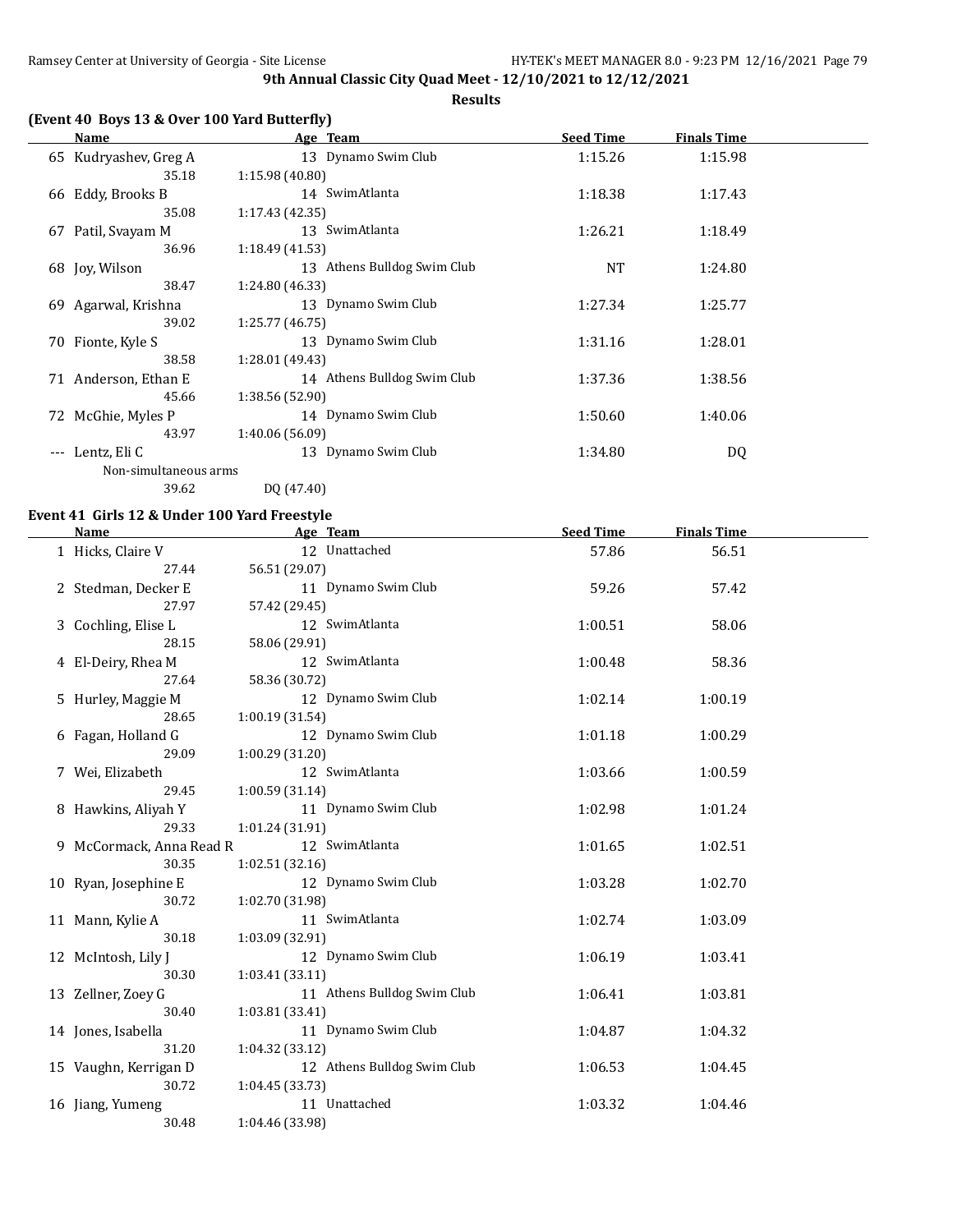## 9th Annual Classic City Quad Meet - 12/10/2021 to 12/12/2021

### Results

**(Event 40 Boys 13 & Over 100 Yard Butterfly)**

| | Name | Age | Team | Seed Time | Finals Time |
|---|---|---|---|---|---|
| 65 | Kudryashev, Greg A | 13 | Dynamo Swim Club | 1:15.26 | 1:15.98 |
| | 35.18 | 1:15.98 (40.80) | | | |
| 66 | Eddy, Brooks B | 14 | SwimAtlanta | 1:18.38 | 1:17.43 |
| | 35.08 | 1:17.43 (42.35) | | | |
| 67 | Patil, Svayam M | 13 | SwimAtlanta | 1:26.21 | 1:18.49 |
| | 36.96 | 1:18.49 (41.53) | | | |
| 68 | Joy, Wilson | 13 | Athens Bulldog Swim Club | NT | 1:24.80 |
| | 38.47 | 1:24.80 (46.33) | | | |
| 69 | Agarwal, Krishna | 13 | Dynamo Swim Club | 1:27.34 | 1:25.77 |
| | 39.02 | 1:25.77 (46.75) | | | |
| 70 | Fionte, Kyle S | 13 | Dynamo Swim Club | 1:31.16 | 1:28.01 |
| | 38.58 | 1:28.01 (49.43) | | | |
| 71 | Anderson, Ethan E | 14 | Athens Bulldog Swim Club | 1:37.36 | 1:38.56 |
| | 45.66 | 1:38.56 (52.90) | | | |
| 72 | McGhie, Myles P | 14 | Dynamo Swim Club | 1:50.60 | 1:40.06 |
| | 43.97 | 1:40.06 (56.09) | | | |
| --- | Lentz, Eli C | 13 | Dynamo Swim Club | 1:34.80 | DQ |
| | Non-simultaneous arms | | | | |
| | 39.62 | DQ (47.40) | | | |

**Event 41 Girls 12 & Under 100 Yard Freestyle**

| | Name | Age | Team | Seed Time | Finals Time |
|---|---|---|---|---|---|
| 1 | Hicks, Claire V | 12 | Unattached | 57.86 | 56.51 |
| | 27.44 | 56.51 (29.07) | | | |
| 2 | Stedman, Decker E | 11 | Dynamo Swim Club | 59.26 | 57.42 |
| | 27.97 | 57.42 (29.45) | | | |
| 3 | Cochling, Elise L | 12 | SwimAtlanta | 1:00.51 | 58.06 |
| | 28.15 | 58.06 (29.91) | | | |
| 4 | El-Deiry, Rhea M | 12 | SwimAtlanta | 1:00.48 | 58.36 |
| | 27.64 | 58.36 (30.72) | | | |
| 5 | Hurley, Maggie M | 12 | Dynamo Swim Club | 1:02.14 | 1:00.19 |
| | 28.65 | 1:00.19 (31.54) | | | |
| 6 | Fagan, Holland G | 12 | Dynamo Swim Club | 1:01.18 | 1:00.29 |
| | 29.09 | 1:00.29 (31.20) | | | |
| 7 | Wei, Elizabeth | 12 | SwimAtlanta | 1:03.66 | 1:00.59 |
| | 29.45 | 1:00.59 (31.14) | | | |
| 8 | Hawkins, Aliyah Y | 11 | Dynamo Swim Club | 1:02.98 | 1:01.24 |
| | 29.33 | 1:01.24 (31.91) | | | |
| 9 | McCormack, Anna Read R | 12 | SwimAtlanta | 1:01.65 | 1:02.51 |
| | 30.35 | 1:02.51 (32.16) | | | |
| 10 | Ryan, Josephine E | 12 | Dynamo Swim Club | 1:03.28 | 1:02.70 |
| | 30.72 | 1:02.70 (31.98) | | | |
| 11 | Mann, Kylie A | 11 | SwimAtlanta | 1:02.74 | 1:03.09 |
| | 30.18 | 1:03.09 (32.91) | | | |
| 12 | McIntosh, Lily J | 12 | Dynamo Swim Club | 1:06.19 | 1:03.41 |
| | 30.30 | 1:03.41 (33.11) | | | |
| 13 | Zellner, Zoey G | 11 | Athens Bulldog Swim Club | 1:06.41 | 1:03.81 |
| | 30.40 | 1:03.81 (33.41) | | | |
| 14 | Jones, Isabella | 11 | Dynamo Swim Club | 1:04.87 | 1:04.32 |
| | 31.20 | 1:04.32 (33.12) | | | |
| 15 | Vaughn, Kerrigan D | 12 | Athens Bulldog Swim Club | 1:06.53 | 1:04.45 |
| | 30.72 | 1:04.45 (33.73) | | | |
| 16 | Jiang, Yumeng | 11 | Unattached | 1:03.32 | 1:04.46 |
| | 30.48 | 1:04.46 (33.98) | | | |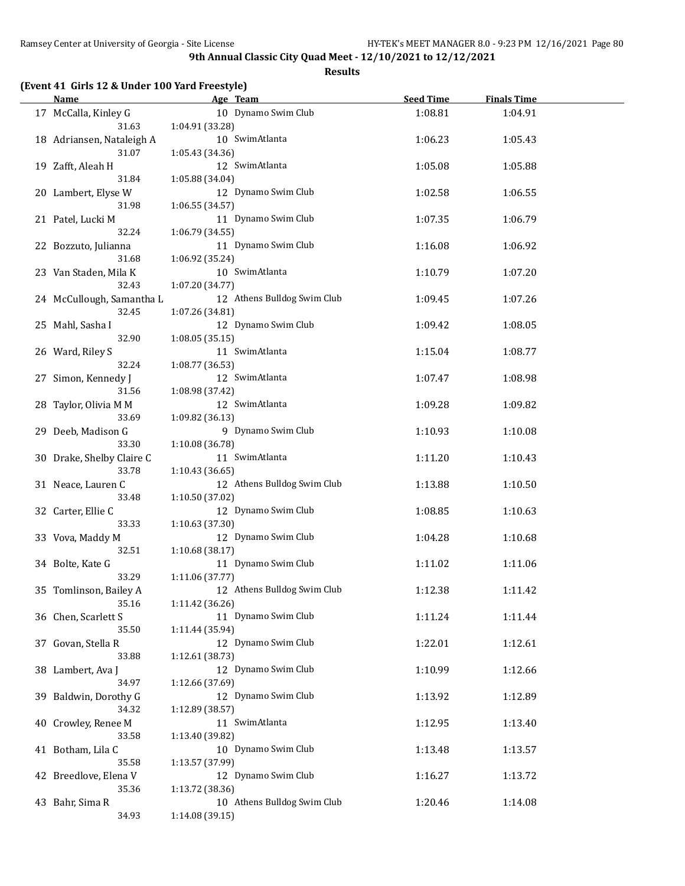## 9th Annual Classic City Quad Meet - 12/10/2021 to 12/12/2021

### Results

#### (Event 41 Girls 12 & Under 100 Yard Freestyle)

| | Name | Age | Team | Seed Time | Finals Time |
|---|---|---|---|---|---|
| 17 | McCalla, Kinley G | 10 | Dynamo Swim Club | 1:08.81 | 1:04.91 |
| | 31.63 | 1:04.91 (33.28) | | | |
| 18 | Adriansen, Nataleigh A | 10 | SwimAtlanta | 1:06.23 | 1:05.43 |
| | 31.07 | 1:05.43 (34.36) | | | |
| 19 | Zafft, Aleah H | 12 | SwimAtlanta | 1:05.08 | 1:05.88 |
| | 31.84 | 1:05.88 (34.04) | | | |
| 20 | Lambert, Elyse W | 12 | Dynamo Swim Club | 1:02.58 | 1:06.55 |
| | 31.98 | 1:06.55 (34.57) | | | |
| 21 | Patel, Lucki M | 11 | Dynamo Swim Club | 1:07.35 | 1:06.79 |
| | 32.24 | 1:06.79 (34.55) | | | |
| 22 | Bozzuto, Julianna | 11 | Dynamo Swim Club | 1:16.08 | 1:06.92 |
| | 31.68 | 1:06.92 (35.24) | | | |
| 23 | Van Staden, Mila K | 10 | SwimAtlanta | 1:10.79 | 1:07.20 |
| | 32.43 | 1:07.20 (34.77) | | | |
| 24 | McCullough, Samantha L | 12 | Athens Bulldog Swim Club | 1:09.45 | 1:07.26 |
| | 32.45 | 1:07.26 (34.81) | | | |
| 25 | Mahl, Sasha I | 12 | Dynamo Swim Club | 1:09.42 | 1:08.05 |
| | 32.90 | 1:08.05 (35.15) | | | |
| 26 | Ward, Riley S | 11 | SwimAtlanta | 1:15.04 | 1:08.77 |
| | 32.24 | 1:08.77 (36.53) | | | |
| 27 | Simon, Kennedy J | 12 | SwimAtlanta | 1:07.47 | 1:08.98 |
| | 31.56 | 1:08.98 (37.42) | | | |
| 28 | Taylor, Olivia M M | 12 | SwimAtlanta | 1:09.28 | 1:09.82 |
| | 33.69 | 1:09.82 (36.13) | | | |
| 29 | Deeb, Madison G | 9 | Dynamo Swim Club | 1:10.93 | 1:10.08 |
| | 33.30 | 1:10.08 (36.78) | | | |
| 30 | Drake, Shelby Claire C | 11 | SwimAtlanta | 1:11.20 | 1:10.43 |
| | 33.78 | 1:10.43 (36.65) | | | |
| 31 | Neace, Lauren C | 12 | Athens Bulldog Swim Club | 1:13.88 | 1:10.50 |
| | 33.48 | 1:10.50 (37.02) | | | |
| 32 | Carter, Ellie C | 12 | Dynamo Swim Club | 1:08.85 | 1:10.63 |
| | 33.33 | 1:10.63 (37.30) | | | |
| 33 | Vova, Maddy M | 12 | Dynamo Swim Club | 1:04.28 | 1:10.68 |
| | 32.51 | 1:10.68 (38.17) | | | |
| 34 | Bolte, Kate G | 11 | Dynamo Swim Club | 1:11.02 | 1:11.06 |
| | 33.29 | 1:11.06 (37.77) | | | |
| 35 | Tomlinson, Bailey A | 12 | Athens Bulldog Swim Club | 1:12.38 | 1:11.42 |
| | 35.16 | 1:11.42 (36.26) | | | |
| 36 | Chen, Scarlett S | 11 | Dynamo Swim Club | 1:11.24 | 1:11.44 |
| | 35.50 | 1:11.44 (35.94) | | | |
| 37 | Govan, Stella R | 12 | Dynamo Swim Club | 1:22.01 | 1:12.61 |
| | 33.88 | 1:12.61 (38.73) | | | |
| 38 | Lambert, Ava J | 12 | Dynamo Swim Club | 1:10.99 | 1:12.66 |
| | 34.97 | 1:12.66 (37.69) | | | |
| 39 | Baldwin, Dorothy G | 12 | Dynamo Swim Club | 1:13.92 | 1:12.89 |
| | 34.32 | 1:12.89 (38.57) | | | |
| 40 | Crowley, Renee M | 11 | SwimAtlanta | 1:12.95 | 1:13.40 |
| | 33.58 | 1:13.40 (39.82) | | | |
| 41 | Botham, Lila C | 10 | Dynamo Swim Club | 1:13.48 | 1:13.57 |
| | 35.58 | 1:13.57 (37.99) | | | |
| 42 | Breedlove, Elena V | 12 | Dynamo Swim Club | 1:16.27 | 1:13.72 |
| | 35.36 | 1:13.72 (38.36) | | | |
| 43 | Bahr, Sima R | 10 | Athens Bulldog Swim Club | 1:20.46 | 1:14.08 |
| | 34.93 | 1:14.08 (39.15) | | | |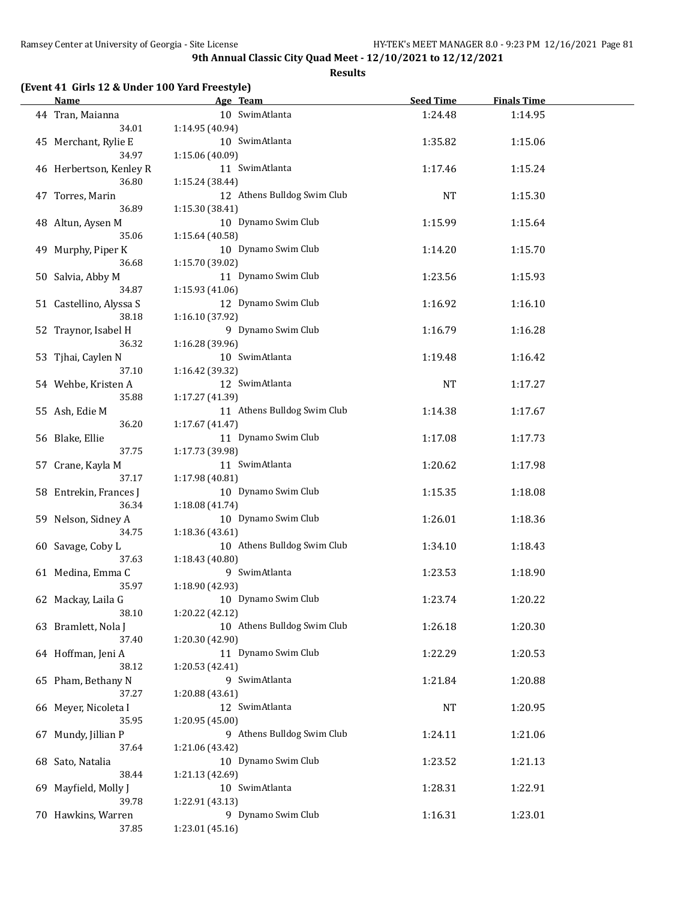**9th Annual Classic City Quad Meet - 12/10/2021 to 12/12/2021**

**Results**

**(Event 41 Girls 12 & Under 100 Yard Freestyle)**

| | Name | Age | Team | Seed Time | Finals Time |
|---|---|---|---|---|---|
| 44 | Tran, Maianna | 10 | SwimAtlanta | 1:24.48 | 1:14.95 |
| | 34.01 | 1:14.95 (40.94) | | | |
| 45 | Merchant, Rylie E | 10 | SwimAtlanta | 1:35.82 | 1:15.06 |
| | 34.97 | 1:15.06 (40.09) | | | |
| 46 | Herbertson, Kenley R | 11 | SwimAtlanta | 1:17.46 | 1:15.24 |
| | 36.80 | 1:15.24 (38.44) | | | |
| 47 | Torres, Marin | 12 | Athens Bulldog Swim Club | NT | 1:15.30 |
| | 36.89 | 1:15.30 (38.41) | | | |
| 48 | Altun, Aysen M | 10 | Dynamo Swim Club | 1:15.99 | 1:15.64 |
| | 35.06 | 1:15.64 (40.58) | | | |
| 49 | Murphy, Piper K | 10 | Dynamo Swim Club | 1:14.20 | 1:15.70 |
| | 36.68 | 1:15.70 (39.02) | | | |
| 50 | Salvia, Abby M | 11 | Dynamo Swim Club | 1:23.56 | 1:15.93 |
| | 34.87 | 1:15.93 (41.06) | | | |
| 51 | Castellino, Alyssa S | 12 | Dynamo Swim Club | 1:16.92 | 1:16.10 |
| | 38.18 | 1:16.10 (37.92) | | | |
| 52 | Traynor, Isabel H | 9 | Dynamo Swim Club | 1:16.79 | 1:16.28 |
| | 36.32 | 1:16.28 (39.96) | | | |
| 53 | Tjhai, Caylen N | 10 | SwimAtlanta | 1:19.48 | 1:16.42 |
| | 37.10 | 1:16.42 (39.32) | | | |
| 54 | Wehbe, Kristen A | 12 | SwimAtlanta | NT | 1:17.27 |
| | 35.88 | 1:17.27 (41.39) | | | |
| 55 | Ash, Edie M | 11 | Athens Bulldog Swim Club | 1:14.38 | 1:17.67 |
| | 36.20 | 1:17.67 (41.47) | | | |
| 56 | Blake, Ellie | 11 | Dynamo Swim Club | 1:17.08 | 1:17.73 |
| | 37.75 | 1:17.73 (39.98) | | | |
| 57 | Crane, Kayla M | 11 | SwimAtlanta | 1:20.62 | 1:17.98 |
| | 37.17 | 1:17.98 (40.81) | | | |
| 58 | Entrekin, Frances J | 10 | Dynamo Swim Club | 1:15.35 | 1:18.08 |
| | 36.34 | 1:18.08 (41.74) | | | |
| 59 | Nelson, Sidney A | 10 | Dynamo Swim Club | 1:26.01 | 1:18.36 |
| | 34.75 | 1:18.36 (43.61) | | | |
| 60 | Savage, Coby L | 10 | Athens Bulldog Swim Club | 1:34.10 | 1:18.43 |
| | 37.63 | 1:18.43 (40.80) | | | |
| 61 | Medina, Emma C | 9 | SwimAtlanta | 1:23.53 | 1:18.90 |
| | 35.97 | 1:18.90 (42.93) | | | |
| 62 | Mackay, Laila G | 10 | Dynamo Swim Club | 1:23.74 | 1:20.22 |
| | 38.10 | 1:20.22 (42.12) | | | |
| 63 | Bramlett, Nola J | 10 | Athens Bulldog Swim Club | 1:26.18 | 1:20.30 |
| | 37.40 | 1:20.30 (42.90) | | | |
| 64 | Hoffman, Jeni A | 11 | Dynamo Swim Club | 1:22.29 | 1:20.53 |
| | 38.12 | 1:20.53 (42.41) | | | |
| 65 | Pham, Bethany N | 9 | SwimAtlanta | 1:21.84 | 1:20.88 |
| | 37.27 | 1:20.88 (43.61) | | | |
| 66 | Meyer, Nicoleta I | 12 | SwimAtlanta | NT | 1:20.95 |
| | 35.95 | 1:20.95 (45.00) | | | |
| 67 | Mundy, Jillian P | 9 | Athens Bulldog Swim Club | 1:24.11 | 1:21.06 |
| | 37.64 | 1:21.06 (43.42) | | | |
| 68 | Sato, Natalia | 10 | Dynamo Swim Club | 1:23.52 | 1:21.13 |
| | 38.44 | 1:21.13 (42.69) | | | |
| 69 | Mayfield, Molly J | 10 | SwimAtlanta | 1:28.31 | 1:22.91 |
| | 39.78 | 1:22.91 (43.13) | | | |
| 70 | Hawkins, Warren | 9 | Dynamo Swim Club | 1:16.31 | 1:23.01 |
| | 37.85 | 1:23.01 (45.16) | | | |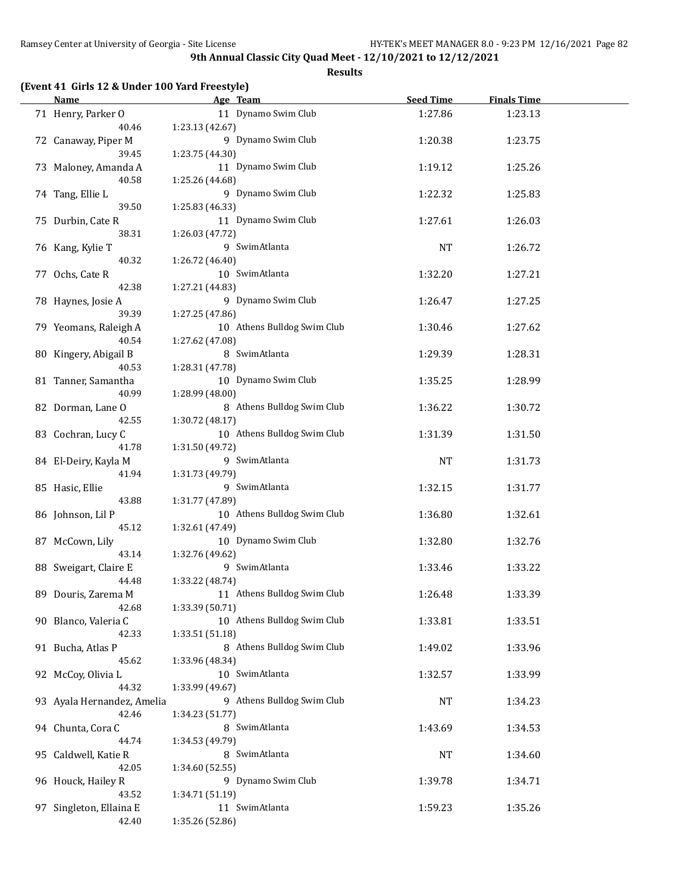## 9th Annual Classic City Quad Meet - 12/10/2021 to 12/12/2021

### Results

**(Event 41 Girls 12 & Under 100 Yard Freestyle)**

| | Name | Age | Team | Seed Time | Finals Time |
|---|---|---|---|---|---|
| 71 | Henry, Parker O | 11 | Dynamo Swim Club | 1:27.86 | 1:23.13 |
| | 40.46 | 1:23.13 (42.67) | | | |
| 72 | Canaway, Piper M | 9 | Dynamo Swim Club | 1:20.38 | 1:23.75 |
| | 39.45 | 1:23.75 (44.30) | | | |
| 73 | Maloney, Amanda A | 11 | Dynamo Swim Club | 1:19.12 | 1:25.26 |
| | 40.58 | 1:25.26 (44.68) | | | |
| 74 | Tang, Ellie L | 9 | Dynamo Swim Club | 1:22.32 | 1:25.83 |
| | 39.50 | 1:25.83 (46.33) | | | |
| 75 | Durbin, Cate R | 11 | Dynamo Swim Club | 1:27.61 | 1:26.03 |
| | 38.31 | 1:26.03 (47.72) | | | |
| 76 | Kang, Kylie T | 9 | SwimAtlanta | NT | 1:26.72 |
| | 40.32 | 1:26.72 (46.40) | | | |
| 77 | Ochs, Cate R | 10 | SwimAtlanta | 1:32.20 | 1:27.21 |
| | 42.38 | 1:27.21 (44.83) | | | |
| 78 | Haynes, Josie A | 9 | Dynamo Swim Club | 1:26.47 | 1:27.25 |
| | 39.39 | 1:27.25 (47.86) | | | |
| 79 | Yeomans, Raleigh A | 10 | Athens Bulldog Swim Club | 1:30.46 | 1:27.62 |
| | 40.54 | 1:27.62 (47.08) | | | |
| 80 | Kingery, Abigail B | 8 | SwimAtlanta | 1:29.39 | 1:28.31 |
| | 40.53 | 1:28.31 (47.78) | | | |
| 81 | Tanner, Samantha | 10 | Dynamo Swim Club | 1:35.25 | 1:28.99 |
| | 40.99 | 1:28.99 (48.00) | | | |
| 82 | Dorman, Lane O | 8 | Athens Bulldog Swim Club | 1:36.22 | 1:30.72 |
| | 42.55 | 1:30.72 (48.17) | | | |
| 83 | Cochran, Lucy C | 10 | Athens Bulldog Swim Club | 1:31.39 | 1:31.50 |
| | 41.78 | 1:31.50 (49.72) | | | |
| 84 | El-Deiry, Kayla M | 9 | SwimAtlanta | NT | 1:31.73 |
| | 41.94 | 1:31.73 (49.79) | | | |
| 85 | Hasic, Ellie | 9 | SwimAtlanta | 1:32.15 | 1:31.77 |
| | 43.88 | 1:31.77 (47.89) | | | |
| 86 | Johnson, Lil P | 10 | Athens Bulldog Swim Club | 1:36.80 | 1:32.61 |
| | 45.12 | 1:32.61 (47.49) | | | |
| 87 | McCown, Lily | 10 | Dynamo Swim Club | 1:32.80 | 1:32.76 |
| | 43.14 | 1:32.76 (49.62) | | | |
| 88 | Sweigart, Claire E | 9 | SwimAtlanta | 1:33.46 | 1:33.22 |
| | 44.48 | 1:33.22 (48.74) | | | |
| 89 | Douris, Zarema M | 11 | Athens Bulldog Swim Club | 1:26.48 | 1:33.39 |
| | 42.68 | 1:33.39 (50.71) | | | |
| 90 | Blanco, Valeria C | 10 | Athens Bulldog Swim Club | 1:33.81 | 1:33.51 |
| | 42.33 | 1:33.51 (51.18) | | | |
| 91 | Bucha, Atlas P | 8 | Athens Bulldog Swim Club | 1:49.02 | 1:33.96 |
| | 45.62 | 1:33.96 (48.34) | | | |
| 92 | McCoy, Olivia L | 10 | SwimAtlanta | 1:32.57 | 1:33.99 |
| | 44.32 | 1:33.99 (49.67) | | | |
| 93 | Ayala Hernandez, Amelia | 9 | Athens Bulldog Swim Club | NT | 1:34.23 |
| | 42.46 | 1:34.23 (51.77) | | | |
| 94 | Chunta, Cora C | 8 | SwimAtlanta | 1:43.69 | 1:34.53 |
| | 44.74 | 1:34.53 (49.79) | | | |
| 95 | Caldwell, Katie R | 8 | SwimAtlanta | NT | 1:34.60 |
| | 42.05 | 1:34.60 (52.55) | | | |
| 96 | Houck, Hailey R | 9 | Dynamo Swim Club | 1:39.78 | 1:34.71 |
| | 43.52 | 1:34.71 (51.19) | | | |
| 97 | Singleton, Ellaina E | 11 | SwimAtlanta | 1:59.23 | 1:35.26 |
| | 42.40 | 1:35.26 (52.86) | | | |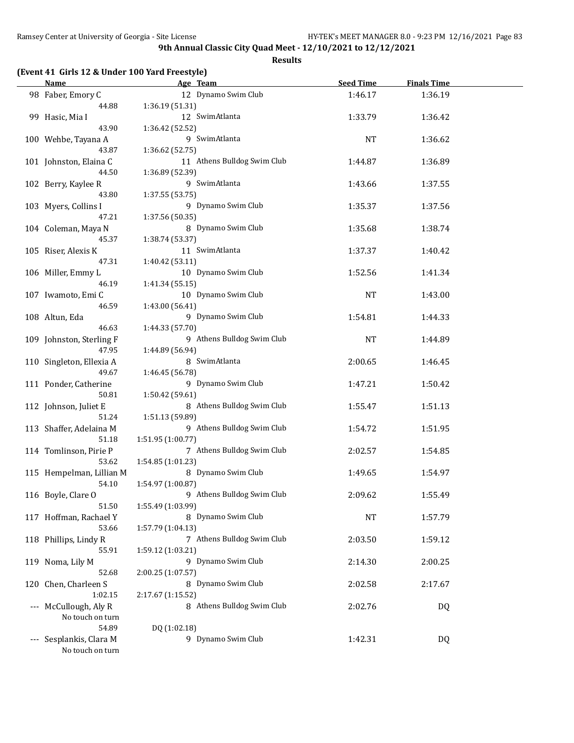**9th Annual Classic City Quad Meet - 12/10/2021 to 12/12/2021**

**Results**

### (Event 41 Girls 12 & Under 100 Yard Freestyle)

| | Name | Age | Team | Seed Time | Finals Time |
|---|---|---|---|---|---|
| 98 | Faber, Emory C | 12 | Dynamo Swim Club | 1:46.17 | 1:36.19 |
| | 44.88 | 1:36.19 (51.31) | | | |
| 99 | Hasic, Mia I | 12 | SwimAtlanta | 1:33.79 | 1:36.42 |
| | 43.90 | 1:36.42 (52.52) | | | |
| 100 | Wehbe, Tayana A | 9 | SwimAtlanta | NT | 1:36.62 |
| | 43.87 | 1:36.62 (52.75) | | | |
| 101 | Johnston, Elaina C | 11 | Athens Bulldog Swim Club | 1:44.87 | 1:36.89 |
| | 44.50 | 1:36.89 (52.39) | | | |
| 102 | Berry, Kaylee R | 9 | SwimAtlanta | 1:43.66 | 1:37.55 |
| | 43.80 | 1:37.55 (53.75) | | | |
| 103 | Myers, Collins I | 9 | Dynamo Swim Club | 1:35.37 | 1:37.56 |
| | 47.21 | 1:37.56 (50.35) | | | |
| 104 | Coleman, Maya N | 8 | Dynamo Swim Club | 1:35.68 | 1:38.74 |
| | 45.37 | 1:38.74 (53.37) | | | |
| 105 | Riser, Alexis K | 11 | SwimAtlanta | 1:37.37 | 1:40.42 |
| | 47.31 | 1:40.42 (53.11) | | | |
| 106 | Miller, Emmy L | 10 | Dynamo Swim Club | 1:52.56 | 1:41.34 |
| | 46.19 | 1:41.34 (55.15) | | | |
| 107 | Iwamoto, Emi C | 10 | Dynamo Swim Club | NT | 1:43.00 |
| | 46.59 | 1:43.00 (56.41) | | | |
| 108 | Altun, Eda | 9 | Dynamo Swim Club | 1:54.81 | 1:44.33 |
| | 46.63 | 1:44.33 (57.70) | | | |
| 109 | Johnston, Sterling F | 9 | Athens Bulldog Swim Club | NT | 1:44.89 |
| | 47.95 | 1:44.89 (56.94) | | | |
| 110 | Singleton, Ellexia A | 8 | SwimAtlanta | 2:00.65 | 1:46.45 |
| | 49.67 | 1:46.45 (56.78) | | | |
| 111 | Ponder, Catherine | 9 | Dynamo Swim Club | 1:47.21 | 1:50.42 |
| | 50.81 | 1:50.42 (59.61) | | | |
| 112 | Johnson, Juliet E | 8 | Athens Bulldog Swim Club | 1:55.47 | 1:51.13 |
| | 51.24 | 1:51.13 (59.89) | | | |
| 113 | Shaffer, Adelaina M | 9 | Athens Bulldog Swim Club | 1:54.72 | 1:51.95 |
| | 51.18 | 1:51.95 (1:00.77) | | | |
| 114 | Tomlinson, Pirie P | 7 | Athens Bulldog Swim Club | 2:02.57 | 1:54.85 |
| | 53.62 | 1:54.85 (1:01.23) | | | |
| 115 | Hempelman, Lillian M | 8 | Dynamo Swim Club | 1:49.65 | 1:54.97 |
| | 54.10 | 1:54.97 (1:00.87) | | | |
| 116 | Boyle, Clare O | 9 | Athens Bulldog Swim Club | 2:09.62 | 1:55.49 |
| | 51.50 | 1:55.49 (1:03.99) | | | |
| 117 | Hoffman, Rachael Y | 8 | Dynamo Swim Club | NT | 1:57.79 |
| | 53.66 | 1:57.79 (1:04.13) | | | |
| 118 | Phillips, Lindy R | 7 | Athens Bulldog Swim Club | 2:03.50 | 1:59.12 |
| | 55.91 | 1:59.12 (1:03.21) | | | |
| 119 | Noma, Lily M | 9 | Dynamo Swim Club | 2:14.30 | 2:00.25 |
| | 52.68 | 2:00.25 (1:07.57) | | | |
| 120 | Chen, Charleen S | 8 | Dynamo Swim Club | 2:02.58 | 2:17.67 |
| | 1:02.15 | 2:17.67 (1:15.52) | | | |
| --- | McCullough, Aly R | 8 | Athens Bulldog Swim Club | 2:02.76 | DQ |
| | No touch on turn | | | | |
| | 54.89 | DQ (1:02.18) | | | |
| --- | Sesplankis, Clara M | 9 | Dynamo Swim Club | 1:42.31 | DQ |
| | No touch on turn | | | | |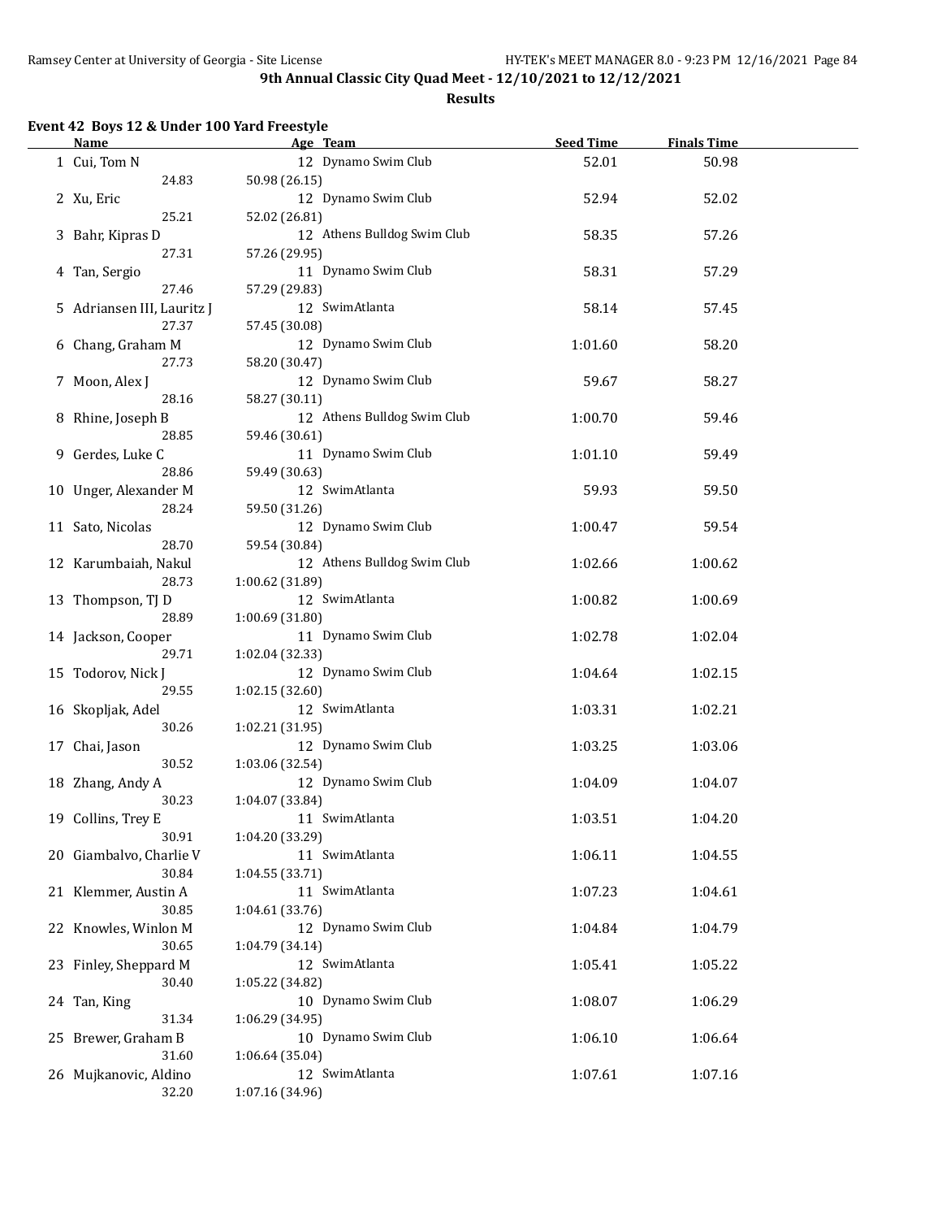**9th Annual Classic City Quad Meet - 12/10/2021 to 12/12/2021**

**Results**

### Event 42 Boys 12 & Under 100 Yard Freestyle

| Name | Age | Team | Seed Time | Finals Time |
|---|---|---|---|---|
| 1 Cui, Tom N | 12 | Dynamo Swim Club | 52.01 | 50.98 |
| 24.83 | 50.98 (26.15) | | | |
| 2 Xu, Eric | 12 | Dynamo Swim Club | 52.94 | 52.02 |
| 25.21 | 52.02 (26.81) | | | |
| 3 Bahr, Kipras D | 12 | Athens Bulldog Swim Club | 58.35 | 57.26 |
| 27.31 | 57.26 (29.95) | | | |
| 4 Tan, Sergio | 11 | Dynamo Swim Club | 58.31 | 57.29 |
| 27.46 | 57.29 (29.83) | | | |
| 5 Adriansen III, Lauritz J | 12 | SwimAtlanta | 58.14 | 57.45 |
| 27.37 | 57.45 (30.08) | | | |
| 6 Chang, Graham M | 12 | Dynamo Swim Club | 1:01.60 | 58.20 |
| 27.73 | 58.20 (30.47) | | | |
| 7 Moon, Alex J | 12 | Dynamo Swim Club | 59.67 | 58.27 |
| 28.16 | 58.27 (30.11) | | | |
| 8 Rhine, Joseph B | 12 | Athens Bulldog Swim Club | 1:00.70 | 59.46 |
| 28.85 | 59.46 (30.61) | | | |
| 9 Gerdes, Luke C | 11 | Dynamo Swim Club | 1:01.10 | 59.49 |
| 28.86 | 59.49 (30.63) | | | |
| 10 Unger, Alexander M | 12 | SwimAtlanta | 59.93 | 59.50 |
| 28.24 | 59.50 (31.26) | | | |
| 11 Sato, Nicolas | 12 | Dynamo Swim Club | 1:00.47 | 59.54 |
| 28.70 | 59.54 (30.84) | | | |
| 12 Karumbaiah, Nakul | 12 | Athens Bulldog Swim Club | 1:02.66 | 1:00.62 |
| 28.73 | 1:00.62 (31.89) | | | |
| 13 Thompson, TJ D | 12 | SwimAtlanta | 1:00.82 | 1:00.69 |
| 28.89 | 1:00.69 (31.80) | | | |
| 14 Jackson, Cooper | 11 | Dynamo Swim Club | 1:02.78 | 1:02.04 |
| 29.71 | 1:02.04 (32.33) | | | |
| 15 Todorov, Nick J | 12 | Dynamo Swim Club | 1:04.64 | 1:02.15 |
| 29.55 | 1:02.15 (32.60) | | | |
| 16 Skopljak, Adel | 12 | SwimAtlanta | 1:03.31 | 1:02.21 |
| 30.26 | 1:02.21 (31.95) | | | |
| 17 Chai, Jason | 12 | Dynamo Swim Club | 1:03.25 | 1:03.06 |
| 30.52 | 1:03.06 (32.54) | | | |
| 18 Zhang, Andy A | 12 | Dynamo Swim Club | 1:04.09 | 1:04.07 |
| 30.23 | 1:04.07 (33.84) | | | |
| 19 Collins, Trey E | 11 | SwimAtlanta | 1:03.51 | 1:04.20 |
| 30.91 | 1:04.20 (33.29) | | | |
| 20 Giambalvo, Charlie V | 11 | SwimAtlanta | 1:06.11 | 1:04.55 |
| 30.84 | 1:04.55 (33.71) | | | |
| 21 Klemmer, Austin A | 11 | SwimAtlanta | 1:07.23 | 1:04.61 |
| 30.85 | 1:04.61 (33.76) | | | |
| 22 Knowles, Winlon M | 12 | Dynamo Swim Club | 1:04.84 | 1:04.79 |
| 30.65 | 1:04.79 (34.14) | | | |
| 23 Finley, Sheppard M | 12 | SwimAtlanta | 1:05.41 | 1:05.22 |
| 30.40 | 1:05.22 (34.82) | | | |
| 24 Tan, King | 10 | Dynamo Swim Club | 1:08.07 | 1:06.29 |
| 31.34 | 1:06.29 (34.95) | | | |
| 25 Brewer, Graham B | 10 | Dynamo Swim Club | 1:06.10 | 1:06.64 |
| 31.60 | 1:06.64 (35.04) | | | |
| 26 Mujkanovic, Aldino | 12 | SwimAtlanta | 1:07.61 | 1:07.16 |
| 32.20 | 1:07.16 (34.96) | | | |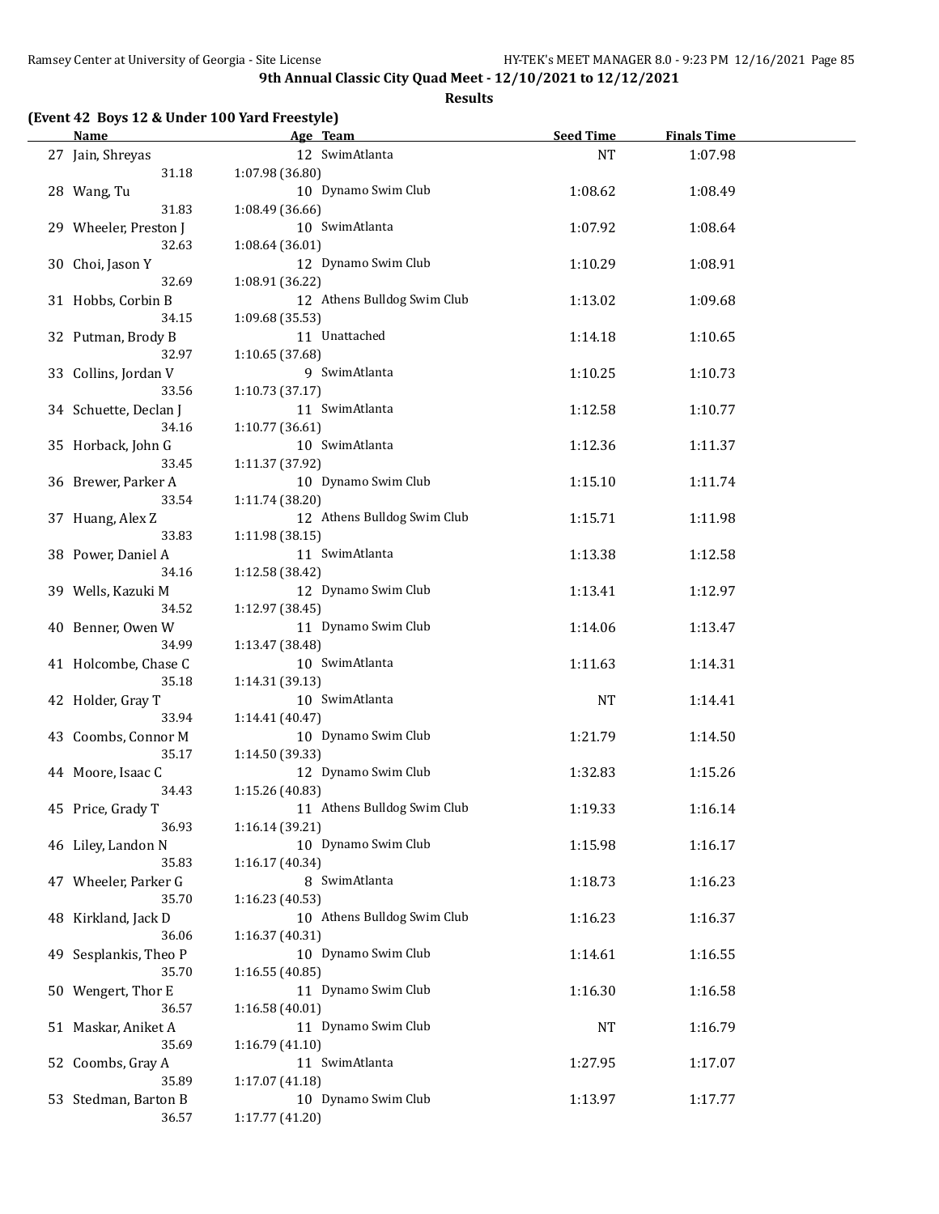**9th Annual Classic City Quad Meet - 12/10/2021 to 12/12/2021**

**Results**

**(Event 42 Boys 12 & Under 100 Yard Freestyle)**

| | Name | Age | Team | Seed Time | Finals Time |
|---|---|---|---|---|---|
| 27 | Jain, Shreyas | 12 | SwimAtlanta | NT | 1:07.98 |
| | 31.18 | 1:07.98 (36.80) | | | |
| 28 | Wang, Tu | 10 | Dynamo Swim Club | 1:08.62 | 1:08.49 |
| | 31.83 | 1:08.49 (36.66) | | | |
| 29 | Wheeler, Preston J | 10 | SwimAtlanta | 1:07.92 | 1:08.64 |
| | 32.63 | 1:08.64 (36.01) | | | |
| 30 | Choi, Jason Y | 12 | Dynamo Swim Club | 1:10.29 | 1:08.91 |
| | 32.69 | 1:08.91 (36.22) | | | |
| 31 | Hobbs, Corbin B | 12 | Athens Bulldog Swim Club | 1:13.02 | 1:09.68 |
| | 34.15 | 1:09.68 (35.53) | | | |
| 32 | Putman, Brody B | 11 | Unattached | 1:14.18 | 1:10.65 |
| | 32.97 | 1:10.65 (37.68) | | | |
| 33 | Collins, Jordan V | 9 | SwimAtlanta | 1:10.25 | 1:10.73 |
| | 33.56 | 1:10.73 (37.17) | | | |
| 34 | Schuette, Declan J | 11 | SwimAtlanta | 1:12.58 | 1:10.77 |
| | 34.16 | 1:10.77 (36.61) | | | |
| 35 | Horback, John G | 10 | SwimAtlanta | 1:12.36 | 1:11.37 |
| | 33.45 | 1:11.37 (37.92) | | | |
| 36 | Brewer, Parker A | 10 | Dynamo Swim Club | 1:15.10 | 1:11.74 |
| | 33.54 | 1:11.74 (38.20) | | | |
| 37 | Huang, Alex Z | 12 | Athens Bulldog Swim Club | 1:15.71 | 1:11.98 |
| | 33.83 | 1:11.98 (38.15) | | | |
| 38 | Power, Daniel A | 11 | SwimAtlanta | 1:13.38 | 1:12.58 |
| | 34.16 | 1:12.58 (38.42) | | | |
| 39 | Wells, Kazuki M | 12 | Dynamo Swim Club | 1:13.41 | 1:12.97 |
| | 34.52 | 1:12.97 (38.45) | | | |
| 40 | Benner, Owen W | 11 | Dynamo Swim Club | 1:14.06 | 1:13.47 |
| | 34.99 | 1:13.47 (38.48) | | | |
| 41 | Holcombe, Chase C | 10 | SwimAtlanta | 1:11.63 | 1:14.31 |
| | 35.18 | 1:14.31 (39.13) | | | |
| 42 | Holder, Gray T | 10 | SwimAtlanta | NT | 1:14.41 |
| | 33.94 | 1:14.41 (40.47) | | | |
| 43 | Coombs, Connor M | 10 | Dynamo Swim Club | 1:21.79 | 1:14.50 |
| | 35.17 | 1:14.50 (39.33) | | | |
| 44 | Moore, Isaac C | 12 | Dynamo Swim Club | 1:32.83 | 1:15.26 |
| | 34.43 | 1:15.26 (40.83) | | | |
| 45 | Price, Grady T | 11 | Athens Bulldog Swim Club | 1:19.33 | 1:16.14 |
| | 36.93 | 1:16.14 (39.21) | | | |
| 46 | Liley, Landon N | 10 | Dynamo Swim Club | 1:15.98 | 1:16.17 |
| | 35.83 | 1:16.17 (40.34) | | | |
| 47 | Wheeler, Parker G | 8 | SwimAtlanta | 1:18.73 | 1:16.23 |
| | 35.70 | 1:16.23 (40.53) | | | |
| 48 | Kirkland, Jack D | 10 | Athens Bulldog Swim Club | 1:16.23 | 1:16.37 |
| | 36.06 | 1:16.37 (40.31) | | | |
| 49 | Sesplankis, Theo P | 10 | Dynamo Swim Club | 1:14.61 | 1:16.55 |
| | 35.70 | 1:16.55 (40.85) | | | |
| 50 | Wengert, Thor E | 11 | Dynamo Swim Club | 1:16.30 | 1:16.58 |
| | 36.57 | 1:16.58 (40.01) | | | |
| 51 | Maskar, Aniket A | 11 | Dynamo Swim Club | NT | 1:16.79 |
| | 35.69 | 1:16.79 (41.10) | | | |
| 52 | Coombs, Gray A | 11 | SwimAtlanta | 1:27.95 | 1:17.07 |
| | 35.89 | 1:17.07 (41.18) | | | |
| 53 | Stedman, Barton B | 10 | Dynamo Swim Club | 1:13.97 | 1:17.77 |
| | 36.57 | 1:17.77 (41.20) | | | |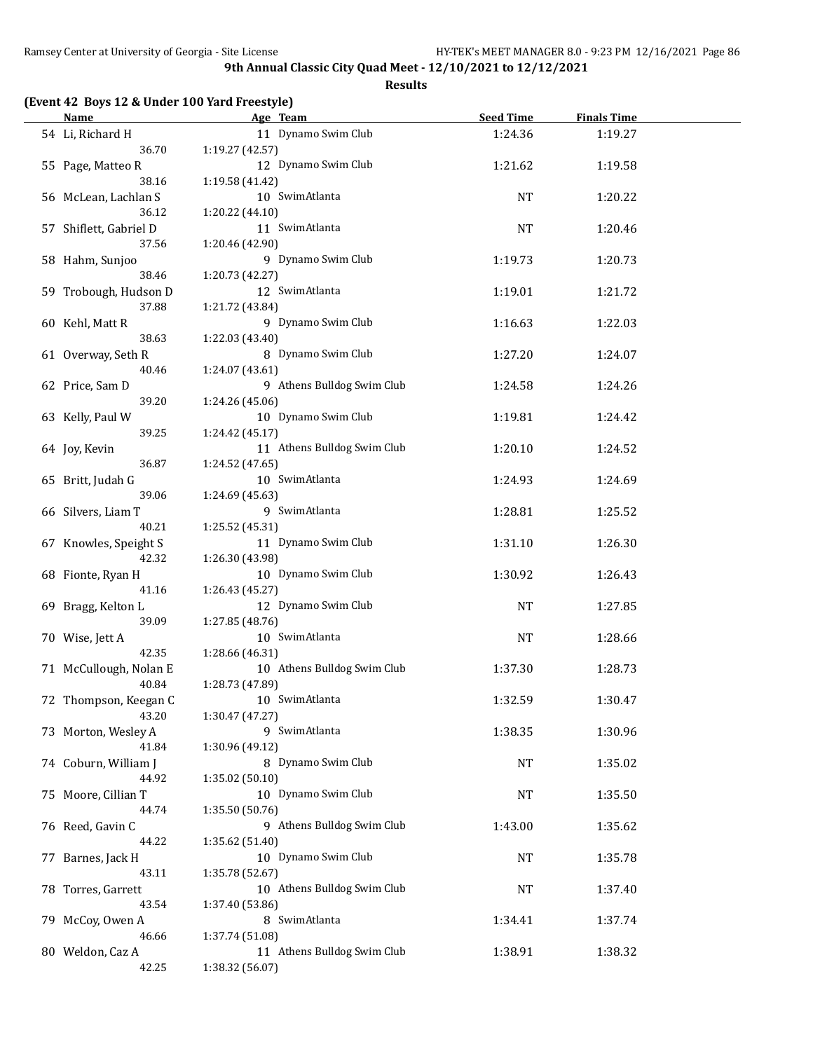**9th Annual Classic City Quad Meet - 12/10/2021 to 12/12/2021**

**Results**

**(Event 42 Boys 12 & Under 100 Yard Freestyle)**

| | Name | Age | Team | Seed Time | Finals Time |
|---|---|---|---|---|---|
| 54 | Li, Richard H | 11 | Dynamo Swim Club | 1:24.36 | 1:19.27 |
| | 36.70 | 1:19.27 (42.57) | | | |
| 55 | Page, Matteo R | 12 | Dynamo Swim Club | 1:21.62 | 1:19.58 |
| | 38.16 | 1:19.58 (41.42) | | | |
| 56 | McLean, Lachlan S | 10 | SwimAtlanta | NT | 1:20.22 |
| | 36.12 | 1:20.22 (44.10) | | | |
| 57 | Shiflett, Gabriel D | 11 | SwimAtlanta | NT | 1:20.46 |
| | 37.56 | 1:20.46 (42.90) | | | |
| 58 | Hahm, Sunjoo | 9 | Dynamo Swim Club | 1:19.73 | 1:20.73 |
| | 38.46 | 1:20.73 (42.27) | | | |
| 59 | Trobough, Hudson D | 12 | SwimAtlanta | 1:19.01 | 1:21.72 |
| | 37.88 | 1:21.72 (43.84) | | | |
| 60 | Kehl, Matt R | 9 | Dynamo Swim Club | 1:16.63 | 1:22.03 |
| | 38.63 | 1:22.03 (43.40) | | | |
| 61 | Overway, Seth R | 8 | Dynamo Swim Club | 1:27.20 | 1:24.07 |
| | 40.46 | 1:24.07 (43.61) | | | |
| 62 | Price, Sam D | 9 | Athens Bulldog Swim Club | 1:24.58 | 1:24.26 |
| | 39.20 | 1:24.26 (45.06) | | | |
| 63 | Kelly, Paul W | 10 | Dynamo Swim Club | 1:19.81 | 1:24.42 |
| | 39.25 | 1:24.42 (45.17) | | | |
| 64 | Joy, Kevin | 11 | Athens Bulldog Swim Club | 1:20.10 | 1:24.52 |
| | 36.87 | 1:24.52 (47.65) | | | |
| 65 | Britt, Judah G | 10 | SwimAtlanta | 1:24.93 | 1:24.69 |
| | 39.06 | 1:24.69 (45.63) | | | |
| 66 | Silvers, Liam T | 9 | SwimAtlanta | 1:28.81 | 1:25.52 |
| | 40.21 | 1:25.52 (45.31) | | | |
| 67 | Knowles, Speight S | 11 | Dynamo Swim Club | 1:31.10 | 1:26.30 |
| | 42.32 | 1:26.30 (43.98) | | | |
| 68 | Fionte, Ryan H | 10 | Dynamo Swim Club | 1:30.92 | 1:26.43 |
| | 41.16 | 1:26.43 (45.27) | | | |
| 69 | Bragg, Kelton L | 12 | Dynamo Swim Club | NT | 1:27.85 |
| | 39.09 | 1:27.85 (48.76) | | | |
| 70 | Wise, Jett A | 10 | SwimAtlanta | NT | 1:28.66 |
| | 42.35 | 1:28.66 (46.31) | | | |
| 71 | McCullough, Nolan E | 10 | Athens Bulldog Swim Club | 1:37.30 | 1:28.73 |
| | 40.84 | 1:28.73 (47.89) | | | |
| 72 | Thompson, Keegan C | 10 | SwimAtlanta | 1:32.59 | 1:30.47 |
| | 43.20 | 1:30.47 (47.27) | | | |
| 73 | Morton, Wesley A | 9 | SwimAtlanta | 1:38.35 | 1:30.96 |
| | 41.84 | 1:30.96 (49.12) | | | |
| 74 | Coburn, William J | 8 | Dynamo Swim Club | NT | 1:35.02 |
| | 44.92 | 1:35.02 (50.10) | | | |
| 75 | Moore, Cillian T | 10 | Dynamo Swim Club | NT | 1:35.50 |
| | 44.74 | 1:35.50 (50.76) | | | |
| 76 | Reed, Gavin C | 9 | Athens Bulldog Swim Club | 1:43.00 | 1:35.62 |
| | 44.22 | 1:35.62 (51.40) | | | |
| 77 | Barnes, Jack H | 10 | Dynamo Swim Club | NT | 1:35.78 |
| | 43.11 | 1:35.78 (52.67) | | | |
| 78 | Torres, Garrett | 10 | Athens Bulldog Swim Club | NT | 1:37.40 |
| | 43.54 | 1:37.40 (53.86) | | | |
| 79 | McCoy, Owen A | 8 | SwimAtlanta | 1:34.41 | 1:37.74 |
| | 46.66 | 1:37.74 (51.08) | | | |
| 80 | Weldon, Caz A | 11 | Athens Bulldog Swim Club | 1:38.91 | 1:38.32 |
| | 42.25 | 1:38.32 (56.07) | | | |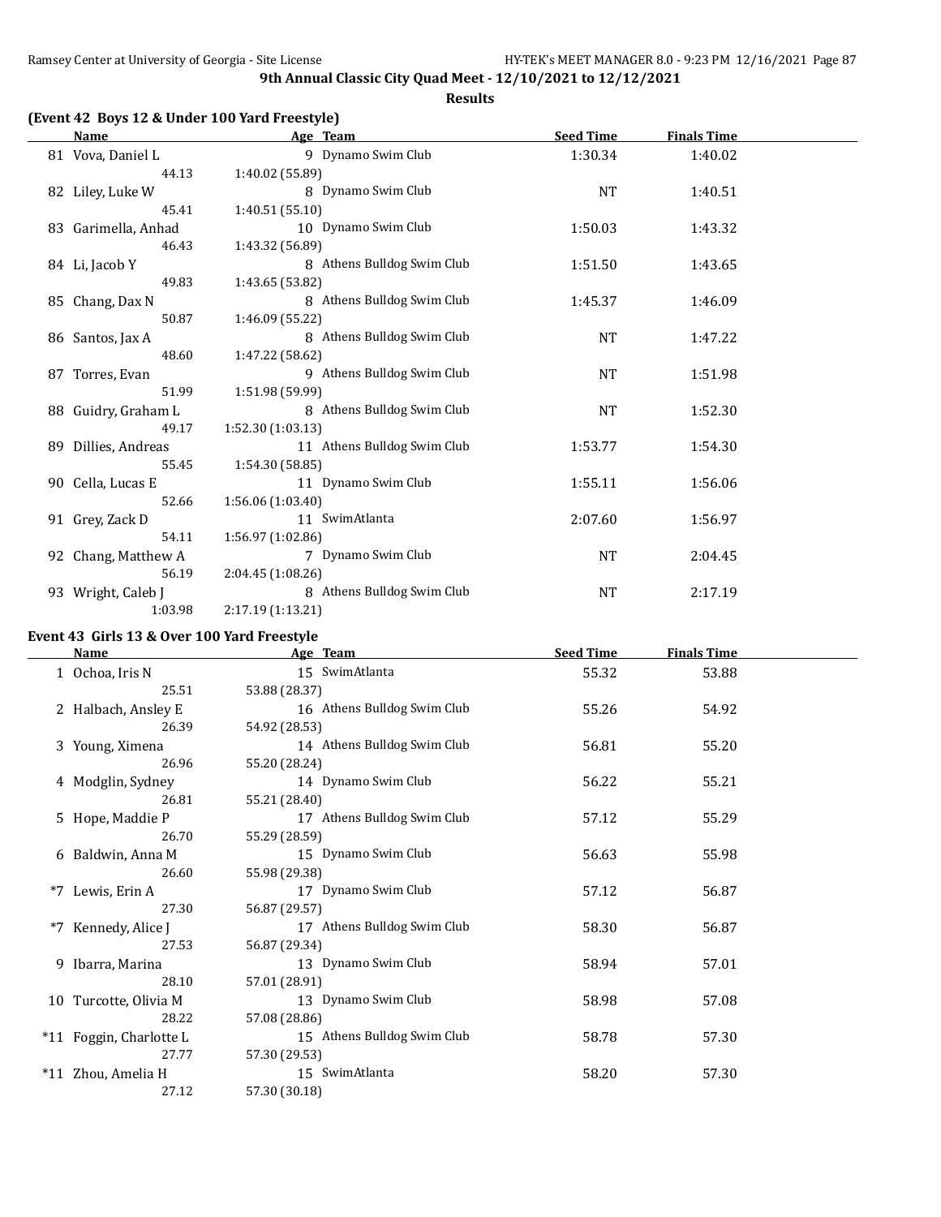## 9th Annual Classic City Quad Meet - 12/10/2021 to 12/12/2021

**Results**

### (Event 42 Boys 12 & Under 100 Yard Freestyle)

| | Name | Age | Team | Seed Time | Finals Time |
|---|---|---|---|---|---|
| 81 | Vova, Daniel L | 9 | Dynamo Swim Club | 1:30.34 | 1:40.02 |
| | 44.13 | 1:40.02 (55.89) | | | |
| 82 | Liley, Luke W | 8 | Dynamo Swim Club | NT | 1:40.51 |
| | 45.41 | 1:40.51 (55.10) | | | |
| 83 | Garimella, Anhad | 10 | Dynamo Swim Club | 1:50.03 | 1:43.32 |
| | 46.43 | 1:43.32 (56.89) | | | |
| 84 | Li, Jacob Y | 8 | Athens Bulldog Swim Club | 1:51.50 | 1:43.65 |
| | 49.83 | 1:43.65 (53.82) | | | |
| 85 | Chang, Dax N | 8 | Athens Bulldog Swim Club | 1:45.37 | 1:46.09 |
| | 50.87 | 1:46.09 (55.22) | | | |
| 86 | Santos, Jax A | 8 | Athens Bulldog Swim Club | NT | 1:47.22 |
| | 48.60 | 1:47.22 (58.62) | | | |
| 87 | Torres, Evan | 9 | Athens Bulldog Swim Club | NT | 1:51.98 |
| | 51.99 | 1:51.98 (59.99) | | | |
| 88 | Guidry, Graham L | 8 | Athens Bulldog Swim Club | NT | 1:52.30 |
| | 49.17 | 1:52.30 (1:03.13) | | | |
| 89 | Dillies, Andreas | 11 | Athens Bulldog Swim Club | 1:53.77 | 1:54.30 |
| | 55.45 | 1:54.30 (58.85) | | | |
| 90 | Cella, Lucas E | 11 | Dynamo Swim Club | 1:55.11 | 1:56.06 |
| | 52.66 | 1:56.06 (1:03.40) | | | |
| 91 | Grey, Zack D | 11 | SwimAtlanta | 2:07.60 | 1:56.97 |
| | 54.11 | 1:56.97 (1:02.86) | | | |
| 92 | Chang, Matthew A | 7 | Dynamo Swim Club | NT | 2:04.45 |
| | 56.19 | 2:04.45 (1:08.26) | | | |
| 93 | Wright, Caleb J | 8 | Athens Bulldog Swim Club | NT | 2:17.19 |
| | 1:03.98 | 2:17.19 (1:13.21) | | | |

### Event 43 Girls 13 & Over 100 Yard Freestyle

| | Name | Age | Team | Seed Time | Finals Time |
|---|---|---|---|---|---|
| 1 | Ochoa, Iris N | 15 | SwimAtlanta | 55.32 | 53.88 |
| | 25.51 | 53.88 (28.37) | | | |
| 2 | Halbach, Ansley E | 16 | Athens Bulldog Swim Club | 55.26 | 54.92 |
| | 26.39 | 54.92 (28.53) | | | |
| 3 | Young, Ximena | 14 | Athens Bulldog Swim Club | 56.81 | 55.20 |
| | 26.96 | 55.20 (28.24) | | | |
| 4 | Modglin, Sydney | 14 | Dynamo Swim Club | 56.22 | 55.21 |
| | 26.81 | 55.21 (28.40) | | | |
| 5 | Hope, Maddie P | 17 | Athens Bulldog Swim Club | 57.12 | 55.29 |
| | 26.70 | 55.29 (28.59) | | | |
| 6 | Baldwin, Anna M | 15 | Dynamo Swim Club | 56.63 | 55.98 |
| | 26.60 | 55.98 (29.38) | | | |
| *7 | Lewis, Erin A | 17 | Dynamo Swim Club | 57.12 | 56.87 |
| | 27.30 | 56.87 (29.57) | | | |
| *7 | Kennedy, Alice J | 17 | Athens Bulldog Swim Club | 58.30 | 56.87 |
| | 27.53 | 56.87 (29.34) | | | |
| 9 | Ibarra, Marina | 13 | Dynamo Swim Club | 58.94 | 57.01 |
| | 28.10 | 57.01 (28.91) | | | |
| 10 | Turcotte, Olivia M | 13 | Dynamo Swim Club | 58.98 | 57.08 |
| | 28.22 | 57.08 (28.86) | | | |
| *11 | Foggin, Charlotte L | 15 | Athens Bulldog Swim Club | 58.78 | 57.30 |
| | 27.77 | 57.30 (29.53) | | | |
| *11 | Zhou, Amelia H | 15 | SwimAtlanta | 58.20 | 57.30 |
| | 27.12 | 57.30 (30.18) | | | |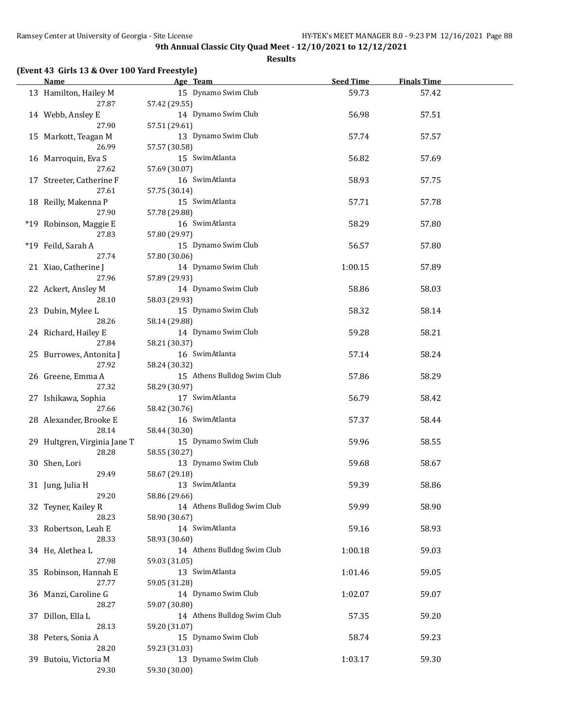**9th Annual Classic City Quad Meet - 12/10/2021 to 12/12/2021**

**Results**

### (Event 43 Girls 13 & Over 100 Yard Freestyle)

| | Name | Age | Team | Seed Time | Finals Time |
|---|---|---|---|---|---|
| 13 | Hamilton, Hailey M | 15 | Dynamo Swim Club | 59.73 | 57.42 |
| | 27.87 | 57.42 (29.55) | | | |
| 14 | Webb, Ansley E | 14 | Dynamo Swim Club | 56.98 | 57.51 |
| | 27.90 | 57.51 (29.61) | | | |
| 15 | Markott, Teagan M | 13 | Dynamo Swim Club | 57.74 | 57.57 |
| | 26.99 | 57.57 (30.58) | | | |
| 16 | Marroquin, Eva S | 15 | SwimAtlanta | 56.82 | 57.69 |
| | 27.62 | 57.69 (30.07) | | | |
| 17 | Streeter, Catherine F | 16 | SwimAtlanta | 58.93 | 57.75 |
| | 27.61 | 57.75 (30.14) | | | |
| 18 | Reilly, Makenna P | 15 | SwimAtlanta | 57.71 | 57.78 |
| | 27.90 | 57.78 (29.88) | | | |
| *19 | Robinson, Maggie E | 16 | SwimAtlanta | 58.29 | 57.80 |
| | 27.83 | 57.80 (29.97) | | | |
| *19 | Feild, Sarah A | 15 | Dynamo Swim Club | 56.57 | 57.80 |
| | 27.74 | 57.80 (30.06) | | | |
| 21 | Xiao, Catherine J | 14 | Dynamo Swim Club | 1:00.15 | 57.89 |
| | 27.96 | 57.89 (29.93) | | | |
| 22 | Ackert, Ansley M | 14 | Dynamo Swim Club | 58.86 | 58.03 |
| | 28.10 | 58.03 (29.93) | | | |
| 23 | Dubin, Mylee L | 15 | Dynamo Swim Club | 58.32 | 58.14 |
| | 28.26 | 58.14 (29.88) | | | |
| 24 | Richard, Hailey E | 14 | Dynamo Swim Club | 59.28 | 58.21 |
| | 27.84 | 58.21 (30.37) | | | |
| 25 | Burrowes, Antonita J | 16 | SwimAtlanta | 57.14 | 58.24 |
| | 27.92 | 58.24 (30.32) | | | |
| 26 | Greene, Emma A | 15 | Athens Bulldog Swim Club | 57.86 | 58.29 |
| | 27.32 | 58.29 (30.97) | | | |
| 27 | Ishikawa, Sophia | 17 | SwimAtlanta | 56.79 | 58.42 |
| | 27.66 | 58.42 (30.76) | | | |
| 28 | Alexander, Brooke E | 16 | SwimAtlanta | 57.37 | 58.44 |
| | 28.14 | 58.44 (30.30) | | | |
| 29 | Hultgren, Virginia Jane T | 15 | Dynamo Swim Club | 59.96 | 58.55 |
| | 28.28 | 58.55 (30.27) | | | |
| 30 | Shen, Lori | 13 | Dynamo Swim Club | 59.68 | 58.67 |
| | 29.49 | 58.67 (29.18) | | | |
| 31 | Jung, Julia H | 13 | SwimAtlanta | 59.39 | 58.86 |
| | 29.20 | 58.86 (29.66) | | | |
| 32 | Teyner, Kailey R | 14 | Athens Bulldog Swim Club | 59.99 | 58.90 |
| | 28.23 | 58.90 (30.67) | | | |
| 33 | Robertson, Leah E | 14 | SwimAtlanta | 59.16 | 58.93 |
| | 28.33 | 58.93 (30.60) | | | |
| 34 | He, Alethea L | 14 | Athens Bulldog Swim Club | 1:00.18 | 59.03 |
| | 27.98 | 59.03 (31.05) | | | |
| 35 | Robinson, Hannah E | 13 | SwimAtlanta | 1:01.46 | 59.05 |
| | 27.77 | 59.05 (31.28) | | | |
| 36 | Manzi, Caroline G | 14 | Dynamo Swim Club | 1:02.07 | 59.07 |
| | 28.27 | 59.07 (30.80) | | | |
| 37 | Dillon, Ella L | 14 | Athens Bulldog Swim Club | 57.35 | 59.20 |
| | 28.13 | 59.20 (31.07) | | | |
| 38 | Peters, Sonia A | 15 | Dynamo Swim Club | 58.74 | 59.23 |
| | 28.20 | 59.23 (31.03) | | | |
| 39 | Butoiu, Victoria M | 13 | Dynamo Swim Club | 1:03.17 | 59.30 |
| | 29.30 | 59.30 (30.00) | | | |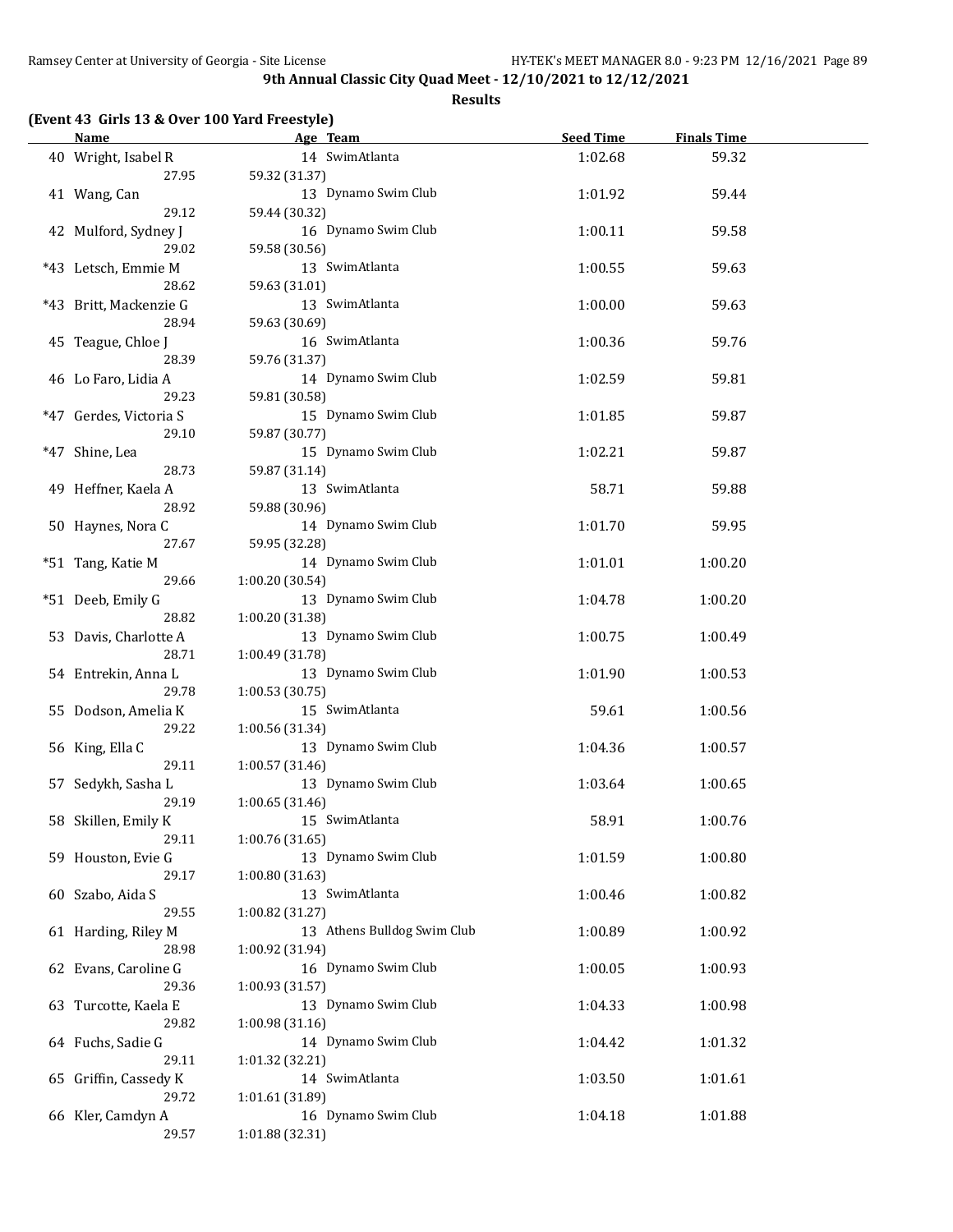**9th Annual Classic City Quad Meet - 12/10/2021 to 12/12/2021**

**Results**

### (Event 43 Girls 13 & Over 100 Yard Freestyle)

| | Name | Age | Team | Seed Time | Finals Time |
|---|---|---|---|---|---|
| 40 | Wright, Isabel R | 14 | SwimAtlanta | 1:02.68 | 59.32 |
| | 27.95 | 59.32 (31.37) | | | |
| 41 | Wang, Can | 13 | Dynamo Swim Club | 1:01.92 | 59.44 |
| | 29.12 | 59.44 (30.32) | | | |
| 42 | Mulford, Sydney J | 16 | Dynamo Swim Club | 1:00.11 | 59.58 |
| | 29.02 | 59.58 (30.56) | | | |
| *43 | Letsch, Emmie M | 13 | SwimAtlanta | 1:00.55 | 59.63 |
| | 28.62 | 59.63 (31.01) | | | |
| *43 | Britt, Mackenzie G | 13 | SwimAtlanta | 1:00.00 | 59.63 |
| | 28.94 | 59.63 (30.69) | | | |
| 45 | Teague, Chloe J | 16 | SwimAtlanta | 1:00.36 | 59.76 |
| | 28.39 | 59.76 (31.37) | | | |
| 46 | Lo Faro, Lidia A | 14 | Dynamo Swim Club | 1:02.59 | 59.81 |
| | 29.23 | 59.81 (30.58) | | | |
| *47 | Gerdes, Victoria S | 15 | Dynamo Swim Club | 1:01.85 | 59.87 |
| | 29.10 | 59.87 (30.77) | | | |
| *47 | Shine, Lea | 15 | Dynamo Swim Club | 1:02.21 | 59.87 |
| | 28.73 | 59.87 (31.14) | | | |
| 49 | Heffner, Kaela A | 13 | SwimAtlanta | 58.71 | 59.88 |
| | 28.92 | 59.88 (30.96) | | | |
| 50 | Haynes, Nora C | 14 | Dynamo Swim Club | 1:01.70 | 59.95 |
| | 27.67 | 59.95 (32.28) | | | |
| *51 | Tang, Katie M | 14 | Dynamo Swim Club | 1:01.01 | 1:00.20 |
| | 29.66 | 1:00.20 (30.54) | | | |
| *51 | Deeb, Emily G | 13 | Dynamo Swim Club | 1:04.78 | 1:00.20 |
| | 28.82 | 1:00.20 (31.38) | | | |
| 53 | Davis, Charlotte A | 13 | Dynamo Swim Club | 1:00.75 | 1:00.49 |
| | 28.71 | 1:00.49 (31.78) | | | |
| 54 | Entrekin, Anna L | 13 | Dynamo Swim Club | 1:01.90 | 1:00.53 |
| | 29.78 | 1:00.53 (30.75) | | | |
| 55 | Dodson, Amelia K | 15 | SwimAtlanta | 59.61 | 1:00.56 |
| | 29.22 | 1:00.56 (31.34) | | | |
| 56 | King, Ella C | 13 | Dynamo Swim Club | 1:04.36 | 1:00.57 |
| | 29.11 | 1:00.57 (31.46) | | | |
| 57 | Sedykh, Sasha L | 13 | Dynamo Swim Club | 1:03.64 | 1:00.65 |
| | 29.19 | 1:00.65 (31.46) | | | |
| 58 | Skillen, Emily K | 15 | SwimAtlanta | 58.91 | 1:00.76 |
| | 29.11 | 1:00.76 (31.65) | | | |
| 59 | Houston, Evie G | 13 | Dynamo Swim Club | 1:01.59 | 1:00.80 |
| | 29.17 | 1:00.80 (31.63) | | | |
| 60 | Szabo, Aida S | 13 | SwimAtlanta | 1:00.46 | 1:00.82 |
| | 29.55 | 1:00.82 (31.27) | | | |
| 61 | Harding, Riley M | 13 | Athens Bulldog Swim Club | 1:00.89 | 1:00.92 |
| | 28.98 | 1:00.92 (31.94) | | | |
| 62 | Evans, Caroline G | 16 | Dynamo Swim Club | 1:00.05 | 1:00.93 |
| | 29.36 | 1:00.93 (31.57) | | | |
| 63 | Turcotte, Kaela E | 13 | Dynamo Swim Club | 1:04.33 | 1:00.98 |
| | 29.82 | 1:00.98 (31.16) | | | |
| 64 | Fuchs, Sadie G | 14 | Dynamo Swim Club | 1:04.42 | 1:01.32 |
| | 29.11 | 1:01.32 (32.21) | | | |
| 65 | Griffin, Cassedy K | 14 | SwimAtlanta | 1:03.50 | 1:01.61 |
| | 29.72 | 1:01.61 (31.89) | | | |
| 66 | Kler, Camdyn A | 16 | Dynamo Swim Club | 1:04.18 | 1:01.88 |
| | 29.57 | 1:01.88 (32.31) | | | |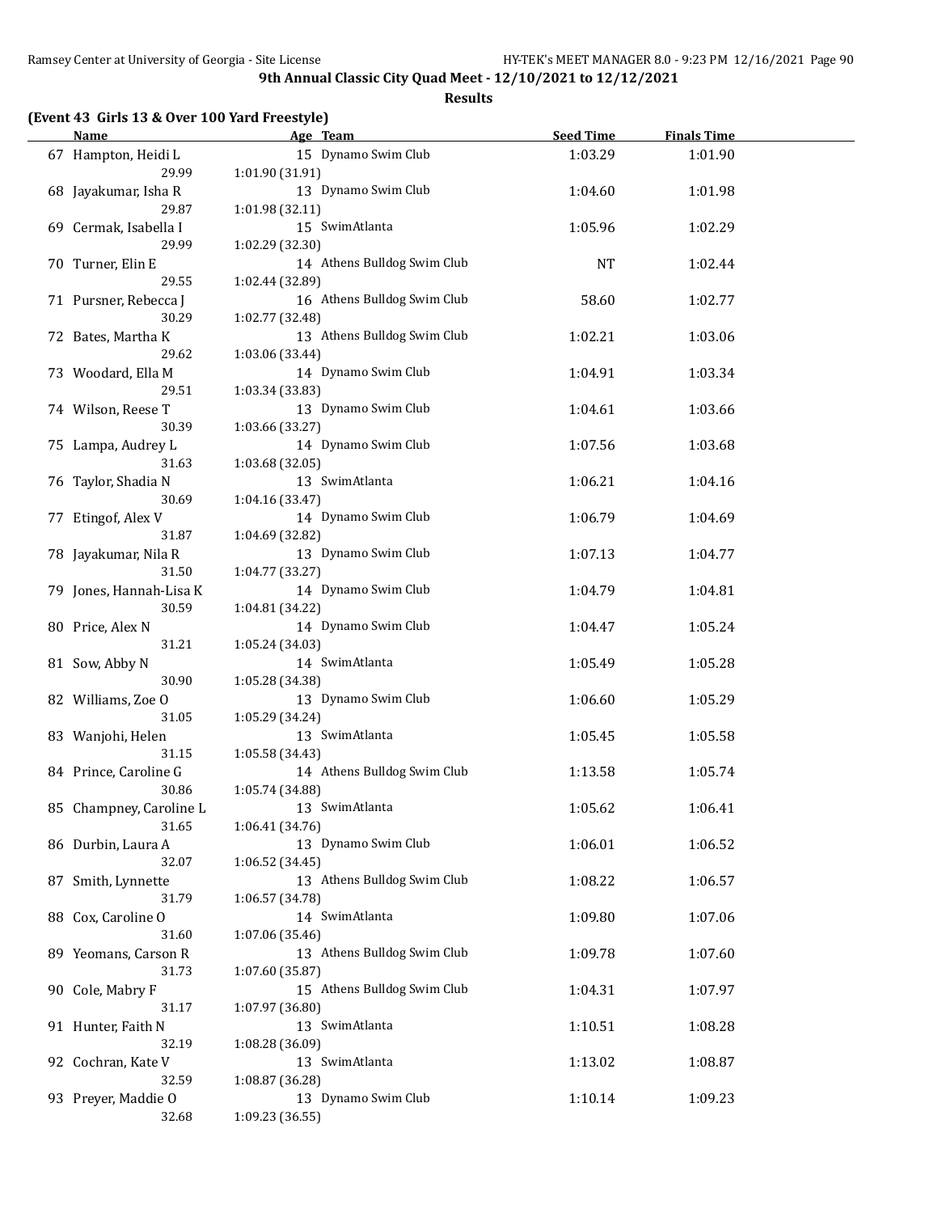**9th Annual Classic City Quad Meet - 12/10/2021 to 12/12/2021**

**Results**

**(Event 43 Girls 13 & Over 100 Yard Freestyle)**

| | Name | Age | Team | Seed Time | Finals Time |
|---|---|---|---|---|---|
| 67 | Hampton, Heidi L | 15 | Dynamo Swim Club | 1:03.29 | 1:01.90 |
| | 29.99 | 1:01.90 (31.91) | | | |
| 68 | Jayakumar, Isha R | 13 | Dynamo Swim Club | 1:04.60 | 1:01.98 |
| | 29.87 | 1:01.98 (32.11) | | | |
| 69 | Cermak, Isabella I | 15 | SwimAtlanta | 1:05.96 | 1:02.29 |
| | 29.99 | 1:02.29 (32.30) | | | |
| 70 | Turner, Elin E | 14 | Athens Bulldog Swim Club | NT | 1:02.44 |
| | 29.55 | 1:02.44 (32.89) | | | |
| 71 | Pursner, Rebecca J | 16 | Athens Bulldog Swim Club | 58.60 | 1:02.77 |
| | 30.29 | 1:02.77 (32.48) | | | |
| 72 | Bates, Martha K | 13 | Athens Bulldog Swim Club | 1:02.21 | 1:03.06 |
| | 29.62 | 1:03.06 (33.44) | | | |
| 73 | Woodard, Ella M | 14 | Dynamo Swim Club | 1:04.91 | 1:03.34 |
| | 29.51 | 1:03.34 (33.83) | | | |
| 74 | Wilson, Reese T | 13 | Dynamo Swim Club | 1:04.61 | 1:03.66 |
| | 30.39 | 1:03.66 (33.27) | | | |
| 75 | Lampa, Audrey L | 14 | Dynamo Swim Club | 1:07.56 | 1:03.68 |
| | 31.63 | 1:03.68 (32.05) | | | |
| 76 | Taylor, Shadia N | 13 | SwimAtlanta | 1:06.21 | 1:04.16 |
| | 30.69 | 1:04.16 (33.47) | | | |
| 77 | Etingof, Alex V | 14 | Dynamo Swim Club | 1:06.79 | 1:04.69 |
| | 31.87 | 1:04.69 (32.82) | | | |
| 78 | Jayakumar, Nila R | 13 | Dynamo Swim Club | 1:07.13 | 1:04.77 |
| | 31.50 | 1:04.77 (33.27) | | | |
| 79 | Jones, Hannah-Lisa K | 14 | Dynamo Swim Club | 1:04.79 | 1:04.81 |
| | 30.59 | 1:04.81 (34.22) | | | |
| 80 | Price, Alex N | 14 | Dynamo Swim Club | 1:04.47 | 1:05.24 |
| | 31.21 | 1:05.24 (34.03) | | | |
| 81 | Sow, Abby N | 14 | SwimAtlanta | 1:05.49 | 1:05.28 |
| | 30.90 | 1:05.28 (34.38) | | | |
| 82 | Williams, Zoe O | 13 | Dynamo Swim Club | 1:06.60 | 1:05.29 |
| | 31.05 | 1:05.29 (34.24) | | | |
| 83 | Wanjohi, Helen | 13 | SwimAtlanta | 1:05.45 | 1:05.58 |
| | 31.15 | 1:05.58 (34.43) | | | |
| 84 | Prince, Caroline G | 14 | Athens Bulldog Swim Club | 1:13.58 | 1:05.74 |
| | 30.86 | 1:05.74 (34.88) | | | |
| 85 | Champney, Caroline L | 13 | SwimAtlanta | 1:05.62 | 1:06.41 |
| | 31.65 | 1:06.41 (34.76) | | | |
| 86 | Durbin, Laura A | 13 | Dynamo Swim Club | 1:06.01 | 1:06.52 |
| | 32.07 | 1:06.52 (34.45) | | | |
| 87 | Smith, Lynnette | 13 | Athens Bulldog Swim Club | 1:08.22 | 1:06.57 |
| | 31.79 | 1:06.57 (34.78) | | | |
| 88 | Cox, Caroline O | 14 | SwimAtlanta | 1:09.80 | 1:07.06 |
| | 31.60 | 1:07.06 (35.46) | | | |
| 89 | Yeomans, Carson R | 13 | Athens Bulldog Swim Club | 1:09.78 | 1:07.60 |
| | 31.73 | 1:07.60 (35.87) | | | |
| 90 | Cole, Mabry F | 15 | Athens Bulldog Swim Club | 1:04.31 | 1:07.97 |
| | 31.17 | 1:07.97 (36.80) | | | |
| 91 | Hunter, Faith N | 13 | SwimAtlanta | 1:10.51 | 1:08.28 |
| | 32.19 | 1:08.28 (36.09) | | | |
| 92 | Cochran, Kate V | 13 | SwimAtlanta | 1:13.02 | 1:08.87 |
| | 32.59 | 1:08.87 (36.28) | | | |
| 93 | Preyer, Maddie O | 13 | Dynamo Swim Club | 1:10.14 | 1:09.23 |
| | 32.68 | 1:09.23 (36.55) | | | |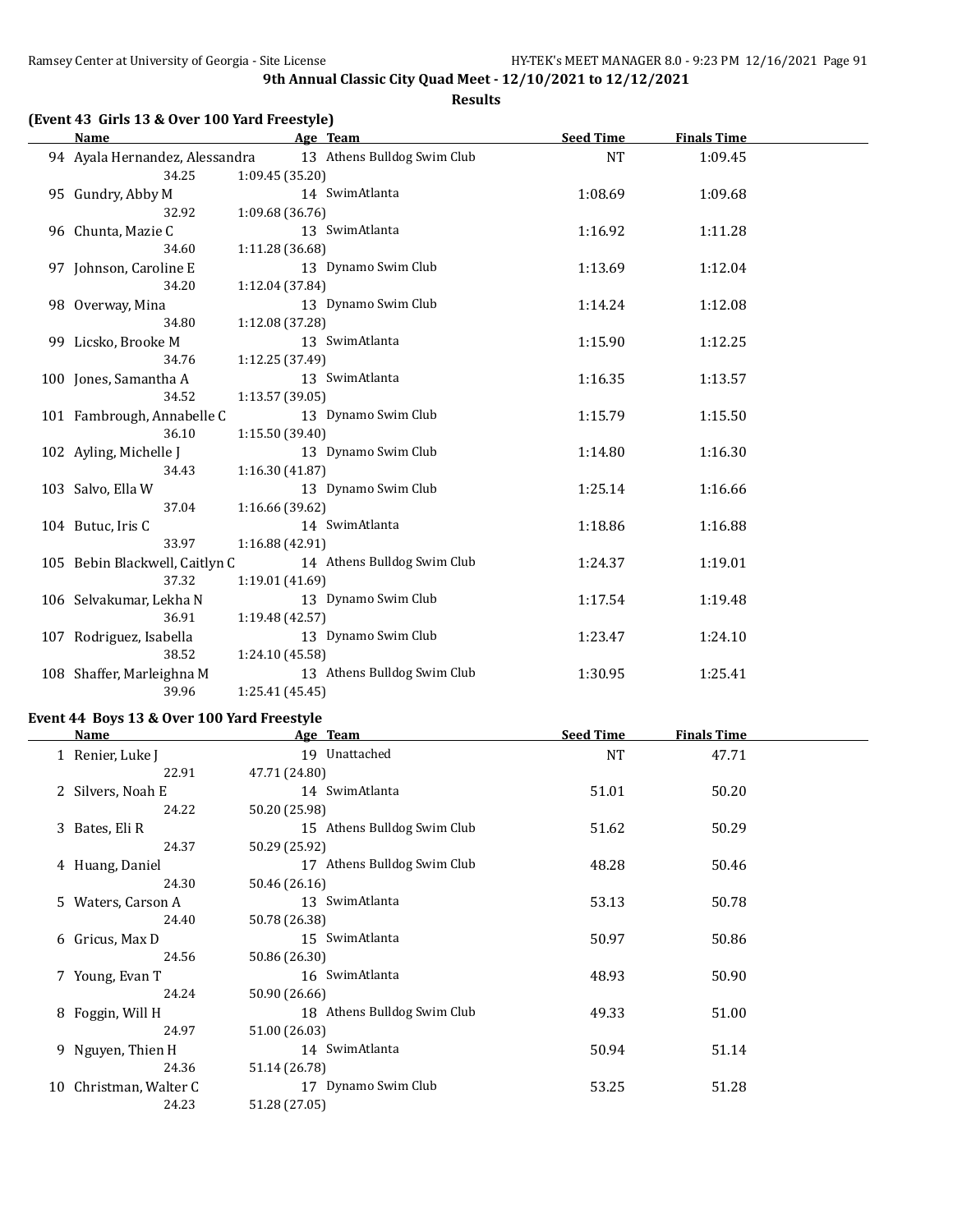**9th Annual Classic City Quad Meet - 12/10/2021 to 12/12/2021**

**Results**

### (Event 43 Girls 13 & Over 100 Yard Freestyle)

| | Name | Age | Team | Seed Time | Finals Time |
|---|---|---|---|---|---|
| 94 | Ayala Hernandez, Alessandra | 13 | Athens Bulldog Swim Club | NT | 1:09.45 |
| | 34.25 1:09.45 (35.20) | | | | |
| 95 | Gundry, Abby M | 14 | SwimAtlanta | 1:08.69 | 1:09.68 |
| | 32.92 1:09.68 (36.76) | | | | |
| 96 | Chunta, Mazie C | 13 | SwimAtlanta | 1:16.92 | 1:11.28 |
| | 34.60 1:11.28 (36.68) | | | | |
| 97 | Johnson, Caroline E | 13 | Dynamo Swim Club | 1:13.69 | 1:12.04 |
| | 34.20 1:12.04 (37.84) | | | | |
| 98 | Overway, Mina | 13 | Dynamo Swim Club | 1:14.24 | 1:12.08 |
| | 34.80 1:12.08 (37.28) | | | | |
| 99 | Licsko, Brooke M | 13 | SwimAtlanta | 1:15.90 | 1:12.25 |
| | 34.76 1:12.25 (37.49) | | | | |
| 100 | Jones, Samantha A | 13 | SwimAtlanta | 1:16.35 | 1:13.57 |
| | 34.52 1:13.57 (39.05) | | | | |
| 101 | Fambrough, Annabelle C | 13 | Dynamo Swim Club | 1:15.79 | 1:15.50 |
| | 36.10 1:15.50 (39.40) | | | | |
| 102 | Ayling, Michelle J | 13 | Dynamo Swim Club | 1:14.80 | 1:16.30 |
| | 34.43 1:16.30 (41.87) | | | | |
| 103 | Salvo, Ella W | 13 | Dynamo Swim Club | 1:25.14 | 1:16.66 |
| | 37.04 1:16.66 (39.62) | | | | |
| 104 | Butuc, Iris C | 14 | SwimAtlanta | 1:18.86 | 1:16.88 |
| | 33.97 1:16.88 (42.91) | | | | |
| 105 | Bebin Blackwell, Caitlyn C | 14 | Athens Bulldog Swim Club | 1:24.37 | 1:19.01 |
| | 37.32 1:19.01 (41.69) | | | | |
| 106 | Selvakumar, Lekha N | 13 | Dynamo Swim Club | 1:17.54 | 1:19.48 |
| | 36.91 1:19.48 (42.57) | | | | |
| 107 | Rodriguez, Isabella | 13 | Dynamo Swim Club | 1:23.47 | 1:24.10 |
| | 38.52 1:24.10 (45.58) | | | | |
| 108 | Shaffer, Marleighna M | 13 | Athens Bulldog Swim Club | 1:30.95 | 1:25.41 |
| | 39.96 1:25.41 (45.45) | | | | |

### Event 44 Boys 13 & Over 100 Yard Freestyle

| | Name | Age | Team | Seed Time | Finals Time |
|---|---|---|---|---|---|
| 1 | Renier, Luke J | 19 | Unattached | NT | 47.71 |
| | 22.91 47.71 (24.80) | | | | |
| 2 | Silvers, Noah E | 14 | SwimAtlanta | 51.01 | 50.20 |
| | 24.22 50.20 (25.98) | | | | |
| 3 | Bates, Eli R | 15 | Athens Bulldog Swim Club | 51.62 | 50.29 |
| | 24.37 50.29 (25.92) | | | | |
| 4 | Huang, Daniel | 17 | Athens Bulldog Swim Club | 48.28 | 50.46 |
| | 24.30 50.46 (26.16) | | | | |
| 5 | Waters, Carson A | 13 | SwimAtlanta | 53.13 | 50.78 |
| | 24.40 50.78 (26.38) | | | | |
| 6 | Gricus, Max D | 15 | SwimAtlanta | 50.97 | 50.86 |
| | 24.56 50.86 (26.30) | | | | |
| 7 | Young, Evan T | 16 | SwimAtlanta | 48.93 | 50.90 |
| | 24.24 50.90 (26.66) | | | | |
| 8 | Foggin, Will H | 18 | Athens Bulldog Swim Club | 49.33 | 51.00 |
| | 24.97 51.00 (26.03) | | | | |
| 9 | Nguyen, Thien H | 14 | SwimAtlanta | 50.94 | 51.14 |
| | 24.36 51.14 (26.78) | | | | |
| 10 | Christman, Walter C | 17 | Dynamo Swim Club | 53.25 | 51.28 |
| | 24.23 51.28 (27.05) | | | | |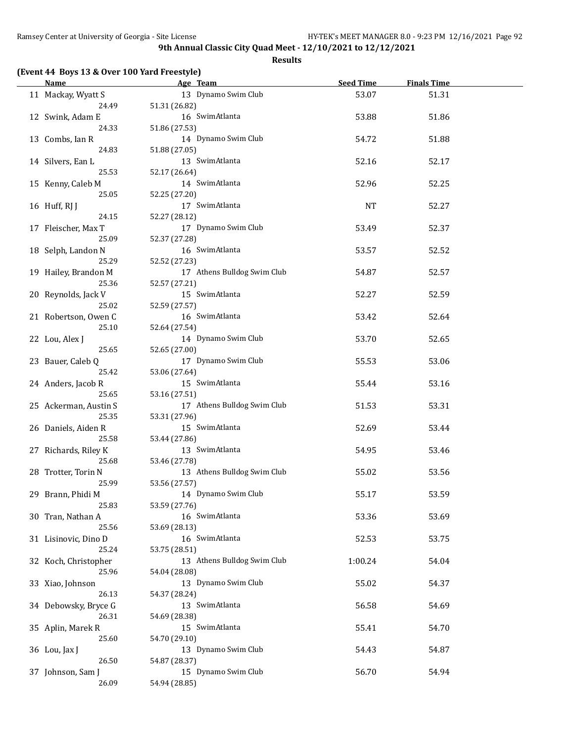**9th Annual Classic City Quad Meet - 12/10/2021 to 12/12/2021**

**Results**

### (Event 44 Boys 13 & Over 100 Yard Freestyle)

| | Name | Age | Team | Seed Time | Finals Time |
|---|---|---|---|---|---|
| 11 | Mackay, Wyatt S | 13 | Dynamo Swim Club | 53.07 | 51.31 |
| | 24.49 | 51.31 (26.82) | | | |
| 12 | Swink, Adam E | 16 | SwimAtlanta | 53.88 | 51.86 |
| | 24.33 | 51.86 (27.53) | | | |
| 13 | Combs, Ian R | 14 | Dynamo Swim Club | 54.72 | 51.88 |
| | 24.83 | 51.88 (27.05) | | | |
| 14 | Silvers, Ean L | 13 | SwimAtlanta | 52.16 | 52.17 |
| | 25.53 | 52.17 (26.64) | | | |
| 15 | Kenny, Caleb M | 14 | SwimAtlanta | 52.96 | 52.25 |
| | 25.05 | 52.25 (27.20) | | | |
| 16 | Huff, RJ J | 17 | SwimAtlanta | NT | 52.27 |
| | 24.15 | 52.27 (28.12) | | | |
| 17 | Fleischer, Max T | 17 | Dynamo Swim Club | 53.49 | 52.37 |
| | 25.09 | 52.37 (27.28) | | | |
| 18 | Selph, Landon N | 16 | SwimAtlanta | 53.57 | 52.52 |
| | 25.29 | 52.52 (27.23) | | | |
| 19 | Hailey, Brandon M | 17 | Athens Bulldog Swim Club | 54.87 | 52.57 |
| | 25.36 | 52.57 (27.21) | | | |
| 20 | Reynolds, Jack V | 15 | SwimAtlanta | 52.27 | 52.59 |
| | 25.02 | 52.59 (27.57) | | | |
| 21 | Robertson, Owen C | 16 | SwimAtlanta | 53.42 | 52.64 |
| | 25.10 | 52.64 (27.54) | | | |
| 22 | Lou, Alex J | 14 | Dynamo Swim Club | 53.70 | 52.65 |
| | 25.65 | 52.65 (27.00) | | | |
| 23 | Bauer, Caleb Q | 17 | Dynamo Swim Club | 55.53 | 53.06 |
| | 25.42 | 53.06 (27.64) | | | |
| 24 | Anders, Jacob R | 15 | SwimAtlanta | 55.44 | 53.16 |
| | 25.65 | 53.16 (27.51) | | | |
| 25 | Ackerman, Austin S | 17 | Athens Bulldog Swim Club | 51.53 | 53.31 |
| | 25.35 | 53.31 (27.96) | | | |
| 26 | Daniels, Aiden R | 15 | SwimAtlanta | 52.69 | 53.44 |
| | 25.58 | 53.44 (27.86) | | | |
| 27 | Richards, Riley K | 13 | SwimAtlanta | 54.95 | 53.46 |
| | 25.68 | 53.46 (27.78) | | | |
| 28 | Trotter, Torin N | 13 | Athens Bulldog Swim Club | 55.02 | 53.56 |
| | 25.99 | 53.56 (27.57) | | | |
| 29 | Brann, Phidi M | 14 | Dynamo Swim Club | 55.17 | 53.59 |
| | 25.83 | 53.59 (27.76) | | | |
| 30 | Tran, Nathan A | 16 | SwimAtlanta | 53.36 | 53.69 |
| | 25.56 | 53.69 (28.13) | | | |
| 31 | Lisinovic, Dino D | 16 | SwimAtlanta | 52.53 | 53.75 |
| | 25.24 | 53.75 (28.51) | | | |
| 32 | Koch, Christopher | 13 | Athens Bulldog Swim Club | 1:00.24 | 54.04 |
| | 25.96 | 54.04 (28.08) | | | |
| 33 | Xiao, Johnson | 13 | Dynamo Swim Club | 55.02 | 54.37 |
| | 26.13 | 54.37 (28.24) | | | |
| 34 | Debowsky, Bryce G | 13 | SwimAtlanta | 56.58 | 54.69 |
| | 26.31 | 54.69 (28.38) | | | |
| 35 | Aplin, Marek R | 15 | SwimAtlanta | 55.41 | 54.70 |
| | 25.60 | 54.70 (29.10) | | | |
| 36 | Lou, Jax J | 13 | Dynamo Swim Club | 54.43 | 54.87 |
| | 26.50 | 54.87 (28.37) | | | |
| 37 | Johnson, Sam J | 15 | Dynamo Swim Club | 56.70 | 54.94 |
| | 26.09 | 54.94 (28.85) | | | |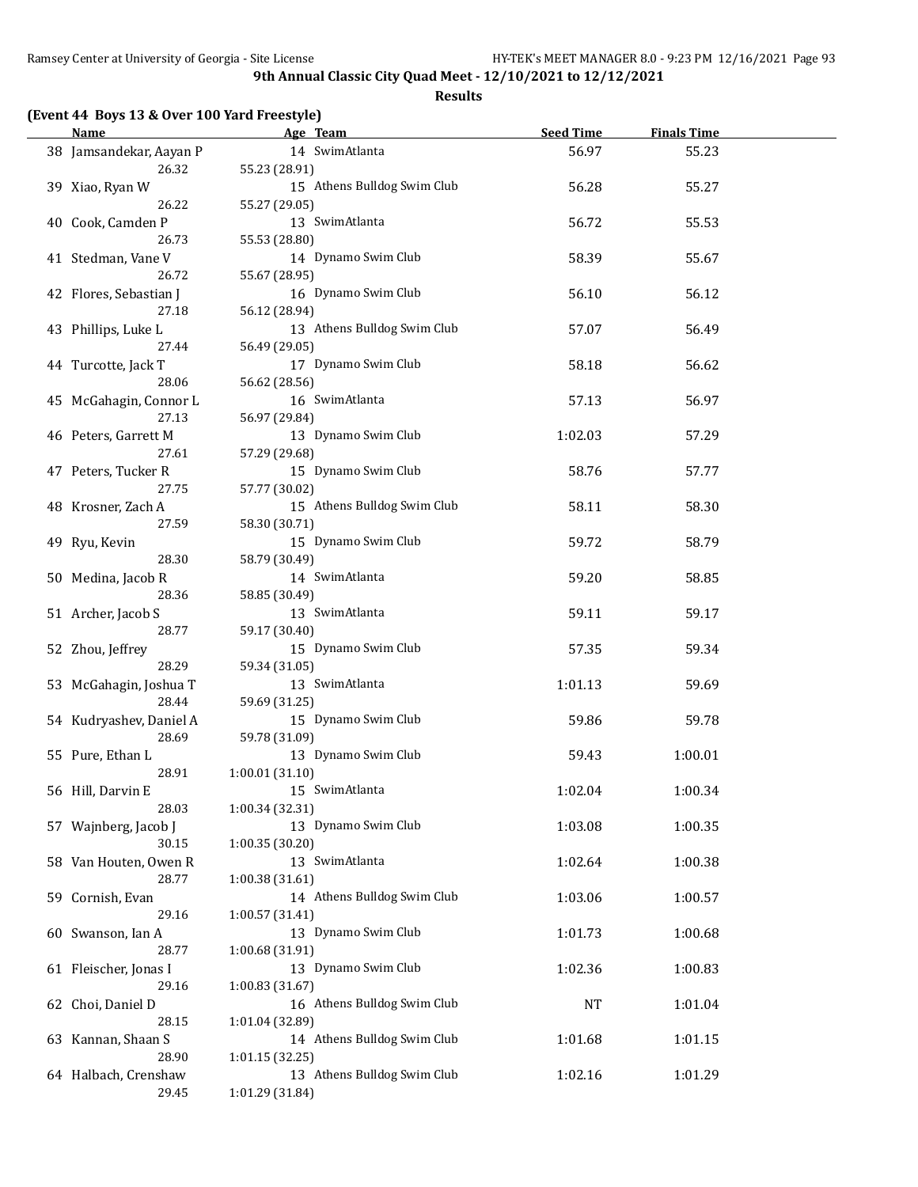**9th Annual Classic City Quad Meet - 12/10/2021 to 12/12/2021**

**Results**

### (Event 44 Boys 13 & Over 100 Yard Freestyle)

| | Name | Age | Team | Seed Time | Finals Time |
|---|---|---|---|---|---|
| 38 | Jamsandekar, Aayan P | 14 | SwimAtlanta | 56.97 | 55.23 |
| | 26.32 | 55.23 (28.91) | | | |
| 39 | Xiao, Ryan W | 15 | Athens Bulldog Swim Club | 56.28 | 55.27 |
| | 26.22 | 55.27 (29.05) | | | |
| 40 | Cook, Camden P | 13 | SwimAtlanta | 56.72 | 55.53 |
| | 26.73 | 55.53 (28.80) | | | |
| 41 | Stedman, Vane V | 14 | Dynamo Swim Club | 58.39 | 55.67 |
| | 26.72 | 55.67 (28.95) | | | |
| 42 | Flores, Sebastian J | 16 | Dynamo Swim Club | 56.10 | 56.12 |
| | 27.18 | 56.12 (28.94) | | | |
| 43 | Phillips, Luke L | 13 | Athens Bulldog Swim Club | 57.07 | 56.49 |
| | 27.44 | 56.49 (29.05) | | | |
| 44 | Turcotte, Jack T | 17 | Dynamo Swim Club | 58.18 | 56.62 |
| | 28.06 | 56.62 (28.56) | | | |
| 45 | McGahagin, Connor L | 16 | SwimAtlanta | 57.13 | 56.97 |
| | 27.13 | 56.97 (29.84) | | | |
| 46 | Peters, Garrett M | 13 | Dynamo Swim Club | 1:02.03 | 57.29 |
| | 27.61 | 57.29 (29.68) | | | |
| 47 | Peters, Tucker R | 15 | Dynamo Swim Club | 58.76 | 57.77 |
| | 27.75 | 57.77 (30.02) | | | |
| 48 | Krosner, Zach A | 15 | Athens Bulldog Swim Club | 58.11 | 58.30 |
| | 27.59 | 58.30 (30.71) | | | |
| 49 | Ryu, Kevin | 15 | Dynamo Swim Club | 59.72 | 58.79 |
| | 28.30 | 58.79 (30.49) | | | |
| 50 | Medina, Jacob R | 14 | SwimAtlanta | 59.20 | 58.85 |
| | 28.36 | 58.85 (30.49) | | | |
| 51 | Archer, Jacob S | 13 | SwimAtlanta | 59.11 | 59.17 |
| | 28.77 | 59.17 (30.40) | | | |
| 52 | Zhou, Jeffrey | 15 | Dynamo Swim Club | 57.35 | 59.34 |
| | 28.29 | 59.34 (31.05) | | | |
| 53 | McGahagin, Joshua T | 13 | SwimAtlanta | 1:01.13 | 59.69 |
| | 28.44 | 59.69 (31.25) | | | |
| 54 | Kudryashev, Daniel A | 15 | Dynamo Swim Club | 59.86 | 59.78 |
| | 28.69 | 59.78 (31.09) | | | |
| 55 | Pure, Ethan L | 13 | Dynamo Swim Club | 59.43 | 1:00.01 |
| | 28.91 | 1:00.01 (31.10) | | | |
| 56 | Hill, Darvin E | 15 | SwimAtlanta | 1:02.04 | 1:00.34 |
| | 28.03 | 1:00.34 (32.31) | | | |
| 57 | Wajnberg, Jacob J | 13 | Dynamo Swim Club | 1:03.08 | 1:00.35 |
| | 30.15 | 1:00.35 (30.20) | | | |
| 58 | Van Houten, Owen R | 13 | SwimAtlanta | 1:02.64 | 1:00.38 |
| | 28.77 | 1:00.38 (31.61) | | | |
| 59 | Cornish, Evan | 14 | Athens Bulldog Swim Club | 1:03.06 | 1:00.57 |
| | 29.16 | 1:00.57 (31.41) | | | |
| 60 | Swanson, Ian A | 13 | Dynamo Swim Club | 1:01.73 | 1:00.68 |
| | 28.77 | 1:00.68 (31.91) | | | |
| 61 | Fleischer, Jonas I | 13 | Dynamo Swim Club | 1:02.36 | 1:00.83 |
| | 29.16 | 1:00.83 (31.67) | | | |
| 62 | Choi, Daniel D | 16 | Athens Bulldog Swim Club | NT | 1:01.04 |
| | 28.15 | 1:01.04 (32.89) | | | |
| 63 | Kannan, Shaan S | 14 | Athens Bulldog Swim Club | 1:01.68 | 1:01.15 |
| | 28.90 | 1:01.15 (32.25) | | | |
| 64 | Halbach, Crenshaw | 13 | Athens Bulldog Swim Club | 1:02.16 | 1:01.29 |
| | 29.45 | 1:01.29 (31.84) | | | |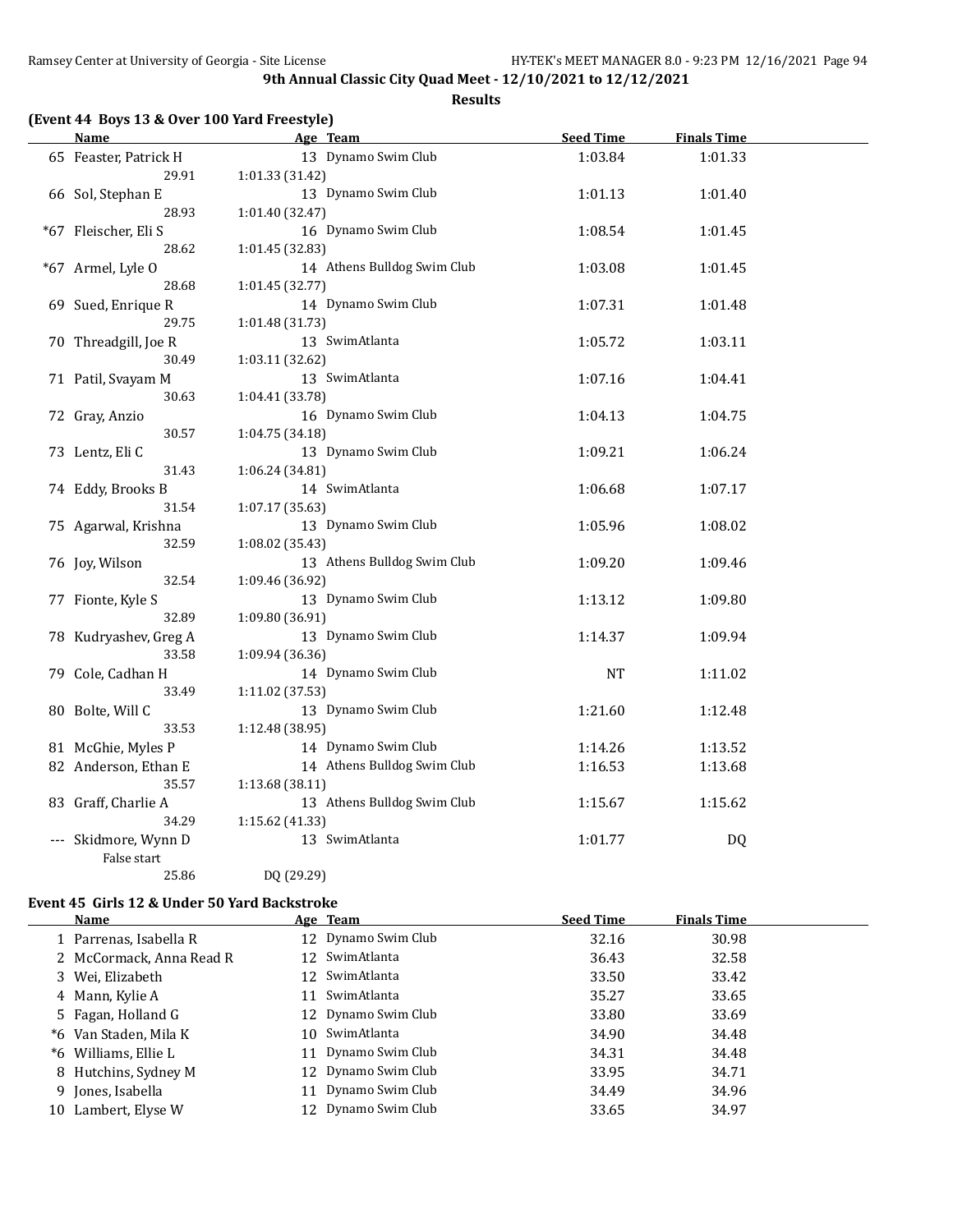**9th Annual Classic City Quad Meet - 12/10/2021 to 12/12/2021**

**Results**

## (Event 44 Boys 13 & Over 100 Yard Freestyle)

| | Name | Age | Team | Seed Time | Finals Time |
|---|---|---|---|---|---|
| 65 | Feaster, Patrick H | 13 | Dynamo Swim Club | 1:03.84 | 1:01.33 |
| | 29.91 | 1:01.33 (31.42) | | | |
| 66 | Sol, Stephan E | 13 | Dynamo Swim Club | 1:01.13 | 1:01.40 |
| | 28.93 | 1:01.40 (32.47) | | | |
| *67 | Fleischer, Eli S | 16 | Dynamo Swim Club | 1:08.54 | 1:01.45 |
| | 28.62 | 1:01.45 (32.83) | | | |
| *67 | Armel, Lyle O | 14 | Athens Bulldog Swim Club | 1:03.08 | 1:01.45 |
| | 28.68 | 1:01.45 (32.77) | | | |
| 69 | Sued, Enrique R | 14 | Dynamo Swim Club | 1:07.31 | 1:01.48 |
| | 29.75 | 1:01.48 (31.73) | | | |
| 70 | Threadgill, Joe R | 13 | SwimAtlanta | 1:05.72 | 1:03.11 |
| | 30.49 | 1:03.11 (32.62) | | | |
| 71 | Patil, Svayam M | 13 | SwimAtlanta | 1:07.16 | 1:04.41 |
| | 30.63 | 1:04.41 (33.78) | | | |
| 72 | Gray, Anzio | 16 | Dynamo Swim Club | 1:04.13 | 1:04.75 |
| | 30.57 | 1:04.75 (34.18) | | | |
| 73 | Lentz, Eli C | 13 | Dynamo Swim Club | 1:09.21 | 1:06.24 |
| | 31.43 | 1:06.24 (34.81) | | | |
| 74 | Eddy, Brooks B | 14 | SwimAtlanta | 1:06.68 | 1:07.17 |
| | 31.54 | 1:07.17 (35.63) | | | |
| 75 | Agarwal, Krishna | 13 | Dynamo Swim Club | 1:05.96 | 1:08.02 |
| | 32.59 | 1:08.02 (35.43) | | | |
| 76 | Joy, Wilson | 13 | Athens Bulldog Swim Club | 1:09.20 | 1:09.46 |
| | 32.54 | 1:09.46 (36.92) | | | |
| 77 | Fionte, Kyle S | 13 | Dynamo Swim Club | 1:13.12 | 1:09.80 |
| | 32.89 | 1:09.80 (36.91) | | | |
| 78 | Kudryashev, Greg A | 13 | Dynamo Swim Club | 1:14.37 | 1:09.94 |
| | 33.58 | 1:09.94 (36.36) | | | |
| 79 | Cole, Cadhan H | 14 | Dynamo Swim Club | NT | 1:11.02 |
| | 33.49 | 1:11.02 (37.53) | | | |
| 80 | Bolte, Will C | 13 | Dynamo Swim Club | 1:21.60 | 1:12.48 |
| | 33.53 | 1:12.48 (38.95) | | | |
| 81 | McGhie, Myles P | 14 | Dynamo Swim Club | 1:14.26 | 1:13.52 |
| 82 | Anderson, Ethan E | 14 | Athens Bulldog Swim Club | 1:16.53 | 1:13.68 |
| | 35.57 | 1:13.68 (38.11) | | | |
| 83 | Graff, Charlie A | 13 | Athens Bulldog Swim Club | 1:15.67 | 1:15.62 |
| | 34.29 | 1:15.62 (41.33) | | | |
| --- | Skidmore, Wynn D | 13 | SwimAtlanta | 1:01.77 | DQ |
| | False start | | | | |
| | 25.86 | DQ (29.29) | | | |

## Event 45 Girls 12 & Under 50 Yard Backstroke

| | Name | Age | Team | Seed Time | Finals Time |
|---|---|---|---|---|---|
| 1 | Parrenas, Isabella R | 12 | Dynamo Swim Club | 32.16 | 30.98 |
| 2 | McCormack, Anna Read R | 12 | SwimAtlanta | 36.43 | 32.58 |
| 3 | Wei, Elizabeth | 12 | SwimAtlanta | 33.50 | 33.42 |
| 4 | Mann, Kylie A | 11 | SwimAtlanta | 35.27 | 33.65 |
| 5 | Fagan, Holland G | 12 | Dynamo Swim Club | 33.80 | 33.69 |
| *6 | Van Staden, Mila K | 10 | SwimAtlanta | 34.90 | 34.48 |
| *6 | Williams, Ellie L | 11 | Dynamo Swim Club | 34.31 | 34.48 |
| 8 | Hutchins, Sydney M | 12 | Dynamo Swim Club | 33.95 | 34.71 |
| 9 | Jones, Isabella | 11 | Dynamo Swim Club | 34.49 | 34.96 |
| 10 | Lambert, Elyse W | 12 | Dynamo Swim Club | 33.65 | 34.97 |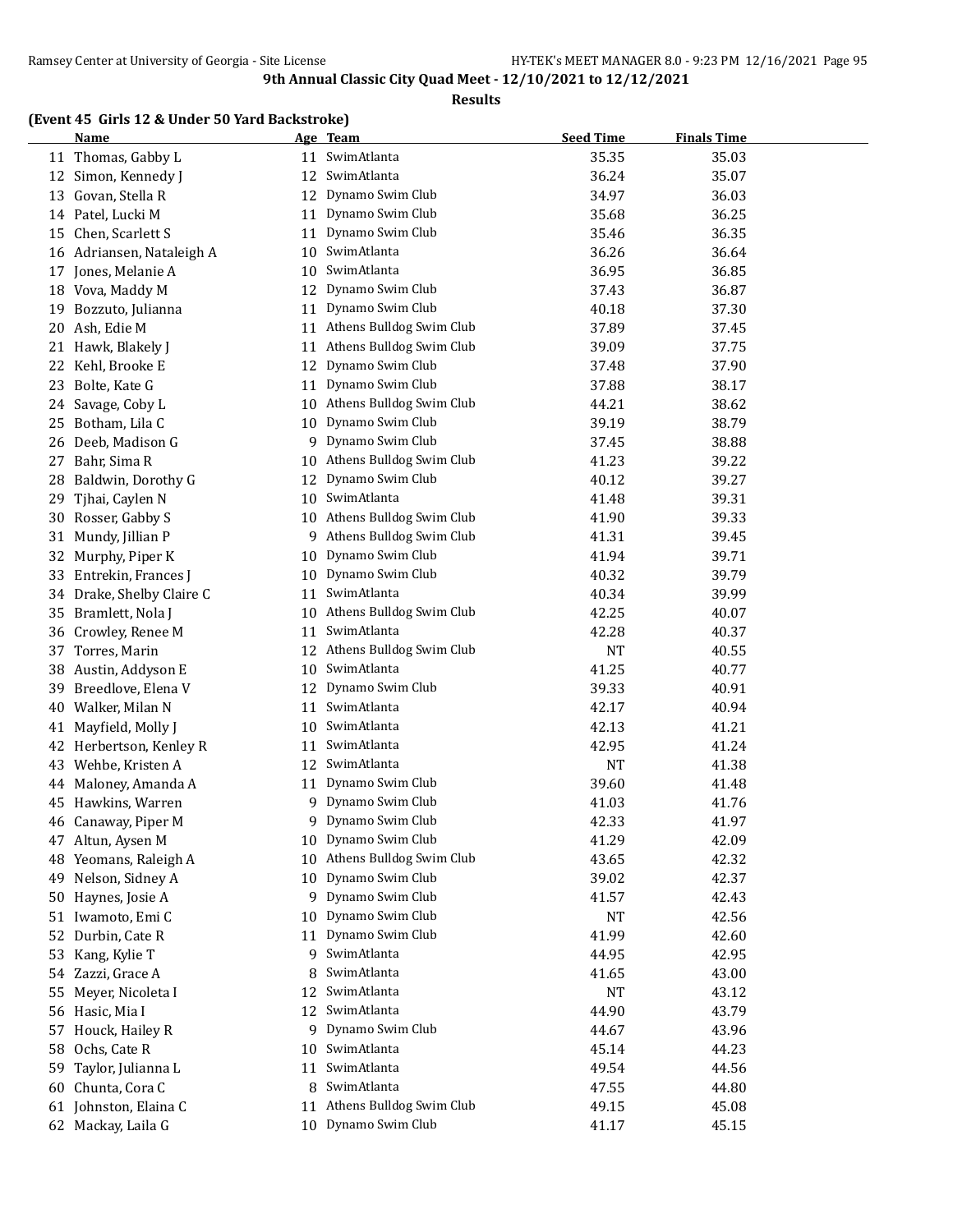**9th Annual Classic City Quad Meet - 12/10/2021 to 12/12/2021**

**Results**

### (Event 45 Girls 12 & Under 50 Yard Backstroke)

| | Name | Age | Team | Seed Time | Finals Time |
|---|---|---|---|---|---|
| 11 | Thomas, Gabby L | 11 | SwimAtlanta | 35.35 | 35.03 |
| 12 | Simon, Kennedy J | 12 | SwimAtlanta | 36.24 | 35.07 |
| 13 | Govan, Stella R | 12 | Dynamo Swim Club | 34.97 | 36.03 |
| 14 | Patel, Lucki M | 11 | Dynamo Swim Club | 35.68 | 36.25 |
| 15 | Chen, Scarlett S | 11 | Dynamo Swim Club | 35.46 | 36.35 |
| 16 | Adriansen, Nataleigh A | 10 | SwimAtlanta | 36.26 | 36.64 |
| 17 | Jones, Melanie A | 10 | SwimAtlanta | 36.95 | 36.85 |
| 18 | Vova, Maddy M | 12 | Dynamo Swim Club | 37.43 | 36.87 |
| 19 | Bozzuto, Julianna | 11 | Dynamo Swim Club | 40.18 | 37.30 |
| 20 | Ash, Edie M | 11 | Athens Bulldog Swim Club | 37.89 | 37.45 |
| 21 | Hawk, Blakely J | 11 | Athens Bulldog Swim Club | 39.09 | 37.75 |
| 22 | Kehl, Brooke E | 12 | Dynamo Swim Club | 37.48 | 37.90 |
| 23 | Bolte, Kate G | 11 | Dynamo Swim Club | 37.88 | 38.17 |
| 24 | Savage, Coby L | 10 | Athens Bulldog Swim Club | 44.21 | 38.62 |
| 25 | Botham, Lila C | 10 | Dynamo Swim Club | 39.19 | 38.79 |
| 26 | Deeb, Madison G | 9 | Dynamo Swim Club | 37.45 | 38.88 |
| 27 | Bahr, Sima R | 10 | Athens Bulldog Swim Club | 41.23 | 39.22 |
| 28 | Baldwin, Dorothy G | 12 | Dynamo Swim Club | 40.12 | 39.27 |
| 29 | Tjhai, Caylen N | 10 | SwimAtlanta | 41.48 | 39.31 |
| 30 | Rosser, Gabby S | 10 | Athens Bulldog Swim Club | 41.90 | 39.33 |
| 31 | Mundy, Jillian P | 9 | Athens Bulldog Swim Club | 41.31 | 39.45 |
| 32 | Murphy, Piper K | 10 | Dynamo Swim Club | 41.94 | 39.71 |
| 33 | Entrekin, Frances J | 10 | Dynamo Swim Club | 40.32 | 39.79 |
| 34 | Drake, Shelby Claire C | 11 | SwimAtlanta | 40.34 | 39.99 |
| 35 | Bramlett, Nola J | 10 | Athens Bulldog Swim Club | 42.25 | 40.07 |
| 36 | Crowley, Renee M | 11 | SwimAtlanta | 42.28 | 40.37 |
| 37 | Torres, Marin | 12 | Athens Bulldog Swim Club | NT | 40.55 |
| 38 | Austin, Addyson E | 10 | SwimAtlanta | 41.25 | 40.77 |
| 39 | Breedlove, Elena V | 12 | Dynamo Swim Club | 39.33 | 40.91 |
| 40 | Walker, Milan N | 11 | SwimAtlanta | 42.17 | 40.94 |
| 41 | Mayfield, Molly J | 10 | SwimAtlanta | 42.13 | 41.21 |
| 42 | Herbertson, Kenley R | 11 | SwimAtlanta | 42.95 | 41.24 |
| 43 | Wehbe, Kristen A | 12 | SwimAtlanta | NT | 41.38 |
| 44 | Maloney, Amanda A | 11 | Dynamo Swim Club | 39.60 | 41.48 |
| 45 | Hawkins, Warren | 9 | Dynamo Swim Club | 41.03 | 41.76 |
| 46 | Canaway, Piper M | 9 | Dynamo Swim Club | 42.33 | 41.97 |
| 47 | Altun, Aysen M | 10 | Dynamo Swim Club | 41.29 | 42.09 |
| 48 | Yeomans, Raleigh A | 10 | Athens Bulldog Swim Club | 43.65 | 42.32 |
| 49 | Nelson, Sidney A | 10 | Dynamo Swim Club | 39.02 | 42.37 |
| 50 | Haynes, Josie A | 9 | Dynamo Swim Club | 41.57 | 42.43 |
| 51 | Iwamoto, Emi C | 10 | Dynamo Swim Club | NT | 42.56 |
| 52 | Durbin, Cate R | 11 | Dynamo Swim Club | 41.99 | 42.60 |
| 53 | Kang, Kylie T | 9 | SwimAtlanta | 44.95 | 42.95 |
| 54 | Zazzi, Grace A | 8 | SwimAtlanta | 41.65 | 43.00 |
| 55 | Meyer, Nicoleta I | 12 | SwimAtlanta | NT | 43.12 |
| 56 | Hasic, Mia I | 12 | SwimAtlanta | 44.90 | 43.79 |
| 57 | Houck, Hailey R | 9 | Dynamo Swim Club | 44.67 | 43.96 |
| 58 | Ochs, Cate R | 10 | SwimAtlanta | 45.14 | 44.23 |
| 59 | Taylor, Julianna L | 11 | SwimAtlanta | 49.54 | 44.56 |
| 60 | Chunta, Cora C | 8 | SwimAtlanta | 47.55 | 44.80 |
| 61 | Johnston, Elaina C | 11 | Athens Bulldog Swim Club | 49.15 | 45.08 |
| 62 | Mackay, Laila G | 10 | Dynamo Swim Club | 41.17 | 45.15 |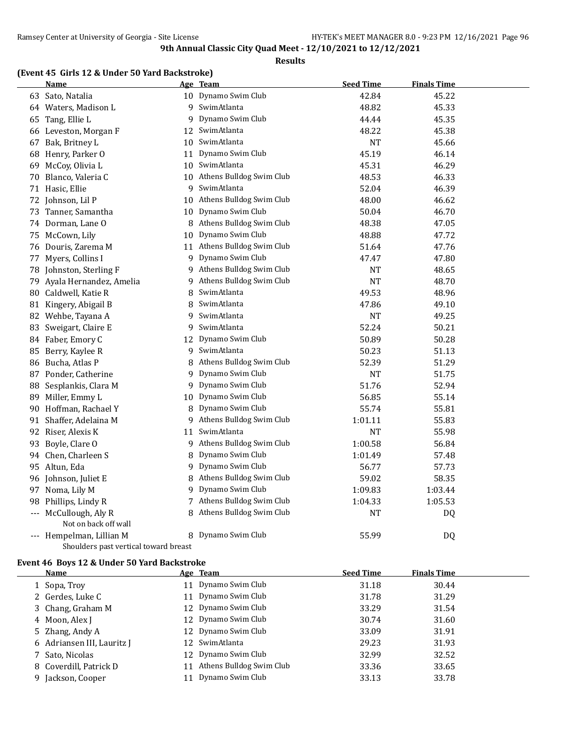**9th Annual Classic City Quad Meet - 12/10/2021 to 12/12/2021**

**Results**

### (Event 45 Girls 12 & Under 50 Yard Backstroke)

| | Name | Age | Team | Seed Time | Finals Time |
|---|---|---|---|---|---|
| 63 | Sato, Natalia | 10 | Dynamo Swim Club | 42.84 | 45.22 |
| 64 | Waters, Madison L | 9 | SwimAtlanta | 48.82 | 45.33 |
| 65 | Tang, Ellie L | 9 | Dynamo Swim Club | 44.44 | 45.35 |
| 66 | Leveston, Morgan F | 12 | SwimAtlanta | 48.22 | 45.38 |
| 67 | Bak, Britney L | 10 | SwimAtlanta | NT | 45.66 |
| 68 | Henry, Parker O | 11 | Dynamo Swim Club | 45.19 | 46.14 |
| 69 | McCoy, Olivia L | 10 | SwimAtlanta | 45.31 | 46.29 |
| 70 | Blanco, Valeria C | 10 | Athens Bulldog Swim Club | 48.53 | 46.33 |
| 71 | Hasic, Ellie | 9 | SwimAtlanta | 52.04 | 46.39 |
| 72 | Johnson, Lil P | 10 | Athens Bulldog Swim Club | 48.00 | 46.62 |
| 73 | Tanner, Samantha | 10 | Dynamo Swim Club | 50.04 | 46.70 |
| 74 | Dorman, Lane O | 8 | Athens Bulldog Swim Club | 48.38 | 47.05 |
| 75 | McCown, Lily | 10 | Dynamo Swim Club | 48.88 | 47.72 |
| 76 | Douris, Zarema M | 11 | Athens Bulldog Swim Club | 51.64 | 47.76 |
| 77 | Myers, Collins I | 9 | Dynamo Swim Club | 47.47 | 47.80 |
| 78 | Johnston, Sterling F | 9 | Athens Bulldog Swim Club | NT | 48.65 |
| 79 | Ayala Hernandez, Amelia | 9 | Athens Bulldog Swim Club | NT | 48.70 |
| 80 | Caldwell, Katie R | 8 | SwimAtlanta | 49.53 | 48.96 |
| 81 | Kingery, Abigail B | 8 | SwimAtlanta | 47.86 | 49.10 |
| 82 | Wehbe, Tayana A | 9 | SwimAtlanta | NT | 49.25 |
| 83 | Sweigart, Claire E | 9 | SwimAtlanta | 52.24 | 50.21 |
| 84 | Faber, Emory C | 12 | Dynamo Swim Club | 50.89 | 50.28 |
| 85 | Berry, Kaylee R | 9 | SwimAtlanta | 50.23 | 51.13 |
| 86 | Bucha, Atlas P | 8 | Athens Bulldog Swim Club | 52.39 | 51.29 |
| 87 | Ponder, Catherine | 9 | Dynamo Swim Club | NT | 51.75 |
| 88 | Sesplankis, Clara M | 9 | Dynamo Swim Club | 51.76 | 52.94 |
| 89 | Miller, Emmy L | 10 | Dynamo Swim Club | 56.85 | 55.14 |
| 90 | Hoffman, Rachael Y | 8 | Dynamo Swim Club | 55.74 | 55.81 |
| 91 | Shaffer, Adelaina M | 9 | Athens Bulldog Swim Club | 1:01.11 | 55.83 |
| 92 | Riser, Alexis K | 11 | SwimAtlanta | NT | 55.98 |
| 93 | Boyle, Clare O | 9 | Athens Bulldog Swim Club | 1:00.58 | 56.84 |
| 94 | Chen, Charleen S | 8 | Dynamo Swim Club | 1:01.49 | 57.48 |
| 95 | Altun, Eda | 9 | Dynamo Swim Club | 56.77 | 57.73 |
| 96 | Johnson, Juliet E | 8 | Athens Bulldog Swim Club | 59.02 | 58.35 |
| 97 | Noma, Lily M | 9 | Dynamo Swim Club | 1:09.83 | 1:03.44 |
| 98 | Phillips, Lindy R | 7 | Athens Bulldog Swim Club | 1:04.33 | 1:05.53 |
| --- | McCullough, Aly R | 8 | Athens Bulldog Swim Club | NT | DQ |
| | Not on back off wall | | | | |
| --- | Hempelman, Lillian M | 8 | Dynamo Swim Club | 55.99 | DQ |
| | Shoulders past vertical toward breast | | | | |

### Event 46 Boys 12 & Under 50 Yard Backstroke

| | Name | Age | Team | Seed Time | Finals Time |
|---|---|---|---|---|---|
| 1 | Sopa, Troy | 11 | Dynamo Swim Club | 31.18 | 30.44 |
| 2 | Gerdes, Luke C | 11 | Dynamo Swim Club | 31.78 | 31.29 |
| 3 | Chang, Graham M | 12 | Dynamo Swim Club | 33.29 | 31.54 |
| 4 | Moon, Alex J | 12 | Dynamo Swim Club | 30.74 | 31.60 |
| 5 | Zhang, Andy A | 12 | Dynamo Swim Club | 33.09 | 31.91 |
| 6 | Adriansen III, Lauritz J | 12 | SwimAtlanta | 29.23 | 31.93 |
| 7 | Sato, Nicolas | 12 | Dynamo Swim Club | 32.99 | 32.52 |
| 8 | Coverdill, Patrick D | 11 | Athens Bulldog Swim Club | 33.36 | 33.65 |
| 9 | Jackson, Cooper | 11 | Dynamo Swim Club | 33.13 | 33.78 |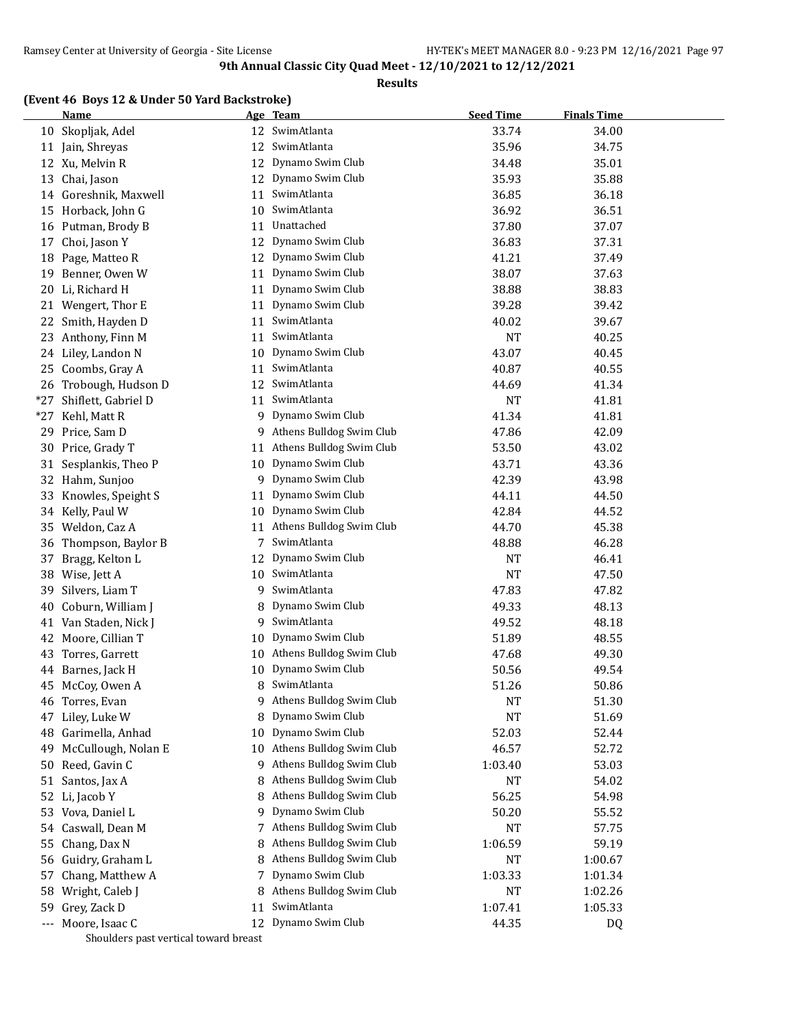**9th Annual Classic City Quad Meet - 12/10/2021 to 12/12/2021**

**Results**

### (Event 46 Boys 12 & Under 50 Yard Backstroke)

| | Name | Age | Team | Seed Time | Finals Time |
|---|---|---|---|---|---|
| 10 | Skopljak, Adel | 12 | SwimAtlanta | 33.74 | 34.00 |
| 11 | Jain, Shreyas | 12 | SwimAtlanta | 35.96 | 34.75 |
| 12 | Xu, Melvin R | 12 | Dynamo Swim Club | 34.48 | 35.01 |
| 13 | Chai, Jason | 12 | Dynamo Swim Club | 35.93 | 35.88 |
| 14 | Goreshnik, Maxwell | 11 | SwimAtlanta | 36.85 | 36.18 |
| 15 | Horback, John G | 10 | SwimAtlanta | 36.92 | 36.51 |
| 16 | Putman, Brody B | 11 | Unattached | 37.80 | 37.07 |
| 17 | Choi, Jason Y | 12 | Dynamo Swim Club | 36.83 | 37.31 |
| 18 | Page, Matteo R | 12 | Dynamo Swim Club | 41.21 | 37.49 |
| 19 | Benner, Owen W | 11 | Dynamo Swim Club | 38.07 | 37.63 |
| 20 | Li, Richard H | 11 | Dynamo Swim Club | 38.88 | 38.83 |
| 21 | Wengert, Thor E | 11 | Dynamo Swim Club | 39.28 | 39.42 |
| 22 | Smith, Hayden D | 11 | SwimAtlanta | 40.02 | 39.67 |
| 23 | Anthony, Finn M | 11 | SwimAtlanta | NT | 40.25 |
| 24 | Liley, Landon N | 10 | Dynamo Swim Club | 43.07 | 40.45 |
| 25 | Coombs, Gray A | 11 | SwimAtlanta | 40.87 | 40.55 |
| 26 | Trobough, Hudson D | 12 | SwimAtlanta | 44.69 | 41.34 |
| *27 | Shiflett, Gabriel D | 11 | SwimAtlanta | NT | 41.81 |
| *27 | Kehl, Matt R | 9 | Dynamo Swim Club | 41.34 | 41.81 |
| 29 | Price, Sam D | 9 | Athens Bulldog Swim Club | 47.86 | 42.09 |
| 30 | Price, Grady T | 11 | Athens Bulldog Swim Club | 53.50 | 43.02 |
| 31 | Sesplankis, Theo P | 10 | Dynamo Swim Club | 43.71 | 43.36 |
| 32 | Hahm, Sunjoo | 9 | Dynamo Swim Club | 42.39 | 43.98 |
| 33 | Knowles, Speight S | 11 | Dynamo Swim Club | 44.11 | 44.50 |
| 34 | Kelly, Paul W | 10 | Dynamo Swim Club | 42.84 | 44.52 |
| 35 | Weldon, Caz A | 11 | Athens Bulldog Swim Club | 44.70 | 45.38 |
| 36 | Thompson, Baylor B | 7 | SwimAtlanta | 48.88 | 46.28 |
| 37 | Bragg, Kelton L | 12 | Dynamo Swim Club | NT | 46.41 |
| 38 | Wise, Jett A | 10 | SwimAtlanta | NT | 47.50 |
| 39 | Silvers, Liam T | 9 | SwimAtlanta | 47.83 | 47.82 |
| 40 | Coburn, William J | 8 | Dynamo Swim Club | 49.33 | 48.13 |
| 41 | Van Staden, Nick J | 9 | SwimAtlanta | 49.52 | 48.18 |
| 42 | Moore, Cillian T | 10 | Dynamo Swim Club | 51.89 | 48.55 |
| 43 | Torres, Garrett | 10 | Athens Bulldog Swim Club | 47.68 | 49.30 |
| 44 | Barnes, Jack H | 10 | Dynamo Swim Club | 50.56 | 49.54 |
| 45 | McCoy, Owen A | 8 | SwimAtlanta | 51.26 | 50.86 |
| 46 | Torres, Evan | 9 | Athens Bulldog Swim Club | NT | 51.30 |
| 47 | Liley, Luke W | 8 | Dynamo Swim Club | NT | 51.69 |
| 48 | Garimella, Anhad | 10 | Dynamo Swim Club | 52.03 | 52.44 |
| 49 | McCullough, Nolan E | 10 | Athens Bulldog Swim Club | 46.57 | 52.72 |
| 50 | Reed, Gavin C | 9 | Athens Bulldog Swim Club | 1:03.40 | 53.03 |
| 51 | Santos, Jax A | 8 | Athens Bulldog Swim Club | NT | 54.02 |
| 52 | Li, Jacob Y | 8 | Athens Bulldog Swim Club | 56.25 | 54.98 |
| 53 | Vova, Daniel L | 9 | Dynamo Swim Club | 50.20 | 55.52 |
| 54 | Caswall, Dean M | 7 | Athens Bulldog Swim Club | NT | 57.75 |
| 55 | Chang, Dax N | 8 | Athens Bulldog Swim Club | 1:06.59 | 59.19 |
| 56 | Guidry, Graham L | 8 | Athens Bulldog Swim Club | NT | 1:00.67 |
| 57 | Chang, Matthew A | 7 | Dynamo Swim Club | 1:03.33 | 1:01.34 |
| 58 | Wright, Caleb J | 8 | Athens Bulldog Swim Club | NT | 1:02.26 |
| 59 | Grey, Zack D | 11 | SwimAtlanta | 1:07.41 | 1:05.33 |
| --- | Moore, Isaac C | 12 | Dynamo Swim Club | 44.35 | DQ |

Shoulders past vertical toward breast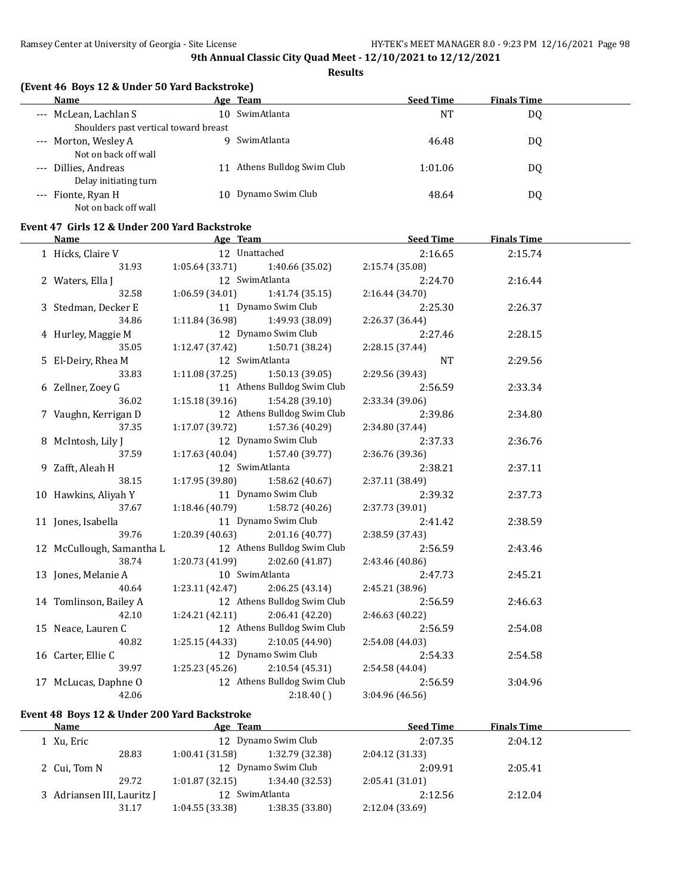## 9th Annual Classic City Quad Meet - 12/10/2021 to 12/12/2021

**Results**

### (Event 46 Boys 12 & Under 50 Yard Backstroke)

| | Name | Age | Team | Seed Time | Finals Time |
|---|---|---|---|---|---|
| --- | McLean, Lachlan S | 10 | SwimAtlanta | NT | DQ |
| | Shoulders past vertical toward breast | | | | |
| --- | Morton, Wesley A | 9 | SwimAtlanta | 46.48 | DQ |
| | Not on back off wall | | | | |
| --- | Dillies, Andreas | 11 | Athens Bulldog Swim Club | 1:01.06 | DQ |
| | Delay initiating turn | | | | |
| --- | Fionte, Ryan H | 10 | Dynamo Swim Club | 48.64 | DQ |
| | Not on back off wall | | | | |

### Event 47 Girls 12 & Under 200 Yard Backstroke

| | Name | Age | Team | Seed Time | Finals Time |
|---|---|---|---|---|---|
| 1 | Hicks, Claire V | 12 | Unattached | 2:16.65 | 2:15.74 |
| | 31.93 | 1:05.64 (33.71) | 1:40.66 (35.02) | 2:15.74 (35.08) | |
| 2 | Waters, Ella J | 12 | SwimAtlanta | 2:24.70 | 2:16.44 |
| | 32.58 | 1:06.59 (34.01) | 1:41.74 (35.15) | 2:16.44 (34.70) | |
| 3 | Stedman, Decker E | 11 | Dynamo Swim Club | 2:25.30 | 2:26.37 |
| | 34.86 | 1:11.84 (36.98) | 1:49.93 (38.09) | 2:26.37 (36.44) | |
| 4 | Hurley, Maggie M | 12 | Dynamo Swim Club | 2:27.46 | 2:28.15 |
| | 35.05 | 1:12.47 (37.42) | 1:50.71 (38.24) | 2:28.15 (37.44) | |
| 5 | El-Deiry, Rhea M | 12 | SwimAtlanta | NT | 2:29.56 |
| | 33.83 | 1:11.08 (37.25) | 1:50.13 (39.05) | 2:29.56 (39.43) | |
| 6 | Zellner, Zoey G | 11 | Athens Bulldog Swim Club | 2:56.59 | 2:33.34 |
| | 36.02 | 1:15.18 (39.16) | 1:54.28 (39.10) | 2:33.34 (39.06) | |
| 7 | Vaughn, Kerrigan D | 12 | Athens Bulldog Swim Club | 2:39.86 | 2:34.80 |
| | 37.35 | 1:17.07 (39.72) | 1:57.36 (40.29) | 2:34.80 (37.44) | |
| 8 | McIntosh, Lily J | 12 | Dynamo Swim Club | 2:37.33 | 2:36.76 |
| | 37.59 | 1:17.63 (40.04) | 1:57.40 (39.77) | 2:36.76 (39.36) | |
| 9 | Zafft, Aleah H | 12 | SwimAtlanta | 2:38.21 | 2:37.11 |
| | 38.15 | 1:17.95 (39.80) | 1:58.62 (40.67) | 2:37.11 (38.49) | |
| 10 | Hawkins, Aliyah Y | 11 | Dynamo Swim Club | 2:39.32 | 2:37.73 |
| | 37.67 | 1:18.46 (40.79) | 1:58.72 (40.26) | 2:37.73 (39.01) | |
| 11 | Jones, Isabella | 11 | Dynamo Swim Club | 2:41.42 | 2:38.59 |
| | 39.76 | 1:20.39 (40.63) | 2:01.16 (40.77) | 2:38.59 (37.43) | |
| 12 | McCullough, Samantha L | 12 | Athens Bulldog Swim Club | 2:56.59 | 2:43.46 |
| | 38.74 | 1:20.73 (41.99) | 2:02.60 (41.87) | 2:43.46 (40.86) | |
| 13 | Jones, Melanie A | 10 | SwimAtlanta | 2:47.73 | 2:45.21 |
| | 40.64 | 1:23.11 (42.47) | 2:06.25 (43.14) | 2:45.21 (38.96) | |
| 14 | Tomlinson, Bailey A | 12 | Athens Bulldog Swim Club | 2:56.59 | 2:46.63 |
| | 42.10 | 1:24.21 (42.11) | 2:06.41 (42.20) | 2:46.63 (40.22) | |
| 15 | Neace, Lauren C | 12 | Athens Bulldog Swim Club | 2:56.59 | 2:54.08 |
| | 40.82 | 1:25.15 (44.33) | 2:10.05 (44.90) | 2:54.08 (44.03) | |
| 16 | Carter, Ellie C | 12 | Dynamo Swim Club | 2:54.33 | 2:54.58 |
| | 39.97 | 1:25.23 (45.26) | 2:10.54 (45.31) | 2:54.58 (44.04) | |
| 17 | McLucas, Daphne O | 12 | Athens Bulldog Swim Club | 2:56.59 | 3:04.96 |
| | 42.06 | | 2:18.40 ( ) | 3:04.96 (46.56) | |

### Event 48 Boys 12 & Under 200 Yard Backstroke

| | Name | Age | Team | Seed Time | Finals Time |
|---|---|---|---|---|---|
| 1 | Xu, Eric | 12 | Dynamo Swim Club | 2:07.35 | 2:04.12 |
| | 28.83 | 1:00.41 (31.58) | 1:32.79 (32.38) | 2:04.12 (31.33) | |
| 2 | Cui, Tom N | 12 | Dynamo Swim Club | 2:09.91 | 2:05.41 |
| | 29.72 | 1:01.87 (32.15) | 1:34.40 (32.53) | 2:05.41 (31.01) | |
| 3 | Adriansen III, Lauritz J | 12 | SwimAtlanta | 2:12.56 | 2:12.04 |
| | 31.17 | 1:04.55 (33.38) | 1:38.35 (33.80) | 2:12.04 (33.69) | |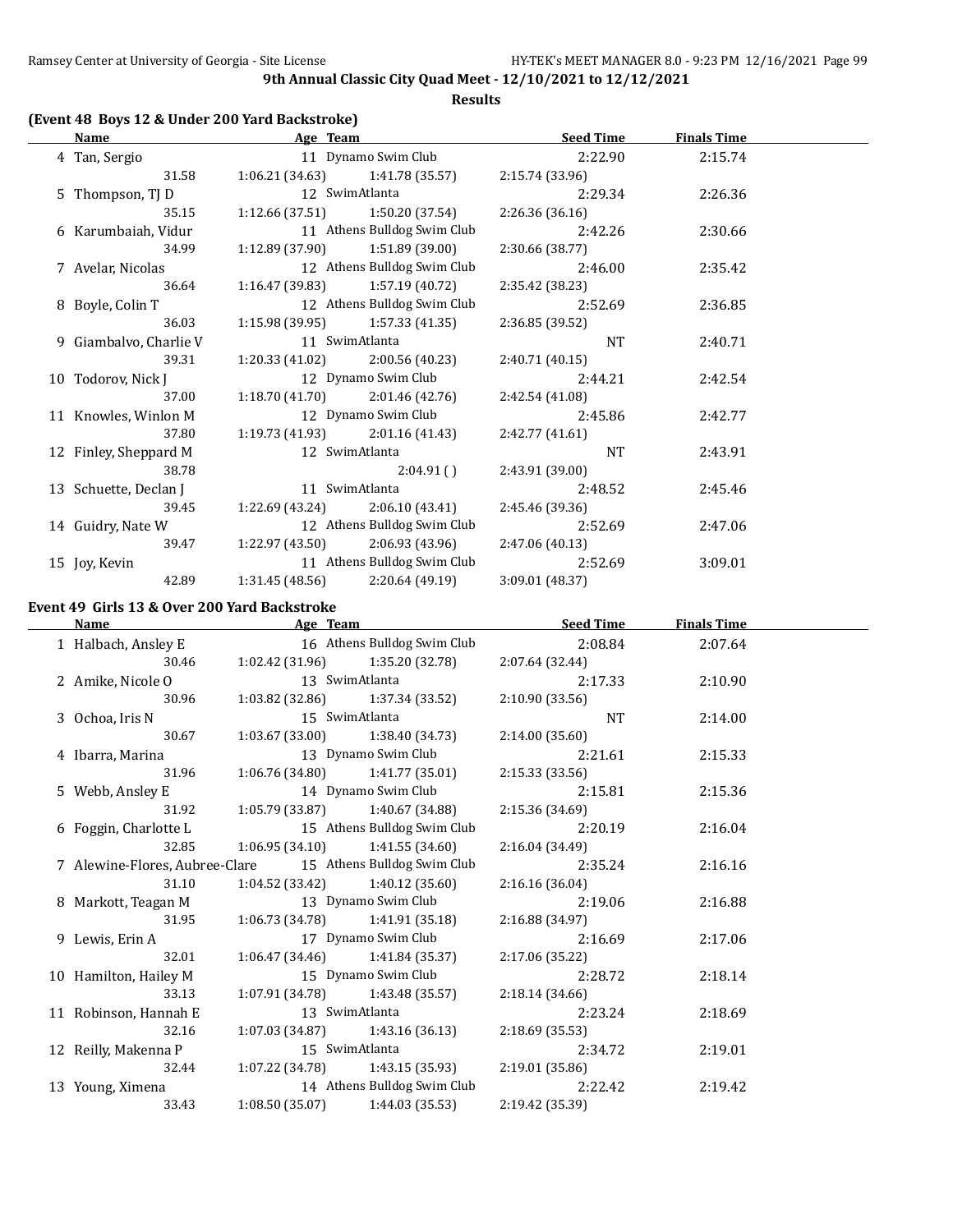**9th Annual Classic City Quad Meet - 12/10/2021 to 12/12/2021**

**Results**

### (Event 48 Boys 12 & Under 200 Yard Backstroke)

| | Name | Age | Team | Seed Time | Finals Time |
|---|---|---|---|---|---|
| 4 | Tan, Sergio | 11 | Dynamo Swim Club | 2:22.90 | 2:15.74 |
| | 31.58 | 1:06.21 (34.63) | 1:41.78 (35.57) | 2:15.74 (33.96) | |
| 5 | Thompson, TJ D | 12 | SwimAtlanta | 2:29.34 | 2:26.36 |
| | 35.15 | 1:12.66 (37.51) | 1:50.20 (37.54) | 2:26.36 (36.16) | |
| 6 | Karumbaiah, Vidur | 11 | Athens Bulldog Swim Club | 2:42.26 | 2:30.66 |
| | 34.99 | 1:12.89 (37.90) | 1:51.89 (39.00) | 2:30.66 (38.77) | |
| 7 | Avelar, Nicolas | 12 | Athens Bulldog Swim Club | 2:46.00 | 2:35.42 |
| | 36.64 | 1:16.47 (39.83) | 1:57.19 (40.72) | 2:35.42 (38.23) | |
| 8 | Boyle, Colin T | 12 | Athens Bulldog Swim Club | 2:52.69 | 2:36.85 |
| | 36.03 | 1:15.98 (39.95) | 1:57.33 (41.35) | 2:36.85 (39.52) | |
| 9 | Giambalvo, Charlie V | 11 | SwimAtlanta | NT | 2:40.71 |
| | 39.31 | 1:20.33 (41.02) | 2:00.56 (40.23) | 2:40.71 (40.15) | |
| 10 | Todorov, Nick J | 12 | Dynamo Swim Club | 2:44.21 | 2:42.54 |
| | 37.00 | 1:18.70 (41.70) | 2:01.46 (42.76) | 2:42.54 (41.08) | |
| 11 | Knowles, Winlon M | 12 | Dynamo Swim Club | 2:45.86 | 2:42.77 |
| | 37.80 | 1:19.73 (41.93) | 2:01.16 (41.43) | 2:42.77 (41.61) | |
| 12 | Finley, Sheppard M | 12 | SwimAtlanta | NT | 2:43.91 |
| | 38.78 | | 2:04.91 ( ) | 2:43.91 (39.00) | |
| 13 | Schuette, Declan J | 11 | SwimAtlanta | 2:48.52 | 2:45.46 |
| | 39.45 | 1:22.69 (43.24) | 2:06.10 (43.41) | 2:45.46 (39.36) | |
| 14 | Guidry, Nate W | 12 | Athens Bulldog Swim Club | 2:52.69 | 2:47.06 |
| | 39.47 | 1:22.97 (43.50) | 2:06.93 (43.96) | 2:47.06 (40.13) | |
| 15 | Joy, Kevin | 11 | Athens Bulldog Swim Club | 2:52.69 | 3:09.01 |
| | 42.89 | 1:31.45 (48.56) | 2:20.64 (49.19) | 3:09.01 (48.37) | |

### Event 49 Girls 13 & Over 200 Yard Backstroke

| | Name | Age | Team | Seed Time | Finals Time |
|---|---|---|---|---|---|
| 1 | Halbach, Ansley E | 16 | Athens Bulldog Swim Club | 2:08.84 | 2:07.64 |
| | 30.46 | 1:02.42 (31.96) | 1:35.20 (32.78) | 2:07.64 (32.44) | |
| 2 | Amike, Nicole O | 13 | SwimAtlanta | 2:17.33 | 2:10.90 |
| | 30.96 | 1:03.82 (32.86) | 1:37.34 (33.52) | 2:10.90 (33.56) | |
| 3 | Ochoa, Iris N | 15 | SwimAtlanta | NT | 2:14.00 |
| | 30.67 | 1:03.67 (33.00) | 1:38.40 (34.73) | 2:14.00 (35.60) | |
| 4 | Ibarra, Marina | 13 | Dynamo Swim Club | 2:21.61 | 2:15.33 |
| | 31.96 | 1:06.76 (34.80) | 1:41.77 (35.01) | 2:15.33 (33.56) | |
| 5 | Webb, Ansley E | 14 | Dynamo Swim Club | 2:15.81 | 2:15.36 |
| | 31.92 | 1:05.79 (33.87) | 1:40.67 (34.88) | 2:15.36 (34.69) | |
| 6 | Foggin, Charlotte L | 15 | Athens Bulldog Swim Club | 2:20.19 | 2:16.04 |
| | 32.85 | 1:06.95 (34.10) | 1:41.55 (34.60) | 2:16.04 (34.49) | |
| 7 | Alewine-Flores, Aubree-Clare | 15 | Athens Bulldog Swim Club | 2:35.24 | 2:16.16 |
| | 31.10 | 1:04.52 (33.42) | 1:40.12 (35.60) | 2:16.16 (36.04) | |
| 8 | Markott, Teagan M | 13 | Dynamo Swim Club | 2:19.06 | 2:16.88 |
| | 31.95 | 1:06.73 (34.78) | 1:41.91 (35.18) | 2:16.88 (34.97) | |
| 9 | Lewis, Erin A | 17 | Dynamo Swim Club | 2:16.69 | 2:17.06 |
| | 32.01 | 1:06.47 (34.46) | 1:41.84 (35.37) | 2:17.06 (35.22) | |
| 10 | Hamilton, Hailey M | 15 | Dynamo Swim Club | 2:28.72 | 2:18.14 |
| | 33.13 | 1:07.91 (34.78) | 1:43.48 (35.57) | 2:18.14 (34.66) | |
| 11 | Robinson, Hannah E | 13 | SwimAtlanta | 2:23.24 | 2:18.69 |
| | 32.16 | 1:07.03 (34.87) | 1:43.16 (36.13) | 2:18.69 (35.53) | |
| 12 | Reilly, Makenna P | 15 | SwimAtlanta | 2:34.72 | 2:19.01 |
| | 32.44 | 1:07.22 (34.78) | 1:43.15 (35.93) | 2:19.01 (35.86) | |
| 13 | Young, Ximena | 14 | Athens Bulldog Swim Club | 2:22.42 | 2:19.42 |
| | 33.43 | 1:08.50 (35.07) | 1:44.03 (35.53) | 2:19.42 (35.39) | |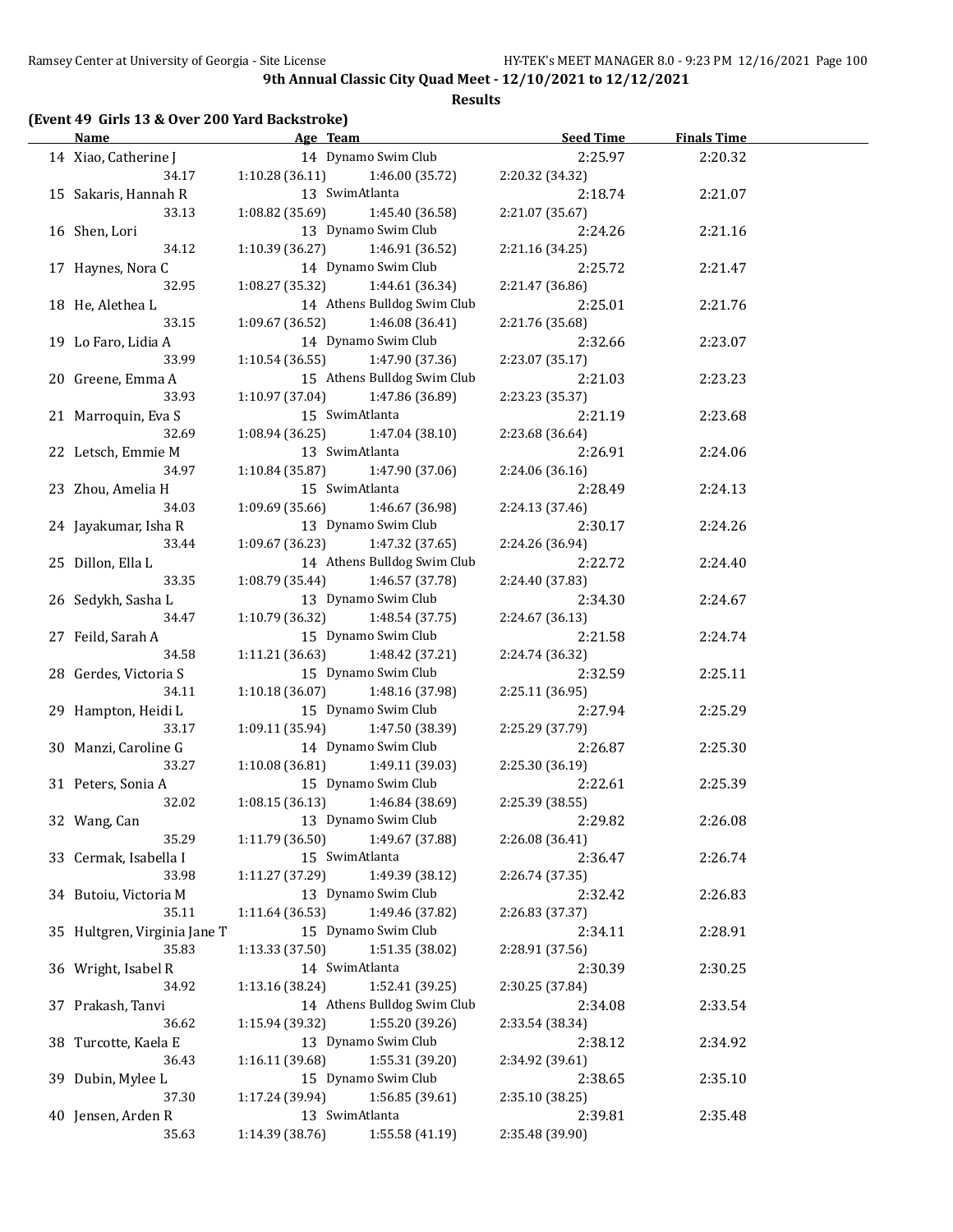**9th Annual Classic City Quad Meet - 12/10/2021 to 12/12/2021**

**Results**

### (Event 49 Girls 13 & Over 200 Yard Backstroke)

| | Name | Age | Team | Seed Time | Finals Time |
|---|---|---|---|---|---|
| 14 | Xiao, Catherine J | 14 | Dynamo Swim Club | 2:25.97 | 2:20.32 |
| | 34.17 | 1:10.28 (36.11) | 1:46.00 (35.72) | 2:20.32 (34.32) | |
| 15 | Sakaris, Hannah R | 13 | SwimAtlanta | 2:18.74 | 2:21.07 |
| | 33.13 | 1:08.82 (35.69) | 1:45.40 (36.58) | 2:21.07 (35.67) | |
| 16 | Shen, Lori | 13 | Dynamo Swim Club | 2:24.26 | 2:21.16 |
| | 34.12 | 1:10.39 (36.27) | 1:46.91 (36.52) | 2:21.16 (34.25) | |
| 17 | Haynes, Nora C | 14 | Dynamo Swim Club | 2:25.72 | 2:21.47 |
| | 32.95 | 1:08.27 (35.32) | 1:44.61 (36.34) | 2:21.47 (36.86) | |
| 18 | He, Alethea L | 14 | Athens Bulldog Swim Club | 2:25.01 | 2:21.76 |
| | 33.15 | 1:09.67 (36.52) | 1:46.08 (36.41) | 2:21.76 (35.68) | |
| 19 | Lo Faro, Lidia A | 14 | Dynamo Swim Club | 2:32.66 | 2:23.07 |
| | 33.99 | 1:10.54 (36.55) | 1:47.90 (37.36) | 2:23.07 (35.17) | |
| 20 | Greene, Emma A | 15 | Athens Bulldog Swim Club | 2:21.03 | 2:23.23 |
| | 33.93 | 1:10.97 (37.04) | 1:47.86 (36.89) | 2:23.23 (35.37) | |
| 21 | Marroquin, Eva S | 15 | SwimAtlanta | 2:21.19 | 2:23.68 |
| | 32.69 | 1:08.94 (36.25) | 1:47.04 (38.10) | 2:23.68 (36.64) | |
| 22 | Letsch, Emmie M | 13 | SwimAtlanta | 2:26.91 | 2:24.06 |
| | 34.97 | 1:10.84 (35.87) | 1:47.90 (37.06) | 2:24.06 (36.16) | |
| 23 | Zhou, Amelia H | 15 | SwimAtlanta | 2:28.49 | 2:24.13 |
| | 34.03 | 1:09.69 (35.66) | 1:46.67 (36.98) | 2:24.13 (37.46) | |
| 24 | Jayakumar, Isha R | 13 | Dynamo Swim Club | 2:30.17 | 2:24.26 |
| | 33.44 | 1:09.67 (36.23) | 1:47.32 (37.65) | 2:24.26 (36.94) | |
| 25 | Dillon, Ella L | 14 | Athens Bulldog Swim Club | 2:22.72 | 2:24.40 |
| | 33.35 | 1:08.79 (35.44) | 1:46.57 (37.78) | 2:24.40 (37.83) | |
| 26 | Sedykh, Sasha L | 13 | Dynamo Swim Club | 2:34.30 | 2:24.67 |
| | 34.47 | 1:10.79 (36.32) | 1:48.54 (37.75) | 2:24.67 (36.13) | |
| 27 | Feild, Sarah A | 15 | Dynamo Swim Club | 2:21.58 | 2:24.74 |
| | 34.58 | 1:11.21 (36.63) | 1:48.42 (37.21) | 2:24.74 (36.32) | |
| 28 | Gerdes, Victoria S | 15 | Dynamo Swim Club | 2:32.59 | 2:25.11 |
| | 34.11 | 1:10.18 (36.07) | 1:48.16 (37.98) | 2:25.11 (36.95) | |
| 29 | Hampton, Heidi L | 15 | Dynamo Swim Club | 2:27.94 | 2:25.29 |
| | 33.17 | 1:09.11 (35.94) | 1:47.50 (38.39) | 2:25.29 (37.79) | |
| 30 | Manzi, Caroline G | 14 | Dynamo Swim Club | 2:26.87 | 2:25.30 |
| | 33.27 | 1:10.08 (36.81) | 1:49.11 (39.03) | 2:25.30 (36.19) | |
| 31 | Peters, Sonia A | 15 | Dynamo Swim Club | 2:22.61 | 2:25.39 |
| | 32.02 | 1:08.15 (36.13) | 1:46.84 (38.69) | 2:25.39 (38.55) | |
| 32 | Wang, Can | 13 | Dynamo Swim Club | 2:29.82 | 2:26.08 |
| | 35.29 | 1:11.79 (36.50) | 1:49.67 (37.88) | 2:26.08 (36.41) | |
| 33 | Cermak, Isabella I | 15 | SwimAtlanta | 2:36.47 | 2:26.74 |
| | 33.98 | 1:11.27 (37.29) | 1:49.39 (38.12) | 2:26.74 (37.35) | |
| 34 | Butoiu, Victoria M | 13 | Dynamo Swim Club | 2:32.42 | 2:26.83 |
| | 35.11 | 1:11.64 (36.53) | 1:49.46 (37.82) | 2:26.83 (37.37) | |
| 35 | Hultgren, Virginia Jane T | 15 | Dynamo Swim Club | 2:34.11 | 2:28.91 |
| | 35.83 | 1:13.33 (37.50) | 1:51.35 (38.02) | 2:28.91 (37.56) | |
| 36 | Wright, Isabel R | 14 | SwimAtlanta | 2:30.39 | 2:30.25 |
| | 34.92 | 1:13.16 (38.24) | 1:52.41 (39.25) | 2:30.25 (37.84) | |
| 37 | Prakash, Tanvi | 14 | Athens Bulldog Swim Club | 2:34.08 | 2:33.54 |
| | 36.62 | 1:15.94 (39.32) | 1:55.20 (39.26) | 2:33.54 (38.34) | |
| 38 | Turcotte, Kaela E | 13 | Dynamo Swim Club | 2:38.12 | 2:34.92 |
| | 36.43 | 1:16.11 (39.68) | 1:55.31 (39.20) | 2:34.92 (39.61) | |
| 39 | Dubin, Mylee L | 15 | Dynamo Swim Club | 2:38.65 | 2:35.10 |
| | 37.30 | 1:17.24 (39.94) | 1:56.85 (39.61) | 2:35.10 (38.25) | |
| 40 | Jensen, Arden R | 13 | SwimAtlanta | 2:39.81 | 2:35.48 |
| | 35.63 | 1:14.39 (38.76) | 1:55.58 (41.19) | 2:35.48 (39.90) | |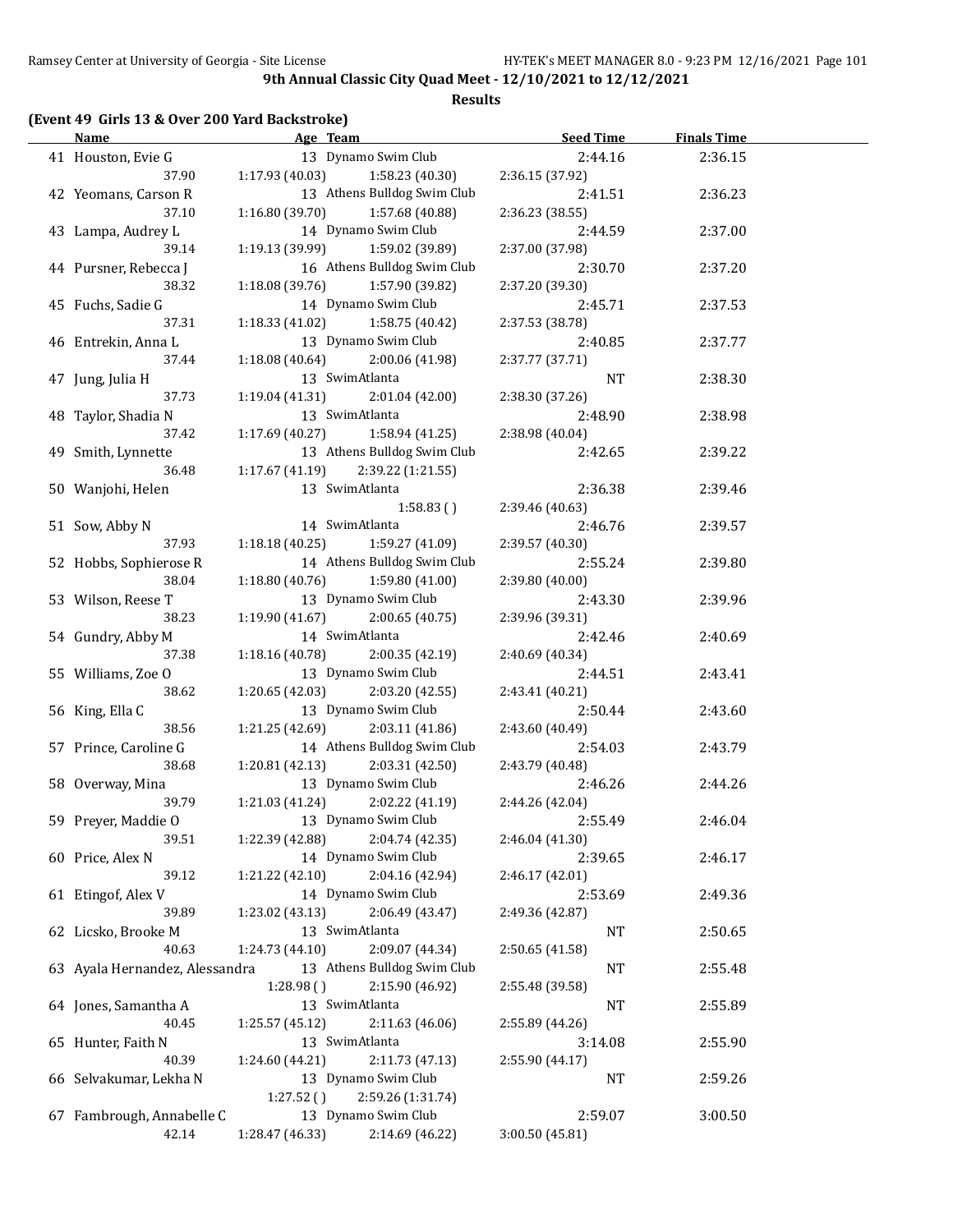**9th Annual Classic City Quad Meet - 12/10/2021 to 12/12/2021**

**Results**

### (Event 49 Girls 13 & Over 200 Yard Backstroke)

| Name | Age | Team | Seed Time | Finals Time |
|---|---|---|---|---|
| 41 Houston, Evie G | 13 | Dynamo Swim Club | 2:44.16 | 2:36.15 |
| 37.90 | 1:17.93 (40.03) | 1:58.23 (40.30) | 2:36.15 (37.92) | |
| 42 Yeomans, Carson R | 13 | Athens Bulldog Swim Club | 2:41.51 | 2:36.23 |
| 37.10 | 1:16.80 (39.70) | 1:57.68 (40.88) | 2:36.23 (38.55) | |
| 43 Lampa, Audrey L | 14 | Dynamo Swim Club | 2:44.59 | 2:37.00 |
| 39.14 | 1:19.13 (39.99) | 1:59.02 (39.89) | 2:37.00 (37.98) | |
| 44 Pursner, Rebecca J | 16 | Athens Bulldog Swim Club | 2:30.70 | 2:37.20 |
| 38.32 | 1:18.08 (39.76) | 1:57.90 (39.82) | 2:37.20 (39.30) | |
| 45 Fuchs, Sadie G | 14 | Dynamo Swim Club | 2:45.71 | 2:37.53 |
| 37.31 | 1:18.33 (41.02) | 1:58.75 (40.42) | 2:37.53 (38.78) | |
| 46 Entrekin, Anna L | 13 | Dynamo Swim Club | 2:40.85 | 2:37.77 |
| 37.44 | 1:18.08 (40.64) | 2:00.06 (41.98) | 2:37.77 (37.71) | |
| 47 Jung, Julia H | 13 | SwimAtlanta | NT | 2:38.30 |
| 37.73 | 1:19.04 (41.31) | 2:01.04 (42.00) | 2:38.30 (37.26) | |
| 48 Taylor, Shadia N | 13 | SwimAtlanta | 2:48.90 | 2:38.98 |
| 37.42 | 1:17.69 (40.27) | 1:58.94 (41.25) | 2:38.98 (40.04) | |
| 49 Smith, Lynnette | 13 | Athens Bulldog Swim Club | 2:42.65 | 2:39.22 |
| 36.48 | 1:17.67 (41.19) | 2:39.22 (1:21.55) | | |
| 50 Wanjohi, Helen | 13 | SwimAtlanta | 2:36.38 | 2:39.46 |
| | | 1:58.83 ( ) | 2:39.46 (40.63) | |
| 51 Sow, Abby N | 14 | SwimAtlanta | 2:46.76 | 2:39.57 |
| 37.93 | 1:18.18 (40.25) | 1:59.27 (41.09) | 2:39.57 (40.30) | |
| 52 Hobbs, Sophierose R | 14 | Athens Bulldog Swim Club | 2:55.24 | 2:39.80 |
| 38.04 | 1:18.80 (40.76) | 1:59.80 (41.00) | 2:39.80 (40.00) | |
| 53 Wilson, Reese T | 13 | Dynamo Swim Club | 2:43.30 | 2:39.96 |
| 38.23 | 1:19.90 (41.67) | 2:00.65 (40.75) | 2:39.96 (39.31) | |
| 54 Gundry, Abby M | 14 | SwimAtlanta | 2:42.46 | 2:40.69 |
| 37.38 | 1:18.16 (40.78) | 2:00.35 (42.19) | 2:40.69 (40.34) | |
| 55 Williams, Zoe O | 13 | Dynamo Swim Club | 2:44.51 | 2:43.41 |
| 38.62 | 1:20.65 (42.03) | 2:03.20 (42.55) | 2:43.41 (40.21) | |
| 56 King, Ella C | 13 | Dynamo Swim Club | 2:50.44 | 2:43.60 |
| 38.56 | 1:21.25 (42.69) | 2:03.11 (41.86) | 2:43.60 (40.49) | |
| 57 Prince, Caroline G | 14 | Athens Bulldog Swim Club | 2:54.03 | 2:43.79 |
| 38.68 | 1:20.81 (42.13) | 2:03.31 (42.50) | 2:43.79 (40.48) | |
| 58 Overway, Mina | 13 | Dynamo Swim Club | 2:46.26 | 2:44.26 |
| 39.79 | 1:21.03 (41.24) | 2:02.22 (41.19) | 2:44.26 (42.04) | |
| 59 Preyer, Maddie O | 13 | Dynamo Swim Club | 2:55.49 | 2:46.04 |
| 39.51 | 1:22.39 (42.88) | 2:04.74 (42.35) | 2:46.04 (41.30) | |
| 60 Price, Alex N | 14 | Dynamo Swim Club | 2:39.65 | 2:46.17 |
| 39.12 | 1:21.22 (42.10) | 2:04.16 (42.94) | 2:46.17 (42.01) | |
| 61 Etingof, Alex V | 14 | Dynamo Swim Club | 2:53.69 | 2:49.36 |
| 39.89 | 1:23.02 (43.13) | 2:06.49 (43.47) | 2:49.36 (42.87) | |
| 62 Licsko, Brooke M | 13 | SwimAtlanta | NT | 2:50.65 |
| 40.63 | 1:24.73 (44.10) | 2:09.07 (44.34) | 2:50.65 (41.58) | |
| 63 Ayala Hernandez, Alessandra | 13 | Athens Bulldog Swim Club | NT | 2:55.48 |
| | 1:28.98 ( ) | 2:15.90 (46.92) | 2:55.48 (39.58) | |
| 64 Jones, Samantha A | 13 | SwimAtlanta | NT | 2:55.89 |
| 40.45 | 1:25.57 (45.12) | 2:11.63 (46.06) | 2:55.89 (44.26) | |
| 65 Hunter, Faith N | 13 | SwimAtlanta | 3:14.08 | 2:55.90 |
| 40.39 | 1:24.60 (44.21) | 2:11.73 (47.13) | 2:55.90 (44.17) | |
| 66 Selvakumar, Lekha N | 13 | Dynamo Swim Club | NT | 2:59.26 |
| | 1:27.52 ( ) | 2:59.26 (1:31.74) | | |
| 67 Fambrough, Annabelle C | 13 | Dynamo Swim Club | 2:59.07 | 3:00.50 |
| 42.14 | 1:28.47 (46.33) | 2:14.69 (46.22) | 3:00.50 (45.81) | |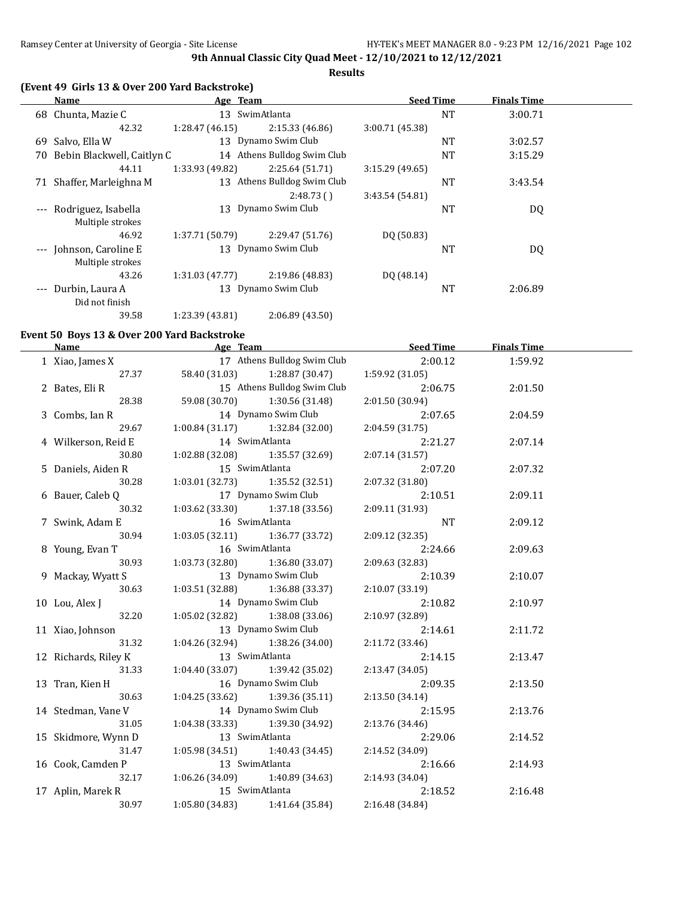9th Annual Classic City Quad Meet - 12/10/2021 to 12/12/2021

**Results**

### (Event 49 Girls 13 & Over 200 Yard Backstroke)

| | Name | Age | Team | Seed Time | Finals Time |
|---|---|---|---|---|---|
| 68 | Chunta, Mazie C | 13 | SwimAtlanta | NT | 3:00.71 |
| | 42.32 | 1:28.47 (46.15) | 2:15.33 (46.86) | 3:00.71 (45.38) | |
| 69 | Salvo, Ella W | 13 | Dynamo Swim Club | NT | 3:02.57 |
| 70 | Bebin Blackwell, Caitlyn C | 14 | Athens Bulldog Swim Club | NT | 3:15.29 |
| | 44.11 | 1:33.93 (49.82) | 2:25.64 (51.71) | 3:15.29 (49.65) | |
| 71 | Shaffer, Marleighna M | 13 | Athens Bulldog Swim Club | NT | 3:43.54 |
| | | | 2:48.73 ( ) | 3:43.54 (54.81) | |
| --- | Rodriguez, Isabella | 13 | Dynamo Swim Club | NT | DQ |
| | Multiple strokes | | | | |
| | 46.92 | 1:37.71 (50.79) | 2:29.47 (51.76) | DQ (50.83) | |
| --- | Johnson, Caroline E | 13 | Dynamo Swim Club | NT | DQ |
| | Multiple strokes | | | | |
| | 43.26 | 1:31.03 (47.77) | 2:19.86 (48.83) | DQ (48.14) | |
| --- | Durbin, Laura A | 13 | Dynamo Swim Club | NT | 2:06.89 |
| | Did not finish | | | | |
| | 39.58 | 1:23.39 (43.81) | 2:06.89 (43.50) | | |

### Event 50 Boys 13 & Over 200 Yard Backstroke

| | Name | Age | Team | Seed Time | Finals Time |
|---|---|---|---|---|---|
| 1 | Xiao, James X | 17 | Athens Bulldog Swim Club | 2:00.12 | 1:59.92 |
| | 27.37 | 58.40 (31.03) | 1:28.87 (30.47) | 1:59.92 (31.05) | |
| 2 | Bates, Eli R | 15 | Athens Bulldog Swim Club | 2:06.75 | 2:01.50 |
| | 28.38 | 59.08 (30.70) | 1:30.56 (31.48) | 2:01.50 (30.94) | |
| 3 | Combs, Ian R | 14 | Dynamo Swim Club | 2:07.65 | 2:04.59 |
| | 29.67 | 1:00.84 (31.17) | 1:32.84 (32.00) | 2:04.59 (31.75) | |
| 4 | Wilkerson, Reid E | 14 | SwimAtlanta | 2:21.27 | 2:07.14 |
| | 30.80 | 1:02.88 (32.08) | 1:35.57 (32.69) | 2:07.14 (31.57) | |
| 5 | Daniels, Aiden R | 15 | SwimAtlanta | 2:07.20 | 2:07.32 |
| | 30.28 | 1:03.01 (32.73) | 1:35.52 (32.51) | 2:07.32 (31.80) | |
| 6 | Bauer, Caleb Q | 17 | Dynamo Swim Club | 2:10.51 | 2:09.11 |
| | 30.32 | 1:03.62 (33.30) | 1:37.18 (33.56) | 2:09.11 (31.93) | |
| 7 | Swink, Adam E | 16 | SwimAtlanta | NT | 2:09.12 |
| | 30.94 | 1:03.05 (32.11) | 1:36.77 (33.72) | 2:09.12 (32.35) | |
| 8 | Young, Evan T | 16 | SwimAtlanta | 2:24.66 | 2:09.63 |
| | 30.93 | 1:03.73 (32.80) | 1:36.80 (33.07) | 2:09.63 (32.83) | |
| 9 | Mackay, Wyatt S | 13 | Dynamo Swim Club | 2:10.39 | 2:10.07 |
| | 30.63 | 1:03.51 (32.88) | 1:36.88 (33.37) | 2:10.07 (33.19) | |
| 10 | Lou, Alex J | 14 | Dynamo Swim Club | 2:10.82 | 2:10.97 |
| | 32.20 | 1:05.02 (32.82) | 1:38.08 (33.06) | 2:10.97 (32.89) | |
| 11 | Xiao, Johnson | 13 | Dynamo Swim Club | 2:14.61 | 2:11.72 |
| | 31.32 | 1:04.26 (32.94) | 1:38.26 (34.00) | 2:11.72 (33.46) | |
| 12 | Richards, Riley K | 13 | SwimAtlanta | 2:14.15 | 2:13.47 |
| | 31.33 | 1:04.40 (33.07) | 1:39.42 (35.02) | 2:13.47 (34.05) | |
| 13 | Tran, Kien H | 16 | Dynamo Swim Club | 2:09.35 | 2:13.50 |
| | 30.63 | 1:04.25 (33.62) | 1:39.36 (35.11) | 2:13.50 (34.14) | |
| 14 | Stedman, Vane V | 14 | Dynamo Swim Club | 2:15.95 | 2:13.76 |
| | 31.05 | 1:04.38 (33.33) | 1:39.30 (34.92) | 2:13.76 (34.46) | |
| 15 | Skidmore, Wynn D | 13 | SwimAtlanta | 2:29.06 | 2:14.52 |
| | 31.47 | 1:05.98 (34.51) | 1:40.43 (34.45) | 2:14.52 (34.09) | |
| 16 | Cook, Camden P | 13 | SwimAtlanta | 2:16.66 | 2:14.93 |
| | 32.17 | 1:06.26 (34.09) | 1:40.89 (34.63) | 2:14.93 (34.04) | |
| 17 | Aplin, Marek R | 15 | SwimAtlanta | 2:18.52 | 2:16.48 |
| | 30.97 | 1:05.80 (34.83) | 1:41.64 (35.84) | 2:16.48 (34.84) | |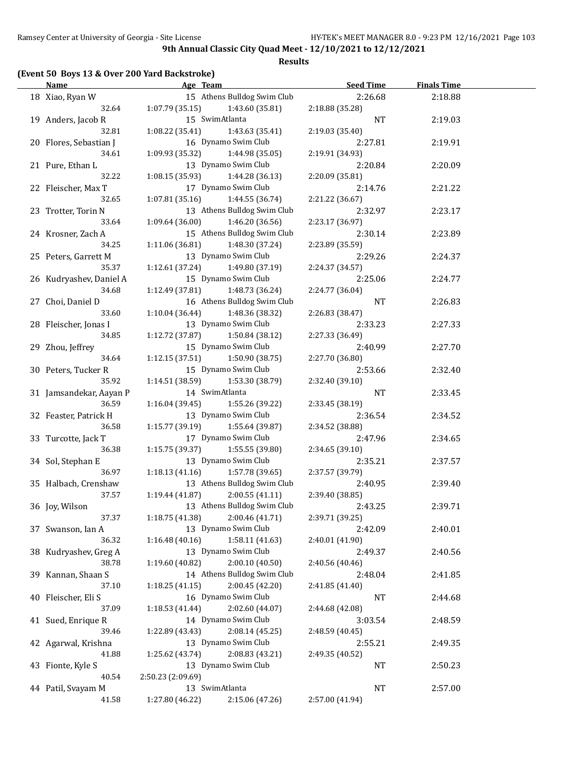## 9th Annual Classic City Quad Meet - 12/10/2021 to 12/12/2021

### Results

**(Event 50 Boys 13 & Over 200 Yard Backstroke)**

| Name | Age | Team | Seed Time | Finals Time |
|---|---|---|---|---|
| 18 Xiao, Ryan W | 15 | Athens Bulldog Swim Club | 2:26.68 | 2:18.88 |
| 32.64 | 1:07.79 (35.15) | 1:43.60 (35.81) | 2:18.88 (35.28) | |
| 19 Anders, Jacob R | 15 | SwimAtlanta | NT | 2:19.03 |
| 32.81 | 1:08.22 (35.41) | 1:43.63 (35.41) | 2:19.03 (35.40) | |
| 20 Flores, Sebastian J | 16 | Dynamo Swim Club | 2:27.81 | 2:19.91 |
| 34.61 | 1:09.93 (35.32) | 1:44.98 (35.05) | 2:19.91 (34.93) | |
| 21 Pure, Ethan L | 13 | Dynamo Swim Club | 2:20.84 | 2:20.09 |
| 32.22 | 1:08.15 (35.93) | 1:44.28 (36.13) | 2:20.09 (35.81) | |
| 22 Fleischer, Max T | 17 | Dynamo Swim Club | 2:14.76 | 2:21.22 |
| 32.65 | 1:07.81 (35.16) | 1:44.55 (36.74) | 2:21.22 (36.67) | |
| 23 Trotter, Torin N | 13 | Athens Bulldog Swim Club | 2:32.97 | 2:23.17 |
| 33.64 | 1:09.64 (36.00) | 1:46.20 (36.56) | 2:23.17 (36.97) | |
| 24 Krosner, Zach A | 15 | Athens Bulldog Swim Club | 2:30.14 | 2:23.89 |
| 34.25 | 1:11.06 (36.81) | 1:48.30 (37.24) | 2:23.89 (35.59) | |
| 25 Peters, Garrett M | 13 | Dynamo Swim Club | 2:29.26 | 2:24.37 |
| 35.37 | 1:12.61 (37.24) | 1:49.80 (37.19) | 2:24.37 (34.57) | |
| 26 Kudryashev, Daniel A | 15 | Dynamo Swim Club | 2:25.06 | 2:24.77 |
| 34.68 | 1:12.49 (37.81) | 1:48.73 (36.24) | 2:24.77 (36.04) | |
| 27 Choi, Daniel D | 16 | Athens Bulldog Swim Club | NT | 2:26.83 |
| 33.60 | 1:10.04 (36.44) | 1:48.36 (38.32) | 2:26.83 (38.47) | |
| 28 Fleischer, Jonas I | 13 | Dynamo Swim Club | 2:33.23 | 2:27.33 |
| 34.85 | 1:12.72 (37.87) | 1:50.84 (38.12) | 2:27.33 (36.49) | |
| 29 Zhou, Jeffrey | 15 | Dynamo Swim Club | 2:40.99 | 2:27.70 |
| 34.64 | 1:12.15 (37.51) | 1:50.90 (38.75) | 2:27.70 (36.80) | |
| 30 Peters, Tucker R | 15 | Dynamo Swim Club | 2:53.66 | 2:32.40 |
| 35.92 | 1:14.51 (38.59) | 1:53.30 (38.79) | 2:32.40 (39.10) | |
| 31 Jamsandekar, Aayan P | 14 | SwimAtlanta | NT | 2:33.45 |
| 36.59 | 1:16.04 (39.45) | 1:55.26 (39.22) | 2:33.45 (38.19) | |
| 32 Feaster, Patrick H | 13 | Dynamo Swim Club | 2:36.54 | 2:34.52 |
| 36.58 | 1:15.77 (39.19) | 1:55.64 (39.87) | 2:34.52 (38.88) | |
| 33 Turcotte, Jack T | 17 | Dynamo Swim Club | 2:47.96 | 2:34.65 |
| 36.38 | 1:15.75 (39.37) | 1:55.55 (39.80) | 2:34.65 (39.10) | |
| 34 Sol, Stephan E | 13 | Dynamo Swim Club | 2:35.21 | 2:37.57 |
| 36.97 | 1:18.13 (41.16) | 1:57.78 (39.65) | 2:37.57 (39.79) | |
| 35 Halbach, Crenshaw | 13 | Athens Bulldog Swim Club | 2:40.95 | 2:39.40 |
| 37.57 | 1:19.44 (41.87) | 2:00.55 (41.11) | 2:39.40 (38.85) | |
| 36 Joy, Wilson | 13 | Athens Bulldog Swim Club | 2:43.25 | 2:39.71 |
| 37.37 | 1:18.75 (41.38) | 2:00.46 (41.71) | 2:39.71 (39.25) | |
| 37 Swanson, Ian A | 13 | Dynamo Swim Club | 2:42.09 | 2:40.01 |
| 36.32 | 1:16.48 (40.16) | 1:58.11 (41.63) | 2:40.01 (41.90) | |
| 38 Kudryashev, Greg A | 13 | Dynamo Swim Club | 2:49.37 | 2:40.56 |
| 38.78 | 1:19.60 (40.82) | 2:00.10 (40.50) | 2:40.56 (40.46) | |
| 39 Kannan, Shaan S | 14 | Athens Bulldog Swim Club | 2:48.04 | 2:41.85 |
| 37.10 | 1:18.25 (41.15) | 2:00.45 (42.20) | 2:41.85 (41.40) | |
| 40 Fleischer, Eli S | 16 | Dynamo Swim Club | NT | 2:44.68 |
| 37.09 | 1:18.53 (41.44) | 2:02.60 (44.07) | 2:44.68 (42.08) | |
| 41 Sued, Enrique R | 14 | Dynamo Swim Club | 3:03.54 | 2:48.59 |
| 39.46 | 1:22.89 (43.43) | 2:08.14 (45.25) | 2:48.59 (40.45) | |
| 42 Agarwal, Krishna | 13 | Dynamo Swim Club | 2:55.21 | 2:49.35 |
| 41.88 | 1:25.62 (43.74) | 2:08.83 (43.21) | 2:49.35 (40.52) | |
| 43 Fionte, Kyle S | 13 | Dynamo Swim Club | NT | 2:50.23 |
| 40.54 | 2:50.23 (2:09.69) | | | |
| 44 Patil, Svayam M | 13 | SwimAtlanta | NT | 2:57.00 |
| 41.58 | 1:27.80 (46.22) | 2:15.06 (47.26) | 2:57.00 (41.94) | |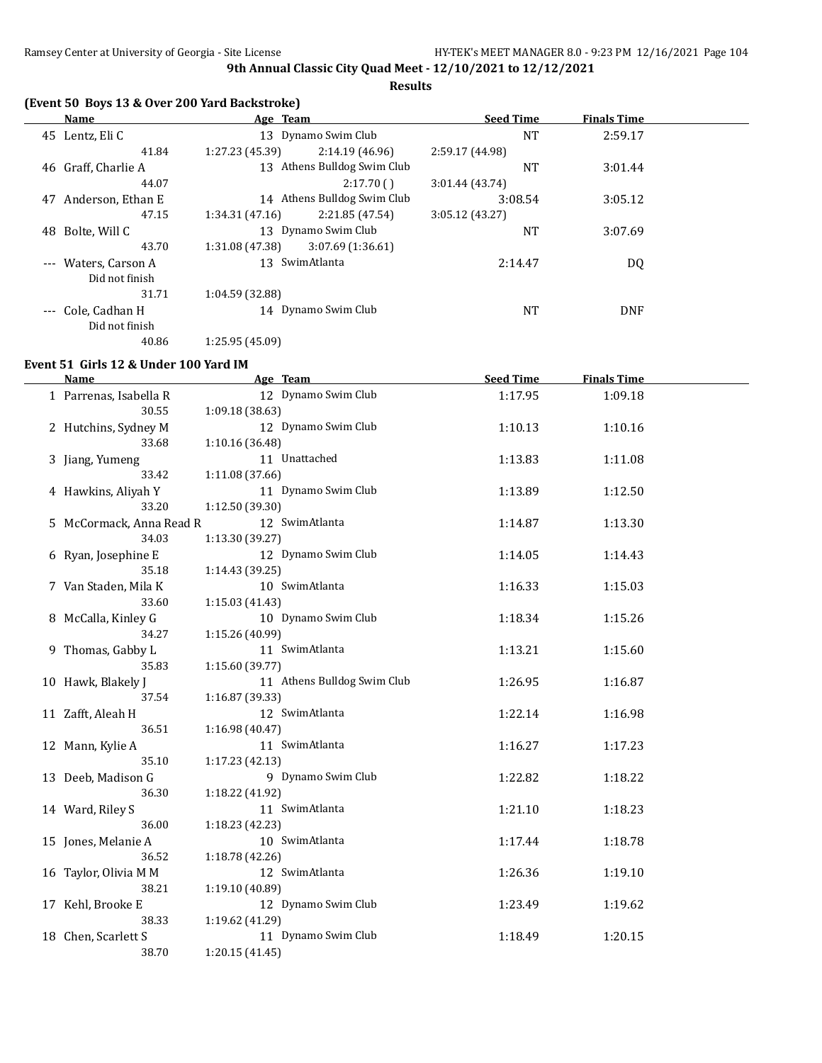**9th Annual Classic City Quad Meet - 12/10/2021 to 12/12/2021**

**Results**

### (Event 50 Boys 13 & Over 200 Yard Backstroke)

| | Name | Age | Team | Seed Time | Finals Time |
|---|---|---|---|---|---|
| 45 | Lentz, Eli C | 13 | Dynamo Swim Club | NT | 2:59.17 |
| | 41.84 | 1:27.23 (45.39) | 2:14.19 (46.96) | 2:59.17 (44.98) | |
| 46 | Graff, Charlie A | 13 | Athens Bulldog Swim Club | NT | 3:01.44 |
| | 44.07 | | 2:17.70 ( ) | 3:01.44 (43.74) | |
| 47 | Anderson, Ethan E | 14 | Athens Bulldog Swim Club | 3:08.54 | 3:05.12 |
| | 47.15 | 1:34.31 (47.16) | 2:21.85 (47.54) | 3:05.12 (43.27) | |
| 48 | Bolte, Will C | 13 | Dynamo Swim Club | NT | 3:07.69 |
| | 43.70 | 1:31.08 (47.38) | 3:07.69 (1:36.61) | | |
| --- | Waters, Carson A | 13 | SwimAtlanta | 2:14.47 | DQ |
| | Did not finish | | | | |
| | 31.71 | 1:04.59 (32.88) | | | |
| --- | Cole, Cadhan H | 14 | Dynamo Swim Club | NT | DNF |
| | Did not finish | | | | |
| | 40.86 | 1:25.95 (45.09) | | | |

### Event 51 Girls 12 & Under 100 Yard IM

| | Name | Age | Team | Seed Time | Finals Time |
|---|---|---|---|---|---|
| 1 | Parrenas, Isabella R | 12 | Dynamo Swim Club | 1:17.95 | 1:09.18 |
| | 30.55 | 1:09.18 (38.63) | | | |
| 2 | Hutchins, Sydney M | 12 | Dynamo Swim Club | 1:10.13 | 1:10.16 |
| | 33.68 | 1:10.16 (36.48) | | | |
| 3 | Jiang, Yumeng | 11 | Unattached | 1:13.83 | 1:11.08 |
| | 33.42 | 1:11.08 (37.66) | | | |
| 4 | Hawkins, Aliyah Y | 11 | Dynamo Swim Club | 1:13.89 | 1:12.50 |
| | 33.20 | 1:12.50 (39.30) | | | |
| 5 | McCormack, Anna Read R | 12 | SwimAtlanta | 1:14.87 | 1:13.30 |
| | 34.03 | 1:13.30 (39.27) | | | |
| 6 | Ryan, Josephine E | 12 | Dynamo Swim Club | 1:14.05 | 1:14.43 |
| | 35.18 | 1:14.43 (39.25) | | | |
| 7 | Van Staden, Mila K | 10 | SwimAtlanta | 1:16.33 | 1:15.03 |
| | 33.60 | 1:15.03 (41.43) | | | |
| 8 | McCalla, Kinley G | 10 | Dynamo Swim Club | 1:18.34 | 1:15.26 |
| | 34.27 | 1:15.26 (40.99) | | | |
| 9 | Thomas, Gabby L | 11 | SwimAtlanta | 1:13.21 | 1:15.60 |
| | 35.83 | 1:15.60 (39.77) | | | |
| 10 | Hawk, Blakely J | 11 | Athens Bulldog Swim Club | 1:26.95 | 1:16.87 |
| | 37.54 | 1:16.87 (39.33) | | | |
| 11 | Zafft, Aleah H | 12 | SwimAtlanta | 1:22.14 | 1:16.98 |
| | 36.51 | 1:16.98 (40.47) | | | |
| 12 | Mann, Kylie A | 11 | SwimAtlanta | 1:16.27 | 1:17.23 |
| | 35.10 | 1:17.23 (42.13) | | | |
| 13 | Deeb, Madison G | 9 | Dynamo Swim Club | 1:22.82 | 1:18.22 |
| | 36.30 | 1:18.22 (41.92) | | | |
| 14 | Ward, Riley S | 11 | SwimAtlanta | 1:21.10 | 1:18.23 |
| | 36.00 | 1:18.23 (42.23) | | | |
| 15 | Jones, Melanie A | 10 | SwimAtlanta | 1:17.44 | 1:18.78 |
| | 36.52 | 1:18.78 (42.26) | | | |
| 16 | Taylor, Olivia M M | 12 | SwimAtlanta | 1:26.36 | 1:19.10 |
| | 38.21 | 1:19.10 (40.89) | | | |
| 17 | Kehl, Brooke E | 12 | Dynamo Swim Club | 1:23.49 | 1:19.62 |
| | 38.33 | 1:19.62 (41.29) | | | |
| 18 | Chen, Scarlett S | 11 | Dynamo Swim Club | 1:18.49 | 1:20.15 |
| | 38.70 | 1:20.15 (41.45) | | | |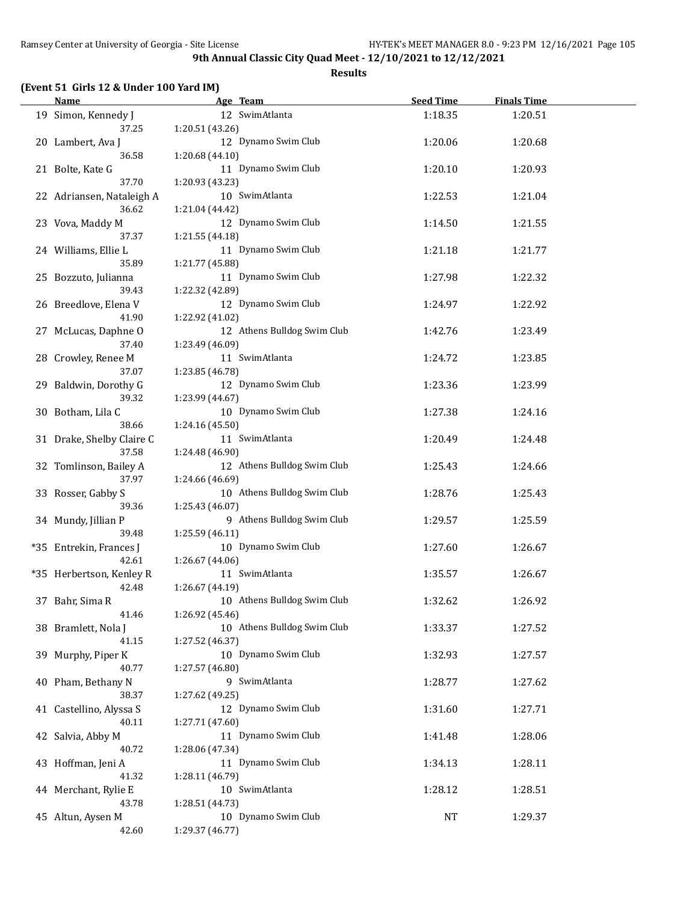# 9th Annual Classic City Quad Meet - 12/10/2021 to 12/12/2021

## Results

### (Event 51 Girls 12 & Under 100 Yard IM)

| | Name | Age | Team | Seed Time | Finals Time |
|---|---|---|---|---|---|
| 19 | Simon, Kennedy J | 12 | SwimAtlanta | 1:18.35 | 1:20.51 |
| | 37.25 | 1:20.51 (43.26) | | | |
| 20 | Lambert, Ava J | 12 | Dynamo Swim Club | 1:20.06 | 1:20.68 |
| | 36.58 | 1:20.68 (44.10) | | | |
| 21 | Bolte, Kate G | 11 | Dynamo Swim Club | 1:20.10 | 1:20.93 |
| | 37.70 | 1:20.93 (43.23) | | | |
| 22 | Adriansen, Nataleigh A | 10 | SwimAtlanta | 1:22.53 | 1:21.04 |
| | 36.62 | 1:21.04 (44.42) | | | |
| 23 | Vova, Maddy M | 12 | Dynamo Swim Club | 1:14.50 | 1:21.55 |
| | 37.37 | 1:21.55 (44.18) | | | |
| 24 | Williams, Ellie L | 11 | Dynamo Swim Club | 1:21.18 | 1:21.77 |
| | 35.89 | 1:21.77 (45.88) | | | |
| 25 | Bozzuto, Julianna | 11 | Dynamo Swim Club | 1:27.98 | 1:22.32 |
| | 39.43 | 1:22.32 (42.89) | | | |
| 26 | Breedlove, Elena V | 12 | Dynamo Swim Club | 1:24.97 | 1:22.92 |
| | 41.90 | 1:22.92 (41.02) | | | |
| 27 | McLucas, Daphne O | 12 | Athens Bulldog Swim Club | 1:42.76 | 1:23.49 |
| | 37.40 | 1:23.49 (46.09) | | | |
| 28 | Crowley, Renee M | 11 | SwimAtlanta | 1:24.72 | 1:23.85 |
| | 37.07 | 1:23.85 (46.78) | | | |
| 29 | Baldwin, Dorothy G | 12 | Dynamo Swim Club | 1:23.36 | 1:23.99 |
| | 39.32 | 1:23.99 (44.67) | | | |
| 30 | Botham, Lila C | 10 | Dynamo Swim Club | 1:27.38 | 1:24.16 |
| | 38.66 | 1:24.16 (45.50) | | | |
| 31 | Drake, Shelby Claire C | 11 | SwimAtlanta | 1:20.49 | 1:24.48 |
| | 37.58 | 1:24.48 (46.90) | | | |
| 32 | Tomlinson, Bailey A | 12 | Athens Bulldog Swim Club | 1:25.43 | 1:24.66 |
| | 37.97 | 1:24.66 (46.69) | | | |
| 33 | Rosser, Gabby S | 10 | Athens Bulldog Swim Club | 1:28.76 | 1:25.43 |
| | 39.36 | 1:25.43 (46.07) | | | |
| 34 | Mundy, Jillian P | 9 | Athens Bulldog Swim Club | 1:29.57 | 1:25.59 |
| | 39.48 | 1:25.59 (46.11) | | | |
| *35 | Entrekin, Frances J | 10 | Dynamo Swim Club | 1:27.60 | 1:26.67 |
| | 42.61 | 1:26.67 (44.06) | | | |
| *35 | Herbertson, Kenley R | 11 | SwimAtlanta | 1:35.57 | 1:26.67 |
| | 42.48 | 1:26.67 (44.19) | | | |
| 37 | Bahr, Sima R | 10 | Athens Bulldog Swim Club | 1:32.62 | 1:26.92 |
| | 41.46 | 1:26.92 (45.46) | | | |
| 38 | Bramlett, Nola J | 10 | Athens Bulldog Swim Club | 1:33.37 | 1:27.52 |
| | 41.15 | 1:27.52 (46.37) | | | |
| 39 | Murphy, Piper K | 10 | Dynamo Swim Club | 1:32.93 | 1:27.57 |
| | 40.77 | 1:27.57 (46.80) | | | |
| 40 | Pham, Bethany N | 9 | SwimAtlanta | 1:28.77 | 1:27.62 |
| | 38.37 | 1:27.62 (49.25) | | | |
| 41 | Castellino, Alyssa S | 12 | Dynamo Swim Club | 1:31.60 | 1:27.71 |
| | 40.11 | 1:27.71 (47.60) | | | |
| 42 | Salvia, Abby M | 11 | Dynamo Swim Club | 1:41.48 | 1:28.06 |
| | 40.72 | 1:28.06 (47.34) | | | |
| 43 | Hoffman, Jeni A | 11 | Dynamo Swim Club | 1:34.13 | 1:28.11 |
| | 41.32 | 1:28.11 (46.79) | | | |
| 44 | Merchant, Rylie E | 10 | SwimAtlanta | 1:28.12 | 1:28.51 |
| | 43.78 | 1:28.51 (44.73) | | | |
| 45 | Altun, Aysen M | 10 | Dynamo Swim Club | NT | 1:29.37 |
| | 42.60 | 1:29.37 (46.77) | | | |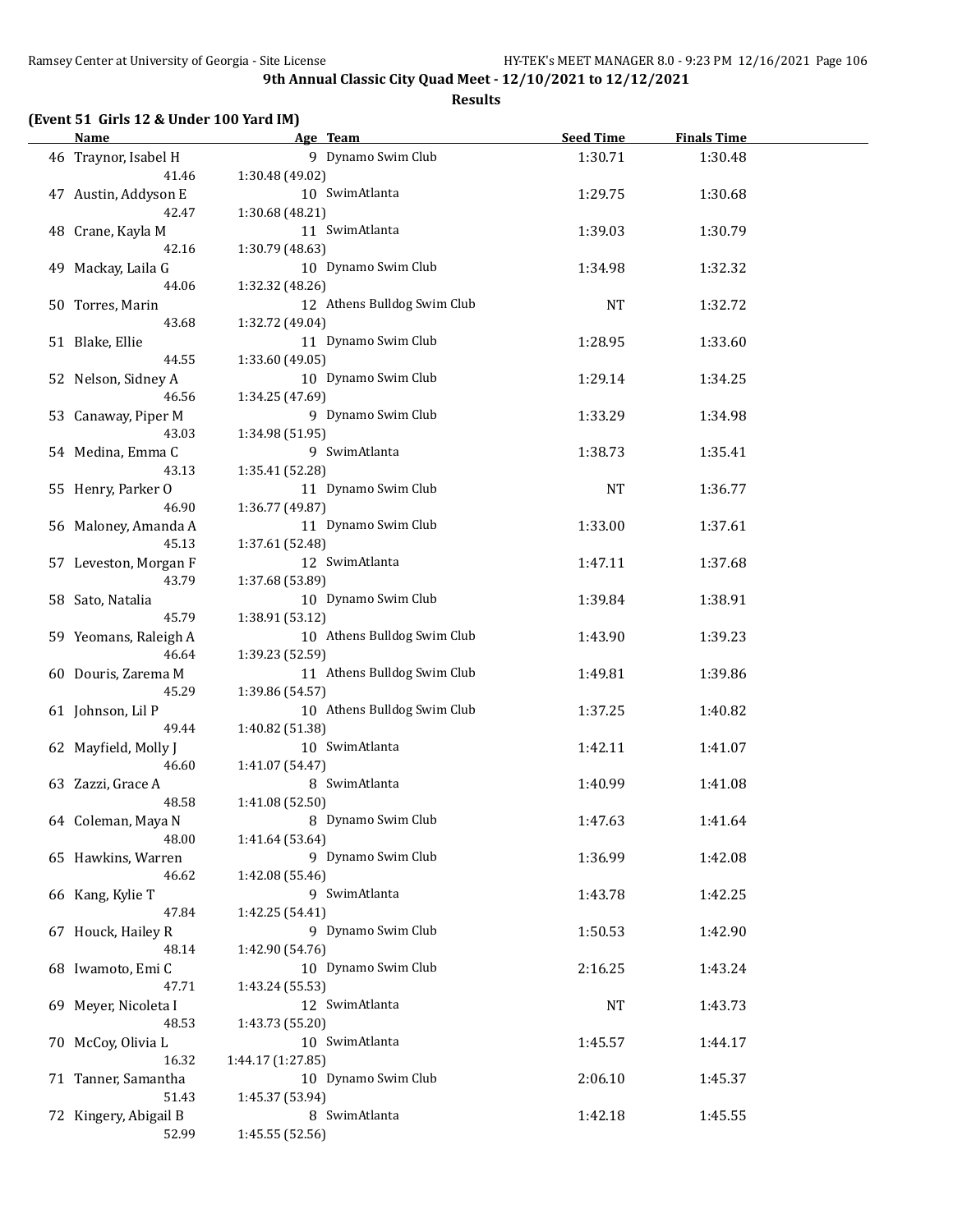# 9th Annual Classic City Quad Meet - 12/10/2021 to 12/12/2021

## Results

### (Event 51 Girls 12 & Under 100 Yard IM)

| | Name | Age | Team | Seed Time | Finals Time |
|---|---|---|---|---|---|
| 46 | Traynor, Isabel H | 9 | Dynamo Swim Club | 1:30.71 | 1:30.48 |
| | 41.46 | 1:30.48 (49.02) | | | |
| 47 | Austin, Addyson E | 10 | SwimAtlanta | 1:29.75 | 1:30.68 |
| | 42.47 | 1:30.68 (48.21) | | | |
| 48 | Crane, Kayla M | 11 | SwimAtlanta | 1:39.03 | 1:30.79 |
| | 42.16 | 1:30.79 (48.63) | | | |
| 49 | Mackay, Laila G | 10 | Dynamo Swim Club | 1:34.98 | 1:32.32 |
| | 44.06 | 1:32.32 (48.26) | | | |
| 50 | Torres, Marin | 12 | Athens Bulldog Swim Club | NT | 1:32.72 |
| | 43.68 | 1:32.72 (49.04) | | | |
| 51 | Blake, Ellie | 11 | Dynamo Swim Club | 1:28.95 | 1:33.60 |
| | 44.55 | 1:33.60 (49.05) | | | |
| 52 | Nelson, Sidney A | 10 | Dynamo Swim Club | 1:29.14 | 1:34.25 |
| | 46.56 | 1:34.25 (47.69) | | | |
| 53 | Canaway, Piper M | 9 | Dynamo Swim Club | 1:33.29 | 1:34.98 |
| | 43.03 | 1:34.98 (51.95) | | | |
| 54 | Medina, Emma C | 9 | SwimAtlanta | 1:38.73 | 1:35.41 |
| | 43.13 | 1:35.41 (52.28) | | | |
| 55 | Henry, Parker O | 11 | Dynamo Swim Club | NT | 1:36.77 |
| | 46.90 | 1:36.77 (49.87) | | | |
| 56 | Maloney, Amanda A | 11 | Dynamo Swim Club | 1:33.00 | 1:37.61 |
| | 45.13 | 1:37.61 (52.48) | | | |
| 57 | Leveston, Morgan F | 12 | SwimAtlanta | 1:47.11 | 1:37.68 |
| | 43.79 | 1:37.68 (53.89) | | | |
| 58 | Sato, Natalia | 10 | Dynamo Swim Club | 1:39.84 | 1:38.91 |
| | 45.79 | 1:38.91 (53.12) | | | |
| 59 | Yeomans, Raleigh A | 10 | Athens Bulldog Swim Club | 1:43.90 | 1:39.23 |
| | 46.64 | 1:39.23 (52.59) | | | |
| 60 | Douris, Zarema M | 11 | Athens Bulldog Swim Club | 1:49.81 | 1:39.86 |
| | 45.29 | 1:39.86 (54.57) | | | |
| 61 | Johnson, Lil P | 10 | Athens Bulldog Swim Club | 1:37.25 | 1:40.82 |
| | 49.44 | 1:40.82 (51.38) | | | |
| 62 | Mayfield, Molly J | 10 | SwimAtlanta | 1:42.11 | 1:41.07 |
| | 46.60 | 1:41.07 (54.47) | | | |
| 63 | Zazzi, Grace A | 8 | SwimAtlanta | 1:40.99 | 1:41.08 |
| | 48.58 | 1:41.08 (52.50) | | | |
| 64 | Coleman, Maya N | 8 | Dynamo Swim Club | 1:47.63 | 1:41.64 |
| | 48.00 | 1:41.64 (53.64) | | | |
| 65 | Hawkins, Warren | 9 | Dynamo Swim Club | 1:36.99 | 1:42.08 |
| | 46.62 | 1:42.08 (55.46) | | | |
| 66 | Kang, Kylie T | 9 | SwimAtlanta | 1:43.78 | 1:42.25 |
| | 47.84 | 1:42.25 (54.41) | | | |
| 67 | Houck, Hailey R | 9 | Dynamo Swim Club | 1:50.53 | 1:42.90 |
| | 48.14 | 1:42.90 (54.76) | | | |
| 68 | Iwamoto, Emi C | 10 | Dynamo Swim Club | 2:16.25 | 1:43.24 |
| | 47.71 | 1:43.24 (55.53) | | | |
| 69 | Meyer, Nicoleta I | 12 | SwimAtlanta | NT | 1:43.73 |
| | 48.53 | 1:43.73 (55.20) | | | |
| 70 | McCoy, Olivia L | 10 | SwimAtlanta | 1:45.57 | 1:44.17 |
| | 16.32 | 1:44.17 (1:27.85) | | | |
| 71 | Tanner, Samantha | 10 | Dynamo Swim Club | 2:06.10 | 1:45.37 |
| | 51.43 | 1:45.37 (53.94) | | | |
| 72 | Kingery, Abigail B | 8 | SwimAtlanta | 1:42.18 | 1:45.55 |
| | 52.99 | 1:45.55 (52.56) | | | |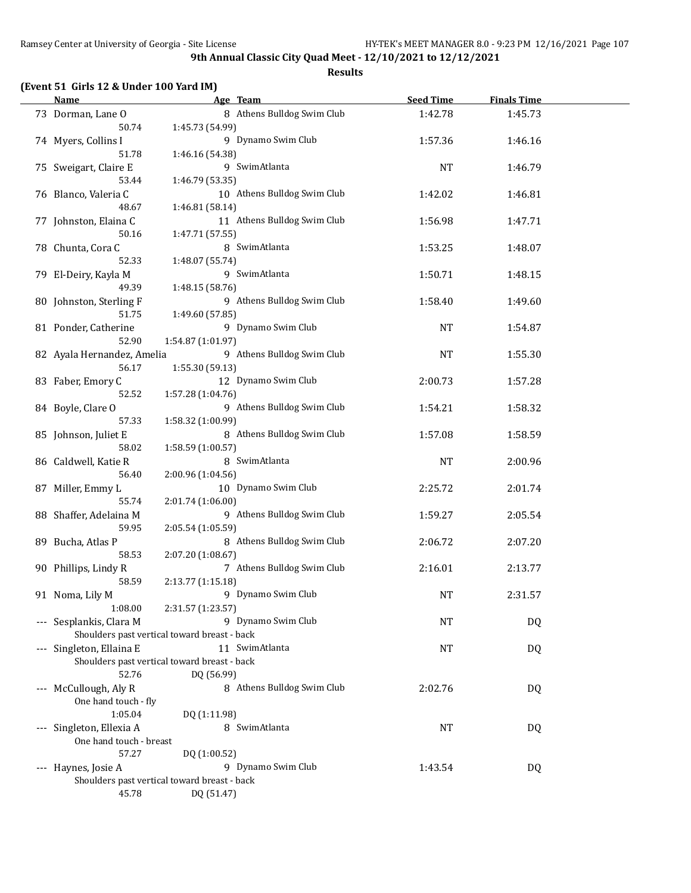**9th Annual Classic City Quad Meet - 12/10/2021 to 12/12/2021**

**Results**

**(Event 51 Girls 12 & Under 100 Yard IM)**

| | Name | Age | Team | Seed Time | Finals Time |
|---|---|---|---|---|---|
| 73 | Dorman, Lane O | 8 | Athens Bulldog Swim Club | 1:42.78 | 1:45.73 |
| | 50.74 1:45.73 (54.99) | | | | |
| 74 | Myers, Collins I | 9 | Dynamo Swim Club | 1:57.36 | 1:46.16 |
| | 51.78 1:46.16 (54.38) | | | | |
| 75 | Sweigart, Claire E | 9 | SwimAtlanta | NT | 1:46.79 |
| | 53.44 1:46.79 (53.35) | | | | |
| 76 | Blanco, Valeria C | 10 | Athens Bulldog Swim Club | 1:42.02 | 1:46.81 |
| | 48.67 1:46.81 (58.14) | | | | |
| 77 | Johnston, Elaina C | 11 | Athens Bulldog Swim Club | 1:56.98 | 1:47.71 |
| | 50.16 1:47.71 (57.55) | | | | |
| 78 | Chunta, Cora C | 8 | SwimAtlanta | 1:53.25 | 1:48.07 |
| | 52.33 1:48.07 (55.74) | | | | |
| 79 | El-Deiry, Kayla M | 9 | SwimAtlanta | 1:50.71 | 1:48.15 |
| | 49.39 1:48.15 (58.76) | | | | |
| 80 | Johnston, Sterling F | 9 | Athens Bulldog Swim Club | 1:58.40 | 1:49.60 |
| | 51.75 1:49.60 (57.85) | | | | |
| 81 | Ponder, Catherine | 9 | Dynamo Swim Club | NT | 1:54.87 |
| | 52.90 1:54.87 (1:01.97) | | | | |
| 82 | Ayala Hernandez, Amelia | 9 | Athens Bulldog Swim Club | NT | 1:55.30 |
| | 56.17 1:55.30 (59.13) | | | | |
| 83 | Faber, Emory C | 12 | Dynamo Swim Club | 2:00.73 | 1:57.28 |
| | 52.52 1:57.28 (1:04.76) | | | | |
| 84 | Boyle, Clare O | 9 | Athens Bulldog Swim Club | 1:54.21 | 1:58.32 |
| | 57.33 1:58.32 (1:00.99) | | | | |
| 85 | Johnson, Juliet E | 8 | Athens Bulldog Swim Club | 1:57.08 | 1:58.59 |
| | 58.02 1:58.59 (1:00.57) | | | | |
| 86 | Caldwell, Katie R | 8 | SwimAtlanta | NT | 2:00.96 |
| | 56.40 2:00.96 (1:04.56) | | | | |
| 87 | Miller, Emmy L | 10 | Dynamo Swim Club | 2:25.72 | 2:01.74 |
| | 55.74 2:01.74 (1:06.00) | | | | |
| 88 | Shaffer, Adelaina M | 9 | Athens Bulldog Swim Club | 1:59.27 | 2:05.54 |
| | 59.95 2:05.54 (1:05.59) | | | | |
| 89 | Bucha, Atlas P | 8 | Athens Bulldog Swim Club | 2:06.72 | 2:07.20 |
| | 58.53 2:07.20 (1:08.67) | | | | |
| 90 | Phillips, Lindy R | 7 | Athens Bulldog Swim Club | 2:16.01 | 2:13.77 |
| | 58.59 2:13.77 (1:15.18) | | | | |
| 91 | Noma, Lily M | 9 | Dynamo Swim Club | NT | 2:31.57 |
| | 1:08.00 2:31.57 (1:23.57) | | | | |
| --- | Sesplankis, Clara M | 9 | Dynamo Swim Club | NT | DQ |
| | Shoulders past vertical toward breast - back | | | | |
| --- | Singleton, Ellaina E | 11 | SwimAtlanta | NT | DQ |
| | Shoulders past vertical toward breast - back | | | | |
| | 52.76 DQ (56.99) | | | | |
| --- | McCullough, Aly R | 8 | Athens Bulldog Swim Club | 2:02.76 | DQ |
| | One hand touch - fly | | | | |
| | 1:05.04 DQ (1:11.98) | | | | |
| --- | Singleton, Ellexia A | 8 | SwimAtlanta | NT | DQ |
| | One hand touch - breast | | | | |
| | 57.27 DQ (1:00.52) | | | | |
| --- | Haynes, Josie A | 9 | Dynamo Swim Club | 1:43.54 | DQ |
| | Shoulders past vertical toward breast - back | | | | |
| | 45.78 DQ (51.47) | | | | |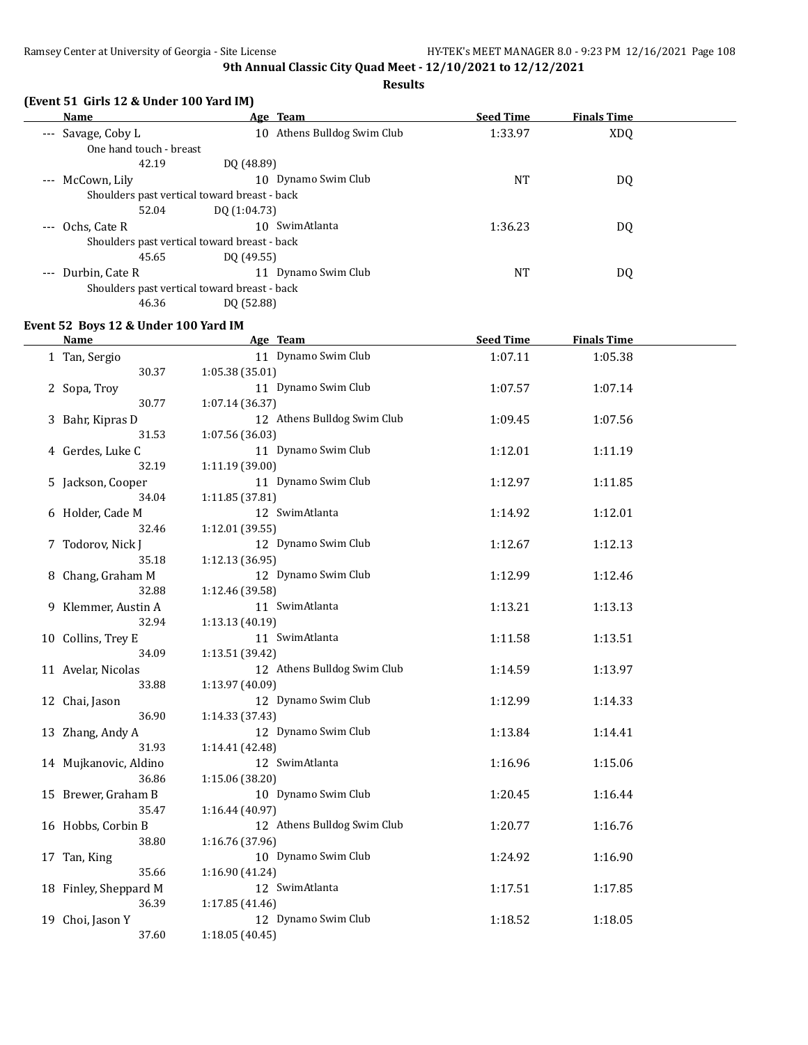9th Annual Classic City Quad Meet - 12/10/2021 to 12/12/2021

**Results**

### (Event 51 Girls 12 & Under 100 Yard IM)

| | Name | Age | Team | Seed Time | Finals Time |
|---|---|---|---|---|---|
| --- | Savage, Coby L | 10 | Athens Bulldog Swim Club | 1:33.97 | XDQ |
| | One hand touch - breast | | | | |
| | 42.19 | DQ (48.89) | | | |
| --- | McCown, Lily | 10 | Dynamo Swim Club | NT | DQ |
| | Shoulders past vertical toward breast - back | | | | |
| | 52.04 | DQ (1:04.73) | | | |
| --- | Ochs, Cate R | 10 | SwimAtlanta | 1:36.23 | DQ |
| | Shoulders past vertical toward breast - back | | | | |
| | 45.65 | DQ (49.55) | | | |
| --- | Durbin, Cate R | 11 | Dynamo Swim Club | NT | DQ |
| | Shoulders past vertical toward breast - back | | | | |
| | 46.36 | DQ (52.88) | | | |

### Event 52 Boys 12 & Under 100 Yard IM

| | Name | Age | Team | Seed Time | Finals Time |
|---|---|---|---|---|---|
| 1 | Tan, Sergio | 11 | Dynamo Swim Club | 1:07.11 | 1:05.38 |
| | 30.37 | 1:05.38 (35.01) | | | |
| 2 | Sopa, Troy | 11 | Dynamo Swim Club | 1:07.57 | 1:07.14 |
| | 30.77 | 1:07.14 (36.37) | | | |
| 3 | Bahr, Kipras D | 12 | Athens Bulldog Swim Club | 1:09.45 | 1:07.56 |
| | 31.53 | 1:07.56 (36.03) | | | |
| 4 | Gerdes, Luke C | 11 | Dynamo Swim Club | 1:12.01 | 1:11.19 |
| | 32.19 | 1:11.19 (39.00) | | | |
| 5 | Jackson, Cooper | 11 | Dynamo Swim Club | 1:12.97 | 1:11.85 |
| | 34.04 | 1:11.85 (37.81) | | | |
| 6 | Holder, Cade M | 12 | SwimAtlanta | 1:14.92 | 1:12.01 |
| | 32.46 | 1:12.01 (39.55) | | | |
| 7 | Todorov, Nick J | 12 | Dynamo Swim Club | 1:12.67 | 1:12.13 |
| | 35.18 | 1:12.13 (36.95) | | | |
| 8 | Chang, Graham M | 12 | Dynamo Swim Club | 1:12.99 | 1:12.46 |
| | 32.88 | 1:12.46 (39.58) | | | |
| 9 | Klemmer, Austin A | 11 | SwimAtlanta | 1:13.21 | 1:13.13 |
| | 32.94 | 1:13.13 (40.19) | | | |
| 10 | Collins, Trey E | 11 | SwimAtlanta | 1:11.58 | 1:13.51 |
| | 34.09 | 1:13.51 (39.42) | | | |
| 11 | Avelar, Nicolas | 12 | Athens Bulldog Swim Club | 1:14.59 | 1:13.97 |
| | 33.88 | 1:13.97 (40.09) | | | |
| 12 | Chai, Jason | 12 | Dynamo Swim Club | 1:12.99 | 1:14.33 |
| | 36.90 | 1:14.33 (37.43) | | | |
| 13 | Zhang, Andy A | 12 | Dynamo Swim Club | 1:13.84 | 1:14.41 |
| | 31.93 | 1:14.41 (42.48) | | | |
| 14 | Mujkanovic, Aldino | 12 | SwimAtlanta | 1:16.96 | 1:15.06 |
| | 36.86 | 1:15.06 (38.20) | | | |
| 15 | Brewer, Graham B | 10 | Dynamo Swim Club | 1:20.45 | 1:16.44 |
| | 35.47 | 1:16.44 (40.97) | | | |
| 16 | Hobbs, Corbin B | 12 | Athens Bulldog Swim Club | 1:20.77 | 1:16.76 |
| | 38.80 | 1:16.76 (37.96) | | | |
| 17 | Tan, King | 10 | Dynamo Swim Club | 1:24.92 | 1:16.90 |
| | 35.66 | 1:16.90 (41.24) | | | |
| 18 | Finley, Sheppard M | 12 | SwimAtlanta | 1:17.51 | 1:17.85 |
| | 36.39 | 1:17.85 (41.46) | | | |
| 19 | Choi, Jason Y | 12 | Dynamo Swim Club | 1:18.52 | 1:18.05 |
| | 37.60 | 1:18.05 (40.45) | | | |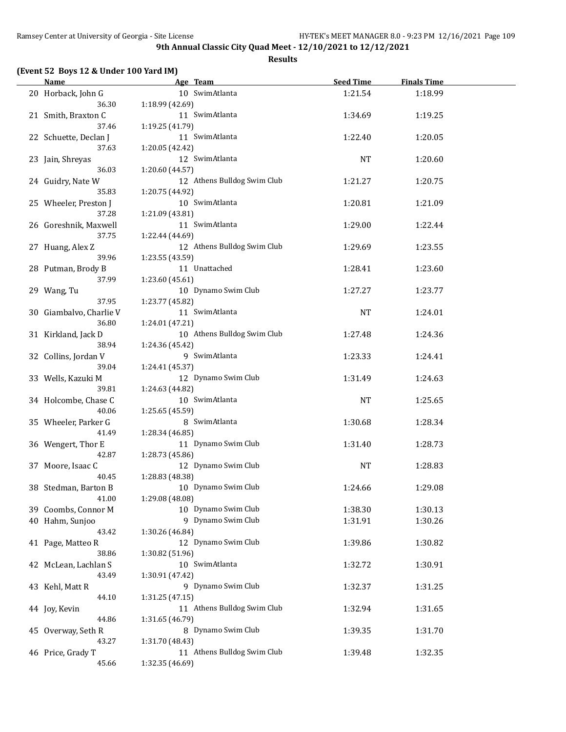**9th Annual Classic City Quad Meet - 12/10/2021 to 12/12/2021**

**Results**

### (Event 52 Boys 12 & Under 100 Yard IM)

| | Name | Age | Team | Seed Time | Finals Time |
|---|---|---|---|---|---|
| 20 | Horback, John G | 10 | SwimAtlanta | 1:21.54 | 1:18.99 |
| | 36.30 | 1:18.99 (42.69) | | | |
| 21 | Smith, Braxton C | 11 | SwimAtlanta | 1:34.69 | 1:19.25 |
| | 37.46 | 1:19.25 (41.79) | | | |
| 22 | Schuette, Declan J | 11 | SwimAtlanta | 1:22.40 | 1:20.05 |
| | 37.63 | 1:20.05 (42.42) | | | |
| 23 | Jain, Shreyas | 12 | SwimAtlanta | NT | 1:20.60 |
| | 36.03 | 1:20.60 (44.57) | | | |
| 24 | Guidry, Nate W | 12 | Athens Bulldog Swim Club | 1:21.27 | 1:20.75 |
| | 35.83 | 1:20.75 (44.92) | | | |
| 25 | Wheeler, Preston J | 10 | SwimAtlanta | 1:20.81 | 1:21.09 |
| | 37.28 | 1:21.09 (43.81) | | | |
| 26 | Goreshnik, Maxwell | 11 | SwimAtlanta | 1:29.00 | 1:22.44 |
| | 37.75 | 1:22.44 (44.69) | | | |
| 27 | Huang, Alex Z | 12 | Athens Bulldog Swim Club | 1:29.69 | 1:23.55 |
| | 39.96 | 1:23.55 (43.59) | | | |
| 28 | Putman, Brody B | 11 | Unattached | 1:28.41 | 1:23.60 |
| | 37.99 | 1:23.60 (45.61) | | | |
| 29 | Wang, Tu | 10 | Dynamo Swim Club | 1:27.27 | 1:23.77 |
| | 37.95 | 1:23.77 (45.82) | | | |
| 30 | Giambalvo, Charlie V | 11 | SwimAtlanta | NT | 1:24.01 |
| | 36.80 | 1:24.01 (47.21) | | | |
| 31 | Kirkland, Jack D | 10 | Athens Bulldog Swim Club | 1:27.48 | 1:24.36 |
| | 38.94 | 1:24.36 (45.42) | | | |
| 32 | Collins, Jordan V | 9 | SwimAtlanta | 1:23.33 | 1:24.41 |
| | 39.04 | 1:24.41 (45.37) | | | |
| 33 | Wells, Kazuki M | 12 | Dynamo Swim Club | 1:31.49 | 1:24.63 |
| | 39.81 | 1:24.63 (44.82) | | | |
| 34 | Holcombe, Chase C | 10 | SwimAtlanta | NT | 1:25.65 |
| | 40.06 | 1:25.65 (45.59) | | | |
| 35 | Wheeler, Parker G | 8 | SwimAtlanta | 1:30.68 | 1:28.34 |
| | 41.49 | 1:28.34 (46.85) | | | |
| 36 | Wengert, Thor E | 11 | Dynamo Swim Club | 1:31.40 | 1:28.73 |
| | 42.87 | 1:28.73 (45.86) | | | |
| 37 | Moore, Isaac C | 12 | Dynamo Swim Club | NT | 1:28.83 |
| | 40.45 | 1:28.83 (48.38) | | | |
| 38 | Stedman, Barton B | 10 | Dynamo Swim Club | 1:24.66 | 1:29.08 |
| | 41.00 | 1:29.08 (48.08) | | | |
| 39 | Coombs, Connor M | 10 | Dynamo Swim Club | 1:38.30 | 1:30.13 |
| 40 | Hahm, Sunjoo | 9 | Dynamo Swim Club | 1:31.91 | 1:30.26 |
| | 43.42 | 1:30.26 (46.84) | | | |
| 41 | Page, Matteo R | 12 | Dynamo Swim Club | 1:39.86 | 1:30.82 |
| | 38.86 | 1:30.82 (51.96) | | | |
| 42 | McLean, Lachlan S | 10 | SwimAtlanta | 1:32.72 | 1:30.91 |
| | 43.49 | 1:30.91 (47.42) | | | |
| 43 | Kehl, Matt R | 9 | Dynamo Swim Club | 1:32.37 | 1:31.25 |
| | 44.10 | 1:31.25 (47.15) | | | |
| 44 | Joy, Kevin | 11 | Athens Bulldog Swim Club | 1:32.94 | 1:31.65 |
| | 44.86 | 1:31.65 (46.79) | | | |
| 45 | Overway, Seth R | 8 | Dynamo Swim Club | 1:39.35 | 1:31.70 |
| | 43.27 | 1:31.70 (48.43) | | | |
| 46 | Price, Grady T | 11 | Athens Bulldog Swim Club | 1:39.48 | 1:32.35 |
| | 45.66 | 1:32.35 (46.69) | | | |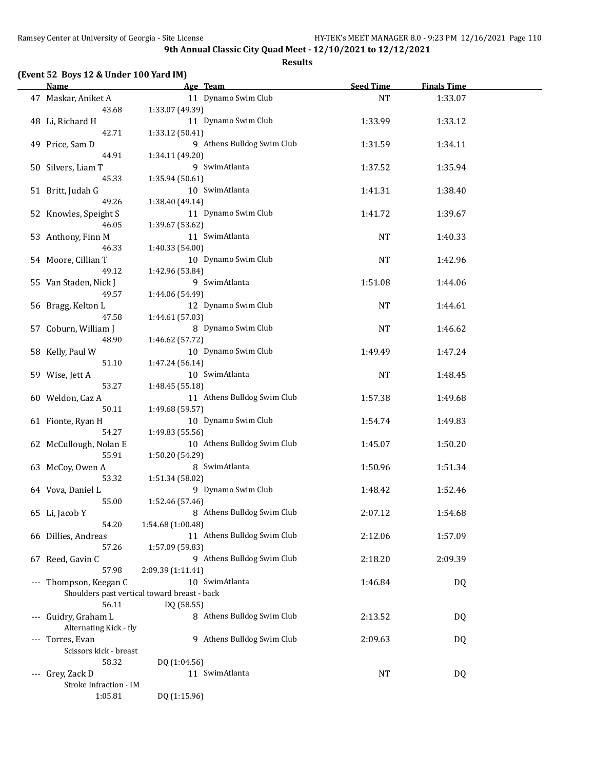# 9th Annual Classic City Quad Meet - 12/10/2021 to 12/12/2021

## Results

### (Event 52 Boys 12 & Under 100 Yard IM)

| | Name | Age | Team | Seed Time | Finals Time |
|---|---|---|---|---|---|
| 47 | Maskar, Aniket A | 11 | Dynamo Swim Club | NT | 1:33.07 |
| | 43.68 | 1:33.07 (49.39) | | | |
| 48 | Li, Richard H | 11 | Dynamo Swim Club | 1:33.99 | 1:33.12 |
| | 42.71 | 1:33.12 (50.41) | | | |
| 49 | Price, Sam D | 9 | Athens Bulldog Swim Club | 1:31.59 | 1:34.11 |
| | 44.91 | 1:34.11 (49.20) | | | |
| 50 | Silvers, Liam T | 9 | SwimAtlanta | 1:37.52 | 1:35.94 |
| | 45.33 | 1:35.94 (50.61) | | | |
| 51 | Britt, Judah G | 10 | SwimAtlanta | 1:41.31 | 1:38.40 |
| | 49.26 | 1:38.40 (49.14) | | | |
| 52 | Knowles, Speight S | 11 | Dynamo Swim Club | 1:41.72 | 1:39.67 |
| | 46.05 | 1:39.67 (53.62) | | | |
| 53 | Anthony, Finn M | 11 | SwimAtlanta | NT | 1:40.33 |
| | 46.33 | 1:40.33 (54.00) | | | |
| 54 | Moore, Cillian T | 10 | Dynamo Swim Club | NT | 1:42.96 |
| | 49.12 | 1:42.96 (53.84) | | | |
| 55 | Van Staden, Nick J | 9 | SwimAtlanta | 1:51.08 | 1:44.06 |
| | 49.57 | 1:44.06 (54.49) | | | |
| 56 | Bragg, Kelton L | 12 | Dynamo Swim Club | NT | 1:44.61 |
| | 47.58 | 1:44.61 (57.03) | | | |
| 57 | Coburn, William J | 8 | Dynamo Swim Club | NT | 1:46.62 |
| | 48.90 | 1:46.62 (57.72) | | | |
| 58 | Kelly, Paul W | 10 | Dynamo Swim Club | 1:49.49 | 1:47.24 |
| | 51.10 | 1:47.24 (56.14) | | | |
| 59 | Wise, Jett A | 10 | SwimAtlanta | NT | 1:48.45 |
| | 53.27 | 1:48.45 (55.18) | | | |
| 60 | Weldon, Caz A | 11 | Athens Bulldog Swim Club | 1:57.38 | 1:49.68 |
| | 50.11 | 1:49.68 (59.57) | | | |
| 61 | Fionte, Ryan H | 10 | Dynamo Swim Club | 1:54.74 | 1:49.83 |
| | 54.27 | 1:49.83 (55.56) | | | |
| 62 | McCullough, Nolan E | 10 | Athens Bulldog Swim Club | 1:45.07 | 1:50.20 |
| | 55.91 | 1:50.20 (54.29) | | | |
| 63 | McCoy, Owen A | 8 | SwimAtlanta | 1:50.96 | 1:51.34 |
| | 53.32 | 1:51.34 (58.02) | | | |
| 64 | Vova, Daniel L | 9 | Dynamo Swim Club | 1:48.42 | 1:52.46 |
| | 55.00 | 1:52.46 (57.46) | | | |
| 65 | Li, Jacob Y | 8 | Athens Bulldog Swim Club | 2:07.12 | 1:54.68 |
| | 54.20 | 1:54.68 (1:00.48) | | | |
| 66 | Dillies, Andreas | 11 | Athens Bulldog Swim Club | 2:12.06 | 1:57.09 |
| | 57.26 | 1:57.09 (59.83) | | | |
| 67 | Reed, Gavin C | 9 | Athens Bulldog Swim Club | 2:18.20 | 2:09.39 |
| | 57.98 | 2:09.39 (1:11.41) | | | |
| --- | Thompson, Keegan C | 10 | SwimAtlanta | 1:46.84 | DQ |
| | Shoulders past vertical toward breast - back | | | | |
| | 56.11 | DQ (58.55) | | | |
| --- | Guidry, Graham L | 8 | Athens Bulldog Swim Club | 2:13.52 | DQ |
| | Alternating Kick - fly | | | | |
| --- | Torres, Evan | 9 | Athens Bulldog Swim Club | 2:09.63 | DQ |
| | Scissors kick - breast | | | | |
| | 58.32 | DQ (1:04.56) | | | |
| --- | Grey, Zack D | 11 | SwimAtlanta | NT | DQ |
| | Stroke Infraction - IM | | | | |
| | 1:05.81 | DQ (1:15.96) | | | |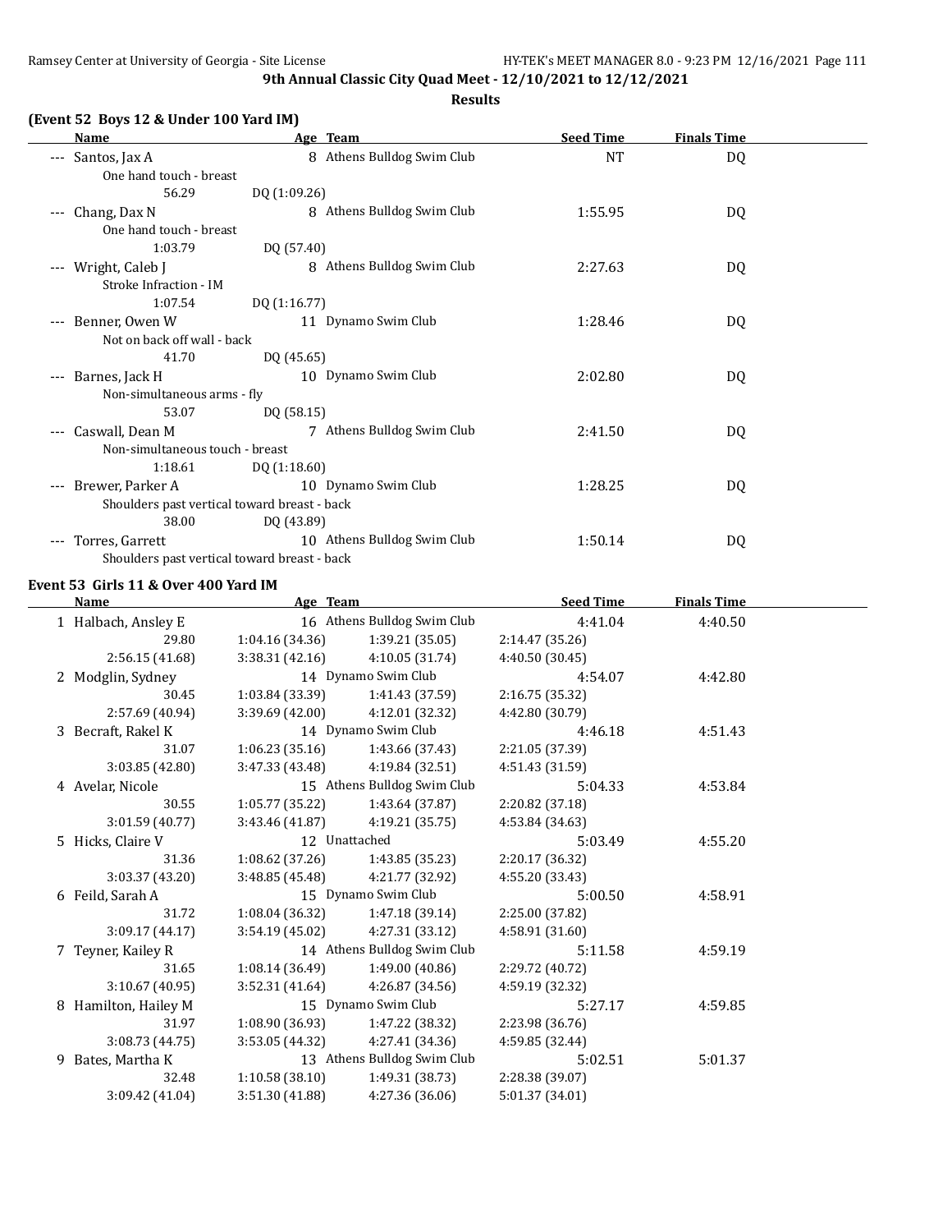**9th Annual Classic City Quad Meet - 12/10/2021 to 12/12/2021**

**Results**

### (Event 52 Boys 12 & Under 100 Yard IM)

| | Name | Age | Team | Seed Time | Finals Time |
|---|---|---|---|---|---|
| --- | Santos, Jax A | 8 | Athens Bulldog Swim Club | NT | DQ |
| | One hand touch - breast | | | | |
| | 56.29 | DQ (1:09.26) | | | |
| --- | Chang, Dax N | 8 | Athens Bulldog Swim Club | 1:55.95 | DQ |
| | One hand touch - breast | | | | |
| | 1:03.79 | DQ (57.40) | | | |
| --- | Wright, Caleb J | 8 | Athens Bulldog Swim Club | 2:27.63 | DQ |
| | Stroke Infraction - IM | | | | |
| | 1:07.54 | DQ (1:16.77) | | | |
| --- | Benner, Owen W | 11 | Dynamo Swim Club | 1:28.46 | DQ |
| | Not on back off wall - back | | | | |
| | 41.70 | DQ (45.65) | | | |
| --- | Barnes, Jack H | 10 | Dynamo Swim Club | 2:02.80 | DQ |
| | Non-simultaneous arms - fly | | | | |
| | 53.07 | DQ (58.15) | | | |
| --- | Caswall, Dean M | 7 | Athens Bulldog Swim Club | 2:41.50 | DQ |
| | Non-simultaneous touch - breast | | | | |
| | 1:18.61 | DQ (1:18.60) | | | |
| --- | Brewer, Parker A | 10 | Dynamo Swim Club | 1:28.25 | DQ |
| | Shoulders past vertical toward breast - back | | | | |
| | 38.00 | DQ (43.89) | | | |
| --- | Torres, Garrett | 10 | Athens Bulldog Swim Club | 1:50.14 | DQ |
| | Shoulders past vertical toward breast - back | | | | |

### Event 53 Girls 11 & Over 400 Yard IM

| | Name | Age | Team | Seed Time | Finals Time |
|---|---|---|---|---|---|
| 1 | Halbach, Ansley E | 16 | Athens Bulldog Swim Club | 4:41.04 | 4:40.50 |
| | 29.80 | 1:04.16 (34.36) | 1:39.21 (35.05) | 2:14.47 (35.26) | |
| | 2:56.15 (41.68) | 3:38.31 (42.16) | 4:10.05 (31.74) | 4:40.50 (30.45) | |
| 2 | Modglin, Sydney | 14 | Dynamo Swim Club | 4:54.07 | 4:42.80 |
| | 30.45 | 1:03.84 (33.39) | 1:41.43 (37.59) | 2:16.75 (35.32) | |
| | 2:57.69 (40.94) | 3:39.69 (42.00) | 4:12.01 (32.32) | 4:42.80 (30.79) | |
| 3 | Becraft, Rakel K | 14 | Dynamo Swim Club | 4:46.18 | 4:51.43 |
| | 31.07 | 1:06.23 (35.16) | 1:43.66 (37.43) | 2:21.05 (37.39) | |
| | 3:03.85 (42.80) | 3:47.33 (43.48) | 4:19.84 (32.51) | 4:51.43 (31.59) | |
| 4 | Avelar, Nicole | 15 | Athens Bulldog Swim Club | 5:04.33 | 4:53.84 |
| | 30.55 | 1:05.77 (35.22) | 1:43.64 (37.87) | 2:20.82 (37.18) | |
| | 3:01.59 (40.77) | 3:43.46 (41.87) | 4:19.21 (35.75) | 4:53.84 (34.63) | |
| 5 | Hicks, Claire V | 12 | Unattached | 5:03.49 | 4:55.20 |
| | 31.36 | 1:08.62 (37.26) | 1:43.85 (35.23) | 2:20.17 (36.32) | |
| | 3:03.37 (43.20) | 3:48.85 (45.48) | 4:21.77 (32.92) | 4:55.20 (33.43) | |
| 6 | Feild, Sarah A | 15 | Dynamo Swim Club | 5:00.50 | 4:58.91 |
| | 31.72 | 1:08.04 (36.32) | 1:47.18 (39.14) | 2:25.00 (37.82) | |
| | 3:09.17 (44.17) | 3:54.19 (45.02) | 4:27.31 (33.12) | 4:58.91 (31.60) | |
| 7 | Teyner, Kailey R | 14 | Athens Bulldog Swim Club | 5:11.58 | 4:59.19 |
| | 31.65 | 1:08.14 (36.49) | 1:49.00 (40.86) | 2:29.72 (40.72) | |
| | 3:10.67 (40.95) | 3:52.31 (41.64) | 4:26.87 (34.56) | 4:59.19 (32.32) | |
| 8 | Hamilton, Hailey M | 15 | Dynamo Swim Club | 5:27.17 | 4:59.85 |
| | 31.97 | 1:08.90 (36.93) | 1:47.22 (38.32) | 2:23.98 (36.76) | |
| | 3:08.73 (44.75) | 3:53.05 (44.32) | 4:27.41 (34.36) | 4:59.85 (32.44) | |
| 9 | Bates, Martha K | 13 | Athens Bulldog Swim Club | 5:02.51 | 5:01.37 |
| | 32.48 | 1:10.58 (38.10) | 1:49.31 (38.73) | 2:28.38 (39.07) | |
| | 3:09.42 (41.04) | 3:51.30 (41.88) | 4:27.36 (36.06) | 5:01.37 (34.01) | |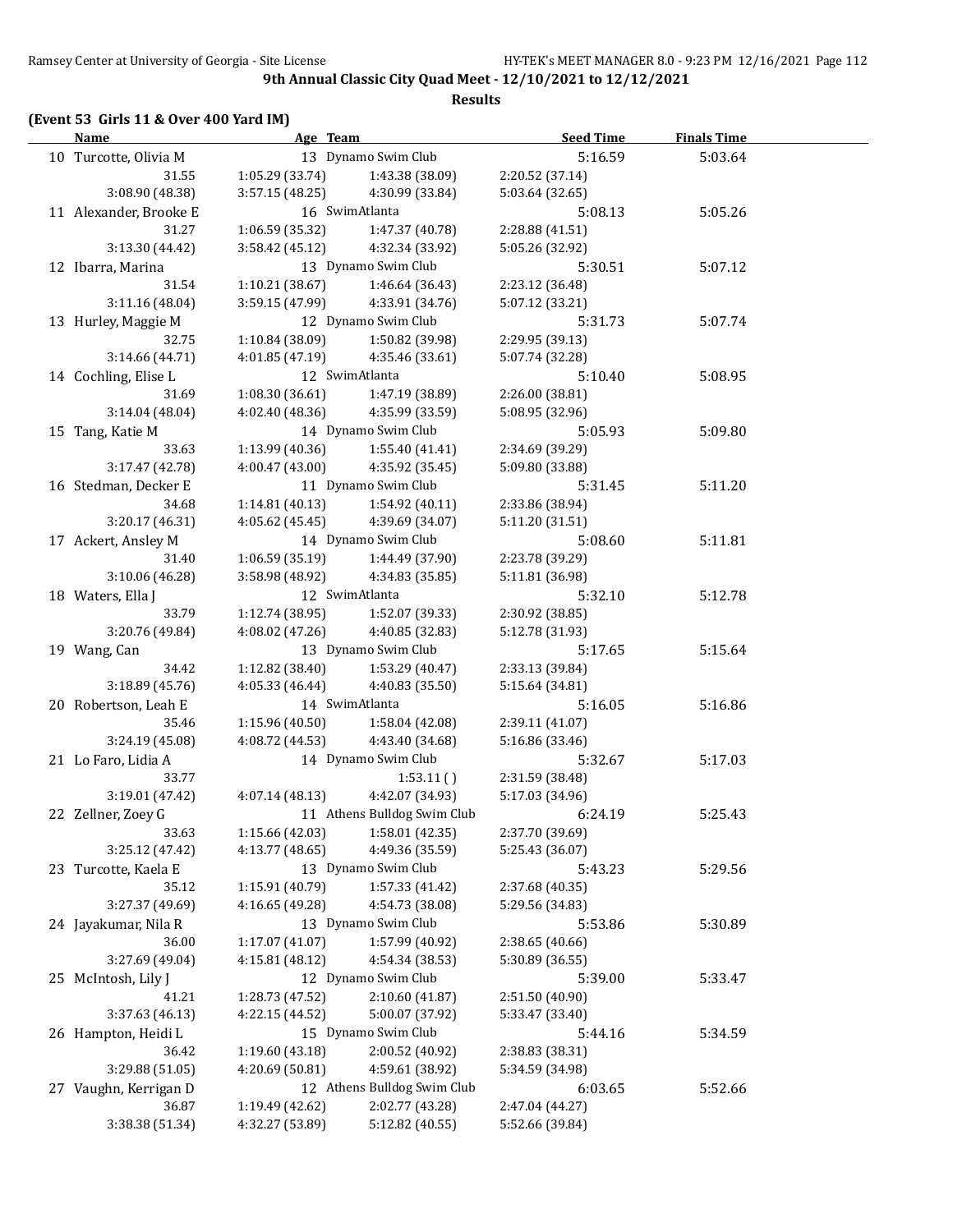9th Annual Classic City Quad Meet - 12/10/2021 to 12/12/2021

**Results**

**(Event 53 Girls 11 & Over 400 Yard IM)**

| Name | Age | Team | Seed Time | Finals Time |
|---|---|---|---|---|
| 10 Turcotte, Olivia M | 13 | Dynamo Swim Club | 5:16.59 | 5:03.64 |
| 31.55 | 1:05.29 (33.74) | 1:43.38 (38.09) | 2:20.52 (37.14) | |
| 3:08.90 (48.38) | 3:57.15 (48.25) | 4:30.99 (33.84) | 5:03.64 (32.65) | |
| 11 Alexander, Brooke E | 16 | SwimAtlanta | 5:08.13 | 5:05.26 |
| 31.27 | 1:06.59 (35.32) | 1:47.37 (40.78) | 2:28.88 (41.51) | |
| 3:13.30 (44.42) | 3:58.42 (45.12) | 4:32.34 (33.92) | 5:05.26 (32.92) | |
| 12 Ibarra, Marina | 13 | Dynamo Swim Club | 5:30.51 | 5:07.12 |
| 31.54 | 1:10.21 (38.67) | 1:46.64 (36.43) | 2:23.12 (36.48) | |
| 3:11.16 (48.04) | 3:59.15 (47.99) | 4:33.91 (34.76) | 5:07.12 (33.21) | |
| 13 Hurley, Maggie M | 12 | Dynamo Swim Club | 5:31.73 | 5:07.74 |
| 32.75 | 1:10.84 (38.09) | 1:50.82 (39.98) | 2:29.95 (39.13) | |
| 3:14.66 (44.71) | 4:01.85 (47.19) | 4:35.46 (33.61) | 5:07.74 (32.28) | |
| 14 Cochling, Elise L | 12 | SwimAtlanta | 5:10.40 | 5:08.95 |
| 31.69 | 1:08.30 (36.61) | 1:47.19 (38.89) | 2:26.00 (38.81) | |
| 3:14.04 (48.04) | 4:02.40 (48.36) | 4:35.99 (33.59) | 5:08.95 (32.96) | |
| 15 Tang, Katie M | 14 | Dynamo Swim Club | 5:05.93 | 5:09.80 |
| 33.63 | 1:13.99 (40.36) | 1:55.40 (41.41) | 2:34.69 (39.29) | |
| 3:17.47 (42.78) | 4:00.47 (43.00) | 4:35.92 (35.45) | 5:09.80 (33.88) | |
| 16 Stedman, Decker E | 11 | Dynamo Swim Club | 5:31.45 | 5:11.20 |
| 34.68 | 1:14.81 (40.13) | 1:54.92 (40.11) | 2:33.86 (38.94) | |
| 3:20.17 (46.31) | 4:05.62 (45.45) | 4:39.69 (34.07) | 5:11.20 (31.51) | |
| 17 Ackert, Ansley M | 14 | Dynamo Swim Club | 5:08.60 | 5:11.81 |
| 31.40 | 1:06.59 (35.19) | 1:44.49 (37.90) | 2:23.78 (39.29) | |
| 3:10.06 (46.28) | 3:58.98 (48.92) | 4:34.83 (35.85) | 5:11.81 (36.98) | |
| 18 Waters, Ella J | 12 | SwimAtlanta | 5:32.10 | 5:12.78 |
| 33.79 | 1:12.74 (38.95) | 1:52.07 (39.33) | 2:30.92 (38.85) | |
| 3:20.76 (49.84) | 4:08.02 (47.26) | 4:40.85 (32.83) | 5:12.78 (31.93) | |
| 19 Wang, Can | 13 | Dynamo Swim Club | 5:17.65 | 5:15.64 |
| 34.42 | 1:12.82 (38.40) | 1:53.29 (40.47) | 2:33.13 (39.84) | |
| 3:18.89 (45.76) | 4:05.33 (46.44) | 4:40.83 (35.50) | 5:15.64 (34.81) | |
| 20 Robertson, Leah E | 14 | SwimAtlanta | 5:16.05 | 5:16.86 |
| 35.46 | 1:15.96 (40.50) | 1:58.04 (42.08) | 2:39.11 (41.07) | |
| 3:24.19 (45.08) | 4:08.72 (44.53) | 4:43.40 (34.68) | 5:16.86 (33.46) | |
| 21 Lo Faro, Lidia A | 14 | Dynamo Swim Club | 5:32.67 | 5:17.03 |
| 33.77 | | 1:53.11 ( ) | 2:31.59 (38.48) | |
| 3:19.01 (47.42) | 4:07.14 (48.13) | 4:42.07 (34.93) | 5:17.03 (34.96) | |
| 22 Zellner, Zoey G | 11 | Athens Bulldog Swim Club | 6:24.19 | 5:25.43 |
| 33.63 | 1:15.66 (42.03) | 1:58.01 (42.35) | 2:37.70 (39.69) | |
| 3:25.12 (47.42) | 4:13.77 (48.65) | 4:49.36 (35.59) | 5:25.43 (36.07) | |
| 23 Turcotte, Kaela E | 13 | Dynamo Swim Club | 5:43.23 | 5:29.56 |
| 35.12 | 1:15.91 (40.79) | 1:57.33 (41.42) | 2:37.68 (40.35) | |
| 3:27.37 (49.69) | 4:16.65 (49.28) | 4:54.73 (38.08) | 5:29.56 (34.83) | |
| 24 Jayakumar, Nila R | 13 | Dynamo Swim Club | 5:53.86 | 5:30.89 |
| 36.00 | 1:17.07 (41.07) | 1:57.99 (40.92) | 2:38.65 (40.66) | |
| 3:27.69 (49.04) | 4:15.81 (48.12) | 4:54.34 (38.53) | 5:30.89 (36.55) | |
| 25 McIntosh, Lily J | 12 | Dynamo Swim Club | 5:39.00 | 5:33.47 |
| 41.21 | 1:28.73 (47.52) | 2:10.60 (41.87) | 2:51.50 (40.90) | |
| 3:37.63 (46.13) | 4:22.15 (44.52) | 5:00.07 (37.92) | 5:33.47 (33.40) | |
| 26 Hampton, Heidi L | 15 | Dynamo Swim Club | 5:44.16 | 5:34.59 |
| 36.42 | 1:19.60 (43.18) | 2:00.52 (40.92) | 2:38.83 (38.31) | |
| 3:29.88 (51.05) | 4:20.69 (50.81) | 4:59.61 (38.92) | 5:34.59 (34.98) | |
| 27 Vaughn, Kerrigan D | 12 | Athens Bulldog Swim Club | 6:03.65 | 5:52.66 |
| 36.87 | 1:19.49 (42.62) | 2:02.77 (43.28) | 2:47.04 (44.27) | |
| 3:38.38 (51.34) | 4:32.27 (53.89) | 5:12.82 (40.55) | 5:52.66 (39.84) | |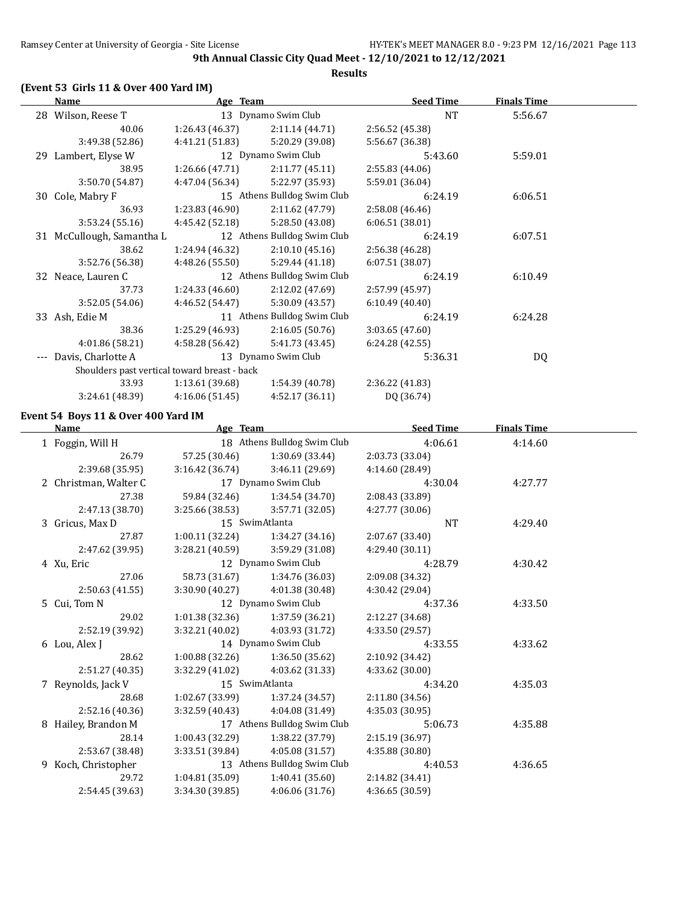9th Annual Classic City Quad Meet - 12/10/2021 to 12/12/2021

**Results**

### (Event 53 Girls 11 & Over 400 Yard IM)

| Name | Age | Team | Seed Time | Finals Time |
|---|---|---|---|---|
| 28 Wilson, Reese T | 13 | Dynamo Swim Club | NT | 5:56.67 |
| 40.06 | 1:26.43 (46.37) | 2:11.14 (44.71) | 2:56.52 (45.38) | |
| 3:49.38 (52.86) | 4:41.21 (51.83) | 5:20.29 (39.08) | 5:56.67 (36.38) | |
| 29 Lambert, Elyse W | 12 | Dynamo Swim Club | 5:43.60 | 5:59.01 |
| 38.95 | 1:26.66 (47.71) | 2:11.77 (45.11) | 2:55.83 (44.06) | |
| 3:50.70 (54.87) | 4:47.04 (56.34) | 5:22.97 (35.93) | 5:59.01 (36.04) | |
| 30 Cole, Mabry F | 15 | Athens Bulldog Swim Club | 6:24.19 | 6:06.51 |
| 36.93 | 1:23.83 (46.90) | 2:11.62 (47.79) | 2:58.08 (46.46) | |
| 3:53.24 (55.16) | 4:45.42 (52.18) | 5:28.50 (43.08) | 6:06.51 (38.01) | |
| 31 McCullough, Samantha L | 12 | Athens Bulldog Swim Club | 6:24.19 | 6:07.51 |
| 38.62 | 1:24.94 (46.32) | 2:10.10 (45.16) | 2:56.38 (46.28) | |
| 3:52.76 (56.38) | 4:48.26 (55.50) | 5:29.44 (41.18) | 6:07.51 (38.07) | |
| 32 Neace, Lauren C | 12 | Athens Bulldog Swim Club | 6:24.19 | 6:10.49 |
| 37.73 | 1:24.33 (46.60) | 2:12.02 (47.69) | 2:57.99 (45.97) | |
| 3:52.05 (54.06) | 4:46.52 (54.47) | 5:30.09 (43.57) | 6:10.49 (40.40) | |
| 33 Ash, Edie M | 11 | Athens Bulldog Swim Club | 6:24.19 | 6:24.28 |
| 38.36 | 1:25.29 (46.93) | 2:16.05 (50.76) | 3:03.65 (47.60) | |
| 4:01.86 (58.21) | 4:58.28 (56.42) | 5:41.73 (43.45) | 6:24.28 (42.55) | |
| --- Davis, Charlotte A | 13 | Dynamo Swim Club | 5:36.31 | DQ |
| Shoulders past vertical toward breast - back | | | | |
| 33.93 | 1:13.61 (39.68) | 1:54.39 (40.78) | 2:36.22 (41.83) | |
| 3:24.61 (48.39) | 4:16.06 (51.45) | 4:52.17 (36.11) | DQ (36.74) | |

### Event 54 Boys 11 & Over 400 Yard IM

| Name | Age | Team | Seed Time | Finals Time |
|---|---|---|---|---|
| 1 Foggin, Will H | 18 | Athens Bulldog Swim Club | 4:06.61 | 4:14.60 |
| 26.79 | 57.25 (30.46) | 1:30.69 (33.44) | 2:03.73 (33.04) | |
| 2:39.68 (35.95) | 3:16.42 (36.74) | 3:46.11 (29.69) | 4:14.60 (28.49) | |
| 2 Christman, Walter C | 17 | Dynamo Swim Club | 4:30.04 | 4:27.77 |
| 27.38 | 59.84 (32.46) | 1:34.54 (34.70) | 2:08.43 (33.89) | |
| 2:47.13 (38.70) | 3:25.66 (38.53) | 3:57.71 (32.05) | 4:27.77 (30.06) | |
| 3 Gricus, Max D | 15 | SwimAtlanta | NT | 4:29.40 |
| 27.87 | 1:00.11 (32.24) | 1:34.27 (34.16) | 2:07.67 (33.40) | |
| 2:47.62 (39.95) | 3:28.21 (40.59) | 3:59.29 (31.08) | 4:29.40 (30.11) | |
| 4 Xu, Eric | 12 | Dynamo Swim Club | 4:28.79 | 4:30.42 |
| 27.06 | 58.73 (31.67) | 1:34.76 (36.03) | 2:09.08 (34.32) | |
| 2:50.63 (41.55) | 3:30.90 (40.27) | 4:01.38 (30.48) | 4:30.42 (29.04) | |
| 5 Cui, Tom N | 12 | Dynamo Swim Club | 4:37.36 | 4:33.50 |
| 29.02 | 1:01.38 (32.36) | 1:37.59 (36.21) | 2:12.27 (34.68) | |
| 2:52.19 (39.92) | 3:32.21 (40.02) | 4:03.93 (31.72) | 4:33.50 (29.57) | |
| 6 Lou, Alex J | 14 | Dynamo Swim Club | 4:33.55 | 4:33.62 |
| 28.62 | 1:00.88 (32.26) | 1:36.50 (35.62) | 2:10.92 (34.42) | |
| 2:51.27 (40.35) | 3:32.29 (41.02) | 4:03.62 (31.33) | 4:33.62 (30.00) | |
| 7 Reynolds, Jack V | 15 | SwimAtlanta | 4:34.20 | 4:35.03 |
| 28.68 | 1:02.67 (33.99) | 1:37.24 (34.57) | 2:11.80 (34.56) | |
| 2:52.16 (40.36) | 3:32.59 (40.43) | 4:04.08 (31.49) | 4:35.03 (30.95) | |
| 8 Hailey, Brandon M | 17 | Athens Bulldog Swim Club | 5:06.73 | 4:35.88 |
| 28.14 | 1:00.43 (32.29) | 1:38.22 (37.79) | 2:15.19 (36.97) | |
| 2:53.67 (38.48) | 3:33.51 (39.84) | 4:05.08 (31.57) | 4:35.88 (30.80) | |
| 9 Koch, Christopher | 13 | Athens Bulldog Swim Club | 4:40.53 | 4:36.65 |
| 29.72 | 1:04.81 (35.09) | 1:40.41 (35.60) | 2:14.82 (34.41) | |
| 2:54.45 (39.63) | 3:34.30 (39.85) | 4:06.06 (31.76) | 4:36.65 (30.59) | |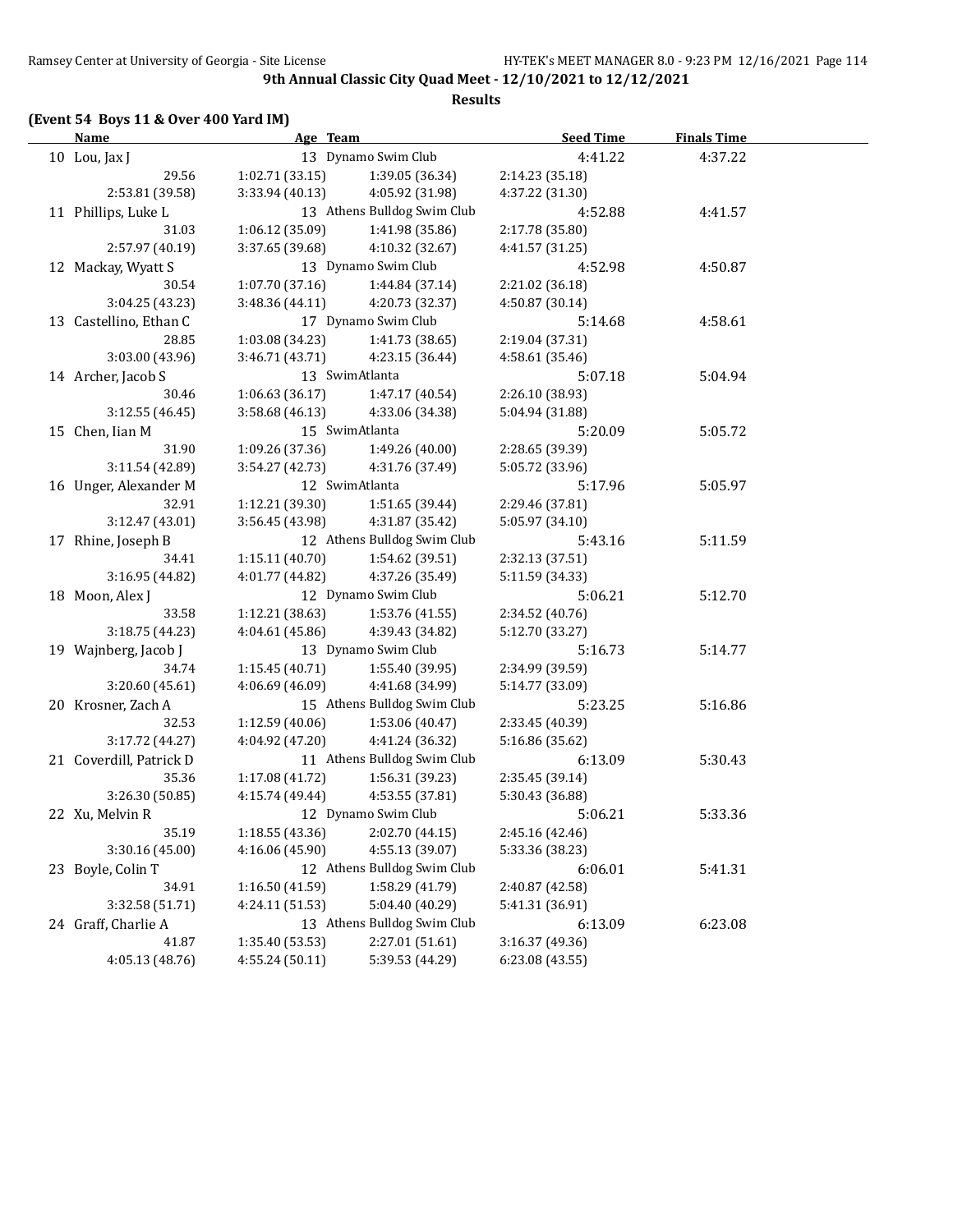**9th Annual Classic City Quad Meet - 12/10/2021 to 12/12/2021**

**Results**

**(Event 54 Boys 11 & Over 400 Yard IM)**

| Name | Age | Team | Seed Time | Finals Time |
|---|---|---|---|---|
| 10 Lou, Jax J | 13 | Dynamo Swim Club | 4:41.22 | 4:37.22 |
| 29.56 | 1:02.71 (33.15) | 1:39.05 (36.34) | 2:14.23 (35.18) | |
| 2:53.81 (39.58) | 3:33.94 (40.13) | 4:05.92 (31.98) | 4:37.22 (31.30) | |
| 11 Phillips, Luke L | 13 | Athens Bulldog Swim Club | 4:52.88 | 4:41.57 |
| 31.03 | 1:06.12 (35.09) | 1:41.98 (35.86) | 2:17.78 (35.80) | |
| 2:57.97 (40.19) | 3:37.65 (39.68) | 4:10.32 (32.67) | 4:41.57 (31.25) | |
| 12 Mackay, Wyatt S | 13 | Dynamo Swim Club | 4:52.98 | 4:50.87 |
| 30.54 | 1:07.70 (37.16) | 1:44.84 (37.14) | 2:21.02 (36.18) | |
| 3:04.25 (43.23) | 3:48.36 (44.11) | 4:20.73 (32.37) | 4:50.87 (30.14) | |
| 13 Castellino, Ethan C | 17 | Dynamo Swim Club | 5:14.68 | 4:58.61 |
| 28.85 | 1:03.08 (34.23) | 1:41.73 (38.65) | 2:19.04 (37.31) | |
| 3:03.00 (43.96) | 3:46.71 (43.71) | 4:23.15 (36.44) | 4:58.61 (35.46) | |
| 14 Archer, Jacob S | 13 | SwimAtlanta | 5:07.18 | 5:04.94 |
| 30.46 | 1:06.63 (36.17) | 1:47.17 (40.54) | 2:26.10 (38.93) | |
| 3:12.55 (46.45) | 3:58.68 (46.13) | 4:33.06 (34.38) | 5:04.94 (31.88) | |
| 15 Chen, Iian M | 15 | SwimAtlanta | 5:20.09 | 5:05.72 |
| 31.90 | 1:09.26 (37.36) | 1:49.26 (40.00) | 2:28.65 (39.39) | |
| 3:11.54 (42.89) | 3:54.27 (42.73) | 4:31.76 (37.49) | 5:05.72 (33.96) | |
| 16 Unger, Alexander M | 12 | SwimAtlanta | 5:17.96 | 5:05.97 |
| 32.91 | 1:12.21 (39.30) | 1:51.65 (39.44) | 2:29.46 (37.81) | |
| 3:12.47 (43.01) | 3:56.45 (43.98) | 4:31.87 (35.42) | 5:05.97 (34.10) | |
| 17 Rhine, Joseph B | 12 | Athens Bulldog Swim Club | 5:43.16 | 5:11.59 |
| 34.41 | 1:15.11 (40.70) | 1:54.62 (39.51) | 2:32.13 (37.51) | |
| 3:16.95 (44.82) | 4:01.77 (44.82) | 4:37.26 (35.49) | 5:11.59 (34.33) | |
| 18 Moon, Alex J | 12 | Dynamo Swim Club | 5:06.21 | 5:12.70 |
| 33.58 | 1:12.21 (38.63) | 1:53.76 (41.55) | 2:34.52 (40.76) | |
| 3:18.75 (44.23) | 4:04.61 (45.86) | 4:39.43 (34.82) | 5:12.70 (33.27) | |
| 19 Wajnberg, Jacob J | 13 | Dynamo Swim Club | 5:16.73 | 5:14.77 |
| 34.74 | 1:15.45 (40.71) | 1:55.40 (39.95) | 2:34.99 (39.59) | |
| 3:20.60 (45.61) | 4:06.69 (46.09) | 4:41.68 (34.99) | 5:14.77 (33.09) | |
| 20 Krosner, Zach A | 15 | Athens Bulldog Swim Club | 5:23.25 | 5:16.86 |
| 32.53 | 1:12.59 (40.06) | 1:53.06 (40.47) | 2:33.45 (40.39) | |
| 3:17.72 (44.27) | 4:04.92 (47.20) | 4:41.24 (36.32) | 5:16.86 (35.62) | |
| 21 Coverdill, Patrick D | 11 | Athens Bulldog Swim Club | 6:13.09 | 5:30.43 |
| 35.36 | 1:17.08 (41.72) | 1:56.31 (39.23) | 2:35.45 (39.14) | |
| 3:26.30 (50.85) | 4:15.74 (49.44) | 4:53.55 (37.81) | 5:30.43 (36.88) | |
| 22 Xu, Melvin R | 12 | Dynamo Swim Club | 5:06.21 | 5:33.36 |
| 35.19 | 1:18.55 (43.36) | 2:02.70 (44.15) | 2:45.16 (42.46) | |
| 3:30.16 (45.00) | 4:16.06 (45.90) | 4:55.13 (39.07) | 5:33.36 (38.23) | |
| 23 Boyle, Colin T | 12 | Athens Bulldog Swim Club | 6:06.01 | 5:41.31 |
| 34.91 | 1:16.50 (41.59) | 1:58.29 (41.79) | 2:40.87 (42.58) | |
| 3:32.58 (51.71) | 4:24.11 (51.53) | 5:04.40 (40.29) | 5:41.31 (36.91) | |
| 24 Graff, Charlie A | 13 | Athens Bulldog Swim Club | 6:13.09 | 6:23.08 |
| 41.87 | 1:35.40 (53.53) | 2:27.01 (51.61) | 3:16.37 (49.36) | |
| 4:05.13 (48.76) | 4:55.24 (50.11) | 5:39.53 (44.29) | 6:23.08 (43.55) | |